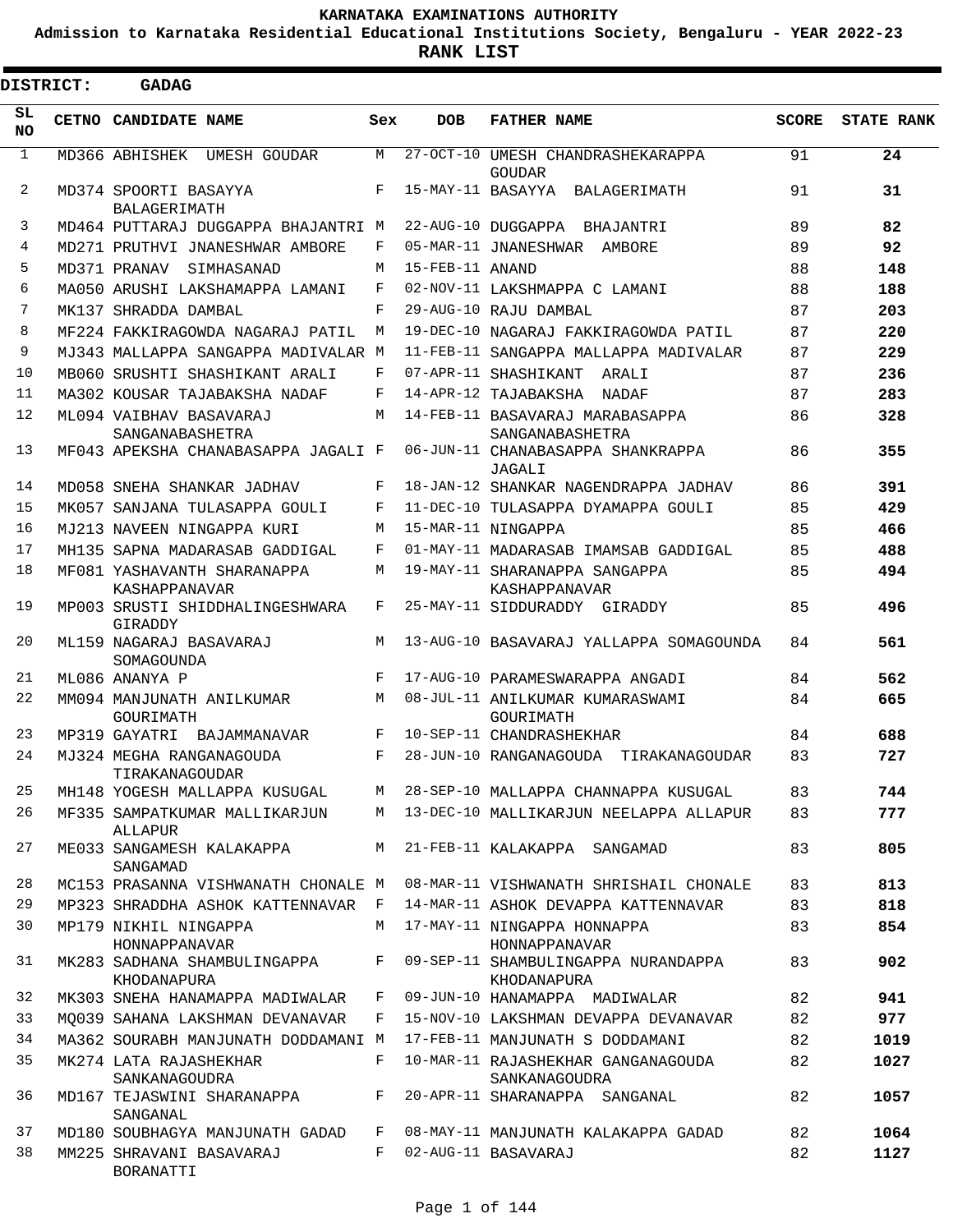# KARNATAKA EXAMINATIONS AUTHORITY

## Admission to Karnataka Residential Educational Institutions Society, Bengaluru - YEAR 2022-23

## RANK LIST

**DISTRICT: GADAG**

| SL NO | CETNO | CANDIDATE NAME | Sex | DOB | FATHER NAME | SCORE | STATE RANK |
|---|---|---|---|---|---|---|---|
| 1 | MD366 | ABHISHEK UMESH GOUDAR | M | 27-OCT-10 | UMESH CHANDRASHEKARAPPA GOUDAR | 91 | **24** |
| 2 | MD374 | SPOORTI BASAYYA BALAGERIMATH | F | 15-MAY-11 | BASAYYA BALAGERIMATH | 91 | **31** |
| 3 | MD464 | PUTTARAJ DUGGAPPA BHAJANTRI | M | 22-AUG-10 | DUGGAPPA BHAJANTRI | 89 | **82** |
| 4 | MD271 | PRUTHVI JNANESHWAR AMBORE | F | 05-MAR-11 | JNANESHWAR AMBORE | 89 | **92** |
| 5 | MD371 | PRANAV SIMHASANAD | M | 15-FEB-11 | ANAND | 88 | **148** |
| 6 | MA050 | ARUSHI LAKSHAMAPPA LAMANI | F | 02-NOV-11 | LAKSHMAPPA C LAMANI | 88 | **188** |
| 7 | MK137 | SHRADDA DAMBAL | F | 29-AUG-10 | RAJU DAMBAL | 87 | **203** |
| 8 | MF224 | FAKKIRAGOWDA NAGARAJ PATIL | M | 19-DEC-10 | NAGARAJ FAKKIRAGOWDA PATIL | 87 | **220** |
| 9 | MJ343 | MALLAPPA SANGAPPA MADIVALAR | M | 11-FEB-11 | SANGAPPA MALLAPPA MADIVALAR | 87 | **229** |
| 10 | MB060 | SRUSHTI SHASHIKANT ARALI | F | 07-APR-11 | SHASHIKANT ARALI | 87 | **236** |
| 11 | MA302 | KOUSAR TAJABAKSHA NADAF | F | 14-APR-12 | TAJABAKSHA NADAF | 87 | **283** |
| 12 | ML094 | VAIBHAV BASAVARAJ SANGANABASHETRA | M | 14-FEB-11 | BASAVARAJ MARABASAPPA SANGANABASHETRA | 86 | **328** |
| 13 | MF043 | APEKSHA CHANABASAPPA JAGALI | F | 06-JUN-11 | CHANABASAPPA SHANKRAPPA JAGALI | 86 | **355** |
| 14 | MD058 | SNEHA SHANKAR JADHAV | F | 18-JAN-12 | SHANKAR NAGENDRAPPA JADHAV | 86 | **391** |
| 15 | MK057 | SANJANA TULASAPPA GOULI | F | 11-DEC-10 | TULASAPPA DYAMAPPA GOULI | 85 | **429** |
| 16 | MJ213 | NAVEEN NINGAPPA KURI | M | 15-MAR-11 | NINGAPPA | 85 | **466** |
| 17 | MH135 | SAPNA MADARASAB GADDIGAL | F | 01-MAY-11 | MADARASAB IMAMSAB GADDIGAL | 85 | **488** |
| 18 | MF081 | YASHAVANTH SHARANAPPA KASHAPPANAVAR | M | 19-MAY-11 | SHARANAPPA SANGAPPA KASHAPPANAVAR | 85 | **494** |
| 19 | MP003 | SRUSTI SHIDDHALINGESHWARA GIRADDY | F | 25-MAY-11 | SIDDURADDY GIRADDY | 85 | **496** |
| 20 | ML159 | NAGARAJ BASAVARAJ SOMAGOUNDA | M | 13-AUG-10 | BASAVARAJ YALLAPPA SOMAGOUNDA | 84 | **561** |
| 21 | ML086 | ANANYA P | F | 17-AUG-10 | PARAMESWARAPPA ANGADI | 84 | **562** |
| 22 | MM094 | MANJUNATH ANILKUMAR GOURIMATH | M | 08-JUL-11 | ANILKUMAR KUMARASWAMI GOURIMATH | 84 | **665** |
| 23 | MP319 | GAYATRI BAJAMMANAVAR | F | 10-SEP-11 | CHANDRASHEKHAR | 84 | **688** |
| 24 | MJ324 | MEGHA RANGANAGOUDA TIRAKANAGOUDAR | F | 28-JUN-10 | RANGANAGOUDA TIRAKANAGOUDAR | 83 | **727** |
| 25 | MH148 | YOGESH MALLAPPA KUSUGAL | M | 28-SEP-10 | MALLAPPA CHANNAPPA KUSUGAL | 83 | **744** |
| 26 | MF335 | SAMPATKUMAR MALLIKARJUN ALLAPUR | M | 13-DEC-10 | MALLIKARJUN NEELAPPA ALLAPUR | 83 | **777** |
| 27 | ME033 | SANGAMESH KALAKAPPA SANGAMAD | M | 21-FEB-11 | KALAKAPPA SANGAMAD | 83 | **805** |
| 28 | MC153 | PRASANNA VISHWANATH CHONALE | M | 08-MAR-11 | VISHWANATH SHRISHAIL CHONALE | 83 | **813** |
| 29 | MP323 | SHRADDHA ASHOK KATTENNAVAR | F | 14-MAR-11 | ASHOK DEVAPPA KATTENNAVAR | 83 | **818** |
| 30 | MP179 | NIKHIL NINGAPPA HONNAPPANAVAR | M | 17-MAY-11 | NINGAPPA HONNAPPA HONNAPPANAVAR | 83 | **854** |
| 31 | MK283 | SADHANA SHAMBULINGAPPA KHODANAPURA | F | 09-SEP-11 | SHAMBULINGAPPA NURANDAPPA KHODANAPURA | 83 | **902** |
| 32 | MK303 | SNEHA HANAMAPPA MADIWALAR | F | 09-JUN-10 | HANAMAPPA MADIWALAR | 82 | **941** |
| 33 | MQ039 | SAHANA LAKSHMAN DEVANAVAR | F | 15-NOV-10 | LAKSHMAN DEVAPPA DEVANAVAR | 82 | **977** |
| 34 | MA362 | SOURABH MANJUNATH DODDAMANI | M | 17-FEB-11 | MANJUNATH S DODDAMANI | 82 | **1019** |
| 35 | MK274 | LATA RAJASHEKHAR SANKANAGOUDRA | F | 10-MAR-11 | RAJASHEKHAR GANGANAGOUDA SANKANAGOUDRA | 82 | **1027** |
| 36 | MD167 | TEJASWINI SHARANAPPA SANGANAL | F | 20-APR-11 | SHARANAPPA SANGANAL | 82 | **1057** |
| 37 | MD180 | SOUBHAGYA MANJUNATH GADAD | F | 08-MAY-11 | MANJUNATH KALAKAPPA GADAD | 82 | **1064** |
| 38 | MM225 | SHRAVANI BASAVARAJ BORANATTI | F | 02-AUG-11 | BASAVARAJ | 82 | **1127** |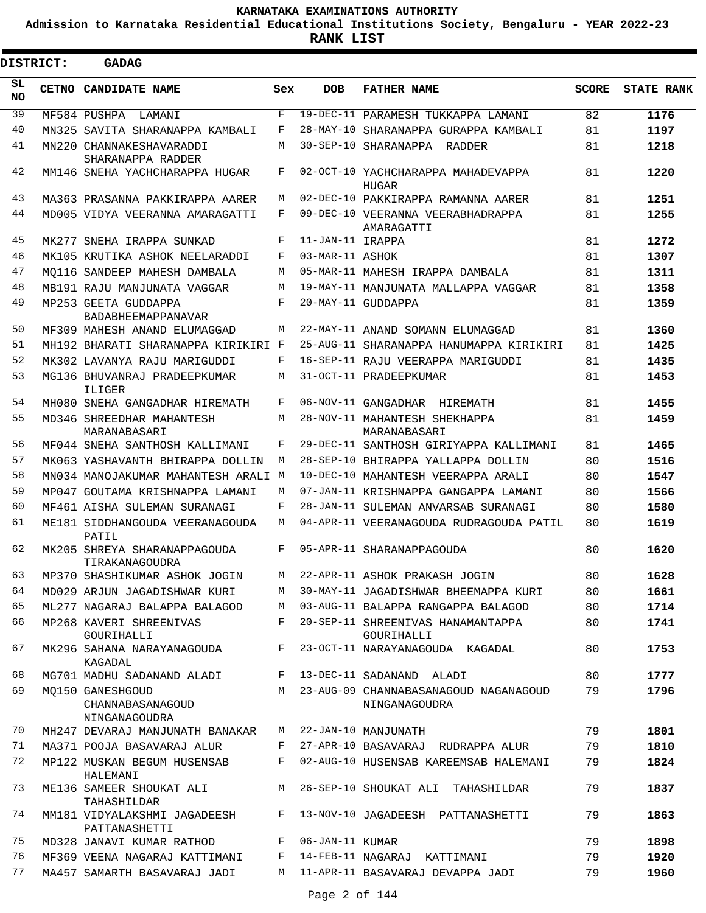KARNATAKA EXAMINATIONS AUTHORITY

Admission to Karnataka Residential Educational Institutions Society, Bengaluru - YEAR 2022-23

**RANK LIST**

**DISTRICT: GADAG**

| SL NO | CETNO | CANDIDATE NAME | Sex | DOB | FATHER NAME | SCORE | STATE RANK |
|---|---|---|---|---|---|---|---|
| 39 | MF584 | PUSHPA LAMANI | F | 19-DEC-11 | PARAMESH TUKKAPPA LAMANI | 82 | **1176** |
| 40 | MN325 | SAVITA SHARANAPPA KAMBALI | F | 28-MAY-10 | SHARANAPPA GURAPPA KAMBALI | 81 | **1197** |
| 41 | MN220 | CHANNAKESHAVARADDI SHARANAPPA RADDER | M | 30-SEP-10 | SHARANAPPA RADDER | 81 | **1218** |
| 42 | MM146 | SNEHA YACHCHARAPPA HUGAR | F | 02-OCT-10 | YACHCHARAPPA MAHADEVAPPA HUGAR | 81 | **1220** |
| 43 | MA363 | PRASANNA PAKKIRAPPA AARER | M | 02-DEC-10 | PAKKIRAPPA RAMANNA AARER | 81 | **1251** |
| 44 | MD005 | VIDYA VEERANNA AMARAGATTI | F | 09-DEC-10 | VEERANNA VEERABHADRAPPA AMARAGATTI | 81 | **1255** |
| 45 | MK277 | SNEHA IRAPPA SUNKAD | F | 11-JAN-11 | IRAPPA | 81 | **1272** |
| 46 | MK105 | KRUTIKA ASHOK NEELARADDI | F | 03-MAR-11 | ASHOK | 81 | **1307** |
| 47 | MQ116 | SANDEEP MAHESH DAMBALA | M | 05-MAR-11 | MAHESH IRAPPA DAMBALA | 81 | **1311** |
| 48 | MB191 | RAJU MANJUNATA VAGGAR | M | 19-MAY-11 | MANJUNATA MALLAPPA VAGGAR | 81 | **1358** |
| 49 | MP253 | GEETA GUDDAPPA BADABHEEMAPPANAVAR | F | 20-MAY-11 | GUDDAPPA | 81 | **1359** |
| 50 | MF309 | MAHESH ANAND ELUMAGGAD | M | 22-MAY-11 | ANAND SOMANN ELUMAGGAD | 81 | **1360** |
| 51 | MH192 | BHARATI SHARANAPPA KIRIKIRI | F | 25-AUG-11 | SHARANAPPA HANUMAPPA KIRIKIRI | 81 | **1425** |
| 52 | MK302 | LAVANYA RAJU MARIGUDDI | F | 16-SEP-11 | RAJU VEERAPPA MARIGUDDI | 81 | **1435** |
| 53 | MG136 | BHUVANRAJ PRADEEPKUMAR ILIGER | M | 31-OCT-11 | PRADEEPKUMAR | 81 | **1453** |
| 54 | MH080 | SNEHA GANGADHAR HIREMATH | F | 06-NOV-11 | GANGADHAR HIREMATH | 81 | **1455** |
| 55 | MD346 | SHREEDHAR MAHANTESH MARANABASARI | M | 28-NOV-11 | MAHANTESH SHEKHAPPA MARANABASARI | 81 | **1459** |
| 56 | MF044 | SNEHA SANTHOSH KALLIMANI | F | 29-DEC-11 | SANTHOSH GIRIYAPPA KALLIMANI | 81 | **1465** |
| 57 | MK063 | YASHAVANTH BHIRAPPA DOLLIN | M | 28-SEP-10 | BHIRAPPA YALLAPPA DOLLIN | 80 | **1516** |
| 58 | MN034 | MANOJAKUMAR MAHANTESH ARALI | M | 10-DEC-10 | MAHANTESH VEERAPPA ARALI | 80 | **1547** |
| 59 | MP047 | GOUTAMA KRISHNAPPA LAMANI | M | 07-JAN-11 | KRISHNAPPA GANGAPPA LAMANI | 80 | **1566** |
| 60 | MF461 | AISHA SULEMAN SURANAGI | F | 28-JAN-11 | SULEMAN ANVARSAB SURANAGI | 80 | **1580** |
| 61 | ME181 | SIDDHANGOUDA VEERANAGOUDA PATIL | M | 04-APR-11 | VEERANAGOUDA RUDRAGOUDA PATIL | 80 | **1619** |
| 62 | MK205 | SHREYA SHARANAPPAGOUDA TIRAKANAGOUDRA | F | 05-APR-11 | SHARANAPPAGOUDA | 80 | **1620** |
| 63 | MP370 | SHASHIKUMAR ASHOK JOGIN | M | 22-APR-11 | ASHOK PRAKASH JOGIN | 80 | **1628** |
| 64 | MD029 | ARJUN JAGADISHWAR KURI | M | 30-MAY-11 | JAGADISHWAR BHEEMAPPA KURI | 80 | **1661** |
| 65 | ML277 | NAGARAJ BALAPPA BALAGOD | M | 03-AUG-11 | BALAPPA RANGAPPA BALAGOD | 80 | **1714** |
| 66 | MP268 | KAVERI SHREENIVAS GOURIHALLI | F | 20-SEP-11 | SHREENIVAS HANAMANTAPPA GOURIHALLI | 80 | **1741** |
| 67 | MK296 | SAHANA NARAYANAGOUDA KAGADAL | F | 23-OCT-11 | NARAYANAGOUDA KAGADAL | 80 | **1753** |
| 68 | MG701 | MADHU SADANAND ALADI | F | 13-DEC-11 | SADANAND ALADI | 80 | **1777** |
| 69 | MQ150 | GANESHGOUD CHANNABASANAGOUD NINGANAGOUDRA | M | 23-AUG-09 | CHANNABASANAGOUD NAGANAGOUD NINGANAGOUDRA | 79 | **1796** |
| 70 | MH247 | DEVARAJ MANJUNATH BANAKAR | M | 22-JAN-10 | MANJUNATH | 79 | **1801** |
| 71 | MA371 | POOJA BASAVARAJ ALUR | F | 27-APR-10 | BASAVARAJ RUDRAPPA ALUR | 79 | **1810** |
| 72 | MP122 | MUSKAN BEGUM HUSENSAB HALEMANI | F | 02-AUG-10 | HUSENSAB KAREEMSAB HALEMANI | 79 | **1824** |
| 73 | ME136 | SAMEER SHOUKAT ALI TAHASHILDAR | M | 26-SEP-10 | SHOUKAT ALI TAHASHILDAR | 79 | **1837** |
| 74 | MM181 | VIDYALAKSHMI JAGADEESH PATTANASHETTI | F | 13-NOV-10 | JAGADEESH PATTANASHETTI | 79 | **1863** |
| 75 | MD328 | JANAVI KUMAR RATHOD | F | 06-JAN-11 | KUMAR | 79 | **1898** |
| 76 | MF369 | VEENA NAGARAJ KATTIMANI | F | 14-FEB-11 | NAGARAJ KATTIMANI | 79 | **1920** |
| 77 | MA457 | SAMARTH BASAVARAJ JADI | M | 11-APR-11 | BASAVARAJ DEVAPPA JADI | 79 | **1960** |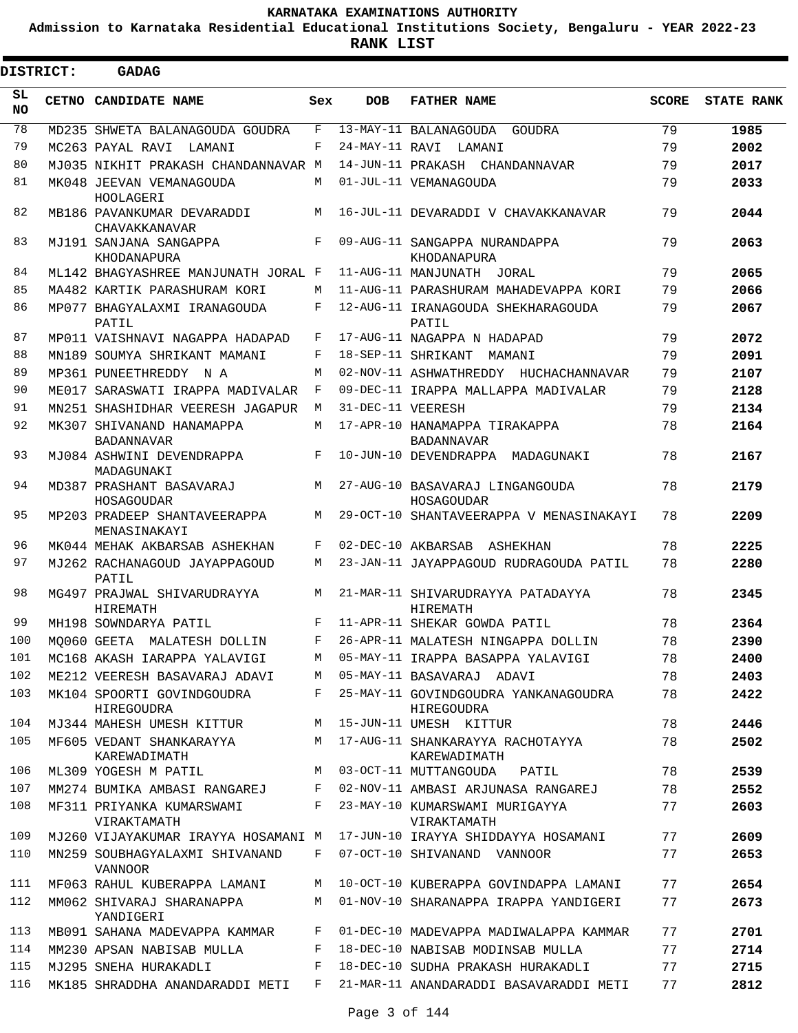KARNATAKA EXAMINATIONS AUTHORITY

Admission to Karnataka Residential Educational Institutions Society, Bengaluru - YEAR 2022-23

**RANK LIST**

**DISTRICT: GADAG**

| SL NO | CETNO | CANDIDATE NAME | Sex | DOB | FATHER NAME | SCORE | STATE RANK |
|---|---|---|---|---|---|---|---|
| 78 | MD235 | SHWETA BALANAGOUDA GOUDRA | F | 13-MAY-11 | BALANAGOUDA GOUDRA | 79 | **1985** |
| 79 | MC263 | PAYAL RAVI LAMANI | F | 24-MAY-11 | RAVI LAMANI | 79 | **2002** |
| 80 | MJ035 | NIKHIT PRAKASH CHANDANNAVAR | M | 14-JUN-11 | PRAKASH CHANDANNAVAR | 79 | **2017** |
| 81 | MK048 | JEEVAN VEMANAGOUDA HOOLAGERI | M | 01-JUL-11 | VEMANAGOUDA | 79 | **2033** |
| 82 | MB186 | PAVANKUMAR DEVARADDI CHAVAKKANAVAR | M | 16-JUL-11 | DEVARADDI V CHAVAKKANAVAR | 79 | **2044** |
| 83 | MJ191 | SANJANA SANGAPPA KHODANAPURA | F | 09-AUG-11 | SANGAPPA NURANDAPPA KHODANAPURA | 79 | **2063** |
| 84 | ML142 | BHAGYASHREE MANJUNATH JORAL | F | 11-AUG-11 | MANJUNATH JORAL | 79 | **2065** |
| 85 | MA482 | KARTIK PARASHURAM KORI | M | 11-AUG-11 | PARASHURAM MAHADEVAPPA KORI | 79 | **2066** |
| 86 | MP077 | BHAGYALAXMI IRANAGOUDA PATIL | F | 12-AUG-11 | IRANAGOUDA SHEKHARAGOUDA PATIL | 79 | **2067** |
| 87 | MP011 | VAISHNAVI NAGAPPA HADAPAD | F | 17-AUG-11 | NAGAPPA N HADAPAD | 79 | **2072** |
| 88 | MN189 | SOUMYA SHRIKANT MAMANI | F | 18-SEP-11 | SHRIKANT MAMANI | 79 | **2091** |
| 89 | MP361 | PUNEETHREDDY N A | M | 02-NOV-11 | ASHWATHREDDY HUCHACHANNAVAR | 79 | **2107** |
| 90 | ME017 | SARASWATI IRAPPA MADIVALAR | F | 09-DEC-11 | IRAPPA MALLAPPA MADIVALAR | 79 | **2128** |
| 91 | MN251 | SHASHIDHAR VEERESH JAGAPUR | M | 31-DEC-11 | VEERESH | 79 | **2134** |
| 92 | MK307 | SHIVANAND HANAMAPPA BADANNAVAR | M | 17-APR-10 | HANAMAPPA TIRAKAPPA BADANNAVAR | 78 | **2164** |
| 93 | MJ084 | ASHWINI DEVENDRAPPA MADAGUNAKI | F | 10-JUN-10 | DEVENDRAPPA MADAGUNAKI | 78 | **2167** |
| 94 | MD387 | PRASHANT BASAVARAJ HOSAGOUDAR | M | 27-AUG-10 | BASAVARAJ LINGANGOUDA HOSAGOUDAR | 78 | **2179** |
| 95 | MP203 | PRADEEP SHANTAVEERAPPA MENASINAKAYI | M | 29-OCT-10 | SHANTAVEERAPPA V MENASINAKAYI | 78 | **2209** |
| 96 | MK044 | MEHAK AKBARSAB ASHEKHAN | F | 02-DEC-10 | AKBARSAB ASHEKHAN | 78 | **2225** |
| 97 | MJ262 | RACHANAGOUD JAYAPPAGOUD PATIL | M | 23-JAN-11 | JAYAPPAGOUD RUDRAGOUDA PATIL | 78 | **2280** |
| 98 | MG497 | PRAJWAL SHIVARUDRAYYA HIREMATH | M | 21-MAR-11 | SHIVARUDRAYYA PATADAYYA HIREMATH | 78 | **2345** |
| 99 | MH198 | SOWNDARYA PATIL | F | 11-APR-11 | SHEKAR GOWDA PATIL | 78 | **2364** |
| 100 | MQ060 | GEETA MALATESH DOLLIN | F | 26-APR-11 | MALATESH NINGAPPA DOLLIN | 78 | **2390** |
| 101 | MC168 | AKASH IARAPPA YALAVIGI | M | 05-MAY-11 | IRAPPA BASAPPA YALAVIGI | 78 | **2400** |
| 102 | ME212 | VEERESH BASAVARAJ ADAVI | M | 05-MAY-11 | BASAVARAJ ADAVI | 78 | **2403** |
| 103 | MK104 | SPOORTI GOVINDGOUDRA HIREGOUDRA | F | 25-MAY-11 | GOVINDGOUDRA YANKANAGOUDRA HIREGOUDRA | 78 | **2422** |
| 104 | MJ344 | MAHESH UMESH KITTUR | M | 15-JUN-11 | UMESH KITTUR | 78 | **2446** |
| 105 | MF605 | VEDANT SHANKARAYYA KAREWADIMATH | M | 17-AUG-11 | SHANKARAYYA RACHOTAYYA KAREWADIMATH | 78 | **2502** |
| 106 | ML309 | YOGESH M PATIL | M | 03-OCT-11 | MUTTANGOUDA PATIL | 78 | **2539** |
| 107 | MM274 | BUMIKA AMBASI RANGAREJ | F | 02-NOV-11 | AMBASI ARJUNASA RANGAREJ | 78 | **2552** |
| 108 | MF311 | PRIYANKA KUMARSWAMI VIRAKTAMATH | F | 23-MAY-10 | KUMARSWAMI MURIGAYYA VIRAKTAMATH | 77 | **2603** |
| 109 | MJ260 | VIJAYAKUMAR IRAYYA HOSAMANI | M | 17-JUN-10 | IRAYYA SHIDDAYYA HOSAMANI | 77 | **2609** |
| 110 | MN259 | SOUBHAGYALAXMI SHIVANAND VANNOOR | F | 07-OCT-10 | SHIVANAND VANNOOR | 77 | **2653** |
| 111 | MF063 | RAHUL KUBERAPPA LAMANI | M | 10-OCT-10 | KUBERAPPA GOVINDAPPA LAMANI | 77 | **2654** |
| 112 | MM062 | SHIVARAJ SHARANAPPA YANDIGERI | M | 01-NOV-10 | SHARANAPPA IRAPPA YANDIGERI | 77 | **2673** |
| 113 | MB091 | SAHANA MADEVAPPA KAMMAR | F | 01-DEC-10 | MADEVAPPA MADIWALAPPA KAMMAR | 77 | **2701** |
| 114 | MM230 | APSAN NABISAB MULLA | F | 18-DEC-10 | NABISAB MODINSAB MULLA | 77 | **2714** |
| 115 | MJ295 | SNEHA HURAKADLI | F | 18-DEC-10 | SUDHA PRAKASH HURAKADLI | 77 | **2715** |
| 116 | MK185 | SHRADDHA ANANDARADDI METI | F | 21-MAR-11 | ANANDARADDI BASAVARADDI METI | 77 | **2812** |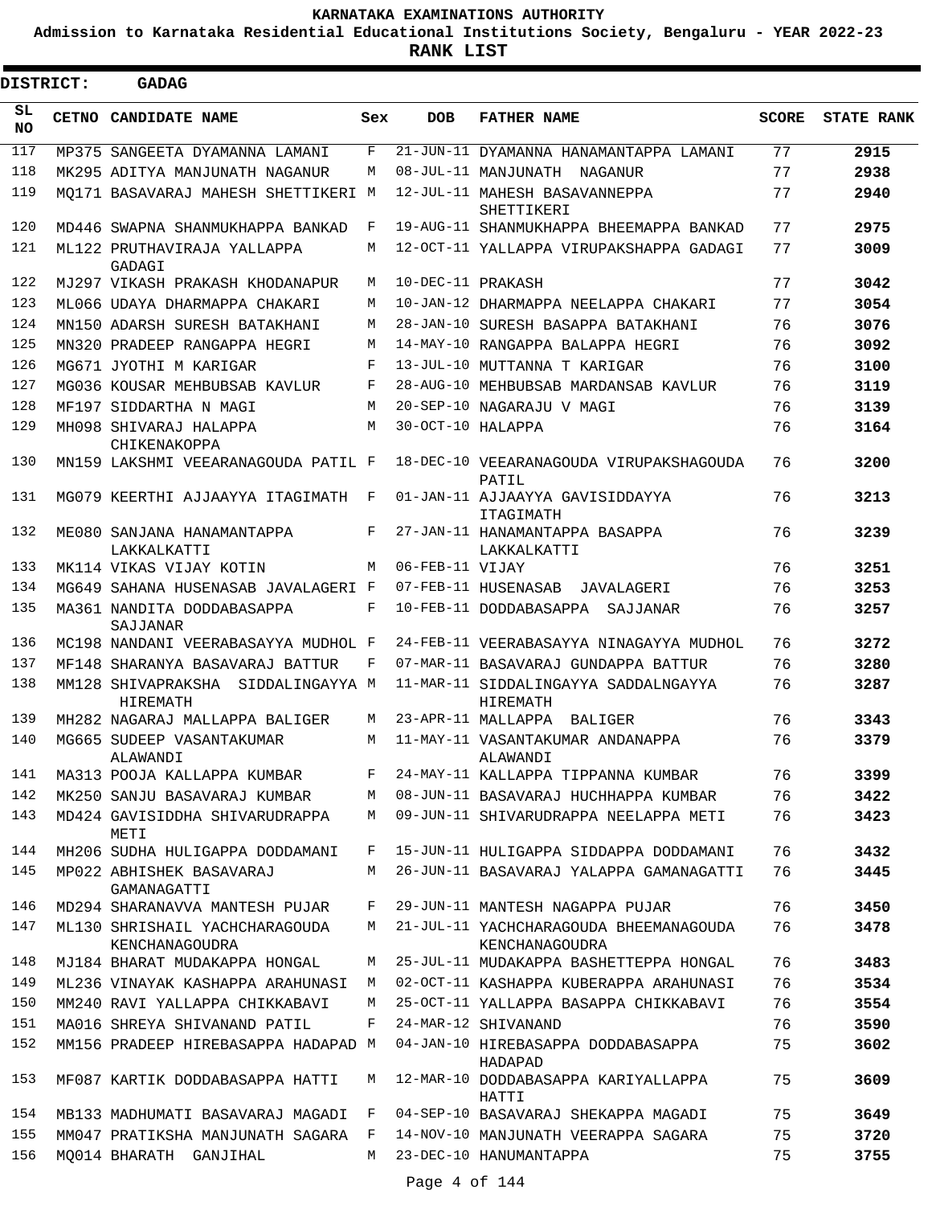# KARNATAKA EXAMINATIONS AUTHORITY

**Admission to Karnataka Residential Educational Institutions Society, Bengaluru - YEAR 2022-23**

**RANK LIST**

**DISTRICT: GADAG**

| SL NO | CETNO | CANDIDATE NAME | Sex | DOB | FATHER NAME | SCORE | STATE RANK |
|---|---|---|---|---|---|---|---|
| 117 | MP375 | SANGEETA DYAMANNA LAMANI | F | 21-JUN-11 | DYAMANNA HANAMANTAPPA LAMANI | 77 | 2915 |
| 118 | MK295 | ADITYA MANJUNATH NAGANUR | M | 08-JUL-11 | MANJUNATH NAGANUR | 77 | 2938 |
| 119 | MQ171 | BASAVARAJ MAHESH SHETTIKERI | M | 12-JUL-11 | MAHESH BASAVANNEPPA SHETTIKERI | 77 | 2940 |
| 120 | MD446 | SWAPNA SHANMUKHAPPA BANKAD | F | 19-AUG-11 | SHANMUKHAPPA BHEEMAPPA BANKAD | 77 | 2975 |
| 121 | ML122 | PRUTHAVIRAJA YALLAPPA GADAGI | M | 12-OCT-11 | YALLAPPA VIRUPAKSHAPPA GADAGI | 77 | 3009 |
| 122 | MJ297 | VIKASH PRAKASH KHODANAPUR | M | 10-DEC-11 | PRAKASH | 77 | 3042 |
| 123 | ML066 | UDAYA DHARMAPPA CHAKARI | M | 10-JAN-12 | DHARMAPPA NEELAPPA CHAKARI | 77 | 3054 |
| 124 | MN150 | ADARSH SURESH BATAKHANI | M | 28-JAN-10 | SURESH BASAPPA BATAKHANI | 76 | 3076 |
| 125 | MN320 | PRADEEP RANGAPPA HEGRI | M | 14-MAY-10 | RANGAPPA BALAPPA HEGRI | 76 | 3092 |
| 126 | MG671 | JYOTHI M KARIGAR | F | 13-JUL-10 | MUTTANNA T KARIGAR | 76 | 3100 |
| 127 | MG036 | KOUSAR MEHBUBSAB KAVLUR | F | 28-AUG-10 | MEHBUBSAB MARDANSAB KAVLUR | 76 | 3119 |
| 128 | MF197 | SIDDARTHA N MAGI | M | 20-SEP-10 | NAGARAJU V MAGI | 76 | 3139 |
| 129 | MH098 | SHIVARAJ HALAPPA CHIKENAKOPPA | M | 30-OCT-10 | HALAPPA | 76 | 3164 |
| 130 | MN159 | LAKSHMI VEEARANAGOUDA PATIL | F | 18-DEC-10 | VEEARANAGOUDA VIRUPAKSHAGOUDA PATIL | 76 | 3200 |
| 131 | MG079 | KEERTHI AJJAAYYA ITAGIMATH | F | 01-JAN-11 | AJJAAYYA GAVISIDDAYYA ITAGIMATH | 76 | 3213 |
| 132 | ME080 | SANJANA HANAMANTAPPA LAKKALKATTI | F | 27-JAN-11 | HANAMANTAPPA BASAPPA LAKKALKATTI | 76 | 3239 |
| 133 | MK114 | VIKAS VIJAY KOTIN | M | 06-FEB-11 | VIJAY | 76 | 3251 |
| 134 | MG649 | SAHANA HUSENASAB JAVALAGERI | F | 07-FEB-11 | HUSENASAB JAVALAGERI | 76 | 3253 |
| 135 | MA361 | NANDITA DODDABASAPPA SAJJANAR | F | 10-FEB-11 | DODDABASAPPA SAJJANAR | 76 | 3257 |
| 136 | MC198 | NANDANI VEERABASAYYA MUDHOL | F | 24-FEB-11 | VEERABASAYYA NINAGAYYA MUDHOL | 76 | 3272 |
| 137 | MF148 | SHARANYA BASAVARAJ BATTUR | F | 07-MAR-11 | BASAVARAJ GUNDAPPA BATTUR | 76 | 3280 |
| 138 | MM128 | SHIVAPRAKSHA SIDDALINGAYYA HIREMATH | M | 11-MAR-11 | SIDDALINGAYYA SADDALNGAYYA HIREMATH | 76 | 3287 |
| 139 | MH282 | NAGARAJ MALLAPPA BALIGER | M | 23-APR-11 | MALLAPPA BALIGER | 76 | 3343 |
| 140 | MG665 | SUDEEP VASANTAKUMAR ALAWANDI | M | 11-MAY-11 | VASANTAKUMAR ANDANAPPA ALAWANDI | 76 | 3379 |
| 141 | MA313 | POOJA KALLAPPA KUMBAR | F | 24-MAY-11 | KALLAPPA TIPPANNA KUMBAR | 76 | 3399 |
| 142 | MK250 | SANJU BASAVARAJ KUMBAR | M | 08-JUN-11 | BASAVARAJ HUCHHAPPA KUMBAR | 76 | 3422 |
| 143 | MD424 | GAVISIDDHA SHIVARUDRAPPA METI | M | 09-JUN-11 | SHIVARUDRAPPA NEELAPPA METI | 76 | 3423 |
| 144 | MH206 | SUDHA HULIGAPPA DODDAMANI | F | 15-JUN-11 | HULIGAPPA SIDDAPPA DODDAMANI | 76 | 3432 |
| 145 | MP022 | ABHISHEK BASAVARAJ GAMANAGATTI | M | 26-JUN-11 | BASAVARAJ YALAPPA GAMANAGATTI | 76 | 3445 |
| 146 | MD294 | SHARANAVVA MANTESH PUJAR | F | 29-JUN-11 | MANTESH NAGAPPA PUJAR | 76 | 3450 |
| 147 | ML130 | SHRISHAIL YACHCHARAGOUDA KENCHANAGOUDRA | M | 21-JUL-11 | YACHCHARAGOUDA BHEEMANAGOUDA KENCHANAGOUDRA | 76 | 3478 |
| 148 | MJ184 | BHARAT MUDAKAPPA HONGAL | M | 25-JUL-11 | MUDAKAPPA BASHETTEPPA HONGAL | 76 | 3483 |
| 149 | ML236 | VINAYAK KASHAPPA ARAHUNASI | M | 02-OCT-11 | KASHAPPA KUBERAPPA ARAHUNASI | 76 | 3534 |
| 150 | MM240 | RAVI YALLAPPA CHIKKABAVI | M | 25-OCT-11 | YALLAPPA BASAPPA CHIKKABAVI | 76 | 3554 |
| 151 | MA016 | SHREYA SHIVANAND PATIL | F | 24-MAR-12 | SHIVANAND | 76 | 3590 |
| 152 | MM156 | PRADEEP HIREBASAPPA HADAPAD | M | 04-JAN-10 | HIREBASAPPA DODDABASAPPA HADAPAD | 75 | 3602 |
| 153 | MF087 | KARTIK DODDABASAPPA HATTI | M | 12-MAR-10 | DODDABASAPPA KARIYALLAPPA HATTI | 75 | 3609 |
| 154 | MB133 | MADHUMATI BASAVARAJ MAGADI | F | 04-SEP-10 | BASAVARAJ SHEKAPPA MAGADI | 75 | 3649 |
| 155 | MM047 | PRATIKSHA MANJUNATH SAGARA | F | 14-NOV-10 | MANJUNATH VEERAPPA SAGARA | 75 | 3720 |
| 156 | MQ014 | BHARATH GANJIHAL | M | 23-DEC-10 | HANUMANTAPPA | 75 | 3755 |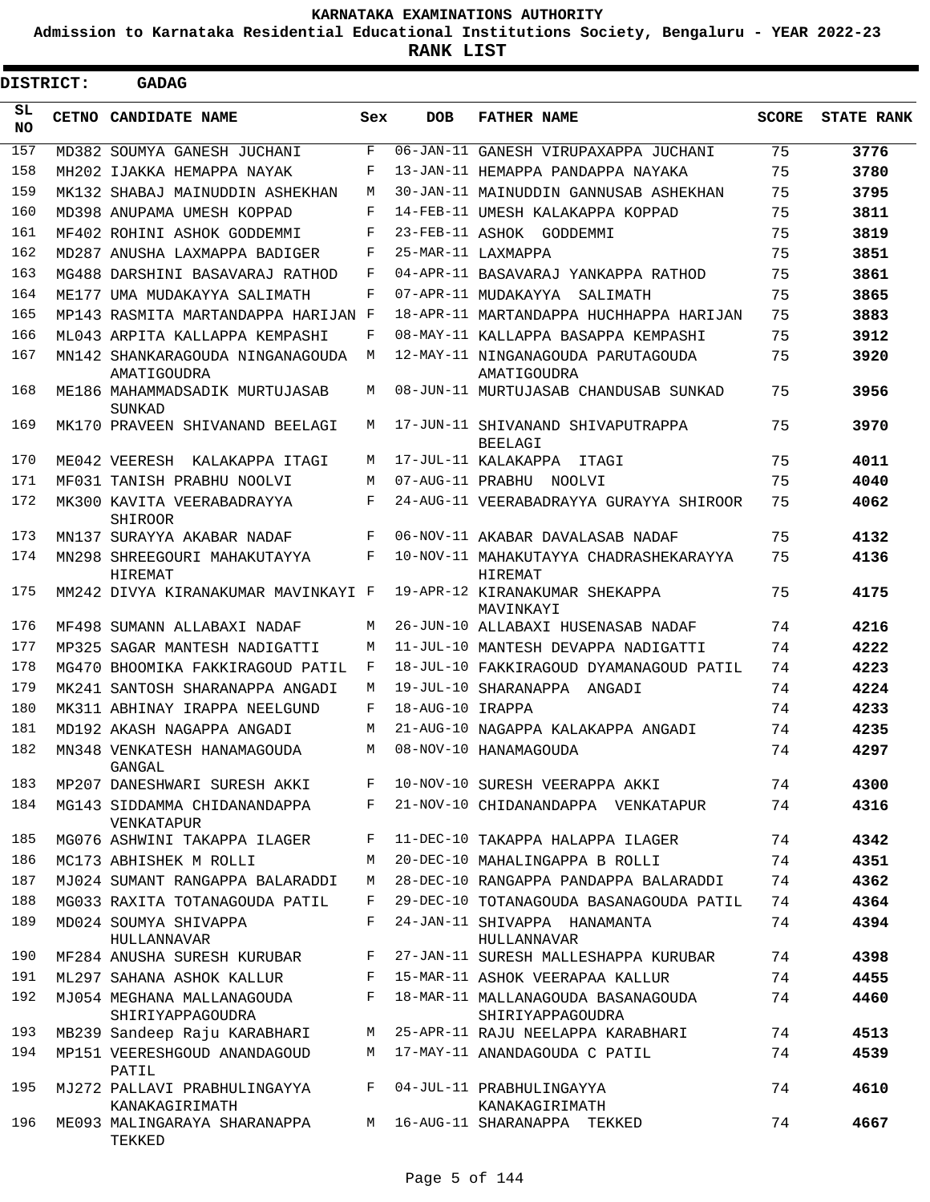KARNATAKA EXAMINATIONS AUTHORITY

Admission to Karnataka Residential Educational Institutions Society, Bengaluru - YEAR 2022-23

**RANK LIST**

**DISTRICT: GADAG**

| SL NO | CETNO | CANDIDATE NAME | Sex | DOB | FATHER NAME | SCORE | STATE RANK |
|---|---|---|---|---|---|---|---|
| 157 | MD382 | SOUMYA GANESH JUCHANI | F | 06-JAN-11 | GANESH VIRUPAXAPPA JUCHANI | 75 | **3776** |
| 158 | MH202 | IJAKKA HEMAPPA NAYAK | F | 13-JAN-11 | HEMAPPA PANDAPPA NAYAKA | 75 | **3780** |
| 159 | MK132 | SHABAJ MAINUDDIN ASHEKHAN | M | 30-JAN-11 | MAINUDDIN GANNUSAB ASHEKHAN | 75 | **3795** |
| 160 | MD398 | ANUPAMA UMESH KOPPAD | F | 14-FEB-11 | UMESH KALAKAPPA KOPPAD | 75 | **3811** |
| 161 | MF402 | ROHINI ASHOK GODDEMMI | F | 23-FEB-11 | ASHOK GODDEMMI | 75 | **3819** |
| 162 | MD287 | ANUSHA LAXMAPPA BADIGER | F | 25-MAR-11 | LAXMAPPA | 75 | **3851** |
| 163 | MG488 | DARSHINI BASAVARAJ RATHOD | F | 04-APR-11 | BASAVARAJ YANKAPPA RATHOD | 75 | **3861** |
| 164 | ME177 | UMA MUDAKAYYA SALIMATH | F | 07-APR-11 | MUDAKAYYA SALIMATH | 75 | **3865** |
| 165 | MP143 | RASMITA MARTANDAPPA HARIJAN | F | 18-APR-11 | MARTANDAPPA HUCHHAPPA HARIJAN | 75 | **3883** |
| 166 | ML043 | ARPITA KALLAPPA KEMPASHI | F | 08-MAY-11 | KALLAPPA BASAPPA KEMPASHI | 75 | **3912** |
| 167 | MN142 | SHANKARAGOUDA NINGANAGOUDA AMATIGOUDRA | M | 12-MAY-11 | NINGANAGOUDA PARUTAGOUDA AMATIGOUDRA | 75 | **3920** |
| 168 | ME186 | MAHAMMADSADIK MURTUJASAB SUNKAD | M | 08-JUN-11 | MURTUJASAB CHANDUSAB SUNKAD | 75 | **3956** |
| 169 | MK170 | PRAVEEN SHIVANAND BEELAGI | M | 17-JUN-11 | SHIVANAND SHIVAPUTRAPPA BEELAGI | 75 | **3970** |
| 170 | ME042 | VEERESH KALAKAPPA ITAGI | M | 17-JUL-11 | KALAKAPPA ITAGI | 75 | **4011** |
| 171 | MF031 | TANISH PRABHU NOOLVI | M | 07-AUG-11 | PRABHU NOOLVI | 75 | **4040** |
| 172 | MK300 | KAVITA VEERABADRAYYA SHIROOR | F | 24-AUG-11 | VEERABADRAYYA GURAYYA SHIROOR | 75 | **4062** |
| 173 | MN137 | SURAYYA AKABAR NADAF | F | 06-NOV-11 | AKABAR DAVALASAB NADAF | 75 | **4132** |
| 174 | MN298 | SHREEGOURI MAHAKUTAYYA HIREMAT | F | 10-NOV-11 | MAHAKUTAYYA CHADRASHEKARAYYA HIREMAT | 75 | **4136** |
| 175 | MM242 | DIVYA KIRANAKUMAR MAVINKAYI | F | 19-APR-12 | KIRANAKUMAR SHEKAPPA MAVINKAYI | 75 | **4175** |
| 176 | MF498 | SUMANN ALLABAXI NADAF | M | 26-JUN-10 | ALLABAXI HUSENASAB NADAF | 74 | **4216** |
| 177 | MP325 | SAGAR MANTESH NADIGATTI | M | 11-JUL-10 | MANTESH DEVAPPA NADIGATTI | 74 | **4222** |
| 178 | MG470 | BHOOMIKA FAKKIRAGOUD PATIL | F | 18-JUL-10 | FAKKIRAGOUD DYAMANAGOUD PATIL | 74 | **4223** |
| 179 | MK241 | SANTOSH SHARANAPPA ANGADI | M | 19-JUL-10 | SHARANAPPA ANGADI | 74 | **4224** |
| 180 | MK311 | ABHINAY IRAPPA NEELGUND | F | 18-AUG-10 | IRAPPA | 74 | **4233** |
| 181 | MD192 | AKASH NAGAPPA ANGADI | M | 21-AUG-10 | NAGAPPA KALAKAPPA ANGADI | 74 | **4235** |
| 182 | MN348 | VENKATESH HANAMAGOUDA GANGAL | M | 08-NOV-10 | HANAMAGOUDA | 74 | **4297** |
| 183 | MP207 | DANESHWARI SURESH AKKI | F | 10-NOV-10 | SURESH VEERAPPA AKKI | 74 | **4300** |
| 184 | MG143 | SIDDAMMA CHIDANANDAPPA VENKATAPUR | F | 21-NOV-10 | CHIDANANDAPPA VENKATAPUR | 74 | **4316** |
| 185 | MG076 | ASHWINI TAKAPPA ILAGER | F | 11-DEC-10 | TAKAPPA HALAPPA ILAGER | 74 | **4342** |
| 186 | MC173 | ABHISHEK M ROLLI | M | 20-DEC-10 | MAHALINGAPPA B ROLLI | 74 | **4351** |
| 187 | MJ024 | SUMANT RANGAPPA BALARADDI | M | 28-DEC-10 | RANGAPPA PANDAPPA BALARADDI | 74 | **4362** |
| 188 | MG033 | RAXITA TOTANAGOUDA PATIL | F | 29-DEC-10 | TOTANAGOUDA BASANAGOUDA PATIL | 74 | **4364** |
| 189 | MD024 | SOUMYA SHIVAPPA HULLANNAVAR | F | 24-JAN-11 | SHIVAPPA HANAMANTA HULLANNAVAR | 74 | **4394** |
| 190 | MF284 | ANUSHA SURESH KURUBAR | F | 27-JAN-11 | SURESH MALLESHAPPA KURUBAR | 74 | **4398** |
| 191 | ML297 | SAHANA ASHOK KALLUR | F | 15-MAR-11 | ASHOK VEERAPAA KALLUR | 74 | **4455** |
| 192 | MJ054 | MEGHANA MALLANAGOUDA SHIRIYAPPAGOUDRA | F | 18-MAR-11 | MALLANAGOUDA BASANAGOUDA SHIRIYAPPAGOUDRA | 74 | **4460** |
| 193 | MB239 | Sandeep Raju KARABHARI | M | 25-APR-11 | RAJU NEELAPPA KARABHARI | 74 | **4513** |
| 194 | MP151 | VEERESHGOUD ANANDAGOUD PATIL | M | 17-MAY-11 | ANANDAGOUDA C PATIL | 74 | **4539** |
| 195 | MJ272 | PALLAVI PRABHULINGAYYA KANAKAGIRIMATH | F | 04-JUL-11 | PRABHULINGAYYA KANAKAGIRIMATH | 74 | **4610** |
| 196 | ME093 | MALINGARAYA SHARANAPPA TEKKED | M | 16-AUG-11 | SHARANAPPA TEKKED | 74 | **4667** |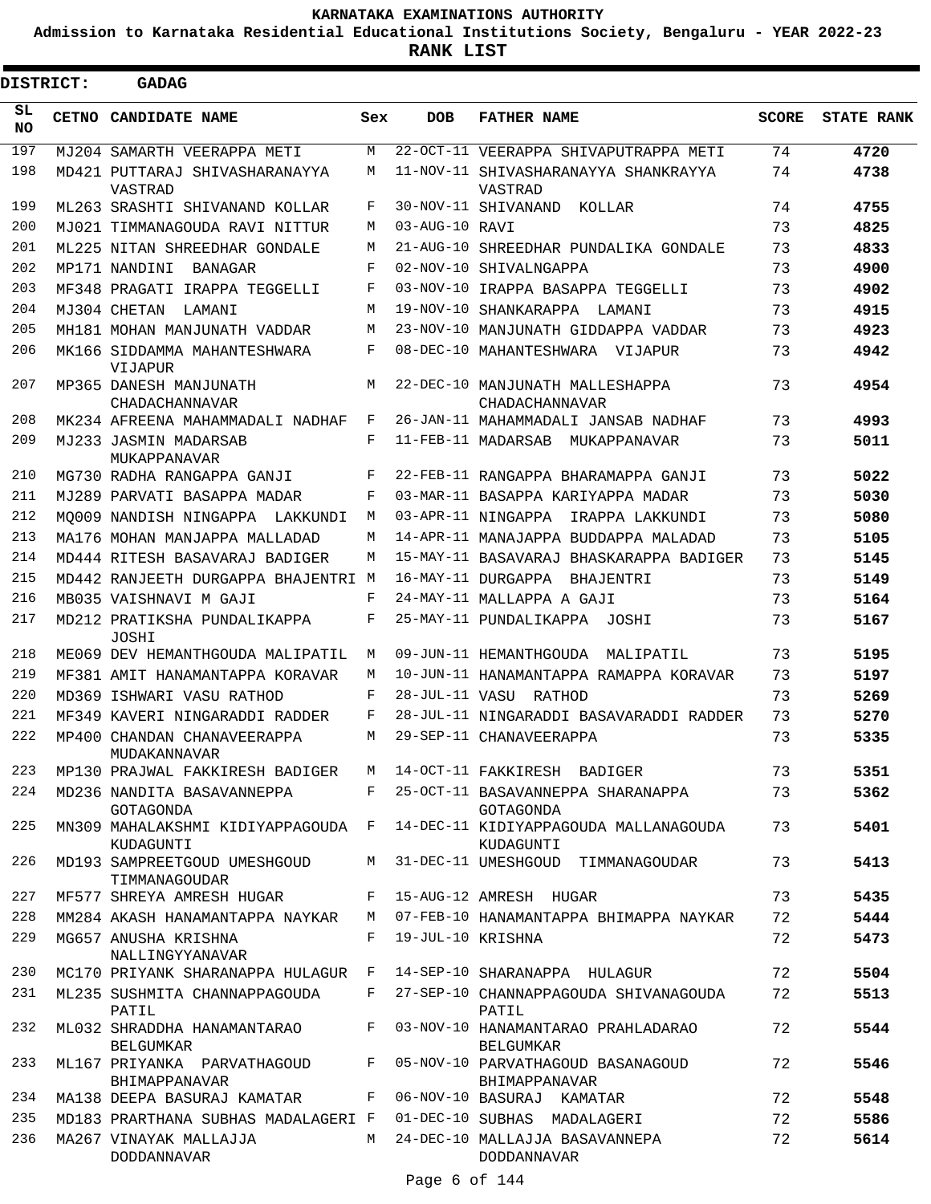**KARNATAKA EXAMINATIONS AUTHORITY**

**Admission to Karnataka Residential Educational Institutions Society, Bengaluru - YEAR 2022-23**

**RANK LIST**

**DISTRICT: GADAG**

| SL NO | CETNO | CANDIDATE NAME | Sex | DOB | FATHER NAME | SCORE | STATE RANK |
|---|---|---|---|---|---|---|---|
| 197 | MJ204 | SAMARTH VEERAPPA METI | M | 22-OCT-11 | VEERAPPA SHIVAPUTRAPPA METI | 74 | **4720** |
| 198 | MD421 | PUTTARAJ SHIVASHARANAYYA VASTRAD | M | 11-NOV-11 | SHIVASHARANAYYA SHANKRAYYA VASTRAD | 74 | **4738** |
| 199 | ML263 | SRASHTI SHIVANAND KOLLAR | F | 30-NOV-11 | SHIVANAND KOLLAR | 74 | **4755** |
| 200 | MJ021 | TIMMANAGOUDA RAVI NITTUR | M | 03-AUG-10 | RAVI | 73 | **4825** |
| 201 | ML225 | NITAN SHREEDHAR GONDALE | M | 21-AUG-10 | SHREEDHAR PUNDALIKA GONDALE | 73 | **4833** |
| 202 | MP171 | NANDINI BANAGAR | F | 02-NOV-10 | SHIVALNGAPPA | 73 | **4900** |
| 203 | MF348 | PRAGATI IRAPPA TEGGELLI | F | 03-NOV-10 | IRAPPA BASAPPA TEGGELLI | 73 | **4902** |
| 204 | MJ304 | CHETAN LAMANI | M | 19-NOV-10 | SHANKARAPPA LAMANI | 73 | **4915** |
| 205 | MH181 | MOHAN MANJUNATH VADDAR | M | 23-NOV-10 | MANJUNATH GIDDAPPA VADDAR | 73 | **4923** |
| 206 | MK166 | SIDDAMMA MAHANTESHWARA VIJAPUR | F | 08-DEC-10 | MAHANTESHWARA VIJAPUR | 73 | **4942** |
| 207 | MP365 | DANESH MANJUNATH CHADACHANNAVAR | M | 22-DEC-10 | MANJUNATH MALLESHAPPA CHADACHANNAVAR | 73 | **4954** |
| 208 | MK234 | AFREENA MAHAMMADALI NADHAF | F | 26-JAN-11 | MAHAMMADALI JANSAB NADHAF | 73 | **4993** |
| 209 | MJ233 | JASMIN MADARSAB MUKAPPANAVAR | F | 11-FEB-11 | MADARSAB MUKAPPANAVAR | 73 | **5011** |
| 210 | MG730 | RADHA RANGAPPA GANJI | F | 22-FEB-11 | RANGAPPA BHARAMAPPA GANJI | 73 | **5022** |
| 211 | MJ289 | PARVATI BASAPPA MADAR | F | 03-MAR-11 | BASAPPA KARIYAPPA MADAR | 73 | **5030** |
| 212 | MQ009 | NANDISH NINGAPPA LAKKUNDI | M | 03-APR-11 | NINGAPPA IRAPPA LAKKUNDI | 73 | **5080** |
| 213 | MA176 | MOHAN MANJAPPA MALLADAD | M | 14-APR-11 | MANAJAPPA BUDDAPPA MALADAD | 73 | **5105** |
| 214 | MD444 | RITESH BASAVARAJ BADIGER | M | 15-MAY-11 | BASAVARAJ BHASKARAPPA BADIGER | 73 | **5145** |
| 215 | MD442 | RANJEETH DURGAPPA BHAJENTRI | M | 16-MAY-11 | DURGAPPA BHAJENTRI | 73 | **5149** |
| 216 | MB035 | VAISHNAVI M GAJI | F | 24-MAY-11 | MALLAPPA A GAJI | 73 | **5164** |
| 217 | MD212 | PRATIKSHA PUNDALIKAPPA JOSHI | F | 25-MAY-11 | PUNDALIKAPPA JOSHI | 73 | **5167** |
| 218 | ME069 | DEV HEMANTHGOUDA MALIPATIL | M | 09-JUN-11 | HEMANTHGOUDA MALIPATIL | 73 | **5195** |
| 219 | MF381 | AMIT HANAMANTAPPA KORAVAR | M | 10-JUN-11 | HANAMANTAPPA RAMAPPA KORAVAR | 73 | **5197** |
| 220 | MD369 | ISHWARI VASU RATHOD | F | 28-JUL-11 | VASU RATHOD | 73 | **5269** |
| 221 | MF349 | KAVERI NINGARADDI RADDER | F | 28-JUL-11 | NINGARADDI BASAVARADDI RADDER | 73 | **5270** |
| 222 | MP400 | CHANDAN CHANAVEERAPPA MUDAKANNAVAR | M | 29-SEP-11 | CHANAVEERAPPA | 73 | **5335** |
| 223 | MP130 | PRAJWAL FAKKIRESH BADIGER | M | 14-OCT-11 | FAKKIRESH BADIGER | 73 | **5351** |
| 224 | MD236 | NANDITA BASAVANNEPPA GOTAGONDA | F | 25-OCT-11 | BASAVANNEPPA SHARANAPPA GOTAGONDA | 73 | **5362** |
| 225 | MN309 | MAHALAKSHMI KIDIYAPPAGOUDA KUDAGUNTI | F | 14-DEC-11 | KIDIYAPPAGOUDA MALLANAGOUDA KUDAGUNTI | 73 | **5401** |
| 226 | MD193 | SAMPREETGOUD UMESHGOUD TIMMANAGOUDAR | M | 31-DEC-11 | UMESHGOUD TIMMANAGOUDAR | 73 | **5413** |
| 227 | MF577 | SHREYA AMRESH HUGAR | F | 15-AUG-12 | AMRESH HUGAR | 73 | **5435** |
| 228 | MM284 | AKASH HANAMANTAPPA NAYKAR | M | 07-FEB-10 | HANAMANTAPPA BHIMAPPA NAYKAR | 72 | **5444** |
| 229 | MG657 | ANUSHA KRISHNA NALLINGYYANAVAR | F | 19-JUL-10 | KRISHNA | 72 | **5473** |
| 230 | MC170 | PRIYANK SHARANAPPA HULAGUR | F | 14-SEP-10 | SHARANAPPA HULAGUR | 72 | **5504** |
| 231 | ML235 | SUSHMITA CHANNAPPAGOUDA PATIL | F | 27-SEP-10 | CHANNAPPAGOUDA SHIVANAGOUDA PATIL | 72 | **5513** |
| 232 | ML032 | SHRADDHA HANAMANTARAO BELGUMKAR | F | 03-NOV-10 | HANAMANTARAO PRAHLADARAO BELGUMKAR | 72 | **5544** |
| 233 | ML167 | PRIYANKA PARVATHAGOUD BHIMAPPANAVAR | F | 05-NOV-10 | PARVATHAGOUD BASANAGOUD BHIMAPPANAVAR | 72 | **5546** |
| 234 | MA138 | DEEPA BASURAJ KAMATAR | F | 06-NOV-10 | BASURAJ KAMATAR | 72 | **5548** |
| 235 | MD183 | PRARTHANA SUBHAS MADALAGERI | F | 01-DEC-10 | SUBHAS MADALAGERI | 72 | **5586** |
| 236 | MA267 | VINAYAK MALLAJJA DODDANNAVAR | M | 24-DEC-10 | MALLAJJA BASAVANNEPA DODDANNAVAR | 72 | **5614** |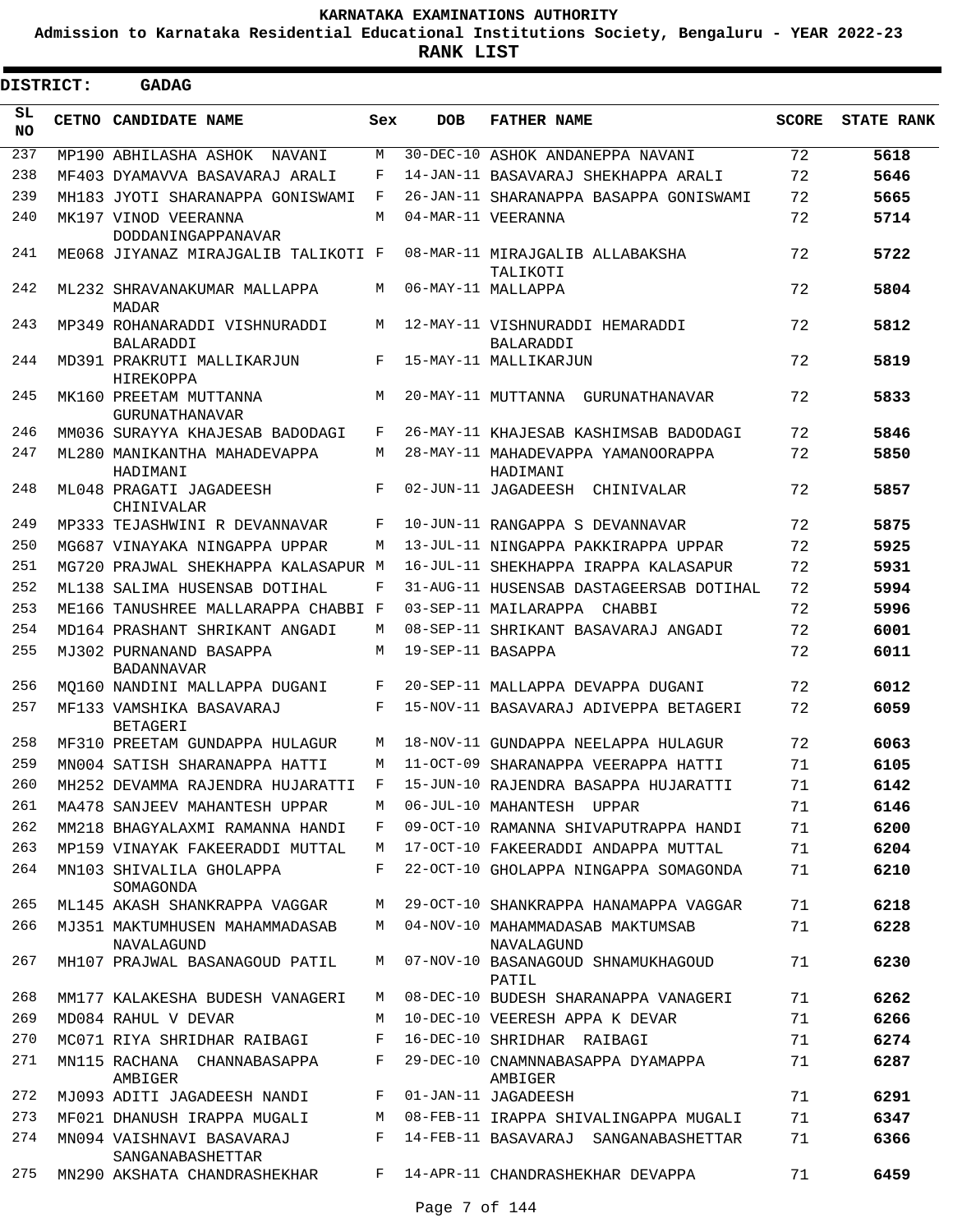KARNATAKA EXAMINATIONS AUTHORITY

Admission to Karnataka Residential Educational Institutions Society, Bengaluru - YEAR 2022-23

**RANK LIST**

**DISTRICT: GADAG**

| SL NO | CETNO | CANDIDATE NAME | Sex | DOB | FATHER NAME | SCORE | STATE RANK |
|---|---|---|---|---|---|---|---|
| 237 | MP190 | ABHILASHA ASHOK NAVANI | M | 30-DEC-10 | ASHOK ANDANEPPA NAVANI | 72 | **5618** |
| 238 | MF403 | DYAMAVVA BASAVARAJ ARALI | F | 14-JAN-11 | BASAVARAJ SHEKHAPPA ARALI | 72 | **5646** |
| 239 | MH183 | JYOTI SHARANAPPA GONISWAMI | F | 26-JAN-11 | SHARANAPPA BASAPPA GONISWAMI | 72 | **5665** |
| 240 | MK197 | VINOD VEERANNA DODDANINGAPPANAVAR | M | 04-MAR-11 | VEERANNA | 72 | **5714** |
| 241 | ME068 | JIYANAZ MIRAJGALIB TALIKOTI | F | 08-MAR-11 | MIRAJGALIB ALLABAKSHA TALIKOTI | 72 | **5722** |
| 242 | ML232 | SHRAVANAKUMAR MALLAPPA MADAR | M | 06-MAY-11 | MALLAPPA | 72 | **5804** |
| 243 | MP349 | ROHANARADDI VISHNURADDI BALARADDI | M | 12-MAY-11 | VISHNURADDI HEMARADDI BALARADDI | 72 | **5812** |
| 244 | MD391 | PRAKRUTI MALLIKARJUN HIREKOPPA | F | 15-MAY-11 | MALLIKARJUN | 72 | **5819** |
| 245 | MK160 | PREETAM MUTTANNA GURUNATHANAVAR | M | 20-MAY-11 | MUTTANNA GURUNATHANAVAR | 72 | **5833** |
| 246 | MM036 | SURAYYA KHAJESAB BADODAGI | F | 26-MAY-11 | KHAJESAB KASHIMSAB BADODAGI | 72 | **5846** |
| 247 | ML280 | MANIKANTHA MAHADEVAPPA HADIMANI | M | 28-MAY-11 | MAHADEVAPPA YAMANOORAPPA HADIMANI | 72 | **5850** |
| 248 | ML048 | PRAGATI JAGADEESH CHINIVALAR | F | 02-JUN-11 | JAGADEESH CHINIVALAR | 72 | **5857** |
| 249 | MP333 | TEJASHWINI R DEVANNAVAR | F | 10-JUN-11 | RANGAPPA S DEVANNAVAR | 72 | **5875** |
| 250 | MG687 | VINAYAKA NINGAPPA UPPAR | M | 13-JUL-11 | NINGAPPA PAKKIRAPPA UPPAR | 72 | **5925** |
| 251 | MG720 | PRAJWAL SHEKHAPPA KALASAPUR | M | 16-JUL-11 | SHEKHAPPA IRAPPA KALASAPUR | 72 | **5931** |
| 252 | ML138 | SALIMA HUSENSAB DOTIHAL | F | 31-AUG-11 | HUSENSAB DASTAGEERSAB DOTIHAL | 72 | **5994** |
| 253 | ME166 | TANUSHREE MALLARAPPA CHABBI | F | 03-SEP-11 | MAILARAPPA CHABBI | 72 | **5996** |
| 254 | MD164 | PRASHANT SHRIKANT ANGADI | M | 08-SEP-11 | SHRIKANT BASAVARAJ ANGADI | 72 | **6001** |
| 255 | MJ302 | PURNANAND BASAPPA BADANNAVAR | M | 19-SEP-11 | BASAPPA | 72 | **6011** |
| 256 | MQ160 | NANDINI MALLAPPA DUGANI | F | 20-SEP-11 | MALLAPPA DEVAPPA DUGANI | 72 | **6012** |
| 257 | MF133 | VAMSHIKA BASAVARAJ BETAGERI | F | 15-NOV-11 | BASAVARAJ ADIVEPPA BETAGERI | 72 | **6059** |
| 258 | MF310 | PREETAM GUNDAPPA HULAGUR | M | 18-NOV-11 | GUNDAPPA NEELAPPA HULAGUR | 72 | **6063** |
| 259 | MN004 | SATISH SHARANAPPA HATTI | M | 11-OCT-09 | SHARANAPPA VEERAPPA HATTI | 71 | **6105** |
| 260 | MH252 | DEVAMMA RAJENDRA HUJARATTI | F | 15-JUN-10 | RAJENDRA BASAPPA HUJARATTI | 71 | **6142** |
| 261 | MA478 | SANJEEV MAHANTESH UPPAR | M | 06-JUL-10 | MAHANTESH UPPAR | 71 | **6146** |
| 262 | MM218 | BHAGYALAXMI RAMANNA HANDI | F | 09-OCT-10 | RAMANNA SHIVAPUTRAPPA HANDI | 71 | **6200** |
| 263 | MP159 | VINAYAK FAKEERADDI MUTTAL | M | 17-OCT-10 | FAKEERADDI ANDAPPA MUTTAL | 71 | **6204** |
| 264 | MN103 | SHIVALILA GHOLAPPA SOMAGONDA | F | 22-OCT-10 | GHOLAPPA NINGAPPA SOMAGONDA | 71 | **6210** |
| 265 | ML145 | AKASH SHANKRAPPA VAGGAR | M | 29-OCT-10 | SHANKRAPPA HANAMAPPA VAGGAR | 71 | **6218** |
| 266 | MJ351 | MAKTUMHUSEN MAHAMMADASAB NAVALAGUND | M | 04-NOV-10 | MAHAMMADASAB MAKTUMSAB NAVALAGUND | 71 | **6228** |
| 267 | MH107 | PRAJWAL BASANAGOUD PATIL | M | 07-NOV-10 | BASANAGOUD SHNAMUKHAGOUD PATIL | 71 | **6230** |
| 268 | MM177 | KALAKESHA BUDESH VANAGERI | M | 08-DEC-10 | BUDESH SHARANAPPA VANAGERI | 71 | **6262** |
| 269 | MD084 | RAHUL V DEVAR | M | 10-DEC-10 | VEERESH APPA K DEVAR | 71 | **6266** |
| 270 | MC071 | RIYA SHRIDHAR RAIBAGI | F | 16-DEC-10 | SHRIDHAR RAIBAGI | 71 | **6274** |
| 271 | MN115 | RACHANA CHANNABASAPPA AMBIGER | F | 29-DEC-10 | CNAMNNABASAPPA DYAMAPPA AMBIGER | 71 | **6287** |
| 272 | MJ093 | ADITI JAGADEESH NANDI | F | 01-JAN-11 | JAGADEESH | 71 | **6291** |
| 273 | MF021 | DHANUSH IRAPPA MUGALI | M | 08-FEB-11 | IRAPPA SHIVALINGAPPA MUGALI | 71 | **6347** |
| 274 | MN094 | VAISHNAVI BASAVARAJ SANGANABASHETTAR | F | 14-FEB-11 | BASAVARAJ SANGANABASHETTAR | 71 | **6366** |
| 275 | MN290 | AKSHATA CHANDRASHEKHAR | F | 14-APR-11 | CHANDRASHEKHAR DEVAPPA | 71 | **6459** |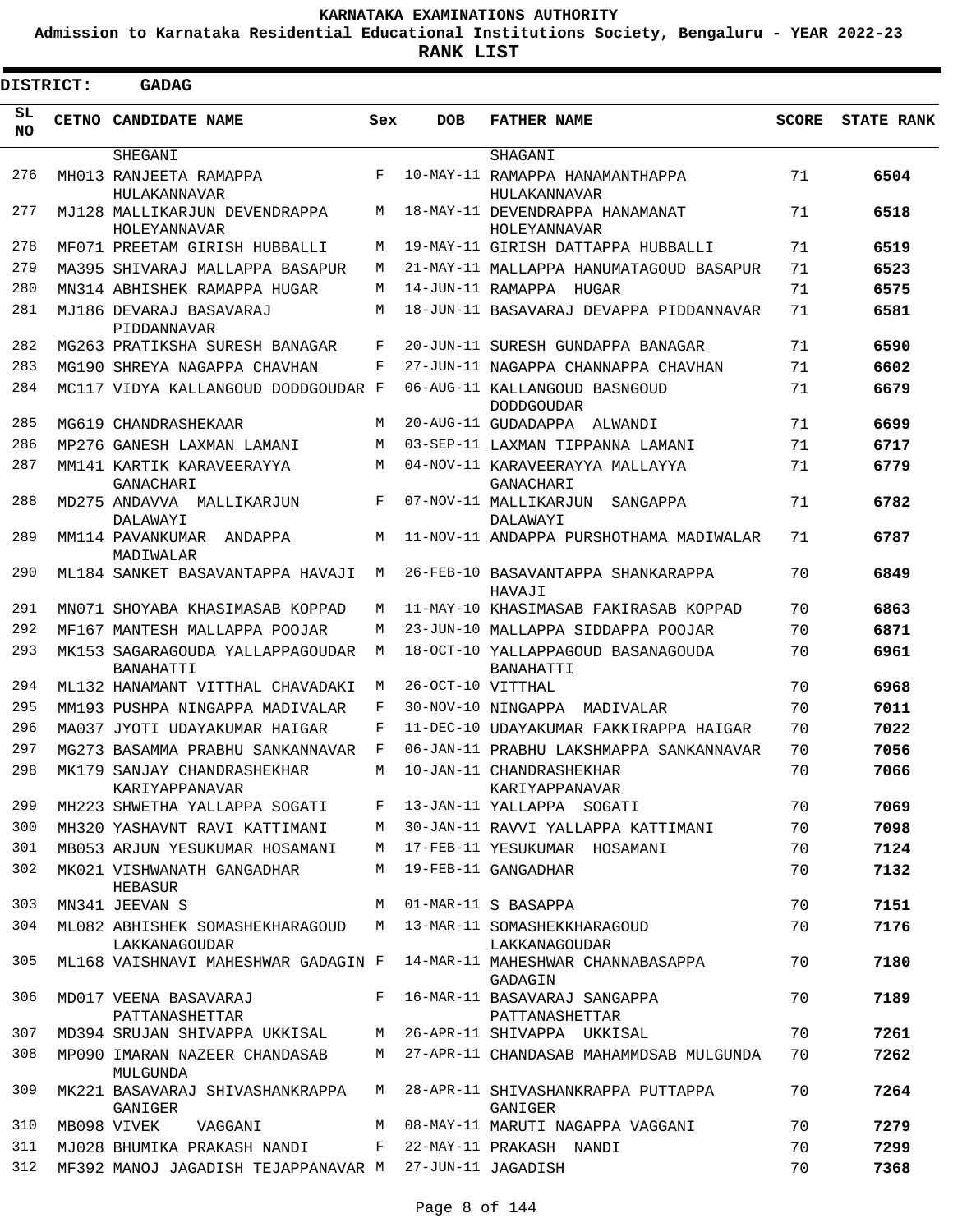# KARNATAKA EXAMINATIONS AUTHORITY

**Admission to Karnataka Residential Educational Institutions Society, Bengaluru - YEAR 2022-23**

**RANK LIST**

**DISTRICT: GADAG**

| SL NO | CETNO | CANDIDATE NAME | Sex | DOB | FATHER NAME | SCORE | STATE RANK |
|---|---|---|---|---|---|---|---|
| | | SHEGANI | | | SHAGANI | | |
| 276 | MH013 | RANJEETA RAMAPPA HULAKANNAVAR | F | 10-MAY-11 | RAMAPPA HANAMANTHAPPA HULAKANNAVAR | 71 | **6504** |
| 277 | MJ128 | MALLIKARJUN DEVENDRAPPA HOLEYANNAVAR | M | 18-MAY-11 | DEVENDRAPPA HANAMANAT HOLEYANNAVAR | 71 | **6518** |
| 278 | MF071 | PREETAM GIRISH HUBBALLI | M | 19-MAY-11 | GIRISH DATTAPPA HUBBALLI | 71 | **6519** |
| 279 | MA395 | SHIVARAJ MALLAPPA BASAPUR | M | 21-MAY-11 | MALLAPPA HANUMATAGOUD BASAPUR | 71 | **6523** |
| 280 | MN314 | ABHISHEK RAMAPPA HUGAR | M | 14-JUN-11 | RAMAPPA HUGAR | 71 | **6575** |
| 281 | MJ186 | DEVARAJ BASAVARAJ PIDDANNAVAR | M | 18-JUN-11 | BASAVARAJ DEVAPPA PIDDANNAVAR | 71 | **6581** |
| 282 | MG263 | PRATIKSHA SURESH BANAGAR | F | 20-JUN-11 | SURESH GUNDAPPA BANAGAR | 71 | **6590** |
| 283 | MG190 | SHREYA NAGAPPA CHAVHAN | F | 27-JUN-11 | NAGAPPA CHANNAPPA CHAVHAN | 71 | **6602** |
| 284 | MC117 | VIDYA KALLANGOUD DODDGOUDAR | F | 06-AUG-11 | KALLANGOUD BASNGOUD DODDGOUDAR | 71 | **6679** |
| 285 | MG619 | CHANDRASHEKAAR | M | 20-AUG-11 | GUDADAPPA ALWANDI | 71 | **6699** |
| 286 | MP276 | GANESH LAXMAN LAMANI | M | 03-SEP-11 | LAXMAN TIPPANNA LAMANI | 71 | **6717** |
| 287 | MM141 | KARTIK KARAVEERAYYA GANACHARI | M | 04-NOV-11 | KARAVEERAYYA MALLAYYA GANACHARI | 71 | **6779** |
| 288 | MD275 | ANDAVVA MALLIKARJUN DALAWAYI | F | 07-NOV-11 | MALLIKARJUN SANGAPPA DALAWAYI | 71 | **6782** |
| 289 | MM114 | PAVANKUMAR ANDAPPA MADIWALAR | M | 11-NOV-11 | ANDAPPA PURSHOTHAMA MADIWALAR | 71 | **6787** |
| 290 | ML184 | SANKET BASAVANTAPPA HAVAJI | M | 26-FEB-10 | BASAVANTAPPA SHANKARAPPA HAVAJI | 70 | **6849** |
| 291 | MN071 | SHOYABA KHASIMASAB KOPPAD | M | 11-MAY-10 | KHASIMASAB FAKIRASAB KOPPAD | 70 | **6863** |
| 292 | MF167 | MANTESH MALLAPPA POOJAR | M | 23-JUN-10 | MALLAPPA SIDDAPPA POOJAR | 70 | **6871** |
| 293 | MK153 | SAGARAGOUDA YALLAPPAGOUDAR BANAHATTI | M | 18-OCT-10 | YALLAPPAGOUD BASANAGOUDA BANAHATTI | 70 | **6961** |
| 294 | ML132 | HANAMANT VITTHAL CHAVADAKI | M | 26-OCT-10 | VITTHAL | 70 | **6968** |
| 295 | MM193 | PUSHPA NINGAPPA MADIVALAR | F | 30-NOV-10 | NINGAPPA MADIVALAR | 70 | **7011** |
| 296 | MA037 | JYOTI UDAYAKUMAR HAIGAR | F | 11-DEC-10 | UDAYAKUMAR FAKKIRAPPA HAIGAR | 70 | **7022** |
| 297 | MG273 | BASAMMA PRABHU SANKANNAVAR | F | 06-JAN-11 | PRABHU LAKSHMAPPA SANKANNAVAR | 70 | **7056** |
| 298 | MK179 | SANJAY CHANDRASHEKHAR KARIYAPPANAVAR | M | 10-JAN-11 | CHANDRASHEKHAR KARIYAPPANAVAR | 70 | **7066** |
| 299 | MH223 | SHWETHA YALLAPPA SOGATI | F | 13-JAN-11 | YALLAPPA SOGATI | 70 | **7069** |
| 300 | MH320 | YASHAVNT RAVI KATTIMANI | M | 30-JAN-11 | RAVVI YALLAPPA KATTIMANI | 70 | **7098** |
| 301 | MB053 | ARJUN YESUKUMAR HOSAMANI | M | 17-FEB-11 | YESUKUMAR HOSAMANI | 70 | **7124** |
| 302 | MK021 | VISHWANATH GANGADHAR HEBASUR | M | 19-FEB-11 | GANGADHAR | 70 | **7132** |
| 303 | MN341 | JEEVAN S | M | 01-MAR-11 | S BASAPPA | 70 | **7151** |
| 304 | ML082 | ABHISHEK SOMASHEKHARAGOUD LAKKANAGOUDAR | M | 13-MAR-11 | SOMASHEKKHARAGOUD LAKKANAGOUDAR | 70 | **7176** |
| 305 | ML168 | VAISHNAVI MAHESHWAR GADAGIN | F | 14-MAR-11 | MAHESHWAR CHANNABASAPPA GADAGIN | 70 | **7180** |
| 306 | MD017 | VEENA BASAVARAJ PATTANASHETTAR | F | 16-MAR-11 | BASAVARAJ SANGAPPA PATTANASHETTAR | 70 | **7189** |
| 307 | MD394 | SRUJAN SHIVAPPA UKKISAL | M | 26-APR-11 | SHIVAPPA UKKISAL | 70 | **7261** |
| 308 | MP090 | IMARAN NAZEER CHANDASAB MULGUNDA | M | 27-APR-11 | CHANDASAB MAHAMMDSAB MULGUNDA | 70 | **7262** |
| 309 | MK221 | BASAVARAJ SHIVASHANKRAPPA GANIGER | M | 28-APR-11 | SHIVASHANKRAPPA PUTTAPPA GANIGER | 70 | **7264** |
| 310 | MB098 | VIVEK VAGGANI | M | 08-MAY-11 | MARUTI NAGAPPA VAGGANI | 70 | **7279** |
| 311 | MJ028 | BHUMIKA PRAKASH NANDI | F | 22-MAY-11 | PRAKASH NANDI | 70 | **7299** |
| 312 | MF392 | MANOJ JAGADISH TEJAPPANAVAR | M | 27-JUN-11 | JAGADISH | 70 | **7368** |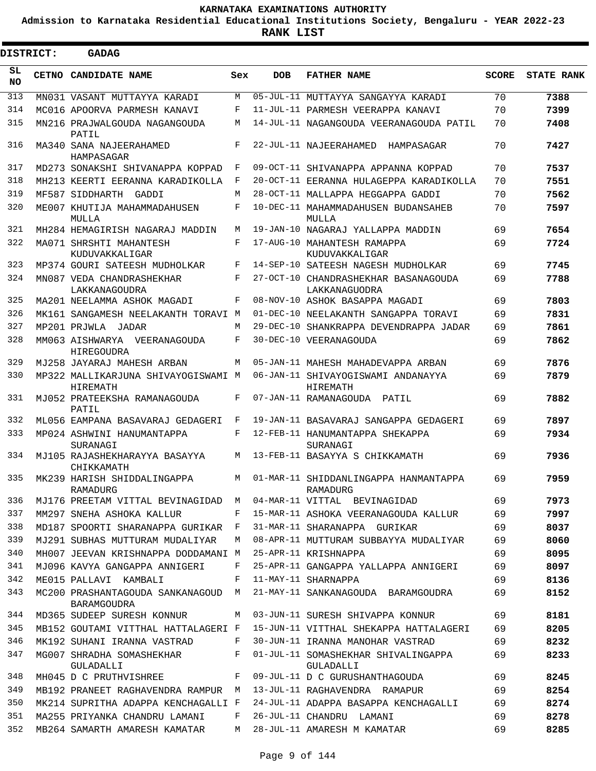# KARNATAKA EXAMINATIONS AUTHORITY

**Admission to Karnataka Residential Educational Institutions Society, Bengaluru - YEAR 2022-23**

**RANK LIST**

**DISTRICT: GADAG**

| SL NO | CETNO | CANDIDATE NAME | Sex | DOB | FATHER NAME | SCORE | STATE RANK |
|---|---|---|---|---|---|---|---|
| 313 | MN031 | VASANT MUTTAYYA KARADI | M | 05-JUL-11 | MUTTAYYA SANGAYYA KARADI | 70 | 7388 |
| 314 | MC016 | APOORVA PARMESH KANAVI | F | 11-JUL-11 | PARMESH VEERAPPA KANAVI | 70 | 7399 |
| 315 | MN216 | PRAJWALGOUDA NAGANGOUDA PATIL | M | 14-JUL-11 | NAGANGOUDA VEERANAGOUDA PATIL | 70 | 7408 |
| 316 | MA340 | SANA NAJEERAHAMED HAMPASAGAR | F | 22-JUL-11 | NAJEERAHAMED HAMPASAGAR | 70 | 7427 |
| 317 | MD273 | SONAKSHI SHIVANAPPA KOPPAD | F | 09-OCT-11 | SHIVANAPPA APPANNA KOPPAD | 70 | 7537 |
| 318 | MH213 | KEERTI EERANNA KARADIKOLLA | F | 20-OCT-11 | EERANNA HULAGEPPA KARADIKOLLA | 70 | 7551 |
| 319 | MF587 | SIDDHARTH GADDI | M | 28-OCT-11 | MALLAPPA HEGGAPPA GADDI | 70 | 7562 |
| 320 | ME007 | KHUTIJA MAHAMMADAHUSEN MULLA | F | 10-DEC-11 | MAHAMMADAHUSEN BUDANSAHEB MULLA | 70 | 7597 |
| 321 | MH284 | HEMAGIRISH NAGARAJ MADDIN | M | 19-JAN-10 | NAGARAJ YALLAPPA MADDIN | 69 | 7654 |
| 322 | MA071 | SHRSHTI MAHANTESH KUDUVAKKALIGAR | F | 17-AUG-10 | MAHANTESH RAMAPPA KUDUVAKKALIGAR | 69 | 7724 |
| 323 | MP374 | GOURI SATEESH MUDHOLKAR | F | 14-SEP-10 | SATEESH NAGESH MUDHOLKAR | 69 | 7745 |
| 324 | MN087 | VEDA CHANDRASHEKHAR LAKKANAGOUDRA | F | 27-OCT-10 | CHANDRASHEKHAR BASANAGOUDA LAKKANAGUODRA | 69 | 7788 |
| 325 | MA201 | NEELAMMA ASHOK MAGADI | F | 08-NOV-10 | ASHOK BASAPPA MAGADI | 69 | 7803 |
| 326 | MK161 | SANGAMESH NEELAKANTH TORAVI | M | 01-DEC-10 | NEELAKANTH SANGAPPA TORAVI | 69 | 7831 |
| 327 | MP201 | PRJWLA JADAR | M | 29-DEC-10 | SHANKRAPPA DEVENDRAPPA JADAR | 69 | 7861 |
| 328 | MM063 | AISHWARYA VEERANAGOUDA HIREGOUDRA | F | 30-DEC-10 | VEERANAGOUDA | 69 | 7862 |
| 329 | MJ258 | JAYARAJ MAHESH ARBAN | M | 05-JAN-11 | MAHESH MAHADEVAPPA ARBAN | 69 | 7876 |
| 330 | MP322 | MALLIKARJUNA SHIVAYOGISWAMI HIREMATH | M | 06-JAN-11 | SHIVAYOGISWAMI ANDANAYYA HIREMATH | 69 | 7879 |
| 331 | MJ052 | PRATEEKSHA RAMANAGOUDA PATIL | F | 07-JAN-11 | RAMANAGOUDA PATIL | 69 | 7882 |
| 332 | ML056 | EAMPANA BASAVARAJ GEDAGERI | F | 19-JAN-11 | BASAVARAJ SANGAPPA GEDAGERI | 69 | 7897 |
| 333 | MP024 | ASHWINI HANUMANTAPPA SURANAGI | F | 12-FEB-11 | HANUMANTAPPA SHEKAPPA SURANAGI | 69 | 7934 |
| 334 | MJ105 | RAJASHEKHARAYYA BASAYYA CHIKKAMATH | M | 13-FEB-11 | BASAYYA S CHIKKAMATH | 69 | 7936 |
| 335 | MK239 | HARISH SHIDDALINGAPPA RAMADURG | M | 01-MAR-11 | SHIDDANLINGAPPA HANMANTAPPA RAMADURG | 69 | 7959 |
| 336 | MJ176 | PREETAM VITTAL BEVINAGIDAD | M | 04-MAR-11 | VITTAL BEVINAGIDAD | 69 | 7973 |
| 337 | MM297 | SNEHA ASHOKA KALLUR | F | 15-MAR-11 | ASHOKA VEERANAGOUDA KALLUR | 69 | 7997 |
| 338 | MD187 | SPOORTI SHARANAPPA GURIKAR | F | 31-MAR-11 | SHARANAPPA GURIKAR | 69 | 8037 |
| 339 | MJ291 | SUBHAS MUTTURAM MUDALIYAR | M | 08-APR-11 | MUTTURAM SUBBAYYA MUDALIYAR | 69 | 8060 |
| 340 | MH007 | JEEVAN KRISHNAPPA DODDAMANI | M | 25-APR-11 | KRISHNAPPA | 69 | 8095 |
| 341 | MJ096 | KAVYA GANGAPPA ANNIGERI | F | 25-APR-11 | GANGAPPA YALLAPPA ANNIGERI | 69 | 8097 |
| 342 | ME015 | PALLAVI KAMBALI | F | 11-MAY-11 | SHARNAPPA | 69 | 8136 |
| 343 | MC200 | PRASHANTAGOUDA SANKANAGOUD BARAMGOUDRA | M | 21-MAY-11 | SANKANAGOUDA BARAMGOUDRA | 69 | 8152 |
| 344 | MD365 | SUDEEP SURESH KONNUR | M | 03-JUN-11 | SURESH SHIVAPPA KONNUR | 69 | 8181 |
| 345 | MB152 | GOUTAMI VITTHAL HATTALAGERI | F | 15-JUN-11 | VITTHAL SHEKAPPA HATTALAGERI | 69 | 8205 |
| 346 | MK192 | SUHANI IRANNA VASTRAD | F | 30-JUN-11 | IRANNA MANOHAR VASTRAD | 69 | 8232 |
| 347 | MG007 | SHRADHA SOMASHEKHAR GULADALLI | F | 01-JUL-11 | SOMASHEKHAR SHIVALINGAPPA GULADALLI | 69 | 8233 |
| 348 | MH045 | D C PRUTHVISHREE | F | 09-JUL-11 | D C GURUSHANTHAGOUDA | 69 | 8245 |
| 349 | MB192 | PRANEET RAGHAVENDRA RAMPUR | M | 13-JUL-11 | RAGHAVENDRA RAMAPUR | 69 | 8254 |
| 350 | MK214 | SUPRITHA ADAPPA KENCHAGALLI | F | 24-JUL-11 | ADAPPA BASAPPA KENCHAGALLI | 69 | 8274 |
| 351 | MA255 | PRIYANKA CHANDRU LAMANI | F | 26-JUL-11 | CHANDRU LAMANI | 69 | 8278 |
| 352 | MB264 | SAMARTH AMARESH KAMATAR | M | 28-JUL-11 | AMARESH M KAMATAR | 69 | 8285 |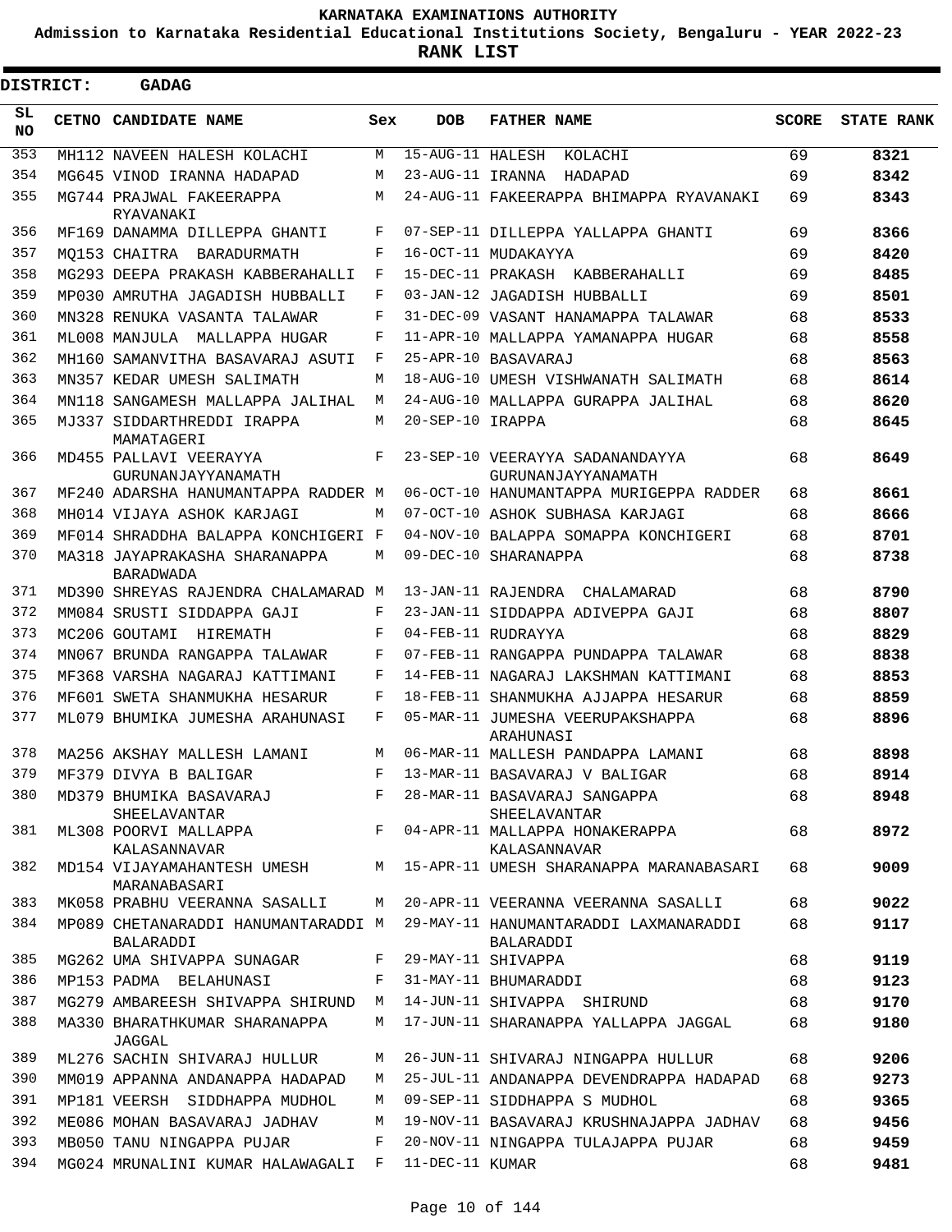**KARNATAKA EXAMINATIONS AUTHORITY**

**Admission to Karnataka Residential Educational Institutions Society, Bengaluru - YEAR 2022-23**

**RANK LIST**

**DISTRICT: GADAG**

| SL NO | CETNO | CANDIDATE NAME | Sex | DOB | FATHER NAME | SCORE | STATE RANK |
|---|---|---|---|---|---|---|---|
| 353 | MH112 | NAVEEN HALESH KOLACHI | M | 15-AUG-11 | HALESH KOLACHI | 69 | 8321 |
| 354 | MG645 | VINOD IRANNA HADAPAD | M | 23-AUG-11 | IRANNA HADAPAD | 69 | 8342 |
| 355 | MG744 | PRAJWAL FAKEERAPPA RYAVANAKI | M | 24-AUG-11 | FAKEERAPPA BHIMAPPA RYAVANAKI | 69 | 8343 |
| 356 | MF169 | DANAMMA DILLEPPA GHANTI | F | 07-SEP-11 | DILLEPPA YALLAPPA GHANTI | 69 | 8366 |
| 357 | MQ153 | CHAITRA BARADURMATH | F | 16-OCT-11 | MUDAKAYYA | 69 | 8420 |
| 358 | MG293 | DEEPA PRAKASH KABBERAHALLI | F | 15-DEC-11 | PRAKASH KABBERAHALLI | 69 | 8485 |
| 359 | MP030 | AMRUTHA JAGADISH HUBBALLI | F | 03-JAN-12 | JAGADISH HUBBALLI | 69 | 8501 |
| 360 | MN328 | RENUKA VASANTA TALAWAR | F | 31-DEC-09 | VASANT HANAMAPPA TALAWAR | 68 | 8533 |
| 361 | ML008 | MANJULA MALLAPPA HUGAR | F | 11-APR-10 | MALLAPPA YAMANAPPA HUGAR | 68 | 8558 |
| 362 | MH160 | SAMANVITHA BASAVARAJ ASUTI | F | 25-APR-10 | BASAVARAJ | 68 | 8563 |
| 363 | MN357 | KEDAR UMESH SALIMATH | M | 18-AUG-10 | UMESH VISHWANATH SALIMATH | 68 | 8614 |
| 364 | MN118 | SANGAMESH MALLAPPA JALIHAL | M | 24-AUG-10 | MALLAPPA GURAPPA JALIHAL | 68 | 8620 |
| 365 | MJ337 | SIDDARTHREDDI IRAPPA MAMATAGERI | M | 20-SEP-10 | IRAPPA | 68 | 8645 |
| 366 | MD455 | PALLAVI VEERAYYA GURUNANJAYYANAMATH | F | 23-SEP-10 | VEERAYYA SADANANDAYYA GURUNANJAYYANAMATH | 68 | 8649 |
| 367 | MF240 | ADARSHA HANUMANTAPPA RADDER | M | 06-OCT-10 | HANUMANTAPPA MURIGEPPA RADDER | 68 | 8661 |
| 368 | MH014 | VIJAYA ASHOK KARJAGI | M | 07-OCT-10 | ASHOK SUBHASA KARJAGI | 68 | 8666 |
| 369 | MF014 | SHRADDHA BALAPPA KONCHIGERI | F | 04-NOV-10 | BALAPPA SOMAPPA KONCHIGERI | 68 | 8701 |
| 370 | MA318 | JAYAPRAKASHA SHARANAPPA BARADWADA | M | 09-DEC-10 | SHARANAPPA | 68 | 8738 |
| 371 | MD390 | SHREYAS RAJENDRA CHALAMARAD | M | 13-JAN-11 | RAJENDRA CHALAMARAD | 68 | 8790 |
| 372 | MM084 | SRUSTI SIDDAPPA GAJI | F | 23-JAN-11 | SIDDAPPA ADIVEPPA GAJI | 68 | 8807 |
| 373 | MC206 | GOUTAMI HIREMATH | F | 04-FEB-11 | RUDRAYYA | 68 | 8829 |
| 374 | MN067 | BRUNDA RANGAPPA TALAWAR | F | 07-FEB-11 | RANGAPPA PUNDAPPA TALAWAR | 68 | 8838 |
| 375 | MF368 | VARSHA NAGARAJ KATTIMANI | F | 14-FEB-11 | NAGARAJ LAKSHMAN KATTIMANI | 68 | 8853 |
| 376 | MF601 | SWETA SHANMUKHA HESARUR | F | 18-FEB-11 | SHANMUKHA AJJAPPA HESARUR | 68 | 8859 |
| 377 | ML079 | BHUMIKA JUMESHA ARAHUNASI | F | 05-MAR-11 | JUMESHA VEERUPAKSHAPPA ARAHUNASI | 68 | 8896 |
| 378 | MA256 | AKSHAY MALLESH LAMANI | M | 06-MAR-11 | MALLESH PANDAPPA LAMANI | 68 | 8898 |
| 379 | MF379 | DIVYA B BALIGAR | F | 13-MAR-11 | BASAVARAJ V BALIGAR | 68 | 8914 |
| 380 | MD379 | BHUMIKA BASAVARAJ SHEELAVANTAR | F | 28-MAR-11 | BASAVARAJ SANGAPPA SHEELAVANTAR | 68 | 8948 |
| 381 | ML308 | POORVI MALLAPPA KALASANNAVAR | F | 04-APR-11 | MALLAPPA HONAKERAPPA KALASANNAVAR | 68 | 8972 |
| 382 | MD154 | VIJAYAMAHANTESH UMESH MARANABASARI | M | 15-APR-11 | UMESH SHARANAPPA MARANABASARI | 68 | 9009 |
| 383 | MK058 | PRABHU VEERANNA SASALLI | M | 20-APR-11 | VEERANNA VEERANNA SASALLI | 68 | 9022 |
| 384 | MP089 | CHETANARADDI HANUMANTARADDI BALARADDI | M | 29-MAY-11 | HANUMANTARADDI LAXMANARADDI BALARADDI | 68 | 9117 |
| 385 | MG262 | UMA SHIVAPPA SUNAGAR | F | 29-MAY-11 | SHIVAPPA | 68 | 9119 |
| 386 | MP153 | PADMA BELAHUNASI | F | 31-MAY-11 | BHUMARADDI | 68 | 9123 |
| 387 | MG279 | AMBAREESH SHIVAPPA SHIRUND | M | 14-JUN-11 | SHIVAPPA SHIRUND | 68 | 9170 |
| 388 | MA330 | BHARATHKUMAR SHARANAPPA JAGGAL | M | 17-JUN-11 | SHARANAPPA YALLAPPA JAGGAL | 68 | 9180 |
| 389 | ML276 | SACHIN SHIVARAJ HULLUR | M | 26-JUN-11 | SHIVARAJ NINGAPPA HULLUR | 68 | 9206 |
| 390 | MM019 | APPANNA ANDANAPPA HADAPAD | M | 25-JUL-11 | ANDANAPPA DEVENDRAPPA HADAPAD | 68 | 9273 |
| 391 | MP181 | VEERSH SIDDHAPPA MUDHOL | M | 09-SEP-11 | SIDDHAPPA S MUDHOL | 68 | 9365 |
| 392 | ME086 | MOHAN BASAVARAJ JADHAV | M | 19-NOV-11 | BASAVARAJ KRUSHNAJAPPA JADHAV | 68 | 9456 |
| 393 | MB050 | TANU NINGAPPA PUJAR | F | 20-NOV-11 | NINGAPPA TULAJAPPA PUJAR | 68 | 9459 |
| 394 | MG024 | MRUNALINI KUMAR HALAWAGALI | F | 11-DEC-11 | KUMAR | 68 | 9481 |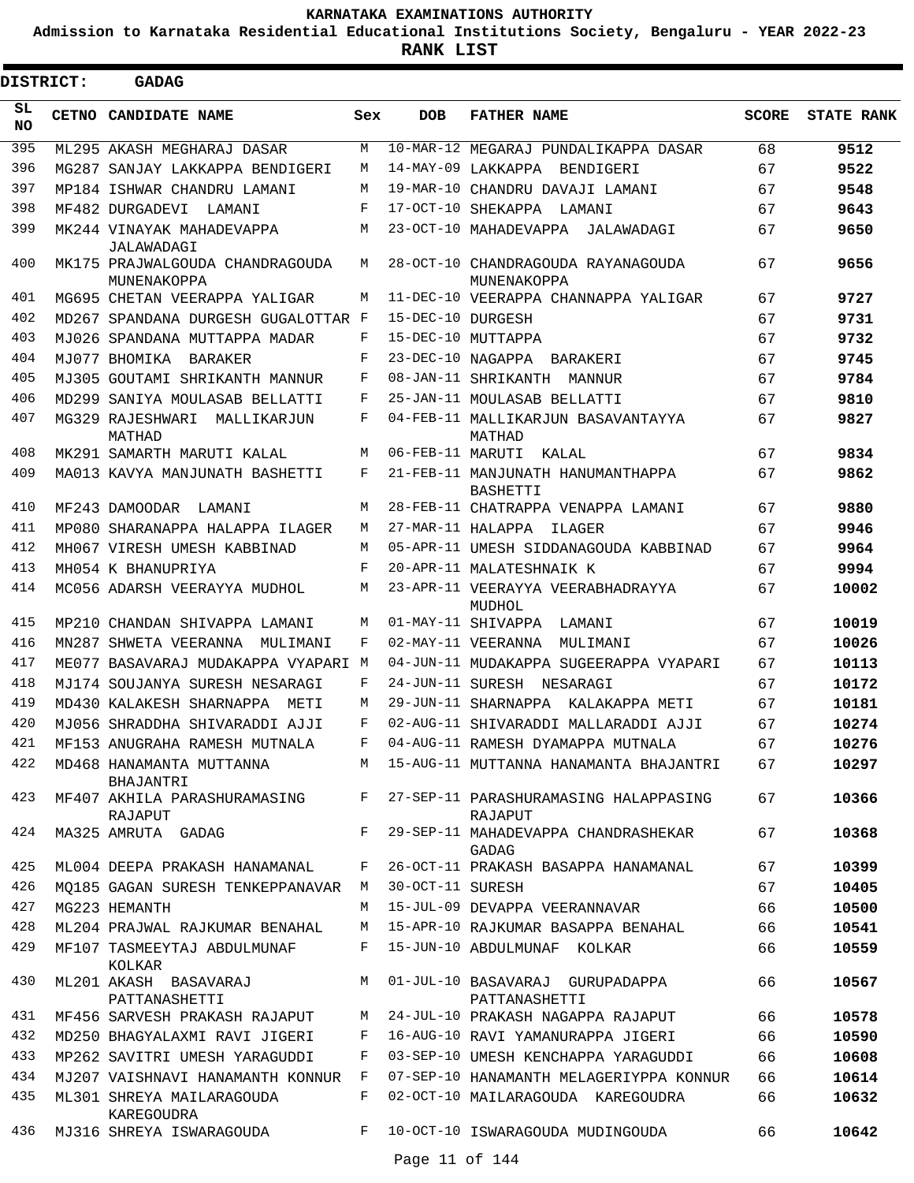# KARNATAKA EXAMINATIONS AUTHORITY

**Admission to Karnataka Residential Educational Institutions Society, Bengaluru - YEAR 2022-23**

**RANK LIST**

**DISTRICT: GADAG**

| SL NO | CETNO | CANDIDATE NAME | Sex | DOB | FATHER NAME | SCORE | STATE RANK |
|---|---|---|---|---|---|---|---|
| 395 | ML295 | AKASH MEGHARAJ DASAR | M | 10-MAR-12 | MEGARAJ PUNDALIKAPPA DASAR | 68 | 9512 |
| 396 | MG287 | SANJAY LAKKAPPA BENDIGERI | M | 14-MAY-09 | LAKKAPPA BENDIGERI | 67 | 9522 |
| 397 | MP184 | ISHWAR CHANDRU LAMANI | M | 19-MAR-10 | CHANDRU DAVAJI LAMANI | 67 | 9548 |
| 398 | MF482 | DURGADEVI LAMANI | F | 17-OCT-10 | SHEKAPPA LAMANI | 67 | 9643 |
| 399 | MK244 | VINAYAK MAHADEVAPPA JALAWADAGI | M | 23-OCT-10 | MAHADEVAPPA JALAWADAGI | 67 | 9650 |
| 400 | MK175 | PRAJWALGOUDA CHANDRAGOUDA MUNENAKOPPA | M | 28-OCT-10 | CHANDRAGOUDA RAYANAGOUDA MUNENAKOPPA | 67 | 9656 |
| 401 | MG695 | CHETAN VEERAPPA YALIGAR | M | 11-DEC-10 | VEERAPPA CHANNAPPA YALIGAR | 67 | 9727 |
| 402 | MD267 | SPANDANA DURGESH GUGALOTTAR | F | 15-DEC-10 | DURGESH | 67 | 9731 |
| 403 | MJ026 | SPANDANA MUTTAPPA MADAR | F | 15-DEC-10 | MUTTAPPA | 67 | 9732 |
| 404 | MJ077 | BHOMIKA BARAKER | F | 23-DEC-10 | NAGAPPA BARAKERI | 67 | 9745 |
| 405 | MJ305 | GOUTAMI SHRIKANTH MANNUR | F | 08-JAN-11 | SHRIKANTH MANNUR | 67 | 9784 |
| 406 | MD299 | SANIYA MOULASAB BELLATTI | F | 25-JAN-11 | MOULASAB BELLATTI | 67 | 9810 |
| 407 | MG329 | RAJESHWARI MALLIKARJUN MATHAD | F | 04-FEB-11 | MALLIKARJUN BASAVANTAYYA MATHAD | 67 | 9827 |
| 408 | MK291 | SAMARTH MARUTI KALAL | M | 06-FEB-11 | MARUTI KALAL | 67 | 9834 |
| 409 | MA013 | KAVYA MANJUNATH BASHETTI | F | 21-FEB-11 | MANJUNATH HANUMANTHAPPA BASHETTI | 67 | 9862 |
| 410 | MF243 | DAMOODAR LAMANI | M | 28-FEB-11 | CHATRAPPA VENAPPA LAMANI | 67 | 9880 |
| 411 | MP080 | SHARANAPPA HALAPPA ILAGER | M | 27-MAR-11 | HALAPPA ILAGER | 67 | 9946 |
| 412 | MH067 | VIRESH UMESH KABBINAD | M | 05-APR-11 | UMESH SIDDANAGOUDA KABBINAD | 67 | 9964 |
| 413 | MH054 | K BHANUPRIYA | F | 20-APR-11 | MALATESHNAIK K | 67 | 9994 |
| 414 | MC056 | ADARSH VEERAYYA MUDHOL | M | 23-APR-11 | VEERAYYA VEERABHADRAYYA MUDHOL | 67 | 10002 |
| 415 | MP210 | CHANDAN SHIVAPPA LAMANI | M | 01-MAY-11 | SHIVAPPA LAMANI | 67 | 10019 |
| 416 | MN287 | SHWETA VEERANNA MULIMANI | F | 02-MAY-11 | VEERANNA MULIMANI | 67 | 10026 |
| 417 | ME077 | BASAVARAJ MUDAKAPPA VYAPARI | M | 04-JUN-11 | MUDAKAPPA SUGEERAPPA VYAPARI | 67 | 10113 |
| 418 | MJ174 | SOUJANYA SURESH NESARAGI | F | 24-JUN-11 | SURESH NESARAGI | 67 | 10172 |
| 419 | MD430 | KALAKESH SHARNAPPA METI | M | 29-JUN-11 | SHARNAPPA KALAKAPPA METI | 67 | 10181 |
| 420 | MJ056 | SHRADDHA SHIVARADDI AJJI | F | 02-AUG-11 | SHIVARADDI MALLARADDI AJJI | 67 | 10274 |
| 421 | MF153 | ANUGRAHA RAMESH MUTNALA | F | 04-AUG-11 | RAMESH DYAMAPPA MUTNALA | 67 | 10276 |
| 422 | MD468 | HANAMANTA MUTTANNA BHAJANTRI | M | 15-AUG-11 | MUTTANNA HANAMANTA BHAJANTRI | 67 | 10297 |
| 423 | MF407 | AKHILA PARASHURAMASING RAJAPUT | F | 27-SEP-11 | PARASHURAMASING HALAPPASING RAJAPUT | 67 | 10366 |
| 424 | MA325 | AMRUTA GADAG | F | 29-SEP-11 | MAHADEVAPPA CHANDRASHEKAR GADAG | 67 | 10368 |
| 425 | ML004 | DEEPA PRAKASH HANAMANAL | F | 26-OCT-11 | PRAKASH BASAPPA HANAMANAL | 67 | 10399 |
| 426 | MQ185 | GAGAN SURESH TENKEPPANAVAR | M | 30-OCT-11 | SURESH | 67 | 10405 |
| 427 | MG223 | HEMANTH | M | 15-JUL-09 | DEVAPPA VEERANNAVAR | 66 | 10500 |
| 428 | ML204 | PRAJWAL RAJKUMAR BENAHAL | M | 15-APR-10 | RAJKUMAR BASAPPA BENAHAL | 66 | 10541 |
| 429 | MF107 | TASMEEYTAJ ABDULMUNAF KOLKAR | F | 15-JUN-10 | ABDULMUNAF KOLKAR | 66 | 10559 |
| 430 | ML201 | AKASH BASAVARAJ PATTANASHETTI | M | 01-JUL-10 | BASAVARAJ GURUPADAPPA PATTANASHETTI | 66 | 10567 |
| 431 | MF456 | SARVESH PRAKASH RAJAPUT | M | 24-JUL-10 | PRAKASH NAGAPPA RAJAPUT | 66 | 10578 |
| 432 | MD250 | BHAGYALAXMI RAVI JIGERI | F | 16-AUG-10 | RAVI YAMANURAPPA JIGERI | 66 | 10590 |
| 433 | MP262 | SAVITRI UMESH YARAGUDDI | F | 03-SEP-10 | UMESH KENCHAPPA YARAGUDDI | 66 | 10608 |
| 434 | MJ207 | VAISHNAVI HANAMANTH KONNUR | F | 07-SEP-10 | HANAMANTH MELAGERIYPPA KONNUR | 66 | 10614 |
| 435 | ML301 | SHREYA MAILARAGOUDA KAREGOUDRA | F | 02-OCT-10 | MAILARAGOUDA KAREGOUDRA | 66 | 10632 |
| 436 | MJ316 | SHREYA ISWARAGOUDA | F | 10-OCT-10 | ISWARAGOUDA MUDINGOUDA | 66 | 10642 |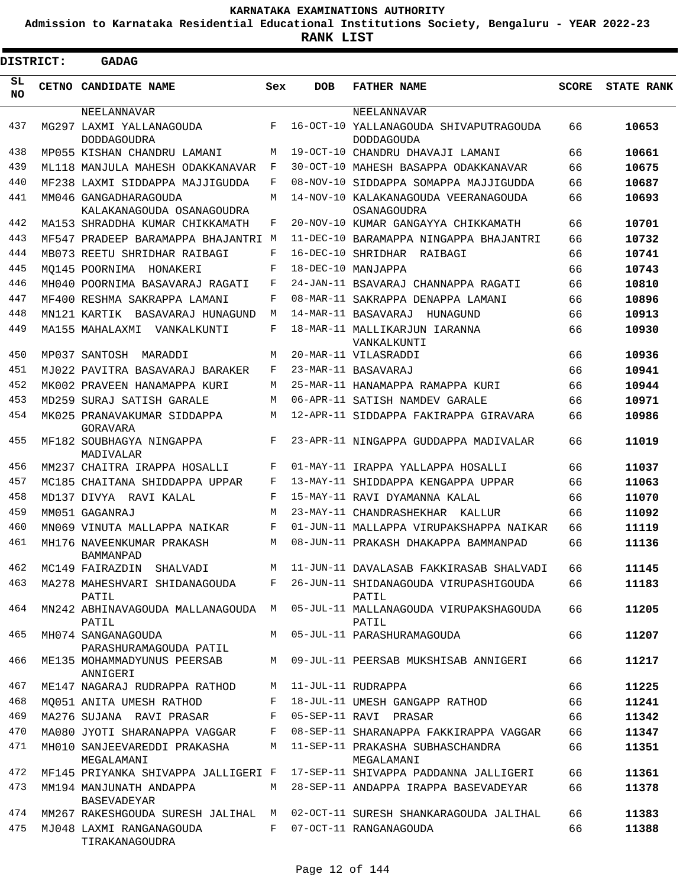# KARNATAKA EXAMINATIONS AUTHORITY

**Admission to Karnataka Residential Educational Institutions Society, Bengaluru - YEAR 2022-23**

**RANK LIST**

**DISTRICT: GADAG**

| SL NO | CETNO | CANDIDATE NAME | Sex | DOB | FATHER NAME | SCORE | STATE RANK |
|---|---|---|---|---|---|---|---|
| | | NEELANNAVAR | | | NEELANNAVAR | | |
| 437 | MG297 | LAXMI YALLANAGOUDA DODDAGOUDRA | F | 16-OCT-10 | YALLANAGOUDA SHIVAPUTRAGOUDA DODDAGOUDA | 66 | 10653 |
| 438 | MP055 | KISHAN CHANDRU LAMANI | M | 19-OCT-10 | CHANDRU DHAVAJI LAMANI | 66 | 10661 |
| 439 | ML118 | MANJULA MAHESH ODAKKANAVAR | F | 30-OCT-10 | MAHESH BASAPPA ODAKKANAVAR | 66 | 10675 |
| 440 | MF238 | LAXMI SIDDAPPA MAJJIGUDDA | F | 08-NOV-10 | SIDDAPPA SOMAPPA MAJJIGUDDA | 66 | 10687 |
| 441 | MM046 | GANGADHARAGOUDA KALAKANAGOUDA OSANAGOUDRA | M | 14-NOV-10 | KALAKANAGOUDA VEERANAGOUDA OSANAGOUDRA | 66 | 10693 |
| 442 | MA153 | SHRADDHA KUMAR CHIKKAMATH | F | 20-NOV-10 | KUMAR GANGAYYA CHIKKAMATH | 66 | 10701 |
| 443 | MF547 | PRADEEP BARAMAPPA BHAJANTRI | M | 11-DEC-10 | BARAMAPPA NINGAPPA BHAJANTRI | 66 | 10732 |
| 444 | MB073 | REETU SHRIDHAR RAIBAGI | F | 16-DEC-10 | SHRIDHAR RAIBAGI | 66 | 10741 |
| 445 | MQ145 | POORNIMA HONAKERI | F | 18-DEC-10 | MANJAPPA | 66 | 10743 |
| 446 | MH040 | POORNIMA BASAVARAJ RAGATI | F | 24-JAN-11 | BSAVARAJ CHANNAPPA RAGATI | 66 | 10810 |
| 447 | MF400 | RESHMA SAKRAPPA LAMANI | F | 08-MAR-11 | SAKRAPPA DENAPPA LAMANI | 66 | 10896 |
| 448 | MN121 | KARTIK BASAVARAJ HUNAGUND | M | 14-MAR-11 | BASAVARAJ HUNAGUND | 66 | 10913 |
| 449 | MA155 | MAHALAXMI VANKALKUNTI | F | 18-MAR-11 | MALLIKARJUN IARANNA VANKALKUNTI | 66 | 10930 |
| 450 | MP037 | SANTOSH MARADDI | M | 20-MAR-11 | VILASRADDI | 66 | 10936 |
| 451 | MJ022 | PAVITRA BASAVARAJ BARAKER | F | 23-MAR-11 | BASAVARAJ | 66 | 10941 |
| 452 | MK002 | PRAVEEN HANAMAPPA KURI | M | 25-MAR-11 | HANAMAPPA RAMAPPA KURI | 66 | 10944 |
| 453 | MD259 | SURAJ SATISH GARALE | M | 06-APR-11 | SATISH NAMDEV GARALE | 66 | 10971 |
| 454 | MK025 | PRANAVAKUMAR SIDDAPPA GORAVARA | M | 12-APR-11 | SIDDAPPA FAKIRAPPA GIRAVARA | 66 | 10986 |
| 455 | MF182 | SOUBHAGYA NINGAPPA MADIVALAR | F | 23-APR-11 | NINGAPPA GUDDAPPA MADIVALAR | 66 | 11019 |
| 456 | MM237 | CHAITRA IRAPPA HOSALLI | F | 01-MAY-11 | IRAPPA YALLAPPA HOSALLI | 66 | 11037 |
| 457 | MC185 | CHAITANA SHIDDAPPA UPPAR | F | 13-MAY-11 | SHIDDAPPA KENGAPPA UPPAR | 66 | 11063 |
| 458 | MD137 | DIVYA RAVI KALAL | F | 15-MAY-11 | RAVI DYAMANNA KALAL | 66 | 11070 |
| 459 | MM051 | GAGANRAJ | M | 23-MAY-11 | CHANDRASHEKHAR KALLUR | 66 | 11092 |
| 460 | MN069 | VINUTA MALLAPPA NAIKAR | F | 01-JUN-11 | MALLAPPA VIRUPAKSHAPPA NAIKAR | 66 | 11119 |
| 461 | MH176 | NAVEENKUMAR PRAKASH BAMMANPAD | M | 08-JUN-11 | PRAKASH DHAKAPPA BAMMANPAD | 66 | 11136 |
| 462 | MC149 | FAIRAZDIN SHALVADI | M | 11-JUN-11 | DAVALASAB FAKKIRASAB SHALVADI | 66 | 11145 |
| 463 | MA278 | MAHESHVARI SHIDANAGOUDA PATIL | F | 26-JUN-11 | SHIDANAGOUDA VIRUPASHIGOUDA PATIL | 66 | 11183 |
| 464 | MN242 | ABHINAVAGOUDA MALLANAGOUDA PATIL | M | 05-JUL-11 | MALLANAGOUDA VIRUPAKSHAGOUDA PATIL | 66 | 11205 |
| 465 | MH074 | SANGANAGOUDA PARASHURAMAGOUDA PATIL | M | 05-JUL-11 | PARASHURAMAGOUDA | 66 | 11207 |
| 466 | ME135 | MOHAMMADYUNUS PEERSAB ANNIGERI | M | 09-JUL-11 | PEERSAB MUKSHISAB ANNIGERI | 66 | 11217 |
| 467 | ME147 | NAGARAJ RUDRAPPA RATHOD | M | 11-JUL-11 | RUDRAPPA | 66 | 11225 |
| 468 | MQ051 | ANITA UMESH RATHOD | F | 18-JUL-11 | UMESH GANGAPP RATHOD | 66 | 11241 |
| 469 | MA276 | SUJANA RAVI PRASAR | F | 05-SEP-11 | RAVI PRASAR | 66 | 11342 |
| 470 | MA080 | JYOTI SHARANAPPA VAGGAR | F | 08-SEP-11 | SHARANAPPA FAKKIRAPPA VAGGAR | 66 | 11347 |
| 471 | MH010 | SANJEEVAREDDI PRAKASHA MEGALAMANI | M | 11-SEP-11 | PRAKASHA SUBHASCHANDRA MEGALAMANI | 66 | 11351 |
| 472 | MF145 | PRIYANKA SHIVAPPA JALLIGERI | F | 17-SEP-11 | SHIVAPPA PADDANNA JALLIGERI | 66 | 11361 |
| 473 | MM194 | MANJUNATH ANDAPPA BASEVADEYAR | M | 28-SEP-11 | ANDAPPA IRAPPA BASEVADEYAR | 66 | 11378 |
| 474 | MM267 | RAKESHGOUDA SURESH JALIHAL | M | 02-OCT-11 | SURESH SHANKARAGOUDA JALIHAL | 66 | 11383 |
| 475 | MJ048 | LAXMI RANGANAGOUDA TIRAKANAGOUDRA | F | 07-OCT-11 | RANGANAGOUDA | 66 | 11388 |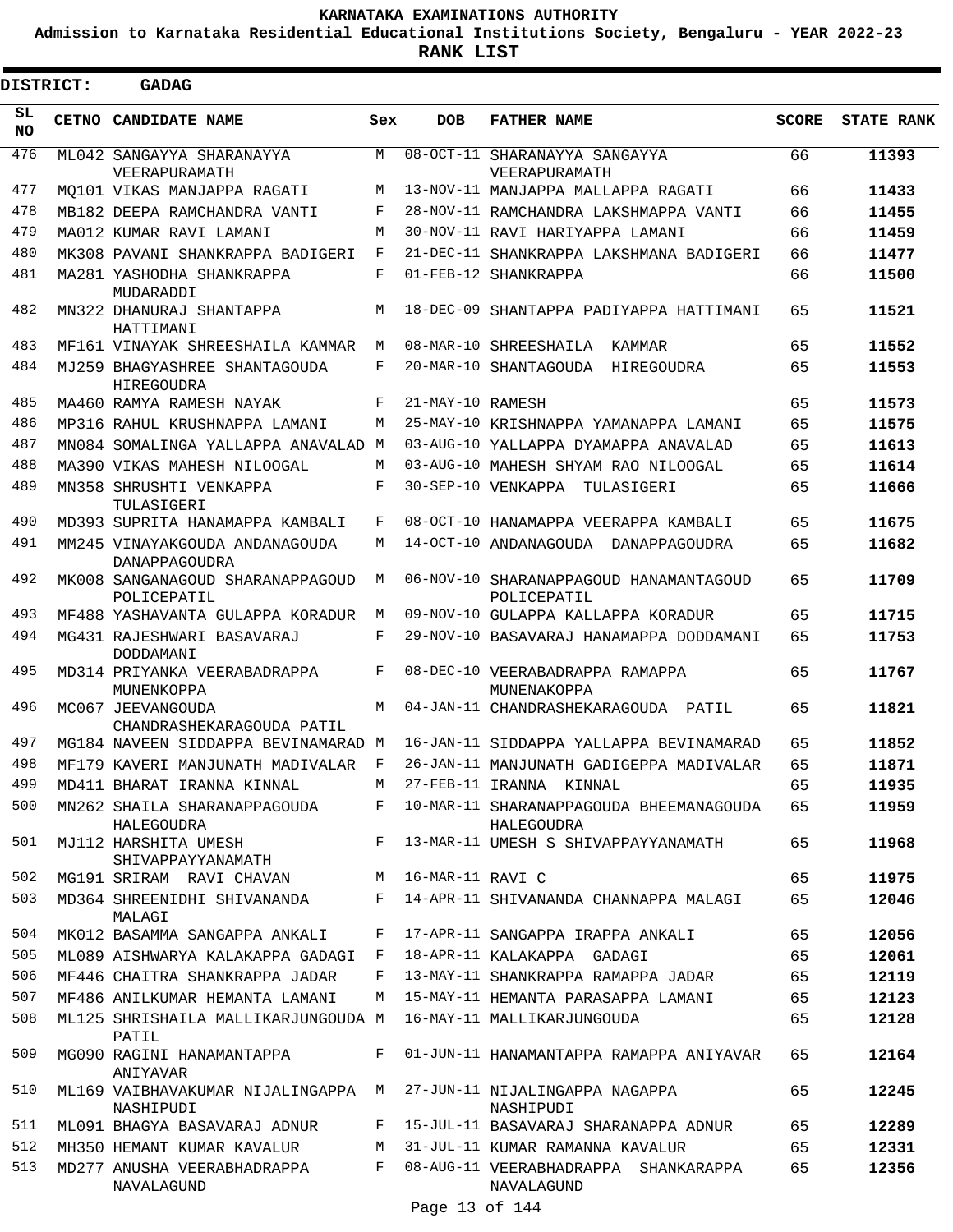**KARNATAKA EXAMINATIONS AUTHORITY**

**Admission to Karnataka Residential Educational Institutions Society, Bengaluru - YEAR 2022-23**

**RANK LIST**

**DISTRICT: GADAG**

| SL NO | CETNO | CANDIDATE NAME | Sex | DOB | FATHER NAME | SCORE | STATE RANK |
|---|---|---|---|---|---|---|---|
| 476 | ML042 | SANGAYYA SHARANAYYA VEERAPURAMATH | M | 08-OCT-11 | SHARANAYYA SANGAYYA VEERAPURAMATH | 66 | **11393** |
| 477 | MQ101 | VIKAS MANJAPPA RAGATI | M | 13-NOV-11 | MANJAPPA MALLAPPA RAGATI | 66 | **11433** |
| 478 | MB182 | DEEPA RAMCHANDRA VANTI | F | 28-NOV-11 | RAMCHANDRA LAKSHMAPPA VANTI | 66 | **11455** |
| 479 | MA012 | KUMAR RAVI LAMANI | M | 30-NOV-11 | RAVI HARIYAPPA LAMANI | 66 | **11459** |
| 480 | MK308 | PAVANI SHANKRAPPA BADIGERI | F | 21-DEC-11 | SHANKRAPPA LAKSHMANA BADIGERI | 66 | **11477** |
| 481 | MA281 | YASHODHA SHANKRAPPA MUDARADDI | F | 01-FEB-12 | SHANKRAPPA | 66 | **11500** |
| 482 | MN322 | DHANURAJ SHANTAPPA HATTIMANI | M | 18-DEC-09 | SHANTAPPA PADIYAPPA HATTIMANI | 65 | **11521** |
| 483 | MF161 | VINAYAK SHREESHAILA KAMMAR | M | 08-MAR-10 | SHREESHAILA KAMMAR | 65 | **11552** |
| 484 | MJ259 | BHAGYASHREE SHANTAGOUDA HIREGOUDRA | F | 20-MAR-10 | SHANTAGOUDA HIREGOUDRA | 65 | **11553** |
| 485 | MA460 | RAMYA RAMESH NAYAK | F | 21-MAY-10 | RAMESH | 65 | **11573** |
| 486 | MP316 | RAHUL KRUSHNAPPA LAMANI | M | 25-MAY-10 | KRISHNAPPA YAMANAPPA LAMANI | 65 | **11575** |
| 487 | MN084 | SOMALINGA YALLAPPA ANAVALAD | M | 03-AUG-10 | YALLAPPA DYAMAPPA ANAVALAD | 65 | **11613** |
| 488 | MA390 | VIKAS MAHESH NILOOGAL | M | 03-AUG-10 | MAHESH SHYAM RAO NILOOGAL | 65 | **11614** |
| 489 | MN358 | SHRUSHTI VENKAPPA TULASIGERI | F | 30-SEP-10 | VENKAPPA TULASIGERI | 65 | **11666** |
| 490 | MD393 | SUPRITA HANAMAPPA KAMBALI | F | 08-OCT-10 | HANAMAPPA VEERAPPA KAMBALI | 65 | **11675** |
| 491 | MM245 | VINAYAKGOUDA ANDANAGOUDA DANAPPAGOUDRA | M | 14-OCT-10 | ANDANAGOUDA DANAPPAGOUDRA | 65 | **11682** |
| 492 | MK008 | SANGANAGOUD SHARANAPPAGOUD POLICEPATIL | M | 06-NOV-10 | SHARANAPPAGOUD HANAMANTAGOUD POLICEPATIL | 65 | **11709** |
| 493 | MF488 | YASHAVANTA GULAPPA KORADUR | M | 09-NOV-10 | GULAPPA KALLAPPA KORADUR | 65 | **11715** |
| 494 | MG431 | RAJESHWARI BASAVARAJ DODDAMANI | F | 29-NOV-10 | BASAVARAJ HANAMAPPA DODDAMANI | 65 | **11753** |
| 495 | MD314 | PRIYANKA VEERABADRAPPA MUNENKOPPA | F | 08-DEC-10 | VEERABADRAPPA RAMAPPA MUNENAKOPPA | 65 | **11767** |
| 496 | MC067 | JEEVANGOUDA CHANDRASHEKARAGOUDA PATIL | M | 04-JAN-11 | CHANDRASHEKARAGOUDA PATIL | 65 | **11821** |
| 497 | MG184 | NAVEEN SIDDAPPA BEVINAMARAD | M | 16-JAN-11 | SIDDAPPA YALLAPPA BEVINAMARAD | 65 | **11852** |
| 498 | MF179 | KAVERI MANJUNATH MADIVALAR | F | 26-JAN-11 | MANJUNATH GADIGEPPA MADIVALAR | 65 | **11871** |
| 499 | MD411 | BHARAT IRANNA KINNAL | M | 27-FEB-11 | IRANNA KINNAL | 65 | **11935** |
| 500 | MN262 | SHAILA SHARANAPPAGOUDA HALEGOUDRA | F | 10-MAR-11 | SHARANAPPAGOUDA BHEEMANAGOUDA HALEGOUDRA | 65 | **11959** |
| 501 | MJ112 | HARSHITA UMESH SHIVAPPAYYANAMATH | F | 13-MAR-11 | UMESH S SHIVAPPAYYANAMATH | 65 | **11968** |
| 502 | MG191 | SRIRAM RAVI CHAVAN | M | 16-MAR-11 | RAVI C | 65 | **11975** |
| 503 | MD364 | SHREENIDHI SHIVANANDA MALAGI | F | 14-APR-11 | SHIVANANDA CHANNAPPA MALAGI | 65 | **12046** |
| 504 | MK012 | BASAMMA SANGAPPA ANKALI | F | 17-APR-11 | SANGAPPA IRAPPA ANKALI | 65 | **12056** |
| 505 | ML089 | AISHWARYA KALAKAPPA GADAGI | F | 18-APR-11 | KALAKAPPA GADAGI | 65 | **12061** |
| 506 | MF446 | CHAITRA SHANKRAPPA JADAR | F | 13-MAY-11 | SHANKRAPPA RAMAPPA JADAR | 65 | **12119** |
| 507 | MF486 | ANILKUMAR HEMANTA LAMANI | M | 15-MAY-11 | HEMANTA PARASAPPA LAMANI | 65 | **12123** |
| 508 | ML125 | SHRISHAILA MALLIKARJUNGOUDA PATIL | M | 16-MAY-11 | MALLIKARJUNGOUDA | 65 | **12128** |
| 509 | MG090 | RAGINI HANAMANTAPPA ANIYAVAR | F | 01-JUN-11 | HANAMANTAPPA RAMAPPA ANIYAVAR | 65 | **12164** |
| 510 | ML169 | VAIBHAVAKUMAR NIJALINGAPPA NASHIPUDI | M | 27-JUN-11 | NIJALINGAPPA NAGAPPA NASHIPUDI | 65 | **12245** |
| 511 | ML091 | BHAGYA BASAVARAJ ADNUR | F | 15-JUL-11 | BASAVARAJ SHARANAPPA ADNUR | 65 | **12289** |
| 512 | MH350 | HEMANT KUMAR KAVALUR | M | 31-JUL-11 | KUMAR RAMANNA KAVALUR | 65 | **12331** |
| 513 | MD277 | ANUSHA VEERABHADRAPPA NAVALAGUND | F | 08-AUG-11 | VEERABHADRAPPA SHANKARAPPA NAVALAGUND | 65 | **12356** |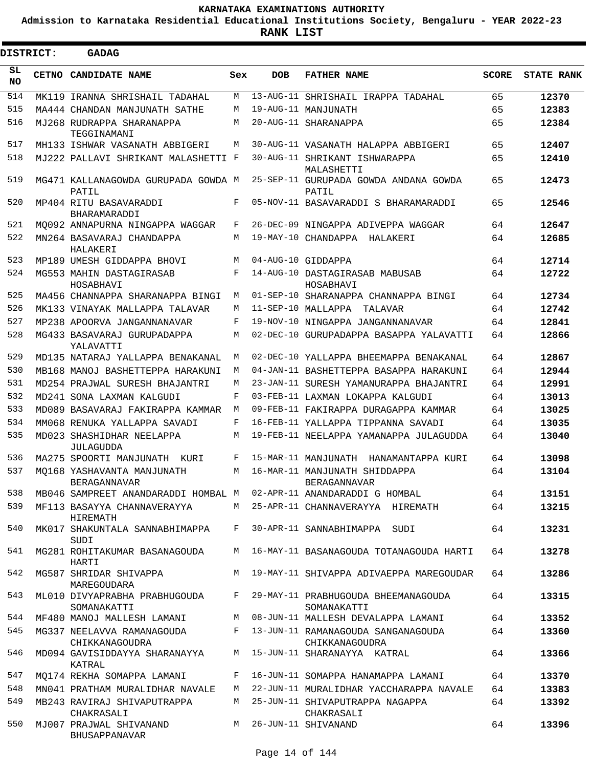KARNATAKA EXAMINATIONS AUTHORITY

Admission to Karnataka Residential Educational Institutions Society, Bengaluru - YEAR 2022-23

**RANK LIST**

**DISTRICT: GADAG**

| SL NO | CETNO | CANDIDATE NAME | Sex | DOB | FATHER NAME | SCORE | STATE RANK |
|---|---|---|---|---|---|---|---|
| 514 | MK119 | IRANNA SHRISHAIL TADAHAL | M | 13-AUG-11 | SHRISHAIL IRAPPA TADAHAL | 65 | **12370** |
| 515 | MA444 | CHANDAN MANJUNATH SATHE | M | 19-AUG-11 | MANJUNATH | 65 | **12383** |
| 516 | MJ268 | RUDRAPPA SHARANAPPA TEGGINAMANI | M | 20-AUG-11 | SHARANAPPA | 65 | **12384** |
| 517 | MH133 | ISHWAR VASANATH ABBIGERI | M | 30-AUG-11 | VASANATH HALAPPA ABBIGERI | 65 | **12407** |
| 518 | MJ222 | PALLAVI SHRIKANT MALASHETTI | F | 30-AUG-11 | SHRIKANT ISHWARAPPA MALASHETTI | 65 | **12410** |
| 519 | MG471 | KALLANAGOWDA GURUPADA GOWDA PATIL | M | 25-SEP-11 | GURUPADA GOWDA ANDANA GOWDA PATIL | 65 | **12473** |
| 520 | MP404 | RITU BASAVARADDI BHARAMARADDI | F | 05-NOV-11 | BASAVARADDI S BHARAMARADDI | 65 | **12546** |
| 521 | MQ092 | ANNAPURNA NINGAPPA WAGGAR | F | 26-DEC-09 | NINGAPPA ADIVEPPA WAGGAR | 64 | **12647** |
| 522 | MN264 | BASAVARAJ CHANDAPPA HALAKERI | M | 19-MAY-10 | CHANDAPPA HALAKERI | 64 | **12685** |
| 523 | MP189 | UMESH GIDDAPPA BHOVI | M | 04-AUG-10 | GIDDAPPA | 64 | **12714** |
| 524 | MG553 | MAHIN DASTAGIRASAB HOSABHAVI | F | 14-AUG-10 | DASTAGIRASAB MABUSAB HOSABHAVI | 64 | **12722** |
| 525 | MA456 | CHANNAPPA SHARANAPPA BINGI | M | 01-SEP-10 | SHARANAPPA CHANNAPPA BINGI | 64 | **12734** |
| 526 | MK133 | VINAYAK MALLAPPA TALAVAR | M | 11-SEP-10 | MALLAPPA TALAVAR | 64 | **12742** |
| 527 | MP238 | APOORVA JANGANNANAVAR | F | 19-NOV-10 | NINGAPPA JANGANNANAVAR | 64 | **12841** |
| 528 | MG433 | BASAVARAJ GURUPADAPPA YALAVATTI | M | 02-DEC-10 | GURUPADAPPA BASAPPA YALAVATTI | 64 | **12866** |
| 529 | MD135 | NATARAJ YALLAPPA BENAKANAL | M | 02-DEC-10 | YALLAPPA BHEEMAPPA BENAKANAL | 64 | **12867** |
| 530 | MB168 | MANOJ BASHETTEPPA HARAKUNI | M | 04-JAN-11 | BASHETTEPPA BASAPPA HARAKUNI | 64 | **12944** |
| 531 | MD254 | PRAJWAL SURESH BHAJANTRI | M | 23-JAN-11 | SURESH YAMANURAPPA BHAJANTRI | 64 | **12991** |
| 532 | MD241 | SONA LAXMAN KALGUDI | F | 03-FEB-11 | LAXMAN LOKAPPA KALGUDI | 64 | **13013** |
| 533 | MD089 | BASAVARAJ FAKIRAPPA KAMMAR | M | 09-FEB-11 | FAKIRAPPA DURAGAPPA KAMMAR | 64 | **13025** |
| 534 | MM068 | RENUKA YALLAPPA SAVADI | F | 16-FEB-11 | YALLAPPA TIPPANNA SAVADI | 64 | **13035** |
| 535 | MD023 | SHASHIDHAR NEELAPPA JULAGUDDA | M | 19-FEB-11 | NEELAPPA YAMANAPPA JULAGUDDA | 64 | **13040** |
| 536 | MA275 | SPOORTI MANJUNATH KURI | F | 15-MAR-11 | MANJUNATH HANAMANTAPPA KURI | 64 | **13098** |
| 537 | MQ168 | YASHAVANTA MANJUNATH BERAGANNAVAR | M | 16-MAR-11 | MANJUNATH SHIDDAPPA BERAGANNAVAR | 64 | **13104** |
| 538 | MB046 | SAMPREET ANANDARADDI HOMBAL | M | 02-APR-11 | ANANDARADDI G HOMBAL | 64 | **13151** |
| 539 | MF113 | BASAYYA CHANNAVERAYYA HIREMATH | M | 25-APR-11 | CHANNAVERAYYA HIREMATH | 64 | **13215** |
| 540 | MK017 | SHAKUNTALA SANNABHIMAPPA SUDI | F | 30-APR-11 | SANNABHIMAPPA SUDI | 64 | **13231** |
| 541 | MG281 | ROHITAKUMAR BASANAGOUDA HARTI | M | 16-MAY-11 | BASANAGOUDA TOTANAGOUDA HARTI | 64 | **13278** |
| 542 | MG587 | SHRIDAR SHIVAPPA MAREGOUDARA | M | 19-MAY-11 | SHIVAPPA ADIVAEPPA MAREGOUDAR | 64 | **13286** |
| 543 | ML010 | DIVYAPRABHA PRABHUGOUDA SOMANAKATTI | F | 29-MAY-11 | PRABHUGOUDA BHEEMANAGOUDA SOMANAKATTI | 64 | **13315** |
| 544 | MF480 | MANOJ MALLESH LAMANI | M | 08-JUN-11 | MALLESH DEVALAPPA LAMANI | 64 | **13352** |
| 545 | MG337 | NEELAVVA RAMANAGOUDA CHIKKANAGOUDRA | F | 13-JUN-11 | RAMANAGOUDA SANGANAGOUDA CHIKKANAGOUDRA | 64 | **13360** |
| 546 | MD094 | GAVISIDDAYYA SHARANAYYA KATRAL | M | 15-JUN-11 | SHARANAYYA KATRAL | 64 | **13366** |
| 547 | MQ174 | REKHA SOMAPPA LAMANI | F | 16-JUN-11 | SOMAPPA HANAMAPPA LAMANI | 64 | **13370** |
| 548 | MN041 | PRATHAM MURALIDHAR NAVALE | M | 22-JUN-11 | MURALIDHAR YACCHARAPPA NAVALE | 64 | **13383** |
| 549 | MB243 | RAVIRAJ SHIVAPUTRAPPA CHAKRASALI | M | 25-JUN-11 | SHIVAPUTRAPPA NAGAPPA CHAKRASALI | 64 | **13392** |
| 550 | MJ007 | PRAJWAL SHIVANAND BHUSAPPANAVAR | M | 26-JUN-11 | SHIVANAND | 64 | **13396** |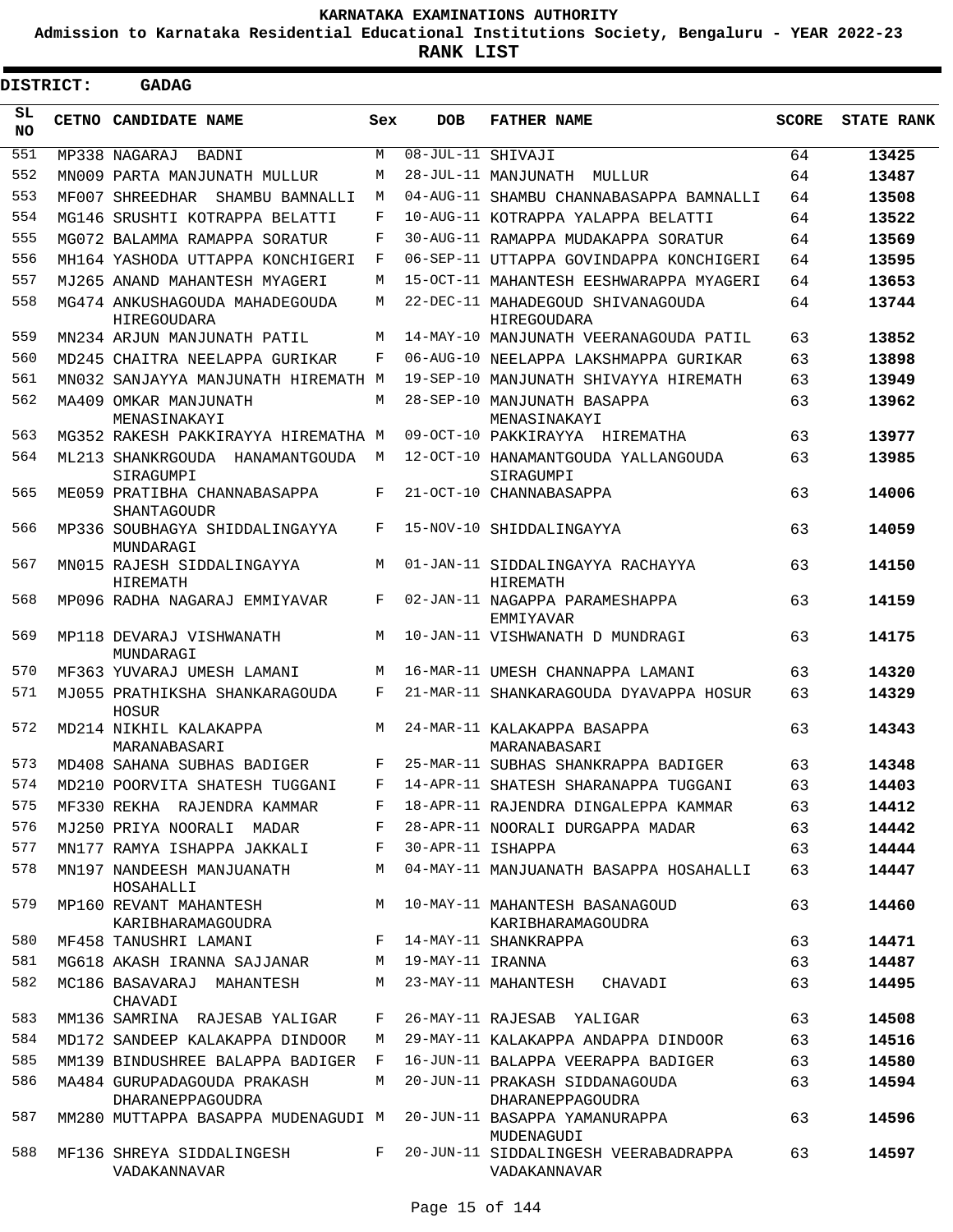# KARNATAKA EXAMINATIONS AUTHORITY

**Admission to Karnataka Residential Educational Institutions Society, Bengaluru - YEAR 2022-23**

**RANK LIST**

**DISTRICT: GADAG**

| SL NO | CETNO | CANDIDATE NAME | Sex | DOB | FATHER NAME | SCORE | STATE RANK |
|---|---|---|---|---|---|---|---|
| 551 | MP338 | NAGARAJ BADNI | M | 08-JUL-11 | SHIVAJI | 64 | 13425 |
| 552 | MN009 | PARTA MANJUNATH MULLUR | M | 28-JUL-11 | MANJUNATH MULLUR | 64 | 13487 |
| 553 | MF007 | SHREEDHAR SHAMBU BAMNALLI | M | 04-AUG-11 | SHAMBU CHANNABASAPPA BAMNALLI | 64 | 13508 |
| 554 | MG146 | SRUSHTI KOTRAPPA BELATTI | F | 10-AUG-11 | KOTRAPPA YALAPPA BELATTI | 64 | 13522 |
| 555 | MG072 | BALAMMA RAMAPPA SORATUR | F | 30-AUG-11 | RAMAPPA MUDAKAPPA SORATUR | 64 | 13569 |
| 556 | MH164 | YASHODA UTTAPPA KONCHIGERI | F | 06-SEP-11 | UTTAPPA GOVINDAPPA KONCHIGERI | 64 | 13595 |
| 557 | MJ265 | ANAND MAHANTESH MYAGERI | M | 15-OCT-11 | MAHANTESH EESHWARAPPA MYAGERI | 64 | 13653 |
| 558 | MG474 | ANKUSHAGOUDA MAHADEGOUDA HIREGOUDARA | M | 22-DEC-11 | MAHADEGOUD SHIVANAGOUDA HIREGOUDARA | 64 | 13744 |
| 559 | MN234 | ARJUN MANJUNATH PATIL | M | 14-MAY-10 | MANJUNATH VEERANAGOUDA PATIL | 63 | 13852 |
| 560 | MD245 | CHAITRA NEELAPPA GURIKAR | F | 06-AUG-10 | NEELAPPA LAKSHMAPPA GURIKAR | 63 | 13898 |
| 561 | MN032 | SANJAYYA MANJUNATH HIREMATH | M | 19-SEP-10 | MANJUNATH SHIVAYYA HIREMATH | 63 | 13949 |
| 562 | MA409 | OMKAR MANJUNATH MENASINAKAYI | M | 28-SEP-10 | MANJUNATH BASAPPA MENASINAKAYI | 63 | 13962 |
| 563 | MG352 | RAKESH PAKKIRAYYA HIREMATHA | M | 09-OCT-10 | PAKKIRAYYA HIREMATHA | 63 | 13977 |
| 564 | ML213 | SHANKRGOUDA HANAMANTGOUDA SIRAGUMPI | M | 12-OCT-10 | HANAMANTGOUDA YALLANGOUDA SIRAGUMPI | 63 | 13985 |
| 565 | ME059 | PRATIBHA CHANNABASAPPA SHANTAGOUDR | F | 21-OCT-10 | CHANNABASAPPA | 63 | 14006 |
| 566 | MP336 | SOUBHAGYA SHIDDALINGAYYA MUNDARAGI | F | 15-NOV-10 | SHIDDALINGAYYA | 63 | 14059 |
| 567 | MN015 | RAJESH SIDDALINGAYYA HIREMATH | M | 01-JAN-11 | SIDDALINGAYYA RACHAYYA HIREMATH | 63 | 14150 |
| 568 | MP096 | RADHA NAGARAJ EMMIYAVAR | F | 02-JAN-11 | NAGAPPA PARAMESHAPPA EMMIYAVAR | 63 | 14159 |
| 569 | MP118 | DEVARAJ VISHWANATH MUNDARAGI | M | 10-JAN-11 | VISHWANATH D MUNDRAGI | 63 | 14175 |
| 570 | MF363 | YUVARAJ UMESH LAMANI | M | 16-MAR-11 | UMESH CHANNAPPA LAMANI | 63 | 14320 |
| 571 | MJ055 | PRATHIKSHA SHANKARAGOUDA HOSUR | F | 21-MAR-11 | SHANKARAGOUDA DYAVAPPA HOSUR | 63 | 14329 |
| 572 | MD214 | NIKHIL KALAKAPPA MARANABASARI | M | 24-MAR-11 | KALAKAPPA BASAPPA MARANABASARI | 63 | 14343 |
| 573 | MD408 | SAHANA SUBHAS BADIGER | F | 25-MAR-11 | SUBHAS SHANKRAPPA BADIGER | 63 | 14348 |
| 574 | MD210 | POORVITA SHATESH TUGGANI | F | 14-APR-11 | SHATESH SHARANAPPA TUGGANI | 63 | 14403 |
| 575 | MF330 | REKHA RAJENDRA KAMMAR | F | 18-APR-11 | RAJENDRA DINGALEPPA KAMMAR | 63 | 14412 |
| 576 | MJ250 | PRIYA NOORALI MADAR | F | 28-APR-11 | NOORALI DURGAPPA MADAR | 63 | 14442 |
| 577 | MN177 | RAMYA ISHAPPA JAKKALI | F | 30-APR-11 | ISHAPPA | 63 | 14444 |
| 578 | MN197 | NANDEESH MANJUANATH HOSAHALLI | M | 04-MAY-11 | MANJUANATH BASAPPA HOSAHALLI | 63 | 14447 |
| 579 | MP160 | REVANT MAHANTESH KARIBHARAMAGOUDRA | M | 10-MAY-11 | MAHANTESH BASANAGOUD KARIBHARAMAGOUDRA | 63 | 14460 |
| 580 | MF458 | TANUSHRI LAMANI | F | 14-MAY-11 | SHANKRAPPA | 63 | 14471 |
| 581 | MG618 | AKASH IRANNA SAJJANAR | M | 19-MAY-11 | IRANNA | 63 | 14487 |
| 582 | MC186 | BASAVARAJ MAHANTESH CHAVADI | M | 23-MAY-11 | MAHANTESH CHAVADI | 63 | 14495 |
| 583 | MM136 | SAMRINA RAJESAB YALIGAR | F | 26-MAY-11 | RAJESAB YALIGAR | 63 | 14508 |
| 584 | MD172 | SANDEEP KALAKAPPA DINDOOR | M | 29-MAY-11 | KALAKAPPA ANDAPPA DINDOOR | 63 | 14516 |
| 585 | MM139 | BINDUSHREE BALAPPA BADIGER | F | 16-JUN-11 | BALAPPA VEERAPPA BADIGER | 63 | 14580 |
| 586 | MA484 | GURUPADAGOUDA PRAKASH DHARANEPPAGOUDRA | M | 20-JUN-11 | PRAKASH SIDDANAGOUDA DHARANEPPAGOUDRA | 63 | 14594 |
| 587 | MM280 | MUTTAPPA BASAPPA MUDENAGUDI | M | 20-JUN-11 | BASAPPA YAMANURAPPA MUDENAGUDI | 63 | 14596 |
| 588 | MF136 | SHREYA SIDDALINGESH VADAKANNAVAR | F | 20-JUN-11 | SIDDALINGESH VEERABADRAPPA VADAKANNAVAR | 63 | 14597 |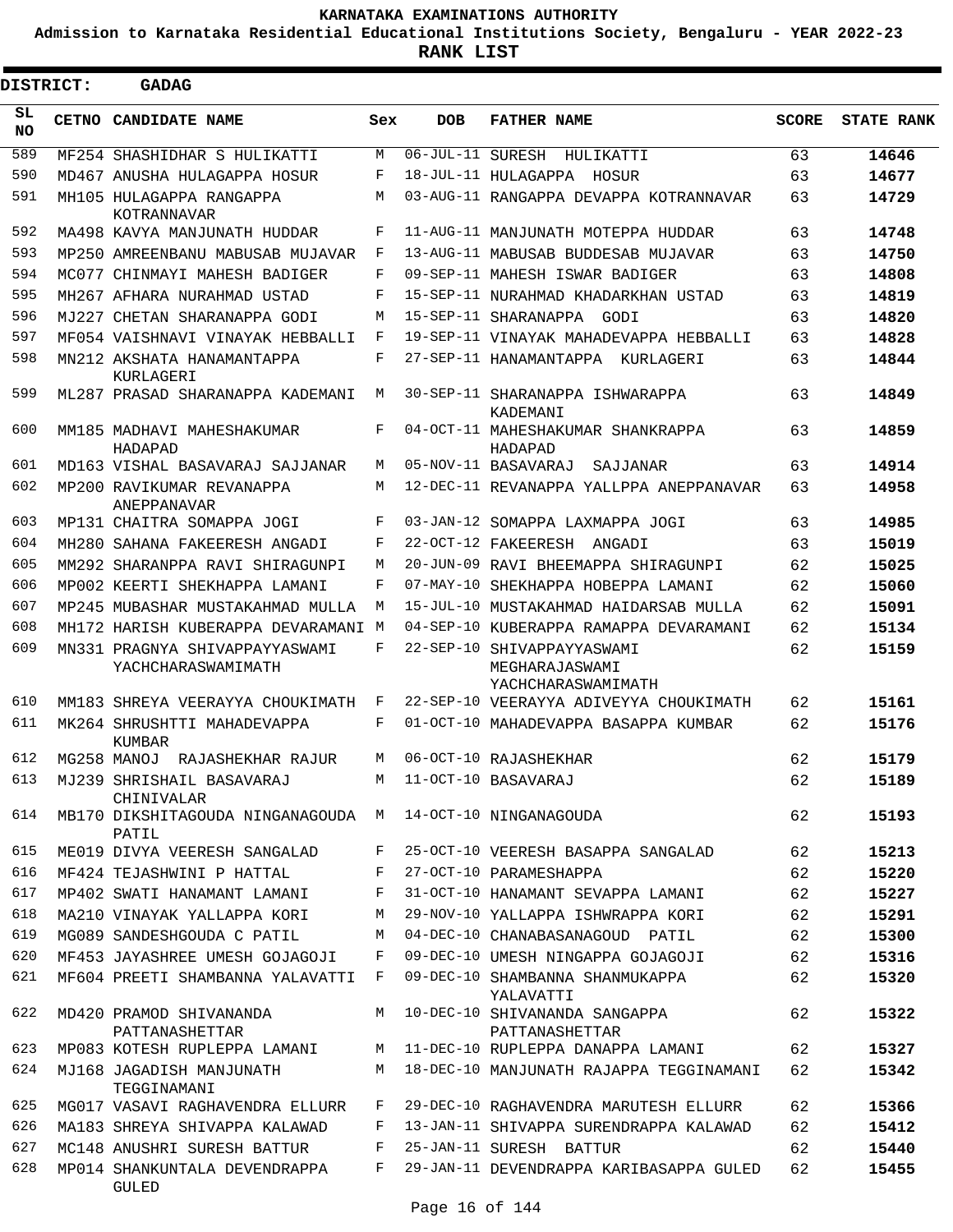KARNATAKA EXAMINATIONS AUTHORITY

Admission to Karnataka Residential Educational Institutions Society, Bengaluru - YEAR 2022-23

**RANK LIST**

**DISTRICT: GADAG**

| SL NO | CETNO | CANDIDATE NAME | Sex | DOB | FATHER NAME | SCORE | STATE RANK |
|---|---|---|---|---|---|---|---|
| 589 | MF254 | SHASHIDHAR S HULIKATTI | M | 06-JUL-11 | SURESH HULIKATTI | 63 | 14646 |
| 590 | MD467 | ANUSHA HULAGAPPA HOSUR | F | 18-JUL-11 | HULAGAPPA HOSUR | 63 | 14677 |
| 591 | MH105 | HULAGAPPA RANGAPPA KOTRANNAVAR | M | 03-AUG-11 | RANGAPPA DEVAPPA KOTRANNAVAR | 63 | 14729 |
| 592 | MA498 | KAVYA MANJUNATH HUDDAR | F | 11-AUG-11 | MANJUNATH MOTEPPA HUDDAR | 63 | 14748 |
| 593 | MP250 | AMREENBANU MABUSAB MUJAVAR | F | 13-AUG-11 | MABUSAB BUDDESAB MUJAVAR | 63 | 14750 |
| 594 | MC077 | CHINMAYI MAHESH BADIGER | F | 09-SEP-11 | MAHESH ISWAR BADIGER | 63 | 14808 |
| 595 | MH267 | AFHARA NURAHMAD USTAD | F | 15-SEP-11 | NURAHMAD KHADARKHAN USTAD | 63 | 14819 |
| 596 | MJ227 | CHETAN SHARANAPPA GODI | M | 15-SEP-11 | SHARANAPPA GODI | 63 | 14820 |
| 597 | MF054 | VAISHNAVI VINAYAK HEBBALLI | F | 19-SEP-11 | VINAYAK MAHADEVAPPA HEBBALLI | 63 | 14828 |
| 598 | MN212 | AKSHATA HANAMANTAPPA KURLAGERI | F | 27-SEP-11 | HANAMANTAPPA KURLAGERI | 63 | 14844 |
| 599 | ML287 | PRASAD SHARANAPPA KADEMANI | M | 30-SEP-11 | SHARANAPPA ISHWARAPPA KADEMANI | 63 | 14849 |
| 600 | MM185 | MADHAVI MAHESHAKUMAR HADAPAD | F | 04-OCT-11 | MAHESHAKUMAR SHANKRAPPA HADAPAD | 63 | 14859 |
| 601 | MD163 | VISHAL BASAVARAJ SAJJANAR | M | 05-NOV-11 | BASAVARAJ SAJJANAR | 63 | 14914 |
| 602 | MP200 | RAVIKUMAR REVANAPPA ANEPPANAVAR | M | 12-DEC-11 | REVANAPPA YALLPPA ANEPPANAVAR | 63 | 14958 |
| 603 | MP131 | CHAITRA SOMAPPA JOGI | F | 03-JAN-12 | SOMAPPA LAXMAPPA JOGI | 63 | 14985 |
| 604 | MH280 | SAHANA FAKEERESH ANGADI | F | 22-OCT-12 | FAKEERESH ANGADI | 63 | 15019 |
| 605 | MM292 | SHARANPPA RAVI SHIRAGUNPI | M | 20-JUN-09 | RAVI BHEEMAPPA SHIRAGUNPI | 62 | 15025 |
| 606 | MP002 | KEERTI SHEKHAPPA LAMANI | F | 07-MAY-10 | SHEKHAPPA HOBEPPA LAMANI | 62 | 15060 |
| 607 | MP245 | MUBASHAR MUSTAKAHMAD MULLA | M | 15-JUL-10 | MUSTAKAHMAD HAIDARSAB MULLA | 62 | 15091 |
| 608 | MH172 | HARISH KUBERAPPA DEVARAMANI | M | 04-SEP-10 | KUBERAPPA RAMAPPA DEVARAMANI | 62 | 15134 |
| 609 | MN331 | PRAGNYA SHIVAPPAYYASWAMI YACHCHARASWAMIMATH | F | 22-SEP-10 | SHIVAPPAYYASWAMI MEGHARAJASWAMI YACHCHARASWAMIMATH | 62 | 15159 |
| 610 | MM183 | SHREYA VEERAYYA CHOUKIMATH | F | 22-SEP-10 | VEERAYYA ADIVEYYA CHOUKIMATH | 62 | 15161 |
| 611 | MK264 | SHRUSHTTI MAHADEVAPPA KUMBAR | F | 01-OCT-10 | MAHADEVAPPA BASAPPA KUMBAR | 62 | 15176 |
| 612 | MG258 | MANOJ RAJASHEKHAR RAJUR | M | 06-OCT-10 | RAJASHEKHAR | 62 | 15179 |
| 613 | MJ239 | SHRISHAIL BASAVARAJ CHINIVALAR | M | 11-OCT-10 | BASAVARAJ | 62 | 15189 |
| 614 | MB170 | DIKSHITAGOUDA NINGANAGOUDA PATIL | M | 14-OCT-10 | NINGANAGOUDA | 62 | 15193 |
| 615 | ME019 | DIVYA VEERESH SANGALAD | F | 25-OCT-10 | VEERESH BASAPPA SANGALAD | 62 | 15213 |
| 616 | MF424 | TEJASHWINI P HATTAL | F | 27-OCT-10 | PARAMESHAPPA | 62 | 15220 |
| 617 | MP402 | SWATI HANAMANT LAMANI | F | 31-OCT-10 | HANAMANT SEVAPPA LAMANI | 62 | 15227 |
| 618 | MA210 | VINAYAK YALLAPPA KORI | M | 29-NOV-10 | YALLAPPA ISHWRAPPA KORI | 62 | 15291 |
| 619 | MG089 | SANDESHGOUDA C PATIL | M | 04-DEC-10 | CHANABASANAGOUD PATIL | 62 | 15300 |
| 620 | MF453 | JAYASHREE UMESH GOJAGOJI | F | 09-DEC-10 | UMESH NINGAPPA GOJAGOJI | 62 | 15316 |
| 621 | MF604 | PREETI SHAMBANNA YALAVATTI | F | 09-DEC-10 | SHAMBANNA SHANMUKAPPA YALAVATTI | 62 | 15320 |
| 622 | MD420 | PRAMOD SHIVANANDA PATTANASHETTAR | M | 10-DEC-10 | SHIVANANDA SANGAPPA PATTANASHETTAR | 62 | 15322 |
| 623 | MP083 | KOTESH RUPLEPPA LAMANI | M | 11-DEC-10 | RUPLEPPA DANAPPA LAMANI | 62 | 15327 |
| 624 | MJ168 | JAGADISH MANJUNATH TEGGINAMANI | M | 18-DEC-10 | MANJUNATH RAJAPPA TEGGINAMANI | 62 | 15342 |
| 625 | MG017 | VASAVI RAGHAVENDRA ELLURR | F | 29-DEC-10 | RAGHAVENDRA MARUTESH ELLURR | 62 | 15366 |
| 626 | MA183 | SHREYA SHIVAPPA KALAWAD | F | 13-JAN-11 | SHIVAPPA SURENDRAPPA KALAWAD | 62 | 15412 |
| 627 | MC148 | ANUSHRI SURESH BATTUR | F | 25-JAN-11 | SURESH BATTUR | 62 | 15440 |
| 628 | MP014 | SHANKUNTALA DEVENDRAPPA GULED | F | 29-JAN-11 | DEVENDRAPPA KARIBASAPPA GULED | 62 | 15455 |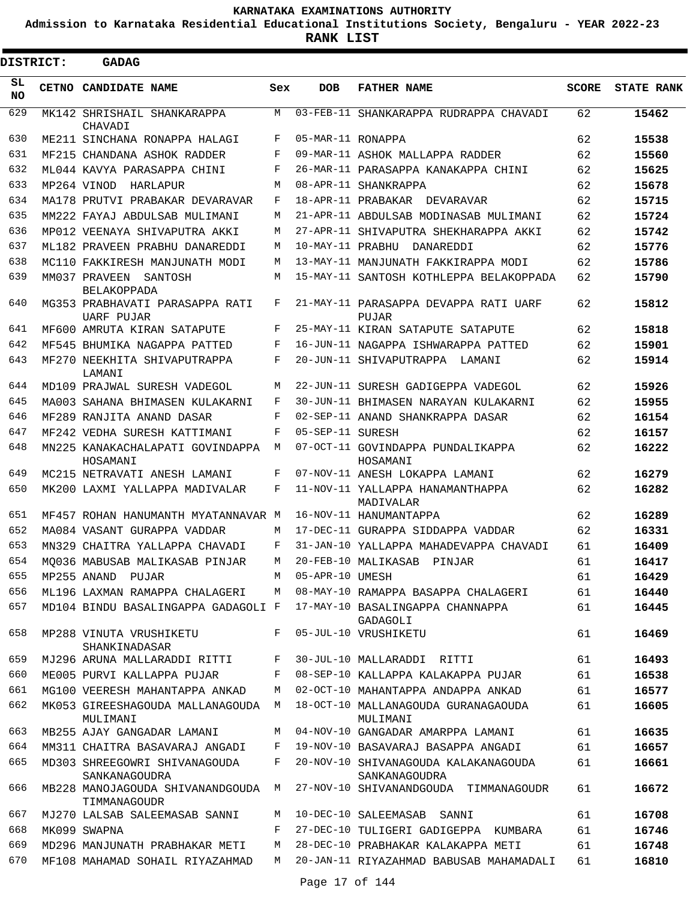# KARNATAKA EXAMINATIONS AUTHORITY

**Admission to Karnataka Residential Educational Institutions Society, Bengaluru - YEAR 2022-23**

**RANK LIST**

**DISTRICT: GADAG**

| SL NO | CETNO | CANDIDATE NAME | Sex | DOB | FATHER NAME | SCORE | STATE RANK |
|---|---|---|---|---|---|---|---|
| 629 | MK142 | SHRISHAIL SHANKARAPPA CHAVADI | M | 03-FEB-11 | SHANKARAPPA RUDRAPPA CHAVADI | 62 | 15462 |
| 630 | ME211 | SINCHANA RONAPPA HALAGI | F | 05-MAR-11 | RONAPPA | 62 | 15538 |
| 631 | MF215 | CHANDANA ASHOK RADDER | F | 09-MAR-11 | ASHOK MALLAPPA RADDER | 62 | 15560 |
| 632 | ML044 | KAVYA PARASAPPA CHINI | F | 26-MAR-11 | PARASAPPA KANAKAPPA CHINI | 62 | 15625 |
| 633 | MP264 | VINOD HARLAPUR | M | 08-APR-11 | SHANKRAPPA | 62 | 15678 |
| 634 | MA178 | PRUTVI PRABAKAR DEVARAVAR | F | 18-APR-11 | PRABAKAR DEVARAVAR | 62 | 15715 |
| 635 | MM222 | FAYAJ ABDULSAB MULIMANI | M | 21-APR-11 | ABDULSAB MODINASAB MULIMANI | 62 | 15724 |
| 636 | MP012 | VEENAYA SHIVAPUTRA AKKI | M | 27-APR-11 | SHIVAPUTRA SHEKHARAPPA AKKI | 62 | 15742 |
| 637 | ML182 | PRAVEEN PRABHU DANAREDDI | M | 10-MAY-11 | PRABHU DANAREDDI | 62 | 15776 |
| 638 | MC110 | FAKKIRESH MANJUNATH MODI | M | 13-MAY-11 | MANJUNATH FAKKIRAPPA MODI | 62 | 15786 |
| 639 | MM037 | PRAVEEN SANTOSH BELAKOPPADA | M | 15-MAY-11 | SANTOSH KOTHLEPPA BELAKOPPADA | 62 | 15790 |
| 640 | MG353 | PRABHAVATI PARASAPPA RATI UARF PUJAR | F | 21-MAY-11 | PARASAPPA DEVAPPA RATI UARF PUJAR | 62 | 15812 |
| 641 | MF600 | AMRUTA KIRAN SATAPUTE | F | 25-MAY-11 | KIRAN SATAPUTE SATAPUTE | 62 | 15818 |
| 642 | MF545 | BHUMIKA NAGAPPA PATTED | F | 16-JUN-11 | NAGAPPA ISHWARAPPA PATTED | 62 | 15901 |
| 643 | MF270 | NEEKHITA SHIVAPUTRAPPA LAMANI | F | 20-JUN-11 | SHIVAPUTRAPPA LAMANI | 62 | 15914 |
| 644 | MD109 | PRAJWAL SURESH VADEGOL | M | 22-JUN-11 | SURESH GADIGEPPA VADEGOL | 62 | 15926 |
| 645 | MA003 | SAHANA BHIMASEN KULAKARNI | F | 30-JUN-11 | BHIMASEN NARAYAN KULAKARNI | 62 | 15955 |
| 646 | MF289 | RANJITA ANAND DASAR | F | 02-SEP-11 | ANAND SHANKRAPPA DASAR | 62 | 16154 |
| 647 | MF242 | VEDHA SURESH KATTIMANI | F | 05-SEP-11 | SURESH | 62 | 16157 |
| 648 | MN225 | KANAKACHALAPATI GOVINDAPPA HOSAMANI | M | 07-OCT-11 | GOVINDAPPA PUNDALIKAPPA HOSAMANI | 62 | 16222 |
| 649 | MC215 | NETRAVATI ANESH LAMANI | F | 07-NOV-11 | ANESH LOKAPPA LAMANI | 62 | 16279 |
| 650 | MK200 | LAXMI YALLAPPA MADIVALAR | F | 11-NOV-11 | YALLAPPA HANAMANTHAPPA MADIVALAR | 62 | 16282 |
| 651 | MF457 | ROHAN HANUMANTH MYATANNAVAR | M | 16-NOV-11 | HANUMANTAPPA | 62 | 16289 |
| 652 | MA084 | VASANT GURAPPA VADDAR | M | 17-DEC-11 | GURAPPA SIDDAPPA VADDAR | 62 | 16331 |
| 653 | MN329 | CHAITRA YALLAPPA CHAVADI | F | 31-JAN-10 | YALLAPPA MAHADEVAPPA CHAVADI | 61 | 16409 |
| 654 | MQ036 | MABUSAB MALIKASAB PINJAR | M | 20-FEB-10 | MALIKASAB PINJAR | 61 | 16417 |
| 655 | MP255 | ANAND PUJAR | M | 05-APR-10 | UMESH | 61 | 16429 |
| 656 | ML196 | LAXMAN RAMAPPA CHALAGERI | M | 08-MAY-10 | RAMAPPA BASAPPA CHALAGERI | 61 | 16440 |
| 657 | MD104 | BINDU BASALINGAPPA GADAGOLI | F | 17-MAY-10 | BASALINGAPPA CHANNAPPA GADAGOLI | 61 | 16445 |
| 658 | MP288 | VINUTA VRUSHIKETU SHANKINADASAR | F | 05-JUL-10 | VRUSHIKETU | 61 | 16469 |
| 659 | MJ296 | ARUNA MALLARADDI RITTI | F | 30-JUL-10 | MALLARADDI RITTI | 61 | 16493 |
| 660 | ME005 | PURVI KALLAPPA PUJAR | F | 08-SEP-10 | KALLAPPA KALAKAPPA PUJAR | 61 | 16538 |
| 661 | MG100 | VEERESH MAHANTAPPA ANKAD | M | 02-OCT-10 | MAHANTAPPA ANDAPPA ANKAD | 61 | 16577 |
| 662 | MK053 | GIREESHAGOUDA MALLANAGOUDA MULIMANI | M | 18-OCT-10 | MALLANAGOUDA GURANAGAOUDA MULIMANI | 61 | 16605 |
| 663 | MB255 | AJAY GANGADAR LAMANI | M | 04-NOV-10 | GANGADAR AMARPPA LAMANI | 61 | 16635 |
| 664 | MM311 | CHAITRA BASAVARAJ ANGADI | F | 19-NOV-10 | BASAVARAJ BASAPPA ANGADI | 61 | 16657 |
| 665 | MD303 | SHREEGOWRI SHIVANAGOUDA SANKANAGOUDRA | F | 20-NOV-10 | SHIVANAGOUDA KALAKANAGOUDA SANKANAGOUDRA | 61 | 16661 |
| 666 | MB228 | MANOJAGOUDA SHIVANANDGOUDA TIMMANAGOUDR | M | 27-NOV-10 | SHIVANANDGOUDA TIMMANAGOUDR | 61 | 16672 |
| 667 | MJ270 | LALSAB SALEEMASAB SANNI | M | 10-DEC-10 | SALEEMASAB SANNI | 61 | 16708 |
| 668 | MK099 | SWAPNA | F | 27-DEC-10 | TULIGERI GADIGEPPA KUMBARA | 61 | 16746 |
| 669 | MD296 | MANJUNATH PRABHAKAR METI | M | 28-DEC-10 | PRABHAKAR KALAKAPPA METI | 61 | 16748 |
| 670 | MF108 | MAHAMAD SOHAIL RIYAZAHMAD | M | 20-JAN-11 | RIYAZAHMAD BABUSAB MAHAMADALI | 61 | 16810 |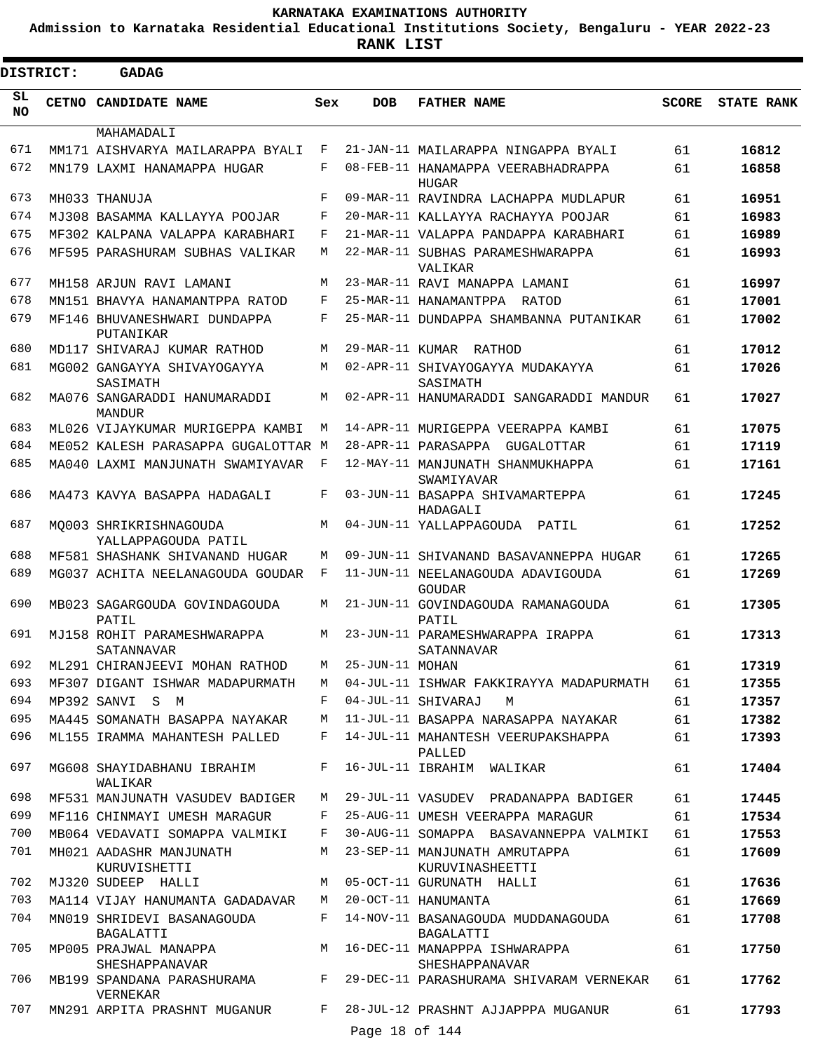**KARNATAKA EXAMINATIONS AUTHORITY**

**Admission to Karnataka Residential Educational Institutions Society, Bengaluru - YEAR 2022-23**

**RANK LIST**

**DISTRICT: GADAG**

| SL NO | CETNO | CANDIDATE NAME | Sex | DOB | FATHER NAME | SCORE | STATE RANK |
|---|---|---|---|---|---|---|---|
| | | MAHAMADALI | | | | | |
| 671 | MM171 | AISHVARYA MAILARAPPA BYALI | F | 21-JAN-11 | MAILARAPPA NINGAPPA BYALI | 61 | 16812 |
| 672 | MN179 | LAXMI HANAMAPPA HUGAR | F | 08-FEB-11 | HANAMAPPA VEERABHADRAPPA HUGAR | 61 | 16858 |
| 673 | MH033 | THANUJA | F | 09-MAR-11 | RAVINDRA LACHAPPA MUDLAPUR | 61 | 16951 |
| 674 | MJ308 | BASAMMA KALLAYYA POOJAR | F | 20-MAR-11 | KALLAYYA RACHAYYA POOJAR | 61 | 16983 |
| 675 | MF302 | KALPANA VALAPPA KARABHARI | F | 21-MAR-11 | VALAPPA PANDAPPA KARABHARI | 61 | 16989 |
| 676 | MF595 | PARASHURAM SUBHAS VALIKAR | M | 22-MAR-11 | SUBHAS PARAMESHWARAPPA VALIKAR | 61 | 16993 |
| 677 | MH158 | ARJUN RAVI LAMANI | M | 23-MAR-11 | RAVI MANAPPA LAMANI | 61 | 16997 |
| 678 | MN151 | BHAVYA HANAMANTPPA RATOD | F | 25-MAR-11 | HANAMANTPPA RATOD | 61 | 17001 |
| 679 | MF146 | BHUVANESHWARI DUNDAPPA PUTANIKAR | F | 25-MAR-11 | DUNDAPPA SHAMBANNA PUTANIKAR | 61 | 17002 |
| 680 | MD117 | SHIVARAJ KUMAR RATHOD | M | 29-MAR-11 | KUMAR RATHOD | 61 | 17012 |
| 681 | MG002 | GANGAYYA SHIVAYOGAYYA SASIMATH | M | 02-APR-11 | SHIVAYOGAYYA MUDAKAYYA SASIMATH | 61 | 17026 |
| 682 | MA076 | SANGARADDI HANUMARADDI MANDUR | M | 02-APR-11 | HANUMARADDI SANGARADDI MANDUR | 61 | 17027 |
| 683 | ML026 | VIJAYKUMAR MURIGEPPA KAMBI | M | 14-APR-11 | MURIGEPPA VEERAPPA KAMBI | 61 | 17075 |
| 684 | ME052 | KALESH PARASAPPA GUGALOTTAR | M | 28-APR-11 | PARASAPPA GUGALOTTAR | 61 | 17119 |
| 685 | MA040 | LAXMI MANJUNATH SWAMIYAVAR | F | 12-MAY-11 | MANJUNATH SHANMUKHAPPA SWAMIYAVAR | 61 | 17161 |
| 686 | MA473 | KAVYA BASAPPA HADAGALI | F | 03-JUN-11 | BASAPPA SHIVAMARTEPPA HADAGALI | 61 | 17245 |
| 687 | MQ003 | SHRIKRISHNAGOUDA YALLAPPAGOUDA PATIL | M | 04-JUN-11 | YALLAPPAGOUDA PATIL | 61 | 17252 |
| 688 | MF581 | SHASHANK SHIVANAND HUGAR | M | 09-JUN-11 | SHIVANAND BASAVANNEPPA HUGAR | 61 | 17265 |
| 689 | MG037 | ACHITA NEELANAGOUDA GOUDAR | F | 11-JUN-11 | NEELANAGOUDA ADAVIGOUDA GOUDAR | 61 | 17269 |
| 690 | MB023 | SAGARGOUDA GOVINDAGOUDA PATIL | M | 21-JUN-11 | GOVINDAGOUDA RAMANAGOUDA PATIL | 61 | 17305 |
| 691 | MJ158 | ROHIT PARAMESHWARAPPA SATANNAVAR | M | 23-JUN-11 | PARAMESHWARAPPA IRAPPA SATANNAVAR | 61 | 17313 |
| 692 | ML291 | CHIRANJEEVI MOHAN RATHOD | M | 25-JUN-11 | MOHAN | 61 | 17319 |
| 693 | MF307 | DIGANT ISHWAR MADAPURMATH | M | 04-JUL-11 | ISHWAR FAKKIRAYYA MADAPURMATH | 61 | 17355 |
| 694 | MP392 | SANVI S M | F | 04-JUL-11 | SHIVARAJ M | 61 | 17357 |
| 695 | MA445 | SOMANATH BASAPPA NAYAKAR | M | 11-JUL-11 | BASAPPA NARASAPPA NAYAKAR | 61 | 17382 |
| 696 | ML155 | IRAMMA MAHANTESH PALLED | F | 14-JUL-11 | MAHANTESH VEERUPAKSHAPPA PALLED | 61 | 17393 |
| 697 | MG608 | SHAYIDABHANU IBRAHIM WALIKAR | F | 16-JUL-11 | IBRAHIM WALIKAR | 61 | 17404 |
| 698 | MF531 | MANJUNATH VASUDEV BADIGER | M | 29-JUL-11 | VASUDEV PRADANAPPA BADIGER | 61 | 17445 |
| 699 | MF116 | CHINMAYI UMESH MARAGUR | F | 25-AUG-11 | UMESH VEERAPPA MARAGUR | 61 | 17534 |
| 700 | MB064 | VEDAVATI SOMAPPA VALMIKI | F | 30-AUG-11 | SOMAPPA BASAVANNEPPA VALMIKI | 61 | 17553 |
| 701 | MH021 | AADASHR MANJUNATH KURUVISHETTI | M | 23-SEP-11 | MANJUNATH AMRUTAPPA KURUVINASHEETTI | 61 | 17609 |
| 702 | MJ320 | SUDEEP HALLI | M | 05-OCT-11 | GURUNATH HALLI | 61 | 17636 |
| 703 | MA114 | VIJAY HANUMANTA GADADAVAR | M | 20-OCT-11 | HANUMANTA | 61 | 17669 |
| 704 | MN019 | SHRIDEVI BASANAGOUDA BAGALATTI | F | 14-NOV-11 | BASANAGOUDA MUDDANAGOUDA BAGALATTI | 61 | 17708 |
| 705 | MP005 | PRAJWAL MANAPPA SHESHAPPANAVAR | M | 16-DEC-11 | MANAPPPA ISHWARAPPA SHESHAPPANAVAR | 61 | 17750 |
| 706 | MB199 | SPANDANA PARASHURAMA VERNEKAR | F | 29-DEC-11 | PARASHURAMA SHIVARAM VERNEKAR | 61 | 17762 |
| 707 | MN291 | ARPITA PRASHNT MUGANUR | F | 28-JUL-12 | PRASHNT AJJAPPPA MUGANUR | 61 | 17793 |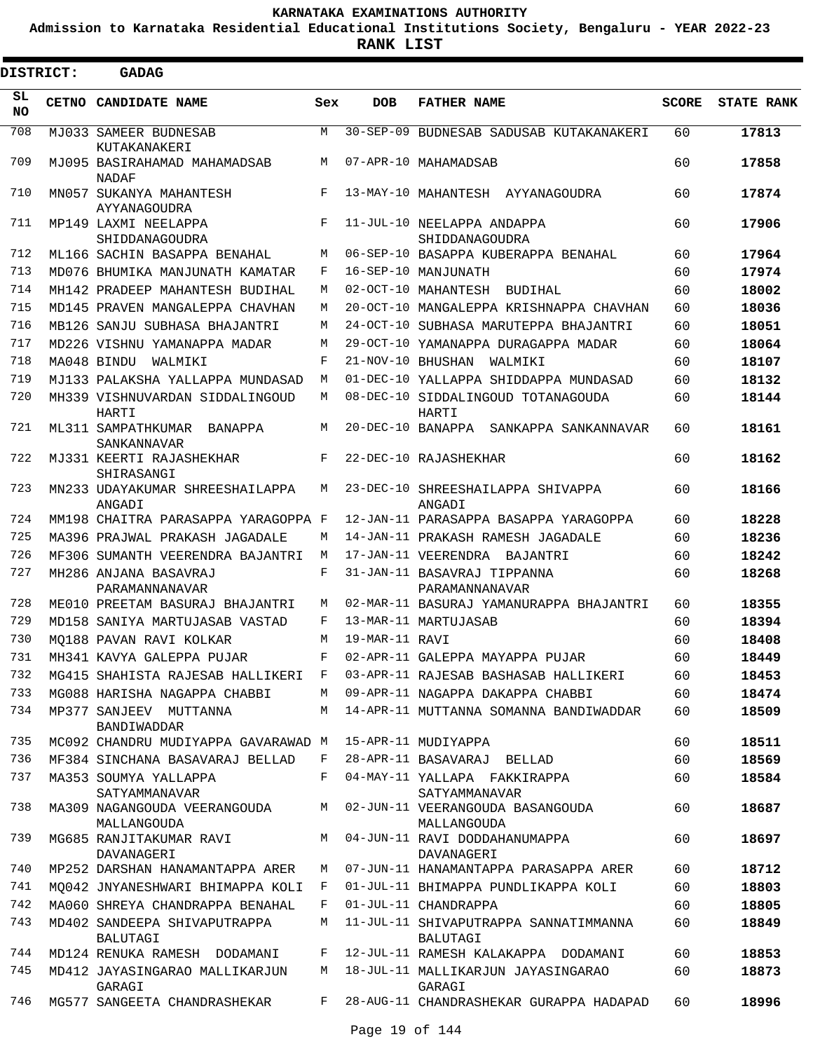# KARNATAKA EXAMINATIONS AUTHORITY

**Admission to Karnataka Residential Educational Institutions Society, Bengaluru - YEAR 2022-23**

**RANK LIST**

**DISTRICT: GADAG**

| SL NO | CETNO | CANDIDATE NAME | Sex | DOB | FATHER NAME | SCORE | STATE RANK |
|---|---|---|---|---|---|---|---|
| 708 | MJ033 | SAMEER BUDNESAB KUTAKANAKERI | M | 30-SEP-09 | BUDNESAB SADUSAB KUTAKANAKERI | 60 | **17813** |
| 709 | MJ095 | BASIRAHAMAD MAHAMADSAB NADAF | M | 07-APR-10 | MAHAMADSAB | 60 | **17858** |
| 710 | MN057 | SUKANYA MAHANTESH AYYANAGOUDRA | F | 13-MAY-10 | MAHANTESH AYYANAGOUDRA | 60 | **17874** |
| 711 | MP149 | LAXMI NEELAPPA SHIDDANAGOUDRA | F | 11-JUL-10 | NEELAPPA ANDAPPA SHIDDANAGOUDRA | 60 | **17906** |
| 712 | ML166 | SACHIN BASAPPA BENAHAL | M | 06-SEP-10 | BASAPPA KUBERAPPA BENAHAL | 60 | **17964** |
| 713 | MD076 | BHUMIKA MANJUNATH KAMATAR | F | 16-SEP-10 | MANJUNATH | 60 | **17974** |
| 714 | MH142 | PRADEEP MAHANTESH BUDIHAL | M | 02-OCT-10 | MAHANTESH BUDIHAL | 60 | **18002** |
| 715 | MD145 | PRAVEN MANGALEPPA CHAVHAN | M | 20-OCT-10 | MANGALEPPA KRISHNAPPA CHAVHAN | 60 | **18036** |
| 716 | MB126 | SANJU SUBHASA BHAJANTRI | M | 24-OCT-10 | SUBHASA MARUTEPPA BHAJANTRI | 60 | **18051** |
| 717 | MD226 | VISHNU YAMANAPPA MADAR | M | 29-OCT-10 | YAMANAPPA DURAGAPPA MADAR | 60 | **18064** |
| 718 | MA048 | BINDU WALMIKI | F | 21-NOV-10 | BHUSHAN WALMIKI | 60 | **18107** |
| 719 | MJ133 | PALAKSHA YALLAPPA MUNDASAD | M | 01-DEC-10 | YALLAPPA SHIDDAPPA MUNDASAD | 60 | **18132** |
| 720 | MH339 | VISHNUVARDAN SIDDALINGOUD HARTI | M | 08-DEC-10 | SIDDALINGOUD TOTANAGOUDA HARTI | 60 | **18144** |
| 721 | ML311 | SAMPATHKUMAR BANAPPA SANKANNAVAR | M | 20-DEC-10 | BANAPPA SANKAPPA SANKANNAVAR | 60 | **18161** |
| 722 | MJ331 | KEERTI RAJASHEKHAR SHIRASANGI | F | 22-DEC-10 | RAJASHEKHAR | 60 | **18162** |
| 723 | MN233 | UDAYAKUMAR SHREESHAILAPPA ANGADI | M | 23-DEC-10 | SHREESHAILAPPA SHIVAPPA ANGADI | 60 | **18166** |
| 724 | MM198 | CHAITRA PARASAPPA YARAGOPPA | F | 12-JAN-11 | PARASAPPA BASAPPA YARAGOPPA | 60 | **18228** |
| 725 | MA396 | PRAJWAL PRAKASH JAGADALE | M | 14-JAN-11 | PRAKASH RAMESH JAGADALE | 60 | **18236** |
| 726 | MF306 | SUMANTH VEERENDRA BAJANTRI | M | 17-JAN-11 | VEERENDRA BAJANTRI | 60 | **18242** |
| 727 | MH286 | ANJANA BASAVRAJ PARAMANNANAVAR | F | 31-JAN-11 | BASAVRAJ TIPPANNA PARAMANNANAVAR | 60 | **18268** |
| 728 | ME010 | PREETAM BASURAJ BHAJANTRI | M | 02-MAR-11 | BASURAJ YAMANURAPPA BHAJANTRI | 60 | **18355** |
| 729 | MD158 | SANIYA MARTUJASAB VASTAD | F | 13-MAR-11 | MARTUJASAB | 60 | **18394** |
| 730 | MQ188 | PAVAN RAVI KOLKAR | M | 19-MAR-11 | RAVI | 60 | **18408** |
| 731 | MH341 | KAVYA GALEPPA PUJAR | F | 02-APR-11 | GALEPPA MAYAPPA PUJAR | 60 | **18449** |
| 732 | MG415 | SHAHISTA RAJESAB HALLIKERI | F | 03-APR-11 | RAJESAB BASHASAB HALLIKERI | 60 | **18453** |
| 733 | MG088 | HARISHA NAGAPPA CHABBI | M | 09-APR-11 | NAGAPPA DAKAPPA CHABBI | 60 | **18474** |
| 734 | MP377 | SANJEEV MUTTANNA BANDIWADDAR | M | 14-APR-11 | MUTTANNA SOMANNA BANDIWADDAR | 60 | **18509** |
| 735 | MC092 | CHANDRU MUDIYAPPA GAVARAWAD | M | 15-APR-11 | MUDIYAPPA | 60 | **18511** |
| 736 | MF384 | SINCHANA BASAVARAJ BELLAD | F | 28-APR-11 | BASAVARAJ BELLAD | 60 | **18569** |
| 737 | MA353 | SOUMYA YALLAPPA SATYAMMANAVAR | F | 04-MAY-11 | YALLAPA FAKKIRAPPA SATYAMMANAVAR | 60 | **18584** |
| 738 | MA309 | NAGANGOUDA VEERANGOUDA MALLANGOUDA | M | 02-JUN-11 | VEERANGOUDA BASANGOUDA MALLANGOUDA | 60 | **18687** |
| 739 | MG685 | RANJITAKUMAR RAVI DAVANAGERI | M | 04-JUN-11 | RAVI DODDAHANUMAPPA DAVANAGERI | 60 | **18697** |
| 740 | MP252 | DARSHAN HANAMANTAPPA ARER | M | 07-JUN-11 | HANAMANTAPPA PARASAPPA ARER | 60 | **18712** |
| 741 | MQ042 | JNYANESHWARI BHIMAPPA KOLI | F | 01-JUL-11 | BHIMAPPA PUNDLIKAPPA KOLI | 60 | **18803** |
| 742 | MA060 | SHREYA CHANDRAPPA BENAHAL | F | 01-JUL-11 | CHANDRAPPA | 60 | **18805** |
| 743 | MD402 | SANDEEPA SHIVAPUTRAPPA BALUTAGI | M | 11-JUL-11 | SHIVAPUTRAPPA SANNATIMMANNA BALUTAGI | 60 | **18849** |
| 744 | MD124 | RENUKA RAMESH DODAMANI | F | 12-JUL-11 | RAMESH KALAKAPPA DODAMANI | 60 | **18853** |
| 745 | MD412 | JAYASINGARAO MALLIKARJUN GARAGI | M | 18-JUL-11 | MALLIKARJUN JAYASINGARAO GARAGI | 60 | **18873** |
| 746 | MG577 | SANGEETA CHANDRASHEKAR | F | 28-AUG-11 | CHANDRASHEKAR GURAPPA HADAPAD | 60 | **18996** |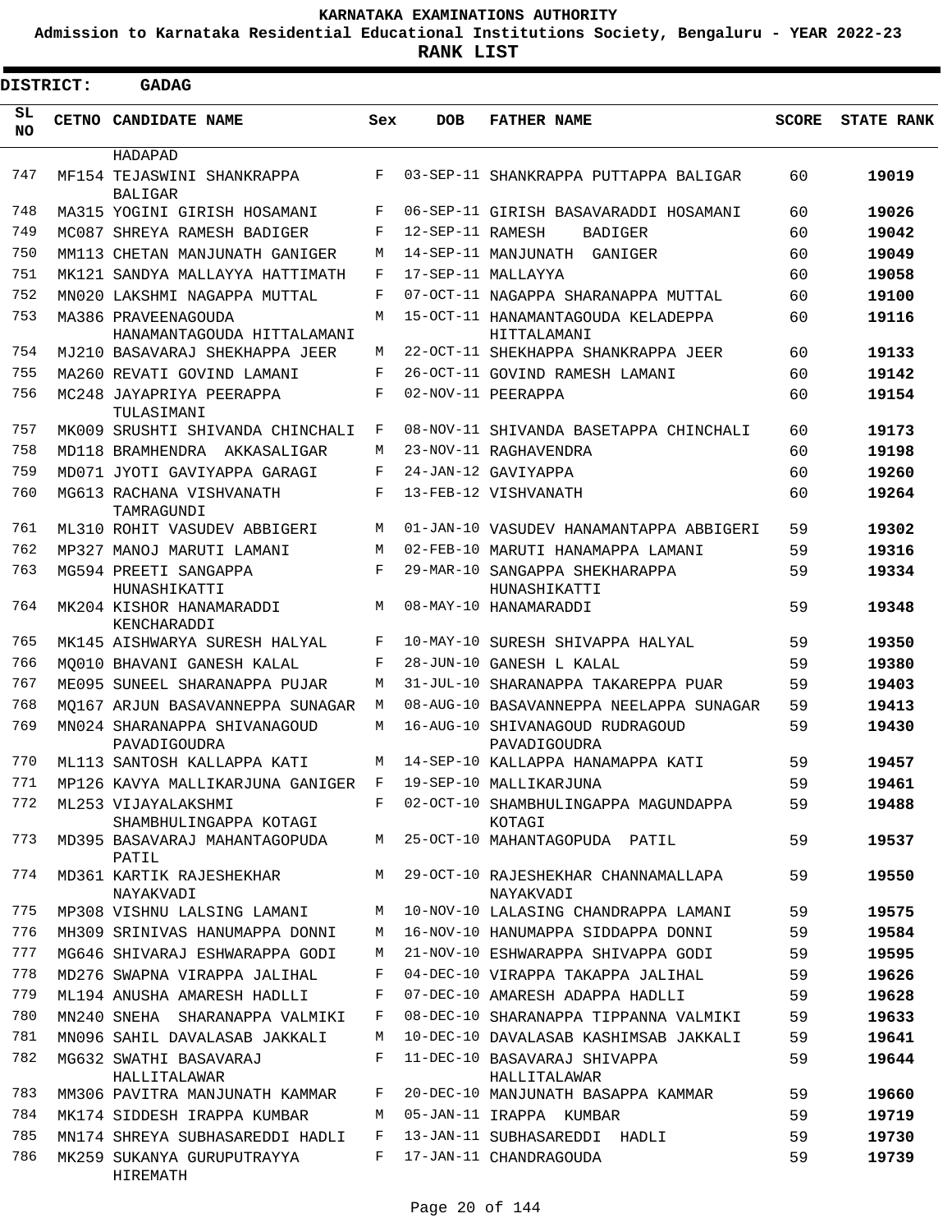# KARNATAKA EXAMINATIONS AUTHORITY

**Admission to Karnataka Residential Educational Institutions Society, Bengaluru - YEAR 2022-23**

**RANK LIST**

**DISTRICT: GADAG**

| SL NO | CETNO | CANDIDATE NAME | Sex | DOB | FATHER NAME | SCORE | STATE RANK |
|---|---|---|---|---|---|---|---|
| | | HADAPAD | | | | | |
| 747 | MF154 | TEJASWINI SHANKRAPPA BALIGAR | F | 03-SEP-11 | SHANKRAPPA PUTTAPPA BALIGAR | 60 | 19019 |
| 748 | MA315 | YOGINI GIRISH HOSAMANI | F | 06-SEP-11 | GIRISH BASAVARADDI HOSAMANI | 60 | 19026 |
| 749 | MC087 | SHREYA RAMESH BADIGER | F | 12-SEP-11 | RAMESH BADIGER | 60 | 19042 |
| 750 | MM113 | CHETAN MANJUNATH GANIGER | M | 14-SEP-11 | MANJUNATH GANIGER | 60 | 19049 |
| 751 | MK121 | SANDYA MALLAYYA HATTIMATH | F | 17-SEP-11 | MALLAYYA | 60 | 19058 |
| 752 | MN020 | LAKSHMI NAGAPPA MUTTAL | F | 07-OCT-11 | NAGAPPA SHARANAPPA MUTTAL | 60 | 19100 |
| 753 | MA386 | PRAVEENAGOUDA HANAMANTAGOUDA HITTALAMANI | M | 15-OCT-11 | HANAMANTAGOUDA KELADEPPA HITTALAMANI | 60 | 19116 |
| 754 | MJ210 | BASAVARAJ SHEKHAPPA JEER | M | 22-OCT-11 | SHEKHAPPA SHANKRAPPA JEER | 60 | 19133 |
| 755 | MA260 | REVATI GOVIND LAMANI | F | 26-OCT-11 | GOVIND RAMESH LAMANI | 60 | 19142 |
| 756 | MC248 | JAYAPRIYA PEERAPPA TULASIMANI | F | 02-NOV-11 | PEERAPPA | 60 | 19154 |
| 757 | MK009 | SRUSHTI SHIVANDA CHINCHALI | F | 08-NOV-11 | SHIVANDA BASETAPPA CHINCHALI | 60 | 19173 |
| 758 | MD118 | BRAMHENDRA AKKASALIGAR | M | 23-NOV-11 | RAGHAVENDRA | 60 | 19198 |
| 759 | MD071 | JYOTI GAVIYAPPA GARAGI | F | 24-JAN-12 | GAVIYAPPA | 60 | 19260 |
| 760 | MG613 | RACHANA VISHVANATH TAMRAGUNDI | F | 13-FEB-12 | VISHVANATH | 60 | 19264 |
| 761 | ML310 | ROHIT VASUDEV ABBIGERI | M | 01-JAN-10 | VASUDEV HANAMANTAPPA ABBIGERI | 59 | 19302 |
| 762 | MP327 | MANOJ MARUTI LAMANI | M | 02-FEB-10 | MARUTI HANAMAPPA LAMANI | 59 | 19316 |
| 763 | MG594 | PREETI SANGAPPA HUNASHIKATTI | F | 29-MAR-10 | SANGAPPA SHEKHARAPPA HUNASHIKATTI | 59 | 19334 |
| 764 | MK204 | KISHOR HANAMARADDI KENCHARADDI | M | 08-MAY-10 | HANAMARADDI | 59 | 19348 |
| 765 | MK145 | AISHWARYA SURESH HALYAL | F | 10-MAY-10 | SURESH SHIVAPPA HALYAL | 59 | 19350 |
| 766 | MQ010 | BHAVANI GANESH KALAL | F | 28-JUN-10 | GANESH L KALAL | 59 | 19380 |
| 767 | ME095 | SUNEEL SHARANAPPA PUJAR | M | 31-JUL-10 | SHARANAPPA TAKAREPPA PUAR | 59 | 19403 |
| 768 | MQ167 | ARJUN BASAVANNEPPA SUNAGAR | M | 08-AUG-10 | BASAVANNEPPA NEELAPPA SUNAGAR | 59 | 19413 |
| 769 | MN024 | SHARANAPPA SHIVANAGOUD PAVADIGOUDRA | M | 16-AUG-10 | SHIVANAGOUD RUDRAGOUD PAVADIGOUDRA | 59 | 19430 |
| 770 | ML113 | SANTOSH KALLAPPA KATI | M | 14-SEP-10 | KALLAPPA HANAMAPPA KATI | 59 | 19457 |
| 771 | MP126 | KAVYA MALLIKARJUNA GANIGER | F | 19-SEP-10 | MALLIKARJUNA | 59 | 19461 |
| 772 | ML253 | VIJAYALAKSHMI SHAMBHULINGAPPA KOTAGI | F | 02-OCT-10 | SHAMBHULINGAPPA MAGUNDAPPA KOTAGI | 59 | 19488 |
| 773 | MD395 | BASAVARAJ MAHANTAGOPUDA PATIL | M | 25-OCT-10 | MAHANTAGOPUDA PATIL | 59 | 19537 |
| 774 | MD361 | KARTIK RAJESHEKHAR NAYAKVADI | M | 29-OCT-10 | RAJESHEKHAR CHANNAMALLAPA NAYAKVADI | 59 | 19550 |
| 775 | MP308 | VISHNU LALSING LAMANI | M | 10-NOV-10 | LALASING CHANDRAPPA LAMANI | 59 | 19575 |
| 776 | MH309 | SRINIVAS HANUMAPPA DONNI | M | 16-NOV-10 | HANUMAPPA SIDDAPPA DONNI | 59 | 19584 |
| 777 | MG646 | SHIVARAJ ESHWARAPPA GODI | M | 21-NOV-10 | ESHWARAPPA SHIVAPPA GODI | 59 | 19595 |
| 778 | MD276 | SWAPNA VIRAPPA JALIHAL | F | 04-DEC-10 | VIRAPPA TAKAPPA JALIHAL | 59 | 19626 |
| 779 | ML194 | ANUSHA AMARESH HADLLI | F | 07-DEC-10 | AMARESH ADAPPA HADLLI | 59 | 19628 |
| 780 | MN240 | SNEHA SHARANAPPA VALMIKI | F | 08-DEC-10 | SHARANAPPA TIPPANNA VALMIKI | 59 | 19633 |
| 781 | MN096 | SAHIL DAVALASAB JAKKALI | M | 10-DEC-10 | DAVALASAB KASHIMSAB JAKKALI | 59 | 19641 |
| 782 | MG632 | SWATHI BASAVARAJ HALLITALAWAR | F | 11-DEC-10 | BASAVARAJ SHIVAPPA HALLITALAWAR | 59 | 19644 |
| 783 | MM306 | PAVITRA MANJUNATH KAMMAR | F | 20-DEC-10 | MANJUNATH BASAPPA KAMMAR | 59 | 19660 |
| 784 | MK174 | SIDDESH IRAPPA KUMBAR | M | 05-JAN-11 | IRAPPA KUMBAR | 59 | 19719 |
| 785 | MN174 | SHREYA SUBHASAREDDI HADLI | F | 13-JAN-11 | SUBHASAREDDI HADLI | 59 | 19730 |
| 786 | MK259 | SUKANYA GURUPUTRAYYA HIREMATH | F | 17-JAN-11 | CHANDRAGOUDA | 59 | 19739 |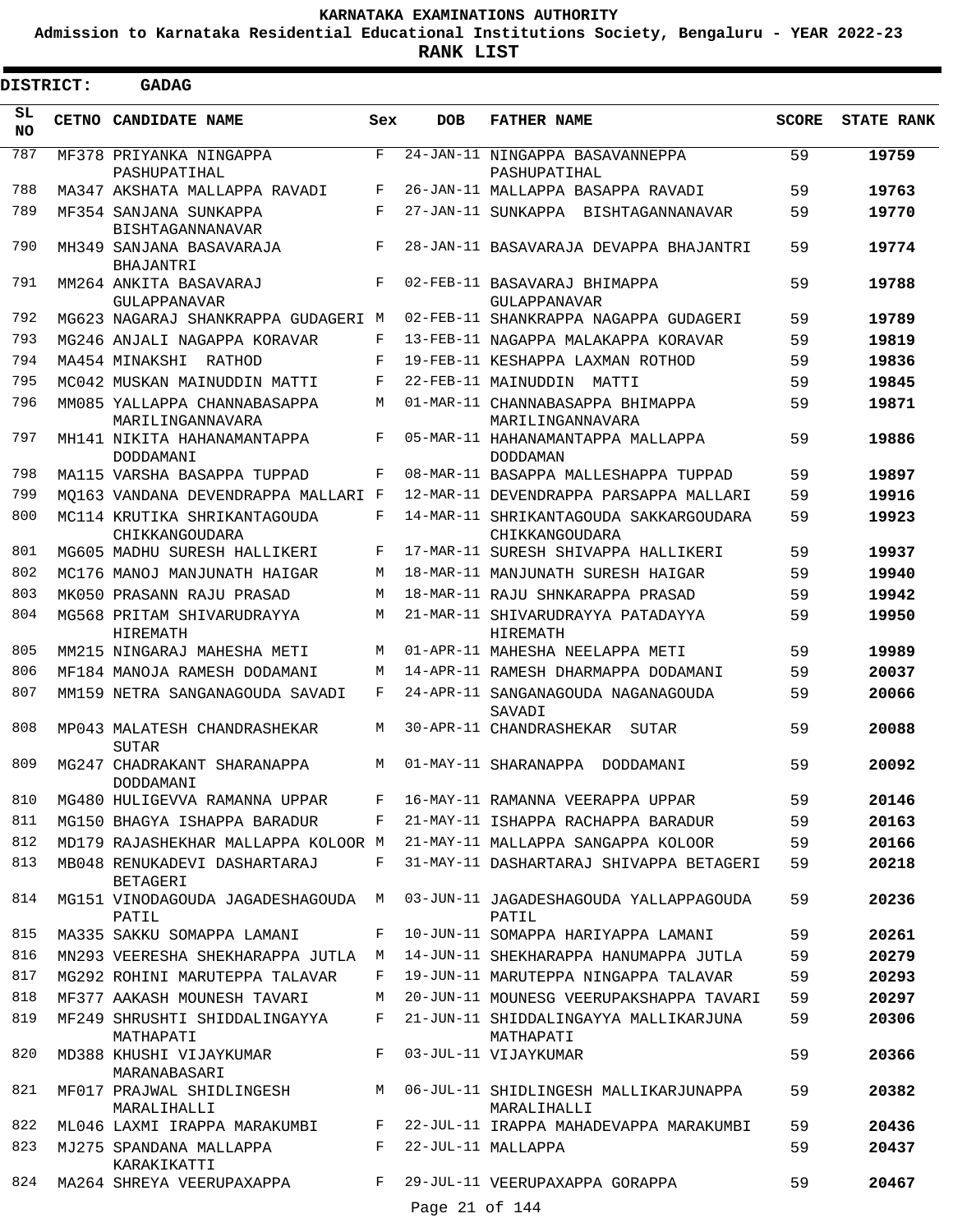KARNATAKA EXAMINATIONS AUTHORITY

Admission to Karnataka Residential Educational Institutions Society, Bengaluru - YEAR 2022-23

**RANK LIST**

**DISTRICT: GADAG**

| SL NO | CETNO | CANDIDATE NAME | Sex | DOB | FATHER NAME | SCORE | STATE RANK |
|---|---|---|---|---|---|---|---|
| 787 | MF378 | PRIYANKA NINGAPPA PASHUPATIHAL | F | 24-JAN-11 | NINGAPPA BASAVANNEPPA PASHUPATIHAL | 59 | 19759 |
| 788 | MA347 | AKSHATA MALLAPPA RAVADI | F | 26-JAN-11 | MALLAPPA BASAPPA RAVADI | 59 | 19763 |
| 789 | MF354 | SANJANA SUNKAPPA BISHTAGANNANAVAR | F | 27-JAN-11 | SUNKAPPA BISHTAGANNANAVAR | 59 | 19770 |
| 790 | MH349 | SANJANA BASAVARAJA BHAJANTRI | F | 28-JAN-11 | BASAVARAJA DEVAPPA BHAJANTRI | 59 | 19774 |
| 791 | MM264 | ANKITA BASAVARAJ GULAPPANAVAR | F | 02-FEB-11 | BASAVARAJ BHIMAPPA GULAPPANAVAR | 59 | 19788 |
| 792 | MG623 | NAGARAJ SHANKRAPPA GUDAGERI | M | 02-FEB-11 | SHANKRAPPA NAGAPPA GUDAGERI | 59 | 19789 |
| 793 | MG246 | ANJALI NAGAPPA KORAVAR | F | 13-FEB-11 | NAGAPPA MALAKAPPA KORAVAR | 59 | 19819 |
| 794 | MA454 | MINAKSHI RATHOD | F | 19-FEB-11 | KESHAPPA LAXMAN ROTHOD | 59 | 19836 |
| 795 | MC042 | MUSKAN MAINUDDIN MATTI | F | 22-FEB-11 | MAINUDDIN MATTI | 59 | 19845 |
| 796 | MM085 | YALLAPPA CHANNABASAPPA MARILINGANNAVARA | M | 01-MAR-11 | CHANNABASAPPA BHIMAPPA MARILINGANNAVARA | 59 | 19871 |
| 797 | MH141 | NIKITA HAHANAMANTAPPA DODDAMANI | F | 05-MAR-11 | HAHANAMANTAPPA MALLAPPA DODDAMAN | 59 | 19886 |
| 798 | MA115 | VARSHA BASAPPA TUPPAD | F | 08-MAR-11 | BASAPPA MALLESHAPPA TUPPAD | 59 | 19897 |
| 799 | MQ163 | VANDANA DEVENDRAPPA MALLARI | F | 12-MAR-11 | DEVENDRAPPA PARSAPPA MALLARI | 59 | 19916 |
| 800 | MC114 | KRUTIKA SHRIKANTAGOUDA CHIKKANGOUDARA | F | 14-MAR-11 | SHRIKANTAGOUDA SAKKARGOUDARA CHIKKANGOUDARA | 59 | 19923 |
| 801 | MG605 | MADHU SURESH HALLIKERI | F | 17-MAR-11 | SURESH SHIVAPPA HALLIKERI | 59 | 19937 |
| 802 | MC176 | MANOJ MANJUNATH HAIGAR | M | 18-MAR-11 | MANJUNATH SURESH HAIGAR | 59 | 19940 |
| 803 | MK050 | PRASANN RAJU PRASAD | M | 18-MAR-11 | RAJU SHNKARAPPA PRASAD | 59 | 19942 |
| 804 | MG568 | PRITAM SHIVARUDRAYYA HIREMATH | M | 21-MAR-11 | SHIVARUDRAYYA PATADAYYA HIREMATH | 59 | 19950 |
| 805 | MM215 | NINGARAJ MAHESHA METI | M | 01-APR-11 | MAHESHA NEELAPPA METI | 59 | 19989 |
| 806 | MF184 | MANOJA RAMESH DODAMANI | M | 14-APR-11 | RAMESH DHARMAPPA DODAMANI | 59 | 20037 |
| 807 | MM159 | NETRA SANGANAGOUDA SAVADI | F | 24-APR-11 | SANGANAGOUDA NAGANAGOUDA SAVADI | 59 | 20066 |
| 808 | MP043 | MALATESH CHANDRASHEKAR SUTAR | M | 30-APR-11 | CHANDRASHEKAR SUTAR | 59 | 20088 |
| 809 | MG247 | CHADRAKANT SHARANAPPA DODDAMANI | M | 01-MAY-11 | SHARANAPPA DODDAMANI | 59 | 20092 |
| 810 | MG480 | HULIGEVVA RAMANNA UPPAR | F | 16-MAY-11 | RAMANNA VEERAPPA UPPAR | 59 | 20146 |
| 811 | MG150 | BHAGYA ISHAPPA BARADUR | F | 21-MAY-11 | ISHAPPA RACHAPPA BARADUR | 59 | 20163 |
| 812 | MD179 | RAJASHEKHAR MALLAPPA KOLOOR | M | 21-MAY-11 | MALLAPPA SANGAPPA KOLOOR | 59 | 20166 |
| 813 | MB048 | RENUKADEVI DASHARTARAJ BETAGERI | F | 31-MAY-11 | DASHARTARAJ SHIVAPPA BETAGERI | 59 | 20218 |
| 814 | MG151 | VINODAGOUDA JAGADESHAGOUDA PATIL | M | 03-JUN-11 | JAGADESHAGOUDA YALLAPPAGOUDA PATIL | 59 | 20236 |
| 815 | MA335 | SAKKU SOMAPPA LAMANI | F | 10-JUN-11 | SOMAPPA HARIYAPPA LAMANI | 59 | 20261 |
| 816 | MN293 | VEERESHA SHEKHARAPPA JUTLA | M | 14-JUN-11 | SHEKHARAPPA HANUMAPPA JUTLA | 59 | 20279 |
| 817 | MG292 | ROHINI MARUTEPPA TALAVAR | F | 19-JUN-11 | MARUTEPPA NINGAPPA TALAVAR | 59 | 20293 |
| 818 | MF377 | AAKASH MOUNESH TAVARI | M | 20-JUN-11 | MOUNESG VEERUPAKSHAPPA TAVARI | 59 | 20297 |
| 819 | MF249 | SHRUSHTI SHIDDALINGAYYA MATHAPATI | F | 21-JUN-11 | SHIDDALINGAYYA MALLIKARJUNA MATHAPATI | 59 | 20306 |
| 820 | MD388 | KHUSHI VIJAYKUMAR MARANABASARI | F | 03-JUL-11 | VIJAYKUMAR | 59 | 20366 |
| 821 | MF017 | PRAJWAL SHIDLINGESH MARALIHALLI | M | 06-JUL-11 | SHIDLINGESH MALLIKARJUNAPPA MARALIHALLI | 59 | 20382 |
| 822 | ML046 | LAXMI IRAPPA MARAKUMBI | F | 22-JUL-11 | IRAPPA MAHADEVAPPA MARAKUMBI | 59 | 20436 |
| 823 | MJ275 | SPANDANA MALLAPPA KARAKIKATTI | F | 22-JUL-11 | MALLAPPA | 59 | 20437 |
| 824 | MA264 | SHREYA VEERUPAXAPPA | F | 29-JUL-11 | VEERUPAXAPPA GORAPPA | 59 | 20467 |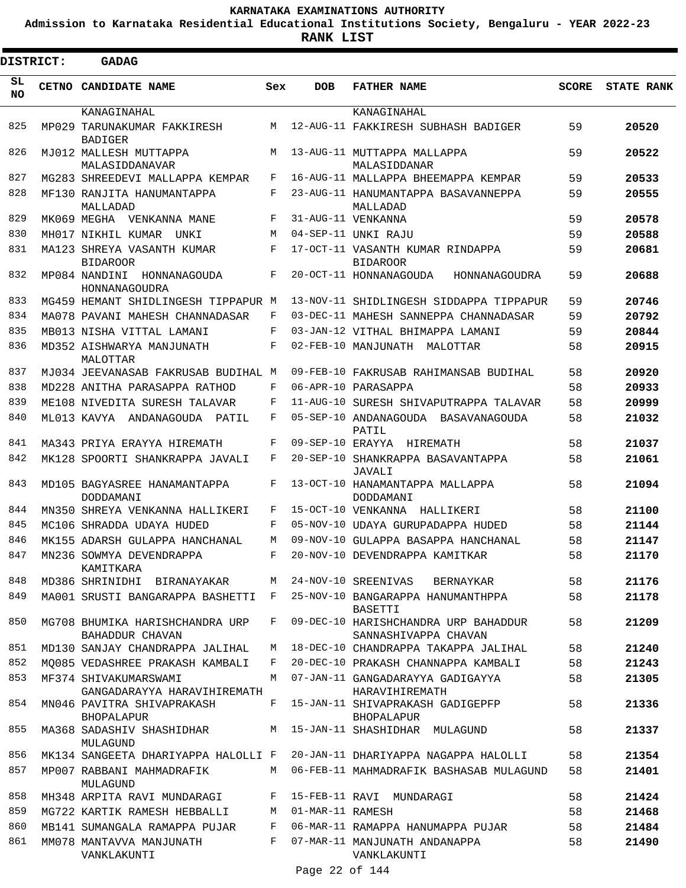KARNATAKA EXAMINATIONS AUTHORITY

Admission to Karnataka Residential Educational Institutions Society, Bengaluru - YEAR 2022-23

**RANK LIST**

**DISTRICT: GADAG**

| SL NO | CETNO | CANDIDATE NAME | Sex | DOB | FATHER NAME | SCORE | STATE RANK |
|---|---|---|---|---|---|---|---|
| | | KANAGINAHAL | | | KANAGINAHAL | | |
| 825 | MP029 | TARUNAKUMAR FAKKIRESH BADIGER | M | 12-AUG-11 | FAKKIRESH SUBHASH BADIGER | 59 | 20520 |
| 826 | MJ012 | MALLESH MUTTAPPA MALASIDDANAVAR | M | 13-AUG-11 | MUTTAPPA MALLAPPA MALASIDDANAR | 59 | 20522 |
| 827 | MG283 | SHREEDEVI MALLAPPA KEMPAR | F | 16-AUG-11 | MALLAPPA BHEEMAPPA KEMPAR | 59 | 20533 |
| 828 | MF130 | RANJITA HANUMANTAPPA MALLADAD | F | 23-AUG-11 | HANUMANTAPPA BASAVANNEPPA MALLADAD | 59 | 20555 |
| 829 | MK069 | MEGHA VENKANNA MANE | F | 31-AUG-11 | VENKANNA | 59 | 20578 |
| 830 | MH017 | NIKHIL KUMAR UNKI | M | 04-SEP-11 | UNKI RAJU | 59 | 20588 |
| 831 | MA123 | SHREYA VASANTH KUMAR BIDAROOR | F | 17-OCT-11 | VASANTH KUMAR RINDAPPA BIDAROOR | 59 | 20681 |
| 832 | MP084 | NANDINI HONNANAGOUDA HONNANAGOUDRA | F | 20-OCT-11 | HONNANAGOUDA HONNANAGOUDRA | 59 | 20688 |
| 833 | MG459 | HEMANT SHIDLINGESH TIPPAPUR | M | 13-NOV-11 | SHIDLINGESH SIDDAPPA TIPPAPUR | 59 | 20746 |
| 834 | MA078 | PAVANI MAHESH CHANNADASAR | F | 03-DEC-11 | MAHESH SANNEPPA CHANNADASAR | 59 | 20792 |
| 835 | MB013 | NISHA VITTAL LAMANI | F | 03-JAN-12 | VITHAL BHIMAPPA LAMANI | 59 | 20844 |
| 836 | MD352 | AISHWARYA MANJUNATH MALOTTAR | F | 02-FEB-10 | MANJUNATH MALOTTAR | 58 | 20915 |
| 837 | MJ034 | JEEVANASAB FAKRUSAB BUDIHAL | M | 09-FEB-10 | FAKRUSAB RAHIMANSAB BUDIHAL | 58 | 20920 |
| 838 | MD228 | ANITHA PARASAPPA RATHOD | F | 06-APR-10 | PARASAPPA | 58 | 20933 |
| 839 | ME108 | NIVEDITA SURESH TALAVAR | F | 11-AUG-10 | SURESH SHIVAPUTRAPPA TALAVAR | 58 | 20999 |
| 840 | ML013 | KAVYA ANDANAGOUDA PATIL | F | 05-SEP-10 | ANDANAGOUDA BASAVANAGOUDA PATIL | 58 | 21032 |
| 841 | MA343 | PRIYA ERAYYA HIREMATH | F | 09-SEP-10 | ERAYYA HIREMATH | 58 | 21037 |
| 842 | MK128 | SPOORTI SHANKRAPPA JAVALI | F | 20-SEP-10 | SHANKRAPPA BASAVANTAPPA JAVALI | 58 | 21061 |
| 843 | MD105 | BAGYASREE HANAMANTAPPA DODDAMANI | F | 13-OCT-10 | HANAMANTAPPA MALLAPPA DODDAMANI | 58 | 21094 |
| 844 | MN350 | SHREYA VENKANNA HALLIKERI | F | 15-OCT-10 | VENKANNA HALLIKERI | 58 | 21100 |
| 845 | MC106 | SHRADDA UDAYA HUDED | F | 05-NOV-10 | UDAYA GURUPADAPPA HUDED | 58 | 21144 |
| 846 | MK155 | ADARSH GULAPPA HANCHANAL | M | 09-NOV-10 | GULAPPA BASAPPA HANCHANAL | 58 | 21147 |
| 847 | MN236 | SOWMYA DEVENDRAPPA KAMITKARA | F | 20-NOV-10 | DEVENDRAPPA KAMITKAR | 58 | 21170 |
| 848 | MD386 | SHRINIDHI BIRANAYAKAR | M | 24-NOV-10 | SREENIVAS BERNAYKAR | 58 | 21176 |
| 849 | MA001 | SRUSTI BANGARAPPA BASHETTI | F | 25-NOV-10 | BANGARAPPA HANUMANTHPPA BASETTI | 58 | 21178 |
| 850 | MG708 | BHUMIKA HARISHCHANDRA URP BAHADDUR CHAVAN | F | 09-DEC-10 | HARISHCHANDRA URP BAHADDUR SANNASHIVAPPA CHAVAN | 58 | 21209 |
| 851 | MD130 | SANJAY CHANDRAPPA JALIHAL | M | 18-DEC-10 | CHANDRAPPA TAKAPPA JALIHAL | 58 | 21240 |
| 852 | MQ085 | VEDASHREE PRAKASH KAMBALI | F | 20-DEC-10 | PRAKASH CHANNAPPA KAMBALI | 58 | 21243 |
| 853 | MF374 | SHIVAKUMARSWAMI GANGADARAYYA HARAVIHIREMATH | M | 07-JAN-11 | GANGADARAYYA GADIGAYYA HARAVIHIREMATH | 58 | 21305 |
| 854 | MN046 | PAVITRA SHIVAPRAKASH BHOPALAPUR | F | 15-JAN-11 | SHIVAPRAKASH GADIGEPFP BHOPALAPUR | 58 | 21336 |
| 855 | MA368 | SADASHIV SHASHIDHAR MULAGUND | M | 15-JAN-11 | SHASHIDHAR MULAGUND | 58 | 21337 |
| 856 | MK134 | SANGEETA DHARIYAPPA HALOLLI | F | 20-JAN-11 | DHARIYAPPA NAGAPPA HALOLLI | 58 | 21354 |
| 857 | MP007 | RABBANI MAHMADRAFIK MULAGUND | M | 06-FEB-11 | MAHMADRAFIK BASHASAB MULAGUND | 58 | 21401 |
| 858 | MH348 | ARPITA RAVI MUNDARAGI | F | 15-FEB-11 | RAVI MUNDARAGI | 58 | 21424 |
| 859 | MG722 | KARTIK RAMESH HEBBALLI | M | 01-MAR-11 | RAMESH | 58 | 21468 |
| 860 | MB141 | SUMANGALA RAMAPPA PUJAR | F | 06-MAR-11 | RAMAPPA HANUMAPPA PUJAR | 58 | 21484 |
| 861 | MM078 | MANTAVVA MANJUNATH VANKLAKUNTI | F | 07-MAR-11 | MANJUNATH ANDANAPPA VANKLAKUNTI | 58 | 21490 |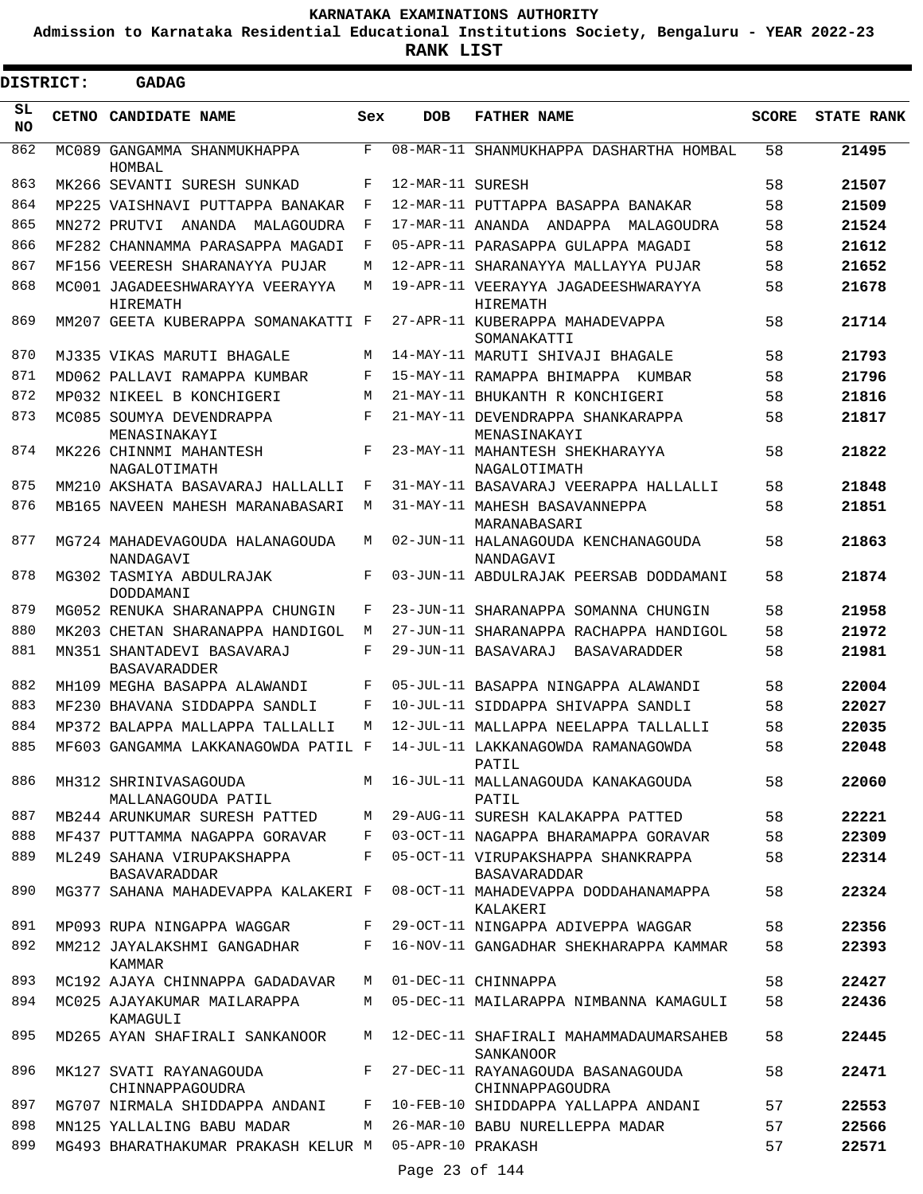**KARNATAKA EXAMINATIONS AUTHORITY**

**Admission to Karnataka Residential Educational Institutions Society, Bengaluru - YEAR 2022-23**

**RANK LIST**

**DISTRICT: GADAG**

| SL NO | CETNO | CANDIDATE NAME | Sex | DOB | FATHER NAME | SCORE | STATE RANK |
|---|---|---|---|---|---|---|---|
| 862 | MC089 | GANGAMMA SHANMUKHAPPA HOMBAL | F | 08-MAR-11 | SHANMUKHAPPA DASHARTHA HOMBAL | 58 | 21495 |
| 863 | MK266 | SEVANTI SURESH SUNKAD | F | 12-MAR-11 | SURESH | 58 | 21507 |
| 864 | MP225 | VAISHNAVI PUTTAPPA BANAKAR | F | 12-MAR-11 | PUTTAPPA BASAPPA BANAKAR | 58 | 21509 |
| 865 | MN272 | PRUTVI ANANDA MALAGOUDRA | F | 17-MAR-11 | ANANDA ANDAPPA MALAGOUDRA | 58 | 21524 |
| 866 | MF282 | CHANNAMMA PARASAPPA MAGADI | F | 05-APR-11 | PARASAPPA GULAPPA MAGADI | 58 | 21612 |
| 867 | MF156 | VEERESH SHARANAYYA PUJAR | M | 12-APR-11 | SHARANAYYA MALLAYYA PUJAR | 58 | 21652 |
| 868 | MC001 | JAGADEESHWARAYYA VEERAYYA HIREMATH | M | 19-APR-11 | VEERAYYA JAGADEESHWARAYYA HIREMATH | 58 | 21678 |
| 869 | MM207 | GEETA KUBERAPPA SOMANAKATTI | F | 27-APR-11 | KUBERAPPA MAHADEVAPPA SOMANAKATTI | 58 | 21714 |
| 870 | MJ335 | VIKAS MARUTI BHAGALE | M | 14-MAY-11 | MARUTI SHIVAJI BHAGALE | 58 | 21793 |
| 871 | MD062 | PALLAVI RAMAPPA KUMBAR | F | 15-MAY-11 | RAMAPPA BHIMAPPA KUMBAR | 58 | 21796 |
| 872 | MP032 | NIKEEL B KONCHIGERI | M | 21-MAY-11 | BHUKANTH R KONCHIGERI | 58 | 21816 |
| 873 | MC085 | SOUMYA DEVENDRAPPA MENASINAKAYI | F | 21-MAY-11 | DEVENDRAPPA SHANKARAPPA MENASINAKAYI | 58 | 21817 |
| 874 | MK226 | CHINNMI MAHANTESH NAGALOTIMATH | F | 23-MAY-11 | MAHANTESH SHEKHARAYYA NAGALOTIMATH | 58 | 21822 |
| 875 | MM210 | AKSHATA BASAVARAJ HALLALLI | F | 31-MAY-11 | BASAVARAJ VEERAPPA HALLALLI | 58 | 21848 |
| 876 | MB165 | NAVEEN MAHESH MARANABASARI | M | 31-MAY-11 | MAHESH BASAVANNEPPA MARANABASARI | 58 | 21851 |
| 877 | MG724 | MAHADEVAGOUDA HALANAGOUDA NANDAGAVI | M | 02-JUN-11 | HALANAGOUDA KENCHANAGOUDA NANDAGAVI | 58 | 21863 |
| 878 | MG302 | TASMIYA ABDULRAJAK DODDAMANI | F | 03-JUN-11 | ABDULRAJAK PEERSAB DODDAMANI | 58 | 21874 |
| 879 | MG052 | RENUKA SHARANAPPA CHUNGIN | F | 23-JUN-11 | SHARANAPPA SOMANNA CHUNGIN | 58 | 21958 |
| 880 | MK203 | CHETAN SHARANAPPA HANDIGOL | M | 27-JUN-11 | SHARANAPPA RACHAPPA HANDIGOL | 58 | 21972 |
| 881 | MN351 | SHANTADEVI BASAVARAJ BASAVARADDER | F | 29-JUN-11 | BASAVARAJ BASAVARADDER | 58 | 21981 |
| 882 | MH109 | MEGHA BASAPPA ALAWANDI | F | 05-JUL-11 | BASAPPA NINGAPPA ALAWANDI | 58 | 22004 |
| 883 | MF230 | BHAVANA SIDDAPPA SANDLI | F | 10-JUL-11 | SIDDAPPA SHIVAPPA SANDLI | 58 | 22027 |
| 884 | MP372 | BALAPPA MALLAPPA TALLALLI | M | 12-JUL-11 | MALLAPPA NEELAPPA TALLALLI | 58 | 22035 |
| 885 | MF603 | GANGAMMA LAKKANAGOWDA PATIL | F | 14-JUL-11 | LAKKANAGOWDA RAMANAGOWDA PATIL | 58 | 22048 |
| 886 | MH312 | SHRINIVASAGOUDA MALLANAGOUDA PATIL | M | 16-JUL-11 | MALLANAGOUDA KANAKAGOUDA PATIL | 58 | 22060 |
| 887 | MB244 | ARUNKUMAR SURESH PATTED | M | 29-AUG-11 | SURESH KALAKAPPA PATTED | 58 | 22221 |
| 888 | MF437 | PUTTAMMA NAGAPPA GORAVAR | F | 03-OCT-11 | NAGAPPA BHARAMAPPA GORAVAR | 58 | 22309 |
| 889 | ML249 | SAHANA VIRUPAKSHAPPA BASAVARADDAR | F | 05-OCT-11 | VIRUPAKSHAPPA SHANKRAPPA BASAVARADDAR | 58 | 22314 |
| 890 | MG377 | SAHANA MAHADEVAPPA KALAKERI | F | 08-OCT-11 | MAHADEVAPPA DODDAHANAMAPPA KALAKERI | 58 | 22324 |
| 891 | MP093 | RUPA NINGAPPA WAGGAR | F | 29-OCT-11 | NINGAPPA ADIVEPPA WAGGAR | 58 | 22356 |
| 892 | MM212 | JAYALAKSHMI GANGADHAR KAMMAR | F | 16-NOV-11 | GANGADHAR SHEKHARAPPA KAMMAR | 58 | 22393 |
| 893 | MC192 | AJAYA CHINNAPPA GADADAVAR | M | 01-DEC-11 | CHINNAPPA | 58 | 22427 |
| 894 | MC025 | AJAYAKUMAR MAILARAPPA KAMAGULI | M | 05-DEC-11 | MAILARAPPA NIMBANNA KAMAGULI | 58 | 22436 |
| 895 | MD265 | AYAN SHAFIRALI SANKANOOR | M | 12-DEC-11 | SHAFIRALI MAHAMMADAUMARSAHEB SANKANOOR | 58 | 22445 |
| 896 | MK127 | SVATI RAYANAGOUDA CHINNAPPAGOUDRA | F | 27-DEC-11 | RAYANAGOUDA BASANAGOUDA CHINNAPPAGOUDRA | 58 | 22471 |
| 897 | MG707 | NIRMALA SHIDDAPPA ANDANI | F | 10-FEB-10 | SHIDDAPPA YALLAPPA ANDANI | 57 | 22553 |
| 898 | MN125 | YALLALING BABU MADAR | M | 26-MAR-10 | BABU NURELLEPPA MADAR | 57 | 22566 |
| 899 | MG493 | BHARATHAKUMAR PRAKASH KELUR | M | 05-APR-10 | PRAKASH | 57 | 22571 |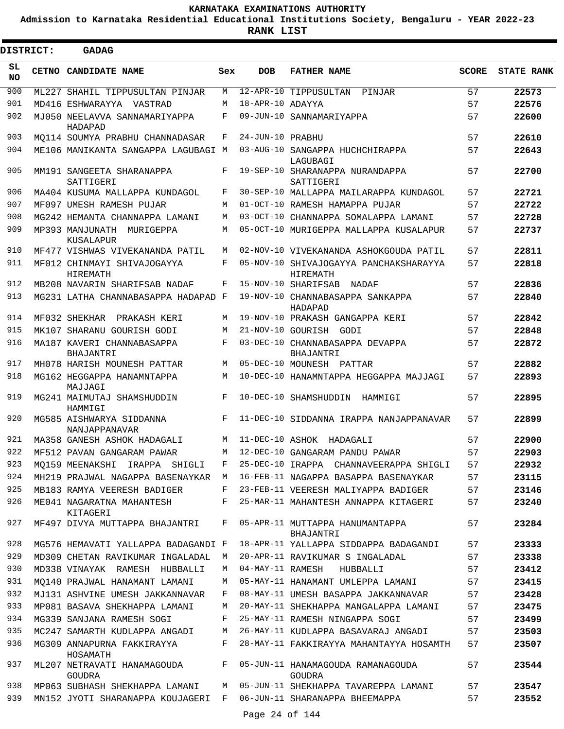**KARNATAKA EXAMINATIONS AUTHORITY**

**Admission to Karnataka Residential Educational Institutions Society, Bengaluru - YEAR 2022-23**

**RANK LIST**

**DISTRICT: GADAG**

| SL NO | CETNO | CANDIDATE NAME | Sex | DOB | FATHER NAME | SCORE | STATE RANK |
|---|---|---|---|---|---|---|---|
| 900 | ML227 | SHAHIL TIPPUSULTAN PINJAR | M | 12-APR-10 | TIPPUSULTAN PINJAR | 57 | 22573 |
| 901 | MD416 | ESHWARAYYA VASTRAD | M | 18-APR-10 | ADAYYA | 57 | 22576 |
| 902 | MJ050 | NEELAVVA SANNAMARIYAPPA HADAPAD | F | 09-JUN-10 | SANNAMARIYAPPA | 57 | 22600 |
| 903 | MQ114 | SOUMYA PRABHU CHANNADASAR | F | 24-JUN-10 | PRABHU | 57 | 22610 |
| 904 | ME106 | MANIKANTA SANGAPPA LAGUBAGI | M | 03-AUG-10 | SANGAPPA HUCHCHIRAPPA LAGUBAGI | 57 | 22643 |
| 905 | MM191 | SANGEETA SHARANAPPA SATTIGERI | F | 19-SEP-10 | SHARANAPPA NURANDAPPA SATTIGERI | 57 | 22700 |
| 906 | MA404 | KUSUMA MALLAPPA KUNDAGOL | F | 30-SEP-10 | MALLAPPA MAILARAPPA KUNDAGOL | 57 | 22721 |
| 907 | MF097 | UMESH RAMESH PUJAR | M | 01-OCT-10 | RAMESH HAMAPPA PUJAR | 57 | 22722 |
| 908 | MG242 | HEMANTA CHANNAPPA LAMANI | M | 03-OCT-10 | CHANNAPPA SOMALAPPA LAMANI | 57 | 22728 |
| 909 | MP393 | MANJUNATH MURIGEPPA KUSALAPUR | M | 05-OCT-10 | MURIGEPPA MALLAPPA KUSALAPUR | 57 | 22737 |
| 910 | MF477 | VISHWAS VIVEKANANDA PATIL | M | 02-NOV-10 | VIVEKANANDA ASHOKGOUDA PATIL | 57 | 22811 |
| 911 | MF012 | CHINMAYI SHIVAJOGAYYA HIREMATH | F | 05-NOV-10 | SHIVAJOGAYYA PANCHAKSHARAYYA HIREMATH | 57 | 22818 |
| 912 | MB208 | NAVARIN SHARIFSAB NADAF | F | 15-NOV-10 | SHARIFSAB NADAF | 57 | 22836 |
| 913 | MG231 | LATHA CHANNABASAPPA HADAPAD | F | 19-NOV-10 | CHANNABASAPPA SANKAPPA HADAPAD | 57 | 22840 |
| 914 | MF032 | SHEKHAR PRAKASH KERI | M | 19-NOV-10 | PRAKASH GANGAPPA KERI | 57 | 22842 |
| 915 | MK107 | SHARANU GOURISH GODI | M | 21-NOV-10 | GOURISH GODI | 57 | 22848 |
| 916 | MA187 | KAVERI CHANNABASAPPA BHAJANTRI | F | 03-DEC-10 | CHANNABASAPPA DEVAPPA BHAJANTRI | 57 | 22872 |
| 917 | MH078 | HARISH MOUNESH PATTAR | M | 05-DEC-10 | MOUNESH PATTAR | 57 | 22882 |
| 918 | MG162 | HEGGAPPA HANAMNTAPPA MAJJAGI | M | 10-DEC-10 | HANAMNTAPPA HEGGAPPA MAJJAGI | 57 | 22893 |
| 919 | MG241 | MAIMUTAJ SHAMSHUDDIN HAMMIGI | F | 10-DEC-10 | SHAMSHUDDIN HAMMIGI | 57 | 22895 |
| 920 | MG585 | AISHWARYA SIDDANNA NANJAPPANAVAR | F | 11-DEC-10 | SIDDANNA IRAPPA NANJAPPANAVAR | 57 | 22899 |
| 921 | MA358 | GANESH ASHOK HADAGALI | M | 11-DEC-10 | ASHOK HADAGALI | 57 | 22900 |
| 922 | MF512 | PAVAN GANGARAM PAWAR | M | 12-DEC-10 | GANGARAM PANDU PAWAR | 57 | 22903 |
| 923 | MQ159 | MEENAKSHI IRAPPA SHIGLI | F | 25-DEC-10 | IRAPPA CHANNAVEERAPPA SHIGLI | 57 | 22932 |
| 924 | MH219 | PRAJWAL NAGAPPA BASENAYKAR | M | 16-FEB-11 | NAGAPPA BASAPPA BASENAYKAR | 57 | 23115 |
| 925 | MB183 | RAMYA VEERESH BADIGER | F | 23-FEB-11 | VEERESH MALIYAPPA BADIGER | 57 | 23146 |
| 926 | ME041 | NAGARATNA MAHANTESH KITAGERI | F | 25-MAR-11 | MAHANTESH ANNAPPA KITAGERI | 57 | 23240 |
| 927 | MF497 | DIVYA MUTTAPPA BHAJANTRI | F | 05-APR-11 | MUTTAPPA HANUMANTAPPA BHAJANTRI | 57 | 23284 |
| 928 | MG576 | HEMAVATI YALLAPPA BADAGANDI | F | 18-APR-11 | YALLAPPA SIDDAPPA BADAGANDI | 57 | 23333 |
| 929 | MD309 | CHETAN RAVIKUMAR INGALADAL | M | 20-APR-11 | RAVIKUMAR S INGALADAL | 57 | 23338 |
| 930 | MD338 | VINAYAK RAMESH HUBBALLI | M | 04-MAY-11 | RAMESH HUBBALLI | 57 | 23412 |
| 931 | MQ140 | PRAJWAL HANAMANT LAMANI | M | 05-MAY-11 | HANAMANT UMLEPPA LAMANI | 57 | 23415 |
| 932 | MJ131 | ASHVINE UMESH JAKKANNAVAR | F | 08-MAY-11 | UMESH BASAPPA JAKKANNAVAR | 57 | 23428 |
| 933 | MP081 | BASAVA SHEKHAPPA LAMANI | M | 20-MAY-11 | SHEKHAPPA MANGALAPPA LAMANI | 57 | 23475 |
| 934 | MG339 | SANJANA RAMESH SOGI | F | 25-MAY-11 | RAMESH NINGAPPA SOGI | 57 | 23499 |
| 935 | MC247 | SAMARTH KUDLAPPA ANGADI | M | 26-MAY-11 | KUDLAPPA BASAVARAJ ANGADI | 57 | 23503 |
| 936 | MG309 | ANNAPURNA FAKKIRAYYA HOSAMATH | F | 28-MAY-11 | FAKKIRAYYA MAHANTAYYA HOSAMTH | 57 | 23507 |
| 937 | ML207 | NETRAVATI HANAMAGOUDA GOUDRA | F | 05-JUN-11 | HANAMAGOUDA RAMANAGOUDA GOUDRA | 57 | 23544 |
| 938 | MP063 | SUBHASH SHEKHAPPA LAMANI | M | 05-JUN-11 | SHEKHAPPA TAVAREPPA LAMANI | 57 | 23547 |
| 939 | MN152 | JYOTI SHARANAPPA KOUJAGERI | F | 06-JUN-11 | SHARANAPPA BHEEMAPPA | 57 | 23552 |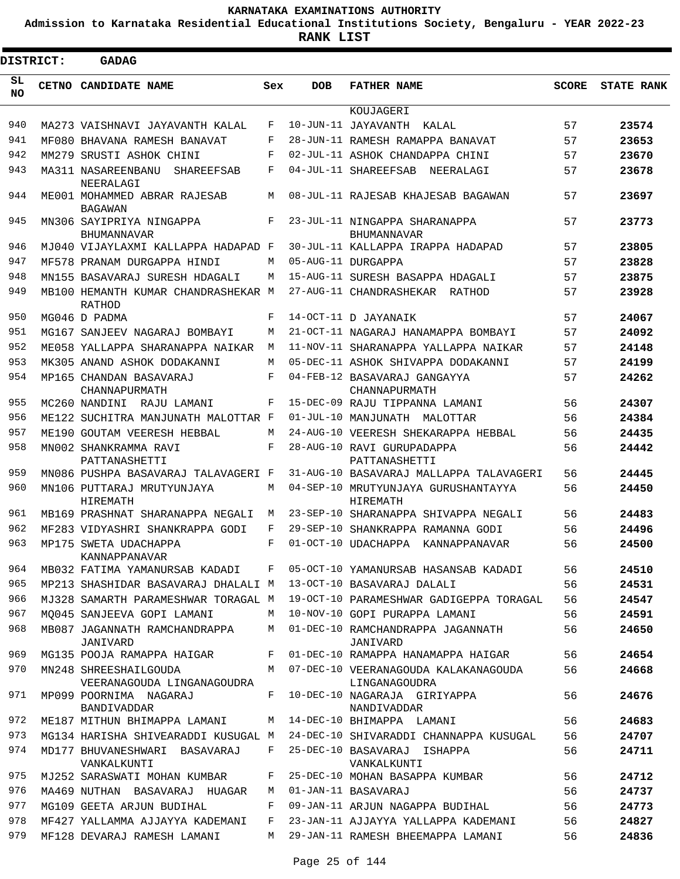KARNATAKA EXAMINATIONS AUTHORITY

Admission to Karnataka Residential Educational Institutions Society, Bengaluru - YEAR 2022-23

**RANK LIST**

**DISTRICT: GADAG**

| SL NO | CETNO | CANDIDATE NAME | Sex | DOB | FATHER NAME | SCORE | STATE RANK |
|---|---|---|---|---|---|---|---|
| | | | | | KOUJAGERI | | |
| 940 | MA273 | VAISHNAVI JAYAVANTH KALAL | F | 10-JUN-11 | JAYAVANTH KALAL | 57 | **23574** |
| 941 | MF080 | BHAVANA RAMESH BANAVAT | F | 28-JUN-11 | RAMESH RAMAPPA BANAVAT | 57 | **23653** |
| 942 | MM279 | SRUSTI ASHOK CHINI | F | 02-JUL-11 | ASHOK CHANDAPPA CHINI | 57 | **23670** |
| 943 | MA311 | NASAREENBANU SHAREEFSAB NEERALAGI | F | 04-JUL-11 | SHAREEFSAB NEERALAGI | 57 | **23678** |
| 944 | ME001 | MOHAMMED ABRAR RAJESAB BAGAWAN | M | 08-JUL-11 | RAJESAB KHAJESAB BAGAWAN | 57 | **23697** |
| 945 | MN306 | SAYIPRIYA NINGAPPA BHUMANNAVAR | F | 23-JUL-11 | NINGAPPA SHARANAPPA BHUMANNAVAR | 57 | **23773** |
| 946 | MJ040 | VIJAYLAXMI KALLAPPA HADAPAD | F | 30-JUL-11 | KALLAPPA IRAPPA HADAPAD | 57 | **23805** |
| 947 | MF578 | PRANAM DURGAPPA HINDI | M | 05-AUG-11 | DURGAPPA | 57 | **23828** |
| 948 | MN155 | BASAVARAJ SURESH HDAGALI | M | 15-AUG-11 | SURESH BASAPPA HDAGALI | 57 | **23875** |
| 949 | MB100 | HEMANTH KUMAR CHANDRASHEKAR RATHOD | M | 27-AUG-11 | CHANDRASHEKAR RATHOD | 57 | **23928** |
| 950 | MG046 | D PADMA | F | 14-OCT-11 | D JAYANAIK | 57 | **24067** |
| 951 | MG167 | SANJEEV NAGARAJ BOMBAYI | M | 21-OCT-11 | NAGARAJ HANAMAPPA BOMBAYI | 57 | **24092** |
| 952 | ME058 | YALLAPPA SHARANAPPA NAIKAR | M | 11-NOV-11 | SHARANAPPA YALLAPPA NAIKAR | 57 | **24148** |
| 953 | MK305 | ANAND ASHOK DODAKANNI | M | 05-DEC-11 | ASHOK SHIVAPPA DODAKANNI | 57 | **24199** |
| 954 | MP165 | CHANDAN BASAVARAJ CHANNAPURMATH | F | 04-FEB-12 | BASAVARAJ GANGAYYA CHANNAPURMATH | 57 | **24262** |
| 955 | MC260 | NANDINI RAJU LAMANI | F | 15-DEC-09 | RAJU TIPPANNA LAMANI | 56 | **24307** |
| 956 | ME122 | SUCHITRA MANJUNATH MALOTTAR | F | 01-JUL-10 | MANJUNATH MALOTTAR | 56 | **24384** |
| 957 | ME190 | GOUTAM VEERESH HEBBAL | M | 24-AUG-10 | VEERESH SHEKARAPPA HEBBAL | 56 | **24435** |
| 958 | MN002 | SHANKRAMMA RAVI PATTANASHETTI | F | 28-AUG-10 | RAVI GURUPADAPPA PATTANASHETTI | 56 | **24442** |
| 959 | MN086 | PUSHPA BASAVARAJ TALAVAGERI | F | 31-AUG-10 | BASAVARAJ MALLAPPA TALAVAGERI | 56 | **24445** |
| 960 | MN106 | PUTTARAJ MRUTYUNJAYA HIREMATH | M | 04-SEP-10 | MRUTYUNJAYA GURUSHANTAYYA HIREMATH | 56 | **24450** |
| 961 | MB169 | PRASHNAT SHARANAPPA NEGALI | M | 23-SEP-10 | SHARANAPPA SHIVAPPA NEGALI | 56 | **24483** |
| 962 | MF283 | VIDYASHRI SHANKRAPPA GODI | F | 29-SEP-10 | SHANKRAPPA RAMANNA GODI | 56 | **24496** |
| 963 | MP175 | SWETA UDACHAPPA KANNAPPANAVAR | F | 01-OCT-10 | UDACHAPPA KANNAPPANAVAR | 56 | **24500** |
| 964 | MB032 | FATIMA YAMANURSAB KADADI | F | 05-OCT-10 | YAMANURSAB HASANSAB KADADI | 56 | **24510** |
| 965 | MP213 | SHASHIDAR BASAVARAJ DHALALI | M | 13-OCT-10 | BASAVARAJ DALALI | 56 | **24531** |
| 966 | MJ328 | SAMARTH PARAMESHWAR TORAGAL | M | 19-OCT-10 | PARAMESHWAR GADIGEPPA TORAGAL | 56 | **24547** |
| 967 | MQ045 | SANJEEVA GOPI LAMANI | M | 10-NOV-10 | GOPI PURAPPA LAMANI | 56 | **24591** |
| 968 | MB087 | JAGANNATH RAMCHANDRAPPA JANIVARD | M | 01-DEC-10 | RAMCHANDRAPPA JAGANNATH JANIVARD | 56 | **24650** |
| 969 | MG135 | POOJA RAMAPPA HAIGAR | F | 01-DEC-10 | RAMAPPA HANAMAPPA HAIGAR | 56 | **24654** |
| 970 | MN248 | SHREESHAILGOUDA VEERANAGOUDA LINGANAGOUDRA | M | 07-DEC-10 | VEERANAGOUDA KALAKANAGOUDA LINGANAGOUDRA | 56 | **24668** |
| 971 | MP099 | POORNIMA NAGARAJ BANDIVADDAR | F | 10-DEC-10 | NAGARAJA GIRIYAPPA NANDIVADDAR | 56 | **24676** |
| 972 | ME187 | MITHUN BHIMAPPA LAMANI | M | 14-DEC-10 | BHIMAPPA LAMANI | 56 | **24683** |
| 973 | MG134 | HARISHA SHIVEARADDI KUSUGAL | M | 24-DEC-10 | SHIVARADDI CHANNAPPA KUSUGAL | 56 | **24707** |
| 974 | MD177 | BHUVANESHWARI BASAVARAJ VANKALKUNTI | F | 25-DEC-10 | BASAVARAJ ISHAPPA VANKALKUNTI | 56 | **24711** |
| 975 | MJ252 | SARASWATI MOHAN KUMBAR | F | 25-DEC-10 | MOHAN BASAPPA KUMBAR | 56 | **24712** |
| 976 | MA469 | NUTHAN BASAVARAJ HUAGAR | M | 01-JAN-11 | BASAVARAJ | 56 | **24737** |
| 977 | MG109 | GEETA ARJUN BUDIHAL | F | 09-JAN-11 | ARJUN NAGAPPA BUDIHAL | 56 | **24773** |
| 978 | MF427 | YALLAMMA AJJAYYA KADEMANI | F | 23-JAN-11 | AJJAYYA YALLAPPA KADEMANI | 56 | **24827** |
| 979 | MF128 | DEVARAJ RAMESH LAMANI | M | 29-JAN-11 | RAMESH BHEEMAPPA LAMANI | 56 | **24836** |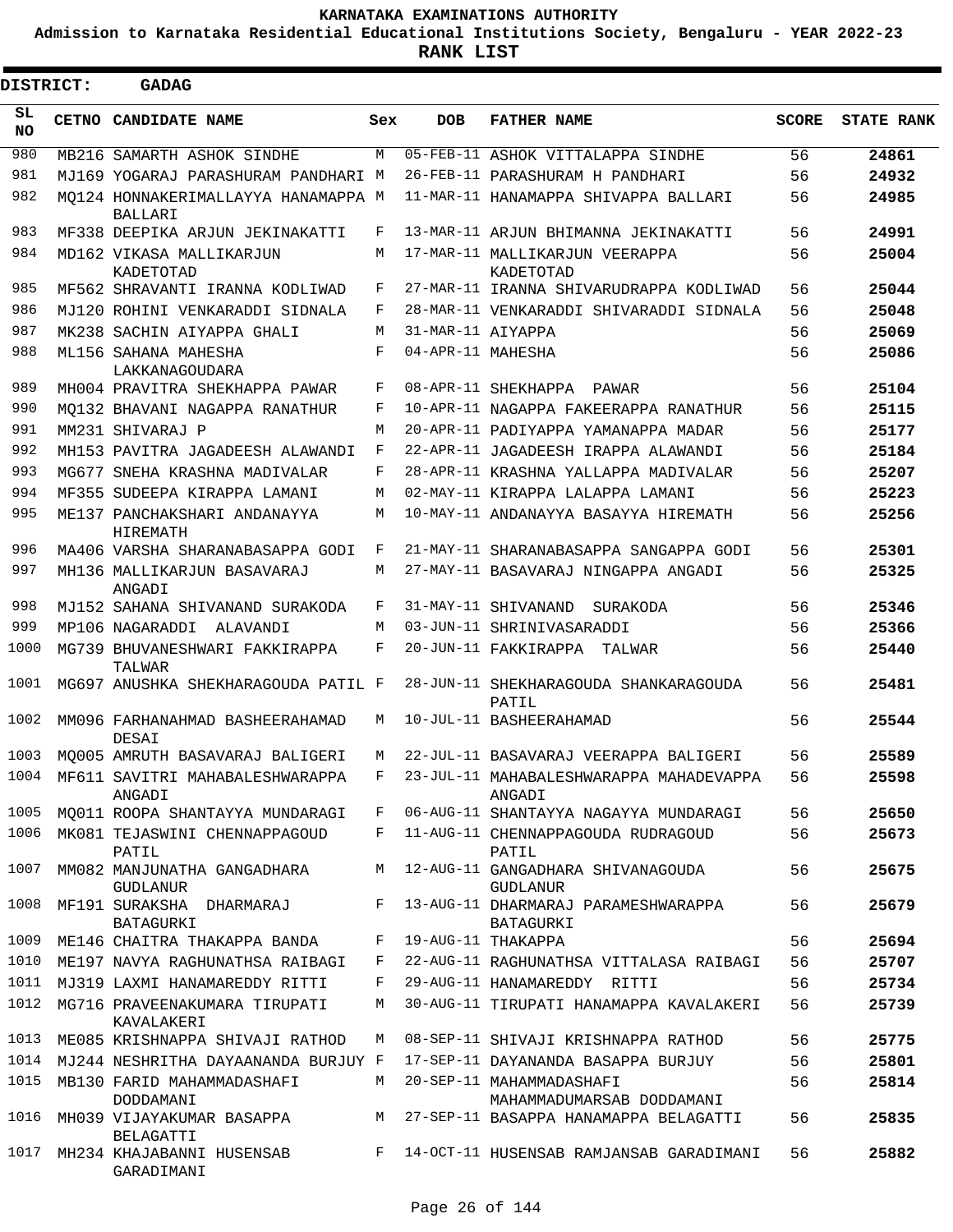# KARNATAKA EXAMINATIONS AUTHORITY

**Admission to Karnataka Residential Educational Institutions Society, Bengaluru - YEAR 2022-23**

**RANK LIST**

**DISTRICT: GADAG**

| SL NO | CETNO | CANDIDATE NAME | Sex | DOB | FATHER NAME | SCORE | STATE RANK |
|---|---|---|---|---|---|---|---|
| 980 | MB216 | SAMARTH ASHOK SINDHE | M | 05-FEB-11 | ASHOK VITTALAPPA SINDHE | 56 | 24861 |
| 981 | MJ169 | YOGARAJ PARASHURAM PANDHARI | M | 26-FEB-11 | PARASHURAM H PANDHARI | 56 | 24932 |
| 982 | MQ124 | HONNAKERIMALLAYYA HANAMAPPA BALLARI | M | 11-MAR-11 | HANAMAPPA SHIVAPPA BALLARI | 56 | 24985 |
| 983 | MF338 | DEEPIKA ARJUN JEKINAKATTI | F | 13-MAR-11 | ARJUN BHIMANNA JEKINAKATTI | 56 | 24991 |
| 984 | MD162 | VIKASA MALLIKARJUN KADETOTAD | M | 17-MAR-11 | MALLIKARJUN VEERAPPA KADETOTAD | 56 | 25004 |
| 985 | MF562 | SHRAVANTI IRANNA KODLIWAD | F | 27-MAR-11 | IRANNA SHIVARUDRAPPA KODLIWAD | 56 | 25044 |
| 986 | MJ120 | ROHINI VENKARADDI SIDNALA | F | 28-MAR-11 | VENKARADDI SHIVARADDI SIDNALA | 56 | 25048 |
| 987 | MK238 | SACHIN AIYAPPA GHALI | M | 31-MAR-11 | AIYAPPA | 56 | 25069 |
| 988 | ML156 | SAHANA MAHESHA LAKKANAGOUDARA | F | 04-APR-11 | MAHESHA | 56 | 25086 |
| 989 | MH004 | PRAVITRA SHEKHAPPA PAWAR | F | 08-APR-11 | SHEKHAPPA PAWAR | 56 | 25104 |
| 990 | MQ132 | BHAVANI NAGAPPA RANATHUR | F | 10-APR-11 | NAGAPPA FAKEERAPPA RANATHUR | 56 | 25115 |
| 991 | MM231 | SHIVARAJ P | M | 20-APR-11 | PADIYAPPA YAMANAPPA MADAR | 56 | 25177 |
| 992 | MH153 | PAVITRA JAGADEESH ALAWANDI | F | 22-APR-11 | JAGADEESH IRAPPA ALAWANDI | 56 | 25184 |
| 993 | MG677 | SNEHA KRASHNA MADIVALAR | F | 28-APR-11 | KRASHNA YALLAPPA MADIVALAR | 56 | 25207 |
| 994 | MF355 | SUDEEPA KIRAPPA LAMANI | M | 02-MAY-11 | KIRAPPA LALAPPA LAMANI | 56 | 25223 |
| 995 | ME137 | PANCHAKSHARI ANDANAYYA HIREMATH | M | 10-MAY-11 | ANDANAYYA BASAYYA HIREMATH | 56 | 25256 |
| 996 | MA406 | VARSHA SHARANABASAPPA GODI | F | 21-MAY-11 | SHARANABASAPPA SANGAPPA GODI | 56 | 25301 |
| 997 | MH136 | MALLIKARJUN BASAVARAJ ANGADI | M | 27-MAY-11 | BASAVARAJ NINGAPPA ANGADI | 56 | 25325 |
| 998 | MJ152 | SAHANA SHIVANAND SURAKODA | F | 31-MAY-11 | SHIVANAND SURAKODA | 56 | 25346 |
| 999 | MP106 | NAGARADDI ALAVANDI | M | 03-JUN-11 | SHRINIVASARADDI | 56 | 25366 |
| 1000 | MG739 | BHUVANESHWARI FAKKIRAPPA TALWAR | F | 20-JUN-11 | FAKKIRAPPA TALWAR | 56 | 25440 |
| 1001 | MG697 | ANUSHKA SHEKHARAGOUDA PATIL | F | 28-JUN-11 | SHEKHARAGOUDA SHANKARAGOUDA PATIL | 56 | 25481 |
| 1002 | MM096 | FARHANAHMAD BASHEERAHAMAD DESAI | M | 10-JUL-11 | BASHEERAHAMAD | 56 | 25544 |
| 1003 | MQ005 | AMRUTH BASAVARAJ BALIGERI | M | 22-JUL-11 | BASAVARAJ VEERAPPA BALIGERI | 56 | 25589 |
| 1004 | MF611 | SAVITRI MAHABALESHWARAPPA ANGADI | F | 23-JUL-11 | MAHABALESHWARAPPA MAHADEVAPPA ANGADI | 56 | 25598 |
| 1005 | MQ011 | ROOPA SHANTAYYA MUNDARAGI | F | 06-AUG-11 | SHANTAYYA NAGAYYA MUNDARAGI | 56 | 25650 |
| 1006 | MK081 | TEJASWINI CHENNAPPAGOUD PATIL | F | 11-AUG-11 | CHENNAPPAGOUDA RUDRAGOUD PATIL | 56 | 25673 |
| 1007 | MM082 | MANJUNATHA GANGADHARA GUDLANUR | M | 12-AUG-11 | GANGADHARA SHIVANAGOUDA GUDLANUR | 56 | 25675 |
| 1008 | MF191 | SURAKSHA DHARMARAJ BATAGURKI | F | 13-AUG-11 | DHARMARAJ PARAMESHWARAPPA BATAGURKI | 56 | 25679 |
| 1009 | ME146 | CHAITRA THAKAPPA BANDA | F | 19-AUG-11 | THAKAPPA | 56 | 25694 |
| 1010 | ME197 | NAVYA RAGHUNATHSA RAIBAGI | F | 22-AUG-11 | RAGHUNATHSA VITTALASA RAIBAGI | 56 | 25707 |
| 1011 | MJ319 | LAXMI HANAMAREDDY RITTI | F | 29-AUG-11 | HANAMAREDDY RITTI | 56 | 25734 |
| 1012 | MG716 | PRAVEENAKUMARA TIRUPATI KAVALAKERI | M | 30-AUG-11 | TIRUPATI HANAMAPPA KAVALAKERI | 56 | 25739 |
| 1013 | ME085 | KRISHNAPPA SHIVAJI RATHOD | M | 08-SEP-11 | SHIVAJI KRISHNAPPA RATHOD | 56 | 25775 |
| 1014 | MJ244 | NESHRITHA DAYAANANDA BURJUY | F | 17-SEP-11 | DAYANANDA BASAPPA BURJUY | 56 | 25801 |
| 1015 | MB130 | FARID MAHAMMADASHAFI DODDAMANI | M | 20-SEP-11 | MAHAMMADASHAFI MAHAMMADUMARSAB DODDAMANI | 56 | 25814 |
| 1016 | MH039 | VIJAYAKUMAR BASAPPA BELAGATTI | M | 27-SEP-11 | BASAPPA HANAMAPPA BELAGATTI | 56 | 25835 |
| 1017 | MH234 | KHAJABANNI HUSENSAB GARADIMANI | F | 14-OCT-11 | HUSENSAB RAMJANSAB GARADIMANI | 56 | 25882 |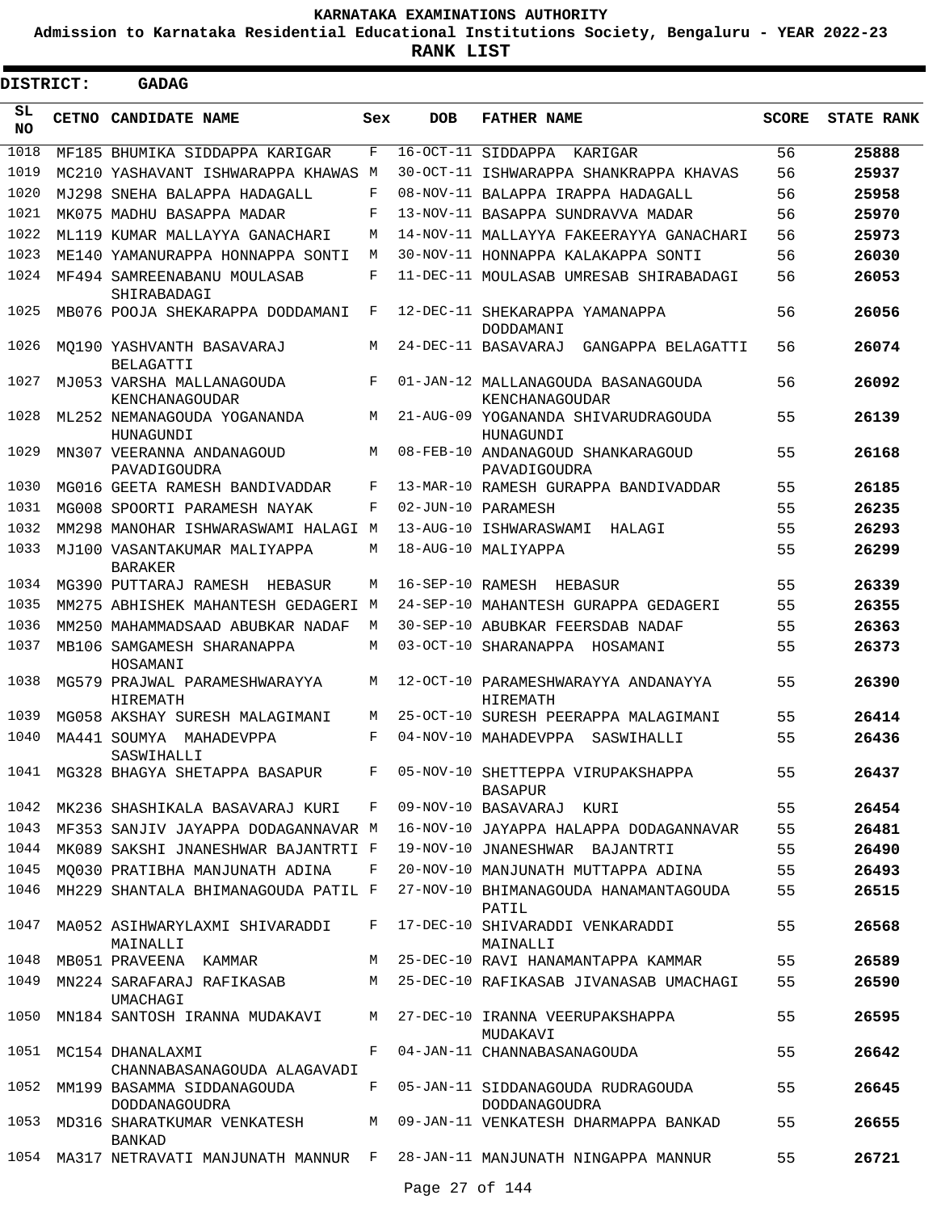KARNATAKA EXAMINATIONS AUTHORITY

Admission to Karnataka Residential Educational Institutions Society, Bengaluru - YEAR 2022-23

**RANK LIST**

**DISTRICT: GADAG**

| SL NO | CETNO | CANDIDATE NAME | Sex | DOB | FATHER NAME | SCORE | STATE RANK |
|---|---|---|---|---|---|---|---|
| 1018 | MF185 | BHUMIKA SIDDAPPA KARIGAR | F | 16-OCT-11 | SIDDAPPA KARIGAR | 56 | 25888 |
| 1019 | MC210 | YASHAVANT ISHWARAPPA KHAWAS | M | 30-OCT-11 | ISHWARAPPA SHANKRAPPA KHAVAS | 56 | 25937 |
| 1020 | MJ298 | SNEHA BALAPPA HADAGALL | F | 08-NOV-11 | BALAPPA IRAPPA HADAGALL | 56 | 25958 |
| 1021 | MK075 | MADHU BASAPPA MADAR | F | 13-NOV-11 | BASAPPA SUNDRAVVA MADAR | 56 | 25970 |
| 1022 | ML119 | KUMAR MALLAYYA GANACHARI | M | 14-NOV-11 | MALLAYYA FAKEERAYYA GANACHARI | 56 | 25973 |
| 1023 | ME140 | YAMANURAPPA HONNAPPA SONTI | M | 30-NOV-11 | HONNAPPA KALAKAPPA SONTI | 56 | 26030 |
| 1024 | MF494 | SAMREENABANU MOULASAB SHIRABADAGI | F | 11-DEC-11 | MOULASAB UMRESAB SHIRABADAGI | 56 | 26053 |
| 1025 | MB076 | POOJA SHEKARAPPA DODDAMANI | F | 12-DEC-11 | SHEKARAPPA YAMANAPPA DODDAMANI | 56 | 26056 |
| 1026 | MQ190 | YASHVANTH BASAVARAJ BELAGATTI | M | 24-DEC-11 | BASAVARAJ GANGAPPA BELAGATTI | 56 | 26074 |
| 1027 | MJ053 | VARSHA MALLANAGOUDA KENCHANAGOUDAR | F | 01-JAN-12 | MALLANAGOUDA BASANAGOUDA KENCHANAGOUDAR | 56 | 26092 |
| 1028 | ML252 | NEMANAGOUDA YOGANANDA HUNAGUNDI | M | 21-AUG-09 | YOGANANDA SHIVARUDRAGOUDA HUNAGUNDI | 55 | 26139 |
| 1029 | MN307 | VEERANNA ANDANAGOUD PAVADIGOUDRA | M | 08-FEB-10 | ANDANAGOUD SHANKARAGOUD PAVADIGOUDRA | 55 | 26168 |
| 1030 | MG016 | GEETA RAMESH BANDIVADDAR | F | 13-MAR-10 | RAMESH GURAPPA BANDIVADDAR | 55 | 26185 |
| 1031 | MG008 | SPOORTI PARAMESH NAYAK | F | 02-JUN-10 | PARAMESH | 55 | 26235 |
| 1032 | MM298 | MANOHAR ISHWARASWAMI HALAGI | M | 13-AUG-10 | ISHWARASWAMI HALAGI | 55 | 26293 |
| 1033 | MJ100 | VASANTAKUMAR MALIYAPPA BARAKER | M | 18-AUG-10 | MALIYAPPA | 55 | 26299 |
| 1034 | MG390 | PUTTARAJ RAMESH HEBASUR | M | 16-SEP-10 | RAMESH HEBASUR | 55 | 26339 |
| 1035 | MM275 | ABHISHEK MAHANTESH GEDAGERI | M | 24-SEP-10 | MAHANTESH GURAPPA GEDAGERI | 55 | 26355 |
| 1036 | MM250 | MAHAMMADSAAD ABUBKAR NADAF | M | 30-SEP-10 | ABUBKAR FEERSDAB NADAF | 55 | 26363 |
| 1037 | MB106 | SAMGAMESH SHARANAPPA HOSAMANI | M | 03-OCT-10 | SHARANAPPA HOSAMANI | 55 | 26373 |
| 1038 | MG579 | PRAJWAL PARAMESHWARAYYA HIREMATH | M | 12-OCT-10 | PARAMESHWARAYYA ANDANAYYA HIREMATH | 55 | 26390 |
| 1039 | MG058 | AKSHAY SURESH MALAGIMANI | M | 25-OCT-10 | SURESH PEERAPPA MALAGIMANI | 55 | 26414 |
| 1040 | MA441 | SOUMYA MAHADEVPPA SASWIHALLI | F | 04-NOV-10 | MAHADEVPPA SASWIHALLI | 55 | 26436 |
| 1041 | MG328 | BHAGYA SHETAPPA BASAPUR | F | 05-NOV-10 | SHETTEPPA VIRUPAKSHAPPA BASAPUR | 55 | 26437 |
| 1042 | MK236 | SHASHIKALA BASAVARAJ KURI | F | 09-NOV-10 | BASAVARAJ KURI | 55 | 26454 |
| 1043 | MF353 | SANJIV JAYAPPA DODAGANNAVAR | M | 16-NOV-10 | JAYAPPA HALAPPA DODAGANNAVAR | 55 | 26481 |
| 1044 | MK089 | SAKSHI JNANESHWAR BAJANTRTI | F | 19-NOV-10 | JNANESHWAR BAJANTRTI | 55 | 26490 |
| 1045 | MQ030 | PRATIBHA MANJUNATH ADINA | F | 20-NOV-10 | MANJUNATH MUTTAPPA ADINA | 55 | 26493 |
| 1046 | MH229 | SHANTALA BHIMANAGOUDA PATIL | F | 27-NOV-10 | BHIMANAGOUDA HANAMANTAGOUDA PATIL | 55 | 26515 |
| 1047 | MA052 | ASIHWARYLAXMI SHIVARADDI MAINALLI | F | 17-DEC-10 | SHIVARADDI VENKARADDI MAINALLI | 55 | 26568 |
| 1048 | MB051 | PRAVEENA KAMMAR | M | 25-DEC-10 | RAVI HANAMANTAPPA KAMMAR | 55 | 26589 |
| 1049 | MN224 | SARAFARAJ RAFIKASAB UMACHAGI | M | 25-DEC-10 | RAFIKASAB JIVANASAB UMACHAGI | 55 | 26590 |
| 1050 | MN184 | SANTOSH IRANNA MUDAKAVI | M | 27-DEC-10 | IRANNA VEERUPAKSHAPPA MUDAKAVI | 55 | 26595 |
| 1051 | MC154 | DHANALAXMI CHANNABASANAGOUDA ALAGAVADI | F | 04-JAN-11 | CHANNABASANAGOUDA | 55 | 26642 |
| 1052 | MM199 | BASAMMA SIDDANAGOUDA DODDANAGOUDRA | F | 05-JAN-11 | SIDDANAGOUDA RUDRAGOUDA DODDANAGOUDRA | 55 | 26645 |
| 1053 | MD316 | SHARATKUMAR VENKATESH BANKAD | M | 09-JAN-11 | VENKATESH DHARMAPPA BANKAD | 55 | 26655 |
| 1054 | MA317 | NETRAVATI MANJUNATH MANNUR | F | 28-JAN-11 | MANJUNATH NINGAPPA MANNUR | 55 | 26721 |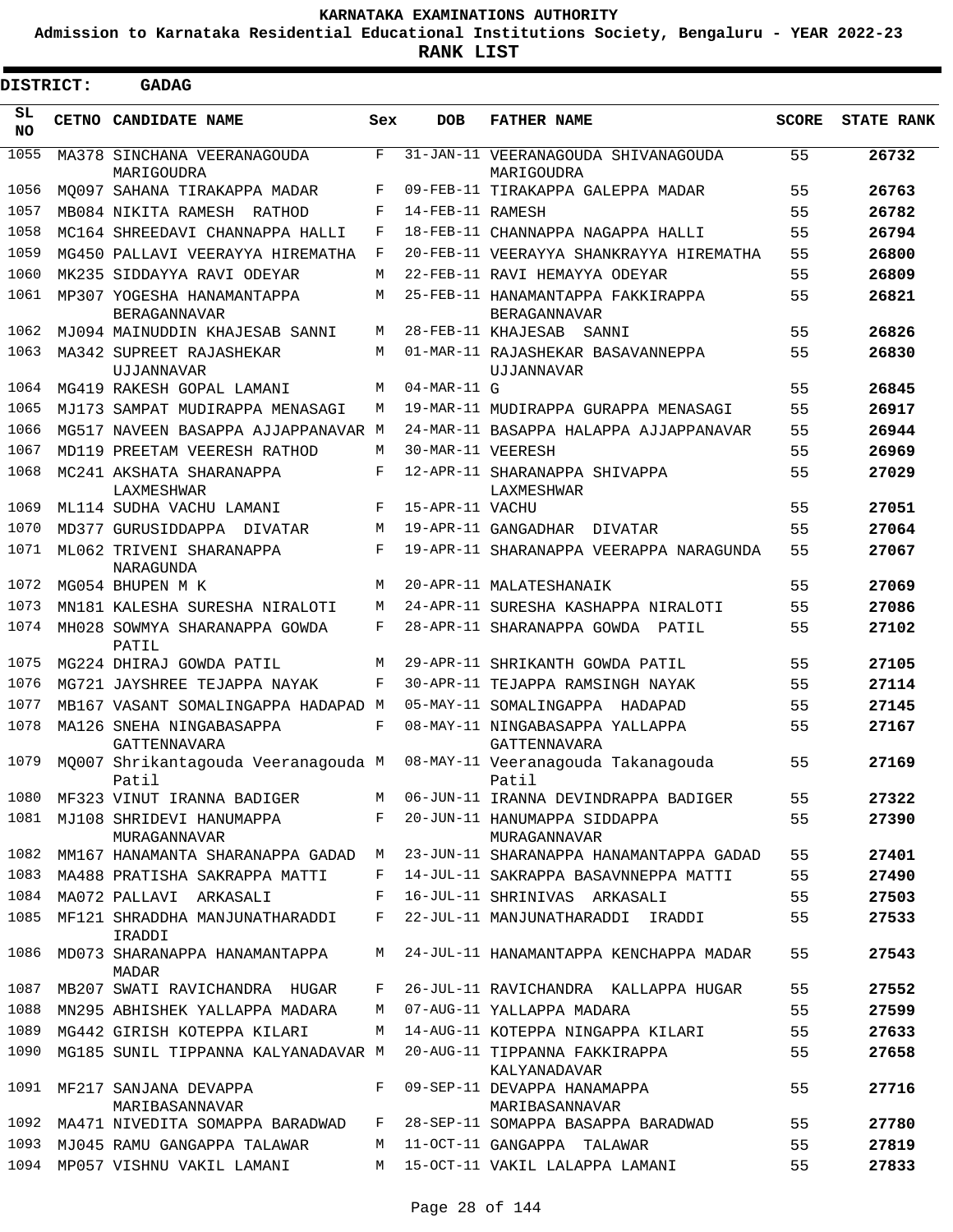# KARNATAKA EXAMINATIONS AUTHORITY

**Admission to Karnataka Residential Educational Institutions Society, Bengaluru - YEAR 2022-23**

**RANK LIST**

**DISTRICT: GADAG**

| SL NO | CETNO | CANDIDATE NAME | Sex | DOB | FATHER NAME | SCORE | STATE RANK |
|---|---|---|---|---|---|---|---|
| 1055 | MA378 | SINCHANA VEERANAGOUDA MARIGOUDRA | F | 31-JAN-11 | VEERANAGOUDA SHIVANAGOUDA MARIGOUDRA | 55 | **26732** |
| 1056 | MQ097 | SAHANA TIRAKAPPA MADAR | F | 09-FEB-11 | TIRAKAPPA GALEPPA MADAR | 55 | **26763** |
| 1057 | MB084 | NIKITA RAMESH RATHOD | F | 14-FEB-11 | RAMESH | 55 | **26782** |
| 1058 | MC164 | SHREEDAVI CHANNAPPA HALLI | F | 18-FEB-11 | CHANNAPPA NAGAPPA HALLI | 55 | **26794** |
| 1059 | MG450 | PALLAVI VEERAYYA HIREMATHA | F | 20-FEB-11 | VEERAYYA SHANKRAYYA HIREMATHA | 55 | **26800** |
| 1060 | MK235 | SIDDAYYA RAVI ODEYAR | M | 22-FEB-11 | RAVI HEMAYYA ODEYAR | 55 | **26809** |
| 1061 | MP307 | YOGESHA HANAMANTAPPA BERAGANNAVAR | M | 25-FEB-11 | HANAMANTAPPA FAKKIRAPPA BERAGANNAVAR | 55 | **26821** |
| 1062 | MJ094 | MAINUDDIN KHAJESAB SANNI | M | 28-FEB-11 | KHAJESAB SANNI | 55 | **26826** |
| 1063 | MA342 | SUPREET RAJASHEKAR UJJANNAVAR | M | 01-MAR-11 | RAJASHEKAR BASAVANNEPPA UJJANNAVAR | 55 | **26830** |
| 1064 | MG419 | RAKESH GOPAL LAMANI | M | 04-MAR-11 | G | 55 | **26845** |
| 1065 | MJ173 | SAMPAT MUDIRAPPA MENASAGI | M | 19-MAR-11 | MUDIRAPPA GURAPPA MENASAGI | 55 | **26917** |
| 1066 | MG517 | NAVEEN BASAPPA AJJAPPANAVAR | M | 24-MAR-11 | BASAPPA HALAPPA AJJAPPANAVAR | 55 | **26944** |
| 1067 | MD119 | PREETAM VEERESH RATHOD | M | 30-MAR-11 | VEERESH | 55 | **26969** |
| 1068 | MC241 | AKSHATA SHARANAPPA LAXMESHWAR | F | 12-APR-11 | SHARANAPPA SHIVAPPA LAXMESHWAR | 55 | **27029** |
| 1069 | ML114 | SUDHA VACHU LAMANI | F | 15-APR-11 | VACHU | 55 | **27051** |
| 1070 | MD377 | GURUSIDDAPPA DIVATAR | M | 19-APR-11 | GANGADHAR DIVATAR | 55 | **27064** |
| 1071 | ML062 | TRIVENI SHARANAPPA NARAGUNDA | F | 19-APR-11 | SHARANAPPA VEERAPPA NARAGUNDA | 55 | **27067** |
| 1072 | MG054 | BHUPEN M K | M | 20-APR-11 | MALATESHANAIK | 55 | **27069** |
| 1073 | MN181 | KALESHA SURESHA NIRALOTI | M | 24-APR-11 | SURESHA KASHAPPA NIRALOTI | 55 | **27086** |
| 1074 | MH028 | SOWMYA SHARANAPPA GOWDA PATIL | F | 28-APR-11 | SHARANAPPA GOWDA PATIL | 55 | **27102** |
| 1075 | MG224 | DHIRAJ GOWDA PATIL | M | 29-APR-11 | SHRIKANTH GOWDA PATIL | 55 | **27105** |
| 1076 | MG721 | JAYSHREE TEJAPPA NAYAK | F | 30-APR-11 | TEJAPPA RAMSINGH NAYAK | 55 | **27114** |
| 1077 | MB167 | VASANT SOMALINGAPPA HADAPAD | M | 05-MAY-11 | SOMALINGAPPA HADAPAD | 55 | **27145** |
| 1078 | MA126 | SNEHA NINGABASAPPA GATTENNAVARA | F | 08-MAY-11 | NINGABASAPPA YALLAPPA GATTENNAVARA | 55 | **27167** |
| 1079 | MQ007 | Shrikantagouda Veeranagouda Patil | M | 08-MAY-11 | Veeranagouda Takanagouda Patil | 55 | **27169** |
| 1080 | MF323 | VINUT IRANNA BADIGER | M | 06-JUN-11 | IRANNA DEVINDRAPPA BADIGER | 55 | **27322** |
| 1081 | MJ108 | SHRIDEVI HANUMAPPA MURAGANNAVAR | F | 20-JUN-11 | HANUMAPPA SIDDAPPA MURAGANNAVAR | 55 | **27390** |
| 1082 | MM167 | HANAMANTA SHARANAPPA GADAD | M | 23-JUN-11 | SHARANAPPA HANAMANTAPPA GADAD | 55 | **27401** |
| 1083 | MA488 | PRATISHA SAKRAPPA MATTI | F | 14-JUL-11 | SAKRAPPA BASAVNNEPPA MATTI | 55 | **27490** |
| 1084 | MA072 | PALLAVI ARKASALI | F | 16-JUL-11 | SHRINIVAS ARKASALI | 55 | **27503** |
| 1085 | MF121 | SHRADDHA MANJUNATHARADDI IRADDI | F | 22-JUL-11 | MANJUNATHARADDI IRADDI | 55 | **27533** |
| 1086 | MD073 | SHARANAPPA HANAMANTAPPA MADAR | M | 24-JUL-11 | HANAMANTAPPA KENCHAPPA MADAR | 55 | **27543** |
| 1087 | MB207 | SWATI RAVICHANDRA HUGAR | F | 26-JUL-11 | RAVICHANDRA KALLAPPA HUGAR | 55 | **27552** |
| 1088 | MN295 | ABHISHEK YALLAPPA MADARA | M | 07-AUG-11 | YALLAPPA MADARA | 55 | **27599** |
| 1089 | MG442 | GIRISH KOTEPPA KILARI | M | 14-AUG-11 | KOTEPPA NINGAPPA KILARI | 55 | **27633** |
| 1090 | MG185 | SUNIL TIPPANNA KALYANADAVAR | M | 20-AUG-11 | TIPPANNA FAKKIRAPPA KALYANADAVAR | 55 | **27658** |
| 1091 | MF217 | SANJANA DEVAPPA MARIBASANNAVAR | F | 09-SEP-11 | DEVAPPA HANAMAPPA MARIBASANNAVAR | 55 | **27716** |
| 1092 | MA471 | NIVEDITA SOMAPPA BARADWAD | F | 28-SEP-11 | SOMAPPA BASAPPA BARADWAD | 55 | **27780** |
| 1093 | MJ045 | RAMU GANGAPPA TALAWAR | M | 11-OCT-11 | GANGAPPA TALAWAR | 55 | **27819** |
| 1094 | MP057 | VISHNU VAKIL LAMANI | M | 15-OCT-11 | VAKIL LALAPPA LAMANI | 55 | **27833** |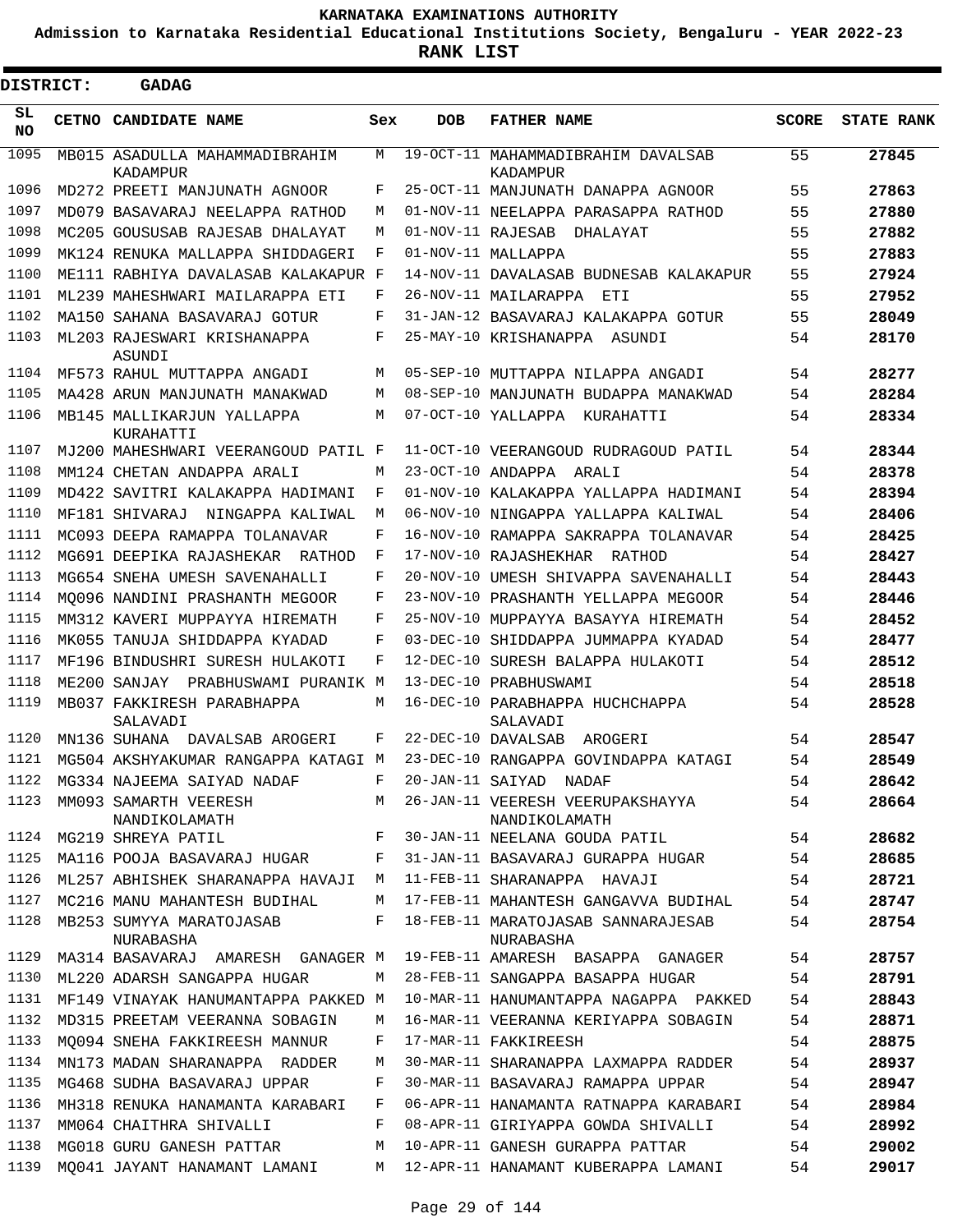KARNATAKA EXAMINATIONS AUTHORITY

Admission to Karnataka Residential Educational Institutions Society, Bengaluru - YEAR 2022-23

**RANK LIST**

**DISTRICT: GADAG**

| SL NO | CETNO | CANDIDATE NAME | Sex | DOB | FATHER NAME | SCORE | STATE RANK |
|---|---|---|---|---|---|---|---|
| 1095 | MB015 | ASADULLA MAHAMMADIBRAHIM KADAMPUR | M | 19-OCT-11 | MAHAMMADIBRAHIM DAVALSAB KADAMPUR | 55 | 27845 |
| 1096 | MD272 | PREETI MANJUNATH AGNOOR | F | 25-OCT-11 | MANJUNATH DANAPPA AGNOOR | 55 | 27863 |
| 1097 | MD079 | BASAVARAJ NEELAPPA RATHOD | M | 01-NOV-11 | NEELAPPA PARASAPPA RATHOD | 55 | 27880 |
| 1098 | MC205 | GOUSUSAB RAJESAB DHALAYAT | M | 01-NOV-11 | RAJESAB DHALAYAT | 55 | 27882 |
| 1099 | MK124 | RENUKA MALLAPPA SHIDDAGERI | F | 01-NOV-11 | MALLAPPA | 55 | 27883 |
| 1100 | ME111 | RABHIYA DAVALASAB KALAKAPUR | F | 14-NOV-11 | DAVALASAB BUDNESAB KALAKAPUR | 55 | 27924 |
| 1101 | ML239 | MAHESHWARI MAILARAPPA ETI | F | 26-NOV-11 | MAILARAPPA ETI | 55 | 27952 |
| 1102 | MA150 | SAHANA BASAVARAJ GOTUR | F | 31-JAN-12 | BASAVARAJ KALAKAPPA GOTUR | 55 | 28049 |
| 1103 | ML203 | RAJESWARI KRISHANAPPA ASUNDI | F | 25-MAY-10 | KRISHANAPPA ASUNDI | 54 | 28170 |
| 1104 | MF573 | RAHUL MUTTAPPA ANGADI | M | 05-SEP-10 | MUTTAPPA NILAPPA ANGADI | 54 | 28277 |
| 1105 | MA428 | ARUN MANJUNATH MANAKWAD | M | 08-SEP-10 | MANJUNATH BUDAPPA MANAKWAD | 54 | 28284 |
| 1106 | MB145 | MALLIKARJUN YALLAPPA KURAHATTI | M | 07-OCT-10 | YALLAPPA KURAHATTI | 54 | 28334 |
| 1107 | MJ200 | MAHESHWARI VEERANGOUD PATIL | F | 11-OCT-10 | VEERANGOUD RUDRAGOUD PATIL | 54 | 28344 |
| 1108 | MM124 | CHETAN ANDAPPA ARALI | M | 23-OCT-10 | ANDAPPA ARALI | 54 | 28378 |
| 1109 | MD422 | SAVITRI KALAKAPPA HADIMANI | F | 01-NOV-10 | KALAKAPPA YALLAPPA HADIMANI | 54 | 28394 |
| 1110 | MF181 | SHIVARAJ NINGAPPA KALIWAL | M | 06-NOV-10 | NINGAPPA YALLAPPA KALIWAL | 54 | 28406 |
| 1111 | MC093 | DEEPA RAMAPPA TOLANAVAR | F | 16-NOV-10 | RAMAPPA SAKRAPPA TOLANAVAR | 54 | 28425 |
| 1112 | MG691 | DEEPIKA RAJASHEKAR RATHOD | F | 17-NOV-10 | RAJASHEKHAR RATHOD | 54 | 28427 |
| 1113 | MG654 | SNEHA UMESH SAVENAHALLI | F | 20-NOV-10 | UMESH SHIVAPPA SAVENAHALLI | 54 | 28443 |
| 1114 | MQ096 | NANDINI PRASHANTH MEGOOR | F | 23-NOV-10 | PRASHANTH YELLAPPA MEGOOR | 54 | 28446 |
| 1115 | MM312 | KAVERI MUPPAYYA HIREMATH | F | 25-NOV-10 | MUPPAYYA BASAYYA HIREMATH | 54 | 28452 |
| 1116 | MK055 | TANUJA SHIDDAPPA KYADAD | F | 03-DEC-10 | SHIDDAPPA JUMMAPPA KYADAD | 54 | 28477 |
| 1117 | MF196 | BINDUSHRI SURESH HULAKOTI | F | 12-DEC-10 | SURESH BALAPPA HULAKOTI | 54 | 28512 |
| 1118 | ME200 | SANJAY PRABHUSWAMI PURANIK | M | 13-DEC-10 | PRABHUSWAMI | 54 | 28518 |
| 1119 | MB037 | FAKKIRESH PARABHAPPA SALAVADI | M | 16-DEC-10 | PARABHAPPA HUCHCHAPPA SALAVADI | 54 | 28528 |
| 1120 | MN136 | SUHANA DAVALSAB AROGERI | F | 22-DEC-10 | DAVALSAB AROGERI | 54 | 28547 |
| 1121 | MG504 | AKSHYAKUMAR RANGAPPA KATAGI | M | 23-DEC-10 | RANGAPPA GOVINDAPPA KATAGI | 54 | 28549 |
| 1122 | MG334 | NAJEEMA SAIYAD NADAF | F | 20-JAN-11 | SAIYAD NADAF | 54 | 28642 |
| 1123 | MM093 | SAMARTH VEERESH NANDIKOLAMATH | M | 26-JAN-11 | VEERESH VEERUPAKSHAYYA NANDIKOLAMATH | 54 | 28664 |
| 1124 | MG219 | SHREYA PATIL | F | 30-JAN-11 | NEELANA GOUDA PATIL | 54 | 28682 |
| 1125 | MA116 | POOJA BASAVARAJ HUGAR | F | 31-JAN-11 | BASAVARAJ GURAPPA HUGAR | 54 | 28685 |
| 1126 | ML257 | ABHISHEK SHARANAPPA HAVAJI | M | 11-FEB-11 | SHARANAPPA HAVAJI | 54 | 28721 |
| 1127 | MC216 | MANU MAHANTESH BUDIHAL | M | 17-FEB-11 | MAHANTESH GANGAVVA BUDIHAL | 54 | 28747 |
| 1128 | MB253 | SUMYYA MARATOJASAB NURABASHA | F | 18-FEB-11 | MARATOJASAB SANNARAJESAB NURABASHA | 54 | 28754 |
| 1129 | MA314 | BASAVARAJ AMARESH GANAGER | M | 19-FEB-11 | AMARESH BASAPPA GANAGER | 54 | 28757 |
| 1130 | ML220 | ADARSH SANGAPPA HUGAR | M | 28-FEB-11 | SANGAPPA BASAPPA HUGAR | 54 | 28791 |
| 1131 | MF149 | VINAYAK HANUMANTAPPA PAKKED | M | 10-MAR-11 | HANUMANTAPPA NAGAPPA PAKKED | 54 | 28843 |
| 1132 | MD315 | PREETAM VEERANNA SOBAGIN | M | 16-MAR-11 | VEERANNA KERIYAPPA SOBAGIN | 54 | 28871 |
| 1133 | MQ094 | SNEHA FAKKIREESH MANNUR | F | 17-MAR-11 | FAKKIREESH | 54 | 28875 |
| 1134 | MN173 | MADAN SHARANAPPA RADDER | M | 30-MAR-11 | SHARANAPPA LAXMAPPA RADDER | 54 | 28937 |
| 1135 | MG468 | SUDHA BASAVARAJ UPPAR | F | 30-MAR-11 | BASAVARAJ RAMAPPA UPPAR | 54 | 28947 |
| 1136 | MH318 | RENUKA HANAMANTA KARABARI | F | 06-APR-11 | HANAMANTA RATNAPPA KARABARI | 54 | 28984 |
| 1137 | MM064 | CHAITHRA SHIVALLI | F | 08-APR-11 | GIRIYAPPA GOWDA SHIVALLI | 54 | 28992 |
| 1138 | MG018 | GURU GANESH PATTAR | M | 10-APR-11 | GANESH GURAPPA PATTAR | 54 | 29002 |
| 1139 | MQ041 | JAYANT HANAMANT LAMANI | M | 12-APR-11 | HANAMANT KUBERAPPA LAMANI | 54 | 29017 |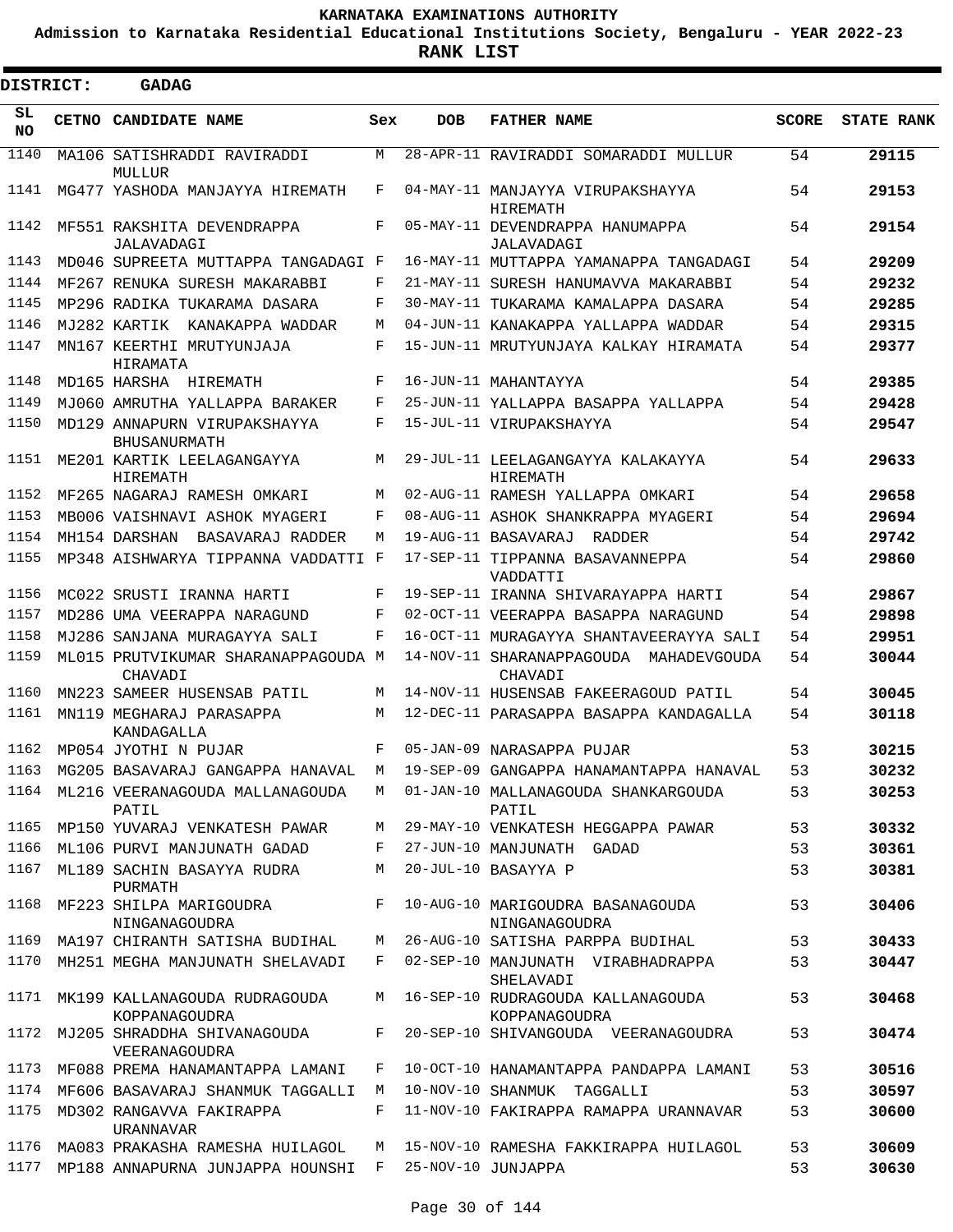**KARNATAKA EXAMINATIONS AUTHORITY**

**Admission to Karnataka Residential Educational Institutions Society, Bengaluru - YEAR 2022-23**

**RANK LIST**

**DISTRICT: GADAG**

| SL NO | CETNO | CANDIDATE NAME | Sex | DOB | FATHER NAME | SCORE | STATE RANK |
|---|---|---|---|---|---|---|---|
| 1140 | MA106 | SATISHRADDI RAVIRADDI MULLUR | M | 28-APR-11 | RAVIRADDI SOMARADDI MULLUR | 54 | **29115** |
| 1141 | MG477 | YASHODA MANJAYYA HIREMATH | F | 04-MAY-11 | MANJAYYA VIRUPAKSHAYYA HIREMATH | 54 | **29153** |
| 1142 | MF551 | RAKSHITA DEVENDRAPPA JALAVADAGI | F | 05-MAY-11 | DEVENDRAPPA HANUMAPPA JALAVADAGI | 54 | **29154** |
| 1143 | MD046 | SUPREETA MUTTAPPA TANGADAGI | F | 16-MAY-11 | MUTTAPPA YAMANAPPA TANGADAGI | 54 | **29209** |
| 1144 | MF267 | RENUKA SURESH MAKARABBI | F | 21-MAY-11 | SURESH HANUMAVVA MAKARABBI | 54 | **29232** |
| 1145 | MP296 | RADIKA TUKARAMA DASARA | F | 30-MAY-11 | TUKARAMA KAMALAPPA DASARA | 54 | **29285** |
| 1146 | MJ282 | KARTIK KANAKAPPA WADDAR | M | 04-JUN-11 | KANAKAPPA YALLAPPA WADDAR | 54 | **29315** |
| 1147 | MN167 | KEERTHI MRUTYUNJAJA HIRAMATA | F | 15-JUN-11 | MRUTYUNJAYA KALKAY HIRAMATA | 54 | **29377** |
| 1148 | MD165 | HARSHA HIREMATH | F | 16-JUN-11 | MAHANTAYYA | 54 | **29385** |
| 1149 | MJ060 | AMRUTHA YALLAPPA BARAKER | F | 25-JUN-11 | YALLAPPA BASAPPA YALLAPPA | 54 | **29428** |
| 1150 | MD129 | ANNAPURN VIRUPAKSHAYYA BHUSANURMATH | F | 15-JUL-11 | VIRUPAKSHAYYA | 54 | **29547** |
| 1151 | ME201 | KARTIK LEELAGANGAYYA HIREMATH | M | 29-JUL-11 | LEELAGANGAYYA KALAKAYYA HIREMATH | 54 | **29633** |
| 1152 | MF265 | NAGARAJ RAMESH OMKARI | M | 02-AUG-11 | RAMESH YALLAPPA OMKARI | 54 | **29658** |
| 1153 | MB006 | VAISHNAVI ASHOK MYAGERI | F | 08-AUG-11 | ASHOK SHANKRAPPA MYAGERI | 54 | **29694** |
| 1154 | MH154 | DARSHAN BASAVARAJ RADDER | M | 19-AUG-11 | BASAVARAJ RADDER | 54 | **29742** |
| 1155 | MP348 | AISHWARYA TIPPANNA VADDATTI | F | 17-SEP-11 | TIPPANNA BASAVANNEPPA VADDATTI | 54 | **29860** |
| 1156 | MC022 | SRUSTI IRANNA HARTI | F | 19-SEP-11 | IRANNA SHIVARAYAPPA HARTI | 54 | **29867** |
| 1157 | MD286 | UMA VEERAPPA NARAGUND | F | 02-OCT-11 | VEERAPPA BASAPPA NARAGUND | 54 | **29898** |
| 1158 | MJ286 | SANJANA MURAGAYYA SALI | F | 16-OCT-11 | MURAGAYYA SHANTAVEERAYYA SALI | 54 | **29951** |
| 1159 | ML015 | PRUTVIKUMAR SHARANAPPAGOUDA CHAVADI | M | 14-NOV-11 | SHARANAPPAGOUDA MAHADEVGOUDA CHAVADI | 54 | **30044** |
| 1160 | MN223 | SAMEER HUSENSAB PATIL | M | 14-NOV-11 | HUSENSAB FAKEERAGOUD PATIL | 54 | **30045** |
| 1161 | MN119 | MEGHARAJ PARASAPPA KANDAGALLA | M | 12-DEC-11 | PARASAPPA BASAPPA KANDAGALLA | 54 | **30118** |
| 1162 | MP054 | JYOTHI N PUJAR | F | 05-JAN-09 | NARASAPPA PUJAR | 53 | **30215** |
| 1163 | MG205 | BASAVARAJ GANGAPPA HANAVAL | M | 19-SEP-09 | GANGAPPA HANAMANTAPPA HANAVAL | 53 | **30232** |
| 1164 | ML216 | VEERANAGOUDA MALLANAGOUDA PATIL | M | 01-JAN-10 | MALLANAGOUDA SHANKARGOUDA PATIL | 53 | **30253** |
| 1165 | MP150 | YUVARAJ VENKATESH PAWAR | M | 29-MAY-10 | VENKATESH HEGGAPPA PAWAR | 53 | **30332** |
| 1166 | ML106 | PURVI MANJUNATH GADAD | F | 27-JUN-10 | MANJUNATH GADAD | 53 | **30361** |
| 1167 | ML189 | SACHIN BASAYYA RUDRA PURMATH | M | 20-JUL-10 | BASAYYA P | 53 | **30381** |
| 1168 | MF223 | SHILPA MARIGOUDRA NINGANAGOUDRA | F | 10-AUG-10 | MARIGOUDRA BASANAGOUDA NINGANAGOUDRA | 53 | **30406** |
| 1169 | MA197 | CHIRANTH SATISHA BUDIHAL | M | 26-AUG-10 | SATISHA PARPPA BUDIHAL | 53 | **30433** |
| 1170 | MH251 | MEGHA MANJUNATH SHELAVADI | F | 02-SEP-10 | MANJUNATH VIRABHADRAPPA SHELAVADI | 53 | **30447** |
| 1171 | MK199 | KALLANAGOUDA RUDRAGOUDA KOPPANAGOUDRA | M | 16-SEP-10 | RUDRAGOUDA KALLANAGOUDA KOPPANAGOUDRA | 53 | **30468** |
| 1172 | MJ205 | SHRADDHA SHIVANAGOUDA VEERANAGOUDRA | F | 20-SEP-10 | SHIVANGOUDA VEERANAGOUDRA | 53 | **30474** |
| 1173 | MF088 | PREMA HANAMANTAPPA LAMANI | F | 10-OCT-10 | HANAMANTAPPA PANDAPPA LAMANI | 53 | **30516** |
| 1174 | MF606 | BASAVARAJ SHANMUK TAGGALLI | M | 10-NOV-10 | SHANMUK TAGGALLI | 53 | **30597** |
| 1175 | MD302 | RANGAVVA FAKIRAPPA URANNAVAR | F | 11-NOV-10 | FAKIRAPPA RAMAPPA URANNAVAR | 53 | **30600** |
| 1176 | MA083 | PRAKASHA RAMESHA HUILAGOL | M | 15-NOV-10 | RAMESHA FAKKIRAPPA HUILAGOL | 53 | **30609** |
| 1177 | MP188 | ANNAPURNA JUNJAPPA HOUNSHI | F | 25-NOV-10 | JUNJAPPA | 53 | **30630** |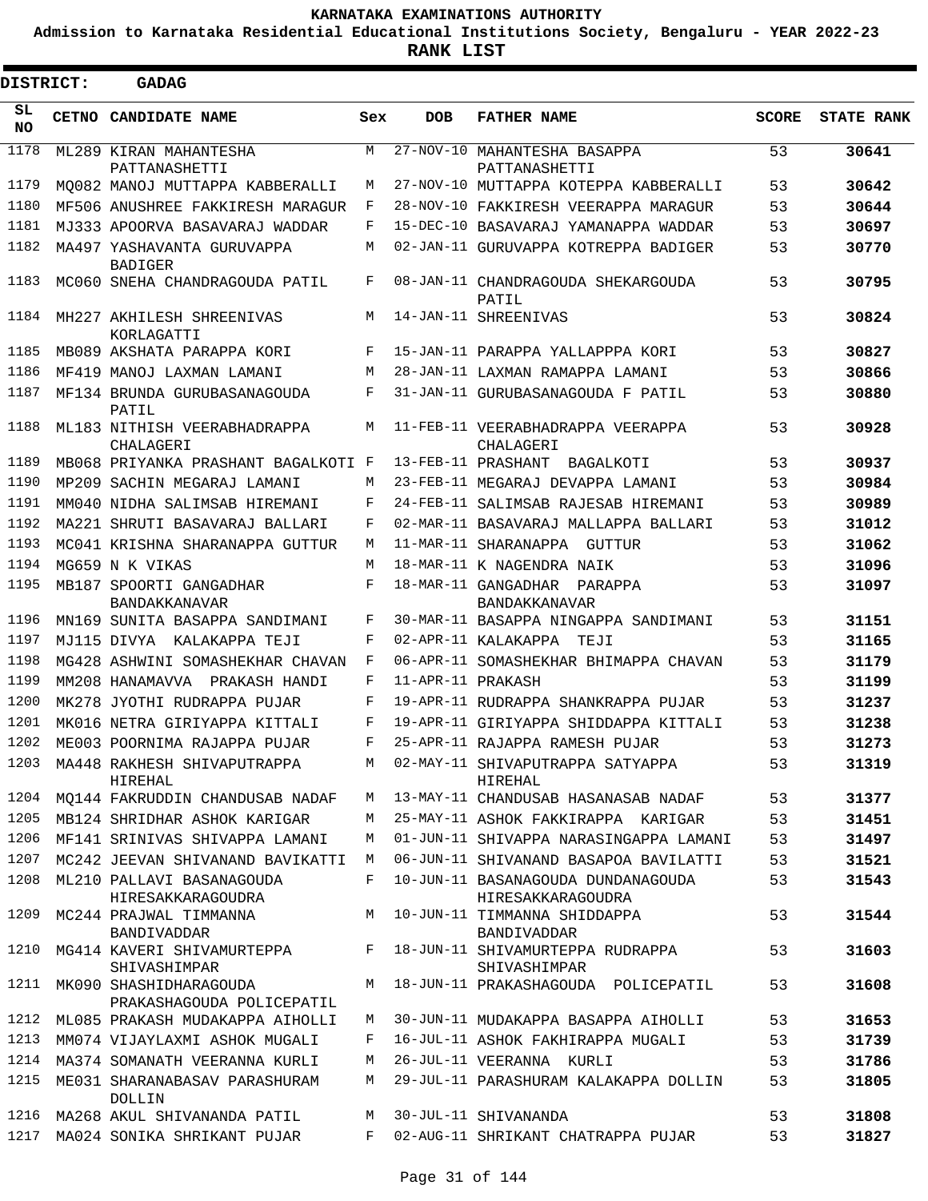# KARNATAKA EXAMINATIONS AUTHORITY

**Admission to Karnataka Residential Educational Institutions Society, Bengaluru - YEAR 2022-23**

**RANK LIST**

**DISTRICT: GADAG**

| SL NO | CETNO | CANDIDATE NAME | Sex | DOB | FATHER NAME | SCORE | STATE RANK |
|---|---|---|---|---|---|---|---|
| 1178 | ML289 | KIRAN MAHANTESHA PATTANASHETTI | M | 27-NOV-10 | MAHANTESHA BASAPPA PATTANASHETTI | 53 | 30641 |
| 1179 | MQ082 | MANOJ MUTTAPPA KABBERALLI | M | 27-NOV-10 | MUTTAPPA KOTEPPA KABBERALLI | 53 | 30642 |
| 1180 | MF506 | ANUSHREE FAKKIRESH MARAGUR | F | 28-NOV-10 | FAKKIRESH VEERAPPA MARAGUR | 53 | 30644 |
| 1181 | MJ333 | APOORVA BASAVARAJ WADDAR | F | 15-DEC-10 | BASAVARAJ YAMANAPPA WADDAR | 53 | 30697 |
| 1182 | MA497 | YASHAVANTA GURUVAPPA BADIGER | M | 02-JAN-11 | GURUVAPPA KOTREPPA BADIGER | 53 | 30770 |
| 1183 | MC060 | SNEHA CHANDRAGOUDA PATIL | F | 08-JAN-11 | CHANDRAGOUDA SHEKARGOUDA PATIL | 53 | 30795 |
| 1184 | MH227 | AKHILESH SHREENIVAS KORLAGATTI | M | 14-JAN-11 | SHREENIVAS | 53 | 30824 |
| 1185 | MB089 | AKSHATA PARAPPA KORI | F | 15-JAN-11 | PARAPPA YALLAPPPA KORI | 53 | 30827 |
| 1186 | MF419 | MANOJ LAXMAN LAMANI | M | 28-JAN-11 | LAXMAN RAMAPPA LAMANI | 53 | 30866 |
| 1187 | MF134 | BRUNDA GURUBASANAGOUDA PATIL | F | 31-JAN-11 | GURUBASANAGOUDA F PATIL | 53 | 30880 |
| 1188 | ML183 | NITHISH VEERABHADRAPPA CHALAGERI | M | 11-FEB-11 | VEERABHADRAPPA VEERAPPA CHALAGERI | 53 | 30928 |
| 1189 | MB068 | PRIYANKA PRASHANT BAGALKOTI | F | 13-FEB-11 | PRASHANT BAGALKOTI | 53 | 30937 |
| 1190 | MP209 | SACHIN MEGARAJ LAMANI | M | 23-FEB-11 | MEGARAJ DEVAPPA LAMANI | 53 | 30984 |
| 1191 | MM040 | NIDHA SALIMSAB HIREMANI | F | 24-FEB-11 | SALIMSAB RAJESAB HIREMANI | 53 | 30989 |
| 1192 | MA221 | SHRUTI BASAVARAJ BALLARI | F | 02-MAR-11 | BASAVARAJ MALLAPPA BALLARI | 53 | 31012 |
| 1193 | MC041 | KRISHNA SHARANAPPA GUTTUR | M | 11-MAR-11 | SHARANAPPA GUTTUR | 53 | 31062 |
| 1194 | MG659 | N K VIKAS | M | 18-MAR-11 | K NAGENDRA NAIK | 53 | 31096 |
| 1195 | MB187 | SPOORTI GANGADHAR BANDAKKANAVAR | F | 18-MAR-11 | GANGADHAR PARAPPA BANDAKKANAVAR | 53 | 31097 |
| 1196 | MN169 | SUNITA BASAPPA SANDIMANI | F | 30-MAR-11 | BASAPPA NINGAPPA SANDIMANI | 53 | 31151 |
| 1197 | MJ115 | DIVYA KALAKAPPA TEJI | F | 02-APR-11 | KALAKAPPA TEJI | 53 | 31165 |
| 1198 | MG428 | ASHWINI SOMASHEKHAR CHAVAN | F | 06-APR-11 | SOMASHEKHAR BHIMAPPA CHAVAN | 53 | 31179 |
| 1199 | MM208 | HANAMAVVA PRAKASH HANDI | F | 11-APR-11 | PRAKASH | 53 | 31199 |
| 1200 | MK278 | JYOTHI RUDRAPPA PUJAR | F | 19-APR-11 | RUDRAPPA SHANKRAPPA PUJAR | 53 | 31237 |
| 1201 | MK016 | NETRA GIRIYAPPA KITTALI | F | 19-APR-11 | GIRIYAPPA SHIDDAPPA KITTALI | 53 | 31238 |
| 1202 | ME003 | POORNIMA RAJAPPA PUJAR | F | 25-APR-11 | RAJAPPA RAMESH PUJAR | 53 | 31273 |
| 1203 | MA448 | RAKHESH SHIVAPUTRAPPA HIREHAL | M | 02-MAY-11 | SHIVAPUTRAPPA SATYAPPA HIREHAL | 53 | 31319 |
| 1204 | MQ144 | FAKRUDDIN CHANDUSAB NADAF | M | 13-MAY-11 | CHANDUSAB HASANASAB NADAF | 53 | 31377 |
| 1205 | MB124 | SHRIDHAR ASHOK KARIGAR | M | 25-MAY-11 | ASHOK FAKKIRAPPA KARIGAR | 53 | 31451 |
| 1206 | MF141 | SRINIVAS SHIVAPPA LAMANI | M | 01-JUN-11 | SHIVAPPA NARASINGAPPA LAMANI | 53 | 31497 |
| 1207 | MC242 | JEEVAN SHIVANAND BAVIKATTI | M | 06-JUN-11 | SHIVANAND BASAPOA BAVILATTI | 53 | 31521 |
| 1208 | ML210 | PALLAVI BASANAGOUDA HIRESAKKARAGOUDRA | F | 10-JUN-11 | BASANAGOUDA DUNDANAGOUDA HIRESAKKARAGOUDRA | 53 | 31543 |
| 1209 | MC244 | PRAJWAL TIMMANNA BANDIVADDAR | M | 10-JUN-11 | TIMMANNA SHIDDAPPA BANDIVADDAR | 53 | 31544 |
| 1210 | MG414 | KAVERI SHIVAMURTEPPA SHIVASHIMPAR | F | 18-JUN-11 | SHIVAMURTEPPA RUDRAPPA SHIVASHIMPAR | 53 | 31603 |
| 1211 | MK090 | SHASHIDHARAGOUDA PRAKASHAGOUDA POLICEPATIL | M | 18-JUN-11 | PRAKASHAGOUDA POLICEPATIL | 53 | 31608 |
| 1212 | ML085 | PRAKASH MUDAKAPPA AIHOLLI | M | 30-JUN-11 | MUDAKAPPA BASAPPA AIHOLLI | 53 | 31653 |
| 1213 | MM074 | VIJAYLAXMI ASHOK MUGALI | F | 16-JUL-11 | ASHOK FAKHIRAPPA MUGALI | 53 | 31739 |
| 1214 | MA374 | SOMANATH VEERANNA KURLI | M | 26-JUL-11 | VEERANNA KURLI | 53 | 31786 |
| 1215 | ME031 | SHARANABASAV PARASHURAM DOLLIN | M | 29-JUL-11 | PARASHURAM KALAKAPPA DOLLIN | 53 | 31805 |
| 1216 | MA268 | AKUL SHIVANANDA PATIL | M | 30-JUL-11 | SHIVANANDA | 53 | 31808 |
| 1217 | MA024 | SONIKA SHRIKANT PUJAR | F | 02-AUG-11 | SHRIKANT CHATRAPPA PUJAR | 53 | 31827 |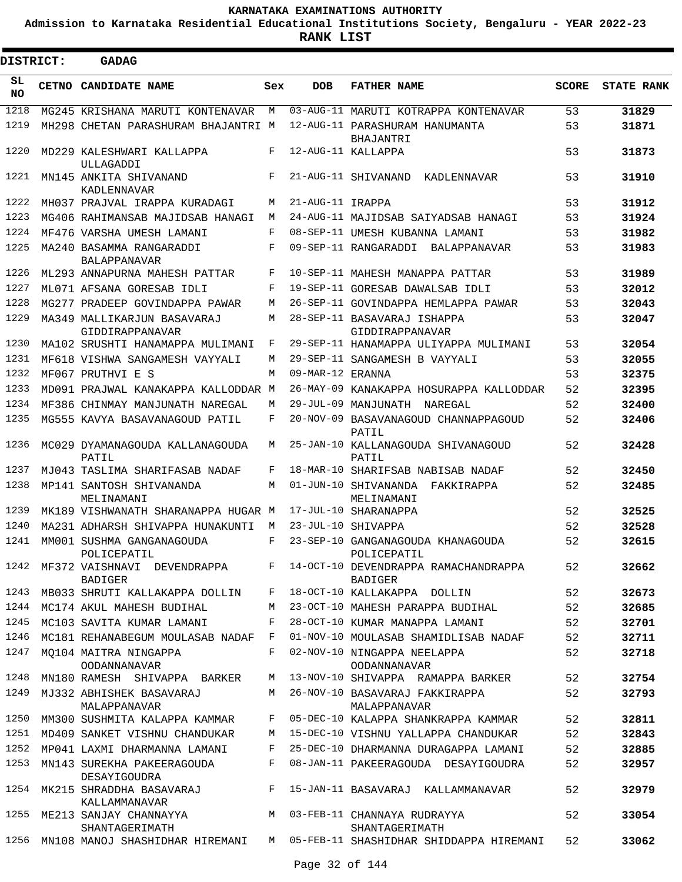**KARNATAKA EXAMINATIONS AUTHORITY**

**Admission to Karnataka Residential Educational Institutions Society, Bengaluru - YEAR 2022-23**

**RANK LIST**

**DISTRICT: GADAG**

| SL NO | CETNO | CANDIDATE NAME | Sex | DOB | FATHER NAME | SCORE | STATE RANK |
|---|---|---|---|---|---|---|---|
| 1218 | MG245 | KRISHANA MARUTI KONTENAVAR | M | 03-AUG-11 | MARUTI KOTRAPPA KONTENAVAR | 53 | **31829** |
| 1219 | MH298 | CHETAN PARASHURAM BHAJANTRI | M | 12-AUG-11 | PARASHURAM HANUMANTA BHAJANTRI | 53 | **31871** |
| 1220 | MD229 | KALESHWARI KALLAPPA ULLAGADDI | F | 12-AUG-11 | KALLAPPA | 53 | **31873** |
| 1221 | MN145 | ANKITA SHIVANAND KADLENNAVAR | F | 21-AUG-11 | SHIVANAND KADLENNAVAR | 53 | **31910** |
| 1222 | MH037 | PRAJVAL IRAPPA KURADAGI | M | 21-AUG-11 | IRAPPA | 53 | **31912** |
| 1223 | MG406 | RAHIMANSAB MAJIDSAB HANAGI | M | 24-AUG-11 | MAJIDSAB SAIYADSAB HANAGI | 53 | **31924** |
| 1224 | MF476 | VARSHA UMESH LAMANI | F | 08-SEP-11 | UMESH KUBANNA LAMANI | 53 | **31982** |
| 1225 | MA240 | BASAMMA RANGARADDI BALAPPANAVAR | F | 09-SEP-11 | RANGARADDI BALAPPANAVAR | 53 | **31983** |
| 1226 | ML293 | ANNAPURNA MAHESH PATTAR | F | 10-SEP-11 | MAHESH MANAPPA PATTAR | 53 | **31989** |
| 1227 | ML071 | AFSANA GORESAB IDLI | F | 19-SEP-11 | GORESAB DAWALSAB IDLI | 53 | **32012** |
| 1228 | MG277 | PRADEEP GOVINDAPPA PAWAR | M | 26-SEP-11 | GOVINDAPPA HEMLAPPA PAWAR | 53 | **32043** |
| 1229 | MA349 | MALLIKARJUN BASAVARAJ GIDDIRAPPANAVAR | M | 28-SEP-11 | BASAVARAJ ISHAPPA GIDDIRAPPANAVAR | 53 | **32047** |
| 1230 | MA102 | SRUSHTI HANAMAPPA MULIMANI | F | 29-SEP-11 | HANAMAPPA ULIYAPPA MULIMANI | 53 | **32054** |
| 1231 | MF618 | VISHWA SANGAMESH VAYYALI | M | 29-SEP-11 | SANGAMESH B VAYYALI | 53 | **32055** |
| 1232 | MF067 | PRUTHVI E S | M | 09-MAR-12 | ERANNA | 53 | **32375** |
| 1233 | MD091 | PRAJWAL KANAKAPPA KALLODDAR | M | 26-MAY-09 | KANAKAPPA HOSURAPPA KALLODDAR | 52 | **32395** |
| 1234 | MF386 | CHINMAY MANJUNATH NAREGAL | M | 29-JUL-09 | MANJUNATH NAREGAL | 52 | **32400** |
| 1235 | MG555 | KAVYA BASAVANAGOUD PATIL | F | 20-NOV-09 | BASAVANAGOUD CHANNAPPAGOUD PATIL | 52 | **32406** |
| 1236 | MC029 | DYAMANAGOUDA KALLANAGOUDA PATIL | M | 25-JAN-10 | KALLANAGOUDA SHIVANAGOUD PATIL | 52 | **32428** |
| 1237 | MJ043 | TASLIMA SHARIFASAB NADAF | F | 18-MAR-10 | SHARIFSAB NABISAB NADAF | 52 | **32450** |
| 1238 | MP141 | SANTOSH SHIVANANDA MELINAMANI | M | 01-JUN-10 | SHIVANANDA FAKKIRAPPA MELINAMANI | 52 | **32485** |
| 1239 | MK189 | VISHWANATH SHARANAPPA HUGAR | M | 17-JUL-10 | SHARANAPPA | 52 | **32525** |
| 1240 | MA231 | ADHARSH SHIVAPPA HUNAKUNTI | M | 23-JUL-10 | SHIVAPPA | 52 | **32528** |
| 1241 | MM001 | SUSHMA GANGANAGOUDA POLICEPATIL | F | 23-SEP-10 | GANGANAGOUDA KHANAGOUDA POLICEPATIL | 52 | **32615** |
| 1242 | MF372 | VAISHNAVI DEVENDRAPPA BADIGER | F | 14-OCT-10 | DEVENDRAPPA RAMACHANDRAPPA BADIGER | 52 | **32662** |
| 1243 | MB033 | SHRUTI KALLAKAPPA DOLLIN | F | 18-OCT-10 | KALLAKAPPA DOLLIN | 52 | **32673** |
| 1244 | MC174 | AKUL MAHESH BUDIHAL | M | 23-OCT-10 | MAHESH PARAPPA BUDIHAL | 52 | **32685** |
| 1245 | MC103 | SAVITA KUMAR LAMANI | F | 28-OCT-10 | KUMAR MANAPPA LAMANI | 52 | **32701** |
| 1246 | MC181 | REHANABEGUM MOULASAB NADAF | F | 01-NOV-10 | MOULASAB SHAMIDLISAB NADAF | 52 | **32711** |
| 1247 | MQ104 | MAITRA NINGAPPA OODANNANAVAR | F | 02-NOV-10 | NINGAPPA NEELAPPA OODANNANAVAR | 52 | **32718** |
| 1248 | MN180 | RAMESH SHIVAPPA BARKER | M | 13-NOV-10 | SHIVAPPA RAMAPPA BARKER | 52 | **32754** |
| 1249 | MJ332 | ABHISHEK BASAVARAJ MALAPPANAVAR | M | 26-NOV-10 | BASAVARAJ FAKKIRAPPA MALAPPANAVAR | 52 | **32793** |
| 1250 | MM300 | SUSHMITA KALAPPA KAMMAR | F | 05-DEC-10 | KALAPPA SHANKRAPPA KAMMAR | 52 | **32811** |
| 1251 | MD409 | SANKET VISHNU CHANDUKAR | M | 15-DEC-10 | VISHNU YALLAPPA CHANDUKAR | 52 | **32843** |
| 1252 | MP041 | LAXMI DHARMANNA LAMANI | F | 25-DEC-10 | DHARMANNA DURAGAPPA LAMANI | 52 | **32885** |
| 1253 | MN143 | SUREKHA PAKEERAGOUDA DESAYIGOUDRA | F | 08-JAN-11 | PAKEERAGOUDA DESAYIGOUDRA | 52 | **32957** |
| 1254 | MK215 | SHRADDHA BASAVARAJ KALLAMMANAVAR | F | 15-JAN-11 | BASAVARAJ KALLAMMANAVAR | 52 | **32979** |
| 1255 | ME213 | SANJAY CHANNAYYA SHANTAGERIMATH | M | 03-FEB-11 | CHANNAYA RUDRAYYA SHANTAGERIMATH | 52 | **33054** |
| 1256 | MN108 | MANOJ SHASHIDHAR HIREMANI | M | 05-FEB-11 | SHASHIDHAR SHIDDAPPA HIREMANI | 52 | **33062** |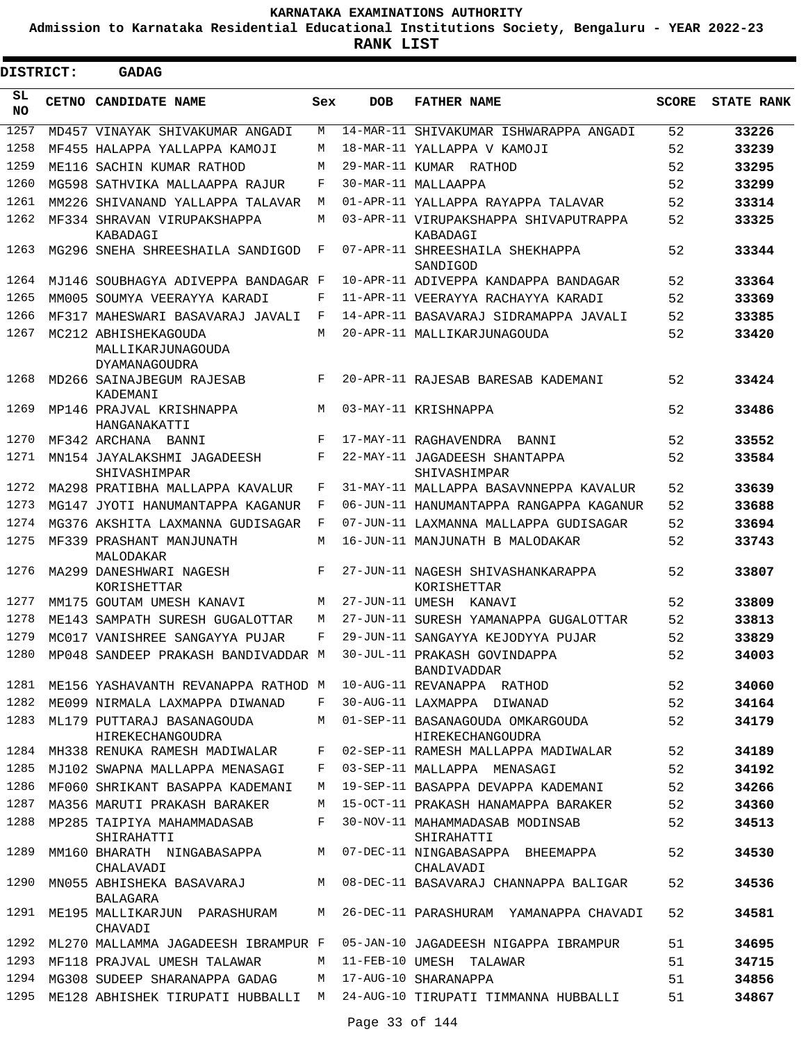# KARNATAKA EXAMINATIONS AUTHORITY

**Admission to Karnataka Residential Educational Institutions Society, Bengaluru - YEAR 2022-23**

**RANK LIST**

**DISTRICT: GADAG**

| SL NO | CETNO | CANDIDATE NAME | Sex | DOB | FATHER NAME | SCORE | STATE RANK |
|---|---|---|---|---|---|---|---|
| 1257 | MD457 | VINAYAK SHIVAKUMAR ANGADI | M | 14-MAR-11 | SHIVAKUMAR ISHWARAPPA ANGADI | 52 | **33226** |
| 1258 | MF455 | HALAPPA YALLAPPA KAMOJI | M | 18-MAR-11 | YALLAPPA V KAMOJI | 52 | **33239** |
| 1259 | ME116 | SACHIN KUMAR RATHOD | M | 29-MAR-11 | KUMAR RATHOD | 52 | **33295** |
| 1260 | MG598 | SATHVIKA MALLAAPPA RAJUR | F | 30-MAR-11 | MALLAAPPA | 52 | **33299** |
| 1261 | MM226 | SHIVANAND YALLAPPA TALAVAR | M | 01-APR-11 | YALLAPPA RAYAPPA TALAVAR | 52 | **33314** |
| 1262 | MF334 | SHRAVAN VIRUPAKSHAPPA KABADAGI | M | 03-APR-11 | VIRUPAKSHAPPA SHIVAPUTRAPPA KABADAGI | 52 | **33325** |
| 1263 | MG296 | SNEHA SHREESHAILA SANDIGOD | F | 07-APR-11 | SHREESHAILA SHEKHAPPA SANDIGOD | 52 | **33344** |
| 1264 | MJ146 | SOUBHAGYA ADIVEPPA BANDAGAR | F | 10-APR-11 | ADIVEPPA KANDAPPA BANDAGAR | 52 | **33364** |
| 1265 | MM005 | SOUMYA VEERAYYA KARADI | F | 11-APR-11 | VEERAYYA RACHAYYA KARADI | 52 | **33369** |
| 1266 | MF317 | MAHESWARI BASAVARAJ JAVALI | F | 14-APR-11 | BASAVARAJ SIDRAMAPPA JAVALI | 52 | **33385** |
| 1267 | MC212 | ABHISHEKAGOUDA MALLIKARJUNAGOUDA DYAMANAGOUDRA | M | 20-APR-11 | MALLIKARJUNAGOUDA | 52 | **33420** |
| 1268 | MD266 | SAINAJBEGUM RAJESAB KADEMANI | F | 20-APR-11 | RAJESAB BARESAB KADEMANI | 52 | **33424** |
| 1269 | MP146 | PRAJVAL KRISHNAPPA HANGANAKATTI | M | 03-MAY-11 | KRISHNAPPA | 52 | **33486** |
| 1270 | MF342 | ARCHANA BANNI | F | 17-MAY-11 | RAGHAVENDRA BANNI | 52 | **33552** |
| 1271 | MN154 | JAYALAKSHMI JAGADEESH SHIVASHIMPAR | F | 22-MAY-11 | JAGADEESH SHANTAPPA SHIVASHIMPAR | 52 | **33584** |
| 1272 | MA298 | PRATIBHA MALLAPPA KAVALUR | F | 31-MAY-11 | MALLAPPA BASAVNNEPPA KAVALUR | 52 | **33639** |
| 1273 | MG147 | JYOTI HANUMANTAPPA KAGANUR | F | 06-JUN-11 | HANUMANTAPPA RANGAPPA KAGANUR | 52 | **33688** |
| 1274 | MG376 | AKSHITA LAXMANNA GUDISAGAR | F | 07-JUN-11 | LAXMANNA MALLAPPA GUDISAGAR | 52 | **33694** |
| 1275 | MF339 | PRASHANT MANJUNATH MALODAKAR | M | 16-JUN-11 | MANJUNATH B MALODAKAR | 52 | **33743** |
| 1276 | MA299 | DANESHWARI NAGESH KORISHETTAR | F | 27-JUN-11 | NAGESH SHIVASHANKARAPPA KORISHETTAR | 52 | **33807** |
| 1277 | MM175 | GOUTAM UMESH KANAVI | M | 27-JUN-11 | UMESH KANAVI | 52 | **33809** |
| 1278 | ME143 | SAMPATH SURESH GUGALOTTAR | M | 27-JUN-11 | SURESH YAMANAPPA GUGALOTTAR | 52 | **33813** |
| 1279 | MC017 | VANISHREE SANGAYYA PUJAR | F | 29-JUN-11 | SANGAYYA KEJODYYA PUJAR | 52 | **33829** |
| 1280 | MP048 | SANDEEP PRAKASH BANDIVADDAR | M | 30-JUL-11 | PRAKASH GOVINDAPPA BANDIVADDAR | 52 | **34003** |
| 1281 | ME156 | YASHAVANTH REVANAPPA RATHOD | M | 10-AUG-11 | REVANAPPA RATHOD | 52 | **34060** |
| 1282 | ME099 | NIRMALA LAXMAPPA DIWANAD | F | 30-AUG-11 | LAXMAPPA DIWANAD | 52 | **34164** |
| 1283 | ML179 | PUTTARAJ BASANAGOUDA HIREKECHANGOUDRA | M | 01-SEP-11 | BASANAGOUDA OMKARGOUDA HIREKECHANGOUDRA | 52 | **34179** |
| 1284 | MH338 | RENUKA RAMESH MADIWALAR | F | 02-SEP-11 | RAMESH MALLAPPA MADIWALAR | 52 | **34189** |
| 1285 | MJ102 | SWAPNA MALLAPPA MENASAGI | F | 03-SEP-11 | MALLAPPA MENASAGI | 52 | **34192** |
| 1286 | MF060 | SHRIKANT BASAPPA KADEMANI | M | 19-SEP-11 | BASAPPA DEVAPPA KADEMANI | 52 | **34266** |
| 1287 | MA356 | MARUTI PRAKASH BARAKER | M | 15-OCT-11 | PRAKASH HANAMAPPA BARAKER | 52 | **34360** |
| 1288 | MP285 | TAIPIYA MAHAMMADASAB SHIRAHATTI | F | 30-NOV-11 | MAHAMMADASAB MODINSAB SHIRAHATTI | 52 | **34513** |
| 1289 | MM160 | BHARATH NINGABASAPPA CHALAVADI | M | 07-DEC-11 | NINGABASAPPA BHEEMAPPA CHALAVADI | 52 | **34530** |
| 1290 | MN055 | ABHISHEKA BASAVARAJ BALAGARA | M | 08-DEC-11 | BASAVARAJ CHANNAPPA BALIGAR | 52 | **34536** |
| 1291 | ME195 | MALLIKARJUN PARASHURAM CHAVADI | M | 26-DEC-11 | PARASHURAM YAMANAPPA CHAVADI | 52 | **34581** |
| 1292 | ML270 | MALLAMMA JAGADEESH IBRAMPUR | F | 05-JAN-10 | JAGADEESH NIGAPPA IBRAMPUR | 51 | **34695** |
| 1293 | MF118 | PRAJVAL UMESH TALAWAR | M | 11-FEB-10 | UMESH TALAWAR | 51 | **34715** |
| 1294 | MG308 | SUDEEP SHARANAPPA GADAG | M | 17-AUG-10 | SHARANAPPA | 51 | **34856** |
| 1295 | ME128 | ABHISHEK TIRUPATI HUBBALLI | M | 24-AUG-10 | TIRUPATI TIMMANNA HUBBALLI | 51 | **34867** |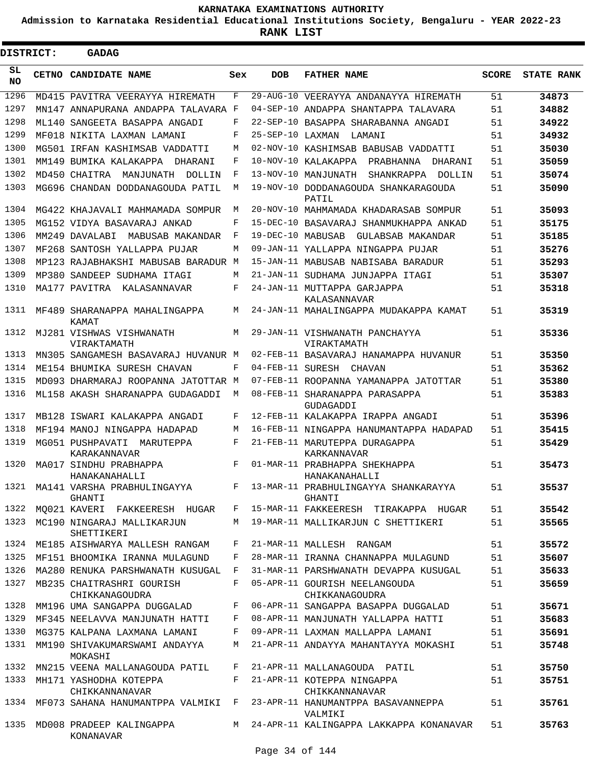**KARNATAKA EXAMINATIONS AUTHORITY**

**Admission to Karnataka Residential Educational Institutions Society, Bengaluru - YEAR 2022-23**

**RANK LIST**

**DISTRICT: GADAG**

| SL NO | CETNO | CANDIDATE NAME | Sex | DOB | FATHER NAME | SCORE | STATE RANK |
|---|---|---|---|---|---|---|---|
| 1296 | MD415 | PAVITRA VEERAYYA HIREMATH | F | 29-AUG-10 | VEERAYYA ANDANAYYA HIREMATH | 51 | 34873 |
| 1297 | MN147 | ANNAPURANA ANDAPPA TALAVARA | F | 04-SEP-10 | ANDAPPA SHANTAPPA TALAVARA | 51 | 34882 |
| 1298 | ML140 | SANGEETA BASAPPA ANGADI | F | 22-SEP-10 | BASAPPA SHARABANNA ANGADI | 51 | 34922 |
| 1299 | MF018 | NIKITA LAXMAN LAMANI | F | 25-SEP-10 | LAXMAN LAMANI | 51 | 34932 |
| 1300 | MG501 | IRFAN KASHIMSAB VADDATTI | M | 02-NOV-10 | KASHIMSAB BABUSAB VADDATTI | 51 | 35030 |
| 1301 | MM149 | BUMIKA KALAKAPPA DHARANI | F | 10-NOV-10 | KALAKAPPA PRABHANNA DHARANI | 51 | 35059 |
| 1302 | MD450 | CHAITRA MANJUNATH DOLLIN | F | 13-NOV-10 | MANJUNATH SHANKRAPPA DOLLIN | 51 | 35074 |
| 1303 | MG696 | CHANDAN DODDANAGOUDA PATIL | M | 19-NOV-10 | DODDANAGOUDA SHANKARAGOUDA PATIL | 51 | 35090 |
| 1304 | MG422 | KHAJAVALI MAHMAMADA SOMPUR | M | 20-NOV-10 | MAHMAMADA KHADARASAB SOMPUR | 51 | 35093 |
| 1305 | MG152 | VIDYA BASAVARAJ ANKAD | F | 15-DEC-10 | BASAVARAJ SHANMUKHAPPA ANKAD | 51 | 35175 |
| 1306 | MM249 | DAVALABI MABUSAB MAKANDAR | F | 19-DEC-10 | MABUSAB GULABSAB MAKANDAR | 51 | 35185 |
| 1307 | MF268 | SANTOSH YALLAPPA PUJAR | M | 09-JAN-11 | YALLAPPA NINGAPPA PUJAR | 51 | 35276 |
| 1308 | MP123 | RAJABHAKSHI MABUSAB BARADUR | M | 15-JAN-11 | MABUSAB NABISABA BARADUR | 51 | 35293 |
| 1309 | MP380 | SANDEEP SUDHAMA ITAGI | M | 21-JAN-11 | SUDHAMA JUNJAPPA ITAGI | 51 | 35307 |
| 1310 | MA177 | PAVITRA KALASANNAVAR | F | 24-JAN-11 | MUTTAPPA GARJAPPA KALASANNAVAR | 51 | 35318 |
| 1311 | MF489 | SHARANAPPA MAHALINGAPPA KAMAT | M | 24-JAN-11 | MAHALINGAPPA MUDAKAPPA KAMAT | 51 | 35319 |
| 1312 | MJ281 | VISHWAS VISHWANATH VIRAKTAMATH | M | 29-JAN-11 | VISHWANATH PANCHAYYA VIRAKTAMATH | 51 | 35336 |
| 1313 | MN305 | SANGAMESH BASAVARAJ HUVANUR | M | 02-FEB-11 | BASAVARAJ HANAMAPPA HUVANUR | 51 | 35350 |
| 1314 | ME154 | BHUMIKA SURESH CHAVAN | F | 04-FEB-11 | SURESH CHAVAN | 51 | 35362 |
| 1315 | MD093 | DHARMARAJ ROOPANNA JATOTTAR | M | 07-FEB-11 | ROOPANNA YAMANAPPA JATOTTAR | 51 | 35380 |
| 1316 | ML158 | AKASH SHARANAPPA GUDAGADDI | M | 08-FEB-11 | SHARANAPPA PARASAPPA GUDAGADDI | 51 | 35383 |
| 1317 | MB128 | ISWARI KALAKAPPA ANGADI | F | 12-FEB-11 | KALAKAPPA IRAPPA ANGADI | 51 | 35396 |
| 1318 | MF194 | MANOJ NINGAPPA HADAPAD | M | 16-FEB-11 | NINGAPPA HANUMANTAPPA HADAPAD | 51 | 35415 |
| 1319 | MG051 | PUSHPAVATI MARUTEPPA KARAKANNAVAR | F | 21-FEB-11 | MARUTEPPA DURAGAPPA KARKANNAVAR | 51 | 35429 |
| 1320 | MA017 | SINDHU PRABHAPPA HANAKANAHALLI | F | 01-MAR-11 | PRABHAPPA SHEKHAPPA HANAKANAHALLI | 51 | 35473 |
| 1321 | MA141 | VARSHA PRABHULINGAYYA GHANTI | F | 13-MAR-11 | PRABHULINGAYYA SHANKARAYYA GHANTI | 51 | 35537 |
| 1322 | MQ021 | KAVERI FAKKEERESH HUGAR | F | 15-MAR-11 | FAKKEERESH TIRAKAPPA HUGAR | 51 | 35542 |
| 1323 | MC190 | NINGARAJ MALLIKARJUN SHETTIKERI | M | 19-MAR-11 | MALLIKARJUN C SHETTIKERI | 51 | 35565 |
| 1324 | ME185 | AISHWARYA MALLESH RANGAM | F | 21-MAR-11 | MALLESH RANGAM | 51 | 35572 |
| 1325 | MF151 | BHOOMIKA IRANNA MULAGUND | F | 28-MAR-11 | IRANNA CHANNAPPA MULAGUND | 51 | 35607 |
| 1326 | MA280 | RENUKA PARSHWANATH KUSUGAL | F | 31-MAR-11 | PARSHWANATH DEVAPPA KUSUGAL | 51 | 35633 |
| 1327 | MB235 | CHAITRASHRI GOURISH CHIKKANAGOUDRA | F | 05-APR-11 | GOURISH NEELANGOUDA CHIKKANAGOUDRA | 51 | 35659 |
| 1328 | MM196 | UMA SANGAPPA DUGGALAD | F | 06-APR-11 | SANGAPPA BASAPPA DUGGALAD | 51 | 35671 |
| 1329 | MF345 | NEELAVVA MANJUNATH HATTI | F | 08-APR-11 | MANJUNATH YALLAPPA HATTI | 51 | 35683 |
| 1330 | MG375 | KALPANA LAXMANA LAMANI | F | 09-APR-11 | LAXMAN MALLAPPA LAMANI | 51 | 35691 |
| 1331 | MM190 | SHIVAKUMARSWAMI ANDAYYA MOKASHI | M | 21-APR-11 | ANDAYYA MAHANTAYYA MOKASHI | 51 | 35748 |
| 1332 | MN215 | VEENA MALLANAGOUDA PATIL | F | 21-APR-11 | MALLANAGOUDA PATIL | 51 | 35750 |
| 1333 | MH171 | YASHODHA KOTEPPA CHIKKANNANAVAR | F | 21-APR-11 | KOTEPPA NINGAPPA CHIKKANNANAVAR | 51 | 35751 |
| 1334 | MF073 | SAHANA HANUMANTPPA VALMIKI | F | 23-APR-11 | HANUMANTPPA BASAVANNEPPA VALMIKI | 51 | 35761 |
| 1335 | MD008 | PRADEEP KALINGAPPA KONANAVAR | M | 24-APR-11 | KALINGAPPA LAKKAPPA KONANAVAR | 51 | 35763 |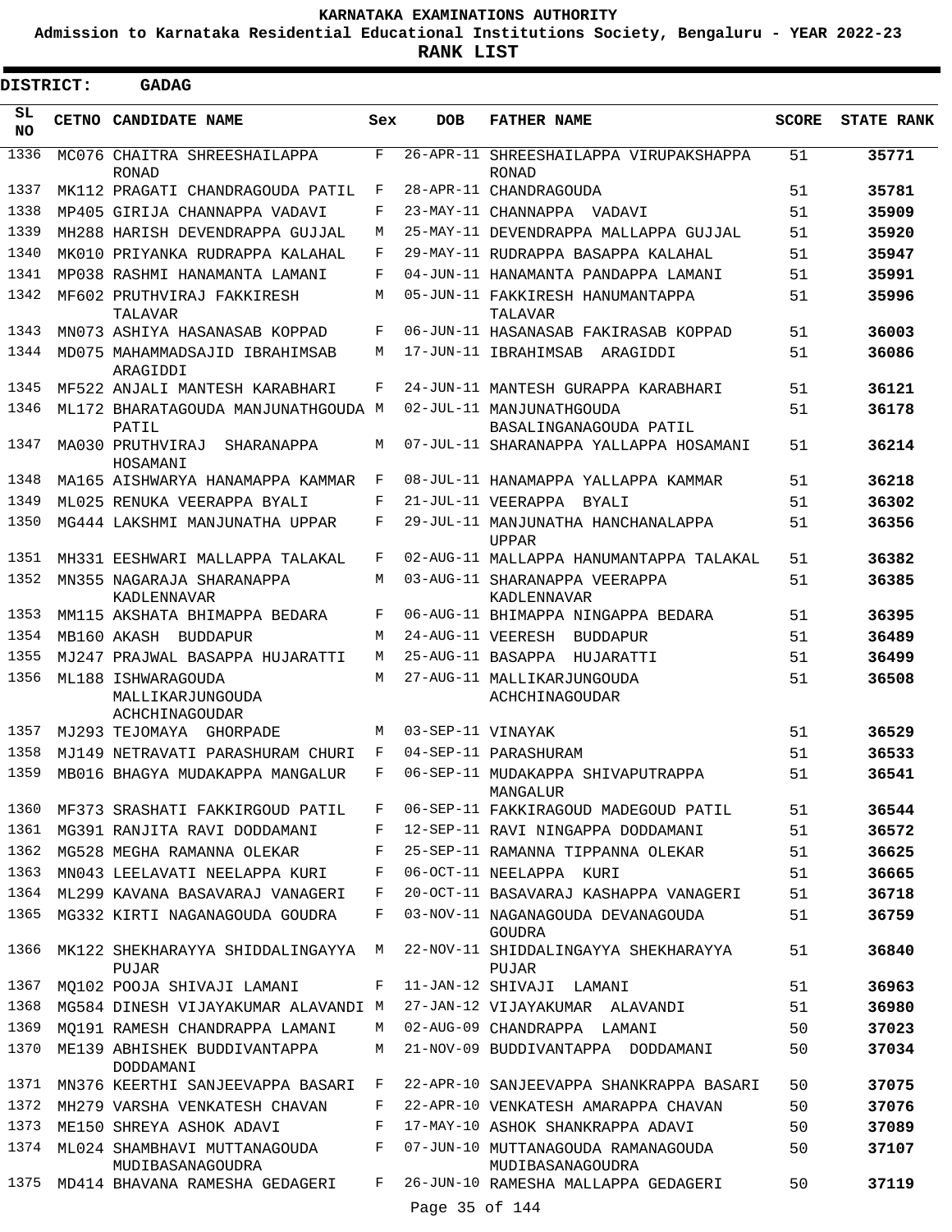**KARNATAKA EXAMINATIONS AUTHORITY**

**Admission to Karnataka Residential Educational Institutions Society, Bengaluru - YEAR 2022-23**

**RANK LIST**

**DISTRICT: GADAG**

| SL NO | CETNO | CANDIDATE NAME | Sex | DOB | FATHER NAME | SCORE | STATE RANK |
|---|---|---|---|---|---|---|---|
| 1336 | MC076 | CHAITRA SHREESHAILAPPA RONAD | F | 26-APR-11 | SHREESHAILAPPA VIRUPAKSHAPPA RONAD | 51 | 35771 |
| 1337 | MK112 | PRAGATI CHANDRAGOUDA PATIL | F | 28-APR-11 | CHANDRAGOUDA | 51 | 35781 |
| 1338 | MP405 | GIRIJA CHANNAPPA VADAVI | F | 23-MAY-11 | CHANNAPPA VADAVI | 51 | 35909 |
| 1339 | MH288 | HARISH DEVENDRAPPA GUJJAL | M | 25-MAY-11 | DEVENDRAPPA MALLAPPA GUJJAL | 51 | 35920 |
| 1340 | MK010 | PRIYANKA RUDRAPPA KALAHAL | F | 29-MAY-11 | RUDRAPPA BASAPPA KALAHAL | 51 | 35947 |
| 1341 | MP038 | RASHMI HANAMANTA LAMANI | F | 04-JUN-11 | HANAMANTA PANDAPPA LAMANI | 51 | 35991 |
| 1342 | MF602 | PRUTHVIRAJ FAKKIRESH TALAVAR | M | 05-JUN-11 | FAKKIRESH HANUMANTAPPA TALAVAR | 51 | 35996 |
| 1343 | MN073 | ASHIYA HASANASAB KOPPAD | F | 06-JUN-11 | HASANASAB FAKIRASAB KOPPAD | 51 | 36003 |
| 1344 | MD075 | MAHAMMADSAJID IBRAHIMSAB ARAGIDDI | M | 17-JUN-11 | IBRAHIMSAB ARAGIDDI | 51 | 36086 |
| 1345 | MF522 | ANJALI MANTESH KARABHARI | F | 24-JUN-11 | MANTESH GURAPPA KARABHARI | 51 | 36121 |
| 1346 | ML172 | BHARATAGOUDA MANJUNATHGOUDA PATIL | M | 02-JUL-11 | MANJUNATHGOUDA BASALINGANAGOUDA PATIL | 51 | 36178 |
| 1347 | MA030 | PRUTHVIRAJ SHARANAPPA HOSAMANI | M | 07-JUL-11 | SHARANAPPA YALLAPPA HOSAMANI | 51 | 36214 |
| 1348 | MA165 | AISHWARYA HANAMAPPA KAMMAR | F | 08-JUL-11 | HANAMAPPA YALLAPPA KAMMAR | 51 | 36218 |
| 1349 | ML025 | RENUKA VEERAPPA BYALI | F | 21-JUL-11 | VEERAPPA BYALI | 51 | 36302 |
| 1350 | MG444 | LAKSHMI MANJUNATHA UPPAR | F | 29-JUL-11 | MANJUNATHA HANCHANALAPPA UPPAR | 51 | 36356 |
| 1351 | MH331 | EESHWARI MALLAPPA TALAKAL | F | 02-AUG-11 | MALLAPPA HANUMANTAPPA TALAKAL | 51 | 36382 |
| 1352 | MN355 | NAGARAJA SHARANAPPA KADLENNAVAR | M | 03-AUG-11 | SHARANAPPA VEERAPPA KADLENNAVAR | 51 | 36385 |
| 1353 | MM115 | AKSHATA BHIMAPPA BEDARA | F | 06-AUG-11 | BHIMAPPA NINGAPPA BEDARA | 51 | 36395 |
| 1354 | MB160 | AKASH BUDDAPUR | M | 24-AUG-11 | VEERESH BUDDAPUR | 51 | 36489 |
| 1355 | MJ247 | PRAJWAL BASAPPA HUJARATTI | M | 25-AUG-11 | BASAPPA HUJARATTI | 51 | 36499 |
| 1356 | ML188 | ISHWARAGOUDA MALLIKARJUNGOUDA ACHCHINAGOUDAR | M | 27-AUG-11 | MALLIKARJUNGOUDA ACHCHINAGOUDAR | 51 | 36508 |
| 1357 | MJ293 | TEJOMAYA GHORPADE | M | 03-SEP-11 | VINAYAK | 51 | 36529 |
| 1358 | MJ149 | NETRAVATI PARASHURAM CHURI | F | 04-SEP-11 | PARASHURAM | 51 | 36533 |
| 1359 | MB016 | BHAGYA MUDAKAPPA MANGALUR | F | 06-SEP-11 | MUDAKAPPA SHIVAPUTRAPPA MANGALUR | 51 | 36541 |
| 1360 | MF373 | SRASHATI FAKKIRGOUD PATIL | F | 06-SEP-11 | FAKKIRAGOUD MADEGOUD PATIL | 51 | 36544 |
| 1361 | MG391 | RANJITA RAVI DODDAMANI | F | 12-SEP-11 | RAVI NINGAPPA DODDAMANI | 51 | 36572 |
| 1362 | MG528 | MEGHA RAMANNA OLEKAR | F | 25-SEP-11 | RAMANNA TIPPANNA OLEKAR | 51 | 36625 |
| 1363 | MN043 | LEELAVATI NEELAPPA KURI | F | 06-OCT-11 | NEELAPPA KURI | 51 | 36665 |
| 1364 | ML299 | KAVANA BASAVARAJ VANAGERI | F | 20-OCT-11 | BASAVARAJ KASHAPPA VANAGERI | 51 | 36718 |
| 1365 | MG332 | KIRTI NAGANAGOUDA GOUDRA | F | 03-NOV-11 | NAGANAGOUDA DEVANAGOUDA GOUDRA | 51 | 36759 |
| 1366 | MK122 | SHEKHARAYYA SHIDDALINGAYYA PUJAR | M | 22-NOV-11 | SHIDDALINGAYYA SHEKHARAYYA PUJAR | 51 | 36840 |
| 1367 | MQ102 | POOJA SHIVAJI LAMANI | F | 11-JAN-12 | SHIVAJI LAMANI | 51 | 36963 |
| 1368 | MG584 | DINESH VIJAYAKUMAR ALAVANDI | M | 27-JAN-12 | VIJAYAKUMAR ALAVANDI | 51 | 36980 |
| 1369 | MQ191 | RAMESH CHANDRAPPA LAMANI | M | 02-AUG-09 | CHANDRAPPA LAMANI | 50 | 37023 |
| 1370 | ME139 | ABHISHEK BUDDIVANTAPPA DODDAMANI | M | 21-NOV-09 | BUDDIVANTAPPA DODDAMANI | 50 | 37034 |
| 1371 | MN376 | KEERTHI SANJEEVAPPA BASARI | F | 22-APR-10 | SANJEEVAPPA SHANKRAPPA BASARI | 50 | 37075 |
| 1372 | MH279 | VARSHA VENKATESH CHAVAN | F | 22-APR-10 | VENKATESH AMARAPPA CHAVAN | 50 | 37076 |
| 1373 | ME150 | SHREYA ASHOK ADAVI | F | 17-MAY-10 | ASHOK SHANKRAPPA ADAVI | 50 | 37089 |
| 1374 | ML024 | SHAMBHAVI MUTTANAGOUDA MUDIBASANAGOUDRA | F | 07-JUN-10 | MUTTANAGOUDA RAMANAGOUDA MUDIBASANAGOUDRA | 50 | 37107 |
| 1375 | MD414 | BHAVANA RAMESHA GEDAGERI | F | 26-JUN-10 | RAMESHA MALLAPPA GEDAGERI | 50 | 37119 |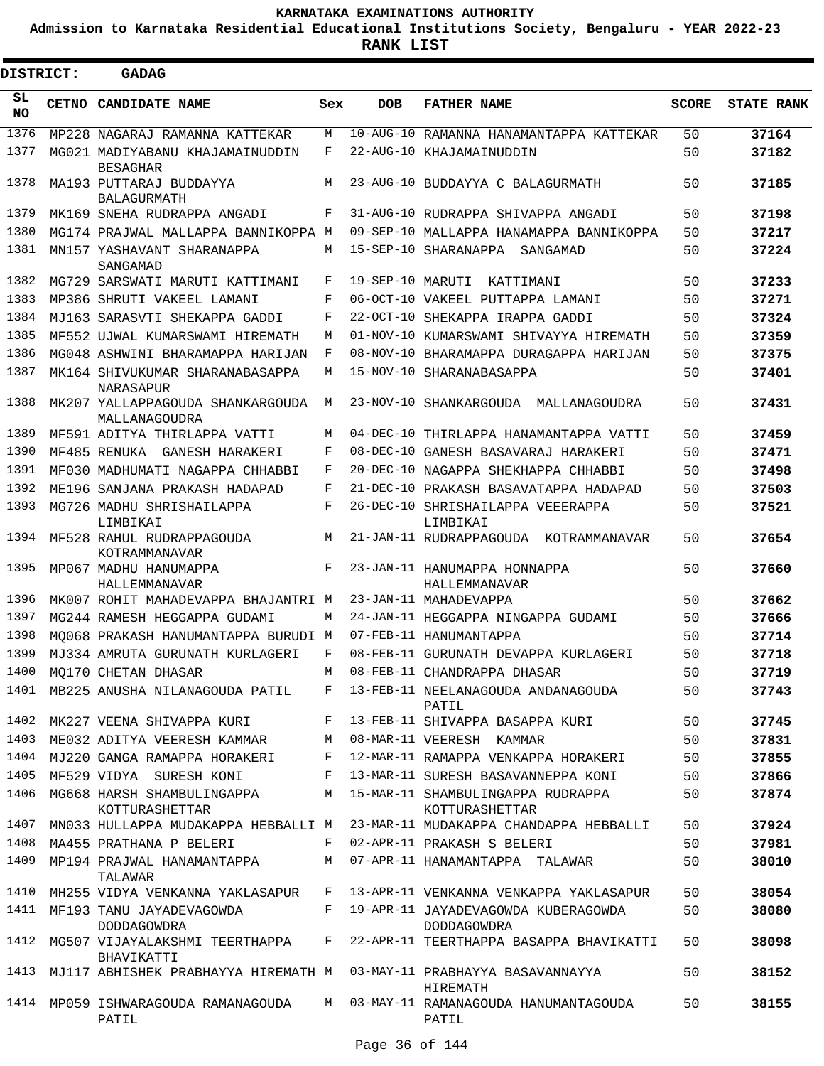# KARNATAKA EXAMINATIONS AUTHORITY

**Admission to Karnataka Residential Educational Institutions Society, Bengaluru - YEAR 2022-23**

**RANK LIST**

**DISTRICT: GADAG**

| SL NO | CETNO | CANDIDATE NAME | Sex | DOB | FATHER NAME | SCORE | STATE RANK |
|---|---|---|---|---|---|---|---|
| 1376 | MP228 | NAGARAJ RAMANNA KATTEKAR | M | 10-AUG-10 | RAMANNA HANAMANTAPPA KATTEKAR | 50 | 37164 |
| 1377 | MG021 | MADIYABANU KHAJAMAINUDDIN BESAGHAR | F | 22-AUG-10 | KHAJAMAINUDDIN | 50 | 37182 |
| 1378 | MA193 | PUTTARAJ BUDDAYYA BALAGURMATH | M | 23-AUG-10 | BUDDAYYA C BALAGURMATH | 50 | 37185 |
| 1379 | MK169 | SNEHA RUDRAPPA ANGADI | F | 31-AUG-10 | RUDRAPPA SHIVAPPA ANGADI | 50 | 37198 |
| 1380 | MG174 | PRAJWAL MALLAPPA BANNIKOPPA | M | 09-SEP-10 | MALLAPPA HANAMAPPA BANNIKOPPA | 50 | 37217 |
| 1381 | MN157 | YASHAVANT SHARANAPPA SANGAMAD | M | 15-SEP-10 | SHARANAPPA SANGAMAD | 50 | 37224 |
| 1382 | MG729 | SARSWATI MARUTI KATTIMANI | F | 19-SEP-10 | MARUTI KATTIMANI | 50 | 37233 |
| 1383 | MP386 | SHRUTI VAKEEL LAMANI | F | 06-OCT-10 | VAKEEL PUTTAPPA LAMANI | 50 | 37271 |
| 1384 | MJ163 | SARASVTI SHEKAPPA GADDI | F | 22-OCT-10 | SHEKAPPA IRAPPA GADDI | 50 | 37324 |
| 1385 | MF552 | UJWAL KUMARSWAMI HIREMATH | M | 01-NOV-10 | KUMARSWAMI SHIVAYYA HIREMATH | 50 | 37359 |
| 1386 | MG048 | ASHWINI BHARAMAPPA HARIJAN | F | 08-NOV-10 | BHARAMAPPA DURAGAPPA HARIJAN | 50 | 37375 |
| 1387 | MK164 | SHIVUKUMAR SHARANABASAPPA NARASAPUR | M | 15-NOV-10 | SHARANABASAPPA | 50 | 37401 |
| 1388 | MK207 | YALLAPPAGOUDA SHANKARGOUDA MALLANAGOUDRA | M | 23-NOV-10 | SHANKARGOUDA MALLANAGOUDRA | 50 | 37431 |
| 1389 | MF591 | ADITYA THIRLAPPA VATTI | M | 04-DEC-10 | THIRLAPPA HANAMANTAPPA VATTI | 50 | 37459 |
| 1390 | MF485 | RENUKA GANESH HARAKERI | F | 08-DEC-10 | GANESH BASAVARAJ HARAKERI | 50 | 37471 |
| 1391 | MF030 | MADHUMATI NAGAPPA CHHABBI | F | 20-DEC-10 | NAGAPPA SHEKHAPPA CHHABBI | 50 | 37498 |
| 1392 | ME196 | SANJANA PRAKASH HADAPAD | F | 21-DEC-10 | PRAKASH BASAVATAPPA HADAPAD | 50 | 37503 |
| 1393 | MG726 | MADHU SHRISHAILAPPA LIMBIKAI | F | 26-DEC-10 | SHRISHAILAPPA VEEERAPPA LIMBIKAI | 50 | 37521 |
| 1394 | MF528 | RAHUL RUDRAPPAGOUDA KOTRAMMANAVAR | M | 21-JAN-11 | RUDRAPPAGOUDA KOTRAMMANAVAR | 50 | 37654 |
| 1395 | MP067 | MADHU HANUMAPPA HALLEMMANAVAR | F | 23-JAN-11 | HANUMAPPA HONNAPPA HALLEMMANAVAR | 50 | 37660 |
| 1396 | MK007 | ROHIT MAHADEVAPPA BHAJANTRI | M | 23-JAN-11 | MAHADEVAPPA | 50 | 37662 |
| 1397 | MG244 | RAMESH HEGGAPPA GUDAMI | M | 24-JAN-11 | HEGGAPPA NINGAPPA GUDAMI | 50 | 37666 |
| 1398 | MQ068 | PRAKASH HANUMANTAPPA BURUDI | M | 07-FEB-11 | HANUMANTAPPA | 50 | 37714 |
| 1399 | MJ334 | AMRUTA GURUNATH KURLAGERI | F | 08-FEB-11 | GURUNATH DEVAPPA KURLAGERI | 50 | 37718 |
| 1400 | MQ170 | CHETAN DHASAR | M | 08-FEB-11 | CHANDRAPPA DHASAR | 50 | 37719 |
| 1401 | MB225 | ANUSHA NILANAGOUDA PATIL | F | 13-FEB-11 | NEELANAGOUDA ANDANAGOUDA PATIL | 50 | 37743 |
| 1402 | MK227 | VEENA SHIVAPPA KURI | F | 13-FEB-11 | SHIVAPPA BASAPPA KURI | 50 | 37745 |
| 1403 | ME032 | ADITYA VEERESH KAMMAR | M | 08-MAR-11 | VEERESH KAMMAR | 50 | 37831 |
| 1404 | MJ220 | GANGA RAMAPPA HORAKERI | F | 12-MAR-11 | RAMAPPA VENKAPPA HORAKERI | 50 | 37855 |
| 1405 | MF529 | VIDYA SURESH KONI | F | 13-MAR-11 | SURESH BASAVANNEPPA KONI | 50 | 37866 |
| 1406 | MG668 | HARSH SHAMBULINGAPPA KOTTURASHETTAR | M | 15-MAR-11 | SHAMBULINGAPPA RUDRAPPA KOTTURASHETTAR | 50 | 37874 |
| 1407 | MN033 | HULLAPPA MUDAKAPPA HEBBALLI | M | 23-MAR-11 | MUDAKAPPA CHANDAPPA HEBBALLI | 50 | 37924 |
| 1408 | MA455 | PRATHANA P BELERI | F | 02-APR-11 | PRAKASH S BELERI | 50 | 37981 |
| 1409 | MP194 | PRAJWAL HANAMANTAPPA TALAWAR | M | 07-APR-11 | HANAMANTAPPA TALAWAR | 50 | 38010 |
| 1410 | MH255 | VIDYA VENKANNA YAKLASAPUR | F | 13-APR-11 | VENKANNA VENKAPPA YAKLASAPUR | 50 | 38054 |
| 1411 | MF193 | TANU JAYADEVAGOWDA DODDAGOWDRA | F | 19-APR-11 | JAYADEVAGOWDA KUBERAGOWDA DODDAGOWDRA | 50 | 38080 |
| 1412 | MG507 | VIJAYALAKSHMI TEERTHAPPA BHAVIKATTI | F | 22-APR-11 | TEERTHAPPA BASAPPA BHAVIKATTI | 50 | 38098 |
| 1413 | MJ117 | ABHISHEK PRABHAYYA HIREMATH | M | 03-MAY-11 | PRABHAYYA BASAVANNAYYA HIREMATH | 50 | 38152 |
| 1414 | MP059 | ISHWARAGOUDA RAMANAGOUDA PATIL | M | 03-MAY-11 | RAMANAGOUDA HANUMANTAGOUDA PATIL | 50 | 38155 |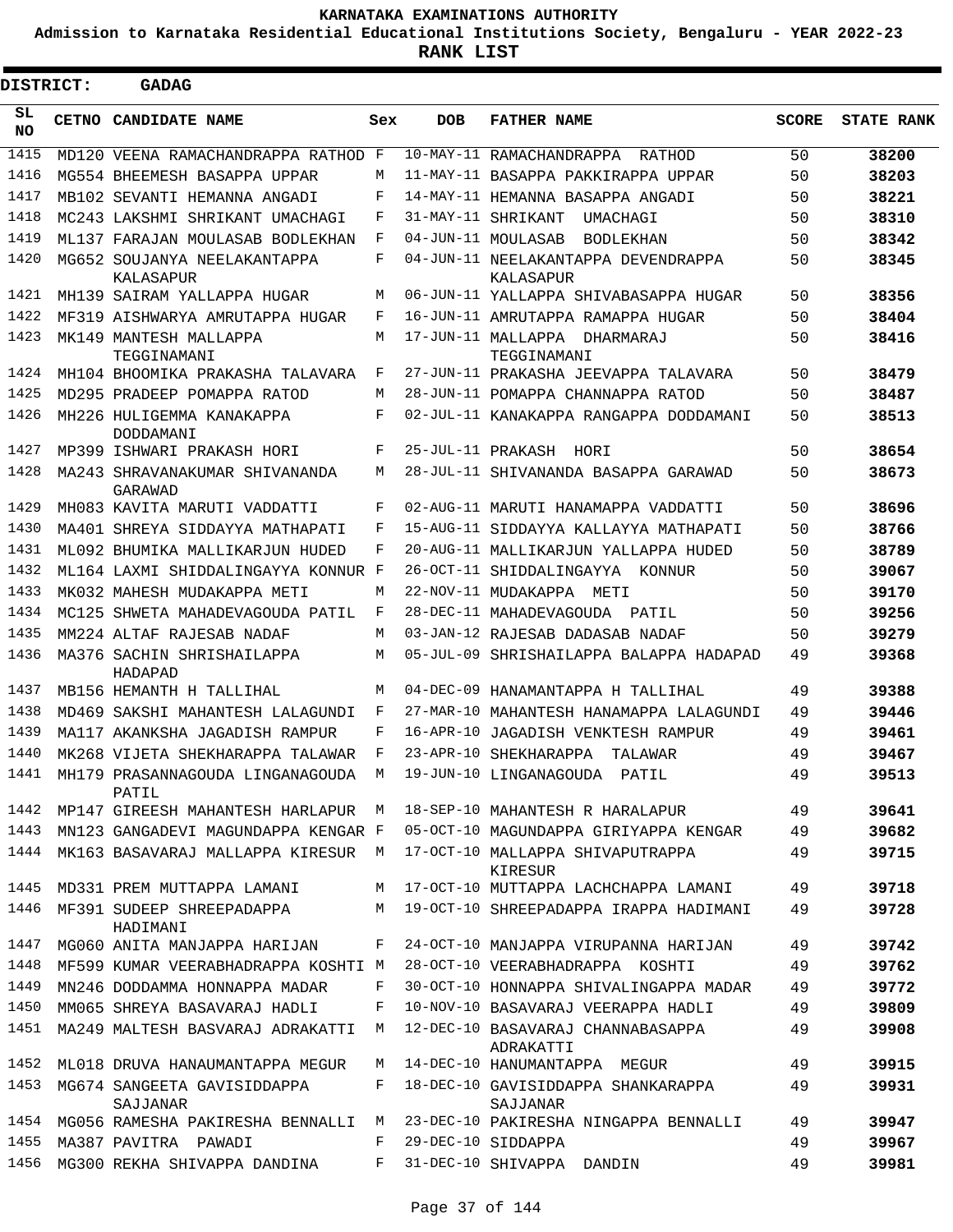KARNATAKA EXAMINATIONS AUTHORITY

Admission to Karnataka Residential Educational Institutions Society, Bengaluru - YEAR 2022-23

**RANK LIST**

**DISTRICT: GADAG**

| SL NO | CETNO | CANDIDATE NAME | Sex | DOB | FATHER NAME | SCORE | STATE RANK |
|---|---|---|---|---|---|---|---|
| 1415 | MD120 | VEENA RAMACHANDRAPPA RATHOD | F | 10-MAY-11 | RAMACHANDRAPPA RATHOD | 50 | 38200 |
| 1416 | MG554 | BHEEMESH BASAPPA UPPAR | M | 11-MAY-11 | BASAPPA PAKKIRAPPA UPPAR | 50 | 38203 |
| 1417 | MB102 | SEVANTI HEMANNA ANGADI | F | 14-MAY-11 | HEMANNA BASAPPA ANGADI | 50 | 38221 |
| 1418 | MC243 | LAKSHMI SHRIKANT UMACHAGI | F | 31-MAY-11 | SHRIKANT UMACHAGI | 50 | 38310 |
| 1419 | ML137 | FARAJAN MOULASAB BODLEKHAN | F | 04-JUN-11 | MOULASAB BODLEKHAN | 50 | 38342 |
| 1420 | MG652 | SOUJANYA NEELAKANTAPPA KALASAPUR | F | 04-JUN-11 | NEELAKANTAPPA DEVENDRAPPA KALASAPUR | 50 | 38345 |
| 1421 | MH139 | SAIRAM YALLAPPA HUGAR | M | 06-JUN-11 | YALLAPPA SHIVABASAPPA HUGAR | 50 | 38356 |
| 1422 | MF319 | AISHWARYA AMRUTAPPA HUGAR | F | 16-JUN-11 | AMRUTAPPA RAMAPPA HUGAR | 50 | 38404 |
| 1423 | MK149 | MANTESH MALLAPPA TEGGINAMANI | M | 17-JUN-11 | MALLAPPA DHARMARAJ TEGGINAMANI | 50 | 38416 |
| 1424 | MH104 | BHOOMIKA PRAKASHA TALAVARA | F | 27-JUN-11 | PRAKASHA JEEVAPPA TALAVARA | 50 | 38479 |
| 1425 | MD295 | PRADEEP POMAPPA RATOD | M | 28-JUN-11 | POMAPPA CHANNAPPA RATOD | 50 | 38487 |
| 1426 | MH226 | HULIGEMMA KANAKAPPA DODDAMANI | F | 02-JUL-11 | KANAKAPPA RANGAPPA DODDAMANI | 50 | 38513 |
| 1427 | MP399 | ISHWARI PRAKASH HORI | F | 25-JUL-11 | PRAKASH HORI | 50 | 38654 |
| 1428 | MA243 | SHRAVANAKUMAR SHIVANANDA GARAWAD | M | 28-JUL-11 | SHIVANANDA BASAPPA GARAWAD | 50 | 38673 |
| 1429 | MH083 | KAVITA MARUTI VADDATTI | F | 02-AUG-11 | MARUTI HANAMAPPA VADDATTI | 50 | 38696 |
| 1430 | MA401 | SHREYA SIDDAYYA MATHAPATI | F | 15-AUG-11 | SIDDAYYA KALLAYYA MATHAPATI | 50 | 38766 |
| 1431 | ML092 | BHUMIKA MALLIKARJUN HUDED | F | 20-AUG-11 | MALLIKARJUN YALLAPPA HUDED | 50 | 38789 |
| 1432 | ML164 | LAXMI SHIDDALINGAYYA KONNUR | F | 26-OCT-11 | SHIDDALINGAYYA KONNUR | 50 | 39067 |
| 1433 | MK032 | MAHESH MUDAKAPPA METI | M | 22-NOV-11 | MUDAKAPPA METI | 50 | 39170 |
| 1434 | MC125 | SHWETA MAHADEVAGOUDA PATIL | F | 28-DEC-11 | MAHADEVAGOUDA PATIL | 50 | 39256 |
| 1435 | MM224 | ALTAF RAJESAB NADAF | M | 03-JAN-12 | RAJESAB DADASAB NADAF | 50 | 39279 |
| 1436 | MA376 | SACHIN SHRISHAILAPPA HADAPAD | M | 05-JUL-09 | SHRISHAILAPPA BALAPPA HADAPAD | 49 | 39368 |
| 1437 | MB156 | HEMANTH H TALLIHAL | M | 04-DEC-09 | HANAMANTAPPA H TALLIHAL | 49 | 39388 |
| 1438 | MD469 | SAKSHI MAHANTESH LALAGUNDI | F | 27-MAR-10 | MAHANTESH HANAMAPPA LALAGUNDI | 49 | 39446 |
| 1439 | MA117 | AKANKSHA JAGADISH RAMPUR | F | 16-APR-10 | JAGADISH VENKTESH RAMPUR | 49 | 39461 |
| 1440 | MK268 | VIJETA SHEKHARAPPA TALAWAR | F | 23-APR-10 | SHEKHARAPPA TALAWAR | 49 | 39467 |
| 1441 | MH179 | PRASANNAGOUDA LINGANAGOUDA PATIL | M | 19-JUN-10 | LINGANAGOUDA PATIL | 49 | 39513 |
| 1442 | MP147 | GIREESH MAHANTESH HARLAPUR | M | 18-SEP-10 | MAHANTESH R HARALAPUR | 49 | 39641 |
| 1443 | MN123 | GANGADEVI MAGUNDAPPA KENGAR | F | 05-OCT-10 | MAGUNDAPPA GIRIYAPPA KENGAR | 49 | 39682 |
| 1444 | MK163 | BASAVARAJ MALLAPPA KIRESUR | M | 17-OCT-10 | MALLAPPA SHIVAPUTRAPPA KIRESUR | 49 | 39715 |
| 1445 | MD331 | PREM MUTTAPPA LAMANI | M | 17-OCT-10 | MUTTAPPA LACHCHAPPA LAMANI | 49 | 39718 |
| 1446 | MF391 | SUDEEP SHREEPADAPPA HADIMANI | M | 19-OCT-10 | SHREEPADAPPA IRAPPA HADIMANI | 49 | 39728 |
| 1447 | MG060 | ANITA MANJAPPA HARIJAN | F | 24-OCT-10 | MANJAPPA VIRUPANNA HARIJAN | 49 | 39742 |
| 1448 | MF599 | KUMAR VEERABHADRAPPA KOSHTI | M | 28-OCT-10 | VEERABHADRAPPA KOSHTI | 49 | 39762 |
| 1449 | MN246 | DODDAMMA HONNAPPA MADAR | F | 30-OCT-10 | HONNAPPA SHIVALINGAPPA MADAR | 49 | 39772 |
| 1450 | MM065 | SHREYA BASAVARAJ HADLI | F | 10-NOV-10 | BASAVARAJ VEERAPPA HADLI | 49 | 39809 |
| 1451 | MA249 | MALTESH BASVARAJ ADRAKATTI | M | 12-DEC-10 | BASAVARAJ CHANNABASAPPA ADRAKATTI | 49 | 39908 |
| 1452 | ML018 | DRUVA HANAUMANTAPPA MEGUR | M | 14-DEC-10 | HANUMANTAPPA MEGUR | 49 | 39915 |
| 1453 | MG674 | SANGEETA GAVISIDDAPPA SAJJANAR | F | 18-DEC-10 | GAVISIDDAPPA SHANKARAPPA SAJJANAR | 49 | 39931 |
| 1454 | MG056 | RAMESHA PAKIRESHA BENNALLI | M | 23-DEC-10 | PAKIRESHA NINGAPPA BENNALLI | 49 | 39947 |
| 1455 | MA387 | PAVITRA PAWADI | F | 29-DEC-10 | SIDDAPPA | 49 | 39967 |
| 1456 | MG300 | REKHA SHIVAPPA DANDINA | F | 31-DEC-10 | SHIVAPPA DANDIN | 49 | 39981 |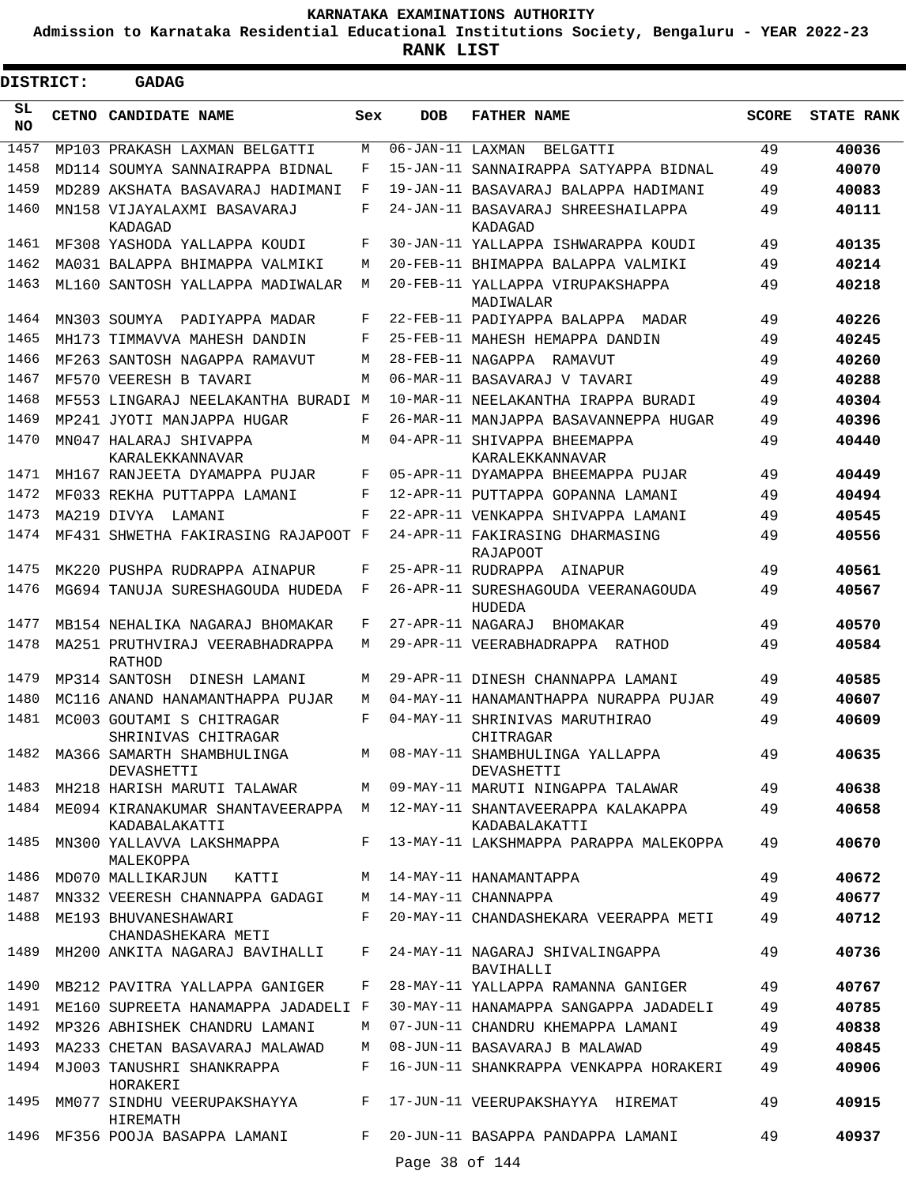**KARNATAKA EXAMINATIONS AUTHORITY**

**Admission to Karnataka Residential Educational Institutions Society, Bengaluru - YEAR 2022-23**

**RANK LIST**

**DISTRICT: GADAG**

| SL NO | CETNO | CANDIDATE NAME | Sex | DOB | FATHER NAME | SCORE | STATE RANK |
|---|---|---|---|---|---|---|---|
| 1457 | MP103 | PRAKASH LAXMAN BELGATTI | M | 06-JAN-11 | LAXMAN BELGATTI | 49 | 40036 |
| 1458 | MD114 | SOUMYA SANNAIRAPPA BIDNAL | F | 15-JAN-11 | SANNAIRAPPA SATYAPPA BIDNAL | 49 | 40070 |
| 1459 | MD289 | AKSHATA BASAVARAJ HADIMANI | F | 19-JAN-11 | BASAVARAJ BALAPPA HADIMANI | 49 | 40083 |
| 1460 | MN158 | VIJAYALAXMI BASAVARAJ KADAGAD | F | 24-JAN-11 | BASAVARAJ SHREESHAILAPPA KADAGAD | 49 | 40111 |
| 1461 | MF308 | YASHODA YALLAPPA KOUDI | F | 30-JAN-11 | YALLAPPA ISHWARAPPA KOUDI | 49 | 40135 |
| 1462 | MA031 | BALAPPA BHIMAPPA VALMIKI | M | 20-FEB-11 | BHIMAPPA BALAPPA VALMIKI | 49 | 40214 |
| 1463 | ML160 | SANTOSH YALLAPPA MADIWALAR | M | 20-FEB-11 | YALLAPPA VIRUPAKSHAPPA MADIWALAR | 49 | 40218 |
| 1464 | MN303 | SOUMYA PADIYAPPA MADAR | F | 22-FEB-11 | PADIYAPPA BALAPPA MADAR | 49 | 40226 |
| 1465 | MH173 | TIMMAVVA MAHESH DANDIN | F | 25-FEB-11 | MAHESH HEMAPPA DANDIN | 49 | 40245 |
| 1466 | MF263 | SANTOSH NAGAPPA RAMAVUT | M | 28-FEB-11 | NAGAPPA RAMAVUT | 49 | 40260 |
| 1467 | MF570 | VEERESH B TAVARI | M | 06-MAR-11 | BASAVARAJ V TAVARI | 49 | 40288 |
| 1468 | MF553 | LINGARAJ NEELAKANTHA BURADI | M | 10-MAR-11 | NEELAKANTHA IRAPPA BURADI | 49 | 40304 |
| 1469 | MP241 | JYOTI MANJAPPA HUGAR | F | 26-MAR-11 | MANJAPPA BASAVANNEPPA HUGAR | 49 | 40396 |
| 1470 | MN047 | HALARAJ SHIVAPPA KARALEKKANNAVAR | M | 04-APR-11 | SHIVAPPA BHEEMAPPA KARALEKKANNAVAR | 49 | 40440 |
| 1471 | MH167 | RANJEETA DYAMAPPA PUJAR | F | 05-APR-11 | DYAMAPPA BHEEMAPPA PUJAR | 49 | 40449 |
| 1472 | MF033 | REKHA PUTTAPPA LAMANI | F | 12-APR-11 | PUTTAPPA GOPANNA LAMANI | 49 | 40494 |
| 1473 | MA219 | DIVYA LAMANI | F | 22-APR-11 | VENKAPPA SHIVAPPA LAMANI | 49 | 40545 |
| 1474 | MF431 | SHWETHA FAKIRASING RAJAPOOT | F | 24-APR-11 | FAKIRASING DHARMASING RAJAPOOT | 49 | 40556 |
| 1475 | MK220 | PUSHPA RUDRAPPA AINAPUR | F | 25-APR-11 | RUDRAPPA AINAPUR | 49 | 40561 |
| 1476 | MG694 | TANUJA SURESHAGOUDA HUDEDA | F | 26-APR-11 | SURESHAGOUDA VEERANAGOUDA HUDEDA | 49 | 40567 |
| 1477 | MB154 | NEHALIKA NAGARAJ BHOMAKAR | F | 27-APR-11 | NAGARAJ BHOMAKAR | 49 | 40570 |
| 1478 | MA251 | PRUTHVIRAJ VEERABHADRAPPA RATHOD | M | 29-APR-11 | VEERABHADRAPPA RATHOD | 49 | 40584 |
| 1479 | MP314 | SANTOSH DINESH LAMANI | M | 29-APR-11 | DINESH CHANNAPPA LAMANI | 49 | 40585 |
| 1480 | MC116 | ANAND HANAMANTHAPPA PUJAR | M | 04-MAY-11 | HANAMANTHAPPA NURAPPA PUJAR | 49 | 40607 |
| 1481 | MC003 | GOUTAMI S CHITRAGAR SHRINIVAS CHITRAGAR | F | 04-MAY-11 | SHRINIVAS MARUTHIRAO CHITRAGAR | 49 | 40609 |
| 1482 | MA366 | SAMARTH SHAMBHULINGA DEVASHETTI | M | 08-MAY-11 | SHAMBHULINGA YALLAPPA DEVASHETTI | 49 | 40635 |
| 1483 | MH218 | HARISH MARUTI TALAWAR | M | 09-MAY-11 | MARUTI NINGAPPA TALAWAR | 49 | 40638 |
| 1484 | ME094 | KIRANAKUMAR SHANTAVEERAPPA KADABALAKATTI | M | 12-MAY-11 | SHANTAVEERAPPA KALAKAPPA KADABALAKATTI | 49 | 40658 |
| 1485 | MN300 | YALLAVVA LAKSHMAPPA MALEKOPPA | F | 13-MAY-11 | LAKSHMAPPA PARAPPA MALEKOPPA | 49 | 40670 |
| 1486 | MD070 | MALLIKARJUN KATTI | M | 14-MAY-11 | HANAMANTAPPA | 49 | 40672 |
| 1487 | MN332 | VEERESH CHANNAPPA GADAGI | M | 14-MAY-11 | CHANNAPPA | 49 | 40677 |
| 1488 | ME193 | BHUVANESHAWARI CHANDASHEKARA METI | F | 20-MAY-11 | CHANDASHEKARA VEERAPPA METI | 49 | 40712 |
| 1489 | MH200 | ANKITA NAGARAJ BAVIHALLI | F | 24-MAY-11 | NAGARAJ SHIVALINGAPPA BAVIHALLI | 49 | 40736 |
| 1490 | MB212 | PAVITRA YALLAPPA GANIGER | F | 28-MAY-11 | YALLAPPA RAMANNA GANIGER | 49 | 40767 |
| 1491 | ME160 | SUPREETA HANAMAPPA JADADELI | F | 30-MAY-11 | HANAMAPPA SANGAPPA JADADELI | 49 | 40785 |
| 1492 | MP326 | ABHISHEK CHANDRU LAMANI | M | 07-JUN-11 | CHANDRU KHEMAPPA LAMANI | 49 | 40838 |
| 1493 | MA233 | CHETAN BASAVARAJ MALAWAD | M | 08-JUN-11 | BASAVARAJ B MALAWAD | 49 | 40845 |
| 1494 | MJ003 | TANUSHRI SHANKRAPPA HORAKERI | F | 16-JUN-11 | SHANKRAPPA VENKAPPA HORAKERI | 49 | 40906 |
| 1495 | MM077 | SINDHU VEERUPAKSHAYYA HIREMATH | F | 17-JUN-11 | VEERUPAKSHAYYA HIREMAT | 49 | 40915 |
| 1496 | MF356 | POOJA BASAPPA LAMANI | F | 20-JUN-11 | BASAPPA PANDAPPA LAMANI | 49 | 40937 |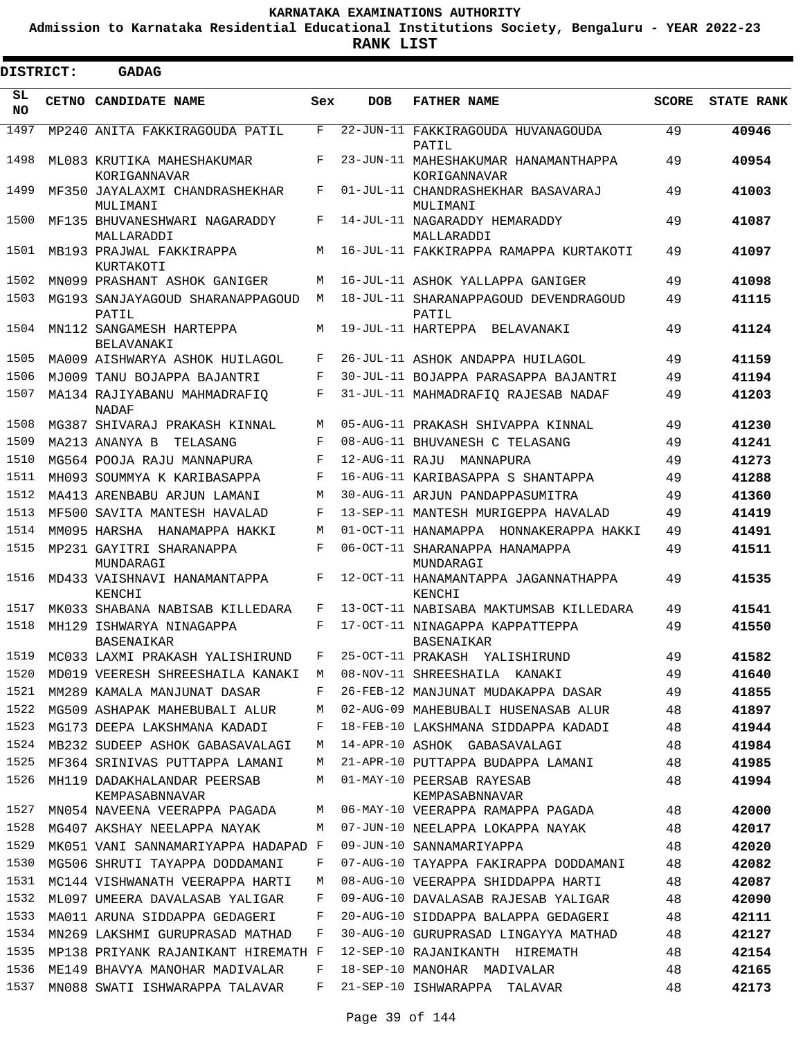**KARNATAKA EXAMINATIONS AUTHORITY**

**Admission to Karnataka Residential Educational Institutions Society, Bengaluru - YEAR 2022-23**

**RANK LIST**

**DISTRICT: GADAG**

| SL NO | CETNO | CANDIDATE NAME | Sex | DOB | FATHER NAME | SCORE | STATE RANK |
|---|---|---|---|---|---|---|---|
| 1497 | MP240 | ANITA FAKKIRAGOUDA PATIL | F | 22-JUN-11 | FAKKIRAGOUDA HUVANAGOUDA PATIL | 49 | 40946 |
| 1498 | ML083 | KRUTIKA MAHESHAKUMAR KORIGANNAVAR | F | 23-JUN-11 | MAHESHAKUMAR HANAMANTHAPPA KORIGANNAVAR | 49 | 40954 |
| 1499 | MF350 | JAYALAXMI CHANDRASHEKHAR MULIMANI | F | 01-JUL-11 | CHANDRASHEKHAR BASAVARAJ MULIMANI | 49 | 41003 |
| 1500 | MF135 | BHUVANESHWARI NAGARADDY MALLARADDI | F | 14-JUL-11 | NAGARADDY HEMARADDY MALLARADDI | 49 | 41087 |
| 1501 | MB193 | PRAJWAL FAKKIRAPPA KURTAKOTI | M | 16-JUL-11 | FAKKIRAPPA RAMAPPA KURTAKOTI | 49 | 41097 |
| 1502 | MN099 | PRASHANT ASHOK GANIGER | M | 16-JUL-11 | ASHOK YALLAPPA GANIGER | 49 | 41098 |
| 1503 | MG193 | SANJAYAGOUD SHARANAPPAGOUD PATIL | M | 18-JUL-11 | SHARANAPPAGOUD DEVENDRAGOUD PATIL | 49 | 41115 |
| 1504 | MN112 | SANGAMESH HARTEPPA BELAVANAKI | M | 19-JUL-11 | HARTEPPA BELAVANAKI | 49 | 41124 |
| 1505 | MA009 | AISHWARYA ASHOK HUILAGOL | F | 26-JUL-11 | ASHOK ANDAPPA HUILAGOL | 49 | 41159 |
| 1506 | MJ009 | TANU BOJAPPA BAJANTRI | F | 30-JUL-11 | BOJAPPA PARASAPPA BAJANTRI | 49 | 41194 |
| 1507 | MA134 | RAJIYABANU MAHMADRAFIQ NADAF | F | 31-JUL-11 | MAHMADRAFIQ RAJESAB NADAF | 49 | 41203 |
| 1508 | MG387 | SHIVARAJ PRAKASH KINNAL | M | 05-AUG-11 | PRAKASH SHIVAPPA KINNAL | 49 | 41230 |
| 1509 | MA213 | ANANYA B TELASANG | F | 08-AUG-11 | BHUVANESH C TELASANG | 49 | 41241 |
| 1510 | MG564 | POOJA RAJU MANNAPURA | F | 12-AUG-11 | RAJU MANNAPURA | 49 | 41273 |
| 1511 | MH093 | SOUMMYA K KARIBASAPPA | F | 16-AUG-11 | KARIBASAPPA S SHANTAPPA | 49 | 41288 |
| 1512 | MA413 | ARENBABU ARJUN LAMANI | M | 30-AUG-11 | ARJUN PANDAPPASUMITRA | 49 | 41360 |
| 1513 | MF500 | SAVITA MANTESH HAVALAD | F | 13-SEP-11 | MANTESH MURIGEPPA HAVALAD | 49 | 41419 |
| 1514 | MM095 | HARSHA HANAMAPPA HAKKI | M | 01-OCT-11 | HANAMAPPA HONNAKERAPPA HAKKI | 49 | 41491 |
| 1515 | MP231 | GAYITRI SHARANAPPA MUNDARAGI | F | 06-OCT-11 | SHARANAPPA HANAMAPPA MUNDARAGI | 49 | 41511 |
| 1516 | MD433 | VAISHNAVI HANAMANTAPPA KENCHI | F | 12-OCT-11 | HANAMANTAPPA JAGANNATHAPPA KENCHI | 49 | 41535 |
| 1517 | MK033 | SHABANA NABISAB KILLEDARA | F | 13-OCT-11 | NABISABA MAKTUMSAB KILLEDARA | 49 | 41541 |
| 1518 | MH129 | ISHWARYA NINAGAPPA BASENAIKAR | F | 17-OCT-11 | NINAGAPPA KAPPATTEPPA BASENAIKAR | 49 | 41550 |
| 1519 | MC033 | LAXMI PRAKASH YALISHIRUND | F | 25-OCT-11 | PRAKASH YALISHIRUND | 49 | 41582 |
| 1520 | MD019 | VEERESH SHREESHAILA KANAKI | M | 08-NOV-11 | SHREESHAILA KANAKI | 49 | 41640 |
| 1521 | MM289 | KAMALA MANJUNAT DASAR | F | 26-FEB-12 | MANJUNAT MUDAKAPPA DASAR | 49 | 41855 |
| 1522 | MG509 | ASHAPAK MAHEBUBALI ALUR | M | 02-AUG-09 | MAHEBUBALI HUSENASAB ALUR | 48 | 41897 |
| 1523 | MG173 | DEEPA LAKSHMANA KADADI | F | 18-FEB-10 | LAKSHMANA SIDDAPPA KADADI | 48 | 41944 |
| 1524 | MB232 | SUDEEP ASHOK GABASAVALAGI | M | 14-APR-10 | ASHOK GABASAVALAGI | 48 | 41984 |
| 1525 | MF364 | SRINIVAS PUTTAPPA LAMANI | M | 21-APR-10 | PUTTAPPA BUDAPPA LAMANI | 48 | 41985 |
| 1526 | MH119 | DADAKHALANDAR PEERSAB KEMPASABNNAVAR | M | 01-MAY-10 | PEERSAB RAYESAB KEMPASABNNAVAR | 48 | 41994 |
| 1527 | MN054 | NAVEENA VEERAPPA PAGADA | M | 06-MAY-10 | VEERAPPA RAMAPPA PAGADA | 48 | 42000 |
| 1528 | MG407 | AKSHAY NEELAPPA NAYAK | M | 07-JUN-10 | NEELAPPA LOKAPPA NAYAK | 48 | 42017 |
| 1529 | MK051 | VANI SANNAMARIYAPPA HADAPAD | F | 09-JUN-10 | SANNAMARIYAPPA | 48 | 42020 |
| 1530 | MG506 | SHRUTI TAYAPPA DODDAMANI | F | 07-AUG-10 | TAYAPPA FAKIRAPPA DODDAMANI | 48 | 42082 |
| 1531 | MC144 | VISHWANATH VEERAPPA HARTI | M | 08-AUG-10 | VEERAPPA SHIDDAPPA HARTI | 48 | 42087 |
| 1532 | ML097 | UMEERA DAVALASAB YALIGAR | F | 09-AUG-10 | DAVALASAB RAJESAB YALIGAR | 48 | 42090 |
| 1533 | MA011 | ARUNA SIDDAPPA GEDAGERI | F | 20-AUG-10 | SIDDAPPA BALAPPA GEDAGERI | 48 | 42111 |
| 1534 | MN269 | LAKSHMI GURUPRASAD MATHAD | F | 30-AUG-10 | GURUPRASAD LINGAYYA MATHAD | 48 | 42127 |
| 1535 | MP138 | PRIYANK RAJANIKANT HIREMATH | F | 12-SEP-10 | RAJANIKANTH HIREMATH | 48 | 42154 |
| 1536 | ME149 | BHAVYA MANOHAR MADIVALAR | F | 18-SEP-10 | MANOHAR MADIVALAR | 48 | 42165 |
| 1537 | MN088 | SWATI ISHWARAPPA TALAVAR | F | 21-SEP-10 | ISHWARAPPA TALAVAR | 48 | 42173 |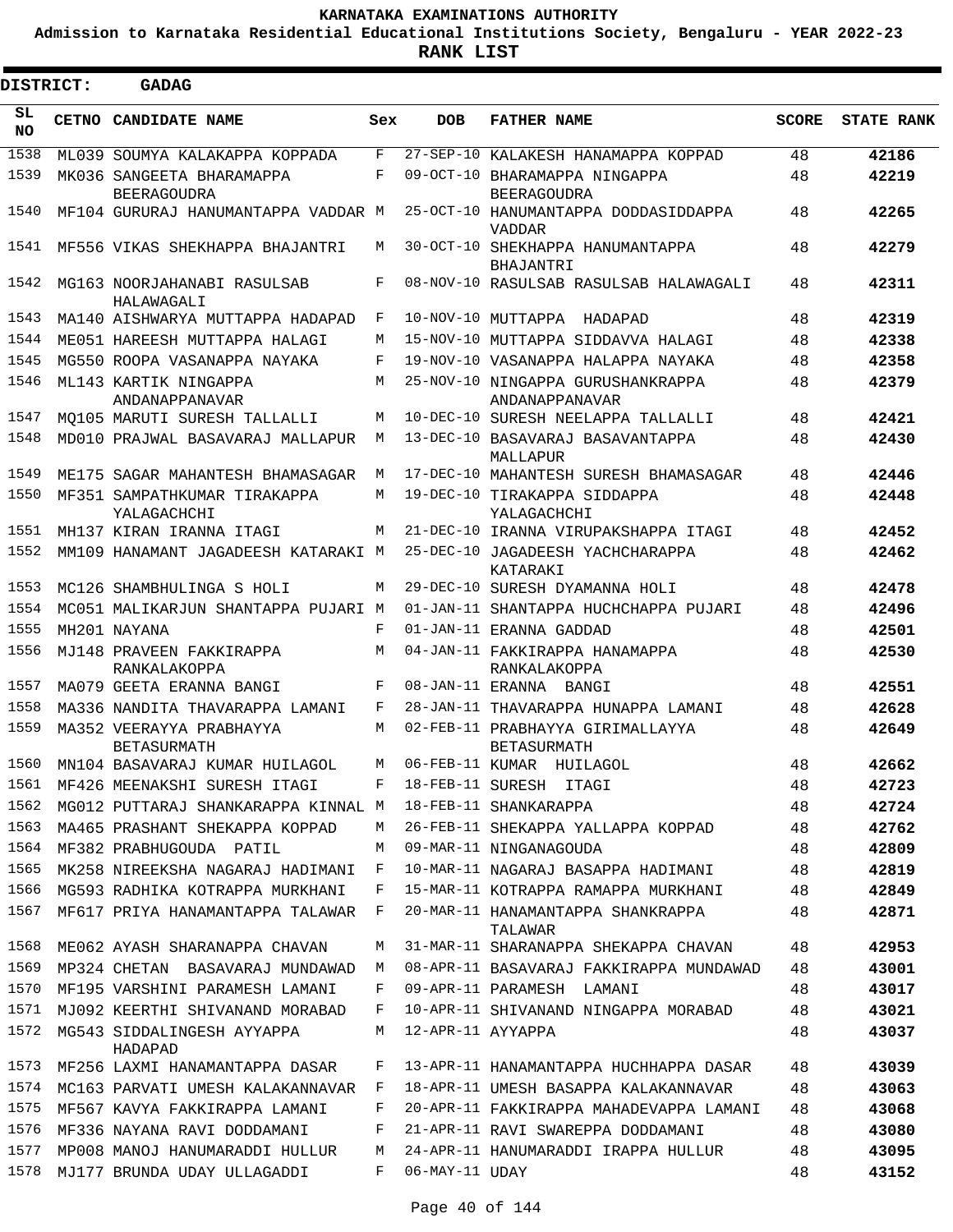# KARNATAKA EXAMINATIONS AUTHORITY

**Admission to Karnataka Residential Educational Institutions Society, Bengaluru - YEAR 2022-23**

**RANK LIST**

**DISTRICT: GADAG**

| SL NO | CETNO | CANDIDATE NAME | Sex | DOB | FATHER NAME | SCORE | STATE RANK |
|---|---|---|---|---|---|---|---|
| 1538 | ML039 | SOUMYA KALAKAPPA KOPPADA | F | 27-SEP-10 | KALAKESH HANAMAPPA KOPPAD | 48 | 42186 |
| 1539 | MK036 | SANGEETA BHARAMAPPA BEERAGOUDRA | F | 09-OCT-10 | BHARAMAPPA NINGAPPA BEERAGOUDRA | 48 | 42219 |
| 1540 | MF104 | GURURAJ HANUMANTAPPA VADDAR | M | 25-OCT-10 | HANUMANTAPPA DODDASIDDAPPA VADDAR | 48 | 42265 |
| 1541 | MF556 | VIKAS SHEKHAPPA BHAJANTRI | M | 30-OCT-10 | SHEKHAPPA HANUMANTAPPA BHAJANTRI | 48 | 42279 |
| 1542 | MG163 | NOORJAHANABI RASULSAB HALAWAGALI | F | 08-NOV-10 | RASULSAB RASULSAB HALAWAGALI | 48 | 42311 |
| 1543 | MA140 | AISHWARYA MUTTAPPA HADAPAD | F | 10-NOV-10 | MUTTAPPA HADAPAD | 48 | 42319 |
| 1544 | ME051 | HAREESH MUTTAPPA HALAGI | M | 15-NOV-10 | MUTTAPPA SIDDAVVA HALAGI | 48 | 42338 |
| 1545 | MG550 | ROOPA VASANAPPA NAYAKA | F | 19-NOV-10 | VASANAPPA HALAPPA NAYAKA | 48 | 42358 |
| 1546 | ML143 | KARTIK NINGAPPA ANDANAPPANAVAR | M | 25-NOV-10 | NINGAPPA GURUSHANKRAPPA ANDANAPPANAVAR | 48 | 42379 |
| 1547 | MQ105 | MARUTI SURESH TALLALLI | M | 10-DEC-10 | SURESH NEELAPPA TALLALLI | 48 | 42421 |
| 1548 | MD010 | PRAJWAL BASAVARAJ MALLAPUR | M | 13-DEC-10 | BASAVARAJ BASAVANTAPPA MALLAPUR | 48 | 42430 |
| 1549 | ME175 | SAGAR MAHANTESH BHAMASAGAR | M | 17-DEC-10 | MAHANTESH SURESH BHAMASAGAR | 48 | 42446 |
| 1550 | MF351 | SAMPATHKUMAR TIRAKAPPA YALAGACHCHI | M | 19-DEC-10 | TIRAKAPPA SIDDAPPA YALAGACHCHI | 48 | 42448 |
| 1551 | MH137 | KIRAN IRANNA ITAGI | M | 21-DEC-10 | IRANNA VIRUPAKSHAPPA ITAGI | 48 | 42452 |
| 1552 | MM109 | HANAMANT JAGADEESH KATARAKI | M | 25-DEC-10 | JAGADEESH YACHCHARAPPA KATARAKI | 48 | 42462 |
| 1553 | MC126 | SHAMBHULINGA S HOLI | M | 29-DEC-10 | SURESH DYAMANNA HOLI | 48 | 42478 |
| 1554 | MC051 | MALIKARJUN SHANTAPPA PUJARI | M | 01-JAN-11 | SHANTAPPA HUCHCHAPPA PUJARI | 48 | 42496 |
| 1555 | MH201 | NAYANA | F | 01-JAN-11 | ERANNA GADDAD | 48 | 42501 |
| 1556 | MJ148 | PRAVEEN FAKKIRAPPA RANKALAKOPPA | M | 04-JAN-11 | FAKKIRAPPA HANAMAPPA RANKALAKOPPA | 48 | 42530 |
| 1557 | MA079 | GEETA ERANNA BANGI | F | 08-JAN-11 | ERANNA BANGI | 48 | 42551 |
| 1558 | MA336 | NANDITA THAVARAPPA LAMANI | F | 28-JAN-11 | THAVARAPPA HUNAPPA LAMANI | 48 | 42628 |
| 1559 | MA352 | VEERAYYA PRABHAYYA BETASURMATH | M | 02-FEB-11 | PRABHAYYA GIRIMALLAYYA BETASURMATH | 48 | 42649 |
| 1560 | MN104 | BASAVARAJ KUMAR HUILAGOL | M | 06-FEB-11 | KUMAR HUILAGOL | 48 | 42662 |
| 1561 | MF426 | MEENAKSHI SURESH ITAGI | F | 18-FEB-11 | SURESH ITAGI | 48 | 42723 |
| 1562 | MG012 | PUTTARAJ SHANKARAPPA KINNAL | M | 18-FEB-11 | SHANKARAPPA | 48 | 42724 |
| 1563 | MA465 | PRASHANT SHEKAPPA KOPPAD | M | 26-FEB-11 | SHEKAPPA YALLAPPA KOPPAD | 48 | 42762 |
| 1564 | MF382 | PRABHUGOUDA PATIL | M | 09-MAR-11 | NINGANAGOUDA | 48 | 42809 |
| 1565 | MK258 | NIREEKSHA NAGARAJ HADIMANI | F | 10-MAR-11 | NAGARAJ BASAPPA HADIMANI | 48 | 42819 |
| 1566 | MG593 | RADHIKA KOTRAPPA MURKHANI | F | 15-MAR-11 | KOTRAPPA RAMAPPA MURKHANI | 48 | 42849 |
| 1567 | MF617 | PRIYA HANAMANTAPPA TALAWAR | F | 20-MAR-11 | HANAMANTAPPA SHANKRAPPA TALAWAR | 48 | 42871 |
| 1568 | ME062 | AYASH SHARANAPPA CHAVAN | M | 31-MAR-11 | SHARANAPPA SHEKAPPA CHAVAN | 48 | 42953 |
| 1569 | MP324 | CHETAN BASAVARAJ MUNDAWAD | M | 08-APR-11 | BASAVARAJ FAKKIRAPPA MUNDAWAD | 48 | 43001 |
| 1570 | MF195 | VARSHINI PARAMESH LAMANI | F | 09-APR-11 | PARAMESH LAMANI | 48 | 43017 |
| 1571 | MJ092 | KEERTHI SHIVANAND MORABAD | F | 10-APR-11 | SHIVANAND NINGAPPA MORABAD | 48 | 43021 |
| 1572 | MG543 | SIDDALINGESH AYYAPPA HADAPAD | M | 12-APR-11 | AYYAPPA | 48 | 43037 |
| 1573 | MF256 | LAXMI HANAMANTAPPA DASAR | F | 13-APR-11 | HANAMANTAPPA HUCHHAPPA DASAR | 48 | 43039 |
| 1574 | MC163 | PARVATI UMESH KALAKANNAVAR | F | 18-APR-11 | UMESH BASAPPA KALAKANNAVAR | 48 | 43063 |
| 1575 | MF567 | KAVYA FAKKIRAPPA LAMANI | F | 20-APR-11 | FAKKIRAPPA MAHADEVAPPA LAMANI | 48 | 43068 |
| 1576 | MF336 | NAYANA RAVI DODDAMANI | F | 21-APR-11 | RAVI SWAREPPA DODDAMANI | 48 | 43080 |
| 1577 | MP008 | MANOJ HANUMARADDI HULLUR | M | 24-APR-11 | HANUMARADDI IRAPPA HULLUR | 48 | 43095 |
| 1578 | MJ177 | BRUNDA UDAY ULLAGADDI | F | 06-MAY-11 | UDAY | 48 | 43152 |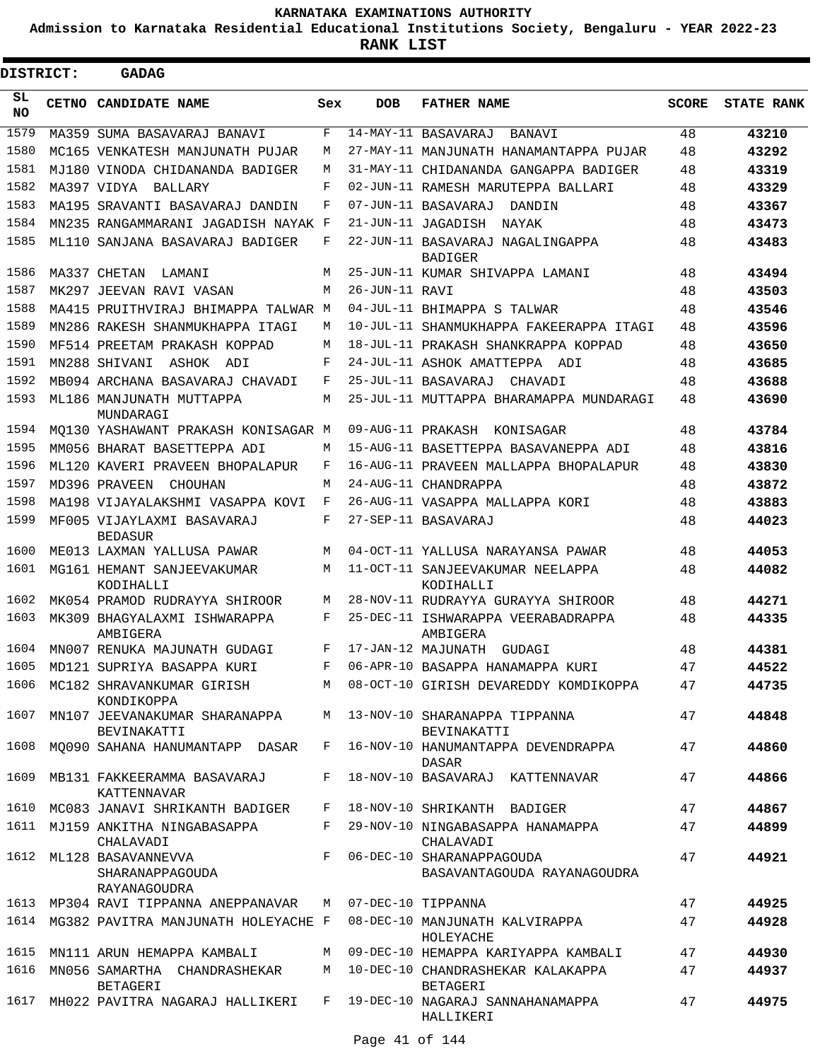# KARNATAKA EXAMINATIONS AUTHORITY

**Admission to Karnataka Residential Educational Institutions Society, Bengaluru - YEAR 2022-23**

**RANK LIST**

**DISTRICT: GADAG**

| SL NO | CETNO | CANDIDATE NAME | Sex | DOB | FATHER NAME | SCORE | STATE RANK |
|---|---|---|---|---|---|---|---|
| 1579 | MA359 | SUMA BASAVARAJ BANAVI | F | 14-MAY-11 | BASAVARAJ BANAVI | 48 | **43210** |
| 1580 | MC165 | VENKATESH MANJUNATH PUJAR | M | 27-MAY-11 | MANJUNATH HANAMANTAPPA PUJAR | 48 | **43292** |
| 1581 | MJ180 | VINODA CHIDANANDA BADIGER | M | 31-MAY-11 | CHIDANANDA GANGAPPA BADIGER | 48 | **43319** |
| 1582 | MA397 | VIDYA BALLARY | F | 02-JUN-11 | RAMESH MARUTEPPA BALLARI | 48 | **43329** |
| 1583 | MA195 | SRAVANTI BASAVARAJ DANDIN | F | 07-JUN-11 | BASAVARAJ DANDIN | 48 | **43367** |
| 1584 | MN235 | RANGAMMARANI JAGADISH NAYAK | F | 21-JUN-11 | JAGADISH NAYAK | 48 | **43473** |
| 1585 | ML110 | SANJANA BASAVARAJ BADIGER | F | 22-JUN-11 | BASAVARAJ NAGALINGAPPA BADIGER | 48 | **43483** |
| 1586 | MA337 | CHETAN LAMANI | M | 25-JUN-11 | KUMAR SHIVAPPA LAMANI | 48 | **43494** |
| 1587 | MK297 | JEEVAN RAVI VASAN | M | 26-JUN-11 | RAVI | 48 | **43503** |
| 1588 | MA415 | PRUITHVIRAJ BHIMAPPA TALWAR | M | 04-JUL-11 | BHIMAPPA S TALWAR | 48 | **43546** |
| 1589 | MN286 | RAKESH SHANMUKHAPPA ITAGI | M | 10-JUL-11 | SHANMUKHAPPA FAKEERAPPA ITAGI | 48 | **43596** |
| 1590 | MF514 | PREETAM PRAKASH KOPPAD | M | 18-JUL-11 | PRAKASH SHANKRAPPA KOPPAD | 48 | **43650** |
| 1591 | MN288 | SHIVANI ASHOK ADI | F | 24-JUL-11 | ASHOK AMATTEPPA ADI | 48 | **43685** |
| 1592 | MB094 | ARCHANA BASAVARAJ CHAVADI | F | 25-JUL-11 | BASAVARAJ CHAVADI | 48 | **43688** |
| 1593 | ML186 | MANJUNATH MUTTAPPA MUNDARAGI | M | 25-JUL-11 | MUTTAPPA BHARAMAPPA MUNDARAGI | 48 | **43690** |
| 1594 | MQ130 | YASHAWANT PRAKASH KONISAGAR | M | 09-AUG-11 | PRAKASH KONISAGAR | 48 | **43784** |
| 1595 | MM056 | BHARAT BASETTEPPA ADI | M | 15-AUG-11 | BASETTEPPA BASAVANEPPA ADI | 48 | **43816** |
| 1596 | ML120 | KAVERI PRAVEEN BHOPALAPUR | F | 16-AUG-11 | PRAVEEN MALLAPPA BHOPALAPUR | 48 | **43830** |
| 1597 | MD396 | PRAVEEN CHOUHAN | M | 24-AUG-11 | CHANDRAPPA | 48 | **43872** |
| 1598 | MA198 | VIJAYALAKSHMI VASAPPA KOVI | F | 26-AUG-11 | VASAPPA MALLAPPA KORI | 48 | **43883** |
| 1599 | MF005 | VIJAYLAXMI BASAVARAJ BEDASUR | F | 27-SEP-11 | BASAVARAJ | 48 | **44023** |
| 1600 | ME013 | LAXMAN YALLUSA PAWAR | M | 04-OCT-11 | YALLUSA NARAYANSA PAWAR | 48 | **44053** |
| 1601 | MG161 | HEMANT SANJEEVAKUMAR KODIHALLI | M | 11-OCT-11 | SANJEEVAKUMAR NEELAPPA KODIHALLI | 48 | **44082** |
| 1602 | MK054 | PRAMOD RUDRAYYA SHIROOR | M | 28-NOV-11 | RUDRAYYA GURAYYA SHIROOR | 48 | **44271** |
| 1603 | MK309 | BHAGYALAXMI ISHWARAPPA AMBIGERA | F | 25-DEC-11 | ISHWARAPPA VEERABADRAPPA AMBIGERA | 48 | **44335** |
| 1604 | MN007 | RENUKA MAJUNATH GUDAGI | F | 17-JAN-12 | MAJUNATH GUDAGI | 48 | **44381** |
| 1605 | MD121 | SUPRIYA BASAPPA KURI | F | 06-APR-10 | BASAPPA HANAMAPPA KURI | 47 | **44522** |
| 1606 | MC182 | SHRAVANKUMAR GIRISH KONDIKOPPA | M | 08-OCT-10 | GIRISH DEVAREDDY KOMDIKOPPA | 47 | **44735** |
| 1607 | MN107 | JEEVANAKUMAR SHARANAPPA BEVINAKATTI | M | 13-NOV-10 | SHARANAPPA TIPPANNA BEVINAKATTI | 47 | **44848** |
| 1608 | MQ090 | SAHANA HANUMANTAPP DASAR | F | 16-NOV-10 | HANUMANTAPPA DEVENDRAPPA DASAR | 47 | **44860** |
| 1609 | MB131 | FAKKEERAMMA BASAVARAJ KATTENNAVAR | F | 18-NOV-10 | BASAVARAJ KATTENNAVAR | 47 | **44866** |
| 1610 | MC083 | JANAVI SHRIKANTH BADIGER | F | 18-NOV-10 | SHRIKANTH BADIGER | 47 | **44867** |
| 1611 | MJ159 | ANKITHA NINGABASAPPA CHALAVADI | F | 29-NOV-10 | NINGABASAPPA HANAMAPPA CHALAVADI | 47 | **44899** |
| 1612 | ML128 | BASAVANNEVVA SHARANAPPAGOUDA RAYANAGOUDRA | F | 06-DEC-10 | SHARANAPPAGOUDA BASAVANTAGOUDA RAYANAGOUDRA | 47 | **44921** |
| 1613 | MP304 | RAVI TIPPANNA ANEPPANAVAR | M | 07-DEC-10 | TIPPANNA | 47 | **44925** |
| 1614 | MG382 | PAVITRA MANJUNATH HOLEYACHE | F | 08-DEC-10 | MANJUNATH KALVIRAPPA HOLEYACHE | 47 | **44928** |
| 1615 | MN111 | ARUN HEMAPPA KAMBALI | M | 09-DEC-10 | HEMAPPA KARIYAPPA KAMBALI | 47 | **44930** |
| 1616 | MN056 | SAMARTHA CHANDRASHEKAR BETAGERI | M | 10-DEC-10 | CHANDRASHEKAR KALAKAPPA BETAGERI | 47 | **44937** |
| 1617 | MH022 | PAVITRA NAGARAJ HALLIKERI | F | 19-DEC-10 | NAGARAJ SANNAHANAMAPPA HALLIKERI | 47 | **44975** |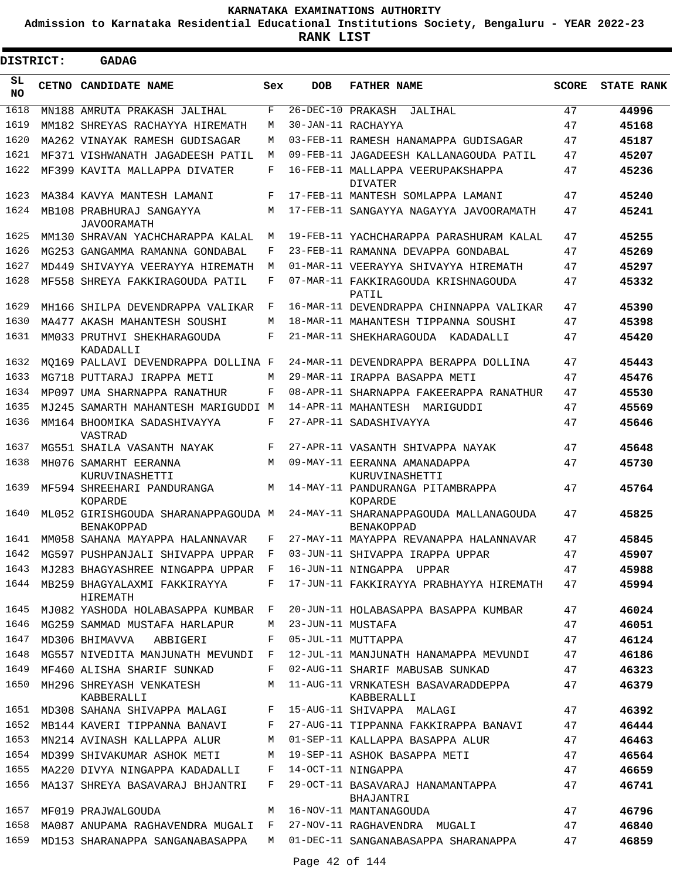# KARNATAKA EXAMINATIONS AUTHORITY

**Admission to Karnataka Residential Educational Institutions Society, Bengaluru - YEAR 2022-23**

**RANK LIST**

**DISTRICT: GADAG**

| SL NO | CETNO | CANDIDATE NAME | Sex | DOB | FATHER NAME | SCORE | STATE RANK |
|---|---|---|---|---|---|---|---|
| 1618 | MN188 | AMRUTA PRAKASH JALIHAL | F | 26-DEC-10 | PRAKASH JALIHAL | 47 | **44996** |
| 1619 | MM182 | SHREYAS RACHAYYA HIREMATH | M | 30-JAN-11 | RACHAYYA | 47 | **45168** |
| 1620 | MA262 | VINAYAK RAMESH GUDISAGAR | M | 03-FEB-11 | RAMESH HANAMAPPA GUDISAGAR | 47 | **45187** |
| 1621 | MF371 | VISHWANATH JAGADEESH PATIL | M | 09-FEB-11 | JAGADEESH KALLANAGOUDA PATIL | 47 | **45207** |
| 1622 | MF399 | KAVITA MALLAPPA DIVATER | F | 16-FEB-11 | MALLAPPA VEERUPAKSHAPPA DIVATER | 47 | **45236** |
| 1623 | MA384 | KAVYA MANTESH LAMANI | F | 17-FEB-11 | MANTESH SOMLAPPA LAMANI | 47 | **45240** |
| 1624 | MB108 | PRABHURAJ SANGAYYA JAVOORAMATH | M | 17-FEB-11 | SANGAYYA NAGAYYA JAVOORAMATH | 47 | **45241** |
| 1625 | MM130 | SHRAVAN YACHCHARAPPA KALAL | M | 19-FEB-11 | YACHCHARAPPA PARASHURAM KALAL | 47 | **45255** |
| 1626 | MG253 | GANGAMMA RAMANNA GONDABAL | F | 23-FEB-11 | RAMANNA DEVAPPA GONDABAL | 47 | **45269** |
| 1627 | MD449 | SHIVAYYA VEERAYYA HIREMATH | M | 01-MAR-11 | VEERAYYA SHIVAYYA HIREMATH | 47 | **45297** |
| 1628 | MF558 | SHREYA FAKKIRAGOUDA PATIL | F | 07-MAR-11 | FAKKIRAGOUDA KRISHNAGOUDA PATIL | 47 | **45332** |
| 1629 | MH166 | SHILPA DEVENDRAPPA VALIKAR | F | 16-MAR-11 | DEVENDRAPPA CHINNAPPA VALIKAR | 47 | **45390** |
| 1630 | MA477 | AKASH MAHANTESH SOUSHI | M | 18-MAR-11 | MAHANTESH TIPPANNA SOUSHI | 47 | **45398** |
| 1631 | MM033 | PRUTHVI SHEKHARAGOUDA KADADALLI | F | 21-MAR-11 | SHEKHARAGOUDA KADADALLI | 47 | **45420** |
| 1632 | MQ169 | PALLAVI DEVENDRAPPA DOLLINA | F | 24-MAR-11 | DEVENDRAPPA BERAPPA DOLLINA | 47 | **45443** |
| 1633 | MG718 | PUTTARAJ IRAPPA METI | M | 29-MAR-11 | IRAPPA BASAPPA METI | 47 | **45476** |
| 1634 | MP097 | UMA SHARNAPPA RANATHUR | F | 08-APR-11 | SHARNAPPA FAKEERAPPA RANATHUR | 47 | **45530** |
| 1635 | MJ245 | SAMARTH MAHANTESH MARIGUDDI | M | 14-APR-11 | MAHANTESH MARIGUDDI | 47 | **45569** |
| 1636 | MM164 | BHOOMIKA SADASHIVAYYA VASTRAD | F | 27-APR-11 | SADASHIVAYYA | 47 | **45646** |
| 1637 | MG551 | SHAILA VASANTH NAYAK | F | 27-APR-11 | VASANTH SHIVAPPA NAYAK | 47 | **45648** |
| 1638 | MH076 | SAMARHT EERANNA KURUVINASHETTI | M | 09-MAY-11 | EERANNA AMANADAPPA KURUVINASHETTI | 47 | **45730** |
| 1639 | MF594 | SHREEHARI PANDURANGA KOPARDE | M | 14-MAY-11 | PANDURANGA PITAMBRAPPA KOPARDE | 47 | **45764** |
| 1640 | ML052 | GIRISHGOUDA SHARANAPPAGOUDA BENAKOPPAD | M | 24-MAY-11 | SHARANAPPAGOUDA MALLANAGOUDA BENAKOPPAD | 47 | **45825** |
| 1641 | MM058 | SAHANA MAYAPPA HALANNAVAR | F | 27-MAY-11 | MAYAPPA REVANAPPA HALANNAVAR | 47 | **45845** |
| 1642 | MG597 | PUSHPANJALI SHIVAPPA UPPAR | F | 03-JUN-11 | SHIVAPPA IRAPPA UPPAR | 47 | **45907** |
| 1643 | MJ283 | BHAGYASHREE NINGAPPA UPPAR | F | 16-JUN-11 | NINGAPPA UPPAR | 47 | **45988** |
| 1644 | MB259 | BHAGYALAXMI FAKKIRAYYA HIREMATH | F | 17-JUN-11 | FAKKIRAYYA PRABHAYYA HIREMATH | 47 | **45994** |
| 1645 | MJ082 | YASHODA HOLABASAPPA KUMBAR | F | 20-JUN-11 | HOLABASAPPA BASAPPA KUMBAR | 47 | **46024** |
| 1646 | MG259 | SAMMAD MUSTAFA HARLAPUR | M | 23-JUN-11 | MUSTAFA | 47 | **46051** |
| 1647 | MD306 | BHIMAVVA ABBIGERI | F | 05-JUL-11 | MUTTAPPA | 47 | **46124** |
| 1648 | MG557 | NIVEDITA MANJUNATH MEVUNDI | F | 12-JUL-11 | MANJUNATH HANAMAPPA MEVUNDI | 47 | **46186** |
| 1649 | MF460 | ALISHA SHARIF SUNKAD | F | 02-AUG-11 | SHARIF MABUSAB SUNKAD | 47 | **46323** |
| 1650 | MH296 | SHREYASH VENKATESH KABBERALLI | M | 11-AUG-11 | VRNKATESH BASAVARADDEPPA KABBERALLI | 47 | **46379** |
| 1651 | MD308 | SAHANA SHIVAPPA MALAGI | F | 15-AUG-11 | SHIVAPPA MALAGI | 47 | **46392** |
| 1652 | MB144 | KAVERI TIPPANNA BANAVI | F | 27-AUG-11 | TIPPANNA FAKKIRAPPA BANAVI | 47 | **46444** |
| 1653 | MN214 | AVINASH KALLAPPA ALUR | M | 01-SEP-11 | KALLAPPA BASAPPA ALUR | 47 | **46463** |
| 1654 | MD399 | SHIVAKUMAR ASHOK METI | M | 19-SEP-11 | ASHOK BASAPPA METI | 47 | **46564** |
| 1655 | MA220 | DIVYA NINGAPPA KADADALLI | F | 14-OCT-11 | NINGAPPA | 47 | **46659** |
| 1656 | MA137 | SHREYA BASAVARAJ BHJANTRI | F | 29-OCT-11 | BASAVARAJ HANAMANTAPPA BHAJANTRI | 47 | **46741** |
| 1657 | MF019 | PRAJWALGOUDA | M | 16-NOV-11 | MANTANAGOUDA | 47 | **46796** |
| 1658 | MA087 | ANUPAMA RAGHAVENDRA MUGALI | F | 27-NOV-11 | RAGHAVENDRA MUGALI | 47 | **46840** |
| 1659 | MD153 | SHARANAPPA SANGANABASAPPA | M | 01-DEC-11 | SANGANABASAPPA SHARANAPPA | 47 | **46859** |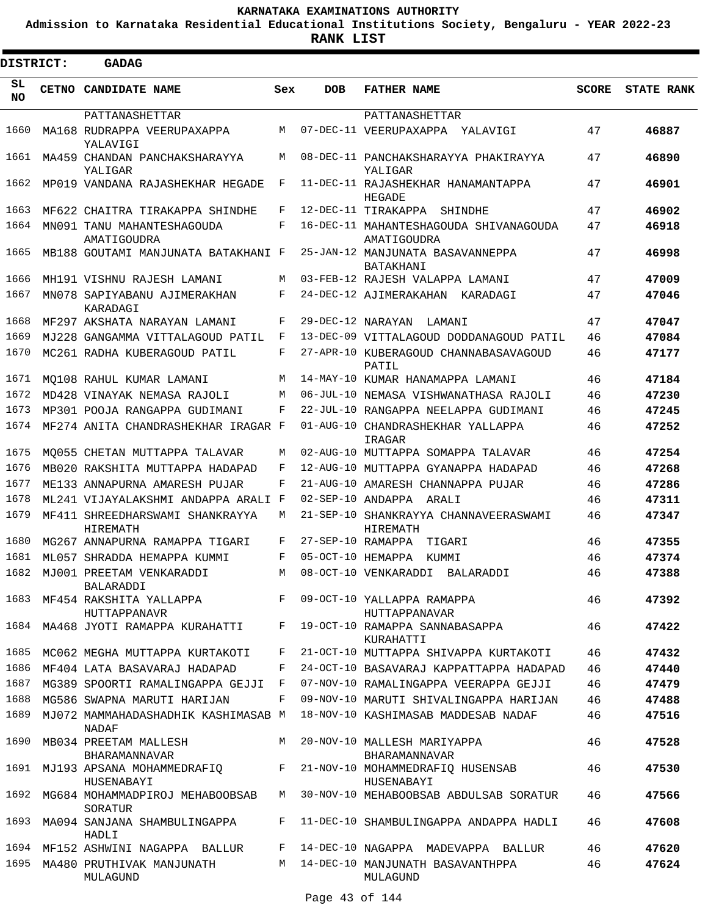KARNATAKA EXAMINATIONS AUTHORITY

Admission to Karnataka Residential Educational Institutions Society, Bengaluru - YEAR 2022-23

**RANK LIST**

**DISTRICT: GADAG**

| SL NO | CETNO | CANDIDATE NAME | Sex | DOB | FATHER NAME | SCORE | STATE RANK |
|---|---|---|---|---|---|---|---|
| | | PATTANASHETTAR | | | PATTANASHETTAR | | |
| 1660 | MA168 | RUDRAPPA VEERUPAXAPPA YALAVIGI | M | 07-DEC-11 | VEERUPAXAPPA YALAVIGI | 47 | **46887** |
| 1661 | MA459 | CHANDAN PANCHAKSHARAYYA YALIGAR | M | 08-DEC-11 | PANCHAKSHARAYYA PHAKIRAYYA YALIGAR | 47 | **46890** |
| 1662 | MP019 | VANDANA RAJASHEKHAR HEGADE | F | 11-DEC-11 | RAJASHEKHAR HANAMANTAPPA HEGADE | 47 | **46901** |
| 1663 | MF622 | CHAITRA TIRAKAPPA SHINDHE | F | 12-DEC-11 | TIRAKAPPA SHINDHE | 47 | **46902** |
| 1664 | MN091 | TANU MAHANTESHAGOUDA AMATIGOUDRA | F | 16-DEC-11 | MAHANTESHAGOUDA SHIVANAGOUDA AMATIGOUDRA | 47 | **46918** |
| 1665 | MB188 | GOUTAMI MANJUNATA BATAKHANI | F | 25-JAN-12 | MANJUNATA BASAVANNEPPA BATAKHANI | 47 | **46998** |
| 1666 | MH191 | VISHNU RAJESH LAMANI | M | 03-FEB-12 | RAJESH VALAPPA LAMANI | 47 | **47009** |
| 1667 | MN078 | SAPIYABANU AJIMERAKHAN KARADAGI | F | 24-DEC-12 | AJIMERAKAHAN KARADAGI | 47 | **47046** |
| 1668 | MF297 | AKSHATA NARAYAN LAMANI | F | 29-DEC-12 | NARAYAN LAMANI | 47 | **47047** |
| 1669 | MJ228 | GANGAMMA VITTALAGOUD PATIL | F | 13-DEC-09 | VITTALAGOUD DODDANAGOUD PATIL | 46 | **47084** |
| 1670 | MC261 | RADHA KUBERAGOUD PATIL | F | 27-APR-10 | KUBERAGOUD CHANNABASAVAGOUD PATIL | 46 | **47177** |
| 1671 | MQ108 | RAHUL KUMAR LAMANI | M | 14-MAY-10 | KUMAR HANAMAPPA LAMANI | 46 | **47184** |
| 1672 | MD428 | VINAYAK NEMASA RAJOLI | M | 06-JUL-10 | NEMASA VISHWANATHASA RAJOLI | 46 | **47230** |
| 1673 | MP301 | POOJA RANGAPPA GUDIMANI | F | 22-JUL-10 | RANGAPPA NEELAPPA GUDIMANI | 46 | **47245** |
| 1674 | MF274 | ANITA CHANDRASHEKHAR IRAGAR | F | 01-AUG-10 | CHANDRASHEKHAR YALLAPPA IRAGAR | 46 | **47252** |
| 1675 | MQ055 | CHETAN MUTTAPPA TALAVAR | M | 02-AUG-10 | MUTTAPPA SOMAPPA TALAVAR | 46 | **47254** |
| 1676 | MB020 | RAKSHITA MUTTAPPA HADAPAD | F | 12-AUG-10 | MUTTAPPA GYANAPPA HADAPAD | 46 | **47268** |
| 1677 | ME133 | ANNAPURNA AMARESH PUJAR | F | 21-AUG-10 | AMARESH CHANNAPPA PUJAR | 46 | **47286** |
| 1678 | ML241 | VIJAYALAKSHMI ANDAPPA ARALI | F | 02-SEP-10 | ANDAPPA ARALI | 46 | **47311** |
| 1679 | MF411 | SHREEDHARSWAMI SHANKRAYYA HIREMATH | M | 21-SEP-10 | SHANKRAYYA CHANNAVEERASWAMI HIREMATH | 46 | **47347** |
| 1680 | MG267 | ANNAPURNA RAMAPPA TIGARI | F | 27-SEP-10 | RAMAPPA TIGARI | 46 | **47355** |
| 1681 | ML057 | SHRADDA HEMAPPA KUMMI | F | 05-OCT-10 | HEMAPPA KUMMI | 46 | **47374** |
| 1682 | MJ001 | PREETAM VENKARADDI BALARADDI | M | 08-OCT-10 | VENKARADDI BALARADDI | 46 | **47388** |
| 1683 | MF454 | RAKSHITA YALLAPPA HUTTAPPANAVR | F | 09-OCT-10 | YALLAPPA RAMAPPA HUTTAPPANAVAR | 46 | **47392** |
| 1684 | MA468 | JYOTI RAMAPPA KURAHATTI | F | 19-OCT-10 | RAMAPPA SANNABASAPPA KURAHATTI | 46 | **47422** |
| 1685 | MC062 | MEGHA MUTTAPPA KURTAKOTI | F | 21-OCT-10 | MUTTAPPA SHIVAPPA KURTAKOTI | 46 | **47432** |
| 1686 | MF404 | LATA BASAVARAJ HADAPAD | F | 24-OCT-10 | BASAVARAJ KAPPATTAPPA HADAPAD | 46 | **47440** |
| 1687 | MG389 | SPOORTI RAMALINGAPPA GEJJI | F | 07-NOV-10 | RAMALINGAPPA VEERAPPA GEJJI | 46 | **47479** |
| 1688 | MG586 | SWAPNA MARUTI HARIJAN | F | 09-NOV-10 | MARUTI SHIVALINGAPPA HARIJAN | 46 | **47488** |
| 1689 | MJ072 | MAMMAHADASHADHIK KASHIMASAB NADAF | M | 18-NOV-10 | KASHIMASAB MADDESAB NADAF | 46 | **47516** |
| 1690 | MB034 | PREETAM MALLESH BHARAMANNAVAR | M | 20-NOV-10 | MALLESH MARIYAPPA BHARAMANNAVAR | 46 | **47528** |
| 1691 | MJ193 | APSANA MOHAMMEDRAFIQ HUSENABAYI | F | 21-NOV-10 | MOHAMMEDRAFIQ HUSENSAB HUSENABAYI | 46 | **47530** |
| 1692 | MG684 | MOHAMMADPIROJ MEHABOOBSAB SORATUR | M | 30-NOV-10 | MEHABOOBSAB ABDULSAB SORATUR | 46 | **47566** |
| 1693 | MA094 | SANJANA SHAMBULINGAPPA HADLI | F | 11-DEC-10 | SHAMBULINGAPPA ANDAPPA HADLI | 46 | **47608** |
| 1694 | MF152 | ASHWINI NAGAPPA BALLUR | F | 14-DEC-10 | NAGAPPA MADEVAPPA BALLUR | 46 | **47620** |
| 1695 | MA480 | PRUTHIVAK MANJUNATH MULAGUND | M | 14-DEC-10 | MANJUNATH BASAVANTHPPA MULAGUND | 46 | **47624** |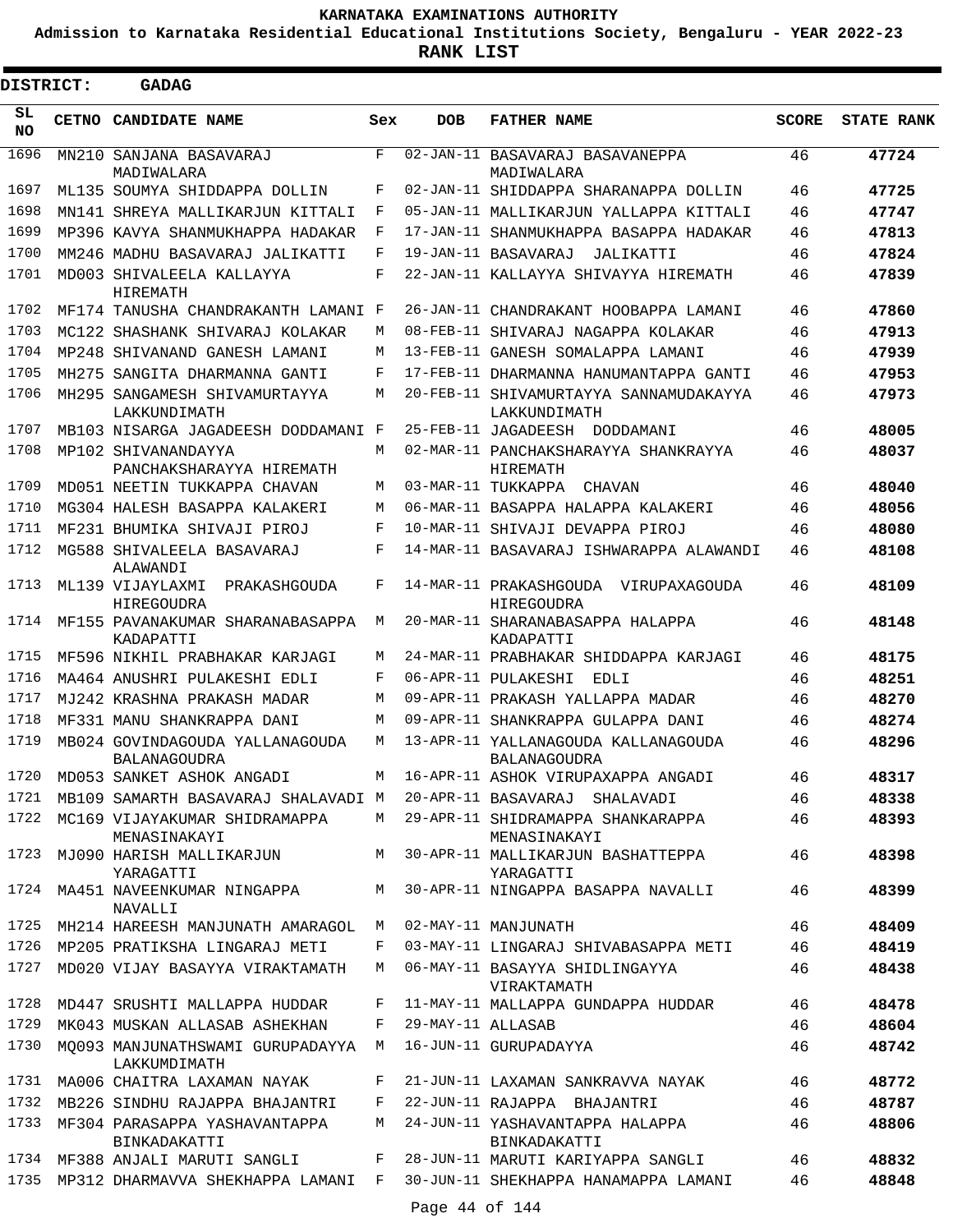**KARNATAKA EXAMINATIONS AUTHORITY**

**Admission to Karnataka Residential Educational Institutions Society, Bengaluru - YEAR 2022-23**

**RANK LIST**

**DISTRICT: GADAG**

| SL NO | CETNO | CANDIDATE NAME | Sex | DOB | FATHER NAME | SCORE | STATE RANK |
|---|---|---|---|---|---|---|---|
| 1696 | MN210 | SANJANA BASAVARAJ MADIWALARA | F | 02-JAN-11 | BASAVARAJ BASAVANEPPA MADIWALARA | 46 | 47724 |
| 1697 | ML135 | SOUMYA SHIDDAPPA DOLLIN | F | 02-JAN-11 | SHIDDAPPA SHARANAPPA DOLLIN | 46 | 47725 |
| 1698 | MN141 | SHREYA MALLIKARJUN KITTALI | F | 05-JAN-11 | MALLIKARJUN YALLAPPA KITTALI | 46 | 47747 |
| 1699 | MP396 | KAVYA SHANMUKHAPPA HADAKAR | F | 17-JAN-11 | SHANMUKHAPPA BASAPPA HADAKAR | 46 | 47813 |
| 1700 | MM246 | MADHU BASAVARAJ JALIKATTI | F | 19-JAN-11 | BASAVARAJ JALIKATTI | 46 | 47824 |
| 1701 | MD003 | SHIVALEELA KALLAYYA HIREMATH | F | 22-JAN-11 | KALLAYYA SHIVAYYA HIREMATH | 46 | 47839 |
| 1702 | MF174 | TANUSHA CHANDRAKANTH LAMANI | F | 26-JAN-11 | CHANDRAKANT HOOBAPPA LAMANI | 46 | 47860 |
| 1703 | MC122 | SHASHANK SHIVARAJ KOLAKAR | M | 08-FEB-11 | SHIVARAJ NAGAPPA KOLAKAR | 46 | 47913 |
| 1704 | MP248 | SHIVANAND GANESH LAMANI | M | 13-FEB-11 | GANESH SOMALAPPA LAMANI | 46 | 47939 |
| 1705 | MH275 | SANGITA DHARMANNA GANTI | F | 17-FEB-11 | DHARMANNA HANUMANTAPPA GANTI | 46 | 47953 |
| 1706 | MH295 | SANGAMESH SHIVAMURTAYYA LAKKUNDIMATH | M | 20-FEB-11 | SHIVAMURTAYYA SANNAMUDAKAYYA LAKKUNDIMATH | 46 | 47973 |
| 1707 | MB103 | NISARGA JAGADEESH DODDAMANI | F | 25-FEB-11 | JAGADEESH DODDAMANI | 46 | 48005 |
| 1708 | MP102 | SHIVANANDAYYA PANCHAKSHARAYYA HIREMATH | M | 02-MAR-11 | PANCHAKSHARAYYA SHANKRAYYA HIREMATH | 46 | 48037 |
| 1709 | MD051 | NEETIN TUKKAPPA CHAVAN | M | 03-MAR-11 | TUKKAPPA CHAVAN | 46 | 48040 |
| 1710 | MG304 | HALESH BASAPPA KALAKERI | M | 06-MAR-11 | BASAPPA HALAPPA KALAKERI | 46 | 48056 |
| 1711 | MF231 | BHUMIKA SHIVAJI PIROJ | F | 10-MAR-11 | SHIVAJI DEVAPPA PIROJ | 46 | 48080 |
| 1712 | MG588 | SHIVALEELA BASAVARAJ ALAWANDI | F | 14-MAR-11 | BASAVARAJ ISHWARAPPA ALAWANDI | 46 | 48108 |
| 1713 | ML139 | VIJAYLAXMI PRAKASHGOUDA HIREGOUDRA | F | 14-MAR-11 | PRAKASHGOUDA VIRUPAXAGOUDA HIREGOUDRA | 46 | 48109 |
| 1714 | MF155 | PAVANAKUMAR SHARANABASAPPA KADAPATTI | M | 20-MAR-11 | SHARANABASAPPA HALAPPA KADAPATTI | 46 | 48148 |
| 1715 | MF596 | NIKHIL PRABHAKAR KARJAGI | M | 24-MAR-11 | PRABHAKAR SHIDDAPPA KARJAGI | 46 | 48175 |
| 1716 | MA464 | ANUSHRI PULAKESHI EDLI | F | 06-APR-11 | PULAKESHI EDLI | 46 | 48251 |
| 1717 | MJ242 | KRASHNA PRAKASH MADAR | M | 09-APR-11 | PRAKASH YALLAPPA MADAR | 46 | 48270 |
| 1718 | MF331 | MANU SHANKRAPPA DANI | M | 09-APR-11 | SHANKRAPPA GULAPPA DANI | 46 | 48274 |
| 1719 | MB024 | GOVINDAGOUDA YALLANAGOUDA BALANAGOUDRA | M | 13-APR-11 | YALLANAGOUDA KALLANAGOUDA BALANAGOUDRA | 46 | 48296 |
| 1720 | MD053 | SANKET ASHOK ANGADI | M | 16-APR-11 | ASHOK VIRUPAXAPPA ANGADI | 46 | 48317 |
| 1721 | MB109 | SAMARTH BASAVARAJ SHALAVADI | M | 20-APR-11 | BASAVARAJ SHALAVADI | 46 | 48338 |
| 1722 | MC169 | VIJAYAKUMAR SHIDRAMAPPA MENASINAKAYI | M | 29-APR-11 | SHIDRAMAPPA SHANKARAPPA MENASINAKAYI | 46 | 48393 |
| 1723 | MJ090 | HARISH MALLIKARJUN YARAGATTI | M | 30-APR-11 | MALLIKARJUN BASHATTEPPA YARAGATTI | 46 | 48398 |
| 1724 | MA451 | NAVEENKUMAR NINGAPPA NAVALLI | M | 30-APR-11 | NINGAPPA BASAPPA NAVALLI | 46 | 48399 |
| 1725 | MH214 | HAREESH MANJUNATH AMARAGOL | M | 02-MAY-11 | MANJUNATH | 46 | 48409 |
| 1726 | MP205 | PRATIKSHA LINGARAJ METI | F | 03-MAY-11 | LINGARAJ SHIVABASAPPA METI | 46 | 48419 |
| 1727 | MD020 | VIJAY BASAYYA VIRAKTAMATH | M | 06-MAY-11 | BASAYYA SHIDLINGAYYA VIRAKTAMATH | 46 | 48438 |
| 1728 | MD447 | SRUSHTI MALLAPPA HUDDAR | F | 11-MAY-11 | MALLAPPA GUNDAPPA HUDDAR | 46 | 48478 |
| 1729 | MK043 | MUSKAN ALLASAB ASHEKHAN | F | 29-MAY-11 | ALLASAB | 46 | 48604 |
| 1730 | MQ093 | MANJUNATHSWAMI GURUPADAYYA LAKKUMDIMATH | M | 16-JUN-11 | GURUPADAYYA | 46 | 48742 |
| 1731 | MA006 | CHAITRA LAXAMAN NAYAK | F | 21-JUN-11 | LAXAMAN SANKRAVVA NAYAK | 46 | 48772 |
| 1732 | MB226 | SINDHU RAJAPPA BHAJANTRI | F | 22-JUN-11 | RAJAPPA BHAJANTRI | 46 | 48787 |
| 1733 | MF304 | PARASAPPA YASHAVANTAPPA BINKADAKATTI | M | 24-JUN-11 | YASHAVANTAPPA HALAPPA BINKADAKATTI | 46 | 48806 |
| 1734 | MF388 | ANJALI MARUTI SANGLI | F | 28-JUN-11 | MARUTI KARIYAPPA SANGLI | 46 | 48832 |
| 1735 | MP312 | DHARMAVVA SHEKHAPPA LAMANI | F | 30-JUN-11 | SHEKHAPPA HANAMAPPA LAMANI | 46 | 48848 |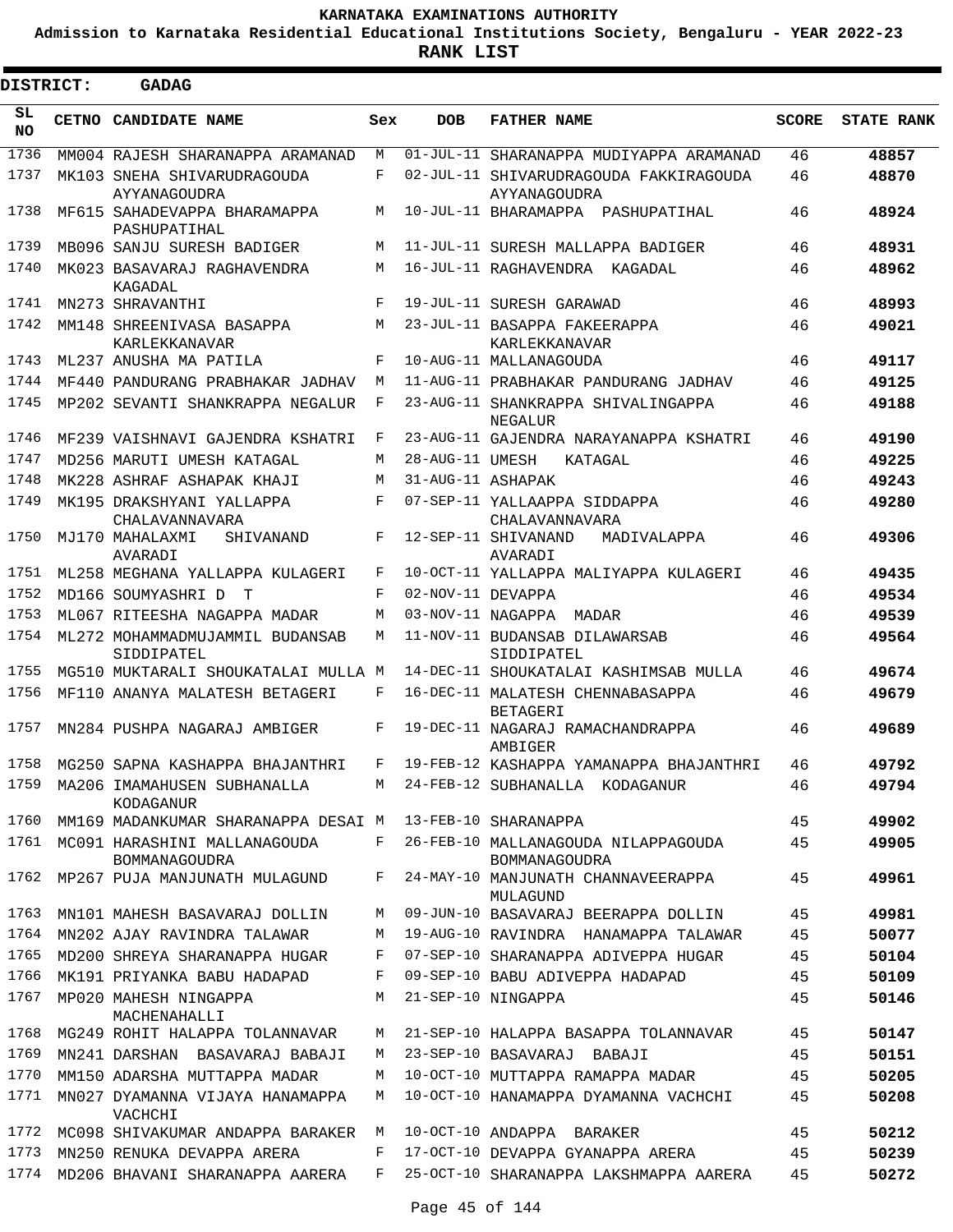**KARNATAKA EXAMINATIONS AUTHORITY**

**Admission to Karnataka Residential Educational Institutions Society, Bengaluru - YEAR 2022-23**

**RANK LIST**

**DISTRICT: GADAG**

| SL NO | CETNO | CANDIDATE NAME | Sex | DOB | FATHER NAME | SCORE | STATE RANK |
|---|---|---|---|---|---|---|---|
| 1736 | MM004 | RAJESH SHARANAPPA ARAMANAD | M | 01-JUL-11 | SHARANAPPA MUDIYAPPA ARAMANAD | 46 | 48857 |
| 1737 | MK103 | SNEHA SHIVARUDRAGOUDA AYYANAGOUDRA | F | 02-JUL-11 | SHIVARUDRAGOUDA FAKKIRAGOUDA AYYANAGOUDRA | 46 | 48870 |
| 1738 | MF615 | SAHADEVAPPA BHARAMAPPA PASHUPATIHAL | M | 10-JUL-11 | BHARAMAPPA PASHUPATIHAL | 46 | 48924 |
| 1739 | MB096 | SANJU SURESH BADIGER | M | 11-JUL-11 | SURESH MALLAPPA BADIGER | 46 | 48931 |
| 1740 | MK023 | BASAVARAJ RAGHAVENDRA KAGADAL | M | 16-JUL-11 | RAGHAVENDRA KAGADAL | 46 | 48962 |
| 1741 | MN273 | SHRAVANTHI | F | 19-JUL-11 | SURESH GARAWAD | 46 | 48993 |
| 1742 | MM148 | SHREENIVASA BASAPPA KARLEKKANAVAR | M | 23-JUL-11 | BASAPPA FAKEERAPPA KARLEKKANAVAR | 46 | 49021 |
| 1743 | ML237 | ANUSHA MA PATILA | F | 10-AUG-11 | MALLANAGOUDA | 46 | 49117 |
| 1744 | MF440 | PANDURANG PRABHAKAR JADHAV | M | 11-AUG-11 | PRABHAKAR PANDURANG JADHAV | 46 | 49125 |
| 1745 | MP202 | SEVANTI SHANKRAPPA NEGALUR | F | 23-AUG-11 | SHANKRAPPA SHIVALINGAPPA NEGALUR | 46 | 49188 |
| 1746 | MF239 | VAISHNAVI GAJENDRA KSHATRI | F | 23-AUG-11 | GAJENDRA NARAYANAPPA KSHATRI | 46 | 49190 |
| 1747 | MD256 | MARUTI UMESH KATAGAL | M | 28-AUG-11 | UMESH KATAGAL | 46 | 49225 |
| 1748 | MK228 | ASHRAF ASHAPAK KHAJI | M | 31-AUG-11 | ASHAPAK | 46 | 49243 |
| 1749 | MK195 | DRAKSHYANI YALLAPPA CHALAVANNAVARA | F | 07-SEP-11 | YALLAAPPA SIDDAPPA CHALAVANNAVARA | 46 | 49280 |
| 1750 | MJ170 | MAHALAXMI SHIVANAND AVARADI | F | 12-SEP-11 | SHIVANAND MADIVALAPPA AVARADI | 46 | 49306 |
| 1751 | ML258 | MEGHANA YALLAPPA KULAGERI | F | 10-OCT-11 | YALLAPPA MALIYAPPA KULAGERI | 46 | 49435 |
| 1752 | MD166 | SOUMYASHRI D T | F | 02-NOV-11 | DEVAPPA | 46 | 49534 |
| 1753 | ML067 | RITEESHA NAGAPPA MADAR | M | 03-NOV-11 | NAGAPPA MADAR | 46 | 49539 |
| 1754 | ML272 | MOHAMMADMUJAMMIL BUDANSAB SIDDIPATEL | M | 11-NOV-11 | BUDANSAB DILAWARSAB SIDDIPATEL | 46 | 49564 |
| 1755 | MG510 | MUKTARALI SHOUKATALAI MULLA | M | 14-DEC-11 | SHOUKATALAI KASHIMSAB MULLA | 46 | 49674 |
| 1756 | MF110 | ANANYA MALATESH BETAGERI | F | 16-DEC-11 | MALATESH CHENNABASAPPA BETAGERI | 46 | 49679 |
| 1757 | MN284 | PUSHPA NAGARAJ AMBIGER | F | 19-DEC-11 | NAGARAJ RAMACHANDRAPPA AMBIGER | 46 | 49689 |
| 1758 | MG250 | SAPNA KASHAPPA BHAJANTHRI | F | 19-FEB-12 | KASHAPPA YAMANAPPA BHAJANTHRI | 46 | 49792 |
| 1759 | MA206 | IMAMAHUSEN SUBHANALLA KODAGANUR | M | 24-FEB-12 | SUBHANALLA KODAGANUR | 46 | 49794 |
| 1760 | MM169 | MADANKUMAR SHARANAPPA DESAI | M | 13-FEB-10 | SHARANAPPA | 45 | 49902 |
| 1761 | MC091 | HARASHINI MALLANAGOUDA BOMMANAGOUDRA | F | 26-FEB-10 | MALLANAGOUDA NILAPPAGOUDA BOMMANAGOUDRA | 45 | 49905 |
| 1762 | MP267 | PUJA MANJUNATH MULAGUND | F | 24-MAY-10 | MANJUNATH CHANNAVEERAPPA MULAGUND | 45 | 49961 |
| 1763 | MN101 | MAHESH BASAVARAJ DOLLIN | M | 09-JUN-10 | BASAVARAJ BEERAPPA DOLLIN | 45 | 49981 |
| 1764 | MN202 | AJAY RAVINDRA TALAWAR | M | 19-AUG-10 | RAVINDRA HANAMAPPA TALAWAR | 45 | 50077 |
| 1765 | MD200 | SHREYA SHARANAPPA HUGAR | F | 07-SEP-10 | SHARANAPPA ADIVEPPA HUGAR | 45 | 50104 |
| 1766 | MK191 | PRIYANKA BABU HADAPAD | F | 09-SEP-10 | BABU ADIVEPPA HADAPAD | 45 | 50109 |
| 1767 | MP020 | MAHESH NINGAPPA MACHENAHALLI | M | 21-SEP-10 | NINGAPPA | 45 | 50146 |
| 1768 | MG249 | ROHIT HALAPPA TOLANNAVAR | M | 21-SEP-10 | HALAPPA BASAPPA TOLANNAVAR | 45 | 50147 |
| 1769 | MN241 | DARSHAN BASAVARAJ BABAJI | M | 23-SEP-10 | BASAVARAJ BABAJI | 45 | 50151 |
| 1770 | MM150 | ADARSHA MUTTAPPA MADAR | M | 10-OCT-10 | MUTTAPPA RAMAPPA MADAR | 45 | 50205 |
| 1771 | MN027 | DYAMANNA VIJAYA HANAMAPPA VACHCHI | M | 10-OCT-10 | HANAMAPPA DYAMANNA VACHCHI | 45 | 50208 |
| 1772 | MC098 | SHIVAKUMAR ANDAPPA BARAKER | M | 10-OCT-10 | ANDAPPA BARAKER | 45 | 50212 |
| 1773 | MN250 | RENUKA DEVAPPA ARERA | F | 17-OCT-10 | DEVAPPA GYANAPPA ARERA | 45 | 50239 |
| 1774 | MD206 | BHAVANI SHARANAPPA AARERA | F | 25-OCT-10 | SHARANAPPA LAKSHMAPPA AARERA | 45 | 50272 |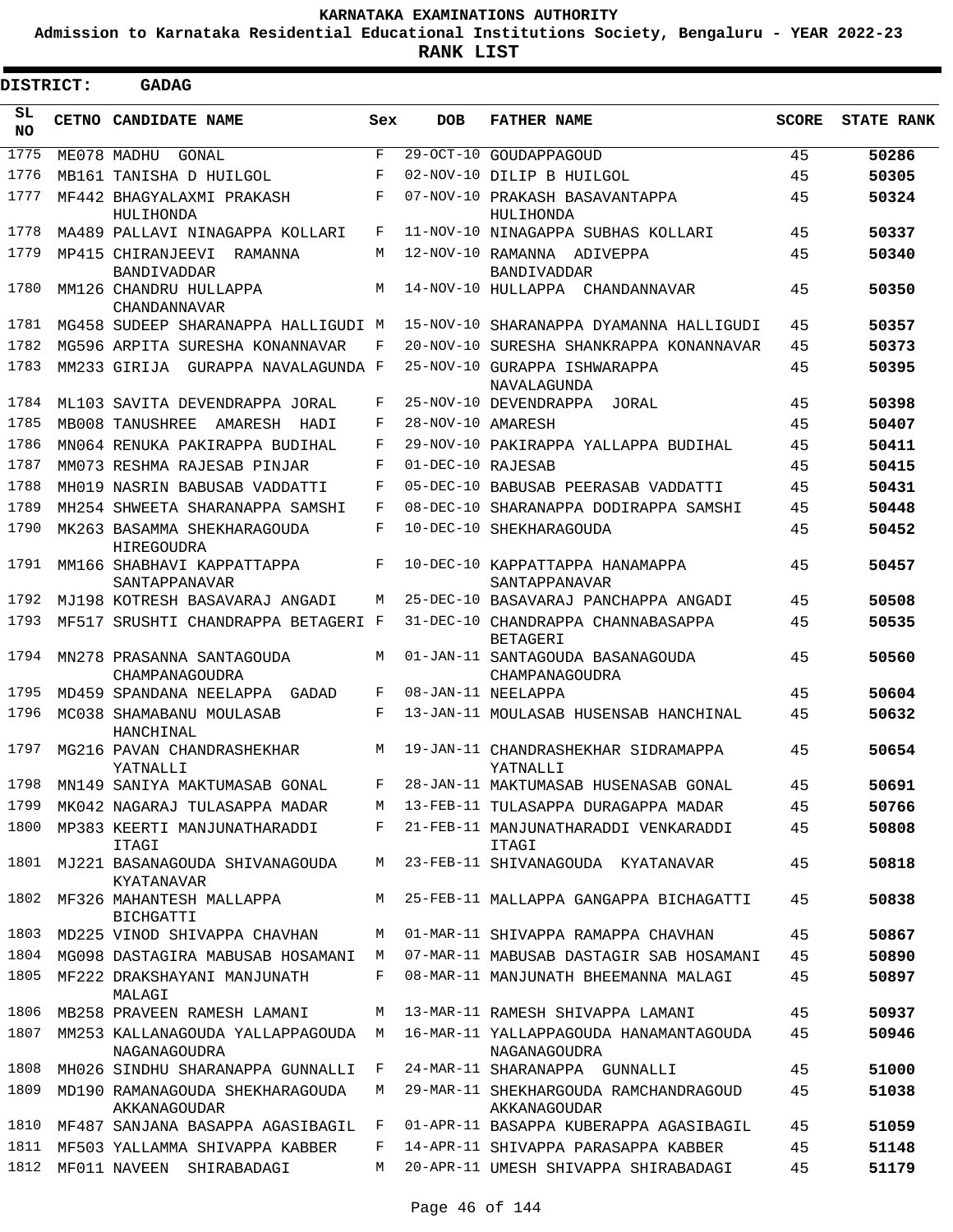**KARNATAKA EXAMINATIONS AUTHORITY**

**Admission to Karnataka Residential Educational Institutions Society, Bengaluru - YEAR 2022-23**

**RANK LIST**

**DISTRICT: GADAG**

| SL NO | CETNO | CANDIDATE NAME | Sex | DOB | FATHER NAME | SCORE | STATE RANK |
|---|---|---|---|---|---|---|---|
| 1775 | ME078 | MADHU GONAL | F | 29-OCT-10 | GOUDAPPAGOUD | 45 | 50286 |
| 1776 | MB161 | TANISHA D HUILGOL | F | 02-NOV-10 | DILIP B HUILGOL | 45 | 50305 |
| 1777 | MF442 | BHAGYALAXMI PRAKASH HULIHONDA | F | 07-NOV-10 | PRAKASH BASAVANTAPPA HULIHONDA | 45 | 50324 |
| 1778 | MA489 | PALLAVI NINAGAPPA KOLLARI | F | 11-NOV-10 | NINAGAPPA SUBHAS KOLLARI | 45 | 50337 |
| 1779 | MP415 | CHIRANJEEVI RAMANNA BANDIVADDAR | M | 12-NOV-10 | RAMANNA ADIVEPPA BANDIVADDAR | 45 | 50340 |
| 1780 | MM126 | CHANDRU HULLAPPA CHANDANNAVAR | M | 14-NOV-10 | HULLAPPA CHANDANNAVAR | 45 | 50350 |
| 1781 | MG458 | SUDEEP SHARANAPPA HALLIGUDI | M | 15-NOV-10 | SHARANAPPA DYAMANNA HALLIGUDI | 45 | 50357 |
| 1782 | MG596 | ARPITA SURESHA KONANNAVAR | F | 20-NOV-10 | SURESHA SHANKRAPPA KONANNAVAR | 45 | 50373 |
| 1783 | MM233 | GIRIJA GURAPPA NAVALAGUNDA | F | 25-NOV-10 | GURAPPA ISHWARAPPA NAVALAGUNDA | 45 | 50395 |
| 1784 | ML103 | SAVITA DEVENDRAPPA JORAL | F | 25-NOV-10 | DEVENDRAPPA JORAL | 45 | 50398 |
| 1785 | MB008 | TANUSHREE AMARESH HADI | F | 28-NOV-10 | AMARESH | 45 | 50407 |
| 1786 | MN064 | RENUKA PAKIRAPPA BUDIHAL | F | 29-NOV-10 | PAKIRAPPA YALLAPPA BUDIHAL | 45 | 50411 |
| 1787 | MM073 | RESHMA RAJESAB PINJAR | F | 01-DEC-10 | RAJESAB | 45 | 50415 |
| 1788 | MH019 | NASRIN BABUSAB VADDATTI | F | 05-DEC-10 | BABUSAB PEERASAB VADDATTI | 45 | 50431 |
| 1789 | MH254 | SHWEETA SHARANAPPA SAMSHI | F | 08-DEC-10 | SHARANAPPA DODIRAPPA SAMSHI | 45 | 50448 |
| 1790 | MK263 | BASAMMA SHEKHARAGOUDA HIREGOUDRA | F | 10-DEC-10 | SHEKHARAGOUDA | 45 | 50452 |
| 1791 | MM166 | SHABHAVI KAPPATTAPPA SANTAPPANAVAR | F | 10-DEC-10 | KAPPATTAPPA HANAMAPPA SANTAPPANAVAR | 45 | 50457 |
| 1792 | MJ198 | KOTRESH BASAVARAJ ANGADI | M | 25-DEC-10 | BASAVARAJ PANCHAPPA ANGADI | 45 | 50508 |
| 1793 | MF517 | SRUSHTI CHANDRAPPA BETAGERI | F | 31-DEC-10 | CHANDRAPPA CHANNABASAPPA BETAGERI | 45 | 50535 |
| 1794 | MN278 | PRASANNA SANTAGOUDA CHAMPANAGOUDRA | M | 01-JAN-11 | SANTAGOUDA BASANAGOUDA CHAMPANAGOUDRA | 45 | 50560 |
| 1795 | MD459 | SPANDANA NEELAPPA GADAD | F | 08-JAN-11 | NEELAPPA | 45 | 50604 |
| 1796 | MC038 | SHAMABANU MOULASAB HANCHINAL | F | 13-JAN-11 | MOULASAB HUSENSAB HANCHINAL | 45 | 50632 |
| 1797 | MG216 | PAVAN CHANDRASHEKHAR YATNALLI | M | 19-JAN-11 | CHANDRASHEKHAR SIDRAMAPPA YATNALLI | 45 | 50654 |
| 1798 | MN149 | SANIYA MAKTUMASAB GONAL | F | 28-JAN-11 | MAKTUMASAB HUSENASAB GONAL | 45 | 50691 |
| 1799 | MK042 | NAGARAJ TULASAPPA MADAR | M | 13-FEB-11 | TULASAPPA DURAGAPPA MADAR | 45 | 50766 |
| 1800 | MP383 | KEERTI MANJUNATHARADDI ITAGI | F | 21-FEB-11 | MANJUNATHARADDI VENKARADDI ITAGI | 45 | 50808 |
| 1801 | MJ221 | BASANAGOUDA SHIVANAGOUDA KYATANAVAR | M | 23-FEB-11 | SHIVANAGOUDA KYATANAVAR | 45 | 50818 |
| 1802 | MF326 | MAHANTESH MALLAPPA BICHGATTI | M | 25-FEB-11 | MALLAPPA GANGAPPA BICHAGATTI | 45 | 50838 |
| 1803 | MD225 | VINOD SHIVAPPA CHAVHAN | M | 01-MAR-11 | SHIVAPPA RAMAPPA CHAVHAN | 45 | 50867 |
| 1804 | MG098 | DASTAGIRA MABUSAB HOSAMANI | M | 07-MAR-11 | MABUSAB DASTAGIR SAB HOSAMANI | 45 | 50890 |
| 1805 | MF222 | DRAKSHAYANI MANJUNATH MALAGI | F | 08-MAR-11 | MANJUNATH BHEEMANNA MALAGI | 45 | 50897 |
| 1806 | MB258 | PRAVEEN RAMESH LAMANI | M | 13-MAR-11 | RAMESH SHIVAPPA LAMANI | 45 | 50937 |
| 1807 | MM253 | KALLANAGOUDA YALLAPPAGOUDA NAGANAGOUDRA | M | 16-MAR-11 | YALLAPPAGOUDA HANAMANTAGOUDA NAGANAGOUDRA | 45 | 50946 |
| 1808 | MH026 | SINDHU SHARANAPPA GUNNALLI | F | 24-MAR-11 | SHARANAPPA GUNNALLI | 45 | 51000 |
| 1809 | MD190 | RAMANAGOUDA SHEKHARAGOUDA AKKANAGOUDAR | M | 29-MAR-11 | SHEKHARGOUDA RAMCHANDRAGOUD AKKANAGOUDAR | 45 | 51038 |
| 1810 | MF487 | SANJANA BASAPPA AGASIBAGIL | F | 01-APR-11 | BASAPPA KUBERAPPA AGASIBAGIL | 45 | 51059 |
| 1811 | MF503 | YALLAMMA SHIVAPPA KABBER | F | 14-APR-11 | SHIVAPPA PARASAPPA KABBER | 45 | 51148 |
| 1812 | MF011 | NAVEEN SHIRABADAGI | M | 20-APR-11 | UMESH SHIVAPPA SHIRABADAGI | 45 | 51179 |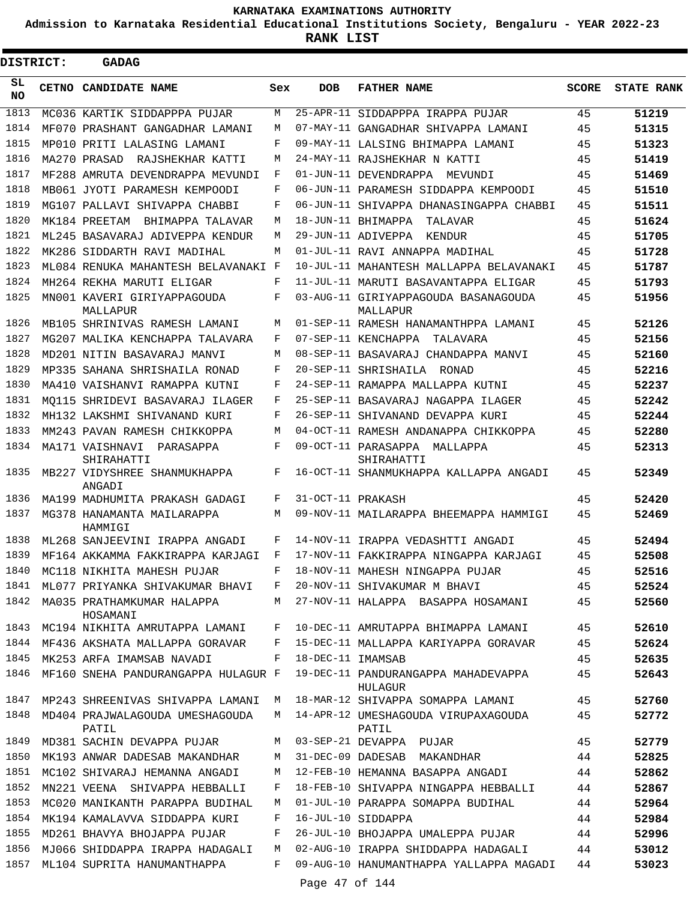# KARNATAKA EXAMINATIONS AUTHORITY

**Admission to Karnataka Residential Educational Institutions Society, Bengaluru - YEAR 2022-23**

**RANK LIST**

**DISTRICT: GADAG**

| SL NO | CETNO | CANDIDATE NAME | Sex | DOB | FATHER NAME | SCORE | STATE RANK |
|---|---|---|---|---|---|---|---|
| 1813 | MC036 | KARTIK SIDDAPPPA PUJAR | M | 25-APR-11 | SIDDAPPPA IRAPPA PUJAR | 45 | 51219 |
| 1814 | MF070 | PRASHANT GANGADHAR LAMANI | M | 07-MAY-11 | GANGADHAR SHIVAPPA LAMANI | 45 | 51315 |
| 1815 | MP010 | PRITI LALASING LAMANI | F | 09-MAY-11 | LALSING BHIMAPPA LAMANI | 45 | 51323 |
| 1816 | MA270 | PRASAD RAJSHEKHAR KATTI | M | 24-MAY-11 | RAJSHEKHAR N KATTI | 45 | 51419 |
| 1817 | MF288 | AMRUTA DEVENDRAPPA MEVUNDI | F | 01-JUN-11 | DEVENDRAPPA MEVUNDI | 45 | 51469 |
| 1818 | MB061 | JYOTI PARAMESH KEMPOODI | F | 06-JUN-11 | PARAMESH SIDDAPPA KEMPOODI | 45 | 51510 |
| 1819 | MG107 | PALLAVI SHIVAPPA CHABBI | F | 06-JUN-11 | SHIVAPPA DHANASINGAPPA CHABBI | 45 | 51511 |
| 1820 | MK184 | PREETAM BHIMAPPA TALAVAR | M | 18-JUN-11 | BHIMAPPA TALAVAR | 45 | 51624 |
| 1821 | ML245 | BASAVARAJ ADIVEPPA KENDUR | M | 29-JUN-11 | ADIVEPPA KENDUR | 45 | 51705 |
| 1822 | MK286 | SIDDARTH RAVI MADIHAL | M | 01-JUL-11 | RAVI ANNAPPA MADIHAL | 45 | 51728 |
| 1823 | ML084 | RENUKA MAHANTESH BELAVANAKI | F | 10-JUL-11 | MAHANTESH MALLAPPA BELAVANAKI | 45 | 51787 |
| 1824 | MH264 | REKHA MARUTI ELIGAR | F | 11-JUL-11 | MARUTI BASAVANTAPPA ELIGAR | 45 | 51793 |
| 1825 | MN001 | KAVERI GIRIYAPPAGOUDA MALLAPUR | F | 03-AUG-11 | GIRIYAPPAGOUDA BASANAGOUDA MALLAPUR | 45 | 51956 |
| 1826 | MB105 | SHRINIVAS RAMESH LAMANI | M | 01-SEP-11 | RAMESH HANAMANTHPPA LAMANI | 45 | 52126 |
| 1827 | MG207 | MALIKA KENCHAPPA TALAVARA | F | 07-SEP-11 | KENCHAPPA TALAVARA | 45 | 52156 |
| 1828 | MD201 | NITIN BASAVARAJ MANVI | M | 08-SEP-11 | BASAVARAJ CHANDAPPA MANVI | 45 | 52160 |
| 1829 | MP335 | SAHANA SHRISHAILA RONAD | F | 20-SEP-11 | SHRISHAILA RONAD | 45 | 52216 |
| 1830 | MA410 | VAISHANVI RAMAPPA KUTNI | F | 24-SEP-11 | RAMAPPA MALLAPPA KUTNI | 45 | 52237 |
| 1831 | MQ115 | SHRIDEVI BASAVARAJ ILAGER | F | 25-SEP-11 | BASAVARAJ NAGAPPA ILAGER | 45 | 52242 |
| 1832 | MH132 | LAKSHMI SHIVANAND KURI | F | 26-SEP-11 | SHIVANAND DEVAPPA KURI | 45 | 52244 |
| 1833 | MM243 | PAVAN RAMESH CHIKKOPPA | M | 04-OCT-11 | RAMESH ANDANAPPA CHIKKOPPA | 45 | 52280 |
| 1834 | MA171 | VAISHNAVI PARASAPPA SHIRAHATTI | F | 09-OCT-11 | PARASAPPA MALLAPPA SHIRAHATTI | 45 | 52313 |
| 1835 | MB227 | VIDYSHREE SHANMUKHAPPA ANGADI | F | 16-OCT-11 | SHANMUKHAPPA KALLAPPA ANGADI | 45 | 52349 |
| 1836 | MA199 | MADHUMITA PRAKASH GADAGI | F | 31-OCT-11 | PRAKASH | 45 | 52420 |
| 1837 | MG378 | HANAMANTA MAILARAPPA HAMMIGI | M | 09-NOV-11 | MAILARAPPA BHEEMAPPA HAMMIGI | 45 | 52469 |
| 1838 | ML268 | SANJEEVINI IRAPPA ANGADI | F | 14-NOV-11 | IRAPPA VEDASHTTI ANGADI | 45 | 52494 |
| 1839 | MF164 | AKKAMMA FAKKIRAPPA KARJAGI | F | 17-NOV-11 | FAKKIRAPPA NINGAPPA KARJAGI | 45 | 52508 |
| 1840 | MC118 | NIKHITA MAHESH PUJAR | F | 18-NOV-11 | MAHESH NINGAPPA PUJAR | 45 | 52516 |
| 1841 | ML077 | PRIYANKA SHIVAKUMAR BHAVI | F | 20-NOV-11 | SHIVAKUMAR M BHAVI | 45 | 52524 |
| 1842 | MA035 | PRATHAMKUMAR HALAPPA HOSAMANI | M | 27-NOV-11 | HALAPPA BASAPPA HOSAMANI | 45 | 52560 |
| 1843 | MC194 | NIKHITA AMRUTAPPA LAMANI | F | 10-DEC-11 | AMRUTAPPA BHIMAPPA LAMANI | 45 | 52610 |
| 1844 | MF436 | AKSHATA MALLAPPA GORAVAR | F | 15-DEC-11 | MALLAPPA KARIYAPPA GORAVAR | 45 | 52624 |
| 1845 | MK253 | ARFA IMAMSAB NAVADI | F | 18-DEC-11 | IMAMSAB | 45 | 52635 |
| 1846 | MF160 | SNEHA PANDURANGAPPA HULAGUR | F | 19-DEC-11 | PANDURANGAPPA MAHADEVAPPA HULAGUR | 45 | 52643 |
| 1847 | MP243 | SHREENIVAS SHIVAPPA LAMANI | M | 18-MAR-12 | SHIVAPPA SOMAPPA LAMANI | 45 | 52760 |
| 1848 | MD404 | PRAJWALAGOUDA UMESHAGOUDA PATIL | M | 14-APR-12 | UMESHAGOUDA VIRUPAXAGOUDA PATIL | 45 | 52772 |
| 1849 | MD381 | SACHIN DEVAPPA PUJAR | M | 03-SEP-21 | DEVAPPA PUJAR | 45 | 52779 |
| 1850 | MK193 | ANWAR DADESAB MAKANDHAR | M | 31-DEC-09 | DADESAB MAKANDHAR | 44 | 52825 |
| 1851 | MC102 | SHIVARAJ HEMANNA ANGADI | M | 12-FEB-10 | HEMANNA BASAPPA ANGADI | 44 | 52862 |
| 1852 | MN221 | VEENA SHIVAPPA HEBBALLI | F | 18-FEB-10 | SHIVAPPA NINGAPPA HEBBALLI | 44 | 52867 |
| 1853 | MC020 | MANIKANTH PARAPPA BUDIHAL | M | 01-JUL-10 | PARAPPA SOMAPPA BUDIHAL | 44 | 52964 |
| 1854 | MK194 | KAMALAVVA SIDDAPPA KURI | F | 16-JUL-10 | SIDDAPPA | 44 | 52984 |
| 1855 | MD261 | BHAVYA BHOJAPPA PUJAR | F | 26-JUL-10 | BHOJAPPA UMALEPPA PUJAR | 44 | 52996 |
| 1856 | MJ066 | SHIDDAPPA IRAPPA HADAGALI | M | 02-AUG-10 | IRAPPA SHIDDAPPA HADAGALI | 44 | 53012 |
| 1857 | ML104 | SUPRITA HANUMANTHAPPA | F | 09-AUG-10 | HANUMANTHAPPA YALLAPPA MAGADI | 44 | 53023 |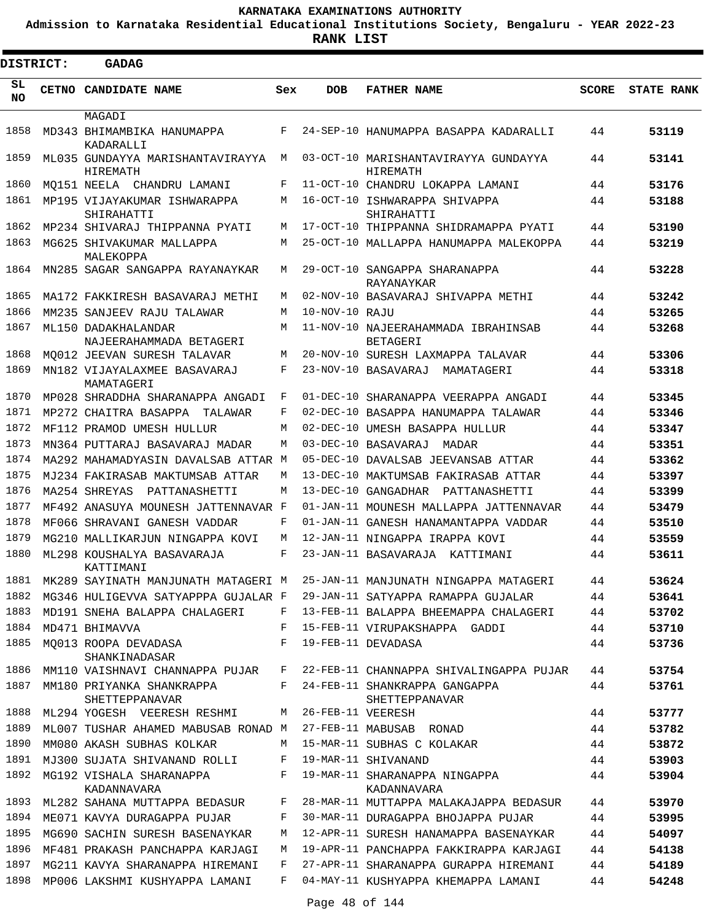**KARNATAKA EXAMINATIONS AUTHORITY**

**Admission to Karnataka Residential Educational Institutions Society, Bengaluru - YEAR 2022-23**

**RANK LIST**

**DISTRICT: GADAG**

| SL NO | CETNO | CANDIDATE NAME | Sex | DOB | FATHER NAME | SCORE | STATE RANK |
|---|---|---|---|---|---|---|---|
| | | MAGADI | | | | | |
| 1858 | MD343 | BHIMAMBIKA HANUMAPPA KADARALLI | F | 24-SEP-10 | HANUMAPPA BASAPPA KADARALLI | 44 | 53119 |
| 1859 | ML035 | GUNDAYYA MARISHANTAVIRAYYA HIREMATH | M | 03-OCT-10 | MARISHANTAVIRAYYA GUNDAYYA HIREMATH | 44 | 53141 |
| 1860 | MQ151 | NEELA CHANDRU LAMANI | F | 11-OCT-10 | CHANDRU LOKAPPA LAMANI | 44 | 53176 |
| 1861 | MP195 | VIJAYAKUMAR ISHWARAPPA SHIRAHATTI | M | 16-OCT-10 | ISHWARAPPA SHIVAPPA SHIRAHATTI | 44 | 53188 |
| 1862 | MP234 | SHIVARAJ THIPPANNA PYATI | M | 17-OCT-10 | THIPPANNA SHIDRAMAPPA PYATI | 44 | 53190 |
| 1863 | MG625 | SHIVAKUMAR MALLAPPA MALEKOPPA | M | 25-OCT-10 | MALLAPPA HANUMAPPA MALEKOPPA | 44 | 53219 |
| 1864 | MN285 | SAGAR SANGAPPA RAYANAYKAR | M | 29-OCT-10 | SANGAPPA SHARANAPPA RAYANAYKAR | 44 | 53228 |
| 1865 | MA172 | FAKKIRESH BASAVARAJ METHI | M | 02-NOV-10 | BASAVARAJ SHIVAPPA METHI | 44 | 53242 |
| 1866 | MM235 | SANJEEV RAJU TALAWAR | M | 10-NOV-10 | RAJU | 44 | 53265 |
| 1867 | ML150 | DADAKHALANDAR NAJEERAHAMMADA BETAGERI | M | 11-NOV-10 | NAJEERAHAMMADA IBRAHINSAB BETAGERI | 44 | 53268 |
| 1868 | MQ012 | JEEVAN SURESH TALAVAR | M | 20-NOV-10 | SURESH LAXMAPPA TALAVAR | 44 | 53306 |
| 1869 | MN182 | VIJAYALAXMEE BASAVARAJ MAMATAGERI | F | 23-NOV-10 | BASAVARAJ MAMATAGERI | 44 | 53318 |
| 1870 | MP028 | SHRADDHA SHARANAPPA ANGADI | F | 01-DEC-10 | SHARANAPPA VEERAPPA ANGADI | 44 | 53345 |
| 1871 | MP272 | CHAITRA BASAPPA TALAWAR | F | 02-DEC-10 | BASAPPA HANUMAPPA TALAWAR | 44 | 53346 |
| 1872 | MF112 | PRAMOD UMESH HULLUR | M | 02-DEC-10 | UMESH BASAPPA HULLUR | 44 | 53347 |
| 1873 | MN364 | PUTTARAJ BASAVARAJ MADAR | M | 03-DEC-10 | BASAVARAJ MADAR | 44 | 53351 |
| 1874 | MA292 | MAHAMADYASIN DAVALSAB ATTAR | M | 05-DEC-10 | DAVALSAB JEEVANSAB ATTAR | 44 | 53362 |
| 1875 | MJ234 | FAKIRASAB MAKTUMSAB ATTAR | M | 13-DEC-10 | MAKTUMSAB FAKIRASAB ATTAR | 44 | 53397 |
| 1876 | MA254 | SHREYAS PATTANASHETTI | M | 13-DEC-10 | GANGADHAR PATTANASHETTI | 44 | 53399 |
| 1877 | MF492 | ANASUYA MOUNESH JATTENNAVAR | F | 01-JAN-11 | MOUNESH MALLAPPA JATTENNAVAR | 44 | 53479 |
| 1878 | MF066 | SHRAVANI GANESH VADDAR | F | 01-JAN-11 | GANESH HANAMANTAPPA VADDAR | 44 | 53510 |
| 1879 | MG210 | MALLIKARJUN NINGAPPA KOVI | M | 12-JAN-11 | NINGAPPA IRAPPA KOVI | 44 | 53559 |
| 1880 | ML298 | KOUSHALYA BASAVARAJA KATTIMANI | F | 23-JAN-11 | BASAVARAJA KATTIMANI | 44 | 53611 |
| 1881 | MK289 | SAYINATH MANJUNATH MATAGERI | M | 25-JAN-11 | MANJUNATH NINGAPPA MATAGERI | 44 | 53624 |
| 1882 | MG346 | HULIGEVVA SATYAPPPA GUJALAR | F | 29-JAN-11 | SATYAPPA RAMAPPA GUJALAR | 44 | 53641 |
| 1883 | MD191 | SNEHA BALAPPA CHALAGERI | F | 13-FEB-11 | BALAPPA BHEEMAPPA CHALAGERI | 44 | 53702 |
| 1884 | MD471 | BHIMAVVA | F | 15-FEB-11 | VIRUPAKSHAPPA GADDI | 44 | 53710 |
| 1885 | MQ013 | ROOPA DEVADASA SHANKINADASAR | F | 19-FEB-11 | DEVADASA | 44 | 53736 |
| 1886 | MM110 | VAISHNAVI CHANNAPPA PUJAR | F | 22-FEB-11 | CHANNAPPA SHIVALINGAPPA PUJAR | 44 | 53754 |
| 1887 | MM180 | PRIYANKA SHANKRAPPA SHETTEPPANAVAR | F | 24-FEB-11 | SHANKRAPPA GANGAPPA SHETTEPPANAVAR | 44 | 53761 |
| 1888 | ML294 | YOGESH VEERESH RESHMI | M | 26-FEB-11 | VEERESH | 44 | 53777 |
| 1889 | ML007 | TUSHAR AHAMED MABUSAB RONAD | M | 27-FEB-11 | MABUSAB RONAD | 44 | 53782 |
| 1890 | MM080 | AKASH SUBHAS KOLKAR | M | 15-MAR-11 | SUBHAS C KOLAKAR | 44 | 53872 |
| 1891 | MJ300 | SUJATA SHIVANAND ROLLI | F | 19-MAR-11 | SHIVANAND | 44 | 53903 |
| 1892 | MG192 | VISHALA SHARANAPPA KADANNAVARA | F | 19-MAR-11 | SHARANAPPA NINGAPPA KADANNAVARA | 44 | 53904 |
| 1893 | ML282 | SAHANA MUTTAPPA BEDASUR | F | 28-MAR-11 | MUTTAPPA MALAKAJAPPA BEDASUR | 44 | 53970 |
| 1894 | ME071 | KAVYA DURAGAPPA PUJAR | F | 30-MAR-11 | DURAGAPPA BHOJAPPA PUJAR | 44 | 53995 |
| 1895 | MG690 | SACHIN SURESH BASENAYKAR | M | 12-APR-11 | SURESH HANAMAPPA BASENAYKAR | 44 | 54097 |
| 1896 | MF481 | PRAKASH PANCHAPPA KARJAGI | M | 19-APR-11 | PANCHAPPA FAKKIRAPPA KARJAGI | 44 | 54138 |
| 1897 | MG211 | KAVYA SHARANAPPA HIREMANI | F | 27-APR-11 | SHARANAPPA GURAPPA HIREMANI | 44 | 54189 |
| 1898 | MP006 | LAKSHMI KUSHYAPPA LAMANI | F | 04-MAY-11 | KUSHYAPPA KHEMAPPA LAMANI | 44 | 54248 |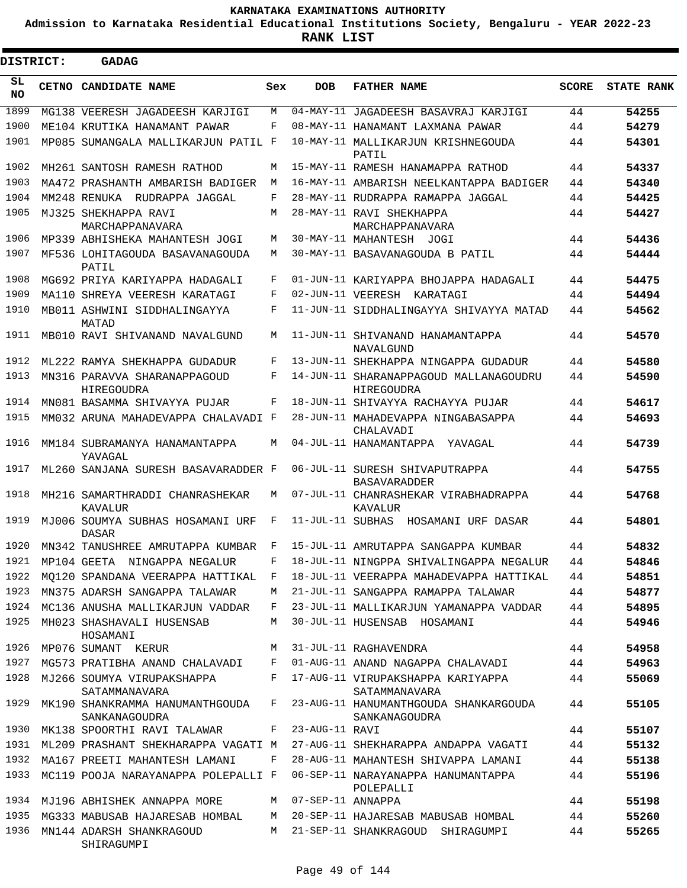# KARNATAKA EXAMINATIONS AUTHORITY

**Admission to Karnataka Residential Educational Institutions Society, Bengaluru - YEAR 2022-23**

**RANK LIST**

**DISTRICT: GADAG**

| SL NO | CETNO | CANDIDATE NAME | Sex | DOB | FATHER NAME | SCORE | STATE RANK |
|---|---|---|---|---|---|---|---|
| 1899 | MG138 | VEERESH JAGADEESH KARJIGI | M | 04-MAY-11 | JAGADEESH BASAVRAJ KARJIGI | 44 | 54255 |
| 1900 | ME104 | KRUTIKA HANAMANT PAWAR | F | 08-MAY-11 | HANAMANT LAXMANA PAWAR | 44 | 54279 |
| 1901 | MP085 | SUMANGALA MALLIKARJUN PATIL | F | 10-MAY-11 | MALLIKARJUN KRISHNEGOUDA PATIL | 44 | 54301 |
| 1902 | MH261 | SANTOSH RAMESH RATHOD | M | 15-MAY-11 | RAMESH HANAMAPPA RATHOD | 44 | 54337 |
| 1903 | MA472 | PRASHANTH AMBARISH BADIGER | M | 16-MAY-11 | AMBARISH NEELKANTAPPA BADIGER | 44 | 54340 |
| 1904 | MM248 | RENUKA RUDRAPPA JAGGAL | F | 28-MAY-11 | RUDRAPPA RAMAPPA JAGGAL | 44 | 54425 |
| 1905 | MJ325 | SHEKHAPPA RAVI MARCHAPPANAVARA | M | 28-MAY-11 | RAVI SHEKHAPPA MARCHAPPANAVARA | 44 | 54427 |
| 1906 | MP339 | ABHISHEKA MAHANTESH JOGI | M | 30-MAY-11 | MAHANTESH JOGI | 44 | 54436 |
| 1907 | MF536 | LOHITAGOUDA BASAVANAGOUDA PATIL | M | 30-MAY-11 | BASAVANAGOUDA B PATIL | 44 | 54444 |
| 1908 | MG692 | PRIYA KARIYAPPA HADAGALI | F | 01-JUN-11 | KARIYAPPA BHOJAPPA HADAGALI | 44 | 54475 |
| 1909 | MA110 | SHREYA VEERESH KARATAGI | F | 02-JUN-11 | VEERESH KARATAGI | 44 | 54494 |
| 1910 | MB011 | ASHWINI SIDDHALINGAYYA MATAD | F | 11-JUN-11 | SIDDHALINGAYYA SHIVAYYA MATAD | 44 | 54562 |
| 1911 | MB010 | RAVI SHIVANAND NAVALGUND | M | 11-JUN-11 | SHIVANAND HANAMANTAPPA NAVALGUND | 44 | 54570 |
| 1912 | ML222 | RAMYA SHEKHAPPA GUDADUR | F | 13-JUN-11 | SHEKHAPPA NINGAPPA GUDADUR | 44 | 54580 |
| 1913 | MN316 | PARAVVA SHARANAPPAGOUD HIREGOUDRA | F | 14-JUN-11 | SHARANAPPAGOUD MALLANAGOUDRU HIREGOUDRA | 44 | 54590 |
| 1914 | MN081 | BASAMMA SHIVAYYA PUJAR | F | 18-JUN-11 | SHIVAYYA RACHAYYA PUJAR | 44 | 54617 |
| 1915 | MM032 | ARUNA MAHADEVAPPA CHALAVADI | F | 28-JUN-11 | MAHADEVAPPA NINGABASAPPA CHALAVADI | 44 | 54693 |
| 1916 | MM184 | SUBRAMANYA HANAMANTAPPA YAVAGAL | M | 04-JUL-11 | HANAMANTAPPA YAVAGAL | 44 | 54739 |
| 1917 | ML260 | SANJANA SURESH BASAVARADDER | F | 06-JUL-11 | SURESH SHIVAPUTRAPPA BASAVARADDER | 44 | 54755 |
| 1918 | MH216 | SAMARTHRADDI CHANRASHEKAR KAVALUR | M | 07-JUL-11 | CHANRASHEKAR VIRABHADRAPPA KAVALUR | 44 | 54768 |
| 1919 | MJ006 | SOUMYA SUBHAS HOSAMANI URF DASAR | F | 11-JUL-11 | SUBHAS HOSAMANI URF DASAR | 44 | 54801 |
| 1920 | MN342 | TANUSHREE AMRUTAPPA KUMBAR | F | 15-JUL-11 | AMRUTAPPA SANGAPPA KUMBAR | 44 | 54832 |
| 1921 | MP104 | GEETA NINGAPPA NEGALUR | F | 18-JUL-11 | NINGPPA SHIVALINGAPPA NEGALUR | 44 | 54846 |
| 1922 | MQ120 | SPANDANA VEERAPPA HATTIKAL | F | 18-JUL-11 | VEERAPPA MAHADEVAPPA HATTIKAL | 44 | 54851 |
| 1923 | MN375 | ADARSH SANGAPPA TALAWAR | M | 21-JUL-11 | SANGAPPA RAMAPPA TALAWAR | 44 | 54877 |
| 1924 | MC136 | ANUSHA MALLIKARJUN VADDAR | F | 23-JUL-11 | MALLIKARJUN YAMANAPPA VADDAR | 44 | 54895 |
| 1925 | MH023 | SHASHAVALI HUSENSAB HOSAMANI | M | 30-JUL-11 | HUSENSAB HOSAMANI | 44 | 54946 |
| 1926 | MP076 | SUMANT KERUR | M | 31-JUL-11 | RAGHAVENDRA | 44 | 54958 |
| 1927 | MG573 | PRATIBHA ANAND CHALAVADI | F | 01-AUG-11 | ANAND NAGAPPA CHALAVADI | 44 | 54963 |
| 1928 | MJ266 | SOUMYA VIRUPAKSHAPPA SATAMMANAVARA | F | 17-AUG-11 | VIRUPAKSHAPPA KARIYAPPA SATAMMANAVARA | 44 | 55069 |
| 1929 | MK190 | SHANKRAMMA HANUMANTHGOUDA SANKANAGOUDRA | F | 23-AUG-11 | HANUMANTHGOUDA SHANKARGOUDA SANKANAGOUDRA | 44 | 55105 |
| 1930 | MK138 | SPOORTHI RAVI TALAWAR | F | 23-AUG-11 | RAVI | 44 | 55107 |
| 1931 | ML209 | PRASHANT SHEKHARAPPA VAGATI | M | 27-AUG-11 | SHEKHARAPPA ANDAPPA VAGATI | 44 | 55132 |
| 1932 | MA167 | PREETI MAHANTESH LAMANI | F | 28-AUG-11 | MAHANTESH SHIVAPPA LAMANI | 44 | 55138 |
| 1933 | MC119 | POOJA NARAYANAPPA POLEPALLI | F | 06-SEP-11 | NARAYANAPPA HANUMANTAPPA POLEPALLI | 44 | 55196 |
| 1934 | MJ196 | ABHISHEK ANNAPPA MORE | M | 07-SEP-11 | ANNAPPA | 44 | 55198 |
| 1935 | MG333 | MABUSAB HAJARESAB HOMBAL | M | 20-SEP-11 | HAJARESAB MABUSAB HOMBAL | 44 | 55260 |
| 1936 | MN144 | ADARSH SHANKRAGOUD SHIRAGUMPI | M | 21-SEP-11 | SHANKRAGOUD SHIRAGUMPI | 44 | 55265 |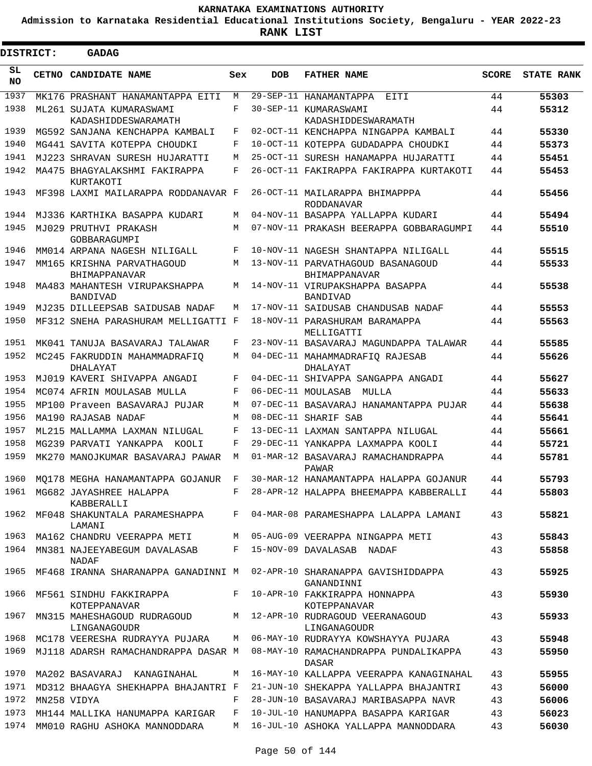**KARNATAKA EXAMINATIONS AUTHORITY**

**Admission to Karnataka Residential Educational Institutions Society, Bengaluru - YEAR 2022-23**

**RANK LIST**

**DISTRICT: GADAG**

| SL NO | CETNO | CANDIDATE NAME | Sex | DOB | FATHER NAME | SCORE | STATE RANK |
|---|---|---|---|---|---|---|---|
| 1937 | MK176 | PRASHANT HANAMANTAPPA EITI | M | 29-SEP-11 | HANAMANTAPPA EITI | 44 | 55303 |
| 1938 | ML261 | SUJATA KUMARASWAMI KADASHIDDESWARAMATH | F | 30-SEP-11 | KUMARASWAMI KADASHIDDESWARAMATH | 44 | 55312 |
| 1939 | MG592 | SANJANA KENCHAPPA KAMBALI | F | 02-OCT-11 | KENCHAPPA NINGAPPA KAMBALI | 44 | 55330 |
| 1940 | MG441 | SAVITA KOTEPPA CHOUDKI | F | 10-OCT-11 | KOTEPPA GUDADAPPA CHOUDKI | 44 | 55373 |
| 1941 | MJ223 | SHRAVAN SURESH HUJARATTI | M | 25-OCT-11 | SURESH HANAMAPPA HUJARATTI | 44 | 55451 |
| 1942 | MA475 | BHAGYALAKSHMI FAKIRAPPA KURTAKOTI | F | 26-OCT-11 | FAKIRAPPA FAKIRAPPA KURTAKOTI | 44 | 55453 |
| 1943 | MF398 | LAXMI MAILARAPPA RODDANAVAR | F | 26-OCT-11 | MAILARAPPA BHIMAPPPA RODDANAVAR | 44 | 55456 |
| 1944 | MJ336 | KARTHIKA BASAPPA KUDARI | M | 04-NOV-11 | BASAPPA YALLAPPA KUDARI | 44 | 55494 |
| 1945 | MJ029 | PRUTHVI PRAKASH GOBBARAGUMPI | M | 07-NOV-11 | PRAKASH BEERAPPA GOBBARAGUMPI | 44 | 55510 |
| 1946 | MM014 | ARPANA NAGESH NILIGALL | F | 10-NOV-11 | NAGESH SHANTAPPA NILIGALL | 44 | 55515 |
| 1947 | MM165 | KRISHNA PARVATHAGOUD BHIMAPPANAVAR | M | 13-NOV-11 | PARVATHAGOUD BASANAGOUD BHIMAPPANAVAR | 44 | 55533 |
| 1948 | MA483 | MAHANTESH VIRUPAKSHAPPA BANDIVAD | M | 14-NOV-11 | VIRUPAKSHAPPA BASAPPA BANDIVAD | 44 | 55538 |
| 1949 | MJ235 | DILLEEPSAB SAIDUSAB NADAF | M | 17-NOV-11 | SAIDUSAB CHANDUSAB NADAF | 44 | 55553 |
| 1950 | MF312 | SNEHA PARASHURAM MELLIGATTI | F | 18-NOV-11 | PARASHURAM BARAMAPPA MELLIGATTI | 44 | 55563 |
| 1951 | MK041 | TANUJA BASAVARAJ TALAWAR | F | 23-NOV-11 | BASAVARAJ MAGUNDAPPA TALAWAR | 44 | 55585 |
| 1952 | MC245 | FAKRUDDIN MAHAMMADRAFIQ DHALAYAT | M | 04-DEC-11 | MAHAMMADRAFIQ RAJESAB DHALAYAT | 44 | 55626 |
| 1953 | MJ019 | KAVERI SHIVAPPA ANGADI | F | 04-DEC-11 | SHIVAPPA SANGAPPA ANGADI | 44 | 55627 |
| 1954 | MC074 | AFRIN MOULASAB MULLA | F | 06-DEC-11 | MOULASAB MULLA | 44 | 55633 |
| 1955 | MP100 | Praveen BASAVARAJ PUJAR | M | 07-DEC-11 | BASAVARAJ HANAMANTAPPA PUJAR | 44 | 55638 |
| 1956 | MA190 | RAJASAB NADAF | M | 08-DEC-11 | SHARIF SAB | 44 | 55641 |
| 1957 | ML215 | MALLAMMA LAXMAN NILUGAL | F | 13-DEC-11 | LAXMAN SANTAPPA NILUGAL | 44 | 55661 |
| 1958 | MG239 | PARVATI YANKAPPA KOOLI | F | 29-DEC-11 | YANKAPPA LAXMAPPA KOOLI | 44 | 55721 |
| 1959 | MK270 | MANOJKUMAR BASAVARAJ PAWAR | M | 01-MAR-12 | BASAVARAJ RAMACHANDRAPPA PAWAR | 44 | 55781 |
| 1960 | MQ178 | MEGHA HANAMANTAPPA GOJANUR | F | 30-MAR-12 | HANAMANTAPPA HALAPPA GOJANUR | 44 | 55793 |
| 1961 | MG682 | JAYASHREE HALAPPA KABBERALLI | F | 28-APR-12 | HALAPPA BHEEMAPPA KABBERALLI | 44 | 55803 |
| 1962 | MF048 | SHAKUNTALA PARAMESHAPPA LAMANI | F | 04-MAR-08 | PARAMESHAPPA LALAPPA LAMANI | 43 | 55821 |
| 1963 | MA162 | CHANDRU VEERAPPA METI | M | 05-AUG-09 | VEERAPPA NINGAPPA METI | 43 | 55843 |
| 1964 | MN381 | NAJEEYABEGUM DAVALASAB NADAF | F | 15-NOV-09 | DAVALASAB NADAF | 43 | 55858 |
| 1965 | MF468 | IRANNA SHARANAPPA GANADINNI | M | 02-APR-10 | SHARANAPPA GAVISHIDDAPPA GANANDINNI | 43 | 55925 |
| 1966 | MF561 | SINDHU FAKKIRAPPA KOTEPPANAVAR | F | 10-APR-10 | FAKKIRAPPA HONNAPPA KOTEPPANAVAR | 43 | 55930 |
| 1967 | MN315 | MAHESHAGOUD RUDRAGOUD LINGANAGOUDR | M | 12-APR-10 | RUDRAGOUD VEERANAGOUD LINGANAGOUDR | 43 | 55933 |
| 1968 | MC178 | VEERESHA RUDRAYYA PUJARA | M | 06-MAY-10 | RUDRAYYA KOWSHAYYA PUJARA | 43 | 55948 |
| 1969 | MJ118 | ADARSH RAMACHANDRAPPA DASAR | M | 08-MAY-10 | RAMACHANDRAPPA PUNDALIKAPPA DASAR | 43 | 55950 |
| 1970 | MA202 | BASAVARAJ KANAGINAHAL | M | 16-MAY-10 | KALLAPPA VEERAPPA KANAGINAHAL | 43 | 55955 |
| 1971 | MD312 | BHAAGYA SHEKHAPPA BHAJANTRI | F | 21-JUN-10 | SHEKAPPA YALLAPPA BHAJANTRI | 43 | 56000 |
| 1972 | MN258 | VIDYA | F | 28-JUN-10 | BASAVARAJ MARIBASAPPA NAVR | 43 | 56006 |
| 1973 | MH144 | MALLIKA HANUMAPPA KARIGAR | F | 10-JUL-10 | HANUMAPPA BASAPPA KARIGAR | 43 | 56023 |
| 1974 | MM010 | RAGHU ASHOKA MANNODDARA | M | 16-JUL-10 | ASHOKA YALLAPPA MANNODDARA | 43 | 56030 |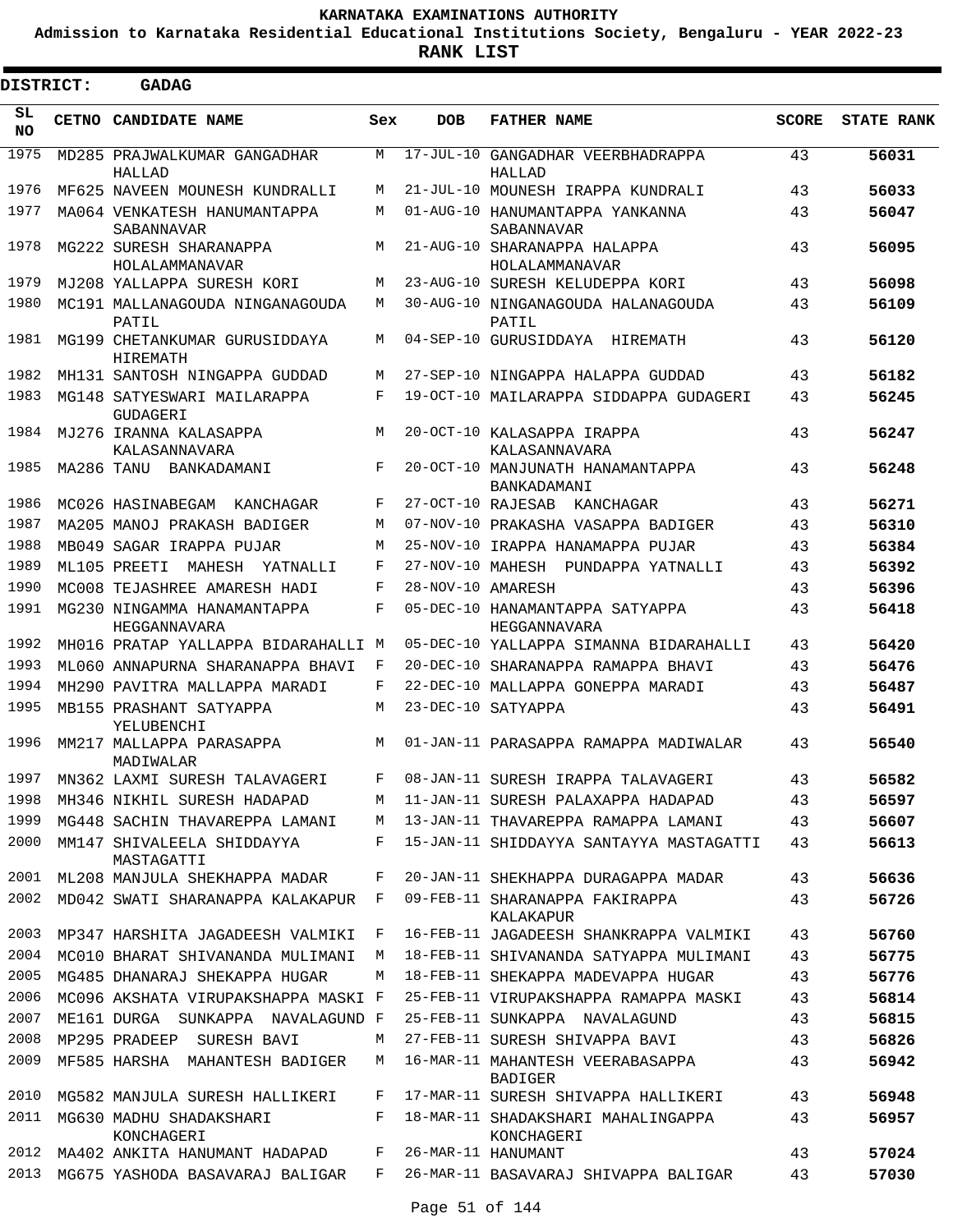# KARNATAKA EXAMINATIONS AUTHORITY

**Admission to Karnataka Residential Educational Institutions Society, Bengaluru - YEAR 2022-23**

**RANK LIST**

**DISTRICT: GADAG**

| SL NO | CETNO | CANDIDATE NAME | Sex | DOB | FATHER NAME | SCORE | STATE RANK |
|---|---|---|---|---|---|---|---|
| 1975 | MD285 | PRAJWALKUMAR GANGADHAR HALLAD | M | 17-JUL-10 | GANGADHAR VEERBHADRAPPA HALLAD | 43 | 56031 |
| 1976 | MF625 | NAVEEN MOUNESH KUNDRALLI | M | 21-JUL-10 | MOUNESH IRAPPA KUNDRALI | 43 | 56033 |
| 1977 | MA064 | VENKATESH HANUMANTAPPA SABANNAVAR | M | 01-AUG-10 | HANUMANTAPPA YANKANNA SABANNAVAR | 43 | 56047 |
| 1978 | MG222 | SURESH SHARANAPPA HOLALAMMANAVAR | M | 21-AUG-10 | SHARANAPPA HALAPPA HOLALAMMANAVAR | 43 | 56095 |
| 1979 | MJ208 | YALLAPPA SURESH KORI | M | 23-AUG-10 | SURESH KELUDEPPA KORI | 43 | 56098 |
| 1980 | MC191 | MALLANAGOUDA NINGANAGOUDA PATIL | M | 30-AUG-10 | NINGANAGOUDA HALANAGOUDA PATIL | 43 | 56109 |
| 1981 | MG199 | CHETANKUMAR GURUSIDDAYA HIREMATH | M | 04-SEP-10 | GURUSIDDAYA HIREMATH | 43 | 56120 |
| 1982 | MH131 | SANTOSH NINGAPPA GUDDAD | M | 27-SEP-10 | NINGAPPA HALAPPA GUDDAD | 43 | 56182 |
| 1983 | MG148 | SATYESWARI MAILARAPPA GUDAGERI | F | 19-OCT-10 | MAILARAPPA SIDDAPPA GUDAGERI | 43 | 56245 |
| 1984 | MJ276 | IRANNA KALASAPPA KALASANNAVARA | M | 20-OCT-10 | KALASAPPA IRAPPA KALASANNAVARA | 43 | 56247 |
| 1985 | MA286 | TANU BANKADAMANI | F | 20-OCT-10 | MANJUNATH HANAMANTAPPA BANKADAMANI | 43 | 56248 |
| 1986 | MC026 | HASINABEGAM KANCHAGAR | F | 27-OCT-10 | RAJESAB KANCHAGAR | 43 | 56271 |
| 1987 | MA205 | MANOJ PRAKASH BADIGER | M | 07-NOV-10 | PRAKASHA VASAPPA BADIGER | 43 | 56310 |
| 1988 | MB049 | SAGAR IRAPPA PUJAR | M | 25-NOV-10 | IRAPPA HANAMAPPA PUJAR | 43 | 56384 |
| 1989 | ML105 | PREETI MAHESH YATNALLI | F | 27-NOV-10 | MAHESH PUNDAPPA YATNALLI | 43 | 56392 |
| 1990 | MC008 | TEJASHREE AMARESH HADI | F | 28-NOV-10 | AMARESH | 43 | 56396 |
| 1991 | MG230 | NINGAMMA HANAMANTAPPA HEGGANNAVARA | F | 05-DEC-10 | HANAMANTAPPA SATYAPPA HEGGANNAVARA | 43 | 56418 |
| 1992 | MH016 | PRATAP YALLAPPA BIDARAHALLI | M | 05-DEC-10 | YALLAPPA SIMANNA BIDARAHALLI | 43 | 56420 |
| 1993 | ML060 | ANNAPURNA SHARANAPPA BHAVI | F | 20-DEC-10 | SHARANAPPA RAMAPPA BHAVI | 43 | 56476 |
| 1994 | MH290 | PAVITRA MALLAPPA MARADI | F | 22-DEC-10 | MALLAPPA GONEPPA MARADI | 43 | 56487 |
| 1995 | MB155 | PRASHANT SATYAPPA YELUBENCHI | M | 23-DEC-10 | SATYAPPA | 43 | 56491 |
| 1996 | MM217 | MALLAPPA PARASAPPA MADIWALAR | M | 01-JAN-11 | PARASAPPA RAMAPPA MADIWALAR | 43 | 56540 |
| 1997 | MN362 | LAXMI SURESH TALAVAGERI | F | 08-JAN-11 | SURESH IRAPPA TALAVAGERI | 43 | 56582 |
| 1998 | MH346 | NIKHIL SURESH HADAPAD | M | 11-JAN-11 | SURESH PALAXAPPA HADAPAD | 43 | 56597 |
| 1999 | MG448 | SACHIN THAVAREPPA LAMANI | M | 13-JAN-11 | THAVAREPPA RAMAPPA LAMANI | 43 | 56607 |
| 2000 | MM147 | SHIVALEELA SHIDDAYYA MASTAGATTI | F | 15-JAN-11 | SHIDDAYYA SANTAYYA MASTAGATTI | 43 | 56613 |
| 2001 | ML208 | MANJULA SHEKHAPPA MADAR | F | 20-JAN-11 | SHEKHAPPA DURAGAPPA MADAR | 43 | 56636 |
| 2002 | MD042 | SWATI SHARANAPPA KALAKAPUR | F | 09-FEB-11 | SHARANAPPA FAKIRAPPA KALAKAPUR | 43 | 56726 |
| 2003 | MP347 | HARSHITA JAGADEESH VALMIKI | F | 16-FEB-11 | JAGADEESH SHANKRAPPA VALMIKI | 43 | 56760 |
| 2004 | MC010 | BHARAT SHIVANANDA MULIMANI | M | 18-FEB-11 | SHIVANANDA SATYAPPA MULIMANI | 43 | 56775 |
| 2005 | MG485 | DHANARAJ SHEKAPPA HUGAR | M | 18-FEB-11 | SHEKAPPA MADEVAPPA HUGAR | 43 | 56776 |
| 2006 | MC096 | AKSHATA VIRUPAKSHAPPA MASKI | F | 25-FEB-11 | VIRUPAKSHAPPA RAMAPPA MASKI | 43 | 56814 |
| 2007 | ME161 | DURGA SUNKAPPA NAVALAGUND | F | 25-FEB-11 | SUNKAPPA NAVALAGUND | 43 | 56815 |
| 2008 | MP295 | PRADEEP SURESH BAVI | M | 27-FEB-11 | SURESH SHIVAPPA BAVI | 43 | 56826 |
| 2009 | MF585 | HARSHA MAHANTESH BADIGER | M | 16-MAR-11 | MAHANTESH VEERABASAPPA BADIGER | 43 | 56942 |
| 2010 | MG582 | MANJULA SURESH HALLIKERI | F | 17-MAR-11 | SURESH SHIVAPPA HALLIKERI | 43 | 56948 |
| 2011 | MG630 | MADHU SHADAKSHARI KONCHAGERI | F | 18-MAR-11 | SHADAKSHARI MAHALINGAPPA KONCHAGERI | 43 | 56957 |
| 2012 | MA402 | ANKITA HANUMANT HADAPAD | F | 26-MAR-11 | HANUMANT | 43 | 57024 |
| 2013 | MG675 | YASHODA BASAVARAJ BALIGAR | F | 26-MAR-11 | BASAVARAJ SHIVAPPA BALIGAR | 43 | 57030 |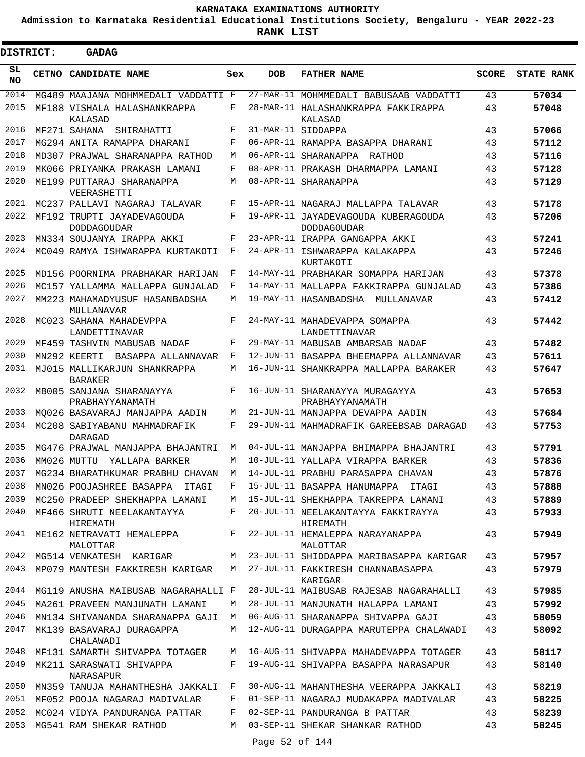# KARNATAKA EXAMINATIONS AUTHORITY

**Admission to Karnataka Residential Educational Institutions Society, Bengaluru - YEAR 2022-23**

**RANK LIST**

**DISTRICT: GADAG**

| SL NO | CETNO | CANDIDATE NAME | Sex | DOB | FATHER NAME | SCORE | STATE RANK |
|---|---|---|---|---|---|---|---|
| 2014 | MG489 | MAAJANA MOHMMEDALI VADDATTI | F | 27-MAR-11 | MOHMMEDALI BABUSAAB VADDATTI | 43 | **57034** |
| 2015 | MF188 | VISHALA HALASHANKRAPPA KALASAD | F | 28-MAR-11 | HALASHANKRAPPA FAKKIRAPPA KALASAD | 43 | **57048** |
| 2016 | MF271 | SAHANA SHIRAHATTI | F | 31-MAR-11 | SIDDAPPA | 43 | **57066** |
| 2017 | MG294 | ANITA RAMAPPA DHARANI | F | 06-APR-11 | RAMAPPA BASAPPA DHARANI | 43 | **57112** |
| 2018 | MD307 | PRAJWAL SHARANAPPA RATHOD | M | 06-APR-11 | SHARANAPPA RATHOD | 43 | **57116** |
| 2019 | MK066 | PRIYANKA PRAKASH LAMANI | F | 08-APR-11 | PRAKASH DHARMAPPA LAMANI | 43 | **57128** |
| 2020 | ME199 | PUTTARAJ SHARANAPPA VEERASHETTI | M | 08-APR-11 | SHARANAPPA | 43 | **57129** |
| 2021 | MC237 | PALLAVI NAGARAJ TALAVAR | F | 15-APR-11 | NAGARAJ MALLAPPA TALAVAR | 43 | **57178** |
| 2022 | MF192 | TRUPTI JAYADEVAGOUDA DODDAGOUDAR | F | 19-APR-11 | JAYADEVAGOUDA KUBERAGOUDA DODDAGOUDAR | 43 | **57206** |
| 2023 | MN334 | SOUJANYA IRAPPA AKKI | F | 23-APR-11 | IRAPPA GANGAPPA AKKI | 43 | **57241** |
| 2024 | MC049 | RAMYA ISHWARAPPA KURTAKOTI | F | 24-APR-11 | ISHWARAPPA KALAKAPPA KURTAKOTI | 43 | **57246** |
| 2025 | MD156 | POORNIMA PRABHAKAR HARIJAN | F | 14-MAY-11 | PRABHAKAR SOMAPPA HARIJAN | 43 | **57378** |
| 2026 | MC157 | YALLAMMA MALLAPPA GUNJALAD | F | 14-MAY-11 | MALLAPPA FAKKIRAPPA GUNJALAD | 43 | **57386** |
| 2027 | MM223 | MAHAMADYUSUF HASANBADSHA MULLANAVAR | M | 19-MAY-11 | HASANBADSHA MULLANAVAR | 43 | **57412** |
| 2028 | MC023 | SAHANA MAHADEVPPA LANDETTINAVAR | F | 24-MAY-11 | MAHADEVAPPA SOMAPPA LANDETTINAVAR | 43 | **57442** |
| 2029 | MF459 | TASHVIN MABUSAB NADAF | F | 29-MAY-11 | MABUSAB AMBARSAB NADAF | 43 | **57482** |
| 2030 | MN292 | KEERTI BASAPPA ALLANNAVAR | F | 12-JUN-11 | BASAPPA BHEEMAPPA ALLANNAVAR | 43 | **57611** |
| 2031 | MJ015 | MALLIKARJUN SHANKRAPPA BARAKER | M | 16-JUN-11 | SHANKRAPPA MALLAPPA BARAKER | 43 | **57647** |
| 2032 | MB005 | SANJANA SHARANAYYA PRABHAYYANAMATH | F | 16-JUN-11 | SHARANAYYA MURAGAYYA PRABHAYYANAMATH | 43 | **57653** |
| 2033 | MQ026 | BASAVARAJ MANJAPPA AADIN | M | 21-JUN-11 | MANJAPPA DEVAPPA AADIN | 43 | **57684** |
| 2034 | MC208 | SABIYABANU MAHMADRAFIK DARAGAD | F | 29-JUN-11 | MAHMADRAFIK GAREEBSAB DARAGAD | 43 | **57753** |
| 2035 | MG476 | PRAJWAL MANJAPPA BHAJANTRI | M | 04-JUL-11 | MANJAPPA BHIMAPPA BHAJANTRI | 43 | **57791** |
| 2036 | MM026 | MUTTU YALLAPA BARKER | M | 10-JUL-11 | YALLAPA VIRAPPA BARKER | 43 | **57836** |
| 2037 | MG234 | BHARATHKUMAR PRABHU CHAVAN | M | 14-JUL-11 | PRABHU PARASAPPA CHAVAN | 43 | **57876** |
| 2038 | MN026 | POOJASHREE BASAPPA ITAGI | F | 15-JUL-11 | BASAPPA HANUMAPPA ITAGI | 43 | **57888** |
| 2039 | MC250 | PRADEEP SHEKHAPPA LAMANI | M | 15-JUL-11 | SHEKHAPPA TAKREPPA LAMANI | 43 | **57889** |
| 2040 | MF466 | SHRUTI NEELAKANTAYYA HIREMATH | F | 20-JUL-11 | NEELAKANTAYYA FAKKIRAYYA HIREMATH | 43 | **57933** |
| 2041 | ME162 | NETRAVATI HEMALEPPA MALOTTAR | F | 22-JUL-11 | HEMALEPPA NARAYANAPPA MALOTTAR | 43 | **57949** |
| 2042 | MG514 | VENKATESH KARIGAR | M | 23-JUL-11 | SHIDDAPPA MARIBASAPPA KARIGAR | 43 | **57957** |
| 2043 | MP079 | MANTESH FAKKIRESH KARIGAR | M | 27-JUL-11 | FAKKIRESH CHANNABASAPPA KARIGAR | 43 | **57979** |
| 2044 | MG119 | ANUSHA MAIBUSAB NAGARAHALLI | F | 28-JUL-11 | MAIBUSAB RAJESAB NAGARAHALLI | 43 | **57985** |
| 2045 | MA261 | PRAVEEN MANJUNATH LAMANI | M | 28-JUL-11 | MANJUNATH HALAPPA LAMANI | 43 | **57992** |
| 2046 | MN134 | SHIVANANDA SHARANAPPA GAJI | M | 06-AUG-11 | SHARANAPPA SHIVAPPA GAJI | 43 | **58059** |
| 2047 | MK139 | BASAVARAJ DURAGAPPA CHALAWADI | M | 12-AUG-11 | DURAGAPPA MARUTEPPA CHALAWADI | 43 | **58092** |
| 2048 | MF131 | SAMARTH SHIVAPPA TOTAGER | M | 16-AUG-11 | SHIVAPPA MAHADEVAPPA TOTAGER | 43 | **58117** |
| 2049 | MK211 | SARASWATI SHIVAPPA NARASAPUR | F | 19-AUG-11 | SHIVAPPA BASAPPA NARASAPUR | 43 | **58140** |
| 2050 | MN359 | TANUJA MAHANTHESHA JAKKALI | F | 30-AUG-11 | MAHANTHESHA VEERAPPA JAKKALI | 43 | **58219** |
| 2051 | MF052 | POOJA NAGARAJ MADIVALAR | F | 01-SEP-11 | NAGARAJ MUDAKAPPA MADIVALAR | 43 | **58225** |
| 2052 | MC024 | VIDYA PANDURANGA PATTAR | F | 02-SEP-11 | PANDURANGA B PATTAR | 43 | **58239** |
| 2053 | MG541 | RAM SHEKAR RATHOD | M | 03-SEP-11 | SHEKAR SHANKAR RATHOD | 43 | **58245** |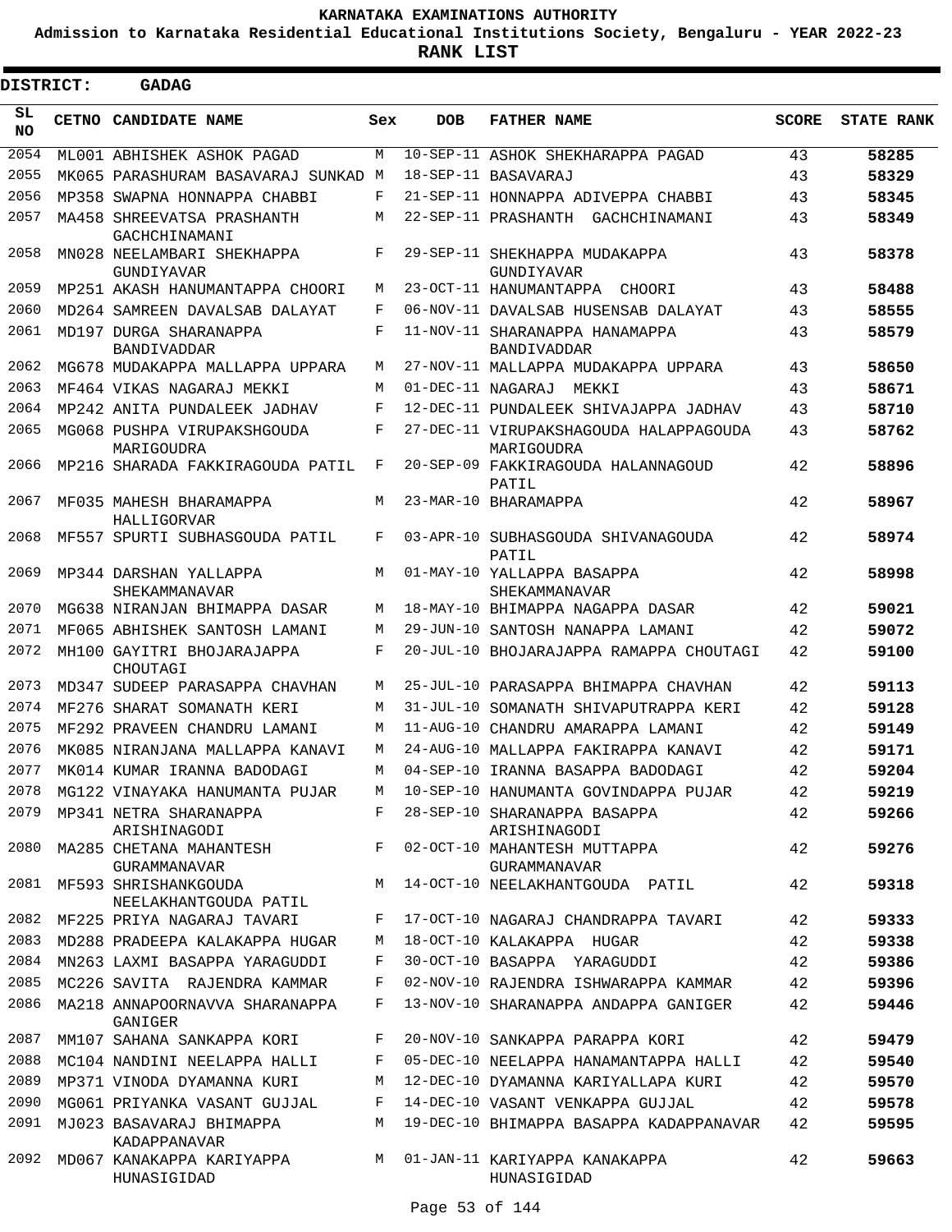# KARNATAKA EXAMINATIONS AUTHORITY

**Admission to Karnataka Residential Educational Institutions Society, Bengaluru - YEAR 2022-23**

**RANK LIST**

**DISTRICT: GADAG**

| SL NO | CETNO | CANDIDATE NAME | Sex | DOB | FATHER NAME | SCORE | STATE RANK |
|---|---|---|---|---|---|---|---|
| 2054 | ML001 | ABHISHEK ASHOK PAGAD | M | 10-SEP-11 | ASHOK SHEKHARAPPA PAGAD | 43 | 58285 |
| 2055 | MK065 | PARASHURAM BASAVARAJ SUNKAD | M | 18-SEP-11 | BASAVARAJ | 43 | 58329 |
| 2056 | MP358 | SWAPNA HONNAPPA CHABBI | F | 21-SEP-11 | HONNAPPA ADIVEPPA CHABBI | 43 | 58345 |
| 2057 | MA458 | SHREEVATSA PRASHANTH GACHCHINAMANI | M | 22-SEP-11 | PRASHANTH GACHCHINAMANI | 43 | 58349 |
| 2058 | MN028 | NEELAMBARI SHEKHAPPA GUNDIYAVAR | F | 29-SEP-11 | SHEKHAPPA MUDAKAPPA GUNDIYAVAR | 43 | 58378 |
| 2059 | MP251 | AKASH HANUMANTAPPA CHOORI | M | 23-OCT-11 | HANUMANTAPPA CHOORI | 43 | 58488 |
| 2060 | MD264 | SAMREEN DAVALSAB DALAYAT | F | 06-NOV-11 | DAVALSAB HUSENSAB DALAYAT | 43 | 58555 |
| 2061 | MD197 | DURGA SHARANAPPA BANDIVADDAR | F | 11-NOV-11 | SHARANAPPA HANAMAPPA BANDIVADDAR | 43 | 58579 |
| 2062 | MG678 | MUDAKAPPA MALLAPPA UPPARA | M | 27-NOV-11 | MALLAPPA MUDAKAPPA UPPARA | 43 | 58650 |
| 2063 | MF464 | VIKAS NAGARAJ MEKKI | M | 01-DEC-11 | NAGARAJ MEKKI | 43 | 58671 |
| 2064 | MP242 | ANITA PUNDALEEK JADHAV | F | 12-DEC-11 | PUNDALEEK SHIVAJAPPA JADHAV | 43 | 58710 |
| 2065 | MG068 | PUSHPA VIRUPAKSHGOUDA MARIGOUDRA | F | 27-DEC-11 | VIRUPAKSHAGOUDA HALAPPAGOUDA MARIGOUDRA | 43 | 58762 |
| 2066 | MP216 | SHARADA FAKKIRAGOUDA PATIL | F | 20-SEP-09 | FAKKIRAGOUDA HALANNAGOUD PATIL | 42 | 58896 |
| 2067 | MF035 | MAHESH BHARAMAPPA HALLIGORVAR | M | 23-MAR-10 | BHARAMAPPA | 42 | 58967 |
| 2068 | MF557 | SPURTI SUBHASGOUDA PATIL | F | 03-APR-10 | SUBHASGOUDA SHIVANAGOUDA PATIL | 42 | 58974 |
| 2069 | MP344 | DARSHAN YALLAPPA SHEKAMMANAVAR | M | 01-MAY-10 | YALLAPPA BASAPPA SHEKAMMANAVAR | 42 | 58998 |
| 2070 | MG638 | NIRANJAN BHIMAPPA DASAR | M | 18-MAY-10 | BHIMAPPA NAGAPPA DASAR | 42 | 59021 |
| 2071 | MF065 | ABHISHEK SANTOSH LAMANI | M | 29-JUN-10 | SANTOSH NANAPPA LAMANI | 42 | 59072 |
| 2072 | MH100 | GAYITRI BHOJARAJAPPA CHOUTAGI | F | 20-JUL-10 | BHOJARAJAPPA RAMAPPA CHOUTAGI | 42 | 59100 |
| 2073 | MD347 | SUDEEP PARASAPPA CHAVHAN | M | 25-JUL-10 | PARASAPPA BHIMAPPA CHAVHAN | 42 | 59113 |
| 2074 | MF276 | SHARAT SOMANATH KERI | M | 31-JUL-10 | SOMANATH SHIVAPUTRAPPA KERI | 42 | 59128 |
| 2075 | MF292 | PRAVEEN CHANDRU LAMANI | M | 11-AUG-10 | CHANDRU AMARAPPA LAMANI | 42 | 59149 |
| 2076 | MK085 | NIRANJANA MALLAPPA KANAVI | M | 24-AUG-10 | MALLAPPA FAKIRAPPA KANAVI | 42 | 59171 |
| 2077 | MK014 | KUMAR IRANNA BADODAGI | M | 04-SEP-10 | IRANNA BASAPPA BADODAGI | 42 | 59204 |
| 2078 | MG122 | VINAYAKA HANUMANTA PUJAR | M | 10-SEP-10 | HANUMANTA GOVINDAPPA PUJAR | 42 | 59219 |
| 2079 | MP341 | NETRA SHARANAPPA ARISHINAGODI | F | 28-SEP-10 | SHARANAPPA BASAPPA ARISHINAGODI | 42 | 59266 |
| 2080 | MA285 | CHETANA MAHANTESH GURAMMANAVAR | F | 02-OCT-10 | MAHANTESH MUTTAPPA GURAMMANAVAR | 42 | 59276 |
| 2081 | MF593 | SHRISHANKGOUDA NEELAKHANTGOUDA PATIL | M | 14-OCT-10 | NEELAKHANTGOUDA PATIL | 42 | 59318 |
| 2082 | MF225 | PRIYA NAGARAJ TAVARI | F | 17-OCT-10 | NAGARAJ CHANDRAPPA TAVARI | 42 | 59333 |
| 2083 | MD288 | PRADEEPA KALAKAPPA HUGAR | M | 18-OCT-10 | KALAKAPPA HUGAR | 42 | 59338 |
| 2084 | MN263 | LAXMI BASAPPA YARAGUDDI | F | 30-OCT-10 | BASAPPA YARAGUDDI | 42 | 59386 |
| 2085 | MC226 | SAVITA RAJENDRA KAMMAR | F | 02-NOV-10 | RAJENDRA ISHWARAPPA KAMMAR | 42 | 59396 |
| 2086 | MA218 | ANNAPOORNAVVA SHARANAPPA GANIGER | F | 13-NOV-10 | SHARANAPPA ANDAPPA GANIGER | 42 | 59446 |
| 2087 | MM107 | SAHANA SANKAPPA KORI | F | 20-NOV-10 | SANKAPPA PARAPPA KORI | 42 | 59479 |
| 2088 | MC104 | NANDINI NEELAPPA HALLI | F | 05-DEC-10 | NEELAPPA HANAMANTAPPA HALLI | 42 | 59540 |
| 2089 | MP371 | VINODA DYAMANNA KURI | M | 12-DEC-10 | DYAMANNA KARIYALLAPA KURI | 42 | 59570 |
| 2090 | MG061 | PRIYANKA VASANT GUJJAL | F | 14-DEC-10 | VASANT VENKAPPA GUJJAL | 42 | 59578 |
| 2091 | MJ023 | BASAVARAJ BHIMAPPA KADAPPANAVAR | M | 19-DEC-10 | BHIMAPPA BASAPPA KADAPPANAVAR | 42 | 59595 |
| 2092 | MD067 | KANAKAPPA KARIYAPPA HUNASIGIDAD | M | 01-JAN-11 | KARIYAPPA KANAKAPPA HUNASIGIDAD | 42 | 59663 |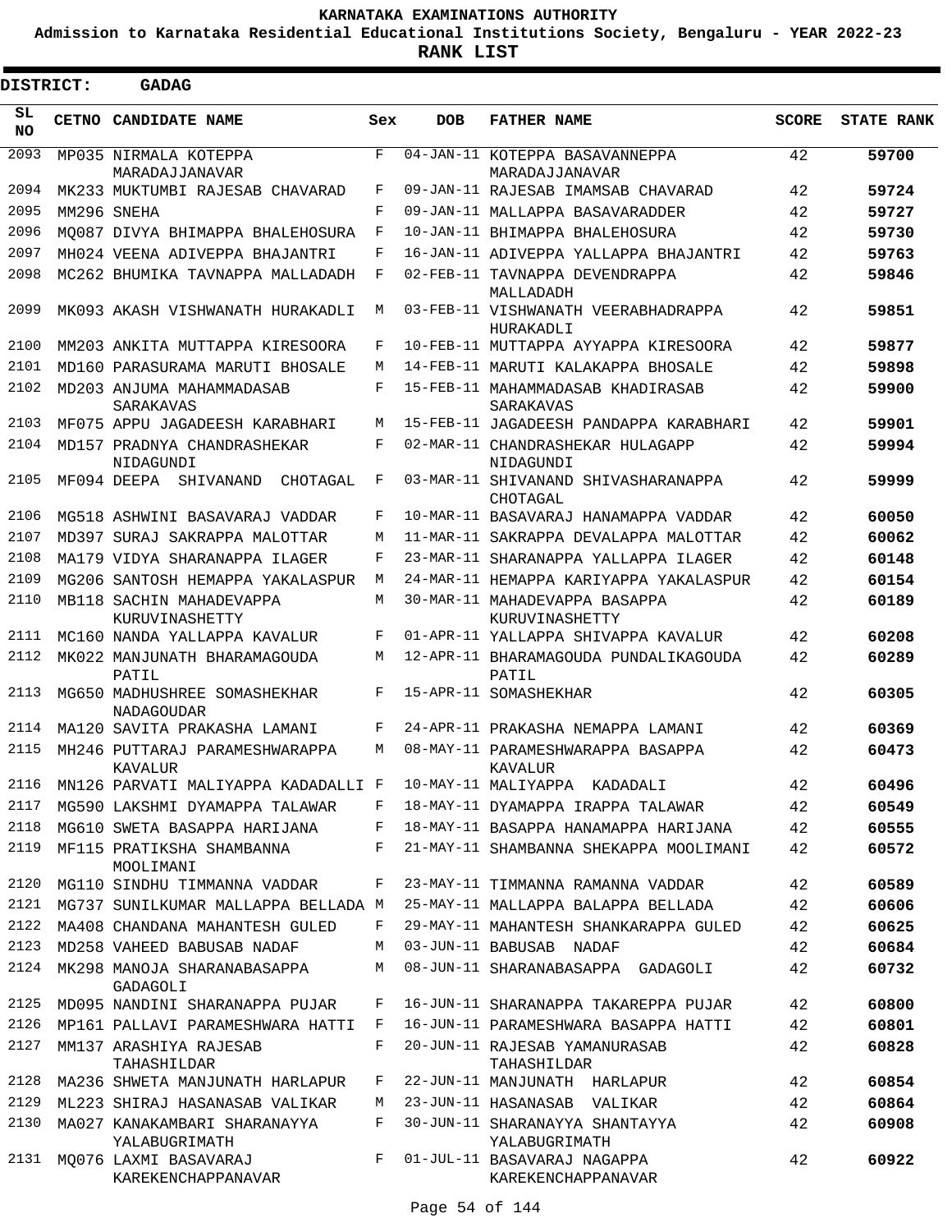KARNATAKA EXAMINATIONS AUTHORITY

Admission to Karnataka Residential Educational Institutions Society, Bengaluru - YEAR 2022-23

**RANK LIST**

**DISTRICT: GADAG**

| SL NO | CETNO | CANDIDATE NAME | Sex | DOB | FATHER NAME | SCORE | STATE RANK |
|---|---|---|---|---|---|---|---|
| 2093 | MP035 | NIRMALA KOTEPPA MARADAJJANAVAR | F | 04-JAN-11 | KOTEPPA BASAVANNEPPA MARADAJJANAVAR | 42 | **59700** |
| 2094 | MK233 | MUKTUMBI RAJESAB CHAVARAD | F | 09-JAN-11 | RAJESAB IMAMSAB CHAVARAD | 42 | **59724** |
| 2095 | MM296 | SNEHA | F | 09-JAN-11 | MALLAPPA BASAVARADDER | 42 | **59727** |
| 2096 | MQ087 | DIVYA BHIMAPPA BHALEHOSURA | F | 10-JAN-11 | BHIMAPPA BHALEHOSURA | 42 | **59730** |
| 2097 | MH024 | VEENA ADIVEPPA BHAJANTRI | F | 16-JAN-11 | ADIVEPPA YALLAPPA BHAJANTRI | 42 | **59763** |
| 2098 | MC262 | BHUMIKA TAVNAPPA MALLADADH | F | 02-FEB-11 | TAVNAPPA DEVENDRAPPA MALLADADH | 42 | **59846** |
| 2099 | MK093 | AKASH VISHWANATH HURAKADLI | M | 03-FEB-11 | VISHWANATH VEERABHADRAPPA HURAKADLI | 42 | **59851** |
| 2100 | MM203 | ANKITA MUTTAPPA KIRESOORA | F | 10-FEB-11 | MUTTAPPA AYYAPPA KIRESOORA | 42 | **59877** |
| 2101 | MD160 | PARASURAMA MARUTI BHOSALE | M | 14-FEB-11 | MARUTI KALAKAPPA BHOSALE | 42 | **59898** |
| 2102 | MD203 | ANJUMA MAHAMMADASAB SARAKAVAS | F | 15-FEB-11 | MAHAMMADASAB KHADIRASAB SARAKAVAS | 42 | **59900** |
| 2103 | MF075 | APPU JAGADEESH KARABHARI | M | 15-FEB-11 | JAGADEESH PANDAPPA KARABHARI | 42 | **59901** |
| 2104 | MD157 | PRADNYA CHANDRASHEKAR NIDAGUNDI | F | 02-MAR-11 | CHANDRASHEKAR HULAGAPP NIDAGUNDI | 42 | **59994** |
| 2105 | MF094 | DEEPA SHIVANAND CHOTAGAL | F | 03-MAR-11 | SHIVANAND SHIVASHARANAPPA CHOTAGAL | 42 | **59999** |
| 2106 | MG518 | ASHWINI BASAVARAJ VADDAR | F | 10-MAR-11 | BASAVARAJ HANAMAPPA VADDAR | 42 | **60050** |
| 2107 | MD397 | SURAJ SAKRAPPA MALOTTAR | M | 11-MAR-11 | SAKRAPPA DEVALAPPA MALOTTAR | 42 | **60062** |
| 2108 | MA179 | VIDYA SHARANAPPA ILAGER | F | 23-MAR-11 | SHARANAPPA YALLAPPA ILAGER | 42 | **60148** |
| 2109 | MG206 | SANTOSH HEMAPPA YAKALASPUR | M | 24-MAR-11 | HEMAPPA KARIYAPPA YAKALASPUR | 42 | **60154** |
| 2110 | MB118 | SACHIN MAHADEVAPPA KURUVINASHETTY | M | 30-MAR-11 | MAHADEVAPPA BASAPPA KURUVINASHETTY | 42 | **60189** |
| 2111 | MC160 | NANDA YALLAPPA KAVALUR | F | 01-APR-11 | YALLAPPA SHIVAPPA KAVALUR | 42 | **60208** |
| 2112 | MK022 | MANJUNATH BHARAMAGOUDA PATIL | M | 12-APR-11 | BHARAMAGOUDA PUNDALIKAGOUDA PATIL | 42 | **60289** |
| 2113 | MG650 | MADHUSHREE SOMASHEKHAR NADAGOUDAR | F | 15-APR-11 | SOMASHEKHAR | 42 | **60305** |
| 2114 | MA120 | SAVITA PRAKASHA LAMANI | F | 24-APR-11 | PRAKASHA NEMAPPA LAMANI | 42 | **60369** |
| 2115 | MH246 | PUTTARAJ PARAMESHWARAPPA KAVALUR | M | 08-MAY-11 | PARAMESHWARAPPA BASAPPA KAVALUR | 42 | **60473** |
| 2116 | MN126 | PARVATI MALIYAPPA KADADALLI | F | 10-MAY-11 | MALIYAPPA KADADALI | 42 | **60496** |
| 2117 | MG590 | LAKSHMI DYAMAPPA TALAWAR | F | 18-MAY-11 | DYAMAPPA IRAPPA TALAWAR | 42 | **60549** |
| 2118 | MG610 | SWETA BASAPPA HARIJANA | F | 18-MAY-11 | BASAPPA HANAMAPPA HARIJANA | 42 | **60555** |
| 2119 | MF115 | PRATIKSHA SHAMBANNA MOOLIMANI | F | 21-MAY-11 | SHAMBANNA SHEKAPPA MOOLIMANI | 42 | **60572** |
| 2120 | MG110 | SINDHU TIMMANNA VADDAR | F | 23-MAY-11 | TIMMANNA RAMANNA VADDAR | 42 | **60589** |
| 2121 | MG737 | SUNILKUMAR MALLAPPA BELLADA | M | 25-MAY-11 | MALLAPPA BALAPPA BELLADA | 42 | **60606** |
| 2122 | MA408 | CHANDANA MAHANTESH GULED | F | 29-MAY-11 | MAHANTESH SHANKARAPPA GULED | 42 | **60625** |
| 2123 | MD258 | VAHEED BABUSAB NADAF | M | 03-JUN-11 | BABUSAB NADAF | 42 | **60684** |
| 2124 | MK298 | MANOJA SHARANABASAPPA GADAGOLI | M | 08-JUN-11 | SHARANABASAPPA GADAGOLI | 42 | **60732** |
| 2125 | MD095 | NANDINI SHARANAPPA PUJAR | F | 16-JUN-11 | SHARANAPPA TAKAREPPA PUJAR | 42 | **60800** |
| 2126 | MP161 | PALLAVI PARAMESHWARA HATTI | F | 16-JUN-11 | PARAMESHWARA BASAPPA HATTI | 42 | **60801** |
| 2127 | MM137 | ARASHIYA RAJESAB TAHASHILDAR | F | 20-JUN-11 | RAJESAB YAMANURASAB TAHASHILDAR | 42 | **60828** |
| 2128 | MA236 | SHWETA MANJUNATH HARLAPUR | F | 22-JUN-11 | MANJUNATH HARLAPUR | 42 | **60854** |
| 2129 | ML223 | SHIRAJ HASANASAB VALIKAR | M | 23-JUN-11 | HASANASAB VALIKAR | 42 | **60864** |
| 2130 | MA027 | KANAKAMBARI SHARANAYYA YALABUGRIMATH | F | 30-JUN-11 | SHARANAYYA SHANTAYYA YALABUGRIMATH | 42 | **60908** |
| 2131 | MQ076 | LAXMI BASAVARAJ KAREKENCHAPPANAVAR | F | 01-JUL-11 | BASAVARAJ NAGAPPA KAREKENCHAPPANAVAR | 42 | **60922** |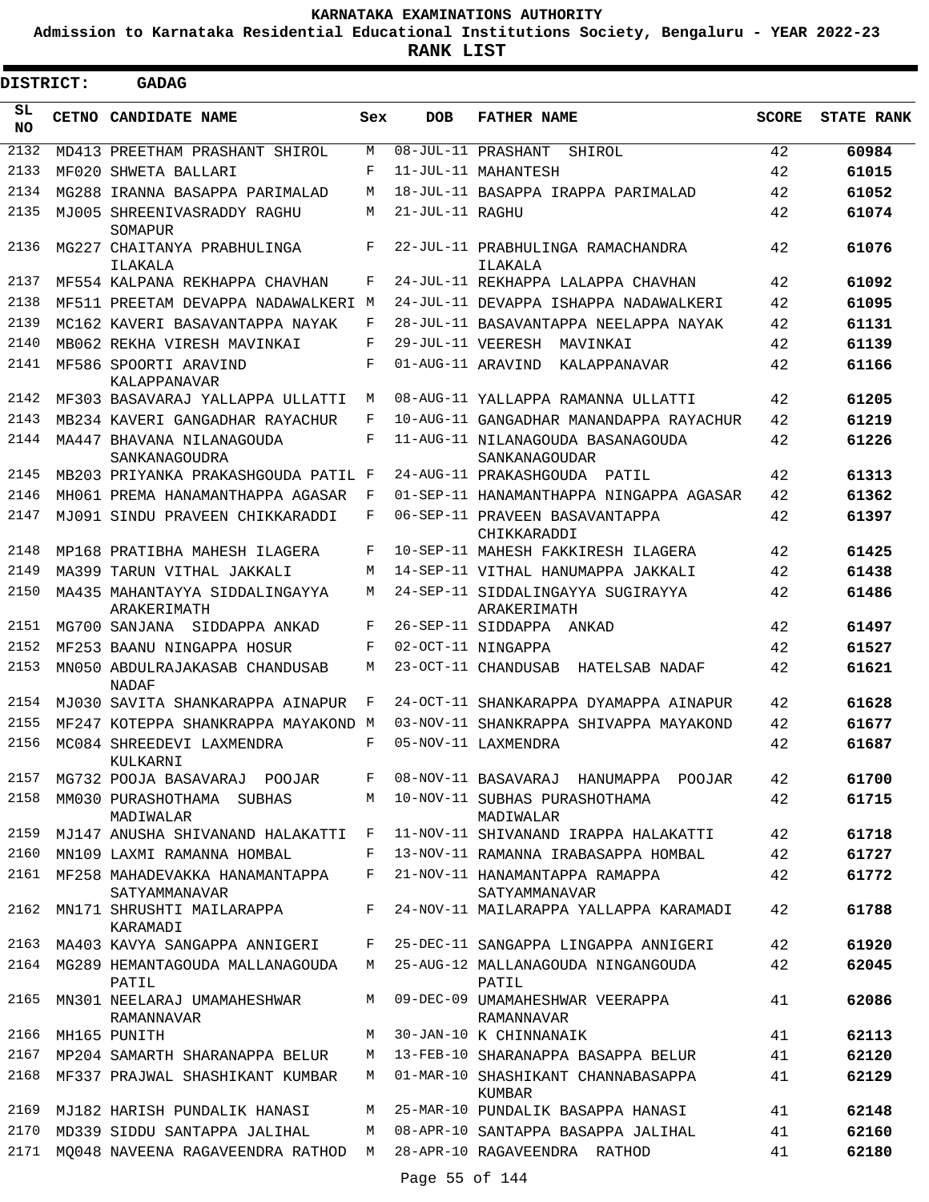**KARNATAKA EXAMINATIONS AUTHORITY**

**Admission to Karnataka Residential Educational Institutions Society, Bengaluru - YEAR 2022-23**

**RANK LIST**

**DISTRICT: GADAG**

| SL NO | CETNO | CANDIDATE NAME | Sex | DOB | FATHER NAME | SCORE | STATE RANK |
|---|---|---|---|---|---|---|---|
| 2132 | MD413 | PREETHAM PRASHANT SHIROL | M | 08-JUL-11 | PRASHANT SHIROL | 42 | 60984 |
| 2133 | MF020 | SHWETA BALLARI | F | 11-JUL-11 | MAHANTESH | 42 | 61015 |
| 2134 | MG288 | IRANNA BASAPPA PARIMALAD | M | 18-JUL-11 | BASAPPA IRAPPA PARIMALAD | 42 | 61052 |
| 2135 | MJ005 | SHREENIVASRADDY RAGHU SOMAPUR | M | 21-JUL-11 | RAGHU | 42 | 61074 |
| 2136 | MG227 | CHAITANYA PRABHULINGA ILAKALA | F | 22-JUL-11 | PRABHULINGA RAMACHANDRA ILAKALA | 42 | 61076 |
| 2137 | MF554 | KALPANA REKHAPPA CHAVHAN | F | 24-JUL-11 | REKHAPPA LALAPPA CHAVHAN | 42 | 61092 |
| 2138 | MF511 | PREETAM DEVAPPA NADAWALKERI | M | 24-JUL-11 | DEVAPPA ISHAPPA NADAWALKERI | 42 | 61095 |
| 2139 | MC162 | KAVERI BASAVANTAPPA NAYAK | F | 28-JUL-11 | BASAVANTAPPA NEELAPPA NAYAK | 42 | 61131 |
| 2140 | MB062 | REKHA VIRESH MAVINKAI | F | 29-JUL-11 | VEERESH MAVINKAI | 42 | 61139 |
| 2141 | MF586 | SPOORTI ARAVIND KALAPPANAVAR | F | 01-AUG-11 | ARAVIND KALAPPANAVAR | 42 | 61166 |
| 2142 | MF303 | BASAVARAJ YALLAPPA ULLATTI | M | 08-AUG-11 | YALLAPPA RAMANNA ULLATTI | 42 | 61205 |
| 2143 | MB234 | KAVERI GANGADHAR RAYACHUR | F | 10-AUG-11 | GANGADHAR MANANDAPPA RAYACHUR | 42 | 61219 |
| 2144 | MA447 | BHAVANA NILANAGOUDA SANKANAGOUDRA | F | 11-AUG-11 | NILANAGOUDA BASANAGOUDA SANKANAGOUDAR | 42 | 61226 |
| 2145 | MB203 | PRIYANKA PRAKASHGOUDA PATIL | F | 24-AUG-11 | PRAKASHGOUDA PATIL | 42 | 61313 |
| 2146 | MH061 | PREMA HANAMANTHAPPA AGASAR | F | 01-SEP-11 | HANAMANTHAPPA NINGAPPA AGASAR | 42 | 61362 |
| 2147 | MJ091 | SINDU PRAVEEN CHIKKARADDI | F | 06-SEP-11 | PRAVEEN BASAVANTAPPA CHIKKARADDI | 42 | 61397 |
| 2148 | MP168 | PRATIBHA MAHESH ILAGERA | F | 10-SEP-11 | MAHESH FAKKIRESH ILAGERA | 42 | 61425 |
| 2149 | MA399 | TARUN VITHAL JAKKALI | M | 14-SEP-11 | VITHAL HANUMAPPA JAKKALI | 42 | 61438 |
| 2150 | MA435 | MAHANTAYYA SIDDALINGAYYA ARAKERIMATH | M | 24-SEP-11 | SIDDALINGAYYA SUGIRAYYA ARAKERIMATH | 42 | 61486 |
| 2151 | MG700 | SANJANA SIDDAPPA ANKAD | F | 26-SEP-11 | SIDDAPPA ANKAD | 42 | 61497 |
| 2152 | MF253 | BAANU NINGAPPA HOSUR | F | 02-OCT-11 | NINGAPPA | 42 | 61527 |
| 2153 | MN050 | ABDULRAJAKASAB CHANDUSAB NADAF | M | 23-OCT-11 | CHANDUSAB HATELSAB NADAF | 42 | 61621 |
| 2154 | MJ030 | SAVITA SHANKARAPPA AINAPUR | F | 24-OCT-11 | SHANKARAPPA DYAMAPPA AINAPUR | 42 | 61628 |
| 2155 | MF247 | KOTEPPA SHANKRAPPA MAYAKOND | M | 03-NOV-11 | SHANKRAPPA SHIVAPPA MAYAKOND | 42 | 61677 |
| 2156 | MC084 | SHREEDEVI LAXMENDRA KULKARNI | F | 05-NOV-11 | LAXMENDRA | 42 | 61687 |
| 2157 | MG732 | POOJA BASAVARAJ POOJAR | F | 08-NOV-11 | BASAVARAJ HANUMAPPA POOJAR | 42 | 61700 |
| 2158 | MM030 | PURASHOTHAMA SUBHAS MADIWALAR | M | 10-NOV-11 | SUBHAS PURASHOTHAMA MADIWALAR | 42 | 61715 |
| 2159 | MJ147 | ANUSHA SHIVANAND HALAKATTI | F | 11-NOV-11 | SHIVANAND IRAPPA HALAKATTI | 42 | 61718 |
| 2160 | MN109 | LAXMI RAMANNA HOMBAL | F | 13-NOV-11 | RAMANNA IRABASAPPA HOMBAL | 42 | 61727 |
| 2161 | MF258 | MAHADEVAKKA HANAMANTAPPA SATYAMMANAVAR | F | 21-NOV-11 | HANAMANTAPPA RAMAPPA SATYAMMANAVAR | 42 | 61772 |
| 2162 | MN171 | SHRUSHTI MAILARAPPA KARAMADI | F | 24-NOV-11 | MAILARAPPA YALLAPPA KARAMADI | 42 | 61788 |
| 2163 | MA403 | KAVYA SANGAPPA ANNIGERI | F | 25-DEC-11 | SANGAPPA LINGAPPA ANNIGERI | 42 | 61920 |
| 2164 | MG289 | HEMANTAGOUDA MALLANAGOUDA PATIL | M | 25-AUG-12 | MALLANAGOUDA NINGANGOUDA PATIL | 42 | 62045 |
| 2165 | MN301 | NEELARAJ UMAMAHESHWAR RAMANNAVAR | M | 09-DEC-09 | UMAMAHESHWAR VEERAPPA RAMANNAVAR | 41 | 62086 |
| 2166 | MH165 | PUNITH | M | 30-JAN-10 | K CHINNANAIK | 41 | 62113 |
| 2167 | MP204 | SAMARTH SHARANAPPA BELUR | M | 13-FEB-10 | SHARANAPPA BASAPPA BELUR | 41 | 62120 |
| 2168 | MF337 | PRAJWAL SHASHIKANT KUMBAR | M | 01-MAR-10 | SHASHIKANT CHANNABASAPPA KUMBAR | 41 | 62129 |
| 2169 | MJ182 | HARISH PUNDALIK HANASI | M | 25-MAR-10 | PUNDALIK BASAPPA HANASI | 41 | 62148 |
| 2170 | MD339 | SIDDU SANTAPPA JALIHAL | M | 08-APR-10 | SANTAPPA BASAPPA JALIHAL | 41 | 62160 |
| 2171 | MQ048 | NAVEENA RAGAVEENDRA RATHOD | M | 28-APR-10 | RAGAVEENDRA RATHOD | 41 | 62180 |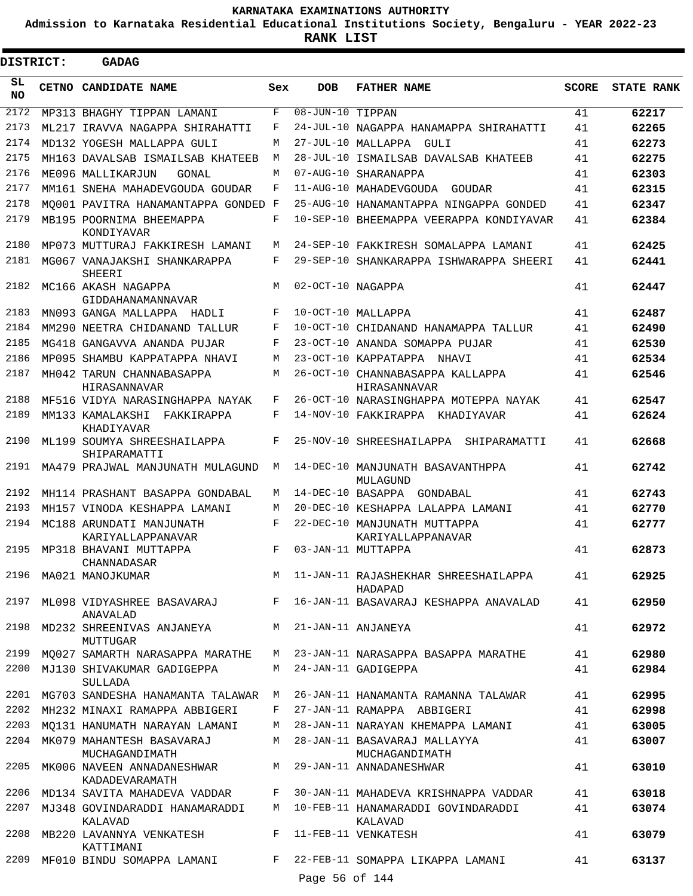# KARNATAKA EXAMINATIONS AUTHORITY

**Admission to Karnataka Residential Educational Institutions Society, Bengaluru - YEAR 2022-23**

**RANK LIST**

**DISTRICT: GADAG**

| SL NO | CETNO | CANDIDATE NAME | Sex | DOB | FATHER NAME | SCORE | STATE RANK |
|---|---|---|---|---|---|---|---|
| 2172 | MP313 | BHAGHY TIPPAN LAMANI | F | 08-JUN-10 | TIPPAN | 41 | 62217 |
| 2173 | ML217 | IRAVVA NAGAPPA SHIRAHATTI | F | 24-JUL-10 | NAGAPPA HANAMAPPA SHIRAHATTI | 41 | 62265 |
| 2174 | MD132 | YOGESH MALLAPPA GULI | M | 27-JUL-10 | MALLAPPA GULI | 41 | 62273 |
| 2175 | MH163 | DAVALSAB ISMAILSAB KHATEEB | M | 28-JUL-10 | ISMAILSAB DAVALSAB KHATEEB | 41 | 62275 |
| 2176 | ME096 | MALLIKARJUN GONAL | M | 07-AUG-10 | SHARANAPPA | 41 | 62303 |
| 2177 | MM161 | SNEHA MAHADEVGOUDA GOUDAR | F | 11-AUG-10 | MAHADEVGOUDA GOUDAR | 41 | 62315 |
| 2178 | MQ001 | PAVITRA HANAMANTAPPA GONDED | F | 25-AUG-10 | HANAMANTAPPA NINGAPPA GONDED | 41 | 62347 |
| 2179 | MB195 | POORNIMA BHEEMAPPA KONDIYAVAR | F | 10-SEP-10 | BHEEMAPPA VEERAPPA KONDIYAVAR | 41 | 62384 |
| 2180 | MP073 | MUTTURAJ FAKKIRESH LAMANI | M | 24-SEP-10 | FAKKIRESH SOMALAPPA LAMANI | 41 | 62425 |
| 2181 | MG067 | VANAJAKSHI SHANKARAPPA SHEERI | F | 29-SEP-10 | SHANKARAPPA ISHWARAPPA SHEERI | 41 | 62441 |
| 2182 | MC166 | AKASH NAGAPPA GIDDAHANAMANNAVAR | M | 02-OCT-10 | NAGAPPA | 41 | 62447 |
| 2183 | MN093 | GANGA MALLAPPA HADLI | F | 10-OCT-10 | MALLAPPA | 41 | 62487 |
| 2184 | MM290 | NEETRA CHIDANAND TALLUR | F | 10-OCT-10 | CHIDANAND HANAMAPPA TALLUR | 41 | 62490 |
| 2185 | MG418 | GANGAVVA ANANDA PUJAR | F | 23-OCT-10 | ANANDA SOMAPPA PUJAR | 41 | 62530 |
| 2186 | MP095 | SHAMBU KAPPATAPPA NHAVI | M | 23-OCT-10 | KAPPATAPPA NHAVI | 41 | 62534 |
| 2187 | MH042 | TARUN CHANNABASAPPA HIRASANNAVAR | M | 26-OCT-10 | CHANNABASAPPA KALLAPPA HIRASANNAVAR | 41 | 62546 |
| 2188 | MF516 | VIDYA NARASINGHAPPA NAYAK | F | 26-OCT-10 | NARASINGHAPPA MOTEPPA NAYAK | 41 | 62547 |
| 2189 | MM133 | KAMALAKSHI FAKKIRAPPA KHADIYAVAR | F | 14-NOV-10 | FAKKIRAPPA KHADIYAVAR | 41 | 62624 |
| 2190 | ML199 | SOUMYA SHREESHAILAPPA SHIPARAMATTI | F | 25-NOV-10 | SHREESHAILAPPA SHIPARAMATTI | 41 | 62668 |
| 2191 | MA479 | PRAJWAL MANJUNATH MULAGUND | M | 14-DEC-10 | MANJUNATH BASAVANTHPPA MULAGUND | 41 | 62742 |
| 2192 | MH114 | PRASHANT BASAPPA GONDABAL | M | 14-DEC-10 | BASAPPA GONDABAL | 41 | 62743 |
| 2193 | MH157 | VINODA KESHAPPA LAMANI | M | 20-DEC-10 | KESHAPPA LALAPPA LAMANI | 41 | 62770 |
| 2194 | MC188 | ARUNDATI MANJUNATH KARIYALLAPPANAVAR | F | 22-DEC-10 | MANJUNATH MUTTAPPA KARIYALLAPPANAVAR | 41 | 62777 |
| 2195 | MP318 | BHAVANI MUTTAPPA CHANNADASAR | F | 03-JAN-11 | MUTTAPPA | 41 | 62873 |
| 2196 | MA021 | MANOJKUMAR | M | 11-JAN-11 | RAJASHEKHAR SHREESHAILAPPA HADAPAD | 41 | 62925 |
| 2197 | ML098 | VIDYASHREE BASAVARAJ ANAVALAD | F | 16-JAN-11 | BASAVARAJ KESHAPPA ANAVALAD | 41 | 62950 |
| 2198 | MD232 | SHREENIVAS ANJANEYA MUTTUGAR | M | 21-JAN-11 | ANJANEYA | 41 | 62972 |
| 2199 | MQ027 | SAMARTH NARASAPPA MARATHE | M | 23-JAN-11 | NARASAPPA BASAPPA MARATHE | 41 | 62980 |
| 2200 | MJ130 | SHIVAKUMAR GADIGEPPA SULLADA | M | 24-JAN-11 | GADIGEPPA | 41 | 62984 |
| 2201 | MG703 | SANDESHA HANAMANTA TALAWAR | M | 26-JAN-11 | HANAMANTA RAMANNA TALAWAR | 41 | 62995 |
| 2202 | MH232 | MINAXI RAMAPPA ABBIGERI | F | 27-JAN-11 | RAMAPPA ABBIGERI | 41 | 62998 |
| 2203 | MQ131 | HANUMATH NARAYAN LAMANI | M | 28-JAN-11 | NARAYAN KHEMAPPA LAMANI | 41 | 63005 |
| 2204 | MK079 | MAHANTESH BASAVARAJ MUCHAGANDIMATH | M | 28-JAN-11 | BASAVARAJ MALLAYYA MUCHAGANDIMATH | 41 | 63007 |
| 2205 | MK006 | NAVEEN ANNADANESHWAR KADADEVARAMATH | M | 29-JAN-11 | ANNADANESHWAR | 41 | 63010 |
| 2206 | MD134 | SAVITA MAHADEVA VADDAR | F | 30-JAN-11 | MAHADEVA KRISHNAPPA VADDAR | 41 | 63018 |
| 2207 | MJ348 | GOVINDARADDI HANAMARADDI KALAVAD | M | 10-FEB-11 | HANAMARADDI GOVINDARADDI KALAVAD | 41 | 63074 |
| 2208 | MB220 | LAVANNYA VENKATESH KATTIMANI | F | 11-FEB-11 | VENKATESH | 41 | 63079 |
| 2209 | MF010 | BINDU SOMAPPA LAMANI | F | 22-FEB-11 | SOMAPPA LIKAPPA LAMANI | 41 | 63137 |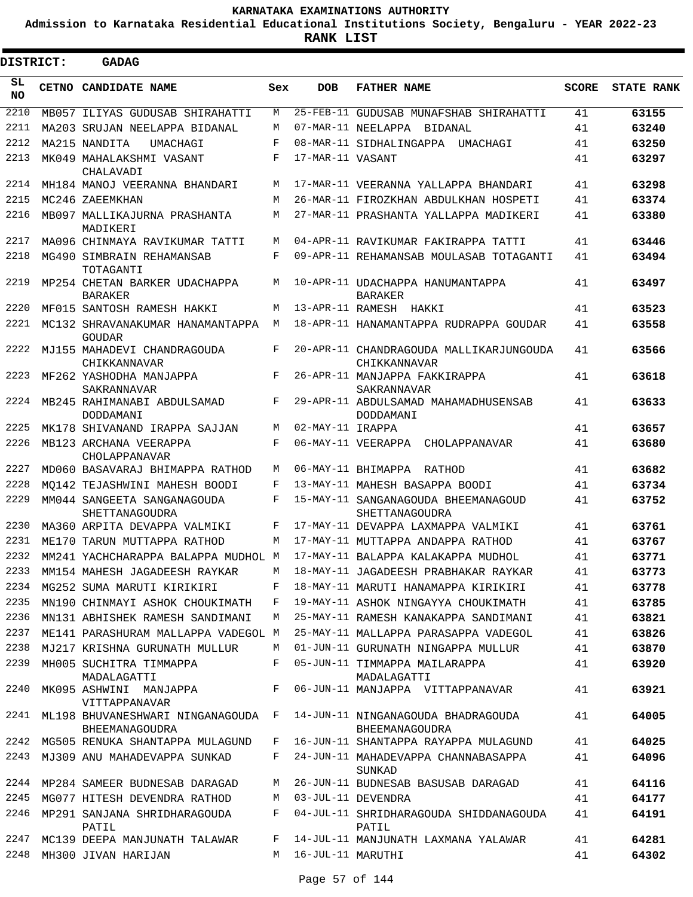KARNATAKA EXAMINATIONS AUTHORITY

Admission to Karnataka Residential Educational Institutions Society, Bengaluru - YEAR 2022-23

**RANK LIST**

**DISTRICT: GADAG**

| SL NO | CETNO | CANDIDATE NAME | Sex | DOB | FATHER NAME | SCORE | STATE RANK |
|---|---|---|---|---|---|---|---|
| 2210 | MB057 | ILIYAS GUDUSAB SHIRAHATTI | M | 25-FEB-11 | GUDUSAB MUNAFSHAB SHIRAHATTI | 41 | 63155 |
| 2211 | MA203 | SRUJAN NEELAPPA BIDANAL | M | 07-MAR-11 | NEELAPPA BIDANAL | 41 | 63240 |
| 2212 | MA215 | NANDITA UMACHAGI | F | 08-MAR-11 | SIDHALINGAPPA UMACHAGI | 41 | 63250 |
| 2213 | MK049 | MAHALAKSHMI VASANT CHALAVADI | F | 17-MAR-11 | VASANT | 41 | 63297 |
| 2214 | MH184 | MANOJ VEERANNA BHANDARI | M | 17-MAR-11 | VEERANNA YALLAPPA BHANDARI | 41 | 63298 |
| 2215 | MC246 | ZAEEMKHAN | M | 26-MAR-11 | FIROZKHAN ABDULKHAN HOSPETI | 41 | 63374 |
| 2216 | MB097 | MALLIKAJURNA PRASHANTA MADIKERI | M | 27-MAR-11 | PRASHANTA YALLAPPA MADIKERI | 41 | 63380 |
| 2217 | MA096 | CHINMAYA RAVIKUMAR TATTI | M | 04-APR-11 | RAVIKUMAR FAKIRAPPA TATTI | 41 | 63446 |
| 2218 | MG490 | SIMBRAIN REHAMANSAB TOTAGANTI | F | 09-APR-11 | REHAMANSAB MOULASAB TOTAGANTI | 41 | 63494 |
| 2219 | MP254 | CHETAN BARKER UDACHAPPA BARAKER | M | 10-APR-11 | UDACHAPPA HANUMANTAPPA BARAKER | 41 | 63497 |
| 2220 | MF015 | SANTOSH RAMESH HAKKI | M | 13-APR-11 | RAMESH HAKKI | 41 | 63523 |
| 2221 | MC132 | SHRAVANAKUMAR HANAMANTAPPA GOUDAR | M | 18-APR-11 | HANAMANTAPPA RUDRAPPA GOUDAR | 41 | 63558 |
| 2222 | MJ155 | MAHADEVI CHANDRAGOUDA CHIKKANNAVAR | F | 20-APR-11 | CHANDRAGOUDA MALLIKARJUNGOUDA CHIKKANNAVAR | 41 | 63566 |
| 2223 | MF262 | YASHODHA MANJAPPA SAKRANNAVAR | F | 26-APR-11 | MANJAPPA FAKKIRAPPA SAKRANNAVAR | 41 | 63618 |
| 2224 | MB245 | RAHIMANABI ABDULSAMAD DODDAMANI | F | 29-APR-11 | ABDULSAMAD MAHAMADHUSENSAB DODDAMANI | 41 | 63633 |
| 2225 | MK178 | SHIVANAND IRAPPA SAJJAN | M | 02-MAY-11 | IRAPPA | 41 | 63657 |
| 2226 | MB123 | ARCHANA VEERAPPA CHOLAPPANAVAR | F | 06-MAY-11 | VEERAPPA CHOLAPPANAVAR | 41 | 63680 |
| 2227 | MD060 | BASAVARAJ BHIMAPPA RATHOD | M | 06-MAY-11 | BHIMAPPA RATHOD | 41 | 63682 |
| 2228 | MQ142 | TEJASHWINI MAHESH BOODI | F | 13-MAY-11 | MAHESH BASAPPA BOODI | 41 | 63734 |
| 2229 | MM044 | SANGEETA SANGANAGOUDA SHETTANAGOUDRA | F | 15-MAY-11 | SANGANAGOUDA BHEEMANAGOUD SHETTANAGOUDRA | 41 | 63752 |
| 2230 | MA360 | ARPITA DEVAPPA VALMIKI | F | 17-MAY-11 | DEVAPPA LAXMAPPA VALMIKI | 41 | 63761 |
| 2231 | ME170 | TARUN MUTTAPPA RATHOD | M | 17-MAY-11 | MUTTAPPA ANDAPPA RATHOD | 41 | 63767 |
| 2232 | MM241 | YACHCHARAPPA BALAPPA MUDHOL | M | 17-MAY-11 | BALAPPA KALAKAPPA MUDHOL | 41 | 63771 |
| 2233 | MM154 | MAHESH JAGADEESH RAYKAR | M | 18-MAY-11 | JAGADEESH PRABHAKAR RAYKAR | 41 | 63773 |
| 2234 | MG252 | SUMA MARUTI KIRIKIRI | F | 18-MAY-11 | MARUTI HANAMAPPA KIRIKIRI | 41 | 63778 |
| 2235 | MN190 | CHINMAYI ASHOK CHOUKIMATH | F | 19-MAY-11 | ASHOK NINGAYYA CHOUKIMATH | 41 | 63785 |
| 2236 | MN131 | ABHISHEK RAMESH SANDIMANI | M | 25-MAY-11 | RAMESH KANAKAPPA SANDIMANI | 41 | 63821 |
| 2237 | ME141 | PARASHURAM MALLAPPA VADEGOL | M | 25-MAY-11 | MALLAPPA PARASAPPA VADEGOL | 41 | 63826 |
| 2238 | MJ217 | KRISHNA GURUNATH MULLUR | M | 01-JUN-11 | GURUNATH NINGAPPA MULLUR | 41 | 63870 |
| 2239 | MH005 | SUCHITRA TIMMAPPA MADALAGATTI | F | 05-JUN-11 | TIMMAPPA MAILARAPPA MADALAGATTI | 41 | 63920 |
| 2240 | MK095 | ASHWINI MANJAPPA VITTAPPANAVAR | F | 06-JUN-11 | MANJAPPA VITTAPPANAVAR | 41 | 63921 |
| 2241 | ML198 | BHUVANESHWARI NINGANAGOUDA BHEEMANAGOUDRA | F | 14-JUN-11 | NINGANAGOUDA BHADRAGOUDA BHEEMANAGOUDRA | 41 | 64005 |
| 2242 | MG505 | RENUKA SHANTAPPA MULAGUND | F | 16-JUN-11 | SHANTAPPA RAYAPPA MULAGUND | 41 | 64025 |
| 2243 | MJ309 | ANU MAHADEVAPPA SUNKAD | F | 24-JUN-11 | MAHADEVAPPA CHANNABASAPPA SUNKAD | 41 | 64096 |
| 2244 | MP284 | SAMEER BUDNESAB DARAGAD | M | 26-JUN-11 | BUDNESAB BASUSAB DARAGAD | 41 | 64116 |
| 2245 | MG077 | HITESH DEVENDRA RATHOD | M | 03-JUL-11 | DEVENDRA | 41 | 64177 |
| 2246 | MP291 | SANJANA SHRIDHARAGOUDA PATIL | F | 04-JUL-11 | SHRIDHARAGOUDA SHIDDANAGOUDA PATIL | 41 | 64191 |
| 2247 | MC139 | DEEPA MANJUNATH TALAWAR | F | 14-JUL-11 | MANJUNATH LAXMANA YALAWAR | 41 | 64281 |
| 2248 | MH300 | JIVAN HARIJAN | M | 16-JUL-11 | MARUTHI | 41 | 64302 |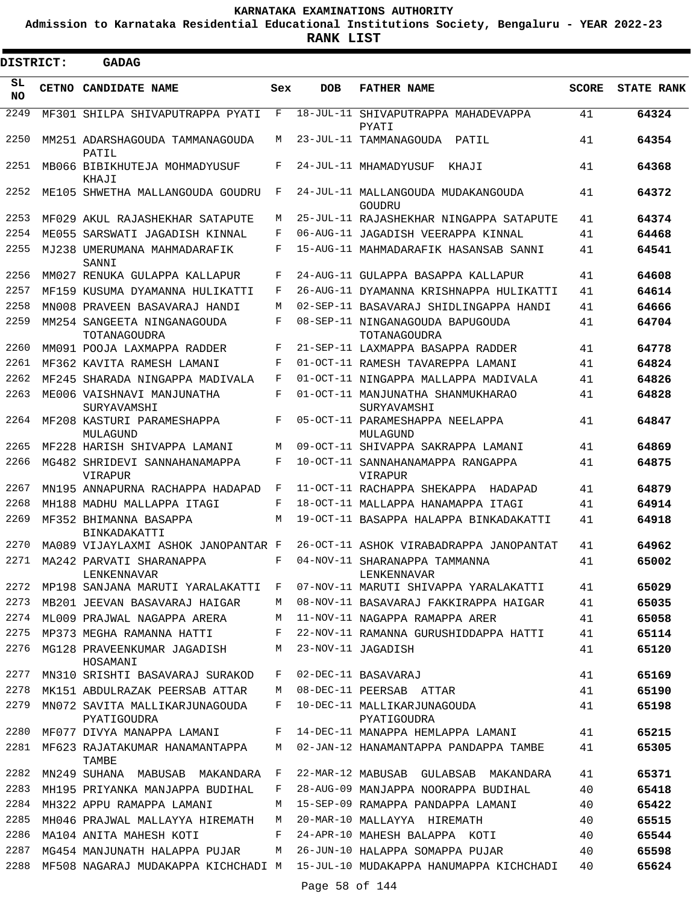# KARNATAKA EXAMINATIONS AUTHORITY

**Admission to Karnataka Residential Educational Institutions Society, Bengaluru - YEAR 2022-23**

**RANK LIST**

**DISTRICT: GADAG**

| SL NO | CETNO | CANDIDATE NAME | Sex | DOB | FATHER NAME | SCORE | STATE RANK |
|---|---|---|---|---|---|---|---|
| 2249 | MF301 | SHILPA SHIVAPUTRAPPA PYATI | F | 18-JUL-11 | SHIVAPUTRAPPA MAHADEVAPPA PYATI | 41 | **64324** |
| 2250 | MM251 | ADARSHAGOUDA TAMMANAGOUDA PATIL | M | 23-JUL-11 | TAMMANAGOUDA PATIL | 41 | **64354** |
| 2251 | MB066 | BIBIKHUTEJA MOHMADYUSUF KHAJI | F | 24-JUL-11 | MHAMADYUSUF KHAJI | 41 | **64368** |
| 2252 | ME105 | SHWETHA MALLANGOUDA GOUDRU | F | 24-JUL-11 | MALLANGOUDA MUDAKANGOUDA GOUDRU | 41 | **64372** |
| 2253 | MF029 | AKUL RAJASHEKHAR SATAPUTE | M | 25-JUL-11 | RAJASHEKHAR NINGAPPA SATAPUTE | 41 | **64374** |
| 2254 | ME055 | SARSWATI JAGADISH KINNAL | F | 06-AUG-11 | JAGADISH VEERAPPA KINNAL | 41 | **64468** |
| 2255 | MJ238 | UMERUMANA MAHMADARAFIK SANNI | F | 15-AUG-11 | MAHMADARAFIK HASANSAB SANNI | 41 | **64541** |
| 2256 | MM027 | RENUKA GULAPPA KALLAPUR | F | 24-AUG-11 | GULAPPA BASAPPA KALLAPUR | 41 | **64608** |
| 2257 | MF159 | KUSUMA DYAMANNA HULIKATTI | F | 26-AUG-11 | DYAMANNA KRISHNAPPA HULIKATTI | 41 | **64614** |
| 2258 | MN008 | PRAVEEN BASAVARAJ HANDI | M | 02-SEP-11 | BASAVARAJ SHIDLINGAPPA HANDI | 41 | **64666** |
| 2259 | MM254 | SANGEETA NINGANAGOUDA TOTANAGOUDRA | F | 08-SEP-11 | NINGANAGOUDA BAPUGOUDA TOTANAGOUDRA | 41 | **64704** |
| 2260 | MM091 | POOJA LAXMAPPA RADDER | F | 21-SEP-11 | LAXMAPPA BASAPPA RADDER | 41 | **64778** |
| 2261 | MF362 | KAVITA RAMESH LAMANI | F | 01-OCT-11 | RAMESH TAVAREPPA LAMANI | 41 | **64824** |
| 2262 | MF245 | SHARADA NINGAPPA MADIVALA | F | 01-OCT-11 | NINGAPPA MALLAPPA MADIVALA | 41 | **64826** |
| 2263 | ME006 | VAISHNAVI MANJUNATHA SURYAVAMSHI | F | 01-OCT-11 | MANJUNATHA SHANMUKHARAO SURYAVAMSHI | 41 | **64828** |
| 2264 | MF208 | KASTURI PARAMESHAPPA MULAGUND | F | 05-OCT-11 | PARAMESHAPPA NEELAPPA MULAGUND | 41 | **64847** |
| 2265 | MF228 | HARISH SHIVAPPA LAMANI | M | 09-OCT-11 | SHIVAPPA SAKRAPPA LAMANI | 41 | **64869** |
| 2266 | MG482 | SHRIDEVI SANNAHANAMAPPA VIRAPUR | F | 10-OCT-11 | SANNAHANAMAPPA RANGAPPA VIRAPUR | 41 | **64875** |
| 2267 | MN195 | ANNAPURNA RACHAPPA HADAPAD | F | 11-OCT-11 | RACHAPPA SHEKAPPA HADAPAD | 41 | **64879** |
| 2268 | MH188 | MADHU MALLAPPA ITAGI | F | 18-OCT-11 | MALLAPPA HANAMAPPA ITAGI | 41 | **64914** |
| 2269 | MF352 | BHIMANNA BASAPPA BINKADAKATTI | M | 19-OCT-11 | BASAPPA HALAPPA BINKADAKATTI | 41 | **64918** |
| 2270 | MA089 | VIJAYLAXMI ASHOK JANOPANTAR | F | 26-OCT-11 | ASHOK VIRABADRAPPA JANOPANTAT | 41 | **64962** |
| 2271 | MA242 | PARVATI SHARANAPPA LENKENNAVAR | F | 04-NOV-11 | SHARANAPPA TAMMANNA LENKENNAVAR | 41 | **65002** |
| 2272 | MP198 | SANJANA MARUTI YARALAKATTI | F | 07-NOV-11 | MARUTI SHIVAPPA YARALAKATTI | 41 | **65029** |
| 2273 | MB201 | JEEVAN BASAVARAJ HAIGAR | M | 08-NOV-11 | BASAVARAJ FAKKIRAPPA HAIGAR | 41 | **65035** |
| 2274 | ML009 | PRAJWAL NAGAPPA ARERA | M | 11-NOV-11 | NAGAPPA RAMAPPA ARER | 41 | **65058** |
| 2275 | MP373 | MEGHA RAMANNA HATTI | F | 22-NOV-11 | RAMANNA GURUSHIDDAPPA HATTI | 41 | **65114** |
| 2276 | MG128 | PRAVEENKUMAR JAGADISH HOSAMANI | M | 23-NOV-11 | JAGADISH | 41 | **65120** |
| 2277 | MN310 | SRISHTI BASAVARAJ SURAKOD | F | 02-DEC-11 | BASAVARAJ | 41 | **65169** |
| 2278 | MK151 | ABDULRAZAK PEERSAB ATTAR | M | 08-DEC-11 | PEERSAB ATTAR | 41 | **65190** |
| 2279 | MN072 | SAVITA MALLIKARJUNAGOUDA PYATIGOUDRA | F | 10-DEC-11 | MALLIKARJUNAGOUDA PYATIGOUDRA | 41 | **65198** |
| 2280 | MF077 | DIVYA MANAPPA LAMANI | F | 14-DEC-11 | MANAPPA HEMLAPPA LAMANI | 41 | **65215** |
| 2281 | MF623 | RAJATAKUMAR HANAMANTAPPA TAMBE | M | 02-JAN-12 | HANAMANTAPPA PANDAPPA TAMBE | 41 | **65305** |
| 2282 | MN249 | SUHANA MABUSAB MAKANDARA | F | 22-MAR-12 | MABUSAB GULABSAB MAKANDARA | 41 | **65371** |
| 2283 | MH195 | PRIYANKA MANJAPPA BUDIHAL | F | 28-AUG-09 | MANJAPPA NOORAPPA BUDIHAL | 40 | **65418** |
| 2284 | MH322 | APPU RAMAPPA LAMANI | M | 15-SEP-09 | RAMAPPA PANDAPPA LAMANI | 40 | **65422** |
| 2285 | MH046 | PRAJWAL MALLAYYA HIREMATH | M | 20-MAR-10 | MALLAYYA HIREMATH | 40 | **65515** |
| 2286 | MA104 | ANITA MAHESH KOTI | F | 24-APR-10 | MAHESH BALAPPA KOTI | 40 | **65544** |
| 2287 | MG454 | MANJUNATH HALAPPA PUJAR | M | 26-JUN-10 | HALAPPA SOMAPPA PUJAR | 40 | **65598** |
| 2288 | MF508 | NAGARAJ MUDAKAPPA KICHCHADI | M | 15-JUL-10 | MUDAKAPPA HANUMAPPA KICHCHADI | 40 | **65624** |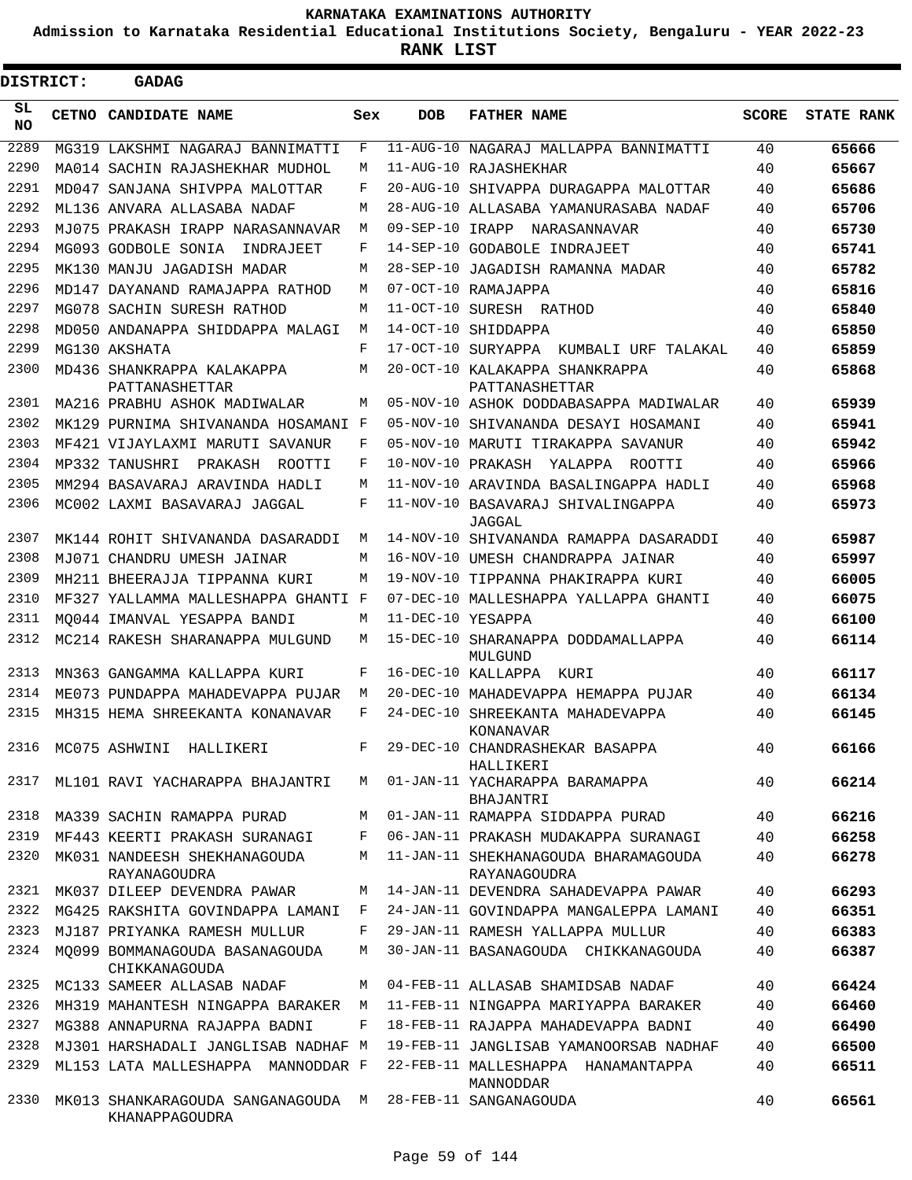**KARNATAKA EXAMINATIONS AUTHORITY**

**Admission to Karnataka Residential Educational Institutions Society, Bengaluru - YEAR 2022-23**

**RANK LIST**

**DISTRICT: GADAG**

| SL NO | CETNO | CANDIDATE NAME | Sex | DOB | FATHER NAME | SCORE | STATE RANK |
|---|---|---|---|---|---|---|---|
| 2289 | MG319 | LAKSHMI NAGARAJ BANNIMATTI | F | 11-AUG-10 | NAGARAJ MALLAPPA BANNIMATTI | 40 | 65666 |
| 2290 | MA014 | SACHIN RAJASHEKHAR MUDHOL | M | 11-AUG-10 | RAJASHEKHAR | 40 | 65667 |
| 2291 | MD047 | SANJANA SHIVPPA MALOTTAR | F | 20-AUG-10 | SHIVAPPA DURAGAPPA MALOTTAR | 40 | 65686 |
| 2292 | ML136 | ANVARA ALLASABA NADAF | M | 28-AUG-10 | ALLASABA YAMANURASABA NADAF | 40 | 65706 |
| 2293 | MJ075 | PRAKASH IRAPP NARASANNAVAR | M | 09-SEP-10 | IRAPP NARASANNAVAR | 40 | 65730 |
| 2294 | MG093 | GODBOLE SONIA INDRAJEET | F | 14-SEP-10 | GODABOLE INDRAJEET | 40 | 65741 |
| 2295 | MK130 | MANJU JAGADISH MADAR | M | 28-SEP-10 | JAGADISH RAMANNA MADAR | 40 | 65782 |
| 2296 | MD147 | DAYANAND RAMAJAPPA RATHOD | M | 07-OCT-10 | RAMAJAPPA | 40 | 65816 |
| 2297 | MG078 | SACHIN SURESH RATHOD | M | 11-OCT-10 | SURESH RATHOD | 40 | 65840 |
| 2298 | MD050 | ANDANAPPA SHIDDAPPA MALAGI | M | 14-OCT-10 | SHIDDAPPA | 40 | 65850 |
| 2299 | MG130 | AKSHATA | F | 17-OCT-10 | SURYAPPA KUMBALI URF TALAKAL | 40 | 65859 |
| 2300 | MD436 | SHANKRAPPA KALAKAPPA PATTANASHETTAR | M | 20-OCT-10 | KALAKAPPA SHANKRAPPA PATTANASHETTAR | 40 | 65868 |
| 2301 | MA216 | PRABHU ASHOK MADIWALAR | M | 05-NOV-10 | ASHOK DODDABASAPPA MADIWALAR | 40 | 65939 |
| 2302 | MK129 | PURNIMA SHIVANANDA HOSAMANI | F | 05-NOV-10 | SHIVANANDA DESAYI HOSAMANI | 40 | 65941 |
| 2303 | MF421 | VIJAYLAXMI MARUTI SAVANUR | F | 05-NOV-10 | MARUTI TIRAKAPPA SAVANUR | 40 | 65942 |
| 2304 | MP332 | TANUSHRI PRAKASH ROOTTI | F | 10-NOV-10 | PRAKASH YALAPPA ROOTTI | 40 | 65966 |
| 2305 | MM294 | BASAVARAJ ARAVINDA HADLI | M | 11-NOV-10 | ARAVINDA BASALINGAPPA HADLI | 40 | 65968 |
| 2306 | MC002 | LAXMI BASAVARAJ JAGGAL | F | 11-NOV-10 | BASAVARAJ SHIVALINGAPPA JAGGAL | 40 | 65973 |
| 2307 | MK144 | ROHIT SHIVANANDA DASARADDI | M | 14-NOV-10 | SHIVANANDA RAMAPPA DASARADDI | 40 | 65987 |
| 2308 | MJ071 | CHANDRU UMESH JAINAR | M | 16-NOV-10 | UMESH CHANDRAPPA JAINAR | 40 | 65997 |
| 2309 | MH211 | BHEERAJJA TIPPANNA KURI | M | 19-NOV-10 | TIPPANNA PHAKIRAPPA KURI | 40 | 66005 |
| 2310 | MF327 | YALLAMMA MALLESHAPPA GHANTI | F | 07-DEC-10 | MALLESHAPPA YALLAPPA GHANTI | 40 | 66075 |
| 2311 | MQ044 | IMANVAL YESAPPA BANDI | M | 11-DEC-10 | YESAPPA | 40 | 66100 |
| 2312 | MC214 | RAKESH SHARANAPPA MULGUND | M | 15-DEC-10 | SHARANAPPA DODDAMALLAPPA MULGUND | 40 | 66114 |
| 2313 | MN363 | GANGAMMA KALLAPPA KURI | F | 16-DEC-10 | KALLAPPA KURI | 40 | 66117 |
| 2314 | ME073 | PUNDAPPA MAHADEVAPPA PUJAR | M | 20-DEC-10 | MAHADEVAPPA HEMAPPA PUJAR | 40 | 66134 |
| 2315 | MH315 | HEMA SHREEKANTA KONANAVAR | F | 24-DEC-10 | SHREEKANTA MAHADEVAPPA KONANAVAR | 40 | 66145 |
| 2316 | MC075 | ASHWINI HALLIKERI | F | 29-DEC-10 | CHANDRASHEKAR BASAPPA HALLIKERI | 40 | 66166 |
| 2317 | ML101 | RAVI YACHARAPPA BHAJANTRI | M | 01-JAN-11 | YACHARAPPA BARAMAPPA BHAJANTRI | 40 | 66214 |
| 2318 | MA339 | SACHIN RAMAPPA PURAD | M | 01-JAN-11 | RAMAPPA SIDDAPPA PURAD | 40 | 66216 |
| 2319 | MF443 | KEERTI PRAKASH SURANAGI | F | 06-JAN-11 | PRAKASH MUDAKAPPA SURANAGI | 40 | 66258 |
| 2320 | MK031 | NANDEESH SHEKHANAGOUDA RAYANAGOUDRA | M | 11-JAN-11 | SHEKHANAGOUDA BHARAMAGOUDA RAYANAGOUDRA | 40 | 66278 |
| 2321 | MK037 | DILEEP DEVENDRA PAWAR | M | 14-JAN-11 | DEVENDRA SAHADEVAPPA PAWAR | 40 | 66293 |
| 2322 | MG425 | RAKSHITA GOVINDAPPA LAMANI | F | 24-JAN-11 | GOVINDAPPA MANGALEPPA LAMANI | 40 | 66351 |
| 2323 | MJ187 | PRIYANKA RAMESH MULLUR | F | 29-JAN-11 | RAMESH YALLAPPA MULLUR | 40 | 66383 |
| 2324 | MQ099 | BOMMANAGOUDA BASANAGOUDA CHIKKANAGOUDA | M | 30-JAN-11 | BASANAGOUDA CHIKKANAGOUDA | 40 | 66387 |
| 2325 | MC133 | SAMEER ALLASAB NADAF | M | 04-FEB-11 | ALLASAB SHAMIDSAB NADAF | 40 | 66424 |
| 2326 | MH319 | MAHANTESH NINGAPPA BARAKER | M | 11-FEB-11 | NINGAPPA MARIYAPPA BARAKER | 40 | 66460 |
| 2327 | MG388 | ANNAPURNA RAJAPPA BADNI | F | 18-FEB-11 | RAJAPPA MAHADEVAPPA BADNI | 40 | 66490 |
| 2328 | MJ301 | HARSHADALI JANGLISAB NADHAF | M | 19-FEB-11 | JANGLISAB YAMANOORSAB NADHAF | 40 | 66500 |
| 2329 | ML153 | LATA MALLESHAPPA MANNODDAR | F | 22-FEB-11 | MALLESHAPPA HANAMANTAPPA MANNODDAR | 40 | 66511 |
| 2330 | MK013 | SHANKARAGOUDA SANGANAGOUDA KHANAPPAGOUDRA | M | 28-FEB-11 | SANGANAGOUDA | 40 | 66561 |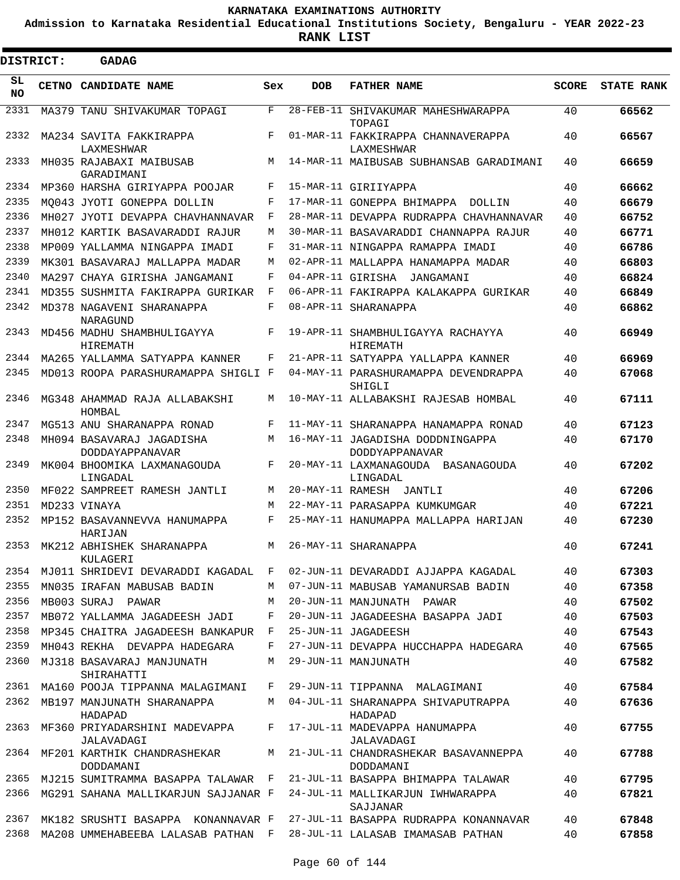# KARNATAKA EXAMINATIONS AUTHORITY

**Admission to Karnataka Residential Educational Institutions Society, Bengaluru - YEAR 2022-23**

**RANK LIST**

**DISTRICT: GADAG**

| SL NO | CETNO | CANDIDATE NAME | Sex | DOB | FATHER NAME | SCORE | STATE RANK |
|---|---|---|---|---|---|---|---|
| 2331 | MA379 | TANU SHIVAKUMAR TOPAGI | F | 28-FEB-11 | SHIVAKUMAR MAHESHWARAPPA TOPAGI | 40 | 66562 |
| 2332 | MA234 | SAVITA FAKKIRAPPA LAXMESHWAR | F | 01-MAR-11 | FAKKIRAPPA CHANNAVERAPPA LAXMESHWAR | 40 | 66567 |
| 2333 | MH035 | RAJABAXI MAIBUSAB GARADIMANI | M | 14-MAR-11 | MAIBUSAB SUBHANSAB GARADIMANI | 40 | 66659 |
| 2334 | MP360 | HARSHA GIRIYAPPA POOJAR | F | 15-MAR-11 | GIRIIYAPPA | 40 | 66662 |
| 2335 | MQ043 | JYOTI GONEPPA DOLLIN | F | 17-MAR-11 | GONEPPA BHIMAPPA DOLLIN | 40 | 66679 |
| 2336 | MH027 | JYOTI DEVAPPA CHAVHANNAVAR | F | 28-MAR-11 | DEVAPPA RUDRAPPA CHAVHANNAVAR | 40 | 66752 |
| 2337 | MH012 | KARTIK BASAVARADDI RAJUR | M | 30-MAR-11 | BASAVARADDI CHANNAPPA RAJUR | 40 | 66771 |
| 2338 | MP009 | YALLAMMA NINGAPPA IMADI | F | 31-MAR-11 | NINGAPPA RAMAPPA IMADI | 40 | 66786 |
| 2339 | MK301 | BASAVARAJ MALLAPPA MADAR | M | 02-APR-11 | MALLAPPA HANAMAPPA MADAR | 40 | 66803 |
| 2340 | MA297 | CHAYA GIRISHA JANGAMANI | F | 04-APR-11 | GIRISHA JANGAMANI | 40 | 66824 |
| 2341 | MD355 | SUSHMITA FAKIRAPPA GURIKAR | F | 06-APR-11 | FAKIRAPPA KALAKAPPA GURIKAR | 40 | 66849 |
| 2342 | MD378 | NAGAVENI SHARANAPPA NARAGUND | F | 08-APR-11 | SHARANAPPA | 40 | 66862 |
| 2343 | MD456 | MADHU SHAMBHULIGAYYA HIREMATH | F | 19-APR-11 | SHAMBHULIGAYYA RACHAYYA HIREMATH | 40 | 66949 |
| 2344 | MA265 | YALLAMMA SATYAPPA KANNER | F | 21-APR-11 | SATYAPPA YALLAPPA KANNER | 40 | 66969 |
| 2345 | MD013 | ROOPA PARASHURAMAPPA SHIGLI | F | 04-MAY-11 | PARASHURAMAPPA DEVENDRAPPA SHIGLI | 40 | 67068 |
| 2346 | MG348 | AHAMMAD RAJA ALLABAKSHI HOMBAL | M | 10-MAY-11 | ALLABAKSHI RAJESAB HOMBAL | 40 | 67111 |
| 2347 | MG513 | ANU SHARANAPPA RONAD | F | 11-MAY-11 | SHARANAPPA HANAMAPPA RONAD | 40 | 67123 |
| 2348 | MH094 | BASAVARAJ JAGADISHA DODDAYAPPANAVAR | M | 16-MAY-11 | JAGADISHA DODDNINGAPPA DODDYAPPANAVAR | 40 | 67170 |
| 2349 | MK004 | BHOOMIKA LAXMANAGOUDA LINGADAL | F | 20-MAY-11 | LAXMANAGOUDA BASANAGOUDA LINGADAL | 40 | 67202 |
| 2350 | MF022 | SAMPREET RAMESH JANTLI | M | 20-MAY-11 | RAMESH JANTLI | 40 | 67206 |
| 2351 | MD233 | VINAYA | M | 22-MAY-11 | PARASAPPA KUMKUMGAR | 40 | 67221 |
| 2352 | MP152 | BASAVANNEVVA HANUMAPPA HARIJAN | F | 25-MAY-11 | HANUMAPPA MALLAPPA HARIJAN | 40 | 67230 |
| 2353 | MK212 | ABHISHEK SHARANAPPA KULAGERI | M | 26-MAY-11 | SHARANAPPA | 40 | 67241 |
| 2354 | MJ011 | SHRIDEVI DEVARADDI KAGADAL | F | 02-JUN-11 | DEVARADDI AJJAPPA KAGADAL | 40 | 67303 |
| 2355 | MN035 | IRAFAN MABUSAB BADIN | M | 07-JUN-11 | MABUSAB YAMANURSAB BADIN | 40 | 67358 |
| 2356 | MB003 | SURAJ PAWAR | M | 20-JUN-11 | MANJUNATH PAWAR | 40 | 67502 |
| 2357 | MB072 | YALLAMMA JAGADEESH JADI | F | 20-JUN-11 | JAGADEESHA BASAPPA JADI | 40 | 67503 |
| 2358 | MP345 | CHAITRA JAGADEESH BANKAPUR | F | 25-JUN-11 | JAGADEESH | 40 | 67543 |
| 2359 | MH043 | REKHA DEVAPPA HADEGARA | F | 27-JUN-11 | DEVAPPA HUCCHAPPA HADEGARA | 40 | 67565 |
| 2360 | MJ318 | BASAVARAJ MANJUNATH SHIRAHATTI | M | 29-JUN-11 | MANJUNATH | 40 | 67582 |
| 2361 | MA160 | POOJA TIPPANNA MALAGIMANI | F | 29-JUN-11 | TIPPANNA MALAGIMANI | 40 | 67584 |
| 2362 | MB197 | MANJUNATH SHARANAPPA HADAPAD | M | 04-JUL-11 | SHARANAPPA SHIVAPUTRAPPA HADAPAD | 40 | 67636 |
| 2363 | MF360 | PRIYADARSHINI MADEVAPPA JALAVADAGI | F | 17-JUL-11 | MADEVAPPA HANUMAPPA JALAVADAGI | 40 | 67755 |
| 2364 | MF201 | KARTHIK CHANDRASHEKAR DODDAMANI | M | 21-JUL-11 | CHANDRASHEKAR BASAVANNEPPA DODDAMANI | 40 | 67788 |
| 2365 | MJ215 | SUMITRAMMA BASAPPA TALAWAR | F | 21-JUL-11 | BASAPPA BHIMAPPA TALAWAR | 40 | 67795 |
| 2366 | MG291 | SAHANA MALLIKARJUN SAJJANAR | F | 24-JUL-11 | MALLIKARJUN IWHWARAPPA SAJJANAR | 40 | 67821 |
| 2367 | MK182 | SRUSHTI BASAPPA KONANNAVAR | F | 27-JUL-11 | BASAPPA RUDRAPPA KONANNAVAR | 40 | 67848 |
| 2368 | MA208 | UMMEHABEEBA LALASAB PATHAN | F | 28-JUL-11 | LALASAB IMAMASAB PATHAN | 40 | 67858 |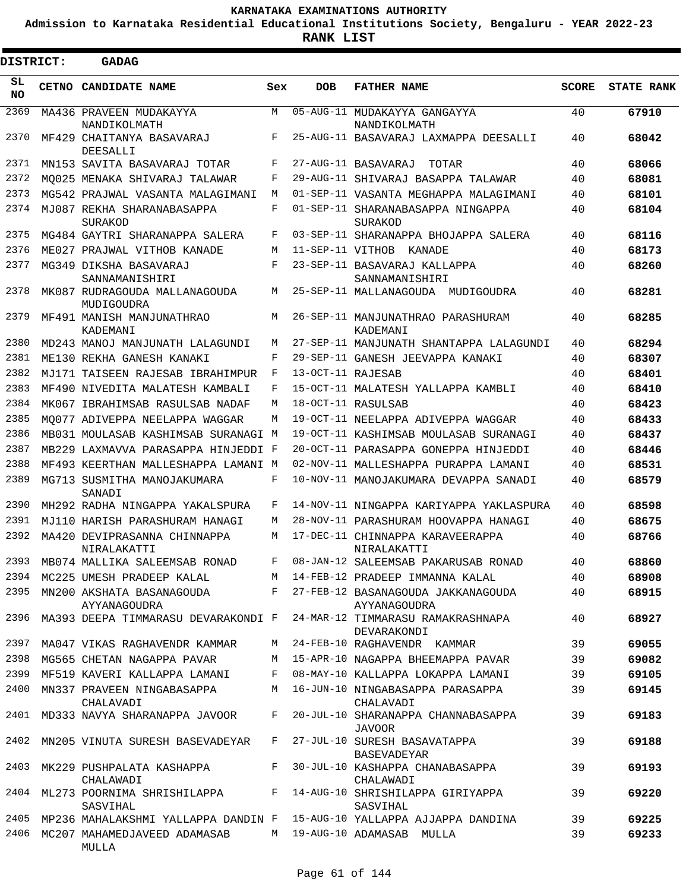**KARNATAKA EXAMINATIONS AUTHORITY**

**Admission to Karnataka Residential Educational Institutions Society, Bengaluru - YEAR 2022-23**

**RANK LIST**

**DISTRICT: GADAG**

| SL NO | CETNO | CANDIDATE NAME | Sex | DOB | FATHER NAME | SCORE | STATE RANK |
|---|---|---|---|---|---|---|---|
| 2369 | MA436 | PRAVEEN MUDAKAYYA NANDIKOLMATH | M | 05-AUG-11 | MUDAKAYYA GANGAYYA NANDIKOLMATH | 40 | 67910 |
| 2370 | MF429 | CHAITANYA BASAVARAJ DEESALLI | F | 25-AUG-11 | BASAVARAJ LAXMAPPA DEESALLI | 40 | 68042 |
| 2371 | MN153 | SAVITA BASAVARAJ TOTAR | F | 27-AUG-11 | BASAVARAJ TOTAR | 40 | 68066 |
| 2372 | MQ025 | MENAKA SHIVARAJ TALAWAR | F | 29-AUG-11 | SHIVARAJ BASAPPA TALAWAR | 40 | 68081 |
| 2373 | MG542 | PRAJWAL VASANTA MALAGIMANI | M | 01-SEP-11 | VASANTA MEGHAPPA MALAGIMANI | 40 | 68101 |
| 2374 | MJ087 | REKHA SHARANABASAPPA SURAKOD | F | 01-SEP-11 | SHARANABASAPPA NINGAPPA SURAKOD | 40 | 68104 |
| 2375 | MG484 | GAYTRI SHARANAPPA SALERA | F | 03-SEP-11 | SHARANAPPA BHOJAPPA SALERA | 40 | 68116 |
| 2376 | ME027 | PRAJWAL VITHOB KANADE | M | 11-SEP-11 | VITHOB KANADE | 40 | 68173 |
| 2377 | MG349 | DIKSHA BASAVARAJ SANNAMANISHIRI | F | 23-SEP-11 | BASAVARAJ KALLAPPA SANNAMANISHIRI | 40 | 68260 |
| 2378 | MK087 | RUDRAGOUDA MALLANAGOUDA MUDIGOUDRA | M | 25-SEP-11 | MALLANAGOUDA MUDIGOUDRA | 40 | 68281 |
| 2379 | MF491 | MANISH MANJUNATHRAO KADEMANI | M | 26-SEP-11 | MANJUNATHRAO PARASHURAM KADEMANI | 40 | 68285 |
| 2380 | MD243 | MANOJ MANJUNATH LALAGUNDI | M | 27-SEP-11 | MANJUNATH SHANTAPPA LALAGUNDI | 40 | 68294 |
| 2381 | ME130 | REKHA GANESH KANAKI | F | 29-SEP-11 | GANESH JEEVAPPA KANAKI | 40 | 68307 |
| 2382 | MJ171 | TAISEEN RAJESAB IBRAHIMPUR | F | 13-OCT-11 | RAJESAB | 40 | 68401 |
| 2383 | MF490 | NIVEDITA MALATESH KAMBALI | F | 15-OCT-11 | MALATESH YALLAPPA KAMBLI | 40 | 68410 |
| 2384 | MK067 | IBRAHIMSAB RASULSAB NADAF | M | 18-OCT-11 | RASULSAB | 40 | 68423 |
| 2385 | MQ077 | ADIVEPPA NEELAPPA WAGGAR | M | 19-OCT-11 | NEELAPPA ADIVEPPA WAGGAR | 40 | 68433 |
| 2386 | MB031 | MOULASAB KASHIMSAB SURANAGI | M | 19-OCT-11 | KASHIMSAB MOULASAB SURANAGI | 40 | 68437 |
| 2387 | MB229 | LAXMAVVA PARASAPPA HINJEDDI | F | 20-OCT-11 | PARASAPPA GONEPPA HINJEDDI | 40 | 68446 |
| 2388 | MF493 | KEERTHAN MALLESHAPPA LAMANI | M | 02-NOV-11 | MALLESHAPPA PURAPPA LAMANI | 40 | 68531 |
| 2389 | MG713 | SUSMITHA MANOJAKUMARA SANADI | F | 10-NOV-11 | MANOJAKUMARA DEVAPPA SANADI | 40 | 68579 |
| 2390 | MH292 | RADHA NINGAPPA YAKALSPURA | F | 14-NOV-11 | NINGAPPA KARIYAPPA YAKLASPURA | 40 | 68598 |
| 2391 | MJ110 | HARISH PARASHURAM HANAGI | M | 28-NOV-11 | PARASHURAM HOOVAPPA HANAGI | 40 | 68675 |
| 2392 | MA420 | DEVIPRASANNA CHINNAPPA NIRALAKATTI | M | 17-DEC-11 | CHINNAPPA KARAVEERAPPA NIRALAKATTI | 40 | 68766 |
| 2393 | MB074 | MALLIKA SALEEMSAB RONAD | F | 08-JAN-12 | SALEEMSAB PAKARUSAB RONAD | 40 | 68860 |
| 2394 | MC225 | UMESH PRADEEP KALAL | M | 14-FEB-12 | PRADEEP IMMANNA KALAL | 40 | 68908 |
| 2395 | MN200 | AKSHATA BASANAGOUDA AYYANAGOUDRA | F | 27-FEB-12 | BASANAGOUDA JAKKANAGOUDA AYYANAGOUDRA | 40 | 68915 |
| 2396 | MA393 | DEEPA TIMMARASU DEVARAKONDI | F | 24-MAR-12 | TIMMARASU RAMAKRASHNAPA DEVARAKONDI | 40 | 68927 |
| 2397 | MA047 | VIKAS RAGHAVENDR KAMMAR | M | 24-FEB-10 | RAGHAVENDR KAMMAR | 39 | 69055 |
| 2398 | MG565 | CHETAN NAGAPPA PAVAR | M | 15-APR-10 | NAGAPPA BHEEMAPPA PAVAR | 39 | 69082 |
| 2399 | MF519 | KAVERI KALLAPPA LAMANI | F | 08-MAY-10 | KALLAPPA LOKAPPA LAMANI | 39 | 69105 |
| 2400 | MN337 | PRAVEEN NINGABASAPPA CHALAVADI | M | 16-JUN-10 | NINGABASAPPA PARASAPPA CHALAVADI | 39 | 69145 |
| 2401 | MD333 | NAVYA SHARANAPPA JAVOOR | F | 20-JUL-10 | SHARANAPPA CHANNABASAPPA JAVOOR | 39 | 69183 |
| 2402 | MN205 | VINUTA SURESH BASEVADEYAR | F | 27-JUL-10 | SURESH BASAVATAPPA BASEVADEYAR | 39 | 69188 |
| 2403 | MK229 | PUSHPALATA KASHAPPA CHALAWADI | F | 30-JUL-10 | KASHAPPA CHANABASAPPA CHALAWADI | 39 | 69193 |
| 2404 | ML273 | POORNIMA SHRISHILAPPA SASVIHAL | F | 14-AUG-10 | SHRISHILAPPA GIRIYAPPA SASVIHAL | 39 | 69220 |
| 2405 | MP236 | MAHALAKSHMI YALLAPPA DANDIN | F | 15-AUG-10 | YALLAPPA AJJAPPA DANDINA | 39 | 69225 |
| 2406 | MC207 | MAHAMEDJAVEED ADAMASAB MULLA | M | 19-AUG-10 | ADAMASAB MULLA | 39 | 69233 |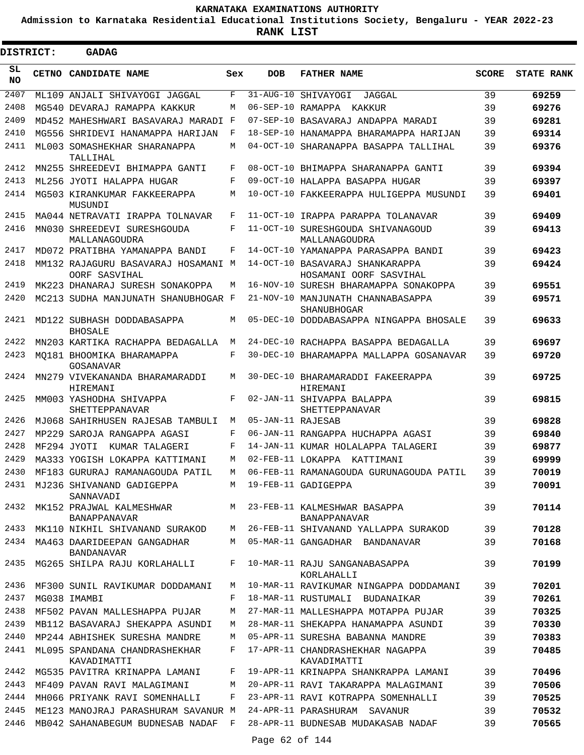# KARNATAKA EXAMINATIONS AUTHORITY

**Admission to Karnataka Residential Educational Institutions Society, Bengaluru - YEAR 2022-23**

**RANK LIST**

**DISTRICT: GADAG**

| SL NO | CETNO | CANDIDATE NAME | Sex | DOB | FATHER NAME | SCORE | STATE RANK |
|---|---|---|---|---|---|---|---|
| 2407 | ML109 | ANJALI SHIVAYOGI JAGGAL | F | 31-AUG-10 | SHIVAYOGI JAGGAL | 39 | 69259 |
| 2408 | MG540 | DEVARAJ RAMAPPA KAKKUR | M | 06-SEP-10 | RAMAPPA KAKKUR | 39 | 69276 |
| 2409 | MD452 | MAHESHWARI BASAVARAJ MARADI | F | 07-SEP-10 | BASAVARAJ ANDAPPA MARADI | 39 | 69281 |
| 2410 | MG556 | SHRIDEVI HANAMAPPA HARIJAN | F | 18-SEP-10 | HANAMAPPA BHARAMAPPA HARIJAN | 39 | 69314 |
| 2411 | ML003 | SOMASHEKHAR SHARANAPPA TALLIHAL | M | 04-OCT-10 | SHARANAPPA BASAPPA TALLIHAL | 39 | 69376 |
| 2412 | MN255 | SHREEDEVI BHIMAPPA GANTI | F | 08-OCT-10 | BHIMAPPA SHARANAPPA GANTI | 39 | 69394 |
| 2413 | ML256 | JYOTI HALAPPA HUGAR | F | 09-OCT-10 | HALAPPA BASAPPA HUGAR | 39 | 69397 |
| 2414 | MG503 | KIRANKUMAR FAKKEERAPPA MUSUNDI | M | 10-OCT-10 | FAKKEERAPPA HULIGEPPA MUSUNDI | 39 | 69401 |
| 2415 | MA044 | NETRAVATI IRAPPA TOLNAVAR | F | 11-OCT-10 | IRAPPA PARAPPA TOLANAVAR | 39 | 69409 |
| 2416 | MN030 | SHREEDEVI SURESHGOUDA MALLANAGOUDRA | F | 11-OCT-10 | SURESHGOUDA SHIVANAGOUD MALLANAGOUDRA | 39 | 69413 |
| 2417 | MD072 | PRATIBHA YAMANAPPA BANDI | F | 14-OCT-10 | YAMANAPPA PARASAPPA BANDI | 39 | 69423 |
| 2418 | MM132 | RAJAGURU BASAVARAJ HOSAMANI OORF SASVIHAL | M | 14-OCT-10 | BASAVARAJ SHANKARAPPA HOSAMANI OORF SASVIHAL | 39 | 69424 |
| 2419 | MK223 | DHANARAJ SURESH SONAKOPPA | M | 16-NOV-10 | SURESH BHARAMAPPA SONAKOPPA | 39 | 69551 |
| 2420 | MC213 | SUDHA MANJUNATH SHANUBHOGAR | F | 21-NOV-10 | MANJUNATH CHANNABASAPPA SHANUBHOGAR | 39 | 69571 |
| 2421 | MD122 | SUBHASH DODDABASAPPA BHOSALE | M | 05-DEC-10 | DODDABASAPPA NINGAPPA BHOSALE | 39 | 69633 |
| 2422 | MN203 | KARTIKA RACHAPPA BEDAGALLA | M | 24-DEC-10 | RACHAPPA BASAPPA BEDAGALLA | 39 | 69697 |
| 2423 | MQ181 | BHOOMIKA BHARAMAPPA GOSANAVAR | F | 30-DEC-10 | BHARAMAPPA MALLAPPA GOSANAVAR | 39 | 69720 |
| 2424 | MN279 | VIVEKANANDA BHARAMARADDI HIREMANI | M | 30-DEC-10 | BHARAMARADDI FAKEERAPPA HIREMANI | 39 | 69725 |
| 2425 | MM003 | YASHODHA SHIVAPPA SHETTEPPANAVAR | F | 02-JAN-11 | SHIVAPPA BALAPPA SHETTEPPANAVAR | 39 | 69815 |
| 2426 | MJ068 | SAHIRHUSEN RAJESAB TAMBULI | M | 05-JAN-11 | RAJESAB | 39 | 69828 |
| 2427 | MP229 | SAROJA RANGAPPA AGASI | F | 06-JAN-11 | RANGAPPA HUCHAPPA AGASI | 39 | 69840 |
| 2428 | MF294 | JYOTI KUMAR TALAGERI | F | 14-JAN-11 | KUMAR HOLALAPPA TALAGERI | 39 | 69877 |
| 2429 | MA333 | YOGISH LOKAPPA KATTIMANI | M | 02-FEB-11 | LOKAPPA KATTIMANI | 39 | 69999 |
| 2430 | MF183 | GURURAJ RAMANAGOUDA PATIL | M | 06-FEB-11 | RAMANAGOUDA GURUNAGOUDA PATIL | 39 | 70019 |
| 2431 | MJ236 | SHIVANAND GADIGEPPA SANNAVADI | M | 19-FEB-11 | GADIGEPPA | 39 | 70091 |
| 2432 | MK152 | PRAJWAL KALMESHWAR BANAPPANAVAR | M | 23-FEB-11 | KALMESHWAR BASAPPA BANAPPANAVAR | 39 | 70114 |
| 2433 | MK110 | NIKHIL SHIVANAND SURAKOD | M | 26-FEB-11 | SHIVANAND YALLAPPA SURAKOD | 39 | 70128 |
| 2434 | MA463 | DAARIDEEPAN GANGADHAR BANDANAVAR | M | 05-MAR-11 | GANGADHAR BANDANAVAR | 39 | 70168 |
| 2435 | MG265 | SHILPA RAJU KORLAHALLI | F | 10-MAR-11 | RAJU SANGANABASAPPA KORLAHALLI | 39 | 70199 |
| 2436 | MF300 | SUNIL RAVIKUMAR DODDAMANI | M | 10-MAR-11 | RAVIKUMAR NINGAPPA DODDAMANI | 39 | 70201 |
| 2437 | MG038 | IMAMBI | F | 18-MAR-11 | RUSTUMALI BUDANAIKAR | 39 | 70261 |
| 2438 | MF502 | PAVAN MALLESHAPPA PUJAR | M | 27-MAR-11 | MALLESHAPPA MOTAPPA PUJAR | 39 | 70325 |
| 2439 | MB112 | BASAVARAJ SHEKAPPA ASUNDI | M | 28-MAR-11 | SHEKAPPA HANAMAPPA ASUNDI | 39 | 70330 |
| 2440 | MP244 | ABHISHEK SURESHA MANDRE | M | 05-APR-11 | SURESHA BABANNA MANDRE | 39 | 70383 |
| 2441 | ML095 | SPANDANA CHANDRASHEKHAR KAVADIMATTI | F | 17-APR-11 | CHANDRASHEKHAR NAGAPPA KAVADIMATTI | 39 | 70485 |
| 2442 | MG535 | PAVITRA KRINAPPA LAMANI | F | 19-APR-11 | KRINAPPA SHANKRAPPA LAMANI | 39 | 70496 |
| 2443 | MF409 | PAVAN RAVI MALAGIMANI | M | 20-APR-11 | RAVI TAKARAPPA MALAGIMANI | 39 | 70506 |
| 2444 | MH066 | PRIYANK RAVI SOMENHALLI | F | 23-APR-11 | RAVI KOTRAPPA SOMENHALLI | 39 | 70525 |
| 2445 | ME123 | MANOJRAJ PARASHURAM SAVANUR | M | 24-APR-11 | PARASHURAM SAVANUR | 39 | 70532 |
| 2446 | MB042 | SAHANABEGUM BUDNESAB NADAF | F | 28-APR-11 | BUDNESAB MUDAKASAB NADAF | 39 | 70565 |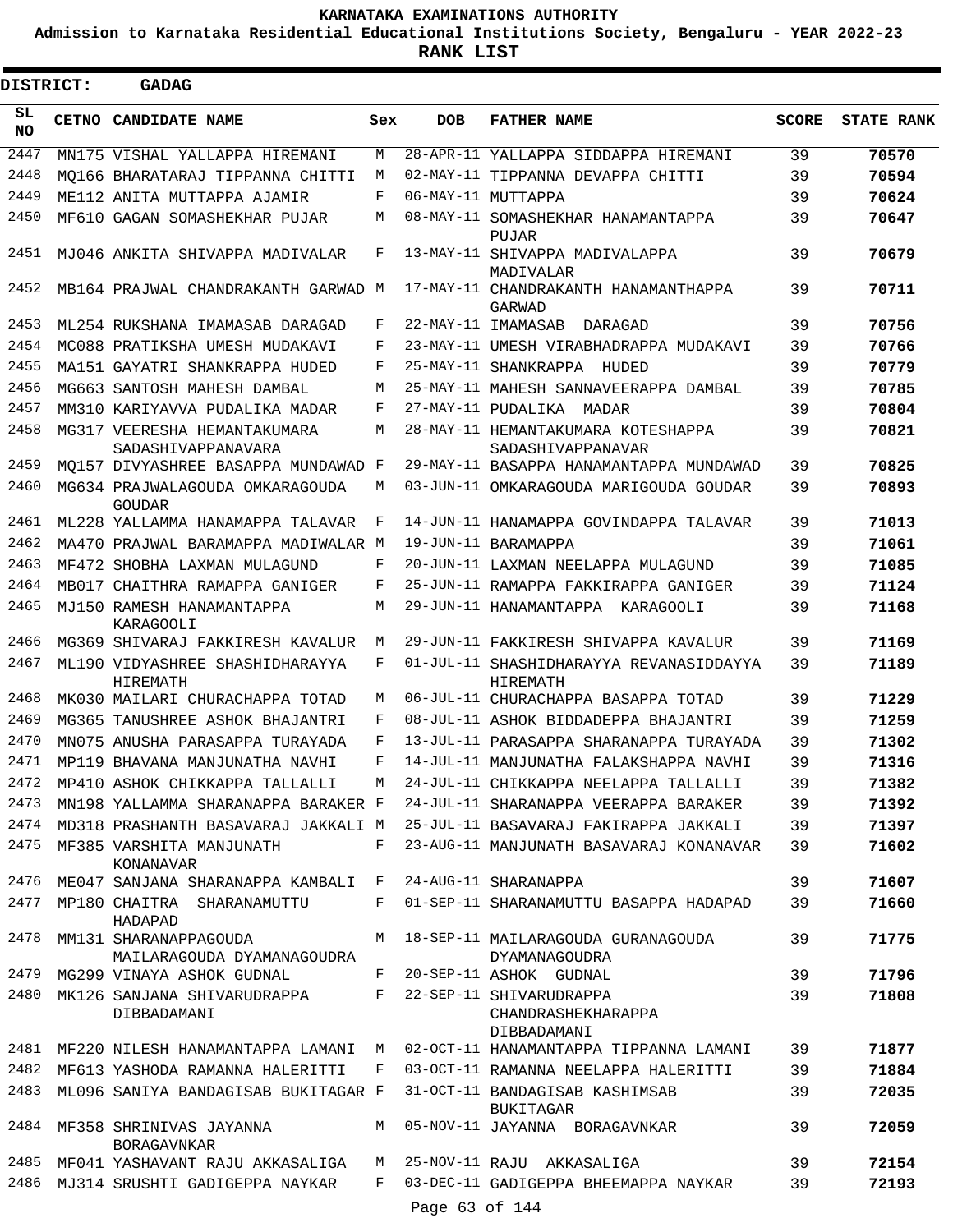# KARNATAKA EXAMINATIONS AUTHORITY

**Admission to Karnataka Residential Educational Institutions Society, Bengaluru - YEAR 2022-23**

**RANK LIST**

**DISTRICT: GADAG**

| SL NO | CETNO | CANDIDATE NAME | Sex | DOB | FATHER NAME | SCORE | STATE RANK |
|---|---|---|---|---|---|---|---|
| 2447 | MN175 | VISHAL YALLAPPA HIREMANI | M | 28-APR-11 | YALLAPPA SIDDAPPA HIREMANI | 39 | 70570 |
| 2448 | MQ166 | BHARATARAJ TIPPANNA CHITTI | M | 02-MAY-11 | TIPPANNA DEVAPPA CHITTI | 39 | 70594 |
| 2449 | ME112 | ANITA MUTTAPPA AJAMIR | F | 06-MAY-11 | MUTTAPPA | 39 | 70624 |
| 2450 | MF610 | GAGAN SOMASHEKHAR PUJAR | M | 08-MAY-11 | SOMASHEKHAR HANAMANTAPPA PUJAR | 39 | 70647 |
| 2451 | MJ046 | ANKITA SHIVAPPA MADIVALAR | F | 13-MAY-11 | SHIVAPPA MADIVALAPPA MADIVALAR | 39 | 70679 |
| 2452 | MB164 | PRAJWAL CHANDRAKANTH GARWAD | M | 17-MAY-11 | CHANDRAKANTH HANAMANTHAPPA GARWAD | 39 | 70711 |
| 2453 | ML254 | RUKSHANA IMAMASAB DARAGAD | F | 22-MAY-11 | IMAMASAB DARAGAD | 39 | 70756 |
| 2454 | MC088 | PRATIKSHA UMESH MUDAKAVI | F | 23-MAY-11 | UMESH VIRABHADRAPPA MUDAKAVI | 39 | 70766 |
| 2455 | MA151 | GAYATRI SHANKRAPPA HUDED | F | 25-MAY-11 | SHANKRAPPA HUDED | 39 | 70779 |
| 2456 | MG663 | SANTOSH MAHESH DAMBAL | M | 25-MAY-11 | MAHESH SANNAVEERAPPA DAMBAL | 39 | 70785 |
| 2457 | MM310 | KARIYAVVA PUDALIKA MADAR | F | 27-MAY-11 | PUDALIKA MADAR | 39 | 70804 |
| 2458 | MG317 | VEERESHA HEMANTAKUMARA SADASHIVAPPANAVARA | M | 28-MAY-11 | HEMANTAKUMARA KOTESHAPPA SADASHIVAPPANAVAR | 39 | 70821 |
| 2459 | MQ157 | DIVYASHREE BASAPPA MUNDAWAD | F | 29-MAY-11 | BASAPPA HANAMANTAPPA MUNDAWAD | 39 | 70825 |
| 2460 | MG634 | PRAJWALAGOUDA OMKARAGOUDA GOUDAR | M | 03-JUN-11 | OMKARAGOUDA MARIGOUDA GOUDAR | 39 | 70893 |
| 2461 | ML228 | YALLAMMA HANAMAPPA TALAVAR | F | 14-JUN-11 | HANAMAPPA GOVINDAPPA TALAVAR | 39 | 71013 |
| 2462 | MA470 | PRAJWAL BARAMAPPA MADIWALAR | M | 19-JUN-11 | BARAMAPPA | 39 | 71061 |
| 2463 | MF472 | SHOBHA LAXMAN MULAGUND | F | 20-JUN-11 | LAXMAN NEELAPPA MULAGUND | 39 | 71085 |
| 2464 | MB017 | CHAITHRA RAMAPPA GANIGER | F | 25-JUN-11 | RAMAPPA FAKKIRAPPA GANIGER | 39 | 71124 |
| 2465 | MJ150 | RAMESH HANAMANTAPPA KARAGOOLI | M | 29-JUN-11 | HANAMANTAPPA KARAGOOLI | 39 | 71168 |
| 2466 | MG369 | SHIVARAJ FAKKIRESH KAVALUR | M | 29-JUN-11 | FAKKIRESH SHIVAPPA KAVALUR | 39 | 71169 |
| 2467 | ML190 | VIDYASHREE SHASHIDHARAYYA HIREMATH | F | 01-JUL-11 | SHASHIDHARAYYA REVANASIDDAYYA HIREMATH | 39 | 71189 |
| 2468 | MK030 | MAILARI CHURACHAPPA TOTAD | M | 06-JUL-11 | CHURACHAPPA BASAPPA TOTAD | 39 | 71229 |
| 2469 | MG365 | TANUSHREE ASHOK BHAJANTRI | F | 08-JUL-11 | ASHOK BIDDADEPPA BHAJANTRI | 39 | 71259 |
| 2470 | MN075 | ANUSHA PARASAPPA TURAYADA | F | 13-JUL-11 | PARASAPPA SHARANAPPA TURAYADA | 39 | 71302 |
| 2471 | MP119 | BHAVANA MANJUNATHA NAVHI | F | 14-JUL-11 | MANJUNATHA FALAKSHAPPA NAVHI | 39 | 71316 |
| 2472 | MP410 | ASHOK CHIKKAPPA TALLALLI | M | 24-JUL-11 | CHIKKAPPA NEELAPPA TALLALLI | 39 | 71382 |
| 2473 | MN198 | YALLAMMA SHARANAPPA BARAKER | F | 24-JUL-11 | SHARANAPPA VEERAPPA BARAKER | 39 | 71392 |
| 2474 | MD318 | PRASHANTH BASAVARAJ JAKKALI | M | 25-JUL-11 | BASAVARAJ FAKIRAPPA JAKKALI | 39 | 71397 |
| 2475 | MF385 | VARSHITA MANJUNATH KONANAVAR | F | 23-AUG-11 | MANJUNATH BASAVARAJ KONANAVAR | 39 | 71602 |
| 2476 | ME047 | SANJANA SHARANAPPA KAMBALI | F | 24-AUG-11 | SHARANAPPA | 39 | 71607 |
| 2477 | MP180 | CHAITRA SHARANAMUTTU HADAPAD | F | 01-SEP-11 | SHARANAMUTTU BASAPPA HADAPAD | 39 | 71660 |
| 2478 | MM131 | SHARANAPPAGOUDA MAILARAGOUDA DYAMANAGOUDRA | M | 18-SEP-11 | MAILARAGOUDA GURANAGOUDA DYAMANAGOUDRA | 39 | 71775 |
| 2479 | MG299 | VINAYA ASHOK GUDNAL | F | 20-SEP-11 | ASHOK GUDNAL | 39 | 71796 |
| 2480 | MK126 | SANJANA SHIVARUDRAPPA DIBBADAMANI | F | 22-SEP-11 | SHIVARUDRAPPA CHANDRASHEKHARAPPA DIBBADAMANI | 39 | 71808 |
| 2481 | MF220 | NILESH HANAMANTAPPA LAMANI | M | 02-OCT-11 | HANAMANTAPPA TIPPANNA LAMANI | 39 | 71877 |
| 2482 | MF613 | YASHODA RAMANNA HALERITTI | F | 03-OCT-11 | RAMANNA NEELAPPA HALERITTI | 39 | 71884 |
| 2483 | ML096 | SANIYA BANDAGISAB BUKITAGAR | F | 31-OCT-11 | BANDAGISAB KASHIMSAB BUKITAGAR | 39 | 72035 |
| 2484 | MF358 | SHRINIVAS JAYANNA BORAGAVNKAR | M | 05-NOV-11 | JAYANNA BORAGAVNKAR | 39 | 72059 |
| 2485 | MF041 | YASHAVANT RAJU AKKASALIGA | M | 25-NOV-11 | RAJU AKKASALIGA | 39 | 72154 |
| 2486 | MJ314 | SRUSHTI GADIGEPPA NAYKAR | F | 03-DEC-11 | GADIGEPPA BHEEMAPPA NAYKAR | 39 | 72193 |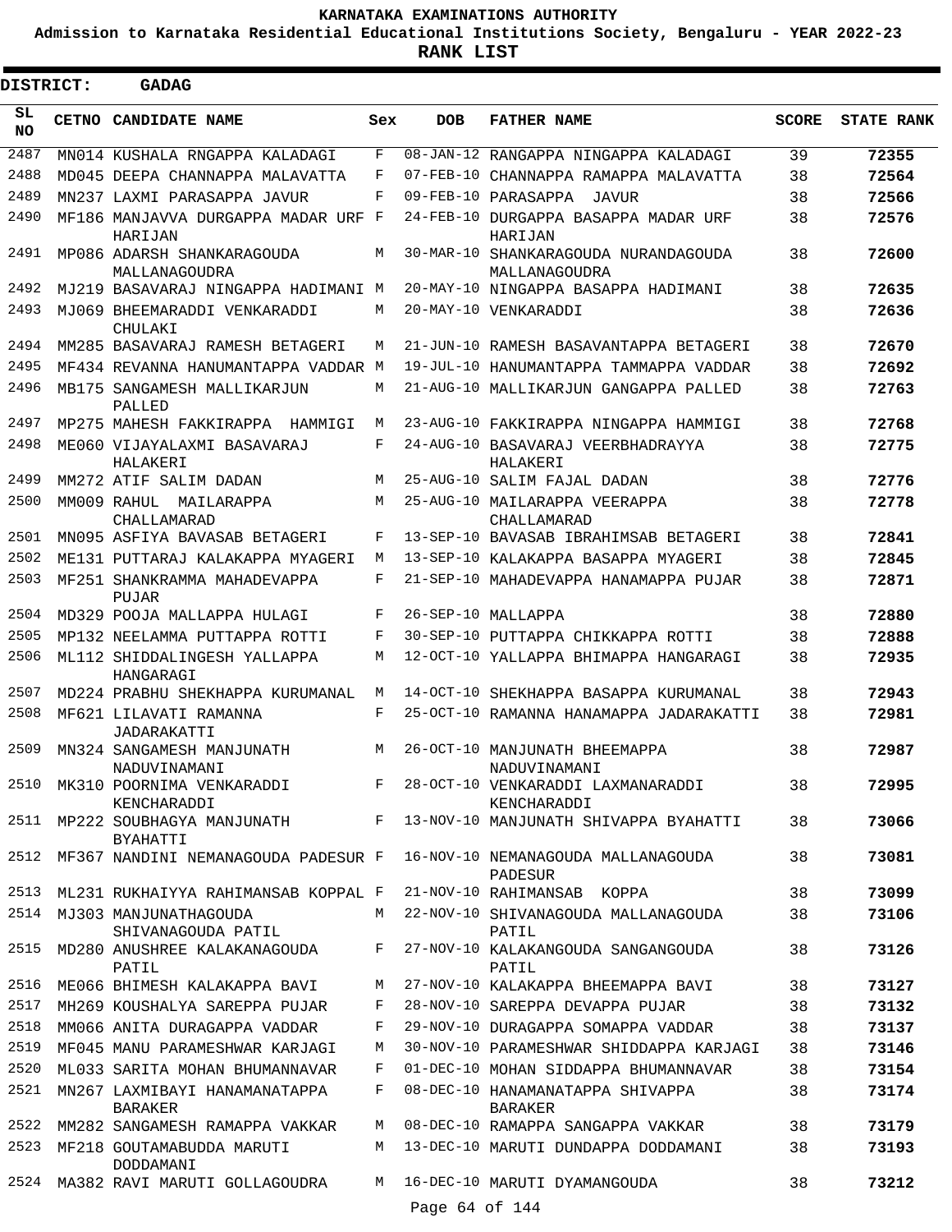# KARNATAKA EXAMINATIONS AUTHORITY

**Admission to Karnataka Residential Educational Institutions Society, Bengaluru - YEAR 2022-23**

**RANK LIST**

**DISTRICT: GADAG**

| SL NO | CETNO | CANDIDATE NAME | Sex | DOB | FATHER NAME | SCORE | STATE RANK |
|---|---|---|---|---|---|---|---|
| 2487 | MN014 | KUSHALA RNGAPPA KALADAGI | F | 08-JAN-12 | RANGAPPA NINGAPPA KALADAGI | 39 | 72355 |
| 2488 | MD045 | DEEPA CHANNAPPA MALAVATTA | F | 07-FEB-10 | CHANNAPPA RAMAPPA MALAVATTA | 38 | 72564 |
| 2489 | MN237 | LAXMI PARASAPPA JAVUR | F | 09-FEB-10 | PARASAPPA JAVUR | 38 | 72566 |
| 2490 | MF186 | MANJAVVA DURGAPPA MADAR URF HARIJAN | F | 24-FEB-10 | DURGAPPA BASAPPA MADAR URF HARIJAN | 38 | 72576 |
| 2491 | MP086 | ADARSH SHANKARAGOUDA MALLANAGOUDRA | M | 30-MAR-10 | SHANKARAGOUDA NURANDAGOUDA MALLANAGOUDRA | 38 | 72600 |
| 2492 | MJ219 | BASAVARAJ NINGAPPA HADIMANI | M | 20-MAY-10 | NINGAPPA BASAPPA HADIMANI | 38 | 72635 |
| 2493 | MJ069 | BHEEMARADDI VENKARADDI CHULAKI | M | 20-MAY-10 | VENKARADDI | 38 | 72636 |
| 2494 | MM285 | BASAVARAJ RAMESH BETAGERI | M | 21-JUN-10 | RAMESH BASAVANTAPPA BETAGERI | 38 | 72670 |
| 2495 | MF434 | REVANNA HANUMANTAPPA VADDAR | M | 19-JUL-10 | HANUMANTAPPA TAMMAPPA VADDAR | 38 | 72692 |
| 2496 | MB175 | SANGAMESH MALLIKARJUN PALLED | M | 21-AUG-10 | MALLIKARJUN GANGAPPA PALLED | 38 | 72763 |
| 2497 | MP275 | MAHESH FAKKIRAPPA HAMMIGI | M | 23-AUG-10 | FAKKIRAPPA NINGAPPA HAMMIGI | 38 | 72768 |
| 2498 | ME060 | VIJAYALAXMI BASAVARAJ HALAKERI | F | 24-AUG-10 | BASAVARAJ VEERBHADRAYYA HALAKERI | 38 | 72775 |
| 2499 | MM272 | ATIF SALIM DADAN | M | 25-AUG-10 | SALIM FAJAL DADAN | 38 | 72776 |
| 2500 | MM009 | RAHUL MAILARAPPA CHALLAMARAD | M | 25-AUG-10 | MAILARAPPA VEERAPPA CHALLAMARAD | 38 | 72778 |
| 2501 | MN095 | ASFIYA BAVASAB BETAGERI | F | 13-SEP-10 | BAVASAB IBRAHIMSAB BETAGERI | 38 | 72841 |
| 2502 | ME131 | PUTTARAJ KALAKAPPA MYAGERI | M | 13-SEP-10 | KALAKAPPA BASAPPA MYAGERI | 38 | 72845 |
| 2503 | MF251 | SHANKRAMMA MAHADEVAPPA PUJAR | F | 21-SEP-10 | MAHADEVAPPA HANAMAPPA PUJAR | 38 | 72871 |
| 2504 | MD329 | POOJA MALLAPPA HULAGI | F | 26-SEP-10 | MALLAPPA | 38 | 72880 |
| 2505 | MP132 | NEELAMMA PUTTAPPA ROTTI | F | 30-SEP-10 | PUTTAPPA CHIKKAPPA ROTTI | 38 | 72888 |
| 2506 | ML112 | SHIDDALINGESH YALLAPPA HANGARAGI | M | 12-OCT-10 | YALLAPPA BHIMAPPA HANGARAGI | 38 | 72935 |
| 2507 | MD224 | PRABHU SHEKHAPPA KURUMANAL | M | 14-OCT-10 | SHEKHAPPA BASAPPA KURUMANAL | 38 | 72943 |
| 2508 | MF621 | LILAVATI RAMANNA JADARAKATTI | F | 25-OCT-10 | RAMANNA HANAMAPPA JADARAKATTI | 38 | 72981 |
| 2509 | MN324 | SANGAMESH MANJUNATH NADUVINAMANI | M | 26-OCT-10 | MANJUNATH BHEEMAPPA NADUVINAMANI | 38 | 72987 |
| 2510 | MK310 | POORNIMA VENKARADDI KENCHARADDI | F | 28-OCT-10 | VENKARADDI LAXMANARADDI KENCHARADDI | 38 | 72995 |
| 2511 | MP222 | SOUBHAGYA MANJUNATH BYAHATTI | F | 13-NOV-10 | MANJUNATH SHIVAPPA BYAHATTI | 38 | 73066 |
| 2512 | MF367 | NANDINI NEMANAGOUDA PADESUR | F | 16-NOV-10 | NEMANAGOUDA MALLANAGOUDA PADESUR | 38 | 73081 |
| 2513 | ML231 | RUKHAIYYA RAHIMANSAB KOPPAL | F | 21-NOV-10 | RAHIMANSAB KOPPA | 38 | 73099 |
| 2514 | MJ303 | MANJUNATHAGOUDA SHIVANAGOUDA PATIL | M | 22-NOV-10 | SHIVANAGOUDA MALLANAGOUDA PATIL | 38 | 73106 |
| 2515 | MD280 | ANUSHREE KALAKANAGOUDA PATIL | F | 27-NOV-10 | KALAKANGOUDA SANGANGOUDA PATIL | 38 | 73126 |
| 2516 | ME066 | BHIMESH KALAKAPPA BAVI | M | 27-NOV-10 | KALAKAPPA BHEEMAPPA BAVI | 38 | 73127 |
| 2517 | MH269 | KOUSHALYA SAREPPA PUJAR | F | 28-NOV-10 | SAREPPA DEVAPPA PUJAR | 38 | 73132 |
| 2518 | MM066 | ANITA DURAGAPPA VADDAR | F | 29-NOV-10 | DURAGAPPA SOMAPPA VADDAR | 38 | 73137 |
| 2519 | MF045 | MANU PARAMESHWAR KARJAGI | M | 30-NOV-10 | PARAMESHWAR SHIDDAPPA KARJAGI | 38 | 73146 |
| 2520 | ML033 | SARITA MOHAN BHUMANNAVAR | F | 01-DEC-10 | MOHAN SIDDAPPA BHUMANNAVAR | 38 | 73154 |
| 2521 | MN267 | LAXMIBAYI HANAMANATAPPA BARAKER | F | 08-DEC-10 | HANAMANATAPPA SHIVAPPA BARAKER | 38 | 73174 |
| 2522 | MM282 | SANGAMESH RAMAPPA VAKKAR | M | 08-DEC-10 | RAMAPPA SANGAPPA VAKKAR | 38 | 73179 |
| 2523 | MF218 | GOUTAMABUDDA MARUTI DODDAMANI | M | 13-DEC-10 | MARUTI DUNDAPPA DODDAMANI | 38 | 73193 |
| 2524 | MA382 | RAVI MARUTI GOLLAGOUDRA | M | 16-DEC-10 | MARUTI DYAMANGOUDA | 38 | 73212 |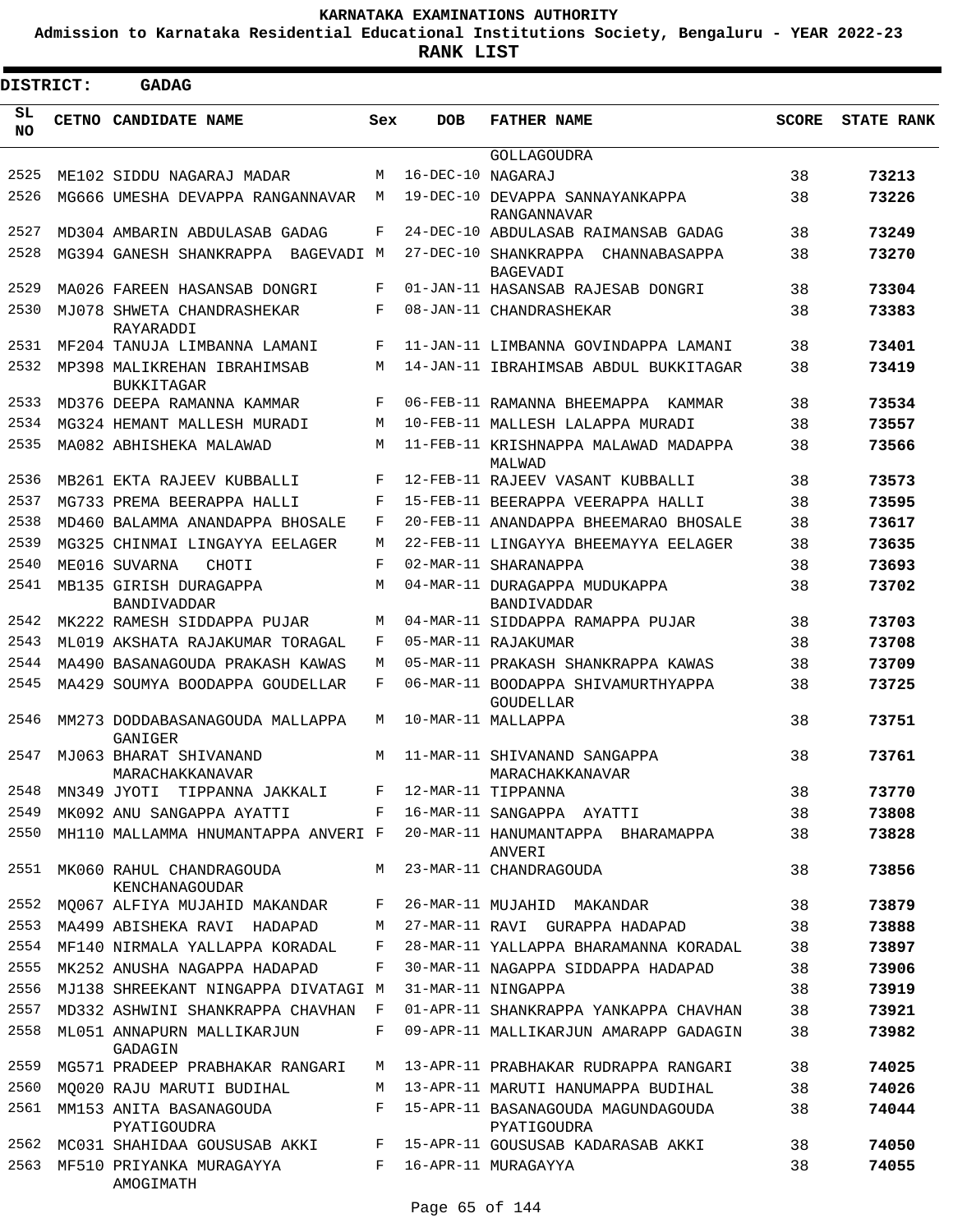# KARNATAKA EXAMINATIONS AUTHORITY

**Admission to Karnataka Residential Educational Institutions Society, Bengaluru - YEAR 2022-23**

**RANK LIST**

**DISTRICT: GADAG**

| SL NO | CETNO | CANDIDATE NAME | Sex | DOB | FATHER NAME | SCORE | STATE RANK |
|---|---|---|---|---|---|---|---|
| | | | | | GOLLAGOUDRA | | |
| 2525 | ME102 | SIDDU NAGARAJ MADAR | M | 16-DEC-10 | NAGARAJ | 38 | 73213 |
| 2526 | MG666 | UMESHA DEVAPPA RANGANNAVAR | M | 19-DEC-10 | DEVAPPA SANNAYANKAPPA RANGANNAVAR | 38 | 73226 |
| 2527 | MD304 | AMBARIN ABDULASAB GADAG | F | 24-DEC-10 | ABDULASAB RAIMANSAB GADAG | 38 | 73249 |
| 2528 | MG394 | GANESH SHANKRAPPA BAGEVADI | M | 27-DEC-10 | SHANKRAPPA CHANNABASAPPA BAGEVADI | 38 | 73270 |
| 2529 | MA026 | FAREEN HASANSAB DONGRI | F | 01-JAN-11 | HASANSAB RAJESAB DONGRI | 38 | 73304 |
| 2530 | MJ078 | SHWETA CHANDRASHEKAR RAYARADDI | F | 08-JAN-11 | CHANDRASHEKAR | 38 | 73383 |
| 2531 | MF204 | TANUJA LIMBANNA LAMANI | F | 11-JAN-11 | LIMBANNA GOVINDAPPA LAMANI | 38 | 73401 |
| 2532 | MP398 | MALIKREHAN IBRAHIMSAB BUKKITAGAR | M | 14-JAN-11 | IBRAHIMSAB ABDUL BUKKITAGAR | 38 | 73419 |
| 2533 | MD376 | DEEPA RAMANNA KAMMAR | F | 06-FEB-11 | RAMANNA BHEEMAPPA KAMMAR | 38 | 73534 |
| 2534 | MG324 | HEMANT MALLESH MURADI | M | 10-FEB-11 | MALLESH LALAPPA MURADI | 38 | 73557 |
| 2535 | MA082 | ABHISHEKA MALAWAD | M | 11-FEB-11 | KRISHNAPPA MALAWAD MADAPPA MALWAD | 38 | 73566 |
| 2536 | MB261 | EKTA RAJEEV KUBBALLI | F | 12-FEB-11 | RAJEEV VASANT KUBBALLI | 38 | 73573 |
| 2537 | MG733 | PREMA BEERAPPA HALLI | F | 15-FEB-11 | BEERAPPA VEERAPPA HALLI | 38 | 73595 |
| 2538 | MD460 | BALAMMA ANANDAPPA BHOSALE | F | 20-FEB-11 | ANANDAPPA BHEEMARAO BHOSALE | 38 | 73617 |
| 2539 | MG325 | CHINMAI LINGAYYA EELAGER | M | 22-FEB-11 | LINGAYYA BHEEMAYYA EELAGER | 38 | 73635 |
| 2540 | ME016 | SUVARNA CHOTI | F | 02-MAR-11 | SHARANAPPA | 38 | 73693 |
| 2541 | MB135 | GIRISH DURAGAPPA BANDIVADDAR | M | 04-MAR-11 | DURAGAPPA MUDUKAPPA BANDIVADDAR | 38 | 73702 |
| 2542 | MK222 | RAMESH SIDDAPPA PUJAR | M | 04-MAR-11 | SIDDAPPA RAMAPPA PUJAR | 38 | 73703 |
| 2543 | ML019 | AKSHATA RAJAKUMAR TORAGAL | F | 05-MAR-11 | RAJAKUMAR | 38 | 73708 |
| 2544 | MA490 | BASANAGOUDA PRAKASH KAWAS | M | 05-MAR-11 | PRAKASH SHANKRAPPA KAWAS | 38 | 73709 |
| 2545 | MA429 | SOUMYA BOODAPPA GOUDELLAR | F | 06-MAR-11 | BOODAPPA SHIVAMURTHYAPPA GOUDELLAR | 38 | 73725 |
| 2546 | MM273 | DODDABASANAGOUDA MALLAPPA GANIGER | M | 10-MAR-11 | MALLAPPA | 38 | 73751 |
| 2547 | MJ063 | BHARAT SHIVANAND MARACHAKKANAVAR | M | 11-MAR-11 | SHIVANAND SANGAPPA MARACHAKKANAVAR | 38 | 73761 |
| 2548 | MN349 | JYOTI TIPPANNA JAKKALI | F | 12-MAR-11 | TIPPANNA | 38 | 73770 |
| 2549 | MK092 | ANU SANGAPPA AYATTI | F | 16-MAR-11 | SANGAPPA AYATTI | 38 | 73808 |
| 2550 | MH110 | MALLAMMA HNUMANTAPPA ANVERI | F | 20-MAR-11 | HANUMANTAPPA BHARAMAPPA ANVERI | 38 | 73828 |
| 2551 | MK060 | RAHUL CHANDRAGOUDA KENCHANAGOUDAR | M | 23-MAR-11 | CHANDRAGOUDA | 38 | 73856 |
| 2552 | MQ067 | ALFIYA MUJAHID MAKANDAR | F | 26-MAR-11 | MUJAHID MAKANDAR | 38 | 73879 |
| 2553 | MA499 | ABISHEKA RAVI HADAPAD | M | 27-MAR-11 | RAVI GURAPPA HADAPAD | 38 | 73888 |
| 2554 | MF140 | NIRMALA YALLAPPA KORADAL | F | 28-MAR-11 | YALLAPPA BHARAMANNA KORADAL | 38 | 73897 |
| 2555 | MK252 | ANUSHA NAGAPPA HADAPAD | F | 30-MAR-11 | NAGAPPA SIDDAPPA HADAPAD | 38 | 73906 |
| 2556 | MJ138 | SHREEKANT NINGAPPA DIVATAGI | M | 31-MAR-11 | NINGAPPA | 38 | 73919 |
| 2557 | MD332 | ASHWINI SHANKRAPPA CHAVHAN | F | 01-APR-11 | SHANKRAPPA YANKAPPA CHAVHAN | 38 | 73921 |
| 2558 | ML051 | ANNAPURN MALLIKARJUN GADAGIN | F | 09-APR-11 | MALLIKARJUN AMARAPP GADAGIN | 38 | 73982 |
| 2559 | MG571 | PRADEEP PRABHAKAR RANGARI | M | 13-APR-11 | PRABHAKAR RUDRAPPA RANGARI | 38 | 74025 |
| 2560 | MQ020 | RAJU MARUTI BUDIHAL | M | 13-APR-11 | MARUTI HANUMAPPA BUDIHAL | 38 | 74026 |
| 2561 | MM153 | ANITA BASANAGOUDA PYATIGOUDRA | F | 15-APR-11 | BASANAGOUDA MAGUNDAGOUDA PYATIGOUDRA | 38 | 74044 |
| 2562 | MC031 | SHAHIDAA GOUSUSAB AKKI | F | 15-APR-11 | GOUSUSAB KADARASAB AKKI | 38 | 74050 |
| 2563 | MF510 | PRIYANKA MURAGAYYA AMOGIMATH | F | 16-APR-11 | MURAGAYYA | 38 | 74055 |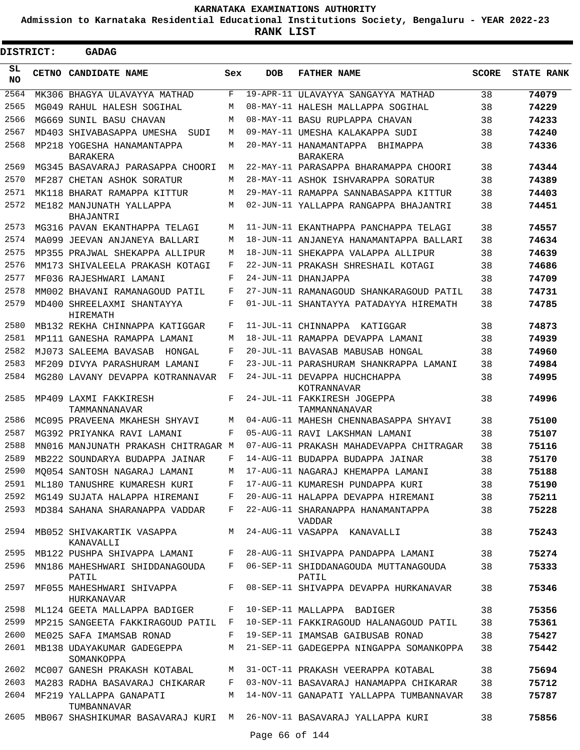# KARNATAKA EXAMINATIONS AUTHORITY

**Admission to Karnataka Residential Educational Institutions Society, Bengaluru - YEAR 2022-23**

**RANK LIST**

**DISTRICT: GADAG**

| SL NO | CETNO | CANDIDATE NAME | Sex | DOB | FATHER NAME | SCORE | STATE RANK |
|---|---|---|---|---|---|---|---|
| 2564 | MK306 | BHAGYA ULAVAYYA MATHAD | F | 19-APR-11 | ULAVAYYA SANGAYYA MATHAD | 38 | **74079** |
| 2565 | MG049 | RAHUL HALESH SOGIHAL | M | 08-MAY-11 | HALESH MALLAPPA SOGIHAL | 38 | **74229** |
| 2566 | MG669 | SUNIL BASU CHAVAN | M | 08-MAY-11 | BASU RUPLAPPA CHAVAN | 38 | **74233** |
| 2567 | MD403 | SHIVABASAPPA UMESHA SUDI | M | 09-MAY-11 | UMESHA KALAKAPPA SUDI | 38 | **74240** |
| 2568 | MP218 | YOGESHA HANAMANTAPPA BARAKERA | M | 20-MAY-11 | HANAMANTAPPA BHIMAPPA BARAKERA | 38 | **74336** |
| 2569 | MG345 | BASAVARAJ PARASAPPA CHOORI | M | 22-MAY-11 | PARASAPPA BHARAMAPPA CHOORI | 38 | **74344** |
| 2570 | MF287 | CHETAN ASHOK SORATUR | M | 28-MAY-11 | ASHOK ISHVARAPPA SORATUR | 38 | **74389** |
| 2571 | MK118 | BHARAT RAMAPPA KITTUR | M | 29-MAY-11 | RAMAPPA SANNABASAPPA KITTUR | 38 | **74403** |
| 2572 | ME182 | MANJUNATH YALLAPPA BHAJANTRI | M | 02-JUN-11 | YALLAPPA RANGAPPA BHAJANTRI | 38 | **74451** |
| 2573 | MG316 | PAVAN EKANTHAPPA TELAGI | M | 11-JUN-11 | EKANTHAPPA PANCHAPPA TELAGI | 38 | **74557** |
| 2574 | MA099 | JEEVAN ANJANEYA BALLARI | M | 18-JUN-11 | ANJANEYA HANAMANTAPPA BALLARI | 38 | **74634** |
| 2575 | MP355 | PRAJWAL SHEKAPPA ALLIPUR | M | 18-JUN-11 | SHEKAPPA VALAPPA ALLIPUR | 38 | **74639** |
| 2576 | MM173 | SHIVALEELA PRAKASH KOTAGI | F | 22-JUN-11 | PRAKASH SHRESHAIL KOTAGI | 38 | **74686** |
| 2577 | MF036 | RAJESHWARI LAMANI | F | 24-JUN-11 | DHANJAPPA | 38 | **74709** |
| 2578 | MM002 | BHAVANI RAMANAGOUD PATIL | F | 27-JUN-11 | RAMANAGOUD SHANKARAGOUD PATIL | 38 | **74731** |
| 2579 | MD400 | SHREELAXMI SHANTAYYA HIREMATH | F | 01-JUL-11 | SHANTAYYA PATADAYYA HIREMATH | 38 | **74785** |
| 2580 | MB132 | REKHA CHINNAPPA KATIGGAR | F | 11-JUL-11 | CHINNAPPA KATIGGAR | 38 | **74873** |
| 2581 | MP111 | GANESHA RAMAPPA LAMANI | M | 18-JUL-11 | RAMAPPA DEVAPPA LAMANI | 38 | **74939** |
| 2582 | MJ073 | SALEEMA BAVASAB HONGAL | F | 20-JUL-11 | BAVASAB MABUSAB HONGAL | 38 | **74960** |
| 2583 | MF209 | DIVYA PARASHURAM LAMANI | F | 23-JUL-11 | PARASHURAM SHANKRAPPA LAMANI | 38 | **74984** |
| 2584 | MG280 | LAVANY DEVAPPA KOTRANNAVAR | F | 24-JUL-11 | DEVAPPA HUCHCHAPPA KOTRANNAVAR | 38 | **74995** |
| 2585 | MP409 | LAXMI FAKKIRESH TAMMANNANAVAR | F | 24-JUL-11 | FAKKIRESH JOGEPPA TAMMANNANAVAR | 38 | **74996** |
| 2586 | MC095 | PRAVEENA MKAHESH SHYAVI | M | 04-AUG-11 | MAHESH CHENNABASAPPA SHYAVI | 38 | **75100** |
| 2587 | MG392 | PRIYANKA RAVI LAMANI | F | 05-AUG-11 | RAVI LAKSHMAN LAMANI | 38 | **75107** |
| 2588 | MN016 | MANJUNATH PRAKASH CHITRAGAR | M | 07-AUG-11 | PRAKASH MAHADEVAPPA CHITRAGAR | 38 | **75116** |
| 2589 | MB222 | SOUNDARYA BUDAPPA JAINAR | F | 14-AUG-11 | BUDAPPA BUDAPPA JAINAR | 38 | **75170** |
| 2590 | MQ054 | SANTOSH NAGARAJ LAMANI | M | 17-AUG-11 | NAGARAJ KHEMAPPA LAMANI | 38 | **75188** |
| 2591 | ML180 | TANUSHRE KUMARESH KURI | F | 17-AUG-11 | KUMARESH PUNDAPPA KURI | 38 | **75190** |
| 2592 | MG149 | SUJATA HALAPPA HIREMANI | F | 20-AUG-11 | HALAPPA DEVAPPA HIREMANI | 38 | **75211** |
| 2593 | MD384 | SAHANA SHARANAPPA VADDAR | F | 22-AUG-11 | SHARANAPPA HANAMANTAPPA VADDAR | 38 | **75228** |
| 2594 | MB052 | SHIVAKARTIK VASAPPA KANAVALLI | M | 24-AUG-11 | VASAPPA KANAVALLI | 38 | **75243** |
| 2595 | MB122 | PUSHPA SHIVAPPA LAMANI | F | 28-AUG-11 | SHIVAPPA PANDAPPA LAMANI | 38 | **75274** |
| 2596 | MN186 | MAHESHWARI SHIDDANAGOUDA PATIL | F | 06-SEP-11 | SHIDDANAGOUDA MUTTANAGOUDA PATIL | 38 | **75333** |
| 2597 | MF055 | MAHESHWARI SHIVAPPA HURKANAVAR | F | 08-SEP-11 | SHIVAPPA DEVAPPA HURKANAVAR | 38 | **75346** |
| 2598 | ML124 | GEETA MALLAPPA BADIGER | F | 10-SEP-11 | MALLAPPA BADIGER | 38 | **75356** |
| 2599 | MP215 | SANGEETA FAKKIRAGOUD PATIL | F | 10-SEP-11 | FAKKIRAGOUD HALANAGOUD PATIL | 38 | **75361** |
| 2600 | ME025 | SAFA IMAMSAB RONAD | F | 19-SEP-11 | IMAMSAB GAIBUSAB RONAD | 38 | **75427** |
| 2601 | MB138 | UDAYAKUMAR GADEGEPPA SOMANKOPPA | M | 21-SEP-11 | GADEGEPPA NINGAPPA SOMANKOPPA | 38 | **75442** |
| 2602 | MC007 | GANESH PRAKASH KOTABAL | M | 31-OCT-11 | PRAKASH VEERAPPA KOTABAL | 38 | **75694** |
| 2603 | MA283 | RADHA BASAVARAJ CHIKARAR | F | 03-NOV-11 | BASAVARAJ HANAMAPPA CHIKARAR | 38 | **75712** |
| 2604 | MF219 | YALLAPPA GANAPATI TUMBANNAVAR | M | 14-NOV-11 | GANAPATI YALLAPPA TUMBANNAVAR | 38 | **75787** |
| 2605 | MB067 | SHASHIKUMAR BASAVARAJ KURI | M | 26-NOV-11 | BASAVARAJ YALLAPPA KURI | 38 | **75856** |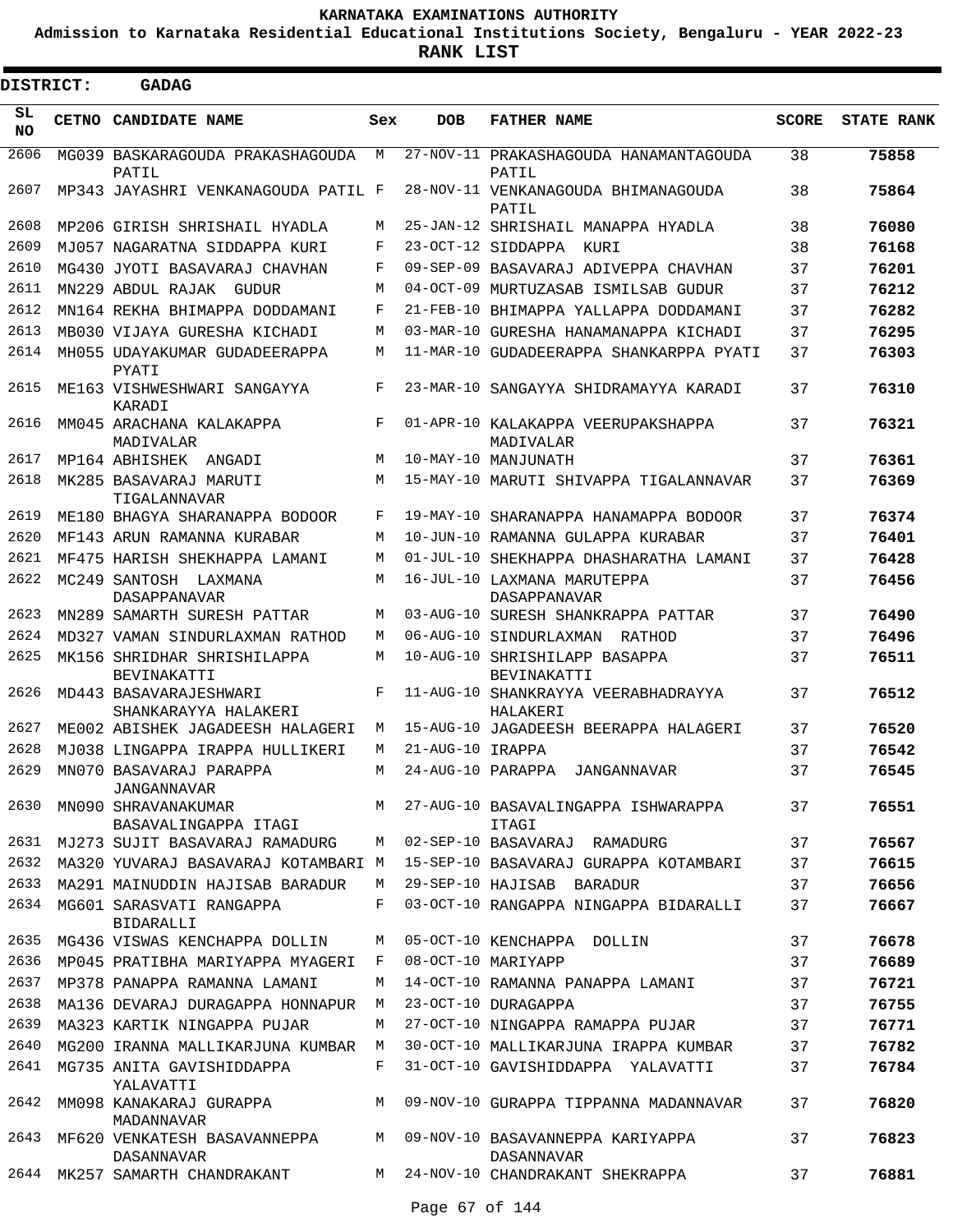**KARNATAKA EXAMINATIONS AUTHORITY**

**Admission to Karnataka Residential Educational Institutions Society, Bengaluru - YEAR 2022-23**

**RANK LIST**

**DISTRICT: GADAG**

| SL NO | CETNO | CANDIDATE NAME | Sex | DOB | FATHER NAME | SCORE | STATE RANK |
|---|---|---|---|---|---|---|---|
| 2606 | MG039 | BASKARAGOUDA PRAKASHAGOUDA PATIL | M | 27-NOV-11 | PRAKASHAGOUDA HANAMANTAGOUDA PATIL | 38 | 75858 |
| 2607 | MP343 | JAYASHRI VENKANAGOUDA PATIL | F | 28-NOV-11 | VENKANAGOUDA BHIMANAGOUDA PATIL | 38 | 75864 |
| 2608 | MP206 | GIRISH SHRISHAIL HYADLA | M | 25-JAN-12 | SHRISHAIL MANAPPA HYADLA | 38 | 76080 |
| 2609 | MJ057 | NAGARATNA SIDDAPPA KURI | F | 23-OCT-12 | SIDDAPPA KURI | 38 | 76168 |
| 2610 | MG430 | JYOTI BASAVARAJ CHAVHAN | F | 09-SEP-09 | BASAVARAJ ADIVEPPA CHAVHAN | 37 | 76201 |
| 2611 | MN229 | ABDUL RAJAK GUDUR | M | 04-OCT-09 | MURTUZASAB ISMILSAB GUDUR | 37 | 76212 |
| 2612 | MN164 | REKHA BHIMAPPA DODDAMANI | F | 21-FEB-10 | BHIMAPPA YALLAPPA DODDAMANI | 37 | 76282 |
| 2613 | MB030 | VIJAYA GURESHA KICHADI | M | 03-MAR-10 | GURESHA HANAMANAPPA KICHADI | 37 | 76295 |
| 2614 | MH055 | UDAYAKUMAR GUDADEERAPPA PYATI | M | 11-MAR-10 | GUDADEERAPPA SHANKARPPA PYATI | 37 | 76303 |
| 2615 | ME163 | VISHWESHWARI SANGAYYA KARADI | F | 23-MAR-10 | SANGAYYA SHIDRAMAYYA KARADI | 37 | 76310 |
| 2616 | MM045 | ARACHANA KALAKAPPA MADIVALAR | F | 01-APR-10 | KALAKAPPA VEERUPAKSHAPPA MADIVALAR | 37 | 76321 |
| 2617 | MP164 | ABHISHEK ANGADI | M | 10-MAY-10 | MANJUNATH | 37 | 76361 |
| 2618 | MK285 | BASAVARAJ MARUTI TIGALANNAVAR | M | 15-MAY-10 | MARUTI SHIVAPPA TIGALANNAVAR | 37 | 76369 |
| 2619 | ME180 | BHAGYA SHARANAPPA BODOOR | F | 19-MAY-10 | SHARANAPPA HANAMAPPA BODOOR | 37 | 76374 |
| 2620 | MF143 | ARUN RAMANNA KURABAR | M | 10-JUN-10 | RAMANNA GULAPPA KURABAR | 37 | 76401 |
| 2621 | MF475 | HARISH SHEKHAPPA LAMANI | M | 01-JUL-10 | SHEKHAPPA DHASHARATHA LAMANI | 37 | 76428 |
| 2622 | MC249 | SANTOSH LAXMANA DASAPPANAVAR | M | 16-JUL-10 | LAXMANA MARUTEPPA DASAPPANAVAR | 37 | 76456 |
| 2623 | MN289 | SAMARTH SURESH PATTAR | M | 03-AUG-10 | SURESH SHANKRAPPA PATTAR | 37 | 76490 |
| 2624 | MD327 | VAMAN SINDURLAXMAN RATHOD | M | 06-AUG-10 | SINDURLAXMAN RATHOD | 37 | 76496 |
| 2625 | MK156 | SHRIDHAR SHRISHILAPPA BEVINAKATTI | M | 10-AUG-10 | SHRISHILAPP BASAPPA BEVINAKATTI | 37 | 76511 |
| 2626 | MD443 | BASAVARAJESHWARI SHANKARAYYA HALAKERI | F | 11-AUG-10 | SHANKRAYYA VEERABHADRAYYA HALAKERI | 37 | 76512 |
| 2627 | ME002 | ABISHEK JAGADEESH HALAGERI | M | 15-AUG-10 | JAGADEESH BEERAPPA HALAGERI | 37 | 76520 |
| 2628 | MJ038 | LINGAPPA IRAPPA HULLIKERI | M | 21-AUG-10 | IRAPPA | 37 | 76542 |
| 2629 | MN070 | BASAVARAJ PARAPPA JANGANNAVAR | M | 24-AUG-10 | PARAPPA JANGANNAVAR | 37 | 76545 |
| 2630 | MN090 | SHRAVANAKUMAR BASAVALINGAPPA ITAGI | M | 27-AUG-10 | BASAVALINGAPPA ISHWARAPPA ITAGI | 37 | 76551 |
| 2631 | MJ273 | SUJIT BASAVARAJ RAMADURG | M | 02-SEP-10 | BASAVARAJ RAMADURG | 37 | 76567 |
| 2632 | MA320 | YUVARAJ BASAVARAJ KOTAMBARI | M | 15-SEP-10 | BASAVARAJ GURAPPA KOTAMBARI | 37 | 76615 |
| 2633 | MA291 | MAINUDDIN HAJISAB BARADUR | M | 29-SEP-10 | HAJISAB BARADUR | 37 | 76656 |
| 2634 | MG601 | SARASVATI RANGAPPA BIDARALLI | F | 03-OCT-10 | RANGAPPA NINGAPPA BIDARALLI | 37 | 76667 |
| 2635 | MG436 | VISWAS KENCHAPPA DOLLIN | M | 05-OCT-10 | KENCHAPPA DOLLIN | 37 | 76678 |
| 2636 | MP045 | PRATIBHA MARIYAPPA MYAGERI | F | 08-OCT-10 | MARIYAPP | 37 | 76689 |
| 2637 | MP378 | PANAPPA RAMANNA LAMANI | M | 14-OCT-10 | RAMANNA PANAPPA LAMANI | 37 | 76721 |
| 2638 | MA136 | DEVARAJ DURAGAPPA HONNAPUR | M | 23-OCT-10 | DURAGAPPA | 37 | 76755 |
| 2639 | MA323 | KARTIK NINGAPPA PUJAR | M | 27-OCT-10 | NINGAPPA RAMAPPA PUJAR | 37 | 76771 |
| 2640 | MG200 | IRANNA MALLIKARJUNA KUMBAR | M | 30-OCT-10 | MALLIKARJUNA IRAPPA KUMBAR | 37 | 76782 |
| 2641 | MG735 | ANITA GAVISHIDDAPPA YALAVATTI | F | 31-OCT-10 | GAVISHIDDAPPA YALAVATTI | 37 | 76784 |
| 2642 | MM098 | KANAKARAJ GURAPPA MADANNAVAR | M | 09-NOV-10 | GURAPPA TIPPANNA MADANNAVAR | 37 | 76820 |
| 2643 | MF620 | VENKATESH BASAVANNEPPA DASANNAVAR | M | 09-NOV-10 | BASAVANNEPPA KARIYAPPA DASANNAVAR | 37 | 76823 |
| 2644 | MK257 | SAMARTH CHANDRAKANT | M | 24-NOV-10 | CHANDRAKANT SHEKRAPPA | 37 | 76881 |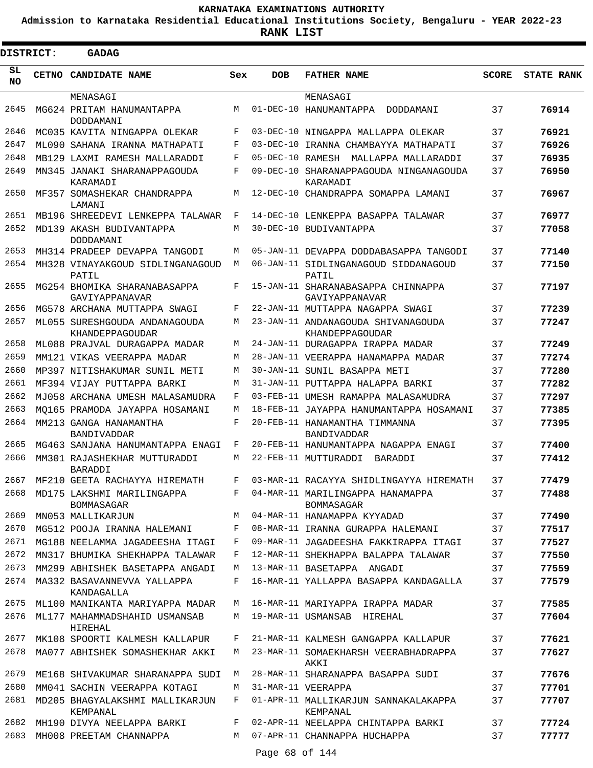KARNATAKA EXAMINATIONS AUTHORITY

Admission to Karnataka Residential Educational Institutions Society, Bengaluru - YEAR 2022-23

**RANK LIST**

**DISTRICT: GADAG**

| SL NO | CETNO | CANDIDATE NAME | Sex | DOB | FATHER NAME | SCORE | STATE RANK |
|---|---|---|---|---|---|---|---|
| | | MENASAGI | | | MENASAGI | | |
| 2645 | MG624 | PRITAM HANUMANTAPPA DODDAMANI | M | 01-DEC-10 | HANUMANTAPPA DODDAMANI | 37 | 76914 |
| 2646 | MC035 | KAVITA NINGAPPA OLEKAR | F | 03-DEC-10 | NINGAPPA MALLAPPA OLEKAR | 37 | 76921 |
| 2647 | ML090 | SAHANA IRANNA MATHAPATI | F | 03-DEC-10 | IRANNA CHAMBAYYA MATHAPATI | 37 | 76926 |
| 2648 | MB129 | LAXMI RAMESH MALLARADDI | F | 05-DEC-10 | RAMESH MALLAPPA MALLARADDI | 37 | 76935 |
| 2649 | MN345 | JANAKI SHARANAPPAGOUDA KARAMADI | F | 09-DEC-10 | SHARANAPPAGOUDA NINGANAGOUDA KARAMADI | 37 | 76950 |
| 2650 | MF357 | SOMASHEKAR CHANDRAPPA LAMANI | M | 12-DEC-10 | CHANDRAPPA SOMAPPA LAMANI | 37 | 76967 |
| 2651 | MB196 | SHREEDEVI LENKEPPA TALAWAR | F | 14-DEC-10 | LENKEPPA BASAPPA TALAWAR | 37 | 76977 |
| 2652 | MD139 | AKASH BUDIVANTAPPA DODDAMANI | M | 30-DEC-10 | BUDIVANTAPPA | 37 | 77058 |
| 2653 | MH314 | PRADEEP DEVAPPA TANGODI | M | 05-JAN-11 | DEVAPPA DODDABASAPPA TANGODI | 37 | 77140 |
| 2654 | MH328 | VINAYAKGOUD SIDLINGANAGOUD PATIL | M | 06-JAN-11 | SIDLINGANAGOUD SIDDANAGOUD PATIL | 37 | 77150 |
| 2655 | MG254 | BHOMIKA SHARANABASAPPA GAVIYAPPANAVAR | F | 15-JAN-11 | SHARANABASAPPA CHINNAPPA GAVIYAPPANAVAR | 37 | 77197 |
| 2656 | MG578 | ARCHANA MUTTAPPA SWAGI | F | 22-JAN-11 | MUTTAPPA NAGAPPA SWAGI | 37 | 77239 |
| 2657 | ML055 | SURESHGOUDA ANDANAGOUDA KHANDEPPAGOUDAR | M | 23-JAN-11 | ANDANAGOUDA SHIVANAGOUDA KHANDEPPAGOUDAR | 37 | 77247 |
| 2658 | ML088 | PRAJVAL DURAGAPPA MADAR | M | 24-JAN-11 | DURAGAPPA IRAPPA MADAR | 37 | 77249 |
| 2659 | MM121 | VIKAS VEERAPPA MADAR | M | 28-JAN-11 | VEERAPPA HANAMAPPA MADAR | 37 | 77274 |
| 2660 | MP397 | NITISHAKUMAR SUNIL METI | M | 30-JAN-11 | SUNIL BASAPPA METI | 37 | 77280 |
| 2661 | MF394 | VIJAY PUTTAPPA BARKI | M | 31-JAN-11 | PUTTAPPA HALAPPA BARKI | 37 | 77282 |
| 2662 | MJ058 | ARCHANA UMESH MALASAMUDRA | F | 03-FEB-11 | UMESH RAMAPPA MALASAMUDRA | 37 | 77297 |
| 2663 | MQ165 | PRAMODA JAYAPPA HOSAMANI | M | 18-FEB-11 | JAYAPPA HANUMANTAPPA HOSAMANI | 37 | 77385 |
| 2664 | MM213 | GANGA HANAMANTHA BANDIVADDAR | F | 20-FEB-11 | HANAMANTHA TIMMANNA BANDIVADDAR | 37 | 77395 |
| 2665 | MG463 | SANJANA HANUMANTAPPA ENAGI | F | 20-FEB-11 | HANUMANTAPPA NAGAPPA ENAGI | 37 | 77400 |
| 2666 | MM301 | RAJASHEKHAR MUTTURADDI BARADDI | M | 22-FEB-11 | MUTTURADDI BARADDI | 37 | 77412 |
| 2667 | MF210 | GEETA RACHAYYA HIREMATH | F | 03-MAR-11 | RACAYYA SHIDLINGAYYA HIREMATH | 37 | 77479 |
| 2668 | MD175 | LAKSHMI MARILINGAPPA BOMMASAGAR | F | 04-MAR-11 | MARILINGAPPA HANAMAPPA BOMMASAGAR | 37 | 77488 |
| 2669 | MN053 | MALLIKARJUN | M | 04-MAR-11 | HANAMAPPA KYYADAD | 37 | 77490 |
| 2670 | MG512 | POOJA IRANNA HALEMANI | F | 08-MAR-11 | IRANNA GURAPPA HALEMANI | 37 | 77517 |
| 2671 | MG188 | NEELAMMA JAGADEESHA ITAGI | F | 09-MAR-11 | JAGADEESHA FAKKIRAPPA ITAGI | 37 | 77527 |
| 2672 | MN317 | BHUMIKA SHEKHAPPA TALAWAR | F | 12-MAR-11 | SHEKHAPPA BALAPPA TALAWAR | 37 | 77550 |
| 2673 | MM299 | ABHISHEK BASETAPPA ANGADI | M | 13-MAR-11 | BASETAPPA ANGADI | 37 | 77559 |
| 2674 | MA332 | BASAVANNEVVA YALLAPPA KANDAGALLA | F | 16-MAR-11 | YALLAPPA BASAPPA KANDAGALLA | 37 | 77579 |
| 2675 | ML100 | MANIKANTA MARIYAPPA MADAR | M | 16-MAR-11 | MARIYAPPA IRAPPA MADAR | 37 | 77585 |
| 2676 | ML177 | MAHAMMADSHAHID USMANSAB HIREHAL | M | 19-MAR-11 | USMANSAB HIREHAL | 37 | 77604 |
| 2677 | MK108 | SPOORTI KALMESH KALLAPUR | F | 21-MAR-11 | KALMESH GANGAPPA KALLAPUR | 37 | 77621 |
| 2678 | MA077 | ABHISHEK SOMASHEKHAR AKKI | M | 23-MAR-11 | SOMAEKHARSH VEERABHADRAPPA AKKI | 37 | 77627 |
| 2679 | ME168 | SHIVAKUMAR SHARANAPPA SUDI | M | 28-MAR-11 | SHARANAPPA BASAPPA SUDI | 37 | 77676 |
| 2680 | MM041 | SACHIN VEERAPPA KOTAGI | M | 31-MAR-11 | VEERAPPA | 37 | 77701 |
| 2681 | MD205 | BHAGYALAKSHMI MALLIKARJUN KEMPANAL | F | 01-APR-11 | MALLIKARJUN SANNAKALAKAPPA KEMPANAL | 37 | 77707 |
| 2682 | MH190 | DIVYA NEELAPPA BARKI | F | 02-APR-11 | NEELAPPA CHINTAPPA BARKI | 37 | 77724 |
| 2683 | MH008 | PREETAM CHANNAPPA | M | 07-APR-11 | CHANNAPPA HUCHAPPA | 37 | 77777 |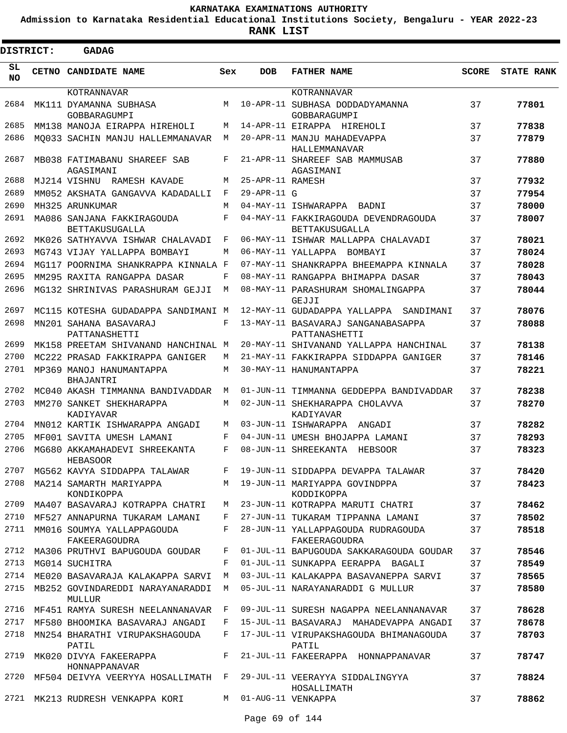# KARNATAKA EXAMINATIONS AUTHORITY

**Admission to Karnataka Residential Educational Institutions Society, Bengaluru - YEAR 2022-23**

**RANK LIST**

**DISTRICT: GADAG**

| SL NO | CETNO | CANDIDATE NAME | Sex | DOB | FATHER NAME | SCORE | STATE RANK |
|---|---|---|---|---|---|---|---|
| | | KOTRANNAVAR | | | KOTRANNAVAR | | |
| 2684 | MK111 | DYAMANNA SUBHASA GOBBARAGUMPI | M | 10-APR-11 | SUBHASA DODDADYAMANNA GOBBARAGUMPI | 37 | **77801** |
| 2685 | MM138 | MANOJA EIRAPPA HIREHOLI | M | 14-APR-11 | EIRAPPA HIREHOLI | 37 | **77838** |
| 2686 | MQ033 | SACHIN MANJU HALLEMMANAVAR | M | 20-APR-11 | MANJU MAHADEVAPPA HALLEMMANAVAR | 37 | **77879** |
| 2687 | MB038 | FATIMABANU SHAREEF SAB AGASIMANI | F | 21-APR-11 | SHAREEF SAB MAMMUSAB AGASIMANI | 37 | **77880** |
| 2688 | MJ214 | VISHNU RAMESH KAVADE | M | 25-APR-11 | RAMESH | 37 | **77932** |
| 2689 | MM052 | AKSHATA GANGAVVA KADADALLI | F | 29-APR-11 | G | 37 | **77954** |
| 2690 | MH325 | ARUNKUMAR | M | 04-MAY-11 | ISHWARAPPA BADNI | 37 | **78000** |
| 2691 | MA086 | SANJANA FAKKIRAGOUDA BETTAKUSUGALLA | F | 04-MAY-11 | FAKKIRAGOUDA DEVENDRAGOUDA BETTAKUSUGALLA | 37 | **78007** |
| 2692 | MK026 | SATHYAVVA ISHWAR CHALAVADI | F | 06-MAY-11 | ISHWAR MALLAPPA CHALAVADI | 37 | **78021** |
| 2693 | MG743 | VIJAY YALLAPPA BOMBAYI | M | 06-MAY-11 | YALLAPPA BOMBAYI | 37 | **78024** |
| 2694 | MG117 | POORNIMA SHANKRAPPA KINNALA | F | 07-MAY-11 | SHANKRAPPA BHEEMAPPA KINNALA | 37 | **78028** |
| 2695 | MM295 | RAXITA RANGAPPA DASAR | F | 08-MAY-11 | RANGAPPA BHIMAPPA DASAR | 37 | **78043** |
| 2696 | MG132 | SHRINIVAS PARASHURAM GEJJI | M | 08-MAY-11 | PARASHURAM SHOMALINGAPPA GEJJI | 37 | **78044** |
| 2697 | MC115 | KOTESHA GUDADAPPA SANDIMANI | M | 12-MAY-11 | GUDADAPPA YALLAPPA SANDIMANI | 37 | **78076** |
| 2698 | MN201 | SAHANA BASAVARAJ PATTANASHETTI | F | 13-MAY-11 | BASAVARAJ SANGANABASAPPA PATTANASHETTI | 37 | **78088** |
| 2699 | MK158 | PREETAM SHIVANAND HANCHINAL | M | 20-MAY-11 | SHIVANAND YALLAPPA HANCHINAL | 37 | **78138** |
| 2700 | MC222 | PRASAD FAKKIRAPPA GANIGER | M | 21-MAY-11 | FAKKIRAPPA SIDDAPPA GANIGER | 37 | **78146** |
| 2701 | MP369 | MANOJ HANUMANTAPPA BHAJANTRI | M | 30-MAY-11 | HANUMANTAPPA | 37 | **78221** |
| 2702 | MC040 | AKASH TIMMANNA BANDIVADDAR | M | 01-JUN-11 | TIMMANNA GEDDEPPA BANDIVADDAR | 37 | **78238** |
| 2703 | MM270 | SANKET SHEKHARAPPA KADIYAVAR | M | 02-JUN-11 | SHEKHARAPPA CHOLAVVA KADIYAVAR | 37 | **78270** |
| 2704 | MN012 | KARTIK ISHWARAPPA ANGADI | M | 03-JUN-11 | ISHWARAPPA ANGADI | 37 | **78282** |
| 2705 | MF001 | SAVITA UMESH LAMANI | F | 04-JUN-11 | UMESH BHOJAPPA LAMANI | 37 | **78293** |
| 2706 | MG680 | AKKAMAHADEVI SHREEKANTA HEBASOOR | F | 08-JUN-11 | SHREEKANTA HEBSOOR | 37 | **78323** |
| 2707 | MG562 | KAVYA SIDDAPPA TALAWAR | F | 19-JUN-11 | SIDDAPPA DEVAPPA TALAWAR | 37 | **78420** |
| 2708 | MA214 | SAMARTH MARIYAPPA KONDIKOPPA | M | 19-JUN-11 | MARIYAPPA GOVINDPPA KODDIKOPPA | 37 | **78423** |
| 2709 | MA407 | BASAVARAJ KOTRAPPA CHATRI | M | 23-JUN-11 | KOTRAPPA MARUTI CHATRI | 37 | **78462** |
| 2710 | MF527 | ANNAPURNA TUKARAM LAMANI | F | 27-JUN-11 | TUKARAM TIPPANNA LAMANI | 37 | **78502** |
| 2711 | MM016 | SOUMYA YALLAPPAGOUDA FAKEERAGOUDRA | F | 28-JUN-11 | YALLAPPAGOUDA RUDRAGOUDA FAKEERAGOUDRA | 37 | **78518** |
| 2712 | MA306 | PRUTHVI BAPUGOUDA GOUDAR | F | 01-JUL-11 | BAPUGOUDA SAKKARAGOUDA GOUDAR | 37 | **78546** |
| 2713 | MG014 | SUCHITRA | F | 01-JUL-11 | SUNKAPPA EERAPPA BAGALI | 37 | **78549** |
| 2714 | ME020 | BASAVARAJA KALAKAPPA SARVI | M | 03-JUL-11 | KALAKAPPA BASAVANEPPA SARVI | 37 | **78565** |
| 2715 | MB252 | GOVINDAREDDI NARAYANARADDI MULLUR | M | 05-JUL-11 | NARAYANARADDI G MULLUR | 37 | **78580** |
| 2716 | MF451 | RAMYA SURESH NEELANNANAVAR | F | 09-JUL-11 | SURESH NAGAPPA NEELANNANAVAR | 37 | **78628** |
| 2717 | MF580 | BHOOMIKA BASAVARAJ ANGADI | F | 15-JUL-11 | BASAVARAJ MAHADEVAPPA ANGADI | 37 | **78678** |
| 2718 | MN254 | BHARATHI VIRUPAKSHAGOUDA PATIL | F | 17-JUL-11 | VIRUPAKSHAGOUDA BHIMANAGOUDA PATIL | 37 | **78703** |
| 2719 | MK020 | DIVYA FAKEERAPPA HONNAPPANAVAR | F | 21-JUL-11 | FAKEERAPPA HONNAPPANAVAR | 37 | **78747** |
| 2720 | MF504 | DEIVYA VEERYYA HOSALLIMATH | F | 29-JUL-11 | VEERAYYA SIDDALINGYYA HOSALLIMATH | 37 | **78824** |
| 2721 | MK213 | RUDRESH VENKAPPA KORI | M | 01-AUG-11 | VENKAPPA | 37 | **78862** |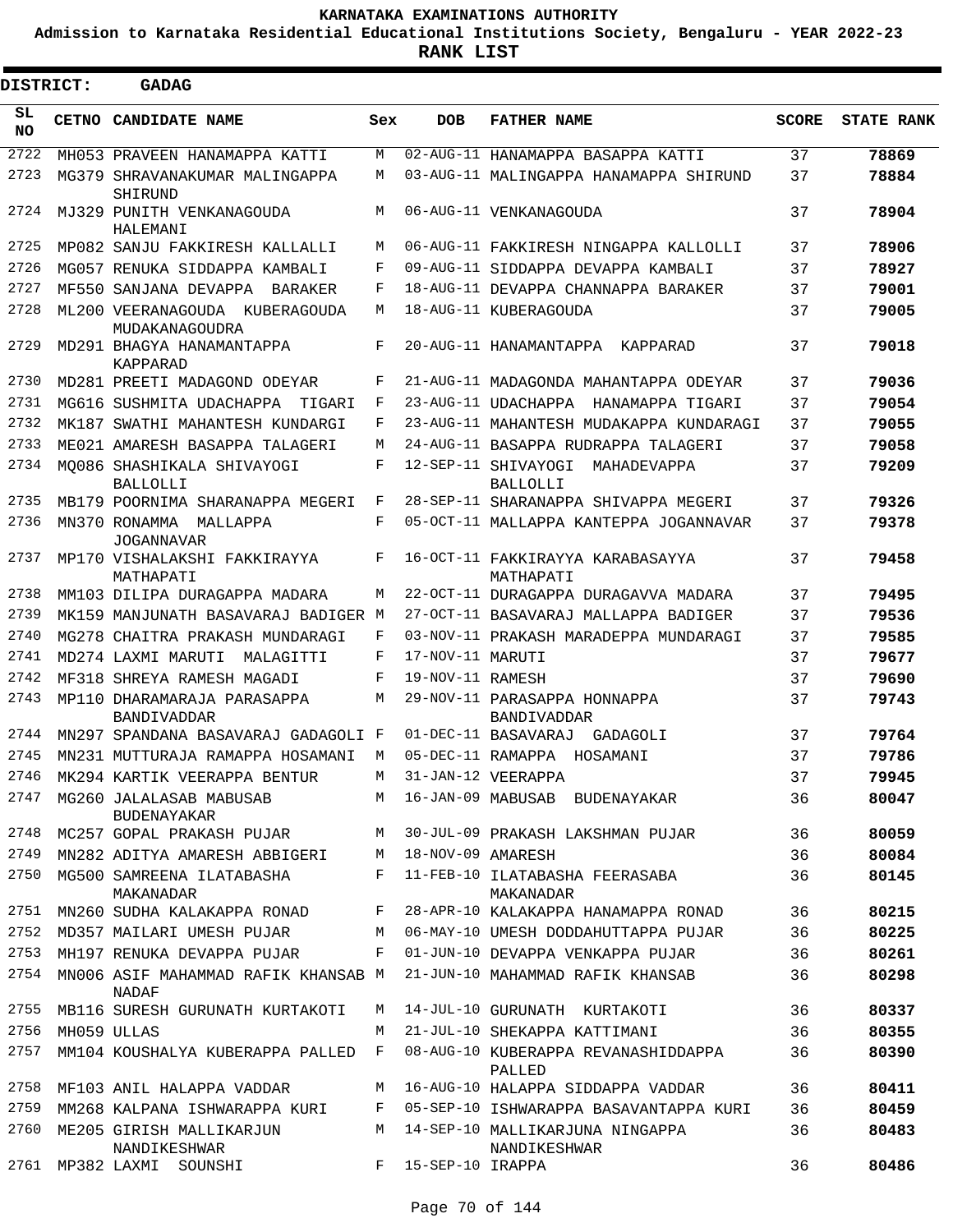KARNATAKA EXAMINATIONS AUTHORITY

Admission to Karnataka Residential Educational Institutions Society, Bengaluru - YEAR 2022-23

**RANK LIST**

**DISTRICT: GADAG**

| SL NO | CETNO | CANDIDATE NAME | Sex | DOB | FATHER NAME | SCORE | STATE RANK |
|---|---|---|---|---|---|---|---|
| 2722 | MH053 | PRAVEEN HANAMAPPA KATTI | M | 02-AUG-11 | HANAMAPPA BASAPPA KATTI | 37 | **78869** |
| 2723 | MG379 | SHRAVANAKUMAR MALINGAPPA SHIRUND | M | 03-AUG-11 | MALINGAPPA HANAMAPPA SHIRUND | 37 | **78884** |
| 2724 | MJ329 | PUNITH VENKANAGOUDA HALEMANI | M | 06-AUG-11 | VENKANAGOUDA | 37 | **78904** |
| 2725 | MP082 | SANJU FAKKIRESH KALLALLI | M | 06-AUG-11 | FAKKIRESH NINGAPPA KALLOLLI | 37 | **78906** |
| 2726 | MG057 | RENUKA SIDDAPPA KAMBALI | F | 09-AUG-11 | SIDDAPPA DEVAPPA KAMBALI | 37 | **78927** |
| 2727 | MF550 | SANJANA DEVAPPA BARAKER | F | 18-AUG-11 | DEVAPPA CHANNAPPA BARAKER | 37 | **79001** |
| 2728 | ML200 | VEERANAGOUDA KUBERAGOUDA MUDAKANAGOUDRA | M | 18-AUG-11 | KUBERAGOUDA | 37 | **79005** |
| 2729 | MD291 | BHAGYA HANAMANTAPPA KAPPARAD | F | 20-AUG-11 | HANAMANTAPPA KAPPARAD | 37 | **79018** |
| 2730 | MD281 | PREETI MADAGOND ODEYAR | F | 21-AUG-11 | MADAGONDA MAHANTAPPA ODEYAR | 37 | **79036** |
| 2731 | MG616 | SUSHMITA UDACHAPPA TIGARI | F | 23-AUG-11 | UDACHAPPA HANAMAPPA TIGARI | 37 | **79054** |
| 2732 | MK187 | SWATHI MAHANTESH KUNDARGI | F | 23-AUG-11 | MAHANTESH MUDAKAPPA KUNDARAGI | 37 | **79055** |
| 2733 | ME021 | AMARESH BASAPPA TALAGERI | M | 24-AUG-11 | BASAPPA RUDRAPPA TALAGERI | 37 | **79058** |
| 2734 | MQ086 | SHASHIKALA SHIVAYOGI BALLOLLI | F | 12-SEP-11 | SHIVAYOGI MAHADEVAPPA BALLOLLI | 37 | **79209** |
| 2735 | MB179 | POORNIMA SHARANAPPA MEGERI | F | 28-SEP-11 | SHARANAPPA SHIVAPPA MEGERI | 37 | **79326** |
| 2736 | MN370 | RONAMMA MALLAPPA JOGANNAVAR | F | 05-OCT-11 | MALLAPPA KANTEPPA JOGANNAVAR | 37 | **79378** |
| 2737 | MP170 | VISHALAKSHI FAKKIRAYYA MATHAPATI | F | 16-OCT-11 | FAKKIRAYYA KARABASAYYA MATHAPATI | 37 | **79458** |
| 2738 | MM103 | DILIPA DURAGAPPA MADARA | M | 22-OCT-11 | DURAGAPPA DURAGAVVA MADARA | 37 | **79495** |
| 2739 | MK159 | MANJUNATH BASAVARAJ BADIGER | M | 27-OCT-11 | BASAVARAJ MALLAPPA BADIGER | 37 | **79536** |
| 2740 | MG278 | CHAITRA PRAKASH MUNDARAGI | F | 03-NOV-11 | PRAKASH MARADEPPA MUNDARAGI | 37 | **79585** |
| 2741 | MD274 | LAXMI MARUTI MALAGITTI | F | 17-NOV-11 | MARUTI | 37 | **79677** |
| 2742 | MF318 | SHREYA RAMESH MAGADI | F | 19-NOV-11 | RAMESH | 37 | **79690** |
| 2743 | MP110 | DHARAMARAJA PARASAPPA BANDIVADDAR | M | 29-NOV-11 | PARASAPPA HONNAPPA BANDIVADDAR | 37 | **79743** |
| 2744 | MN297 | SPANDANA BASAVARAJ GADAGOLI | F | 01-DEC-11 | BASAVARAJ GADAGOLI | 37 | **79764** |
| 2745 | MN231 | MUTTURAJA RAMAPPA HOSAMANI | M | 05-DEC-11 | RAMAPPA HOSAMANI | 37 | **79786** |
| 2746 | MK294 | KARTIK VEERAPPA BENTUR | M | 31-JAN-12 | VEERAPPA | 37 | **79945** |
| 2747 | MG260 | JALALASAB MABUSAB BUDENAYAKAR | M | 16-JAN-09 | MABUSAB BUDENAYAKAR | 36 | **80047** |
| 2748 | MC257 | GOPAL PRAKASH PUJAR | M | 30-JUL-09 | PRAKASH LAKSHMAN PUJAR | 36 | **80059** |
| 2749 | MN282 | ADITYA AMARESH ABBIGERI | M | 18-NOV-09 | AMARESH | 36 | **80084** |
| 2750 | MG500 | SAMREENA ILATABASHA MAKANADAR | F | 11-FEB-10 | ILATABASHA FEERASABA MAKANADAR | 36 | **80145** |
| 2751 | MN260 | SUDHA KALAKAPPA RONAD | F | 28-APR-10 | KALAKAPPA HANAMAPPA RONAD | 36 | **80215** |
| 2752 | MD357 | MAILARI UMESH PUJAR | M | 06-MAY-10 | UMESH DODDAHUTTAPPA PUJAR | 36 | **80225** |
| 2753 | MH197 | RENUKA DEVAPPA PUJAR | F | 01-JUN-10 | DEVAPPA VENKAPPA PUJAR | 36 | **80261** |
| 2754 | MN006 | ASIF MAHAMMAD RAFIK KHANSAB NADAF | M | 21-JUN-10 | MAHAMMAD RAFIK KHANSAB | 36 | **80298** |
| 2755 | MB116 | SURESH GURUNATH KURTAKOTI | M | 14-JUL-10 | GURUNATH KURTAKOTI | 36 | **80337** |
| 2756 | MH059 | ULLAS | M | 21-JUL-10 | SHEKAPPA KATTIMANI | 36 | **80355** |
| 2757 | MM104 | KOUSHALYA KUBERAPPA PALLED | F | 08-AUG-10 | KUBERAPPA REVANASHIDDAPPA PALLED | 36 | **80390** |
| 2758 | MF103 | ANIL HALAPPA VADDAR | M | 16-AUG-10 | HALAPPA SIDDAPPA VADDAR | 36 | **80411** |
| 2759 | MM268 | KALPANA ISHWARAPPA KURI | F | 05-SEP-10 | ISHWARAPPA BASAVANTAPPA KURI | 36 | **80459** |
| 2760 | ME205 | GIRISH MALLIKARJUN NANDIKESHWAR | M | 14-SEP-10 | MALLIKARJUNA NINGAPPA NANDIKESHWAR | 36 | **80483** |
| 2761 | MP382 | LAXMI SOUNSHI | F | 15-SEP-10 | IRAPPA | 36 | **80486** |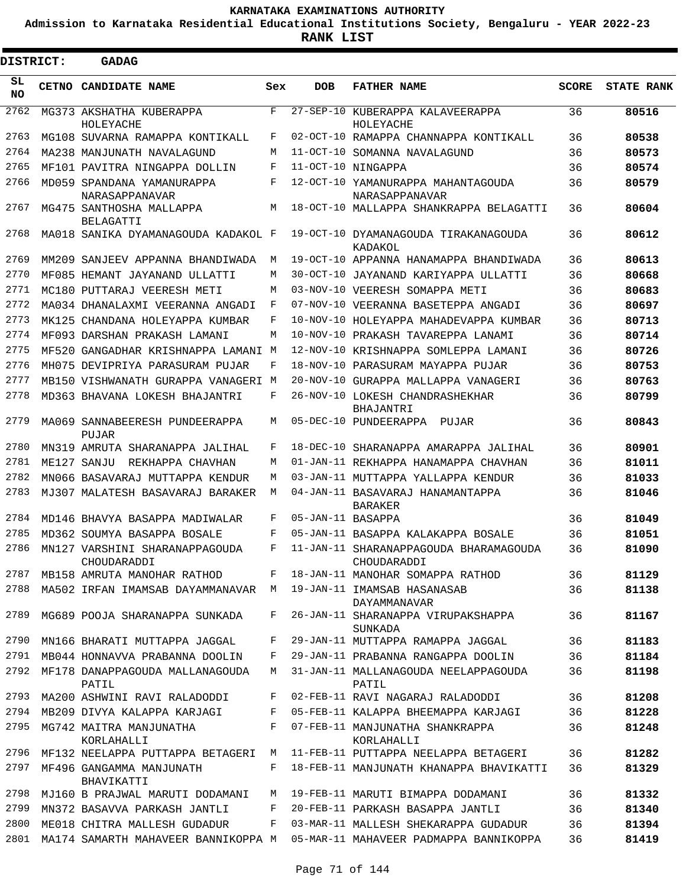KARNATAKA EXAMINATIONS AUTHORITY

Admission to Karnataka Residential Educational Institutions Society, Bengaluru - YEAR 2022-23

**RANK LIST**

**DISTRICT: GADAG**

| SL NO | CETNO | CANDIDATE NAME | Sex | DOB | FATHER NAME | SCORE | STATE RANK |
|---|---|---|---|---|---|---|---|
| 2762 | MG373 | AKSHATHA KUBERAPPA HOLEYACHE | F | 27-SEP-10 | KUBERAPPA KALAVEERAPPA HOLEYACHE | 36 | **80516** |
| 2763 | MG108 | SUVARNA RAMAPPA KONTIKALL | F | 02-OCT-10 | RAMAPPA CHANNAPPA KONTIKALL | 36 | **80538** |
| 2764 | MA238 | MANJUNATH NAVALAGUND | M | 11-OCT-10 | SOMANNA NAVALAGUND | 36 | **80573** |
| 2765 | MF101 | PAVITRA NINGAPPA DOLLIN | F | 11-OCT-10 | NINGAPPA | 36 | **80574** |
| 2766 | MD059 | SPANDANA YAMANURAPPA NARASAPPANAVAR | F | 12-OCT-10 | YAMANURAPPA MAHANTAGOUDA NARASAPPANAVAR | 36 | **80579** |
| 2767 | MG475 | SANTHOSHA MALLAPPA BELAGATTI | M | 18-OCT-10 | MALLAPPA SHANKRAPPA BELAGATTI | 36 | **80604** |
| 2768 | MA018 | SANIKA DYAMANAGOUDA KADAKOL | F | 19-OCT-10 | DYAMANAGOUDA TIRAKANAGOUDA KADAKOL | 36 | **80612** |
| 2769 | MM209 | SANJEEV APPANNA BHANDIWADA | M | 19-OCT-10 | APPANNA HANAMAPPA BHANDIWADA | 36 | **80613** |
| 2770 | MF085 | HEMANT JAYANAND ULLATTI | M | 30-OCT-10 | JAYANAND KARIYAPPA ULLATTI | 36 | **80668** |
| 2771 | MC180 | PUTTARAJ VEERESH METI | M | 03-NOV-10 | VEERESH SOMAPPA METI | 36 | **80683** |
| 2772 | MA034 | DHANALAXMI VEERANNA ANGADI | F | 07-NOV-10 | VEERANNA BASETEPPA ANGADI | 36 | **80697** |
| 2773 | MK125 | CHANDANA HOLEYAPPA KUMBAR | F | 10-NOV-10 | HOLEYAPPA MAHADEVAPPA KUMBAR | 36 | **80713** |
| 2774 | MF093 | DARSHAN PRAKASH LAMANI | M | 10-NOV-10 | PRAKASH TAVAREPPA LANAMI | 36 | **80714** |
| 2775 | MF520 | GANGADHAR KRISHNAPPA LAMANI | M | 12-NOV-10 | KRISHNAPPA SOMLEPPA LAMANI | 36 | **80726** |
| 2776 | MH075 | DEVIPRIYA PARASURAM PUJAR | F | 18-NOV-10 | PARASURAM MAYAPPA PUJAR | 36 | **80753** |
| 2777 | MB150 | VISHWANATH GURAPPA VANAGERI | M | 20-NOV-10 | GURAPPA MALLAPPA VANAGERI | 36 | **80763** |
| 2778 | MD363 | BHAVANA LOKESH BHAJANTRI | F | 26-NOV-10 | LOKESH CHANDRASHEKHAR BHAJANTRI | 36 | **80799** |
| 2779 | MA069 | SANNABEERESH PUNDEERAPPA PUJAR | M | 05-DEC-10 | PUNDEERAPPA PUJAR | 36 | **80843** |
| 2780 | MN319 | AMRUTA SHARANAPPA JALIHAL | F | 18-DEC-10 | SHARANAPPA AMARAPPA JALIHAL | 36 | **80901** |
| 2781 | ME127 | SANJU REKHAPPA CHAVHAN | M | 01-JAN-11 | REKHAPPA HANAMAPPA CHAVHAN | 36 | **81011** |
| 2782 | MN066 | BASAVARAJ MUTTAPPA KENDUR | M | 03-JAN-11 | MUTTAPPA YALLAPPA KENDUR | 36 | **81033** |
| 2783 | MJ307 | MALATESH BASAVARAJ BARAKER | M | 04-JAN-11 | BASAVARAJ HANAMANTAPPA BARAKER | 36 | **81046** |
| 2784 | MD146 | BHAVYA BASAPPA MADIWALAR | F | 05-JAN-11 | BASAPPA | 36 | **81049** |
| 2785 | MD362 | SOUMYA BASAPPA BOSALE | F | 05-JAN-11 | BASAPPA KALAKAPPA BOSALE | 36 | **81051** |
| 2786 | MN127 | VARSHINI SHARANAPPAGOUDA CHOUDARADDI | F | 11-JAN-11 | SHARANAPPAGOUDA BHARAMAGOUDA CHOUDARADDI | 36 | **81090** |
| 2787 | MB158 | AMRUTA MANOHAR RATHOD | F | 18-JAN-11 | MANOHAR SOMAPPA RATHOD | 36 | **81129** |
| 2788 | MA502 | IRFAN IMAMSAB DAYAMMANAVAR | M | 19-JAN-11 | IMAMSAB HASANASAB DAYAMMANAVAR | 36 | **81138** |
| 2789 | MG689 | POOJA SHARANAPPA SUNKADA | F | 26-JAN-11 | SHARANAPPA VIRUPAKSHAPPA SUNKADA | 36 | **81167** |
| 2790 | MN166 | BHARATI MUTTAPPA JAGGAL | F | 29-JAN-11 | MUTTAPPA RAMAPPA JAGGAL | 36 | **81183** |
| 2791 | MB044 | HONNAVVA PRABANNA DOOLIN | F | 29-JAN-11 | PRABANNA RANGAPPA DOOLIN | 36 | **81184** |
| 2792 | MF178 | DANAPPAGOUDA MALLANAGOUDA PATIL | M | 31-JAN-11 | MALLANAGOUDA NEELAPPAGOUDA PATIL | 36 | **81198** |
| 2793 | MA200 | ASHWINI RAVI RALADODDI | F | 02-FEB-11 | RAVI NAGARAJ RALADODDI | 36 | **81208** |
| 2794 | MB209 | DIVYA KALAPPA KARJAGI | F | 05-FEB-11 | KALAPPA BHEEMAPPA KARJAGI | 36 | **81228** |
| 2795 | MG742 | MAITRA MANJUNATHA KORLAHALLI | F | 07-FEB-11 | MANJUNATHA SHANKRAPPA KORLAHALLI | 36 | **81248** |
| 2796 | MF132 | NEELAPPA PUTTAPPA BETAGERI | M | 11-FEB-11 | PUTTAPPA NEELAPPA BETAGERI | 36 | **81282** |
| 2797 | MF496 | GANGAMMA MANJUNATH BHAVIKATTI | F | 18-FEB-11 | MANJUNATH KHANAPPA BHAVIKATTI | 36 | **81329** |
| 2798 | MJ160 | B PRAJWAL MARUTI DODAMANI | M | 19-FEB-11 | MARUTI BIMAPPA DODAMANI | 36 | **81332** |
| 2799 | MN372 | BASAVVA PARKASH JANTLI | F | 20-FEB-11 | PARKASH BASAPPA JANTLI | 36 | **81340** |
| 2800 | ME018 | CHITRA MALLESH GUDADUR | F | 03-MAR-11 | MALLESH SHEKARAPPA GUDADUR | 36 | **81394** |
| 2801 | MA174 | SAMARTH MAHAVEER BANNIKOPPA | M | 05-MAR-11 | MAHAVEER PADMAPPA BANNIKOPPA | 36 | **81419** |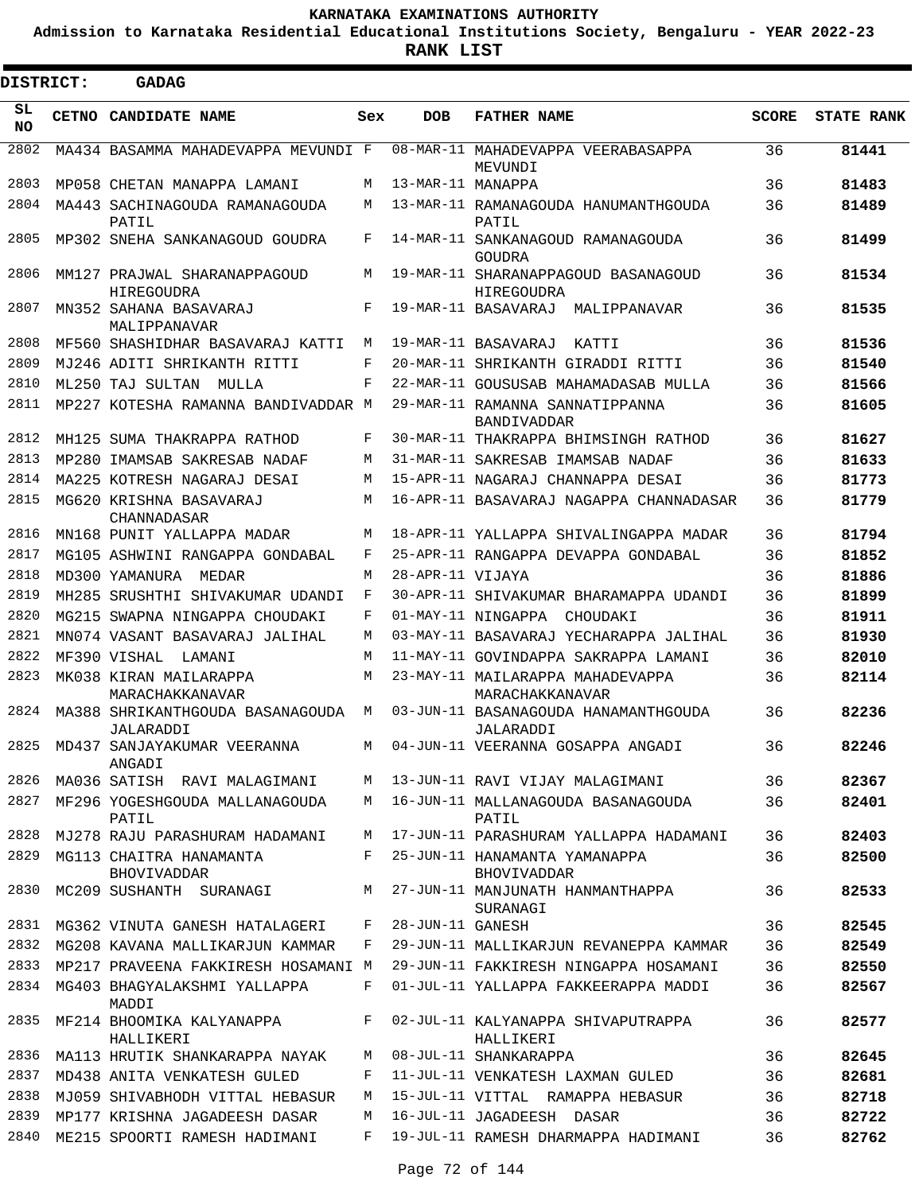# KARNATAKA EXAMINATIONS AUTHORITY

**Admission to Karnataka Residential Educational Institutions Society, Bengaluru - YEAR 2022-23**

**RANK LIST**

**DISTRICT: GADAG**

| SL NO | CETNO | CANDIDATE NAME | Sex | DOB | FATHER NAME | SCORE | STATE RANK |
|---|---|---|---|---|---|---|---|
| 2802 | MA434 | BASAMMA MAHADEVAPPA MEVUNDI | F | 08-MAR-11 | MAHADEVAPPA VEERABASAPPA MEVUNDI | 36 | **81441** |
| 2803 | MP058 | CHETAN MANAPPA LAMANI | M | 13-MAR-11 | MANAPPA | 36 | **81483** |
| 2804 | MA443 | SACHINAGOUDA RAMANAGOUDA PATIL | M | 13-MAR-11 | RAMANAGOUDA HANUMANTHGOUDA PATIL | 36 | **81489** |
| 2805 | MP302 | SNEHA SANKANAGOUD GOUDRA | F | 14-MAR-11 | SANKANAGOUD RAMANAGOUDA GOUDRA | 36 | **81499** |
| 2806 | MM127 | PRAJWAL SHARANAPPAGOUD HIREGOUDRA | M | 19-MAR-11 | SHARANAPPAGOUD BASANAGOUD HIREGOUDRA | 36 | **81534** |
| 2807 | MN352 | SAHANA BASAVARAJ MALIPPANAVAR | F | 19-MAR-11 | BASAVARAJ MALIPPANAVAR | 36 | **81535** |
| 2808 | MF560 | SHASHIDHAR BASAVARAJ KATTI | M | 19-MAR-11 | BASAVARAJ KATTI | 36 | **81536** |
| 2809 | MJ246 | ADITI SHRIKANTH RITTI | F | 20-MAR-11 | SHRIKANTH GIRADDI RITTI | 36 | **81540** |
| 2810 | ML250 | TAJ SULTAN MULLA | F | 22-MAR-11 | GOUSUSAB MAHAMADASAB MULLA | 36 | **81566** |
| 2811 | MP227 | KOTESHA RAMANNA BANDIVADDAR | M | 29-MAR-11 | RAMANNA SANNATIPPANNA BANDIVADDAR | 36 | **81605** |
| 2812 | MH125 | SUMA THAKRAPPA RATHOD | F | 30-MAR-11 | THAKRAPPA BHIMSINGH RATHOD | 36 | **81627** |
| 2813 | MP280 | IMAMSAB SAKRESAB NADAF | M | 31-MAR-11 | SAKRESAB IMAMSAB NADAF | 36 | **81633** |
| 2814 | MA225 | KOTRESH NAGARAJ DESAI | M | 15-APR-11 | NAGARAJ CHANNAPPA DESAI | 36 | **81773** |
| 2815 | MG620 | KRISHNA BASAVARAJ CHANNADASAR | M | 16-APR-11 | BASAVARAJ NAGAPPA CHANNADASAR | 36 | **81779** |
| 2816 | MN168 | PUNIT YALLAPPA MADAR | M | 18-APR-11 | YALLAPPA SHIVALINGAPPA MADAR | 36 | **81794** |
| 2817 | MG105 | ASHWINI RANGAPPA GONDABAL | F | 25-APR-11 | RANGAPPA DEVAPPA GONDABAL | 36 | **81852** |
| 2818 | MD300 | YAMANURA MEDAR | M | 28-APR-11 | VIJAYA | 36 | **81886** |
| 2819 | MH285 | SRUSHTHI SHIVAKUMAR UDANDI | F | 30-APR-11 | SHIVAKUMAR BHARAMAPPA UDANDI | 36 | **81899** |
| 2820 | MG215 | SWAPNA NINGAPPA CHOUDAKI | F | 01-MAY-11 | NINGAPPA CHOUDAKI | 36 | **81911** |
| 2821 | MN074 | VASANT BASAVARAJ JALIHAL | M | 03-MAY-11 | BASAVARAJ YECHARAPPA JALIHAL | 36 | **81930** |
| 2822 | MF390 | VISHAL LAMANI | M | 11-MAY-11 | GOVINDAPPA SAKRAPPA LAMANI | 36 | **82010** |
| 2823 | MK038 | KIRAN MAILARAPPA MARACHAKKANAVAR | M | 23-MAY-11 | MAILARAPPA MAHADEVAPPA MARACHAKKANAVAR | 36 | **82114** |
| 2824 | MA388 | SHRIKANTHGOUDA BASANAGOUDA JALARADDI | M | 03-JUN-11 | BASANAGOUDA HANAMANTHGOUDA JALARADDI | 36 | **82236** |
| 2825 | MD437 | SANJAYAKUMAR VEERANNA ANGADI | M | 04-JUN-11 | VEERANNA GOSAPPA ANGADI | 36 | **82246** |
| 2826 | MA036 | SATISH RAVI MALAGIMANI | M | 13-JUN-11 | RAVI VIJAY MALAGIMANI | 36 | **82367** |
| 2827 | MF296 | YOGESHGOUDA MALLANAGOUDA PATIL | M | 16-JUN-11 | MALLANAGOUDA BASANAGOUDA PATIL | 36 | **82401** |
| 2828 | MJ278 | RAJU PARASHURAM HADAMANI | M | 17-JUN-11 | PARASHURAM YALLAPPA HADAMANI | 36 | **82403** |
| 2829 | MG113 | CHAITRA HANAMANTA BHOVIVADDAR | F | 25-JUN-11 | HANAMANTA YAMANAPPA BHOVIVADDAR | 36 | **82500** |
| 2830 | MC209 | SUSHANTH SURANAGI | M | 27-JUN-11 | MANJUNATH HANMANTHAPPA SURANAGI | 36 | **82533** |
| 2831 | MG362 | VINUTA GANESH HATALAGERI | F | 28-JUN-11 | GANESH | 36 | **82545** |
| 2832 | MG208 | KAVANA MALLIKARJUN KAMMAR | F | 29-JUN-11 | MALLIKARJUN REVANEPPA KAMMAR | 36 | **82549** |
| 2833 | MP217 | PRAVEENA FAKKIRESH HOSAMANI | M | 29-JUN-11 | FAKKIRESH NINGAPPA HOSAMANI | 36 | **82550** |
| 2834 | MG403 | BHAGYALAKSHMI YALLAPPA MADDI | F | 01-JUL-11 | YALLAPPA FAKKEERAPPA MADDI | 36 | **82567** |
| 2835 | MF214 | BHOOMIKA KALYANAPPA HALLIKERI | F | 02-JUL-11 | KALYANAPPA SHIVAPUTRAPPA HALLIKERI | 36 | **82577** |
| 2836 | MA113 | HRUTIK SHANKARAPPA NAYAK | M | 08-JUL-11 | SHANKARAPPA | 36 | **82645** |
| 2837 | MD438 | ANITA VENKATESH GULED | F | 11-JUL-11 | VENKATESH LAXMAN GULED | 36 | **82681** |
| 2838 | MJ059 | SHIVABHODH VITTAL HEBASUR | M | 15-JUL-11 | VITTAL RAMAPPA HEBASUR | 36 | **82718** |
| 2839 | MP177 | KRISHNA JAGADEESH DASAR | M | 16-JUL-11 | JAGADEESH DASAR | 36 | **82722** |
| 2840 | ME215 | SPOORTI RAMESH HADIMANI | F | 19-JUL-11 | RAMESH DHARMAPPA HADIMANI | 36 | **82762** |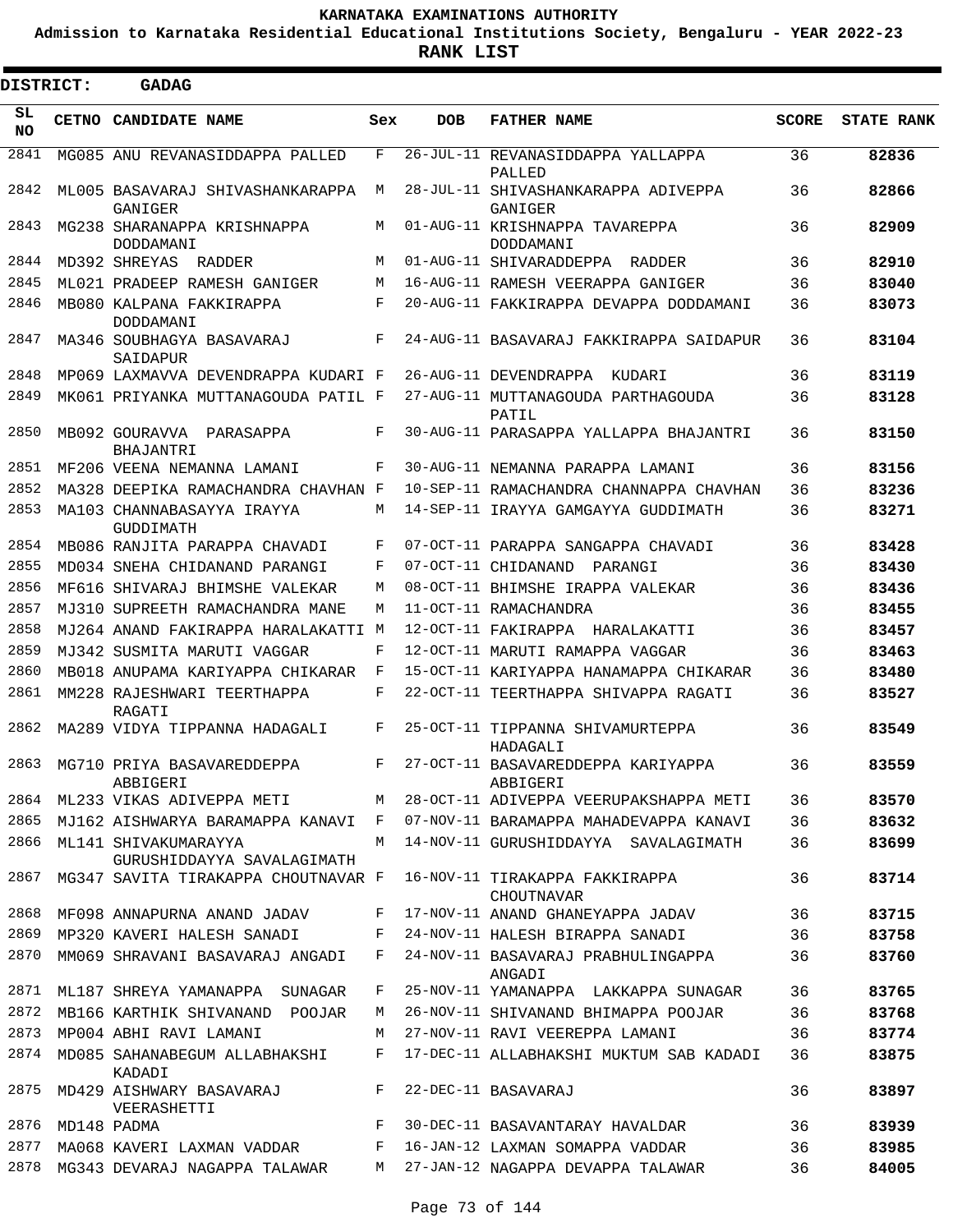# KARNATAKA EXAMINATIONS AUTHORITY

## Admission to Karnataka Residential Educational Institutions Society, Bengaluru - YEAR 2022-23

## RANK LIST

**DISTRICT: GADAG**

| SL NO | CETNO | CANDIDATE NAME | Sex | DOB | FATHER NAME | SCORE | STATE RANK |
|---|---|---|---|---|---|---|---|
| 2841 | MG085 | ANU REVANASIDDAPPA PALLED | F | 26-JUL-11 | REVANASIDDAPPA YALLAPPA PALLED | 36 | 82836 |
| 2842 | ML005 | BASAVARAJ SHIVASHANKARAPPA GANIGER | M | 28-JUL-11 | SHIVASHANKARAPPA ADIVEPPA GANIGER | 36 | 82866 |
| 2843 | MG238 | SHARANAPPA KRISHNAPPA DODDAMANI | M | 01-AUG-11 | KRISHNAPPA TAVAREPPA DODDAMANI | 36 | 82909 |
| 2844 | MD392 | SHREYAS RADDER | M | 01-AUG-11 | SHIVARADDEPPA RADDER | 36 | 82910 |
| 2845 | ML021 | PRADEEP RAMESH GANIGER | M | 16-AUG-11 | RAMESH VEERAPPA GANIGER | 36 | 83040 |
| 2846 | MB080 | KALPANA FAKKIRAPPA DODDAMANI | F | 20-AUG-11 | FAKKIRAPPA DEVAPPA DODDAMANI | 36 | 83073 |
| 2847 | MA346 | SOUBHAGYA BASAVARAJ SAIDAPUR | F | 24-AUG-11 | BASAVARAJ FAKKIRAPPA SAIDAPUR | 36 | 83104 |
| 2848 | MP069 | LAXMAVVA DEVENDRAPPA KUDARI | F | 26-AUG-11 | DEVENDRAPPA KUDARI | 36 | 83119 |
| 2849 | MK061 | PRIYANKA MUTTANAGOUDA PATIL | F | 27-AUG-11 | MUTTANAGOUDA PARTHAGOUDA PATIL | 36 | 83128 |
| 2850 | MB092 | GOURAVVA PARASAPPA BHAJANTRI | F | 30-AUG-11 | PARASAPPA YALLAPPA BHAJANTRI | 36 | 83150 |
| 2851 | MF206 | VEENA NEMANNA LAMANI | F | 30-AUG-11 | NEMANNA PARAPPA LAMANI | 36 | 83156 |
| 2852 | MA328 | DEEPIKA RAMACHANDRA CHAVHAN | F | 10-SEP-11 | RAMACHANDRA CHANNAPPA CHAVHAN | 36 | 83236 |
| 2853 | MA103 | CHANNABASAYYA IRAYYA GUDDIMATH | M | 14-SEP-11 | IRAYYA GAMGAYYA GUDDIMATH | 36 | 83271 |
| 2854 | MB086 | RANJITA PARAPPA CHAVADI | F | 07-OCT-11 | PARAPPA SANGAPPA CHAVADI | 36 | 83428 |
| 2855 | MD034 | SNEHA CHIDANAND PARANGI | F | 07-OCT-11 | CHIDANAND PARANGI | 36 | 83430 |
| 2856 | MF616 | SHIVARAJ BHIMSHE VALEKAR | M | 08-OCT-11 | BHIMSHE IRAPPA VALEKAR | 36 | 83436 |
| 2857 | MJ310 | SUPREETH RAMACHANDRA MANE | M | 11-OCT-11 | RAMACHANDRA | 36 | 83455 |
| 2858 | MJ264 | ANAND FAKIRAPPA HARALAKATTI | M | 12-OCT-11 | FAKIRAPPA HARALAKATTI | 36 | 83457 |
| 2859 | MJ342 | SUSMITA MARUTI VAGGAR | F | 12-OCT-11 | MARUTI RAMAPPA VAGGAR | 36 | 83463 |
| 2860 | MB018 | ANUPAMA KARIYAPPA CHIKARAR | F | 15-OCT-11 | KARIYAPPA HANAMAPPA CHIKARAR | 36 | 83480 |
| 2861 | MM228 | RAJESHWARI TEERTHAPPA RAGATI | F | 22-OCT-11 | TEERTHAPPA SHIVAPPA RAGATI | 36 | 83527 |
| 2862 | MA289 | VIDYA TIPPANNA HADAGALI | F | 25-OCT-11 | TIPPANNA SHIVAMURTEPPA HADAGALI | 36 | 83549 |
| 2863 | MG710 | PRIYA BASAVAREDDEPPA ABBIGERI | F | 27-OCT-11 | BASAVAREDDEPPA KARIYAPPA ABBIGERI | 36 | 83559 |
| 2864 | ML233 | VIKAS ADIVEPPA METI | M | 28-OCT-11 | ADIVEPPA VEERUPAKSHAPPA METI | 36 | 83570 |
| 2865 | MJ162 | AISHWARYA BARAMAPPA KANAVI | F | 07-NOV-11 | BARAMAPPA MAHADEVAPPA KANAVI | 36 | 83632 |
| 2866 | ML141 | SHIVAKUMARAYYA GURUSHIDDAYYA SAVALAGIMATH | M | 14-NOV-11 | GURUSHIDDAYYA SAVALAGIMATH | 36 | 83699 |
| 2867 | MG347 | SAVITA TIRAKAPPA CHOUTNAVAR | F | 16-NOV-11 | TIRAKAPPA FAKKIRAPPA CHOUTNAVAR | 36 | 83714 |
| 2868 | MF098 | ANNAPURNA ANAND JADAV | F | 17-NOV-11 | ANAND GHANEYAPPA JADAV | 36 | 83715 |
| 2869 | MP320 | KAVERI HALESH SANADI | F | 24-NOV-11 | HALESH BIRAPPA SANADI | 36 | 83758 |
| 2870 | MM069 | SHRAVANI BASAVARAJ ANGADI | F | 24-NOV-11 | BASAVARAJ PRABHULINGAPPA ANGADI | 36 | 83760 |
| 2871 | ML187 | SHREYA YAMANAPPA SUNAGAR | F | 25-NOV-11 | YAMANAPPA LAKKAPPA SUNAGAR | 36 | 83765 |
| 2872 | MB166 | KARTHIK SHIVANAND POOJAR | M | 26-NOV-11 | SHIVANAND BHIMAPPA POOJAR | 36 | 83768 |
| 2873 | MP004 | ABHI RAVI LAMANI | M | 27-NOV-11 | RAVI VEEREPPA LAMANI | 36 | 83774 |
| 2874 | MD085 | SAHANABEGUM ALLABHAKSHI KADADI | F | 17-DEC-11 | ALLABHAKSHI MUKTUM SAB KADADI | 36 | 83875 |
| 2875 | MD429 | AISHWARY BASAVARAJ VEERASHETTI | F | 22-DEC-11 | BASAVARAJ | 36 | 83897 |
| 2876 | MD148 | PADMA | F | 30-DEC-11 | BASAVANTARAY HAVALDAR | 36 | 83939 |
| 2877 | MA068 | KAVERI LAXMAN VADDAR | F | 16-JAN-12 | LAXMAN SOMAPPA VADDAR | 36 | 83985 |
| 2878 | MG343 | DEVARAJ NAGAPPA TALAWAR | M | 27-JAN-12 | NAGAPPA DEVAPPA TALAWAR | 36 | 84005 |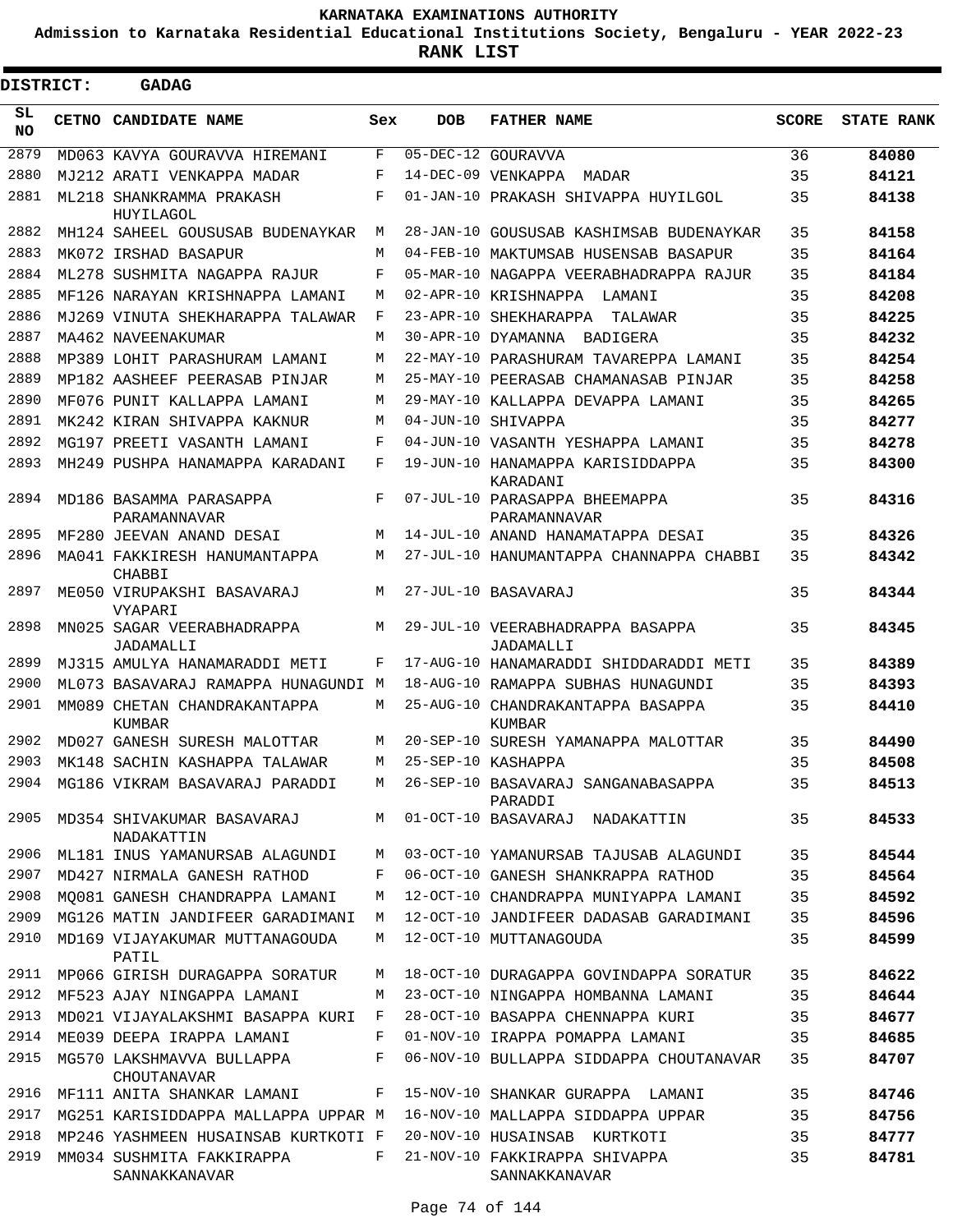# KARNATAKA EXAMINATIONS AUTHORITY

**Admission to Karnataka Residential Educational Institutions Society, Bengaluru - YEAR 2022-23**

**RANK LIST**

**DISTRICT: GADAG**

| SL NO | CETNO | CANDIDATE NAME | Sex | DOB | FATHER NAME | SCORE | STATE RANK |
|---|---|---|---|---|---|---|---|
| 2879 | MD063 | KAVYA GOURAVVA HIREMANI | F | 05-DEC-12 | GOURAVVA | 36 | 84080 |
| 2880 | MJ212 | ARATI VENKAPPA MADAR | F | 14-DEC-09 | VENKAPPA MADAR | 35 | 84121 |
| 2881 | ML218 | SHANKRAMMA PRAKASH HUYILAGOL | F | 01-JAN-10 | PRAKASH SHIVAPPA HUYILGOL | 35 | 84138 |
| 2882 | MH124 | SAHEEL GOUSUSAB BUDENAYKAR | M | 28-JAN-10 | GOUSUSAB KASHIMSAB BUDENAYKAR | 35 | 84158 |
| 2883 | MK072 | IRSHAD BASAPUR | M | 04-FEB-10 | MAKTUMSAB HUSENSAB BASAPUR | 35 | 84164 |
| 2884 | ML278 | SUSHMITA NAGAPPA RAJUR | F | 05-MAR-10 | NAGAPPA VEERABHADRAPPA RAJUR | 35 | 84184 |
| 2885 | MF126 | NARAYAN KRISHNAPPA LAMANI | M | 02-APR-10 | KRISHNAPPA LAMANI | 35 | 84208 |
| 2886 | MJ269 | VINUTA SHEKHARAPPA TALAWAR | F | 23-APR-10 | SHEKHARAPPA TALAWAR | 35 | 84225 |
| 2887 | MA462 | NAVEENAKUMAR | M | 30-APR-10 | DYAMANNA BADIGERA | 35 | 84232 |
| 2888 | MP389 | LOHIT PARASHURAM LAMANI | M | 22-MAY-10 | PARASHURAM TAVAREPPA LAMANI | 35 | 84254 |
| 2889 | MP182 | AASHEEF PEERASAB PINJAR | M | 25-MAY-10 | PEERASAB CHAMANASAB PINJAR | 35 | 84258 |
| 2890 | MF076 | PUNIT KALLAPPA LAMANI | M | 29-MAY-10 | KALLAPPA DEVAPPA LAMANI | 35 | 84265 |
| 2891 | MK242 | KIRAN SHIVAPPA KAKNUR | M | 04-JUN-10 | SHIVAPPA | 35 | 84277 |
| 2892 | MG197 | PREETI VASANTH LAMANI | F | 04-JUN-10 | VASANTH YESHAPPA LAMANI | 35 | 84278 |
| 2893 | MH249 | PUSHPA HANAMAPPA KARADANI | F | 19-JUN-10 | HANAMAPPA KARISIDDAPPA KARADANI | 35 | 84300 |
| 2894 | MD186 | BASAMMA PARASAPPA PARAMANNAVAR | F | 07-JUL-10 | PARASAPPA BHEEMAPPA PARAMANNAVAR | 35 | 84316 |
| 2895 | MF280 | JEEVAN ANAND DESAI | M | 14-JUL-10 | ANAND HANAMATAPPA DESAI | 35 | 84326 |
| 2896 | MA041 | FAKKIRESH HANUMANTAPPA CHABBI | M | 27-JUL-10 | HANUMANTAPPA CHANNAPPA CHABBI | 35 | 84342 |
| 2897 | ME050 | VIRUPAKSHI BASAVARAJ VYAPARI | M | 27-JUL-10 | BASAVARAJ | 35 | 84344 |
| 2898 | MN025 | SAGAR VEERABHADRAPPA JADAMALLI | M | 29-JUL-10 | VEERABHADRAPPA BASAPPA JADAMALLI | 35 | 84345 |
| 2899 | MJ315 | AMULYA HANAMARADDI METI | F | 17-AUG-10 | HANAMARADDI SHIDDARADDI METI | 35 | 84389 |
| 2900 | ML073 | BASAVARAJ RAMAPPA HUNAGUNDI | M | 18-AUG-10 | RAMAPPA SUBHAS HUNAGUNDI | 35 | 84393 |
| 2901 | MM089 | CHETAN CHANDRAKANTAPPA KUMBAR | M | 25-AUG-10 | CHANDRAKANTAPPA BASAPPA KUMBAR | 35 | 84410 |
| 2902 | MD027 | GANESH SURESH MALOTTAR | M | 20-SEP-10 | SURESH YAMANAPPA MALOTTAR | 35 | 84490 |
| 2903 | MK148 | SACHIN KASHAPPA TALAWAR | M | 25-SEP-10 | KASHAPPA | 35 | 84508 |
| 2904 | MG186 | VIKRAM BASAVARAJ PARADDI | M | 26-SEP-10 | BASAVARAJ SANGANABASAPPA PARADDI | 35 | 84513 |
| 2905 | MD354 | SHIVAKUMAR BASAVARAJ NADAKATTIN | M | 01-OCT-10 | BASAVARAJ NADAKATTIN | 35 | 84533 |
| 2906 | ML181 | INUS YAMANURSAB ALAGUNDI | M | 03-OCT-10 | YAMANURSAB TAJUSAB ALAGUNDI | 35 | 84544 |
| 2907 | MD427 | NIRMALA GANESH RATHOD | F | 06-OCT-10 | GANESH SHANKRAPPA RATHOD | 35 | 84564 |
| 2908 | MQ081 | GANESH CHANDRAPPA LAMANI | M | 12-OCT-10 | CHANDRAPPA MUNIYAPPA LAMANI | 35 | 84592 |
| 2909 | MG126 | MATIN JANDIFEER GARADIMANI | M | 12-OCT-10 | JANDIFEER DADASAB GARADIMANI | 35 | 84596 |
| 2910 | MD169 | VIJAYAKUMAR MUTTANAGOUDA PATIL | M | 12-OCT-10 | MUTTANAGOUDA | 35 | 84599 |
| 2911 | MP066 | GIRISH DURAGAPPA SORATUR | M | 18-OCT-10 | DURAGAPPA GOVINDAPPA SORATUR | 35 | 84622 |
| 2912 | MF523 | AJAY NINGAPPA LAMANI | M | 23-OCT-10 | NINGAPPA HOMBANNA LAMANI | 35 | 84644 |
| 2913 | MD021 | VIJAYALAKSHMI BASAPPA KURI | F | 28-OCT-10 | BASAPPA CHENNAPPA KURI | 35 | 84677 |
| 2914 | ME039 | DEEPA IRAPPA LAMANI | F | 01-NOV-10 | IRAPPA POMAPPA LAMANI | 35 | 84685 |
| 2915 | MG570 | LAKSHMAVVA BULLAPPA CHOUTANAVAR | F | 06-NOV-10 | BULLAPPA SIDDAPPA CHOUTANAVAR | 35 | 84707 |
| 2916 | MF111 | ANITA SHANKAR LAMANI | F | 15-NOV-10 | SHANKAR GURAPPA LAMANI | 35 | 84746 |
| 2917 | MG251 | KARISIDDAPPA MALLAPPA UPPAR | M | 16-NOV-10 | MALLAPPA SIDDAPPA UPPAR | 35 | 84756 |
| 2918 | MP246 | YASHMEEN HUSAINSAB KURTKOTI | F | 20-NOV-10 | HUSAINSAB KURTKOTI | 35 | 84777 |
| 2919 | MM034 | SUSHMITA FAKKIRAPPA SANNAKKANAVAR | F | 21-NOV-10 | FAKKIRAPPA SHIVAPPA SANNAKKANAVAR | 35 | 84781 |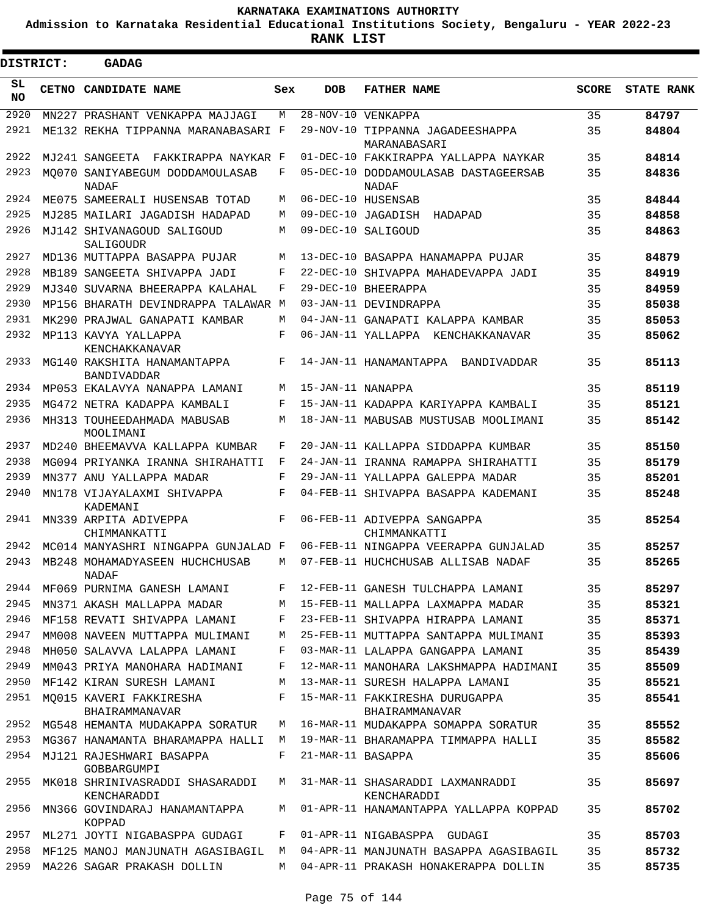**KARNATAKA EXAMINATIONS AUTHORITY**

**Admission to Karnataka Residential Educational Institutions Society, Bengaluru - YEAR 2022-23**

**RANK LIST**

**DISTRICT: GADAG**

| SL NO | CETNO | CANDIDATE NAME | Sex | DOB | FATHER NAME | SCORE | STATE RANK |
|---|---|---|---|---|---|---|---|
| 2920 | MN227 | PRASHANT VENKAPPA MAJJAGI | M | 28-NOV-10 | VENKAPPA | 35 | 84797 |
| 2921 | ME132 | REKHA TIPPANNA MARANABASARI | F | 29-NOV-10 | TIPPANNA JAGADEESHAPPA MARANABASARI | 35 | 84804 |
| 2922 | MJ241 | SANGEETA FAKKIRAPPA NAYKAR | F | 01-DEC-10 | FAKKIRAPPA YALLAPPA NAYKAR | 35 | 84814 |
| 2923 | MQ070 | SANIYABEGUM DODDAMOULASAB NADAF | F | 05-DEC-10 | DODDAMOULASAB DASTAGEERSAB NADAF | 35 | 84836 |
| 2924 | ME075 | SAMEERALI HUSENSAB TOTAD | M | 06-DEC-10 | HUSENSAB | 35 | 84844 |
| 2925 | MJ285 | MAILARI JAGADISH HADAPAD | M | 09-DEC-10 | JAGADISH HADAPAD | 35 | 84858 |
| 2926 | MJ142 | SHIVANAGOUD SALIGOUD SALIGOUDR | M | 09-DEC-10 | SALIGOUD | 35 | 84863 |
| 2927 | MD136 | MUTTAPPA BASAPPA PUJAR | M | 13-DEC-10 | BASAPPA HANAMAPPA PUJAR | 35 | 84879 |
| 2928 | MB189 | SANGEETA SHIVAPPA JADI | F | 22-DEC-10 | SHIVAPPA MAHADEVAPPA JADI | 35 | 84919 |
| 2929 | MJ340 | SUVARNA BHEERAPPA KALAHAL | F | 29-DEC-10 | BHEERAPPA | 35 | 84959 |
| 2930 | MP156 | BHARATH DEVINDRAPPA TALAWAR | M | 03-JAN-11 | DEVINDRAPPA | 35 | 85038 |
| 2931 | MK290 | PRAJWAL GANAPATI KAMBAR | M | 04-JAN-11 | GANAPATI KALAPPA KAMBAR | 35 | 85053 |
| 2932 | MP113 | KAVYA YALLAPPA KENCHAKKANAVAR | F | 06-JAN-11 | YALLAPPA KENCHAKKANAVAR | 35 | 85062 |
| 2933 | MG140 | RAKSHITA HANAMANTAPPA BANDIVADDAR | F | 14-JAN-11 | HANAMANTAPPA BANDIVADDAR | 35 | 85113 |
| 2934 | MP053 | EKALAVYA NANAPPA LAMANI | M | 15-JAN-11 | NANAPPA | 35 | 85119 |
| 2935 | MG472 | NETRA KADAPPA KAMBALI | F | 15-JAN-11 | KADAPPA KARIYAPPA KAMBALI | 35 | 85121 |
| 2936 | MH313 | TOUHEEDAHMADA MABUSAB MOOLIMANI | M | 18-JAN-11 | MABUSAB MUSTUSAB MOOLIMANI | 35 | 85142 |
| 2937 | MD240 | BHEEMAVVA KALLAPPA KUMBAR | F | 20-JAN-11 | KALLAPPA SIDDAPPA KUMBAR | 35 | 85150 |
| 2938 | MG094 | PRIYANKA IRANNA SHIRAHATTI | F | 24-JAN-11 | IRANNA RAMAPPA SHIRAHATTI | 35 | 85179 |
| 2939 | MN377 | ANU YALLAPPA MADAR | F | 29-JAN-11 | YALLAPPA GALEPPA MADAR | 35 | 85201 |
| 2940 | MN178 | VIJAYALAXMI SHIVAPPA KADEMANI | F | 04-FEB-11 | SHIVAPPA BASAPPA KADEMANI | 35 | 85248 |
| 2941 | MN339 | ARPITA ADIVEPPA CHIMMANKATTI | F | 06-FEB-11 | ADIVEPPA SANGAPPA CHIMMANKATTI | 35 | 85254 |
| 2942 | MC014 | MANYASHRI NINGAPPA GUNJALAD | F | 06-FEB-11 | NINGAPPA VEERAPPA GUNJALAD | 35 | 85257 |
| 2943 | MB248 | MOHAMADYASEEN HUCHCHUSAB NADAF | M | 07-FEB-11 | HUCHCHUSAB ALLISAB NADAF | 35 | 85265 |
| 2944 | MF069 | PURNIMA GANESH LAMANI | F | 12-FEB-11 | GANESH TULCHAPPA LAMANI | 35 | 85297 |
| 2945 | MN371 | AKASH MALLAPPA MADAR | M | 15-FEB-11 | MALLAPPA LAXMAPPA MADAR | 35 | 85321 |
| 2946 | MF158 | REVATI SHIVAPPA LAMANI | F | 23-FEB-11 | SHIVAPPA HIRAPPA LAMANI | 35 | 85371 |
| 2947 | MM008 | NAVEEN MUTTAPPA MULIMANI | M | 25-FEB-11 | MUTTAPPA SANTAPPA MULIMANI | 35 | 85393 |
| 2948 | MH050 | SALAVVA LALAPPA LAMANI | F | 03-MAR-11 | LALAPPA GANGAPPA LAMANI | 35 | 85439 |
| 2949 | MM043 | PRIYA MANOHARA HADIMANI | F | 12-MAR-11 | MANOHARA LAKSHMAPPA HADIMANI | 35 | 85509 |
| 2950 | MF142 | KIRAN SURESH LAMANI | M | 13-MAR-11 | SURESH HALAPPA LAMANI | 35 | 85521 |
| 2951 | MQ015 | KAVERI FAKKIRESHA BHAIRAMMANAVAR | F | 15-MAR-11 | FAKKIRESHA DURUGAPPA BHAIRAMMANAVAR | 35 | 85541 |
| 2952 | MG548 | HEMANTA MUDAKAPPA SORATUR | M | 16-MAR-11 | MUDAKAPPA SOMAPPA SORATUR | 35 | 85552 |
| 2953 | MG367 | HANAMANTA BHARAMAPPA HALLI | M | 19-MAR-11 | BHARAMAPPA TIMMAPPA HALLI | 35 | 85582 |
| 2954 | MJ121 | RAJESHWARI BASAPPA GOBBARGUMPI | F | 21-MAR-11 | BASAPPA | 35 | 85606 |
| 2955 | MK018 | SHRINIVASRADDI SHASARADDI KENCHARADDI | M | 31-MAR-11 | SHASARADDI LAXMANRADDI KENCHARADDI | 35 | 85697 |
| 2956 | MN366 | GOVINDARAJ HANAMANTAPPA KOPPAD | M | 01-APR-11 | HANAMANTAPPA YALLAPPA KOPPAD | 35 | 85702 |
| 2957 | ML271 | JOYTI NIGABASPPA GUDAGI | F | 01-APR-11 | NIGABASPPA GUDAGI | 35 | 85703 |
| 2958 | MF125 | MANOJ MANJUNATH AGASIBAGIL | M | 04-APR-11 | MANJUNATH BASAPPA AGASIBAGIL | 35 | 85732 |
| 2959 | MA226 | SAGAR PRAKASH DOLLIN | M | 04-APR-11 | PRAKASH HONAKERAPPA DOLLIN | 35 | 85735 |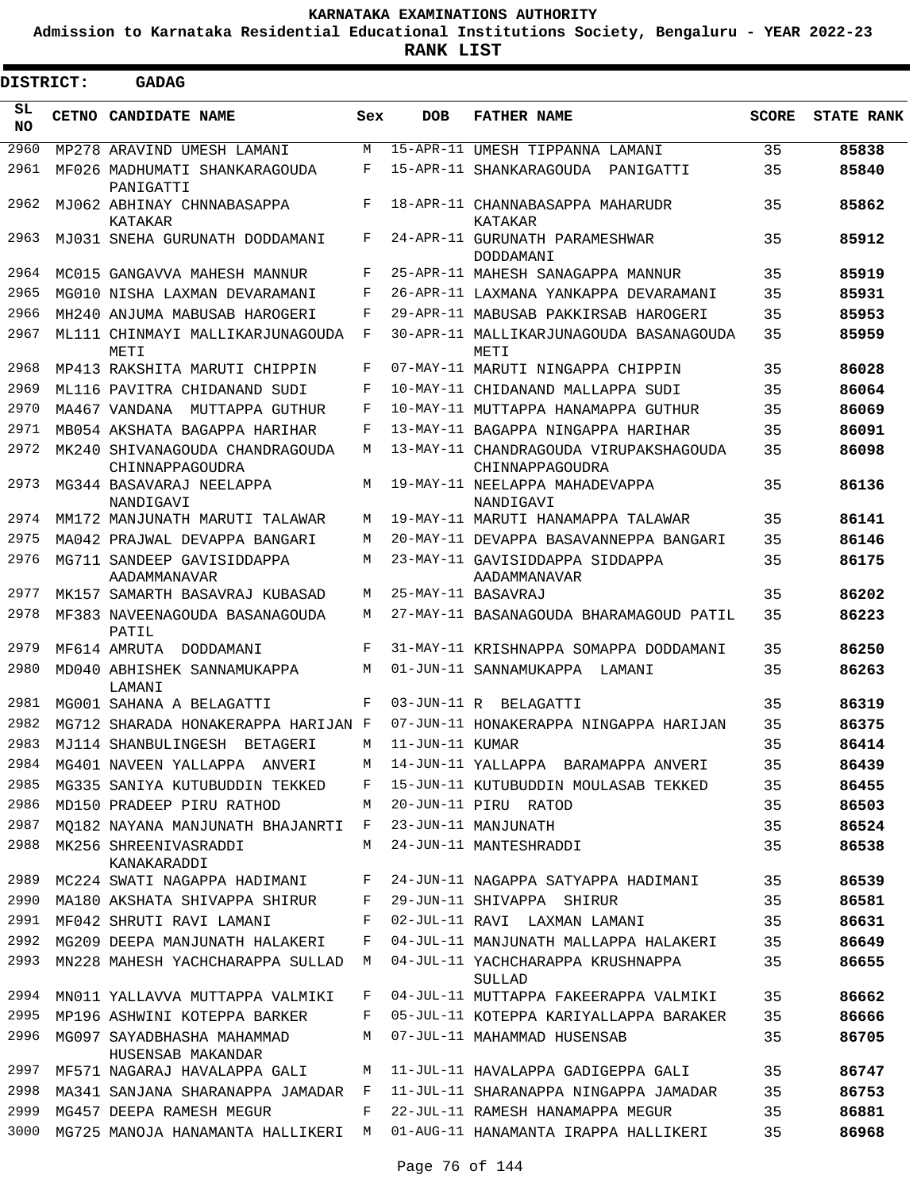# KARNATAKA EXAMINATIONS AUTHORITY

**Admission to Karnataka Residential Educational Institutions Society, Bengaluru - YEAR 2022-23**

**RANK LIST**

**DISTRICT: GADAG**

| SL NO | CETNO | CANDIDATE NAME | Sex | DOB | FATHER NAME | SCORE | STATE RANK |
|---|---|---|---|---|---|---|---|
| 2960 | MP278 | ARAVIND UMESH LAMANI | M | 15-APR-11 | UMESH TIPPANNA LAMANI | 35 | 85838 |
| 2961 | MF026 | MADHUMATI SHANKARAGOUDA PANIGATTI | F | 15-APR-11 | SHANKARAGOUDA PANIGATTI | 35 | 85840 |
| 2962 | MJ062 | ABHINAY CHNNABASAPPA KATAKAR | F | 18-APR-11 | CHANNABASAPPA MAHARUDR KATAKAR | 35 | 85862 |
| 2963 | MJ031 | SNEHA GURUNATH DODDAMANI | F | 24-APR-11 | GURUNATH PARAMESHWAR DODDAMANI | 35 | 85912 |
| 2964 | MC015 | GANGAVVA MAHESH MANNUR | F | 25-APR-11 | MAHESH SANAGAPPA MANNUR | 35 | 85919 |
| 2965 | MG010 | NISHA LAXMAN DEVARAMANI | F | 26-APR-11 | LAXMANA YANKAPPA DEVARAMANI | 35 | 85931 |
| 2966 | MH240 | ANJUMA MABUSAB HAROGERI | F | 29-APR-11 | MABUSAB PAKKIRSAB HAROGERI | 35 | 85953 |
| 2967 | ML111 | CHINMAYI MALLIKARJUNAGOUDA METI | F | 30-APR-11 | MALLIKARJUNAGOUDA BASANAGOUDA METI | 35 | 85959 |
| 2968 | MP413 | RAKSHITA MARUTI CHIPPIN | F | 07-MAY-11 | MARUTI NINGAPPA CHIPPIN | 35 | 86028 |
| 2969 | ML116 | PAVITRA CHIDANAND SUDI | F | 10-MAY-11 | CHIDANAND MALLAPPA SUDI | 35 | 86064 |
| 2970 | MA467 | VANDANA MUTTAPPA GUTHUR | F | 10-MAY-11 | MUTTAPPA HANAMAPPA GUTHUR | 35 | 86069 |
| 2971 | MB054 | AKSHATA BAGAPPA HARIHAR | F | 13-MAY-11 | BAGAPPA NINGAPPA HARIHAR | 35 | 86091 |
| 2972 | MK240 | SHIVANAGOUDA CHANDRAGOUDA CHINNAPPAGOUDRA | M | 13-MAY-11 | CHANDRAGOUDA VIRUPAKSHAGOUDA CHINNAPPAGOUDRA | 35 | 86098 |
| 2973 | MG344 | BASAVARAJ NEELAPPA NANDIGAVI | M | 19-MAY-11 | NEELAPPA MAHADEVAPPA NANDIGAVI | 35 | 86136 |
| 2974 | MM172 | MANJUNATH MARUTI TALAWAR | M | 19-MAY-11 | MARUTI HANAMAPPA TALAWAR | 35 | 86141 |
| 2975 | MA042 | PRAJWAL DEVAPPA BANGARI | M | 20-MAY-11 | DEVAPPA BASAVANNEPPA BANGARI | 35 | 86146 |
| 2976 | MG711 | SANDEEP GAVISIDDAPPA AADAMMANAVAR | M | 23-MAY-11 | GAVISIDDAPPA SIDDAPPA AADAMMANAVAR | 35 | 86175 |
| 2977 | MK157 | SAMARTH BASAVRAJ KUBASAD | M | 25-MAY-11 | BASAVRAJ | 35 | 86202 |
| 2978 | MF383 | NAVEENAGOUDA BASANAGOUDA PATIL | M | 27-MAY-11 | BASANAGOUDA BHARAMAGOUD PATIL | 35 | 86223 |
| 2979 | MF614 | AMRUTA DODDAMANI | F | 31-MAY-11 | KRISHNAPPA SOMAPPA DODDAMANI | 35 | 86250 |
| 2980 | MD040 | ABHISHEK SANNAMUKAPPA LAMANI | M | 01-JUN-11 | SANNAMUKAPPA LAMANI | 35 | 86263 |
| 2981 | MG001 | SAHANA A BELAGATTI | F | 03-JUN-11 | R BELAGATTI | 35 | 86319 |
| 2982 | MG712 | SHARADA HONAKERAPPA HARIJAN | F | 07-JUN-11 | HONAKERAPPA NINGAPPA HARIJAN | 35 | 86375 |
| 2983 | MJ114 | SHANBULINGESH BETAGERI | M | 11-JUN-11 | KUMAR | 35 | 86414 |
| 2984 | MG401 | NAVEEN YALLAPPA ANVERI | M | 14-JUN-11 | YALLAPPA BARAMAPPA ANVERI | 35 | 86439 |
| 2985 | MG335 | SANIYA KUTUBUDDIN TEKKED | F | 15-JUN-11 | KUTUBUDDIN MOULASAB TEKKED | 35 | 86455 |
| 2986 | MD150 | PRADEEP PIRU RATHOD | M | 20-JUN-11 | PIRU RATOD | 35 | 86503 |
| 2987 | MQ182 | NAYANA MANJUNATH BHAJANRTI | F | 23-JUN-11 | MANJUNATH | 35 | 86524 |
| 2988 | MK256 | SHREENIVASRADDI KANAKARADDI | M | 24-JUN-11 | MANTESHRADDI | 35 | 86538 |
| 2989 | MC224 | SWATI NAGAPPA HADIMANI | F | 24-JUN-11 | NAGAPPA SATYAPPA HADIMANI | 35 | 86539 |
| 2990 | MA180 | AKSHATA SHIVAPPA SHIRUR | F | 29-JUN-11 | SHIVAPPA SHIRUR | 35 | 86581 |
| 2991 | MF042 | SHRUTI RAVI LAMANI | F | 02-JUL-11 | RAVI LAXMAN LAMANI | 35 | 86631 |
| 2992 | MG209 | DEEPA MANJUNATH HALAKERI | F | 04-JUL-11 | MANJUNATH MALLAPPA HALAKERI | 35 | 86649 |
| 2993 | MN228 | MAHESH YACHCHARAPPA SULLAD | M | 04-JUL-11 | YACHCHARAPPA KRUSHNAPPA SULLAD | 35 | 86655 |
| 2994 | MN011 | YALLAVVA MUTTAPPA VALMIKI | F | 04-JUL-11 | MUTTAPPA FAKEERAPPA VALMIKI | 35 | 86662 |
| 2995 | MP196 | ASHWINI KOTEPPA BARKER | F | 05-JUL-11 | KOTEPPA KARIYALLAPPA BARAKER | 35 | 86666 |
| 2996 | MG097 | SAYADBHASHA MAHAMMAD HUSENSAB MAKANDAR | M | 07-JUL-11 | MAHAMMAD HUSENSAB | 35 | 86705 |
| 2997 | MF571 | NAGARAJ HAVALAPPA GALI | M | 11-JUL-11 | HAVALAPPA GADIGEPPA GALI | 35 | 86747 |
| 2998 | MA341 | SANJANA SHARANAPPA JAMADAR | F | 11-JUL-11 | SHARANAPPA NINGAPPA JAMADAR | 35 | 86753 |
| 2999 | MG457 | DEEPA RAMESH MEGUR | F | 22-JUL-11 | RAMESH HANAMAPPA MEGUR | 35 | 86881 |
| 3000 | MG725 | MANOJA HANAMANTA HALLIKERI | M | 01-AUG-11 | HANAMANTA IRAPPA HALLIKERI | 35 | 86968 |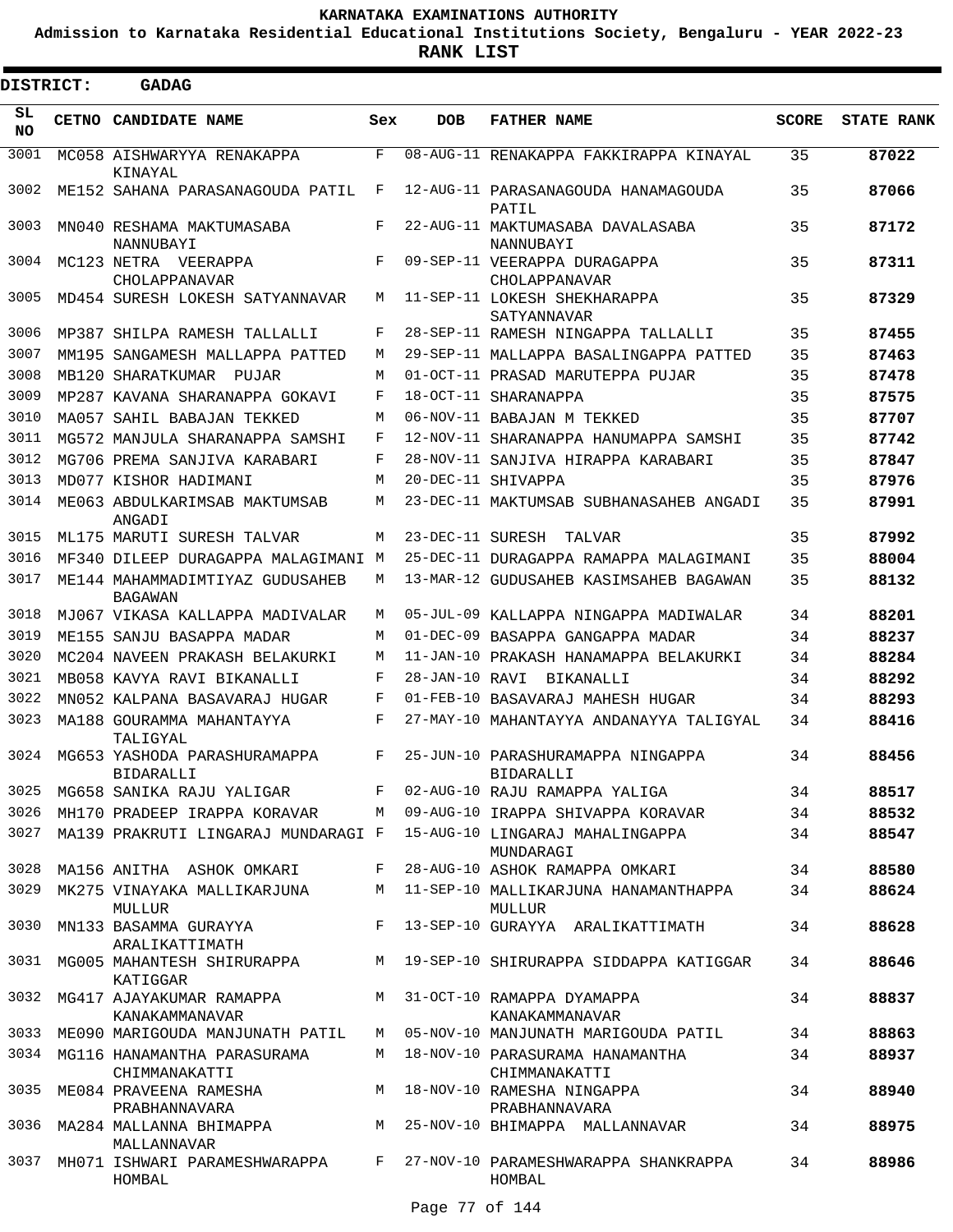# KARNATAKA EXAMINATIONS AUTHORITY

**Admission to Karnataka Residential Educational Institutions Society, Bengaluru - YEAR 2022-23**

**RANK LIST**

**DISTRICT: GADAG**

| SL NO | CETNO | CANDIDATE NAME | Sex | DOB | FATHER NAME | SCORE | STATE RANK |
|---|---|---|---|---|---|---|---|
| 3001 | MC058 | AISHWARYYA RENAKAPPA KINAYAL | F | 08-AUG-11 | RENAKAPPA FAKKIRAPPA KINAYAL | 35 | **87022** |
| 3002 | ME152 | SAHANA PARASANAGOUDA PATIL | F | 12-AUG-11 | PARASANAGOUDA HANAMAGOUDA PATIL | 35 | **87066** |
| 3003 | MN040 | RESHAMA MAKTUMASABA NANNUBAYI | F | 22-AUG-11 | MAKTUMASABA DAVALASABA NANNUBAYI | 35 | **87172** |
| 3004 | MC123 | NETRA VEERAPPA CHOLAPPANAVAR | F | 09-SEP-11 | VEERAPPA DURAGAPPA CHOLAPPANAVAR | 35 | **87311** |
| 3005 | MD454 | SURESH LOKESH SATYANNAVAR | M | 11-SEP-11 | LOKESH SHEKHARAPPA SATYANNAVAR | 35 | **87329** |
| 3006 | MP387 | SHILPA RAMESH TALLALLI | F | 28-SEP-11 | RAMESH NINGAPPA TALLALLI | 35 | **87455** |
| 3007 | MM195 | SANGAMESH MALLAPPA PATTED | M | 29-SEP-11 | MALLAPPA BASALINGAPPA PATTED | 35 | **87463** |
| 3008 | MB120 | SHARATKUMAR PUJAR | M | 01-OCT-11 | PRASAD MARUTEPPA PUJAR | 35 | **87478** |
| 3009 | MP287 | KAVANA SHARANAPPA GOKAVI | F | 18-OCT-11 | SHARANAPPA | 35 | **87575** |
| 3010 | MA057 | SAHIL BABAJAN TEKKED | M | 06-NOV-11 | BABAJAN M TEKKED | 35 | **87707** |
| 3011 | MG572 | MANJULA SHARANAPPA SAMSHI | F | 12-NOV-11 | SHARANAPPA HANUMAPPA SAMSHI | 35 | **87742** |
| 3012 | MG706 | PREMA SANJIVA KARABARI | F | 28-NOV-11 | SANJIVA HIRAPPA KARABARI | 35 | **87847** |
| 3013 | MD077 | KISHOR HADIMANI | M | 20-DEC-11 | SHIVAPPA | 35 | **87976** |
| 3014 | ME063 | ABDULKARIMSAB MAKTUMSAB ANGADI | M | 23-DEC-11 | MAKTUMSAB SUBHANASAHEB ANGADI | 35 | **87991** |
| 3015 | ML175 | MARUTI SURESH TALVAR | M | 23-DEC-11 | SURESH TALVAR | 35 | **87992** |
| 3016 | MF340 | DILEEP DURAGAPPA MALAGIMANI | M | 25-DEC-11 | DURAGAPPA RAMAPPA MALAGIMANI | 35 | **88004** |
| 3017 | ME144 | MAHAMMADIMTIYAZ GUDUSAHEB BAGAWAN | M | 13-MAR-12 | GUDUSAHEB KASIMSAHEB BAGAWAN | 35 | **88132** |
| 3018 | MJ067 | VIKASA KALLAPPA MADIVALAR | M | 05-JUL-09 | KALLAPPA NINGAPPA MADIWALAR | 34 | **88201** |
| 3019 | ME155 | SANJU BASAPPA MADAR | M | 01-DEC-09 | BASAPPA GANGAPPA MADAR | 34 | **88237** |
| 3020 | MC204 | NAVEEN PRAKASH BELAKURKI | M | 11-JAN-10 | PRAKASH HANAMAPPA BELAKURKI | 34 | **88284** |
| 3021 | MB058 | KAVYA RAVI BIKANALLI | F | 28-JAN-10 | RAVI BIKANALLI | 34 | **88292** |
| 3022 | MN052 | KALPANA BASAVARAJ HUGAR | F | 01-FEB-10 | BASAVARAJ MAHESH HUGAR | 34 | **88293** |
| 3023 | MA188 | GOURAMMA MAHANTAYYA TALIGYAL | F | 27-MAY-10 | MAHANTAYYA ANDANAYYA TALIGYAL | 34 | **88416** |
| 3024 | MG653 | YASHODA PARASHURAMAPPA BIDARALLI | F | 25-JUN-10 | PARASHURAMAPPA NINGAPPA BIDARALLI | 34 | **88456** |
| 3025 | MG658 | SANIKA RAJU YALIGAR | F | 02-AUG-10 | RAJU RAMAPPA YALIGA | 34 | **88517** |
| 3026 | MH170 | PRADEEP IRAPPA KORAVAR | M | 09-AUG-10 | IRAPPA SHIVAPPA KORAVAR | 34 | **88532** |
| 3027 | MA139 | PRAKRUTI LINGARAJ MUNDARAGI | F | 15-AUG-10 | LINGARAJ MAHALINGAPPA MUNDARAGI | 34 | **88547** |
| 3028 | MA156 | ANITHA ASHOK OMKARI | F | 28-AUG-10 | ASHOK RAMAPPA OMKARI | 34 | **88580** |
| 3029 | MK275 | VINAYAKA MALLIKARJUNA MULLUR | M | 11-SEP-10 | MALLIKARJUNA HANAMANTHAPPA MULLUR | 34 | **88624** |
| 3030 | MN133 | BASAMMA GURAYYA ARALIKATTIMATH | F | 13-SEP-10 | GURAYYA ARALIKATTIMATH | 34 | **88628** |
| 3031 | MG005 | MAHANTESH SHIRURAPPA KATIGGAR | M | 19-SEP-10 | SHIRURAPPA SIDDAPPA KATIGGAR | 34 | **88646** |
| 3032 | MG417 | AJAYAKUMAR RAMAPPA KANAKAMMANAVAR | M | 31-OCT-10 | RAMAPPA DYAMAPPA KANAKAMMANAVAR | 34 | **88837** |
| 3033 | ME090 | MARIGOUDA MANJUNATH PATIL | M | 05-NOV-10 | MANJUNATH MARIGOUDA PATIL | 34 | **88863** |
| 3034 | MG116 | HANAMANTHA PARASURAMA CHIMMANAKATTI | M | 18-NOV-10 | PARASURAMA HANAMANTHA CHIMMANAKATTI | 34 | **88937** |
| 3035 | ME084 | PRAVEENA RAMESHA PRABHANNAVARA | M | 18-NOV-10 | RAMESHA NINGAPPA PRABHANNAVARA | 34 | **88940** |
| 3036 | MA284 | MALLANNA BHIMAPPA MALLANNAVAR | M | 25-NOV-10 | BHIMAPPA MALLANNAVAR | 34 | **88975** |
| 3037 | MH071 | ISHWARI PARAMESHWARAPPA HOMBAL | F | 27-NOV-10 | PARAMESHWARAPPA SHANKRAPPA HOMBAL | 34 | **88986** |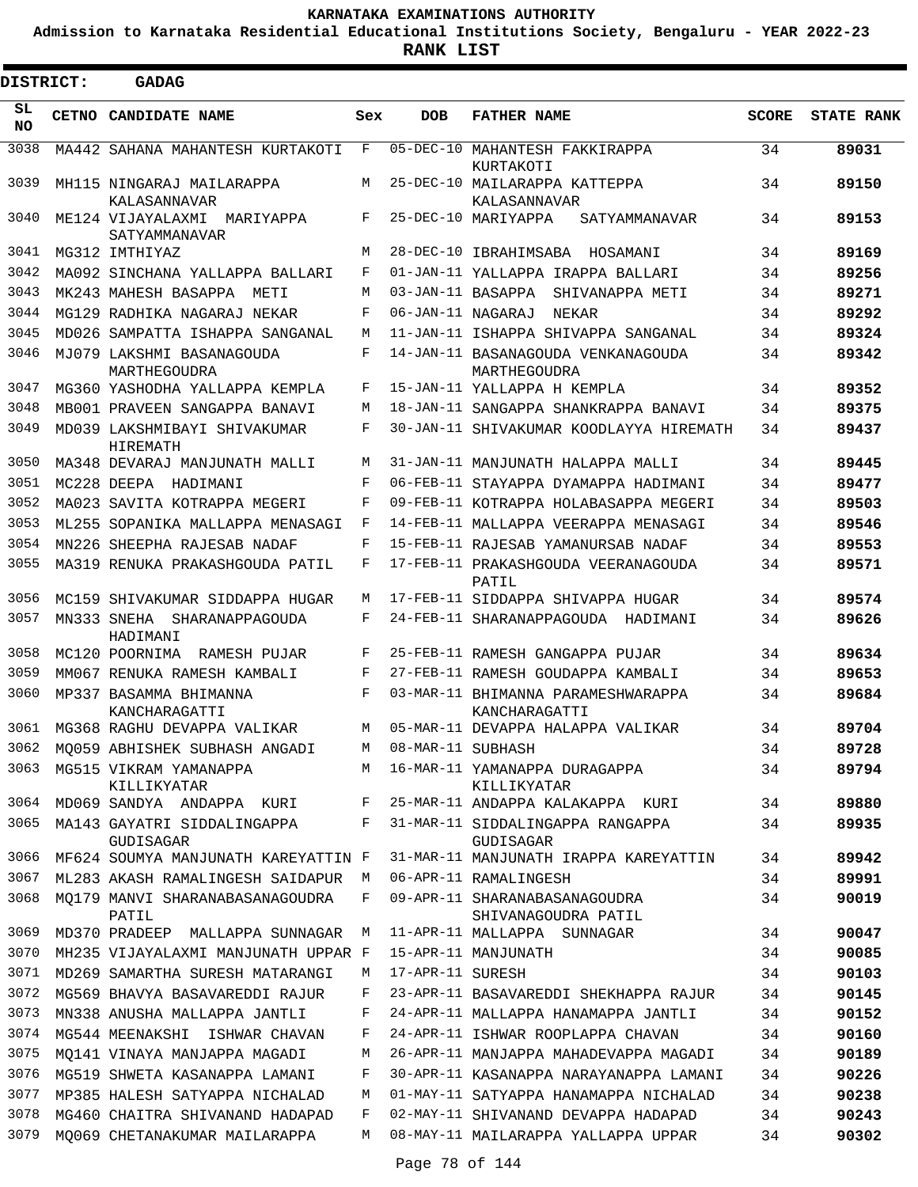# KARNATAKA EXAMINATIONS AUTHORITY

**Admission to Karnataka Residential Educational Institutions Society, Bengaluru - YEAR 2022-23**

**RANK LIST**

**DISTRICT: GADAG**

| SL NO | CETNO | CANDIDATE NAME | Sex | DOB | FATHER NAME | SCORE | STATE RANK |
|---|---|---|---|---|---|---|---|
| 3038 | MA442 | SAHANA MAHANTESH KURTAKOTI | F | 05-DEC-10 | MAHANTESH FAKKIRAPPA KURTAKOTI | 34 | **89031** |
| 3039 | MH115 | NINGARAJ MAILARAPPA KALASANNAVAR | M | 25-DEC-10 | MAILARAPPA KATTEPPA KALASANNAVAR | 34 | **89150** |
| 3040 | ME124 | VIJAYALAXMI MARIYAPPA SATYAMMANAVAR | F | 25-DEC-10 | MARIYAPPA SATYAMMANAVAR | 34 | **89153** |
| 3041 | MG312 | IMTHIYAZ | M | 28-DEC-10 | IBRAHIMSABA HOSAMANI | 34 | **89169** |
| 3042 | MA092 | SINCHANA YALLAPPA BALLARI | F | 01-JAN-11 | YALLAPPA IRAPPA BALLARI | 34 | **89256** |
| 3043 | MK243 | MAHESH BASAPPA METI | M | 03-JAN-11 | BASAPPA SHIVANAPPA METI | 34 | **89271** |
| 3044 | MG129 | RADHIKA NAGARAJ NEKAR | F | 06-JAN-11 | NAGARAJ NEKAR | 34 | **89292** |
| 3045 | MD026 | SAMPATTA ISHAPPA SANGANAL | M | 11-JAN-11 | ISHAPPA SHIVAPPA SANGANAL | 34 | **89324** |
| 3046 | MJ079 | LAKSHMI BASANAGOUDA MARTHEGOUDRA | F | 14-JAN-11 | BASANAGOUDA VENKANAGOUDA MARTHEGOUDRA | 34 | **89342** |
| 3047 | MG360 | YASHODHA YALLAPPA KEMPLA | F | 15-JAN-11 | YALLAPPA H KEMPLA | 34 | **89352** |
| 3048 | MB001 | PRAVEEN SANGAPPA BANAVI | M | 18-JAN-11 | SANGAPPA SHANKRAPPA BANAVI | 34 | **89375** |
| 3049 | MD039 | LAKSHMIBAYI SHIVAKUMAR HIREMATH | F | 30-JAN-11 | SHIVAKUMAR KOODLAYYA HIREMATH | 34 | **89437** |
| 3050 | MA348 | DEVARAJ MANJUNATH MALLI | M | 31-JAN-11 | MANJUNATH HALAPPA MALLI | 34 | **89445** |
| 3051 | MC228 | DEEPA HADIMANI | F | 06-FEB-11 | STAYAPPA DYAMAPPA HADIMANI | 34 | **89477** |
| 3052 | MA023 | SAVITA KOTRAPPA MEGERI | F | 09-FEB-11 | KOTRAPPA HOLABASAPPA MEGERI | 34 | **89503** |
| 3053 | ML255 | SOPANIKA MALLAPPA MENASAGI | F | 14-FEB-11 | MALLAPPA VEERAPPA MENASAGI | 34 | **89546** |
| 3054 | MN226 | SHEEPHA RAJESAB NADAF | F | 15-FEB-11 | RAJESAB YAMANURSAB NADAF | 34 | **89553** |
| 3055 | MA319 | RENUKA PRAKASHGOUDA PATIL | F | 17-FEB-11 | PRAKASHGOUDA VEERANAGOUDA PATIL | 34 | **89571** |
| 3056 | MC159 | SHIVAKUMAR SIDDAPPA HUGAR | M | 17-FEB-11 | SIDDAPPA SHIVAPPA HUGAR | 34 | **89574** |
| 3057 | MN333 | SNEHA SHARANAPPAGOUDA HADIMANI | F | 24-FEB-11 | SHARANAPPAGOUDA HADIMANI | 34 | **89626** |
| 3058 | MC120 | POORNIMA RAMESH PUJAR | F | 25-FEB-11 | RAMESH GANGAPPA PUJAR | 34 | **89634** |
| 3059 | MM067 | RENUKA RAMESH KAMBALI | F | 27-FEB-11 | RAMESH GOUDAPPA KAMBALI | 34 | **89653** |
| 3060 | MP337 | BASAMMA BHIMANNA KANCHARAGATTI | F | 03-MAR-11 | BHIMANNA PARAMESHWARAPPA KANCHARAGATTI | 34 | **89684** |
| 3061 | MG368 | RAGHU DEVAPPA VALIKAR | M | 05-MAR-11 | DEVAPPA HALAPPA VALIKAR | 34 | **89704** |
| 3062 | MQ059 | ABHISHEK SUBHASH ANGADI | M | 08-MAR-11 | SUBHASH | 34 | **89728** |
| 3063 | MG515 | VIKRAM YAMANAPPA KILLIKYATAR | M | 16-MAR-11 | YAMANAPPA DURAGAPPA KILLIKYATAR | 34 | **89794** |
| 3064 | MD069 | SANDYA ANDAPPA KURI | F | 25-MAR-11 | ANDAPPA KALAKAPPA KURI | 34 | **89880** |
| 3065 | MA143 | GAYATRI SIDDALINGAPPA GUDISAGAR | F | 31-MAR-11 | SIDDALINGAPPA RANGAPPA GUDISAGAR | 34 | **89935** |
| 3066 | MF624 | SOUMYA MANJUNATH KAREYATTIN | F | 31-MAR-11 | MANJUNATH IRAPPA KAREYATTIN | 34 | **89942** |
| 3067 | ML283 | AKASH RAMALINGESH SAIDAPUR | M | 06-APR-11 | RAMALINGESH | 34 | **89991** |
| 3068 | MQ179 | MANVI SHARANABASANAGOUDRA PATIL | F | 09-APR-11 | SHARANABASANAGOUDRA SHIVANAGOUDRA PATIL | 34 | **90019** |
| 3069 | MD370 | PRADEEP MALLAPPA SUNNAGAR | M | 11-APR-11 | MALLAPPA SUNNAGAR | 34 | **90047** |
| 3070 | MH235 | VIJAYALAXMI MANJUNATH UPPAR | F | 15-APR-11 | MANJUNATH | 34 | **90085** |
| 3071 | MD269 | SAMARTHA SURESH MATARANGI | M | 17-APR-11 | SURESH | 34 | **90103** |
| 3072 | MG569 | BHAVYA BASAVAREDDI RAJUR | F | 23-APR-11 | BASAVAREDDI SHEKHAPPA RAJUR | 34 | **90145** |
| 3073 | MN338 | ANUSHA MALLAPPA JANTLI | F | 24-APR-11 | MALLAPPA HANAMAPPA JANTLI | 34 | **90152** |
| 3074 | MG544 | MEENAKSHI ISHWAR CHAVAN | F | 24-APR-11 | ISHWAR ROOPLAPPA CHAVAN | 34 | **90160** |
| 3075 | MQ141 | VINAYA MANJAPPA MAGADI | M | 26-APR-11 | MANJAPPA MAHADEVAPPA MAGADI | 34 | **90189** |
| 3076 | MG519 | SHWETA KASANAPPA LAMANI | F | 30-APR-11 | KASANAPPA NARAYANAPPA LAMANI | 34 | **90226** |
| 3077 | MP385 | HALESH SATYAPPA NICHALAD | M | 01-MAY-11 | SATYAPPA HANAMAPPA NICHALAD | 34 | **90238** |
| 3078 | MG460 | CHAITRA SHIVANAND HADAPAD | F | 02-MAY-11 | SHIVANAND DEVAPPA HADAPAD | 34 | **90243** |
| 3079 | MQ069 | CHETANAKUMAR MAILARAPPA | M | 08-MAY-11 | MAILARAPPA YALLAPPA UPPAR | 34 | **90302** |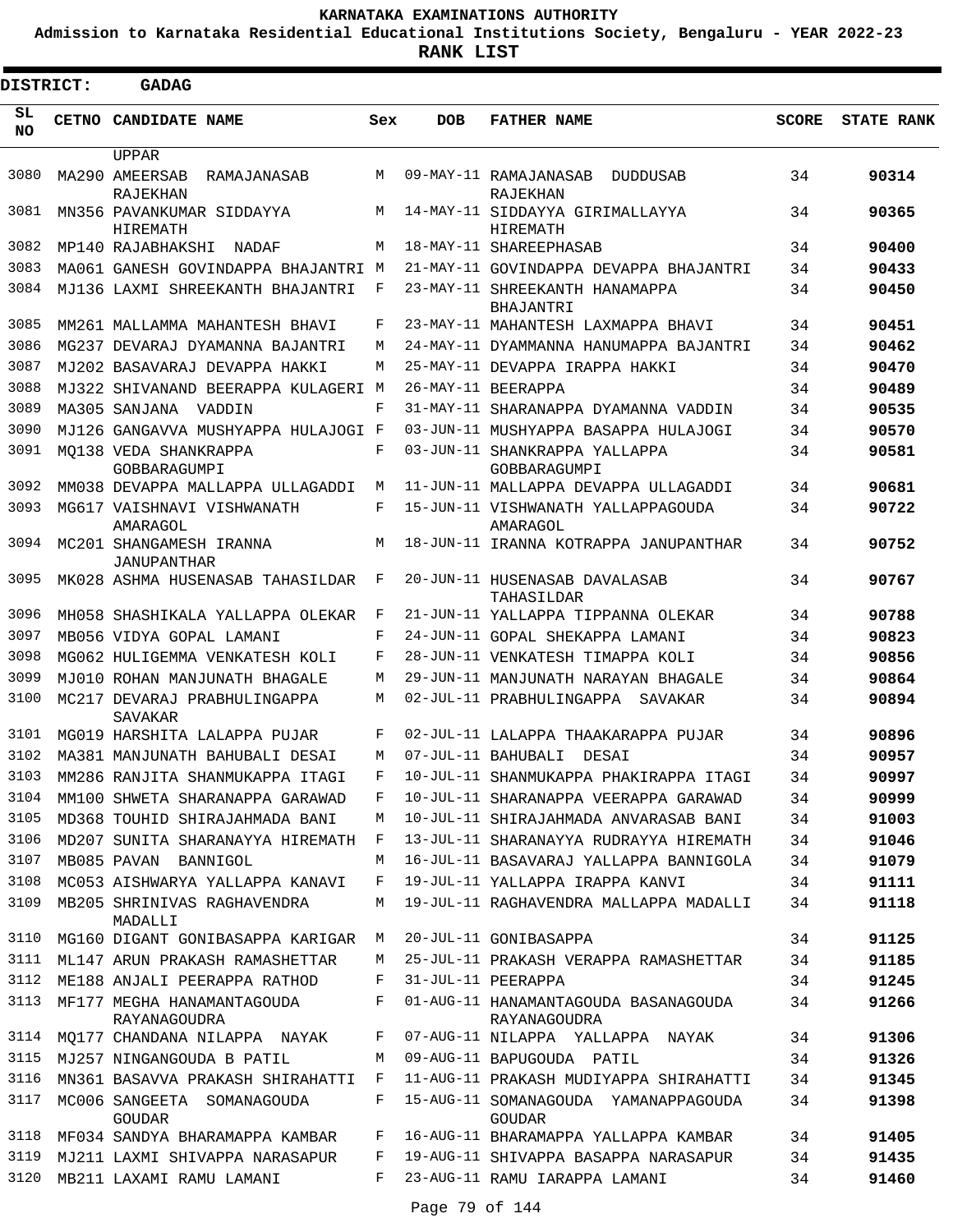**KARNATAKA EXAMINATIONS AUTHORITY**

**Admission to Karnataka Residential Educational Institutions Society, Bengaluru - YEAR 2022-23**

**RANK LIST**

**DISTRICT: GADAG**

| SL NO | CETNO | CANDIDATE NAME | Sex | DOB | FATHER NAME | SCORE | STATE RANK |
|---|---|---|---|---|---|---|---|
| | | UPPAR | | | | | |
| 3080 | MA290 | AMEERSAB RAMAJANASAB RAJEKHAN | M | 09-MAY-11 | RAMAJANASAB DUDDUSAB RAJEKHAN | 34 | 90314 |
| 3081 | MN356 | PAVANKUMAR SIDDAYYA HIREMATH | M | 14-MAY-11 | SIDDAYYA GIRIMALLAYYA HIREMATH | 34 | 90365 |
| 3082 | MP140 | RAJABHAKSHI NADAF | M | 18-MAY-11 | SHAREEPHASAB | 34 | 90400 |
| 3083 | MA061 | GANESH GOVINDAPPA BHAJANTRI | M | 21-MAY-11 | GOVINDAPPA DEVAPPA BHAJANTRI | 34 | 90433 |
| 3084 | MJ136 | LAXMI SHREEKANTH BHAJANTRI | F | 23-MAY-11 | SHREEKANTH HANAMAPPA BHAJANTRI | 34 | 90450 |
| 3085 | MM261 | MALLAMMA MAHANTESH BHAVI | F | 23-MAY-11 | MAHANTESH LAXMAPPA BHAVI | 34 | 90451 |
| 3086 | MG237 | DEVARAJ DYAMANNA BAJANTRI | M | 24-MAY-11 | DYAMMANNA HANUMAPPA BAJANTRI | 34 | 90462 |
| 3087 | MJ202 | BASAVARAJ DEVAPPA HAKKI | M | 25-MAY-11 | DEVAPPA IRAPPA HAKKI | 34 | 90470 |
| 3088 | MJ322 | SHIVANAND BEERAPPA KULAGERI | M | 26-MAY-11 | BEERAPPA | 34 | 90489 |
| 3089 | MA305 | SANJANA VADDIN | F | 31-MAY-11 | SHARANAPPA DYAMANNA VADDIN | 34 | 90535 |
| 3090 | MJ126 | GANGAVVA MUSHYAPPA HULAJOGI | F | 03-JUN-11 | MUSHYAPPA BASAPPA HULAJOGI | 34 | 90570 |
| 3091 | MQ138 | VEDA SHANKRAPPA GOBBARAGUMPI | F | 03-JUN-11 | SHANKRAPPA YALLAPPA GOBBARAGUMPI | 34 | 90581 |
| 3092 | MM038 | DEVAPPA MALLAPPA ULLAGADDI | M | 11-JUN-11 | MALLAPPA DEVAPPA ULLAGADDI | 34 | 90681 |
| 3093 | MG617 | VAISHNAVI VISHWANATH AMARAGOL | F | 15-JUN-11 | VISHWANATH YALLAPPAGOUDA AMARAGOL | 34 | 90722 |
| 3094 | MC201 | SHANGAMESH IRANNA JANUPANTHAR | M | 18-JUN-11 | IRANNA KOTRAPPA JANUPANTHAR | 34 | 90752 |
| 3095 | MK028 | ASHMA HUSENASAB TAHASILDAR | F | 20-JUN-11 | HUSENASAB DAVALASAB TAHASILDAR | 34 | 90767 |
| 3096 | MH058 | SHASHIKALA YALLAPPA OLEKAR | F | 21-JUN-11 | YALLAPPA TIPPANNA OLEKAR | 34 | 90788 |
| 3097 | MB056 | VIDYA GOPAL LAMANI | F | 24-JUN-11 | GOPAL SHEKAPPA LAMANI | 34 | 90823 |
| 3098 | MG062 | HULIGEMMA VENKATESH KOLI | F | 28-JUN-11 | VENKATESH TIMAPPA KOLI | 34 | 90856 |
| 3099 | MJ010 | ROHAN MANJUNATH BHAGALE | M | 29-JUN-11 | MANJUNATH NARAYAN BHAGALE | 34 | 90864 |
| 3100 | MC217 | DEVARAJ PRABHULINGAPPA SAVAKAR | M | 02-JUL-11 | PRABHULINGAPPA SAVAKAR | 34 | 90894 |
| 3101 | MG019 | HARSHITA LALAPPA PUJAR | F | 02-JUL-11 | LALAPPA THAAKARAPPA PUJAR | 34 | 90896 |
| 3102 | MA381 | MANJUNATH BAHUBALI DESAI | M | 07-JUL-11 | BAHUBALI DESAI | 34 | 90957 |
| 3103 | MM286 | RANJITA SHANMUKAPPA ITAGI | F | 10-JUL-11 | SHANMUKAPPA PHAKIRAPPA ITAGI | 34 | 90997 |
| 3104 | MM100 | SHWETA SHARANAPPA GARAWAD | F | 10-JUL-11 | SHARANAPPA VEERAPPA GARAWAD | 34 | 90999 |
| 3105 | MD368 | TOUHID SHIRAJAHMADA BANI | M | 10-JUL-11 | SHIRAJAHMADA ANVARASAB BANI | 34 | 91003 |
| 3106 | MD207 | SUNITA SHARANAYYA HIREMATH | F | 13-JUL-11 | SHARANAYYA RUDRAYYA HIREMATH | 34 | 91046 |
| 3107 | MB085 | PAVAN BANNIGOL | M | 16-JUL-11 | BASAVARAJ YALLAPPA BANNIGOLA | 34 | 91079 |
| 3108 | MC053 | AISHWARYA YALLAPPA KANAVI | F | 19-JUL-11 | YALLAPPA IRAPPA KANVI | 34 | 91111 |
| 3109 | MB205 | SHRINIVAS RAGHAVENDRA MADALLI | M | 19-JUL-11 | RAGHAVENDRA MALLAPPA MADALLI | 34 | 91118 |
| 3110 | MG160 | DIGANT GONIBASAPPA KARIGAR | M | 20-JUL-11 | GONIBASAPPA | 34 | 91125 |
| 3111 | ML147 | ARUN PRAKASH RAMASHETTAR | M | 25-JUL-11 | PRAKASH VERAPPA RAMASHETTAR | 34 | 91185 |
| 3112 | ME188 | ANJALI PEERAPPA RATHOD | F | 31-JUL-11 | PEERAPPA | 34 | 91245 |
| 3113 | MF177 | MEGHA HANAMANTAGOUDA RAYANAGOUDRA | F | 01-AUG-11 | HANAMANTAGOUDA BASANAGOUDA RAYANAGOUDRA | 34 | 91266 |
| 3114 | MQ177 | CHANDANA NILAPPA NAYAK | F | 07-AUG-11 | NILAPPA YALLAPPA NAYAK | 34 | 91306 |
| 3115 | MJ257 | NINGANGOUDA B PATIL | M | 09-AUG-11 | BAPUGOUDA PATIL | 34 | 91326 |
| 3116 | MN361 | BASAVVA PRAKASH SHIRAHATTI | F | 11-AUG-11 | PRAKASH MUDIYAPPA SHIRAHATTI | 34 | 91345 |
| 3117 | MC006 | SANGEETA SOMANAGOUDA GOUDAR | F | 15-AUG-11 | SOMANAGOUDA YAMANAPPAGOUDA GOUDAR | 34 | 91398 |
| 3118 | MF034 | SANDYA BHARAMAPPA KAMBAR | F | 16-AUG-11 | BHARAMAPPA YALLAPPA KAMBAR | 34 | 91405 |
| 3119 | MJ211 | LAXMI SHIVAPPA NARASAPUR | F | 19-AUG-11 | SHIVAPPA BASAPPA NARASAPUR | 34 | 91435 |
| 3120 | MB211 | LAXAMI RAMU LAMANI | F | 23-AUG-11 | RAMU IARAPPA LAMANI | 34 | 91460 |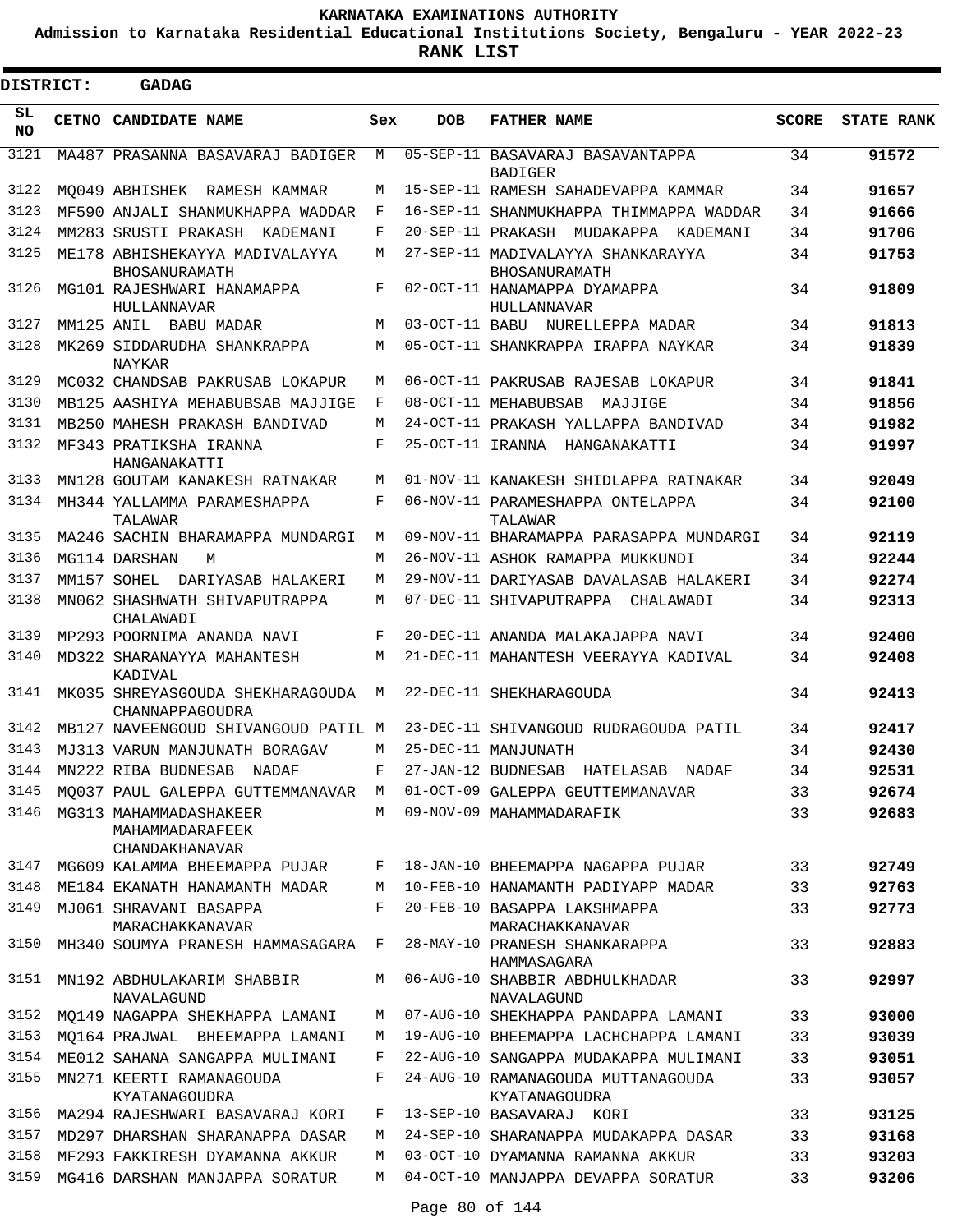**KARNATAKA EXAMINATIONS AUTHORITY**

**Admission to Karnataka Residential Educational Institutions Society, Bengaluru - YEAR 2022-23**

**RANK LIST**

**DISTRICT: GADAG**

| SL NO | CETNO | CANDIDATE NAME | Sex | DOB | FATHER NAME | SCORE | STATE RANK |
|---|---|---|---|---|---|---|---|
| 3121 | MA487 | PRASANNA BASAVARAJ BADIGER | M | 05-SEP-11 | BASAVARAJ BASAVANTAPPA BADIGER | 34 | **91572** |
| 3122 | MQ049 | ABHISHEK RAMESH KAMMAR | M | 15-SEP-11 | RAMESH SAHADEVAPPA KAMMAR | 34 | **91657** |
| 3123 | MF590 | ANJALI SHANMUKHAPPA WADDAR | F | 16-SEP-11 | SHANMUKHAPPA THIMMAPPA WADDAR | 34 | **91666** |
| 3124 | MM283 | SRUSTI PRAKASH KADEMANI | F | 20-SEP-11 | PRAKASH MUDAKAPPA KADEMANI | 34 | **91706** |
| 3125 | ME178 | ABHISHEKAYYA MADIVALAYYA BHOSANURAMATH | M | 27-SEP-11 | MADIVALAYYA SHANKARAYYA BHOSANURAMATH | 34 | **91753** |
| 3126 | MG101 | RAJESHWARI HANAMAPPA HULLANNAVAR | F | 02-OCT-11 | HANAMAPPA DYAMAPPA HULLANNAVAR | 34 | **91809** |
| 3127 | MM125 | ANIL BABU MADAR | M | 03-OCT-11 | BABU NURELLEPPA MADAR | 34 | **91813** |
| 3128 | MK269 | SIDDARUDHA SHANKRAPPA NAYKAR | M | 05-OCT-11 | SHANKRAPPA IRAPPA NAYKAR | 34 | **91839** |
| 3129 | MC032 | CHANDSAB PAKRUSAB LOKAPUR | M | 06-OCT-11 | PAKRUSAB RAJESAB LOKAPUR | 34 | **91841** |
| 3130 | MB125 | AASHIYA MEHABUBSAB MAJJIGE | F | 08-OCT-11 | MEHABUBSAB MAJJIGE | 34 | **91856** |
| 3131 | MB250 | MAHESH PRAKASH BANDIVAD | M | 24-OCT-11 | PRAKASH YALLAPPA BANDIVAD | 34 | **91982** |
| 3132 | MF343 | PRATIKSHA IRANNA HANGANAKATTI | F | 25-OCT-11 | IRANNA HANGANAKATTI | 34 | **91997** |
| 3133 | MN128 | GOUTAM KANAKESH RATNAKAR | M | 01-NOV-11 | KANAKESH SHIDLAPPA RATNAKAR | 34 | **92049** |
| 3134 | MH344 | YALLAMMA PARAMESHAPPA TALAWAR | F | 06-NOV-11 | PARAMESHAPPA ONTELAPPA TALAWAR | 34 | **92100** |
| 3135 | MA246 | SACHIN BHARAMAPPA MUNDARGI | M | 09-NOV-11 | BHARAMAPPA PARASAPPA MUNDARGI | 34 | **92119** |
| 3136 | MG114 | DARSHAN M | M | 26-NOV-11 | ASHOK RAMAPPA MUKKUNDI | 34 | **92244** |
| 3137 | MM157 | SOHEL DARIYASAB HALAKERI | M | 29-NOV-11 | DARIYASAB DAVALASAB HALAKERI | 34 | **92274** |
| 3138 | MN062 | SHASHWATH SHIVAPUTRAPPA CHALAWADI | M | 07-DEC-11 | SHIVAPUTRAPPA CHALAWADI | 34 | **92313** |
| 3139 | MP293 | POORNIMA ANANDA NAVI | F | 20-DEC-11 | ANANDA MALAKAJAPPA NAVI | 34 | **92400** |
| 3140 | MD322 | SHARANAYYA MAHANTESH KADIVAL | M | 21-DEC-11 | MAHANTESH VEERAYYA KADIVAL | 34 | **92408** |
| 3141 | MK035 | SHREYASGOUDA SHEKHARAGOUDA CHANNAPPAGOUDRA | M | 22-DEC-11 | SHEKHARAGOUDA | 34 | **92413** |
| 3142 | MB127 | NAVEENGOUD SHIVANGOUD PATIL | M | 23-DEC-11 | SHIVANGOUD RUDRAGOUDA PATIL | 34 | **92417** |
| 3143 | MJ313 | VARUN MANJUNATH BORAGAV | M | 25-DEC-11 | MANJUNATH | 34 | **92430** |
| 3144 | MN222 | RIBA BUDNESAB NADAF | F | 27-JAN-12 | BUDNESAB HATELASAB NADAF | 34 | **92531** |
| 3145 | MQ037 | PAUL GALEPPA GUTTEMMANAVAR | M | 01-OCT-09 | GALEPPA GEUTTEMMANAVAR | 33 | **92674** |
| 3146 | MG313 | MAHAMMADASHAKEER MAHAMMADARAFEEK CHANDAKHANAVAR | M | 09-NOV-09 | MAHAMMADARAFIK | 33 | **92683** |
| 3147 | MG609 | KALAMMA BHEEMAPPA PUJAR | F | 18-JAN-10 | BHEEMAPPA NAGAPPA PUJAR | 33 | **92749** |
| 3148 | ME184 | EKANATH HANAMANTH MADAR | M | 10-FEB-10 | HANAMANTH PADIYAPP MADAR | 33 | **92763** |
| 3149 | MJ061 | SHRAVANI BASAPPA MARACHAKKANAVAR | F | 20-FEB-10 | BASAPPA LAKSHMAPPA MARACHAKKANAVAR | 33 | **92773** |
| 3150 | MH340 | SOUMYA PRANESH HAMMASAGARA | F | 28-MAY-10 | PRANESH SHANKARAPPA HAMMASAGARA | 33 | **92883** |
| 3151 | MN192 | ABDHULAKARIM SHABBIR NAVALAGUND | M | 06-AUG-10 | SHABBIR ABDHULKHADAR NAVALAGUND | 33 | **92997** |
| 3152 | MQ149 | NAGAPPA SHEKHAPPA LAMANI | M | 07-AUG-10 | SHEKHAPPA PANDAPPA LAMANI | 33 | **93000** |
| 3153 | MQ164 | PRAJWAL BHEEMAPPA LAMANI | M | 19-AUG-10 | BHEEMAPPA LACHCHAPPA LAMANI | 33 | **93039** |
| 3154 | ME012 | SAHANA SANGAPPA MULIMANI | F | 22-AUG-10 | SANGAPPA MUDAKAPPA MULIMANI | 33 | **93051** |
| 3155 | MN271 | KEERTI RAMANAGOUDA KYATANAGOUDRA | F | 24-AUG-10 | RAMANAGOUDA MUTTANAGOUDA KYATANAGOUDRA | 33 | **93057** |
| 3156 | MA294 | RAJESHWARI BASAVARAJ KORI | F | 13-SEP-10 | BASAVARAJ KORI | 33 | **93125** |
| 3157 | MD297 | DHARSHAN SHARANAPPA DASAR | M | 24-SEP-10 | SHARANAPPA MUDAKAPPA DASAR | 33 | **93168** |
| 3158 | MF293 | FAKKIRESH DYAMANNA AKKUR | M | 03-OCT-10 | DYAMANNA RAMANNA AKKUR | 33 | **93203** |
| 3159 | MG416 | DARSHAN MANJAPPA SORATUR | M | 04-OCT-10 | MANJAPPA DEVAPPA SORATUR | 33 | **93206** |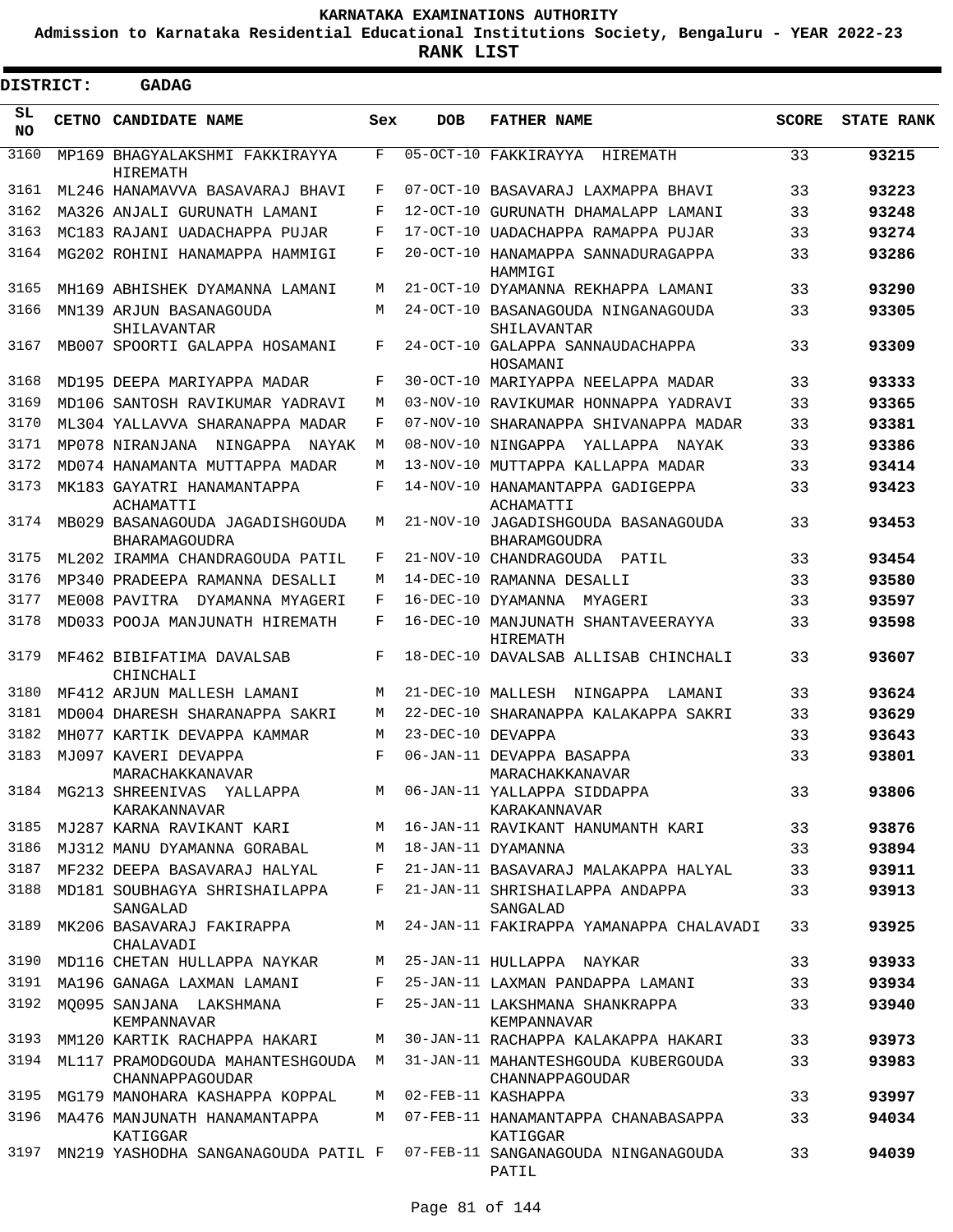# KARNATAKA EXAMINATIONS AUTHORITY

**Admission to Karnataka Residential Educational Institutions Society, Bengaluru - YEAR 2022-23**

**RANK LIST**

**DISTRICT: GADAG**

| SL NO | CETNO | CANDIDATE NAME | Sex | DOB | FATHER NAME | SCORE | STATE RANK |
|---|---|---|---|---|---|---|---|
| 3160 | MP169 | BHAGYALAKSHMI FAKKIRAYYA HIREMATH | F | 05-OCT-10 | FAKKIRAYYA HIREMATH | 33 | 93215 |
| 3161 | ML246 | HANAMAVVA BASAVARAJ BHAVI | F | 07-OCT-10 | BASAVARAJ LAXMAPPA BHAVI | 33 | 93223 |
| 3162 | MA326 | ANJALI GURUNATH LAMANI | F | 12-OCT-10 | GURUNATH DHAMALAPP LAMANI | 33 | 93248 |
| 3163 | MC183 | RAJANI UADACHAPPA PUJAR | F | 17-OCT-10 | UADACHAPPA RAMAPPA PUJAR | 33 | 93274 |
| 3164 | MG202 | ROHINI HANAMAPPA HAMMIGI | F | 20-OCT-10 | HANAMAPPA SANNADURAGAPPA HAMMIGI | 33 | 93286 |
| 3165 | MH169 | ABHISHEK DYAMANNA LAMANI | M | 21-OCT-10 | DYAMANNA REKHAPPA LAMANI | 33 | 93290 |
| 3166 | MN139 | ARJUN BASANAGOUDA SHILAVANTAR | M | 24-OCT-10 | BASANAGOUDA NINGANAGOUDA SHILAVANTAR | 33 | 93305 |
| 3167 | MB007 | SPOORTI GALAPPA HOSAMANI | F | 24-OCT-10 | GALAPPA SANNAUDACHAPPA HOSAMANI | 33 | 93309 |
| 3168 | MD195 | DEEPA MARIYAPPA MADAR | F | 30-OCT-10 | MARIYAPPA NEELAPPA MADAR | 33 | 93333 |
| 3169 | MD106 | SANTOSH RAVIKUMAR YADRAVI | M | 03-NOV-10 | RAVIKUMAR HONNAPPA YADRAVI | 33 | 93365 |
| 3170 | ML304 | YALLAVVA SHARANAPPA MADAR | F | 07-NOV-10 | SHARANAPPA SHIVANAPPA MADAR | 33 | 93381 |
| 3171 | MP078 | NIRANJANA NINGAPPA NAYAK | M | 08-NOV-10 | NINGAPPA YALLAPPA NAYAK | 33 | 93386 |
| 3172 | MD074 | HANAMANTA MUTTAPPA MADAR | M | 13-NOV-10 | MUTTAPPA KALLAPPA MADAR | 33 | 93414 |
| 3173 | MK183 | GAYATRI HANAMANTAPPA ACHAMATTI | F | 14-NOV-10 | HANAMANTAPPA GADIGEPPA ACHAMATTI | 33 | 93423 |
| 3174 | MB029 | BASANAGOUDA JAGADISHGOUDA BHARAMAGOUDRA | M | 21-NOV-10 | JAGADISHGOUDA BASANAGOUDA BHARAMGOUDRA | 33 | 93453 |
| 3175 | ML202 | IRAMMA CHANDRAGOUDA PATIL | F | 21-NOV-10 | CHANDRAGOUDA PATIL | 33 | 93454 |
| 3176 | MP340 | PRADEEPA RAMANNA DESALLI | M | 14-DEC-10 | RAMANNA DESALLI | 33 | 93580 |
| 3177 | ME008 | PAVITRA DYAMANNA MYAGERI | F | 16-DEC-10 | DYAMANNA MYAGERI | 33 | 93597 |
| 3178 | MD033 | POOJA MANJUNATH HIREMATH | F | 16-DEC-10 | MANJUNATH SHANTAVEERAYYA HIREMATH | 33 | 93598 |
| 3179 | MF462 | BIBIFATIMA DAVALSAB CHINCHALI | F | 18-DEC-10 | DAVALSAB ALLISAB CHINCHALI | 33 | 93607 |
| 3180 | MF412 | ARJUN MALLESH LAMANI | M | 21-DEC-10 | MALLESH NINGAPPA LAMANI | 33 | 93624 |
| 3181 | MD004 | DHARESH SHARANAPPA SAKRI | M | 22-DEC-10 | SHARANAPPA KALAKAPPA SAKRI | 33 | 93629 |
| 3182 | MH077 | KARTIK DEVAPPA KAMMAR | M | 23-DEC-10 | DEVAPPA | 33 | 93643 |
| 3183 | MJ097 | KAVERI DEVAPPA MARACHAKKANAVAR | F | 06-JAN-11 | DEVAPPA BASAPPA MARACHAKKANAVAR | 33 | 93801 |
| 3184 | MG213 | SHREENIVAS YALLAPPA KARAKANNAVAR | M | 06-JAN-11 | YALLAPPA SIDDAPPA KARAKANNAVAR | 33 | 93806 |
| 3185 | MJ287 | KARNA RAVIKANT KARI | M | 16-JAN-11 | RAVIKANT HANUMANTH KARI | 33 | 93876 |
| 3186 | MJ312 | MANU DYAMANNA GORABAL | M | 18-JAN-11 | DYAMANNA | 33 | 93894 |
| 3187 | MF232 | DEEPA BASAVARAJ HALYAL | F | 21-JAN-11 | BASAVARAJ MALAKAPPA HALYAL | 33 | 93911 |
| 3188 | MD181 | SOUBHAGYA SHRISHAILAPPA SANGALAD | F | 21-JAN-11 | SHRISHAILAPPA ANDAPPA SANGALAD | 33 | 93913 |
| 3189 | MK206 | BASAVARAJ FAKIRAPPA CHALAVADI | M | 24-JAN-11 | FAKIRAPPA YAMANAPPA CHALAVADI | 33 | 93925 |
| 3190 | MD116 | CHETAN HULLAPPA NAYKAR | M | 25-JAN-11 | HULLAPPA NAYKAR | 33 | 93933 |
| 3191 | MA196 | GANAGA LAXMAN LAMANI | F | 25-JAN-11 | LAXMAN PANDAPPA LAMANI | 33 | 93934 |
| 3192 | MQ095 | SANJANA LAKSHMANA KEMPANNAVAR | F | 25-JAN-11 | LAKSHMANA SHANKRAPPA KEMPANNAVAR | 33 | 93940 |
| 3193 | MM120 | KARTIK RACHAPPA HAKARI | M | 30-JAN-11 | RACHAPPA KALAKAPPA HAKARI | 33 | 93973 |
| 3194 | ML117 | PRAMODGOUDA MAHANTESHGOUDA CHANNAPPAGOUDAR | M | 31-JAN-11 | MAHANTESHGOUDA KUBERGOUDA CHANNAPPAGOUDAR | 33 | 93983 |
| 3195 | MG179 | MANOHARA KASHAPPA KOPPAL | M | 02-FEB-11 | KASHAPPA | 33 | 93997 |
| 3196 | MA476 | MANJUNATH HANAMANTAPPA KATIGGAR | M | 07-FEB-11 | HANAMANTAPPA CHANABASAPPA KATIGGAR | 33 | 94034 |
| 3197 | MN219 | YASHODHA SANGANAGOUDA PATIL | F | 07-FEB-11 | SANGANAGOUDA NINGANAGOUDA PATIL | 33 | 94039 |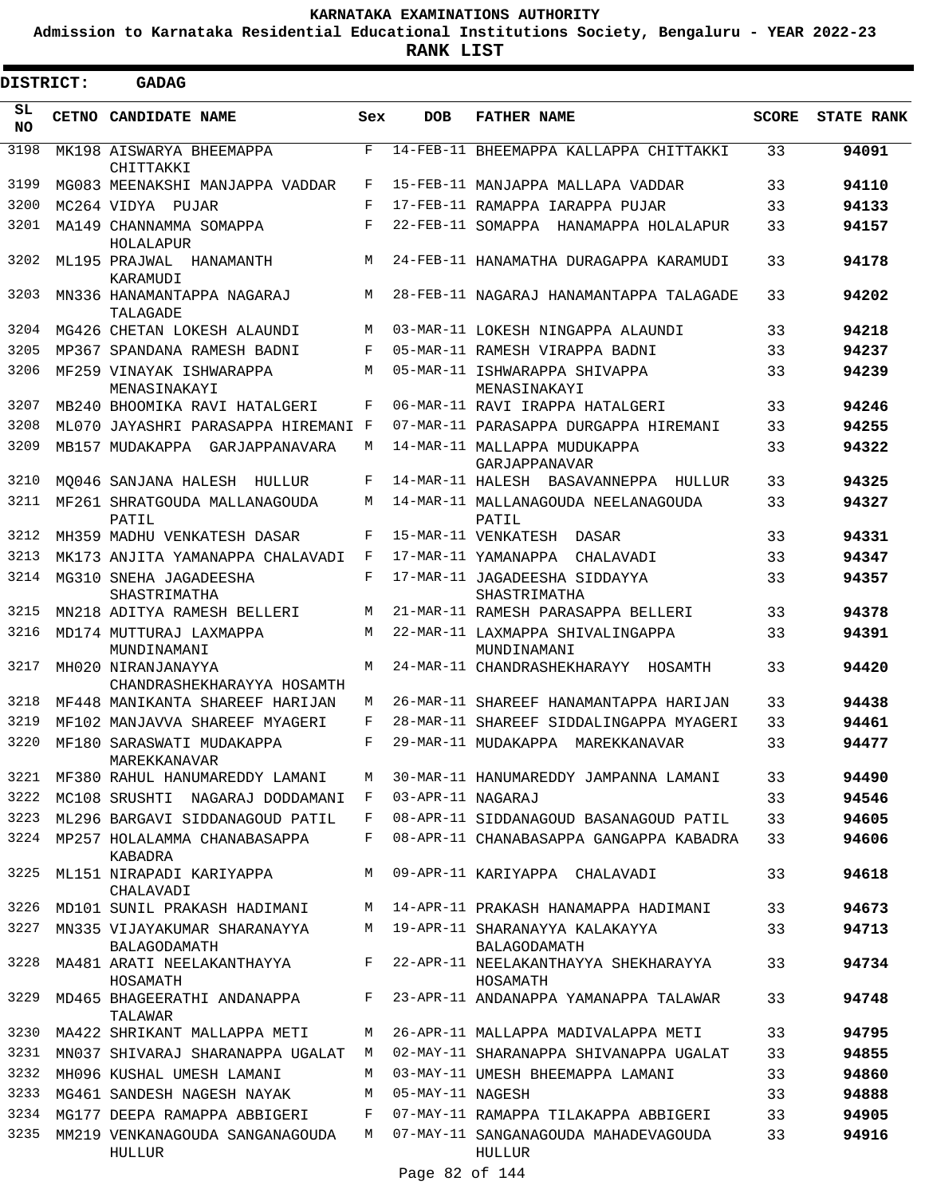# KARNATAKA EXAMINATIONS AUTHORITY

**Admission to Karnataka Residential Educational Institutions Society, Bengaluru - YEAR 2022-23**

**RANK LIST**

**DISTRICT: GADAG**

| SL NO | CETNO | CANDIDATE NAME | Sex | DOB | FATHER NAME | SCORE | STATE RANK |
|---|---|---|---|---|---|---|---|
| 3198 | MK198 | AISWARYA BHEEMAPPA CHITTAKKI | F | 14-FEB-11 | BHEEMAPPA KALLAPPA CHITTAKKI | 33 | 94091 |
| 3199 | MG083 | MEENAKSHI MANJAPPA VADDAR | F | 15-FEB-11 | MANJAPPA MALLAPA VADDAR | 33 | 94110 |
| 3200 | MC264 | VIDYA PUJAR | F | 17-FEB-11 | RAMAPPA IARAPPA PUJAR | 33 | 94133 |
| 3201 | MA149 | CHANNAMMA SOMAPPA HOLALAPUR | F | 22-FEB-11 | SOMAPPA HANAMAPPA HOLALAPUR | 33 | 94157 |
| 3202 | ML195 | PRAJWAL HANAMANTH KARAMUDI | M | 24-FEB-11 | HANAMATHA DURAGAPPA KARAMUDI | 33 | 94178 |
| 3203 | MN336 | HANAMANTAPPA NAGARAJ TALAGADE | M | 28-FEB-11 | NAGARAJ HANAMANTAPPA TALAGADE | 33 | 94202 |
| 3204 | MG426 | CHETAN LOKESH ALAUNDI | M | 03-MAR-11 | LOKESH NINGAPPA ALAUNDI | 33 | 94218 |
| 3205 | MP367 | SPANDANA RAMESH BADNI | F | 05-MAR-11 | RAMESH VIRAPPA BADNI | 33 | 94237 |
| 3206 | MF259 | VINAYAK ISHWARAPPA MENASINAKAYI | M | 05-MAR-11 | ISHWARAPPA SHIVAPPA MENASINAKAYI | 33 | 94239 |
| 3207 | MB240 | BHOOMIKA RAVI HATALGERI | F | 06-MAR-11 | RAVI IRAPPA HATALGERI | 33 | 94246 |
| 3208 | ML070 | JAYASHRI PARASAPPA HIREMANI | F | 07-MAR-11 | PARASAPPA DURGAPPA HIREMANI | 33 | 94255 |
| 3209 | MB157 | MUDAKAPPA GARJAPPANAVARA | M | 14-MAR-11 | MALLAPPA MUDUKAPPA GARJAPPANAVAR | 33 | 94322 |
| 3210 | MQ046 | SANJANA HALESH HULLUR | F | 14-MAR-11 | HALESH BASAVANNEPPA HULLUR | 33 | 94325 |
| 3211 | MF261 | SHRATGOUDA MALLANAGOUDA PATIL | M | 14-MAR-11 | MALLANAGOUDA NEELANAGOUDA PATIL | 33 | 94327 |
| 3212 | MH359 | MADHU VENKATESH DASAR | F | 15-MAR-11 | VENKATESH DASAR | 33 | 94331 |
| 3213 | MK173 | ANJITA YAMANAPPA CHALAVADI | F | 17-MAR-11 | YAMANAPPA CHALAVADI | 33 | 94347 |
| 3214 | MG310 | SNEHA JAGADEESHA SHASTRIMATHA | F | 17-MAR-11 | JAGADEESHA SIDDAYYA SHASTRIMATHA | 33 | 94357 |
| 3215 | MN218 | ADITYA RAMESH BELLERI | M | 21-MAR-11 | RAMESH PARASAPPA BELLERI | 33 | 94378 |
| 3216 | MD174 | MUTTURAJ LAXMAPPA MUNDINAMANI | M | 22-MAR-11 | LAXMAPPA SHIVALINGAPPA MUNDINAMANI | 33 | 94391 |
| 3217 | MH020 | NIRANJANAYYA CHANDRASHEKHARAYYA HOSAMTH | M | 24-MAR-11 | CHANDRASHEKHARAYY HOSAMTH | 33 | 94420 |
| 3218 | MF448 | MANIKANTA SHAREEF HARIJAN | M | 26-MAR-11 | SHAREEF HANAMANTAPPA HARIJAN | 33 | 94438 |
| 3219 | MF102 | MANJAVVA SHAREEF MYAGERI | F | 28-MAR-11 | SHAREEF SIDDALINGAPPA MYAGERI | 33 | 94461 |
| 3220 | MF180 | SARASWATI MUDAKAPPA MAREKKANAVAR | F | 29-MAR-11 | MUDAKAPPA MAREKKANAVAR | 33 | 94477 |
| 3221 | MF380 | RAHUL HANUMAREDDY LAMANI | M | 30-MAR-11 | HANUMAREDDY JAMPANNA LAMANI | 33 | 94490 |
| 3222 | MC108 | SRUSHTI NAGARAJ DODDAMANI | F | 03-APR-11 | NAGARAJ | 33 | 94546 |
| 3223 | ML296 | BARGAVI SIDDANAGOUD PATIL | F | 08-APR-11 | SIDDANAGOUD BASANAGOUD PATIL | 33 | 94605 |
| 3224 | MP257 | HOLALAMMA CHANABASAPPA KABADRA | F | 08-APR-11 | CHANABASAPPA GANGAPPA KABADRA | 33 | 94606 |
| 3225 | ML151 | NIRAPADI KARIYAPPA CHALAVADI | M | 09-APR-11 | KARIYAPPA CHALAVADI | 33 | 94618 |
| 3226 | MD101 | SUNIL PRAKASH HADIMANI | M | 14-APR-11 | PRAKASH HANAMAPPA HADIMANI | 33 | 94673 |
| 3227 | MN335 | VIJAYAKUMAR SHARANAYYA BALAGODAMATH | M | 19-APR-11 | SHARANAYYA KALAKAYYA BALAGODAMATH | 33 | 94713 |
| 3228 | MA481 | ARATI NEELAKANTHAYYA HOSAMATH | F | 22-APR-11 | NEELAKANTHAYYA SHEKHARAYYA HOSAMATH | 33 | 94734 |
| 3229 | MD465 | BHAGEERATHI ANDANAPPA TALAWAR | F | 23-APR-11 | ANDANAPPA YAMANAPPA TALAWAR | 33 | 94748 |
| 3230 | MA422 | SHRIKANT MALLAPPA METI | M | 26-APR-11 | MALLAPPA MADIVALAPPA METI | 33 | 94795 |
| 3231 | MN037 | SHIVARAJ SHARANAPPA UGALAT | M | 02-MAY-11 | SHARANAPPA SHIVANAPPA UGALAT | 33 | 94855 |
| 3232 | MH096 | KUSHAL UMESH LAMANI | M | 03-MAY-11 | UMESH BHEEMAPPA LAMANI | 33 | 94860 |
| 3233 | MG461 | SANDESH NAGESH NAYAK | M | 05-MAY-11 | NAGESH | 33 | 94888 |
| 3234 | MG177 | DEEPA RAMAPPA ABBIGERI | F | 07-MAY-11 | RAMAPPA TILAKAPPA ABBIGERI | 33 | 94905 |
| 3235 | MM219 | VENKANAGOUDA SANGANAGOUDA HULLUR | M | 07-MAY-11 | SANGANAGOUDA MAHADEVAGOUDA HULLUR | 33 | 94916 |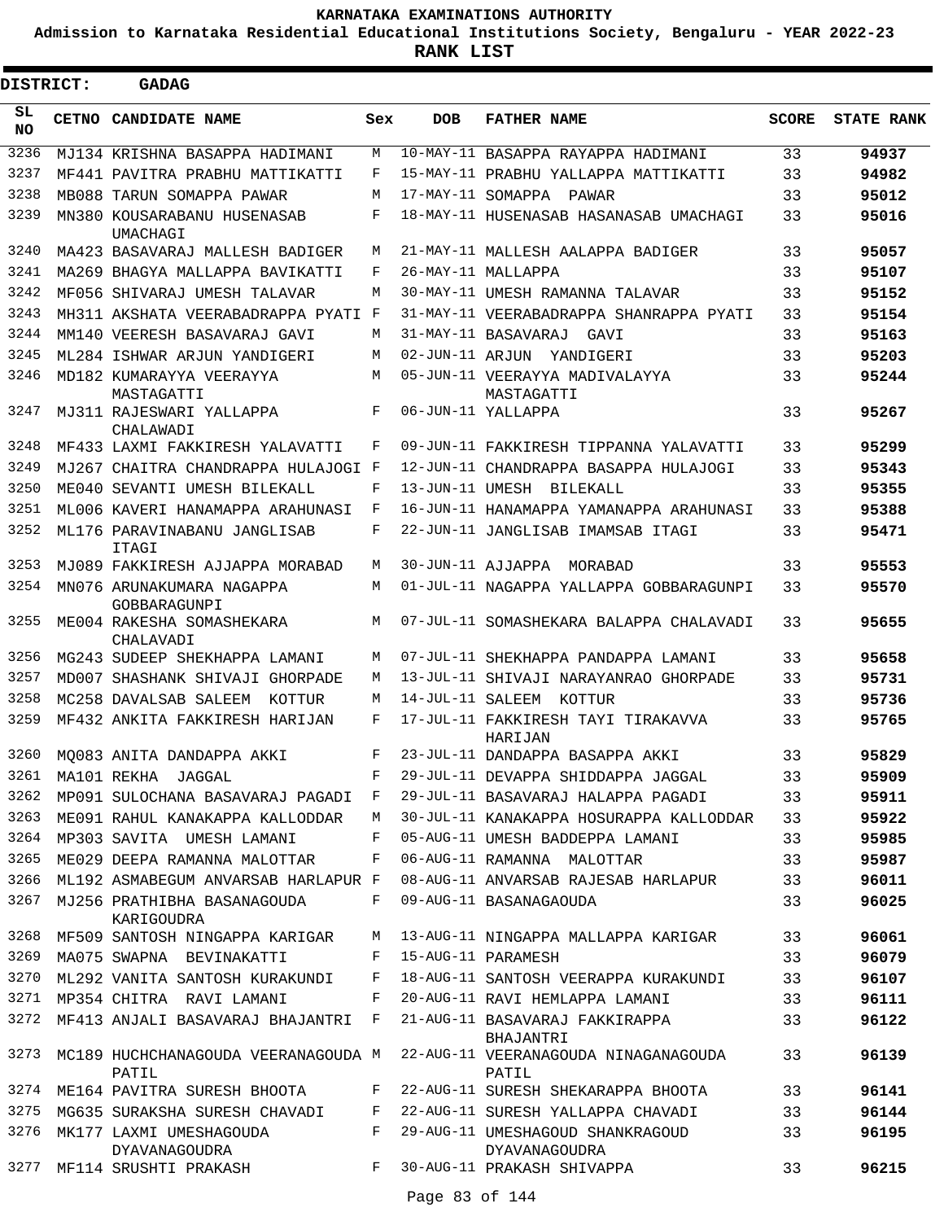# KARNATAKA EXAMINATIONS AUTHORITY

**Admission to Karnataka Residential Educational Institutions Society, Bengaluru - YEAR 2022-23**

**RANK LIST**

**DISTRICT: GADAG**

| SL NO | CETNO | CANDIDATE NAME | Sex | DOB | FATHER NAME | SCORE | STATE RANK |
|---|---|---|---|---|---|---|---|
| 3236 | MJ134 | KRISHNA BASAPPA HADIMANI | M | 10-MAY-11 | BASAPPA RAYAPPA HADIMANI | 33 | 94937 |
| 3237 | MF441 | PAVITRA PRABHU MATTIKATTI | F | 15-MAY-11 | PRABHU YALLAPPA MATTIKATTI | 33 | 94982 |
| 3238 | MB088 | TARUN SOMAPPA PAWAR | M | 17-MAY-11 | SOMAPPA PAWAR | 33 | 95012 |
| 3239 | MN380 | KOUSARABANU HUSENASAB UMACHAGI | F | 18-MAY-11 | HUSENASAB HASANASAB UMACHAGI | 33 | 95016 |
| 3240 | MA423 | BASAVARAJ MALLESH BADIGER | M | 21-MAY-11 | MALLESH AALAPPA BADIGER | 33 | 95057 |
| 3241 | MA269 | BHAGYA MALLAPPA BAVIKATTI | F | 26-MAY-11 | MALLAPPA | 33 | 95107 |
| 3242 | MF056 | SHIVARAJ UMESH TALAVAR | M | 30-MAY-11 | UMESH RAMANNA TALAVAR | 33 | 95152 |
| 3243 | MH311 | AKSHATA VEERABADRAPPA PYATI | F | 31-MAY-11 | VEERABADRAPPA SHANRAPPA PYATI | 33 | 95154 |
| 3244 | MM140 | VEERESH BASAVARAJ GAVI | M | 31-MAY-11 | BASAVARAJ GAVI | 33 | 95163 |
| 3245 | ML284 | ISHWAR ARJUN YANDIGERI | M | 02-JUN-11 | ARJUN YANDIGERI | 33 | 95203 |
| 3246 | MD182 | KUMARAYYA VEERAYYA MASTAGATTI | M | 05-JUN-11 | VEERAYYA MADIVALAYYA MASTAGATTI | 33 | 95244 |
| 3247 | MJ311 | RAJESWARI YALLAPPA CHALAWADI | F | 06-JUN-11 | YALLAPPA | 33 | 95267 |
| 3248 | MF433 | LAXMI FAKKIRESH YALAVATTI | F | 09-JUN-11 | FAKKIRESH TIPPANNA YALAVATTI | 33 | 95299 |
| 3249 | MJ267 | CHAITRA CHANDRAPPA HULAJOGI | F | 12-JUN-11 | CHANDRAPPA BASAPPA HULAJOGI | 33 | 95343 |
| 3250 | ME040 | SEVANTI UMESH BILEKALL | F | 13-JUN-11 | UMESH BILEKALL | 33 | 95355 |
| 3251 | ML006 | KAVERI HANAMAPPA ARAHUNASI | F | 16-JUN-11 | HANAMAPPA YAMANAPPA ARAHUNASI | 33 | 95388 |
| 3252 | ML176 | PARAVINABANU JANGLISAB ITAGI | F | 22-JUN-11 | JANGLISAB IMAMSAB ITAGI | 33 | 95471 |
| 3253 | MJ089 | FAKKIRESH AJJAPPA MORABAD | M | 30-JUN-11 | AJJAPPA MORABAD | 33 | 95553 |
| 3254 | MN076 | ARUNAKUMARA NAGAPPA GOBBARAGUNPI | M | 01-JUL-11 | NAGAPPA YALLAPPA GOBBARAGUNPI | 33 | 95570 |
| 3255 | ME004 | RAKESHA SOMASHEKARA CHALAVADI | M | 07-JUL-11 | SOMASHEKARA BALAPPA CHALAVADI | 33 | 95655 |
| 3256 | MG243 | SUDEEP SHEKHAPPA LAMANI | M | 07-JUL-11 | SHEKHAPPA PANDAPPA LAMANI | 33 | 95658 |
| 3257 | MD007 | SHASHANK SHIVAJI GHORPADE | M | 13-JUL-11 | SHIVAJI NARAYANRAO GHORPADE | 33 | 95731 |
| 3258 | MC258 | DAVALSAB SALEEM KOTTUR | M | 14-JUL-11 | SALEEM KOTTUR | 33 | 95736 |
| 3259 | MF432 | ANKITA FAKKIRESH HARIJAN | F | 17-JUL-11 | FAKKIRESH TAYI TIRAKAVVA HARIJAN | 33 | 95765 |
| 3260 | MQ083 | ANITA DANDAPPA AKKI | F | 23-JUL-11 | DANDAPPA BASAPPA AKKI | 33 | 95829 |
| 3261 | MA101 | REKHA JAGGAL | F | 29-JUL-11 | DEVAPPA SHIDDAPPA JAGGAL | 33 | 95909 |
| 3262 | MP091 | SULOCHANA BASAVARAJ PAGADI | F | 29-JUL-11 | BASAVARAJ HALAPPA PAGADI | 33 | 95911 |
| 3263 | ME091 | RAHUL KANAKAPPA KALLODDAR | M | 30-JUL-11 | KANAKAPPA HOSURAPPA KALLODDAR | 33 | 95922 |
| 3264 | MP303 | SAVITA UMESH LAMANI | F | 05-AUG-11 | UMESH BADDEPPA LAMANI | 33 | 95985 |
| 3265 | ME029 | DEEPA RAMANNA MALOTTAR | F | 06-AUG-11 | RAMANNA MALOTTAR | 33 | 95987 |
| 3266 | ML192 | ASMABEGUM ANVARSAB HARLAPUR | F | 08-AUG-11 | ANVARSAB RAJESAB HARLAPUR | 33 | 96011 |
| 3267 | MJ256 | PRATHIBHA BASANAGOUDA KARIGOUDRA | F | 09-AUG-11 | BASANAGAOUDA | 33 | 96025 |
| 3268 | MF509 | SANTOSH NINGAPPA KARIGAR | M | 13-AUG-11 | NINGAPPA MALLAPPA KARIGAR | 33 | 96061 |
| 3269 | MA075 | SWAPNA BEVINAKATTI | F | 15-AUG-11 | PARAMESH | 33 | 96079 |
| 3270 | ML292 | VANITA SANTOSH KURAKUNDI | F | 18-AUG-11 | SANTOSH VEERAPPA KURAKUNDI | 33 | 96107 |
| 3271 | MP354 | CHITRA RAVI LAMANI | F | 20-AUG-11 | RAVI HEMLAPPA LAMANI | 33 | 96111 |
| 3272 | MF413 | ANJALI BASAVARAJ BHAJANTRI | F | 21-AUG-11 | BASAVARAJ FAKKIRAPPA BHAJANTRI | 33 | 96122 |
| 3273 | MC189 | HUCHCHANAGOUDA VEERANAGOUDA PATIL | M | 22-AUG-11 | VEERANAGOUDA NINAGANAGOUDA PATIL | 33 | 96139 |
| 3274 | ME164 | PAVITRA SURESH BHOOTA | F | 22-AUG-11 | SURESH SHEKARAPPA BHOOTA | 33 | 96141 |
| 3275 | MG635 | SURAKSHA SURESH CHAVADI | F | 22-AUG-11 | SURESH YALLAPPA CHAVADI | 33 | 96144 |
| 3276 | MK177 | LAXMI UMESHAGOUDA DYAVANAGOUDRA | F | 29-AUG-11 | UMESHAGOUD SHANKRAGOUD DYAVANAGOUDRA | 33 | 96195 |
| 3277 | MF114 | SRUSHTI PRAKASH | F | 30-AUG-11 | PRAKASH SHIVAPPA | 33 | 96215 |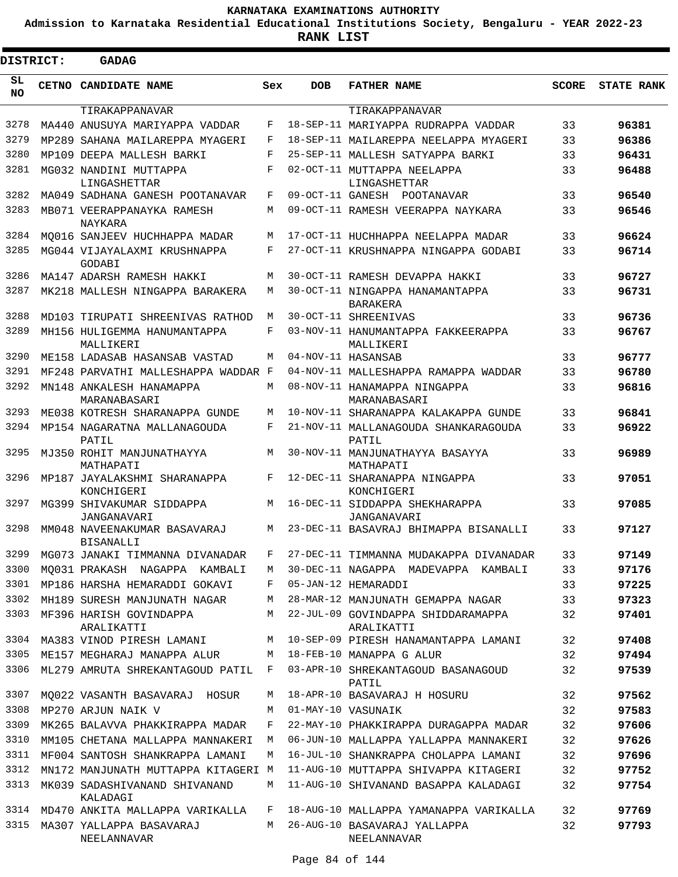**KARNATAKA EXAMINATIONS AUTHORITY**

**Admission to Karnataka Residential Educational Institutions Society, Bengaluru - YEAR 2022-23**

**RANK LIST**

**DISTRICT: GADAG**

| SL NO | CETNO | CANDIDATE NAME | Sex | DOB | FATHER NAME | SCORE | STATE RANK |
|---|---|---|---|---|---|---|---|
| | | TIRAKAPPANAVAR | | | TIRAKAPPANAVAR | | |
| 3278 | MA440 | ANUSUYA MARIYAPPA VADDAR | F | 18-SEP-11 | MARIYAPPA RUDRAPPA VADDAR | 33 | 96381 |
| 3279 | MP289 | SAHANA MAILAREPPA MYAGERI | F | 18-SEP-11 | MAILAREPPA NEELAPPA MYAGERI | 33 | 96386 |
| 3280 | MP109 | DEEPA MALLESH BARKI | F | 25-SEP-11 | MALLESH SATYAPPA BARKI | 33 | 96431 |
| 3281 | MG032 | NANDINI MUTTAPPA LINGASHETTAR | F | 02-OCT-11 | MUTTAPPA NEELAPPA LINGASHETTAR | 33 | 96488 |
| 3282 | MA049 | SADHANA GANESH POOTANAVAR | F | 09-OCT-11 | GANESH POOTANAVAR | 33 | 96540 |
| 3283 | MB071 | VEERAPPANAYKA RAMESH NAYKARA | M | 09-OCT-11 | RAMESH VEERAPPA NAYKARA | 33 | 96546 |
| 3284 | MQ016 | SANJEEV HUCHHAPPA MADAR | M | 17-OCT-11 | HUCHHAPPA NEELAPPA MADAR | 33 | 96624 |
| 3285 | MG044 | VIJAYALAXMI KRUSHNAPPA GODABI | F | 27-OCT-11 | KRUSHNAPPA NINGAPPA GODABI | 33 | 96714 |
| 3286 | MA147 | ADARSH RAMESH HAKKI | M | 30-OCT-11 | RAMESH DEVAPPA HAKKI | 33 | 96727 |
| 3287 | MK218 | MALLESH NINGAPPA BARAKERA | M | 30-OCT-11 | NINGAPPA HANAMANTAPPA BARAKERA | 33 | 96731 |
| 3288 | MD103 | TIRUPATI SHREENIVAS RATHOD | M | 30-OCT-11 | SHREENIVAS | 33 | 96736 |
| 3289 | MH156 | HULIGEMMA HANUMANTAPPA MALLIKERI | F | 03-NOV-11 | HANUMANTAPPA FAKKEERAPPA MALLIKERI | 33 | 96767 |
| 3290 | ME158 | LADASAB HASANSAB VASTAD | M | 04-NOV-11 | HASANSAB | 33 | 96777 |
| 3291 | MF248 | PARVATHI MALLESHAPPA WADDAR | F | 04-NOV-11 | MALLESHAPPA RAMAPPA WADDAR | 33 | 96780 |
| 3292 | MN148 | ANKALESH HANAMAPPA MARANABASARI | M | 08-NOV-11 | HANAMAPPA NINGAPPA MARANABASARI | 33 | 96816 |
| 3293 | ME038 | KOTRESH SHARANAPPA GUNDE | M | 10-NOV-11 | SHARANAPPA KALAKAPPA GUNDE | 33 | 96841 |
| 3294 | MP154 | NAGARATNA MALLANAGOUDA PATIL | F | 21-NOV-11 | MALLANAGOUDA SHANKARAGOUDA PATIL | 33 | 96922 |
| 3295 | MJ350 | ROHIT MANJUNATHAYYA MATHAPATI | M | 30-NOV-11 | MANJUNATHAYYA BASAYYA MATHAPATI | 33 | 96989 |
| 3296 | MP187 | JAYALAKSHMI SHARANAPPA KONCHIGERI | F | 12-DEC-11 | SHARANAPPA NINGAPPA KONCHIGERI | 33 | 97051 |
| 3297 | MG399 | SHIVAKUMAR SIDDAPPA JANGANAVARI | M | 16-DEC-11 | SIDDAPPA SHEKHARAPPA JANGANAVARI | 33 | 97085 |
| 3298 | MM048 | NAVEENAKUMAR BASAVARAJ BISANALLI | M | 23-DEC-11 | BASAVRAJ BHIMAPPA BISANALLI | 33 | 97127 |
| 3299 | MG073 | JANAKI TIMMANNA DIVANADAR | F | 27-DEC-11 | TIMMANNA MUDAKAPPA DIVANADAR | 33 | 97149 |
| 3300 | MQ031 | PRAKASH NAGAPPA KAMBALI | M | 30-DEC-11 | NAGAPPA MADEVAPPA KAMBALI | 33 | 97176 |
| 3301 | MP186 | HARSHA HEMARADDI GOKAVI | F | 05-JAN-12 | HEMARADDI | 33 | 97225 |
| 3302 | MH189 | SURESH MANJUNATH NAGAR | M | 28-MAR-12 | MANJUNATH GEMAPPA NAGAR | 33 | 97323 |
| 3303 | MF396 | HARISH GOVINDAPPA ARALIKATTI | M | 22-JUL-09 | GOVINDAPPA SHIDDARAMAPPA ARALIKATTI | 32 | 97401 |
| 3304 | MA383 | VINOD PIRESH LAMANI | M | 10-SEP-09 | PIRESH HANAMANTAPPA LAMANI | 32 | 97408 |
| 3305 | ME157 | MEGHARAJ MANAPPA ALUR | M | 18-FEB-10 | MANAPPA G ALUR | 32 | 97494 |
| 3306 | ML279 | AMRUTA SHREKANTAGOUD PATIL | F | 03-APR-10 | SHREKANTAGOUD BASANAGOUD PATIL | 32 | 97539 |
| 3307 | MQ022 | VASANTH BASAVARAJ HOSUR | M | 18-APR-10 | BASAVARAJ H HOSURU | 32 | 97562 |
| 3308 | MP270 | ARJUN NAIK V | M | 01-MAY-10 | VASUNAIK | 32 | 97583 |
| 3309 | MK265 | BALAVVA PHAKKIRAPPA MADAR | F | 22-MAY-10 | PHAKKIRAPPA DURAGAPPA MADAR | 32 | 97606 |
| 3310 | MM105 | CHETANA MALLAPPA MANNAKERI | M | 06-JUN-10 | MALLAPPA YALLAPPA MANNAKERI | 32 | 97626 |
| 3311 | MF004 | SANTOSH SHANKRAPPA LAMANI | M | 16-JUL-10 | SHANKRAPPA CHOLAPPA LAMANI | 32 | 97696 |
| 3312 | MN172 | MANJUNATH MUTTAPPA KITAGERI | M | 11-AUG-10 | MUTTAPPA SHIVAPPA KITAGERI | 32 | 97752 |
| 3313 | MK039 | SADASHIVANAND SHIVANAND KALADAGI | M | 11-AUG-10 | SHIVANAND BASAPPA KALADAGI | 32 | 97754 |
| 3314 | MD470 | ANKITA MALLAPPA VARIKALLA | F | 18-AUG-10 | MALLAPPA YAMANAPPA VARIKALLA | 32 | 97769 |
| 3315 | MA307 | YALLAPPA BASAVARAJ NEELANNAVAR | M | 26-AUG-10 | BASAVARAJ YALLAPPA NEELANNAVAR | 32 | 97793 |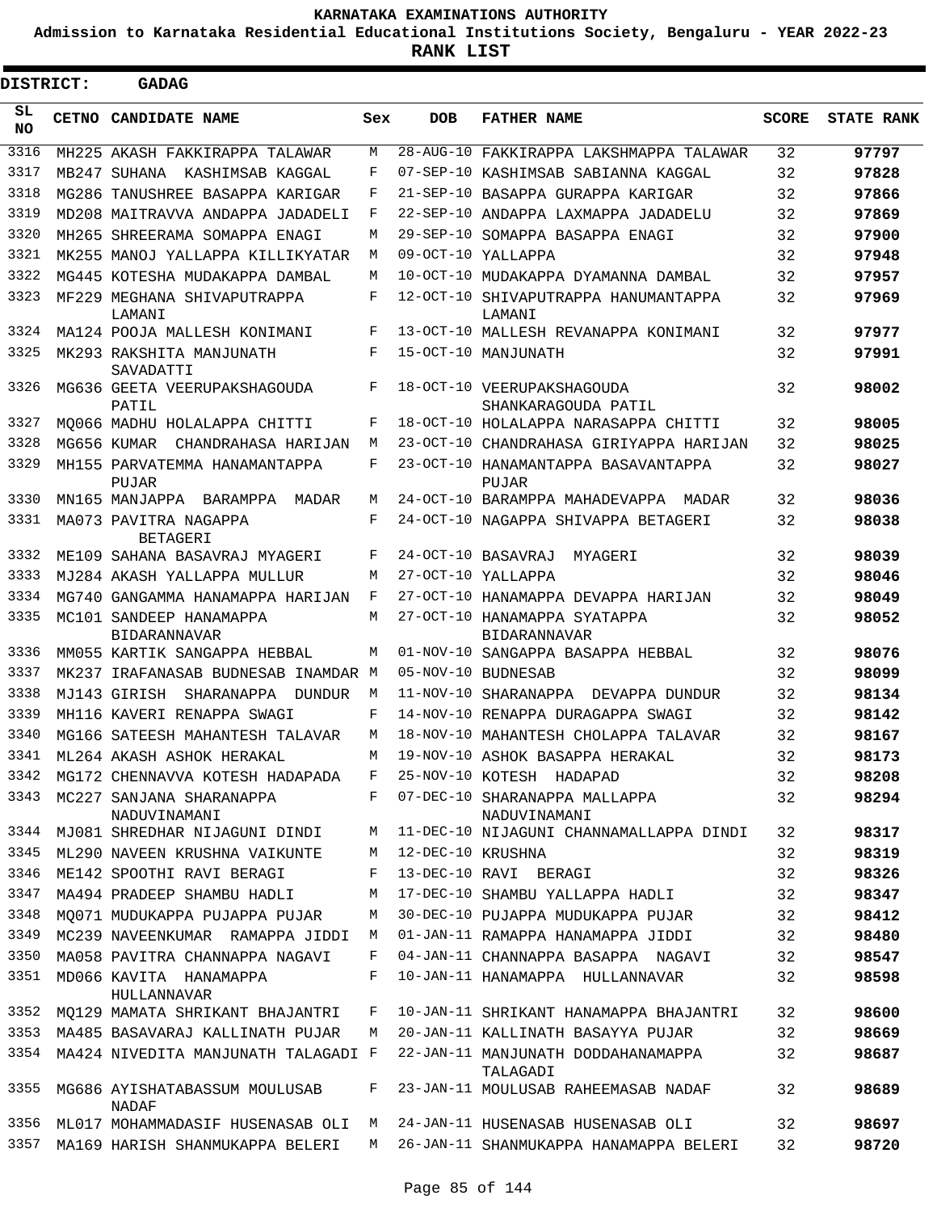# KARNATAKA EXAMINATIONS AUTHORITY

**Admission to Karnataka Residential Educational Institutions Society, Bengaluru - YEAR 2022-23**

**RANK LIST**

**DISTRICT: GADAG**

| SL NO | CETNO | CANDIDATE NAME | Sex | DOB | FATHER NAME | SCORE | STATE RANK |
|---|---|---|---|---|---|---|---|
| 3316 | MH225 | AKASH FAKKIRAPPA TALAWAR | M | 28-AUG-10 | FAKKIRAPPA LAKSHMAPPA TALAWAR | 32 | 97797 |
| 3317 | MB247 | SUHANA KASHIMSAB KAGGAL | F | 07-SEP-10 | KASHIMSAB SABIANNA KAGGAL | 32 | 97828 |
| 3318 | MG286 | TANUSHREE BASAPPA KARIGAR | F | 21-SEP-10 | BASAPPA GURAPPA KARIGAR | 32 | 97866 |
| 3319 | MD208 | MAITRAVVA ANDAPPA JADADELI | F | 22-SEP-10 | ANDAPPA LAXMAPPA JADADELU | 32 | 97869 |
| 3320 | MH265 | SHREERAMA SOMAPPA ENAGI | M | 29-SEP-10 | SOMAPPA BASAPPA ENAGI | 32 | 97900 |
| 3321 | MK255 | MANOJ YALLAPPA KILLIKYATAR | M | 09-OCT-10 | YALLAPPA | 32 | 97948 |
| 3322 | MG445 | KOTESHA MUDAKAPPA DAMBAL | M | 10-OCT-10 | MUDAKAPPA DYAMANNA DAMBAL | 32 | 97957 |
| 3323 | MF229 | MEGHANA SHIVAPUTRAPPA LAMANI | F | 12-OCT-10 | SHIVAPUTRAPPA HANUMANTAPPA LAMANI | 32 | 97969 |
| 3324 | MA124 | POOJA MALLESH KONIMANI | F | 13-OCT-10 | MALLESH REVANAPPA KONIMANI | 32 | 97977 |
| 3325 | MK293 | RAKSHITA MANJUNATH SAVADATTI | F | 15-OCT-10 | MANJUNATH | 32 | 97991 |
| 3326 | MG636 | GEETA VEERUPAKSHAGOUDA PATIL | F | 18-OCT-10 | VEERUPAKSHAGOUDA SHANKARAGOUDA PATIL | 32 | 98002 |
| 3327 | MQ066 | MADHU HOLALAPPA CHITTI | F | 18-OCT-10 | HOLALAPPA NARASAPPA CHITTI | 32 | 98005 |
| 3328 | MG656 | KUMAR CHANDRAHASA HARIJAN | M | 23-OCT-10 | CHANDRAHASA GIRIYAPPA HARIJAN | 32 | 98025 |
| 3329 | MH155 | PARVATEMMA HANAMANTAPPA PUJAR | F | 23-OCT-10 | HANAMANTAPPA BASAVANTAPPA PUJAR | 32 | 98027 |
| 3330 | MN165 | MANJAPPA BARAMPPA MADAR | M | 24-OCT-10 | BARAMPPA MAHADEVAPPA MADAR | 32 | 98036 |
| 3331 | MA073 | PAVITRA NAGAPPA BETAGERI | F | 24-OCT-10 | NAGAPPA SHIVAPPA BETAGERI | 32 | 98038 |
| 3332 | ME109 | SAHANA BASAVRAJ MYAGERI | F | 24-OCT-10 | BASAVRAJ MYAGERI | 32 | 98039 |
| 3333 | MJ284 | AKASH YALLAPPA MULLUR | M | 27-OCT-10 | YALLAPPA | 32 | 98046 |
| 3334 | MG740 | GANGAMMA HANAMAPPA HARIJAN | F | 27-OCT-10 | HANAMAPPA DEVAPPA HARIJAN | 32 | 98049 |
| 3335 | MC101 | SANDEEP HANAMAPPA BIDARANNAVAR | M | 27-OCT-10 | HANAMAPPA SYATAPPA BIDARANNAVAR | 32 | 98052 |
| 3336 | MM055 | KARTIK SANGAPPA HEBBAL | M | 01-NOV-10 | SANGAPPA BASAPPA HEBBAL | 32 | 98076 |
| 3337 | MK237 | IRAFANASAB BUDNESAB INAMDAR | M | 05-NOV-10 | BUDNESAB | 32 | 98099 |
| 3338 | MJ143 | GIRISH SHARANAPPA DUNDUR | M | 11-NOV-10 | SHARANAPPA DEVAPPA DUNDUR | 32 | 98134 |
| 3339 | MH116 | KAVERI RENAPPA SWAGI | F | 14-NOV-10 | RENAPPA DURAGAPPA SWAGI | 32 | 98142 |
| 3340 | MG166 | SATEESH MAHANTESH TALAVAR | M | 18-NOV-10 | MAHANTESH CHOLAPPA TALAVAR | 32 | 98167 |
| 3341 | ML264 | AKASH ASHOK HERAKAL | M | 19-NOV-10 | ASHOK BASAPPA HERAKAL | 32 | 98173 |
| 3342 | MG172 | CHENNAVVA KOTESH HADAPADA | F | 25-NOV-10 | KOTESH HADAPAD | 32 | 98208 |
| 3343 | MC227 | SANJANA SHARANAPPA NADUVINAMANI | F | 07-DEC-10 | SHARANAPPA MALLAPPA NADUVINAMANI | 32 | 98294 |
| 3344 | MJ081 | SHREDHAR NIJAGUNI DINDI | M | 11-DEC-10 | NIJAGUNI CHANNAMALLAPPA DINDI | 32 | 98317 |
| 3345 | ML290 | NAVEEN KRUSHNA VAIKUNTE | M | 12-DEC-10 | KRUSHNA | 32 | 98319 |
| 3346 | ME142 | SPOOTHI RAVI BERAGI | F | 13-DEC-10 | RAVI BERAGI | 32 | 98326 |
| 3347 | MA494 | PRADEEP SHAMBU HADLI | M | 17-DEC-10 | SHAMBU YALLAPPA HADLI | 32 | 98347 |
| 3348 | MQ071 | MUDUKAPPA PUJAPPA PUJAR | M | 30-DEC-10 | PUJAPPA MUDUKAPPA PUJAR | 32 | 98412 |
| 3349 | MC239 | NAVEENKUMAR RAMAPPA JIDDI | M | 01-JAN-11 | RAMAPPA HANAMAPPA JIDDI | 32 | 98480 |
| 3350 | MA058 | PAVITRA CHANNAPPA NAGAVI | F | 04-JAN-11 | CHANNAPPA BASAPPA NAGAVI | 32 | 98547 |
| 3351 | MD066 | KAVITA HANAMAPPA HULLANNAVAR | F | 10-JAN-11 | HANAMAPPA HULLANNAVAR | 32 | 98598 |
| 3352 | MQ129 | MAMATA SHRIKANT BHAJANTRI | F | 10-JAN-11 | SHRIKANT HANAMAPPA BHAJANTRI | 32 | 98600 |
| 3353 | MA485 | BASAVARAJ KALLINATH PUJAR | M | 20-JAN-11 | KALLINATH BASAYYA PUJAR | 32 | 98669 |
| 3354 | MA424 | NIVEDITA MANJUNATH TALAGADI | F | 22-JAN-11 | MANJUNATH DODDAHANAMAPPA TALAGADI | 32 | 98687 |
| 3355 | MG686 | AYISHATABASSUM MOULUSAB NADAF | F | 23-JAN-11 | MOULUSAB RAHEEMASAB NADAF | 32 | 98689 |
| 3356 | ML017 | MOHAMMADASIF HUSENASAB OLI | M | 24-JAN-11 | HUSENASAB HUSENASAB OLI | 32 | 98697 |
| 3357 | MA169 | HARISH SHANMUKAPPA BELERI | M | 26-JAN-11 | SHANMUKAPPA HANAMAPPA BELERI | 32 | 98720 |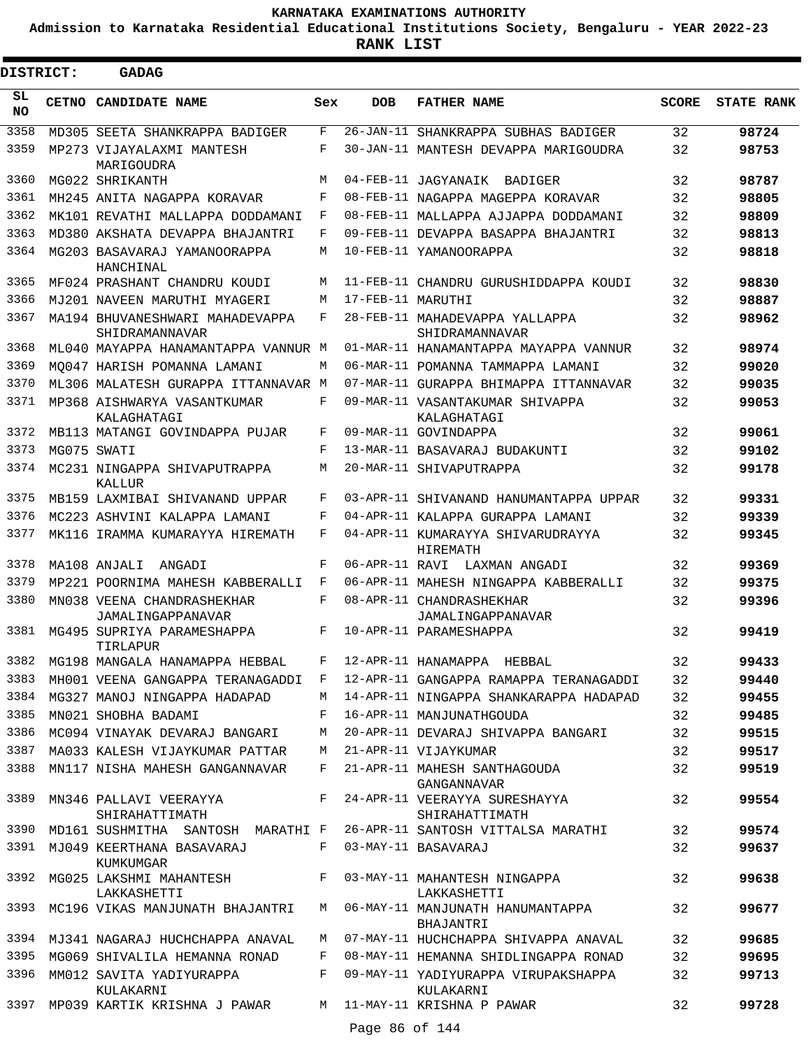# KARNATAKA EXAMINATIONS AUTHORITY

**Admission to Karnataka Residential Educational Institutions Society, Bengaluru - YEAR 2022-23**

**RANK LIST**

**DISTRICT: GADAG**

| SL NO | CETNO | CANDIDATE NAME | Sex | DOB | FATHER NAME | SCORE | STATE RANK |
|---|---|---|---|---|---|---|---|
| 3358 | MD305 | SEETA SHANKRAPPA BADIGER | F | 26-JAN-11 | SHANKRAPPA SUBHAS BADIGER | 32 | 98724 |
| 3359 | MP273 | VIJAYALAXMI MANTESH MARIGOUDRA | F | 30-JAN-11 | MANTESH DEVAPPA MARIGOUDRA | 32 | 98753 |
| 3360 | MG022 | SHRIKANTH | M | 04-FEB-11 | JAGYANAIK BADIGER | 32 | 98787 |
| 3361 | MH245 | ANITA NAGAPPA KORAVAR | F | 08-FEB-11 | NAGAPPA MAGEPPA KORAVAR | 32 | 98805 |
| 3362 | MK101 | REVATHI MALLAPPA DODDAMANI | F | 08-FEB-11 | MALLAPPA AJJAPPA DODDAMANI | 32 | 98809 |
| 3363 | MD380 | AKSHATA DEVAPPA BHAJANTRI | F | 09-FEB-11 | DEVAPPA BASAPPA BHAJANTRI | 32 | 98813 |
| 3364 | MG203 | BASAVARAJ YAMANOORAPPA HANCHINAL | M | 10-FEB-11 | YAMANOORAPPA | 32 | 98818 |
| 3365 | MF024 | PRASHANT CHANDRU KOUDI | M | 11-FEB-11 | CHANDRU GURUSHIDDAPPA KOUDI | 32 | 98830 |
| 3366 | MJ201 | NAVEEN MARUTHI MYAGERI | M | 17-FEB-11 | MARUTHI | 32 | 98887 |
| 3367 | MA194 | BHUVANESHWARI MAHADEVAPPA SHIDRAMANNAVAR | F | 28-FEB-11 | MAHADEVAPPA YALLAPPA SHIDRAMANNAVAR | 32 | 98962 |
| 3368 | ML040 | MAYAPPA HANAMANTAPPA VANNUR | M | 01-MAR-11 | HANAMANTAPPA MAYAPPA VANNUR | 32 | 98974 |
| 3369 | MQ047 | HARISH POMANNA LAMANI | M | 06-MAR-11 | POMANNA TAMMAPPA LAMANI | 32 | 99020 |
| 3370 | ML306 | MALATESH GURAPPA ITTANNAVAR | M | 07-MAR-11 | GURAPPA BHIMAPPA ITTANNAVAR | 32 | 99035 |
| 3371 | MP368 | AISHWARYA VASANTKUMAR KALAGHATAGI | F | 09-MAR-11 | VASANTAKUMAR SHIVAPPA KALAGHATAGI | 32 | 99053 |
| 3372 | MB113 | MATANGI GOVINDAPPA PUJAR | F | 09-MAR-11 | GOVINDAPPA | 32 | 99061 |
| 3373 | MG075 | SWATI | F | 13-MAR-11 | BASAVARAJ BUDAKUNTI | 32 | 99102 |
| 3374 | MC231 | NINGAPPA SHIVAPUTRAPPA KALLUR | M | 20-MAR-11 | SHIVAPUTRAPPA | 32 | 99178 |
| 3375 | MB159 | LAXMIBAI SHIVANAND UPPAR | F | 03-APR-11 | SHIVANAND HANUMANTAPPA UPPAR | 32 | 99331 |
| 3376 | MC223 | ASHVINI KALAPPA LAMANI | F | 04-APR-11 | KALAPPA GURAPPA LAMANI | 32 | 99339 |
| 3377 | MK116 | IRAMMA KUMARAYYA HIREMATH | F | 04-APR-11 | KUMARAYYA SHIVARUDRAYYA HIREMATH | 32 | 99345 |
| 3378 | MA108 | ANJALI ANGADI | F | 06-APR-11 | RAVI LAXMAN ANGADI | 32 | 99369 |
| 3379 | MP221 | POORNIMA MAHESH KABBERALLI | F | 06-APR-11 | MAHESH NINGAPPA KABBERALLI | 32 | 99375 |
| 3380 | MN038 | VEENA CHANDRASHEKHAR JAMALINGAPPANAVAR | F | 08-APR-11 | CHANDRASHEKHAR JAMALINGAPPANAVAR | 32 | 99396 |
| 3381 | MG495 | SUPRIYA PARAMESHAPPA TIRLAPUR | F | 10-APR-11 | PARAMESHAPPA | 32 | 99419 |
| 3382 | MG198 | MANGALA HANAMAPPA HEBBAL | F | 12-APR-11 | HANAMAPPA HEBBAL | 32 | 99433 |
| 3383 | MH001 | VEENA GANGAPPA TERANAGADDI | F | 12-APR-11 | GANGAPPA RAMAPPA TERANAGADDI | 32 | 99440 |
| 3384 | MG327 | MANOJ NINGAPPA HADAPAD | M | 14-APR-11 | NINGAPPA SHANKARAPPA HADAPAD | 32 | 99455 |
| 3385 | MN021 | SHOBHA BADAMI | F | 16-APR-11 | MANJUNATHGOUDA | 32 | 99485 |
| 3386 | MC094 | VINAYAK DEVARAJ BANGARI | M | 20-APR-11 | DEVARAJ SHIVAPPA BANGARI | 32 | 99515 |
| 3387 | MA033 | KALESH VIJAYKUMAR PATTAR | M | 21-APR-11 | VIJAYKUMAR | 32 | 99517 |
| 3388 | MN117 | NISHA MAHESH GANGANNAVAR | F | 21-APR-11 | MAHESH SANTHAGOUDA GANGANNAVAR | 32 | 99519 |
| 3389 | MN346 | PALLAVI VEERAYYA SHIRAHATTIMATH | F | 24-APR-11 | VEERAYYA SURESHAYYA SHIRAHATTIMATH | 32 | 99554 |
| 3390 | MD161 | SUSHMITHA SANTOSH MARATHI | F | 26-APR-11 | SANTOSH VITTALSA MARATHI | 32 | 99574 |
| 3391 | MJ049 | KEERTHANA BASAVARAJ KUMKUMGAR | F | 03-MAY-11 | BASAVARAJ | 32 | 99637 |
| 3392 | MG025 | LAKSHMI MAHANTESH LAKKASHETTI | F | 03-MAY-11 | MAHANTESH NINGAPPA LAKKASHETTI | 32 | 99638 |
| 3393 | MC196 | VIKAS MANJUNATH BHAJANTRI | M | 06-MAY-11 | MANJUNATH HANUMANTAPPA BHAJANTRI | 32 | 99677 |
| 3394 | MJ341 | NAGARAJ HUCHCHAPPA ANAVAL | M | 07-MAY-11 | HUCHCHAPPA SHIVAPPA ANAVAL | 32 | 99685 |
| 3395 | MG069 | SHIVALILA HEMANNA RONAD | F | 08-MAY-11 | HEMANNA SHIDLINGAPPA RONAD | 32 | 99695 |
| 3396 | MM012 | SAVITA YADIYURAPPA KULAKARNI | F | 09-MAY-11 | YADIYURAPPA VIRUPAKSHAPPA KULAKARNI | 32 | 99713 |
| 3397 | MP039 | KARTIK KRISHNA J PAWAR | M | 11-MAY-11 | KRISHNA P PAWAR | 32 | 99728 |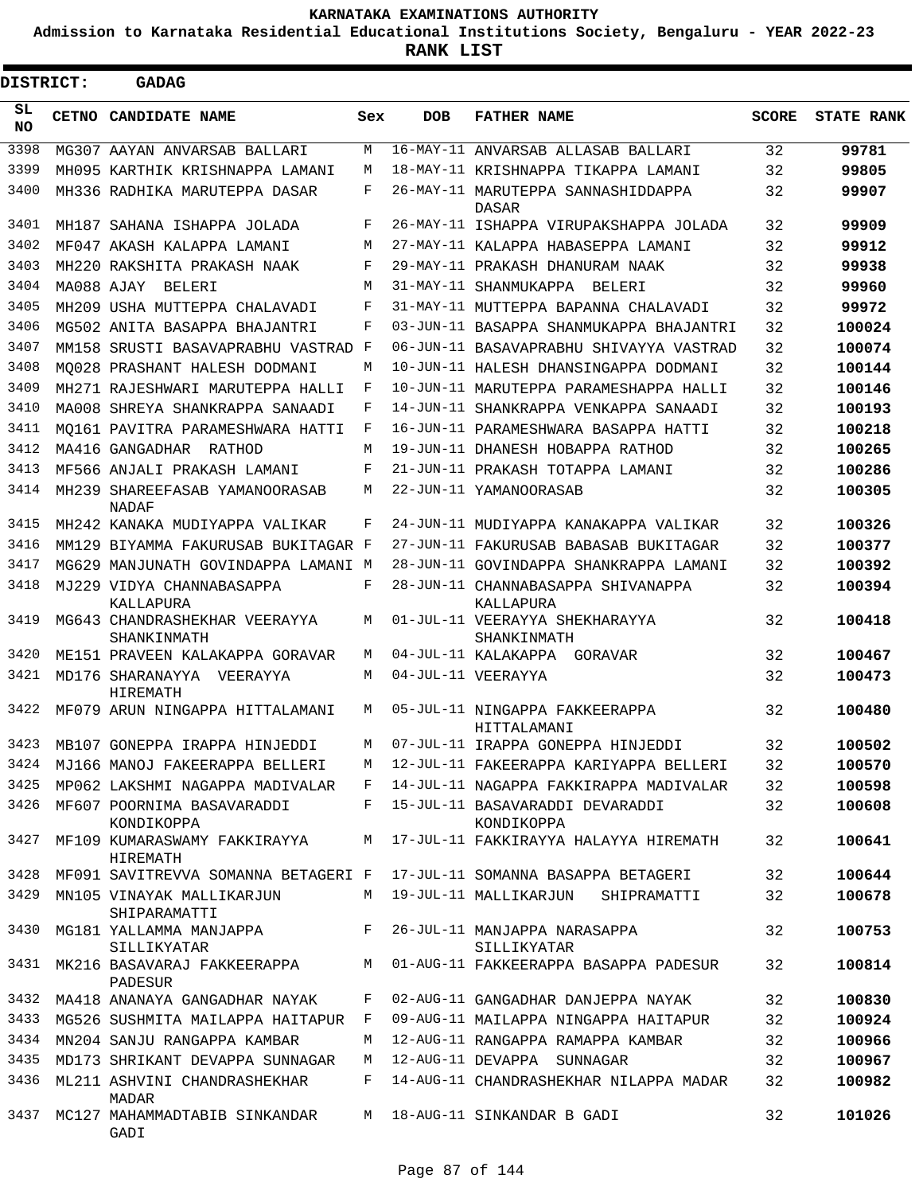**KARNATAKA EXAMINATIONS AUTHORITY**

**Admission to Karnataka Residential Educational Institutions Society, Bengaluru - YEAR 2022-23**

**RANK LIST**

**DISTRICT: GADAG**

| SL NO | CETNO | CANDIDATE NAME | Sex | DOB | FATHER NAME | SCORE | STATE RANK |
|---|---|---|---|---|---|---|---|
| 3398 | MG307 | AAYAN ANVARSAB BALLARI | M | 16-MAY-11 | ANVARSAB ALLASAB BALLARI | 32 | 99781 |
| 3399 | MH095 | KARTHIK KRISHNAPPA LAMANI | M | 18-MAY-11 | KRISHNAPPA TIKAPPA LAMANI | 32 | 99805 |
| 3400 | MH336 | RADHIKA MARUTEPPA DASAR | F | 26-MAY-11 | MARUTEPPA SANNASHIDDAPPA DASAR | 32 | 99907 |
| 3401 | MH187 | SAHANA ISHAPPA JOLADA | F | 26-MAY-11 | ISHAPPA VIRUPAKSHAPPA JOLADA | 32 | 99909 |
| 3402 | MF047 | AKASH KALAPPA LAMANI | M | 27-MAY-11 | KALAPPA HABASEPPA LAMANI | 32 | 99912 |
| 3403 | MH220 | RAKSHITA PRAKASH NAAK | F | 29-MAY-11 | PRAKASH DHANURAM NAAK | 32 | 99938 |
| 3404 | MA088 | AJAY BELERI | M | 31-MAY-11 | SHANMUKAPPA BELERI | 32 | 99960 |
| 3405 | MH209 | USHA MUTTEPPA CHALAVADI | F | 31-MAY-11 | MUTTEPPA BAPANNA CHALAVADI | 32 | 99972 |
| 3406 | MG502 | ANITA BASAPPA BHAJANTRI | F | 03-JUN-11 | BASAPPA SHANMUKAPPA BHAJANTRI | 32 | 100024 |
| 3407 | MM158 | SRUSTI BASAVAPRABHU VASTRAD | F | 06-JUN-11 | BASAVAPRABHU SHIVAYYA VASTRAD | 32 | 100074 |
| 3408 | MQ028 | PRASHANT HALESH DODMANI | M | 10-JUN-11 | HALESH DHANSINGAPPA DODMANI | 32 | 100144 |
| 3409 | MH271 | RAJESHWARI MARUTEPPA HALLI | F | 10-JUN-11 | MARUTEPPA PARAMESHAPPA HALLI | 32 | 100146 |
| 3410 | MA008 | SHREYA SHANKRAPPA SANAADI | F | 14-JUN-11 | SHANKRAPPA VENKAPPA SANAADI | 32 | 100193 |
| 3411 | MQ161 | PAVITRA PARAMESHWARA HATTI | F | 16-JUN-11 | PARAMESHWARA BASAPPA HATTI | 32 | 100218 |
| 3412 | MA416 | GANGADHAR RATHOD | M | 19-JUN-11 | DHANESH HOBAPPA RATHOD | 32 | 100265 |
| 3413 | MF566 | ANJALI PRAKASH LAMANI | F | 21-JUN-11 | PRAKASH TOTAPPA LAMANI | 32 | 100286 |
| 3414 | MH239 | SHAREEFASAB YAMANOORASAB NADAF | M | 22-JUN-11 | YAMANOORASAB | 32 | 100305 |
| 3415 | MH242 | KANAKA MUDIYAPPA VALIKAR | F | 24-JUN-11 | MUDIYAPPA KANAKAPPA VALIKAR | 32 | 100326 |
| 3416 | MM129 | BIYAMMA FAKURUSAB BUKITAGAR | F | 27-JUN-11 | FAKURUSAB BABASAB BUKITAGAR | 32 | 100377 |
| 3417 | MG629 | MANJUNATH GOVINDAPPA LAMANI | M | 28-JUN-11 | GOVINDAPPA SHANKRAPPA LAMANI | 32 | 100392 |
| 3418 | MJ229 | VIDYA CHANNABASAPPA KALLAPURA | F | 28-JUN-11 | CHANNABASAPPA SHIVANAPPA KALLAPURA | 32 | 100394 |
| 3419 | MG643 | CHANDRASHEKHAR VEERAYYA SHANKINMATH | M | 01-JUL-11 | VEERAYYA SHEKHARAYYA SHANKINMATH | 32 | 100418 |
| 3420 | ME151 | PRAVEEN KALAKAPPA GORAVAR | M | 04-JUL-11 | KALAKAPPA GORAVAR | 32 | 100467 |
| 3421 | MD176 | SHARANAYYA VEERAYYA HIREMATH | M | 04-JUL-11 | VEERAYYA | 32 | 100473 |
| 3422 | MF079 | ARUN NINGAPPA HITTALAMANI | M | 05-JUL-11 | NINGAPPA FAKKEERAPPA HITTALAMANI | 32 | 100480 |
| 3423 | MB107 | GONEPPA IRAPPA HINJEDDI | M | 07-JUL-11 | IRAPPA GONEPPA HINJEDDI | 32 | 100502 |
| 3424 | MJ166 | MANOJ FAKEERAPPA BELLERI | M | 12-JUL-11 | FAKEERAPPA KARIYAPPA BELLERI | 32 | 100570 |
| 3425 | MP062 | LAKSHMI NAGAPPA MADIVALAR | F | 14-JUL-11 | NAGAPPA FAKKIRAPPA MADIVALAR | 32 | 100598 |
| 3426 | MF607 | POORNIMA BASAVARADDI KONDIKOPPA | F | 15-JUL-11 | BASAVARADDI DEVARADDI KONDIKOPPA | 32 | 100608 |
| 3427 | MF109 | KUMARASWAMY FAKKIRAYYA HIREMATH | M | 17-JUL-11 | FAKKIRAYYA HALAYYA HIREMATH | 32 | 100641 |
| 3428 | MF091 | SAVITREVVA SOMANNA BETAGERI | F | 17-JUL-11 | SOMANNA BASAPPA BETAGERI | 32 | 100644 |
| 3429 | MN105 | VINAYAK MALLIKARJUN SHIPARAMATTI | M | 19-JUL-11 | MALLIKARJUN SHIPRAMATTI | 32 | 100678 |
| 3430 | MG181 | YALLAMMA MANJAPPA SILLIKYATAR | F | 26-JUL-11 | MANJAPPA NARASAPPA SILLIKYATAR | 32 | 100753 |
| 3431 | MK216 | BASAVARAJ FAKKEERAPPA PADESUR | M | 01-AUG-11 | FAKKEERAPPA BASAPPA PADESUR | 32 | 100814 |
| 3432 | MA418 | ANANAYA GANGADHAR NAYAK | F | 02-AUG-11 | GANGADHAR DANJEPPA NAYAK | 32 | 100830 |
| 3433 | MG526 | SUSHMITA MAILAPPA HAITAPUR | F | 09-AUG-11 | MAILAPPA NINGAPPA HAITAPUR | 32 | 100924 |
| 3434 | MN204 | SANJU RANGAPPA KAMBAR | M | 12-AUG-11 | RANGAPPA RAMAPPA KAMBAR | 32 | 100966 |
| 3435 | MD173 | SHRIKANT DEVAPPA SUNNAGAR | M | 12-AUG-11 | DEVAPPA SUNNAGAR | 32 | 100967 |
| 3436 | ML211 | ASHVINI CHANDRASHEKHAR MADAR | F | 14-AUG-11 | CHANDRASHEKHAR NILAPPA MADAR | 32 | 100982 |
| 3437 | MC127 | MAHAMMADTABIB SINKANDAR GADI | M | 18-AUG-11 | SINKANDAR B GADI | 32 | 101026 |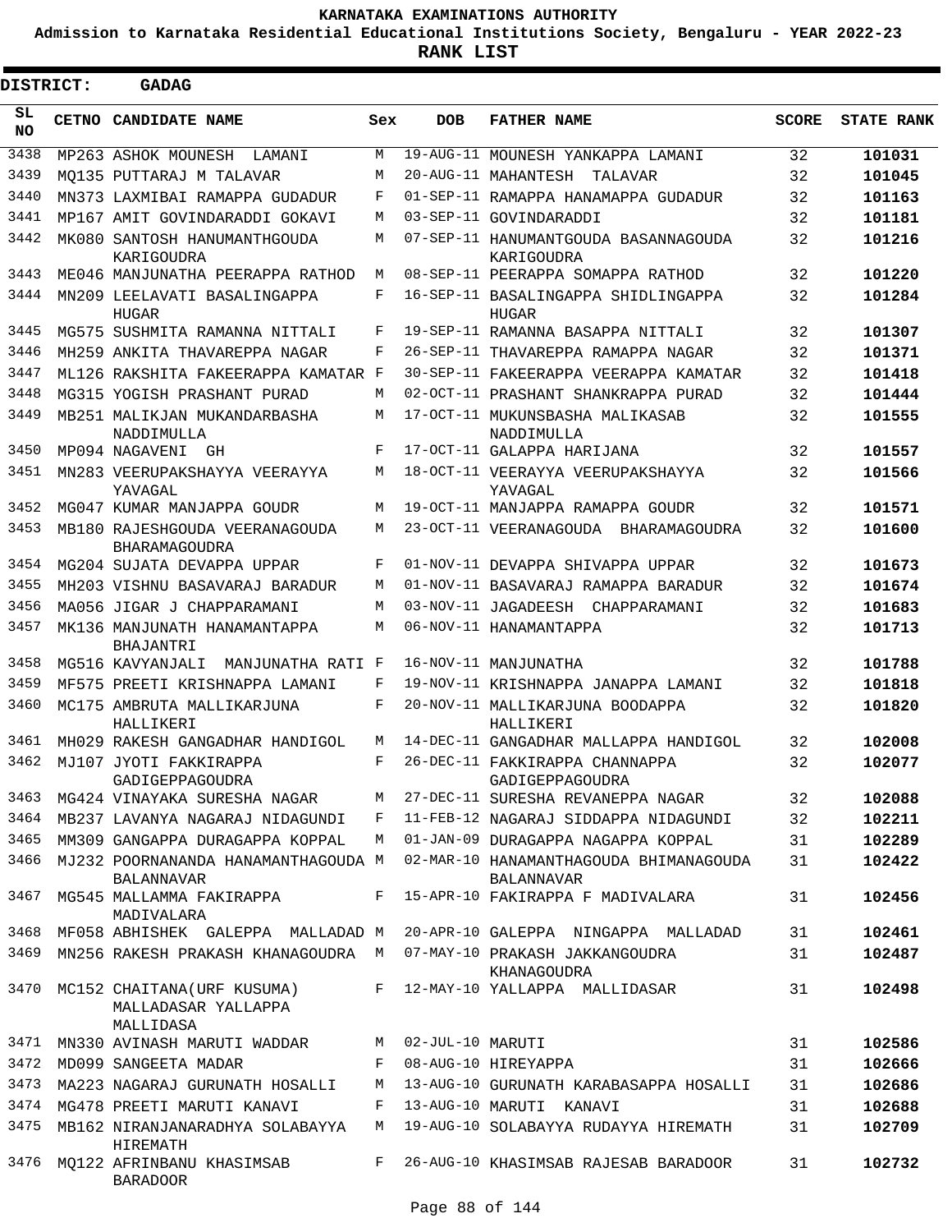**KARNATAKA EXAMINATIONS AUTHORITY**

**Admission to Karnataka Residential Educational Institutions Society, Bengaluru - YEAR 2022-23**

**RANK LIST**

**DISTRICT: GADAG**

| SL NO | CETNO | CANDIDATE NAME | Sex | DOB | FATHER NAME | SCORE | STATE RANK |
|---|---|---|---|---|---|---|---|
| 3438 | MP263 | ASHOK MOUNESH LAMANI | M | 19-AUG-11 | MOUNESH YANKAPPA LAMANI | 32 | 101031 |
| 3439 | MQ135 | PUTTARAJ M TALAVAR | M | 20-AUG-11 | MAHANTESH TALAVAR | 32 | 101045 |
| 3440 | MN373 | LAXMIBAI RAMAPPA GUDADUR | F | 01-SEP-11 | RAMAPPA HANAMAPPA GUDADUR | 32 | 101163 |
| 3441 | MP167 | AMIT GOVINDARADDI GOKAVI | M | 03-SEP-11 | GOVINDARADDI | 32 | 101181 |
| 3442 | MK080 | SANTOSH HANUMANTHGOUDA KARIGOUDRA | M | 07-SEP-11 | HANUMANTGOUDA BASANNAGOUDA KARIGOUDRA | 32 | 101216 |
| 3443 | ME046 | MANJUNATHA PEERAPPA RATHOD | M | 08-SEP-11 | PEERAPPA SOMAPPA RATHOD | 32 | 101220 |
| 3444 | MN209 | LEELAVATI BASALINGAPPA HUGAR | F | 16-SEP-11 | BASALINGAPPA SHIDLINGAPPA HUGAR | 32 | 101284 |
| 3445 | MG575 | SUSHMITA RAMANNA NITTALI | F | 19-SEP-11 | RAMANNA BASAPPA NITTALI | 32 | 101307 |
| 3446 | MH259 | ANKITA THAVAREPPA NAGAR | F | 26-SEP-11 | THAVAREPPA RAMAPPA NAGAR | 32 | 101371 |
| 3447 | ML126 | RAKSHITA FAKEERAPPA KAMATAR | F | 30-SEP-11 | FAKEERAPPA VEERAPPA KAMATAR | 32 | 101418 |
| 3448 | MG315 | YOGISH PRASHANT PURAD | M | 02-OCT-11 | PRASHANT SHANKRAPPA PURAD | 32 | 101444 |
| 3449 | MB251 | MALIKJAN MUKANDARBASHA NADDIMULLA | M | 17-OCT-11 | MUKUNSBASHA MALIKASAB NADDIMULLA | 32 | 101555 |
| 3450 | MP094 | NAGAVENI GH | F | 17-OCT-11 | GALAPPA HARIJANA | 32 | 101557 |
| 3451 | MN283 | VEERUPAKSHAYYA VEERAYYA YAVAGAL | M | 18-OCT-11 | VEERAYYA VEERUPAKSHAYYA YAVAGAL | 32 | 101566 |
| 3452 | MG047 | KUMAR MANJAPPA GOUDR | M | 19-OCT-11 | MANJAPPA RAMAPPA GOUDR | 32 | 101571 |
| 3453 | MB180 | RAJESHGOUDA VEERANAGOUDA BHARAMAGOUDRA | M | 23-OCT-11 | VEERANAGOUDA BHARAMAGOUDRA | 32 | 101600 |
| 3454 | MG204 | SUJATA DEVAPPA UPPAR | F | 01-NOV-11 | DEVAPPA SHIVAPPA UPPAR | 32 | 101673 |
| 3455 | MH203 | VISHNU BASAVARAJ BARADUR | M | 01-NOV-11 | BASAVARAJ RAMAPPA BARADUR | 32 | 101674 |
| 3456 | MA056 | JIGAR J CHAPPARAMANI | M | 03-NOV-11 | JAGADEESH CHAPPARAMANI | 32 | 101683 |
| 3457 | MK136 | MANJUNATH HANAMANTAPPA BHAJANTRI | M | 06-NOV-11 | HANAMANTAPPA | 32 | 101713 |
| 3458 | MG516 | KAVYANJALI MANJUNATHA RATI | F | 16-NOV-11 | MANJUNATHA | 32 | 101788 |
| 3459 | MF575 | PREETI KRISHNAPPA LAMANI | F | 19-NOV-11 | KRISHNAPPA JANAPPA LAMANI | 32 | 101818 |
| 3460 | MC175 | AMBRUTA MALLIKARJUNA HALLIKERI | F | 20-NOV-11 | MALLIKARJUNA BOODAPPA HALLIKERI | 32 | 101820 |
| 3461 | MH029 | RAKESH GANGADHAR HANDIGOL | M | 14-DEC-11 | GANGADHAR MALLAPPA HANDIGOL | 32 | 102008 |
| 3462 | MJ107 | JYOTI FAKKIRAPPA GADIGEPPAGOUDRA | F | 26-DEC-11 | FAKKIRAPPA CHANNAPPA GADIGEPPAGOUDRA | 32 | 102077 |
| 3463 | MG424 | VINAYAKA SURESHA NAGAR | M | 27-DEC-11 | SURESHA REVANEPPA NAGAR | 32 | 102088 |
| 3464 | MB237 | LAVANYA NAGARAJ NIDAGUNDI | F | 11-FEB-12 | NAGARAJ SIDDAPPA NIDAGUNDI | 32 | 102211 |
| 3465 | MM309 | GANGAPPA DURAGAPPA KOPPAL | M | 01-JAN-09 | DURAGAPPA NAGAPPA KOPPAL | 31 | 102289 |
| 3466 | MJ232 | POORNANANDA HANAMANTHAGOUDA BALANNAVAR | M | 02-MAR-10 | HANAMANTHAGOUDA BHIMANAGOUDA BALANNAVAR | 31 | 102422 |
| 3467 | MG545 | MALLAMMA FAKIRAPPA MADIVALARA | F | 15-APR-10 | FAKIRAPPA F MADIVALARA | 31 | 102456 |
| 3468 | MF058 | ABHISHEK GALEPPA MALLADAD | M | 20-APR-10 | GALEPPA NINGAPPA MALLADAD | 31 | 102461 |
| 3469 | MN256 | RAKESH PRAKASH KHANAGOUDRA | M | 07-MAY-10 | PRAKASH JAKKANGOUDRA KHANAGOUDRA | 31 | 102487 |
| 3470 | MC152 | CHAITANA(URF KUSUMA) MALLADASAR YALLAPPA MALLIDASA | F | 12-MAY-10 | YALLAPPA MALLIDASAR | 31 | 102498 |
| 3471 | MN330 | AVINASH MARUTI WADDAR | M | 02-JUL-10 | MARUTI | 31 | 102586 |
| 3472 | MD099 | SANGEETA MADAR | F | 08-AUG-10 | HIREYAPPA | 31 | 102666 |
| 3473 | MA223 | NAGARAJ GURUNATH HOSALLI | M | 13-AUG-10 | GURUNATH KARABASAPPA HOSALLI | 31 | 102686 |
| 3474 | MG478 | PREETI MARUTI KANAVI | F | 13-AUG-10 | MARUTI KANAVI | 31 | 102688 |
| 3475 | MB162 | NIRANJANARADHYA SOLABAYYA HIREMATH | M | 19-AUG-10 | SOLABAYYA RUDAYYA HIREMATH | 31 | 102709 |
| 3476 | MQ122 | AFRINBANU KHASIMSAB BARADOOR | F | 26-AUG-10 | KHASIMSAB RAJESAB BARADOOR | 31 | 102732 |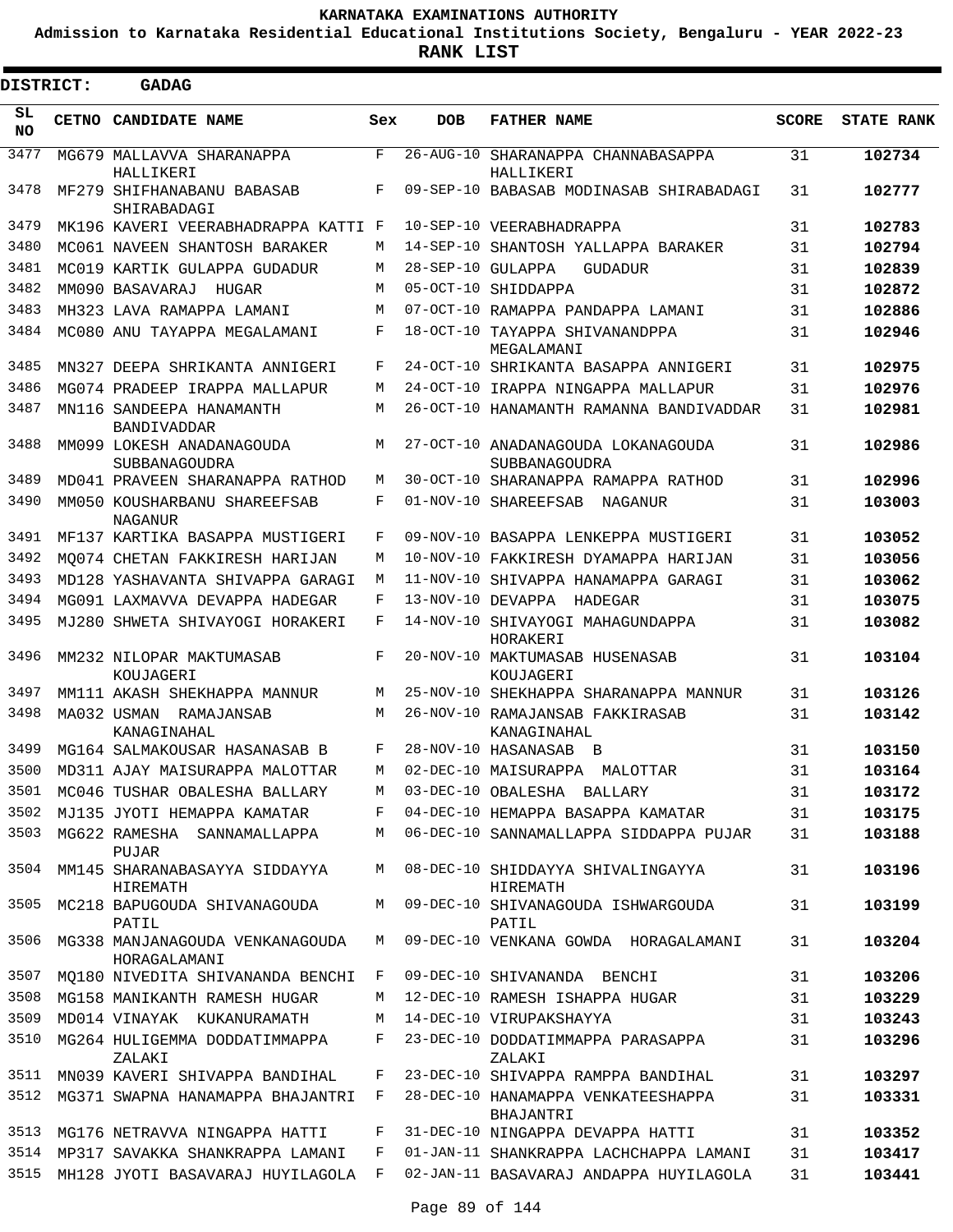# KARNATAKA EXAMINATIONS AUTHORITY

**Admission to Karnataka Residential Educational Institutions Society, Bengaluru - YEAR 2022-23**

**RANK LIST**

**DISTRICT: GADAG**

| SL NO | CETNO | CANDIDATE NAME | Sex | DOB | FATHER NAME | SCORE | STATE RANK |
|---|---|---|---|---|---|---|---|
| 3477 | MG679 | MALLAVVA SHARANAPPA HALLIKERI | F | 26-AUG-10 | SHARANAPPA CHANNABASAPPA HALLIKERI | 31 | **102734** |
| 3478 | MF279 | SHIFHANABANU BABASAB SHIRABADAGI | F | 09-SEP-10 | BABASAB MODINASAB SHIRABADAGI | 31 | **102777** |
| 3479 | MK196 | KAVERI VEERABHADRAPPA KATTI | F | 10-SEP-10 | VEERABHADRAPPA | 31 | **102783** |
| 3480 | MC061 | NAVEEN SHANTOSH BARAKER | M | 14-SEP-10 | SHANTOSH YALLAPPA BARAKER | 31 | **102794** |
| 3481 | MC019 | KARTIK GULAPPA GUDADUR | M | 28-SEP-10 | GULAPPA GUDADUR | 31 | **102839** |
| 3482 | MM090 | BASAVARAJ HUGAR | M | 05-OCT-10 | SHIDDAPPA | 31 | **102872** |
| 3483 | MH323 | LAVA RAMAPPA LAMANI | M | 07-OCT-10 | RAMAPPA PANDAPPA LAMANI | 31 | **102886** |
| 3484 | MC080 | ANU TAYAPPA MEGALAMANI | F | 18-OCT-10 | TAYAPPA SHIVANANDPPA MEGALAMANI | 31 | **102946** |
| 3485 | MN327 | DEEPA SHRIKANTA ANNIGERI | F | 24-OCT-10 | SHRIKANTA BASAPPA ANNIGERI | 31 | **102975** |
| 3486 | MG074 | PRADEEP IRAPPA MALLAPUR | M | 24-OCT-10 | IRAPPA NINGAPPA MALLAPUR | 31 | **102976** |
| 3487 | MN116 | SANDEEPA HANAMANTH BANDIVADDAR | M | 26-OCT-10 | HANAMANTH RAMANNA BANDIVADDAR | 31 | **102981** |
| 3488 | MM099 | LOKESH ANADANAGOUDA SUBBANAGOUDRA | M | 27-OCT-10 | ANADANAGOUDA LOKANAGOUDA SUBBANAGOUDRA | 31 | **102986** |
| 3489 | MD041 | PRAVEEN SHARANAPPA RATHOD | M | 30-OCT-10 | SHARANAPPA RAMAPPA RATHOD | 31 | **102996** |
| 3490 | MM050 | KOUSHARBANU SHAREEFSAB NAGANUR | F | 01-NOV-10 | SHAREEFSAB NAGANUR | 31 | **103003** |
| 3491 | MF137 | KARTIKA BASAPPA MUSTIGERI | F | 09-NOV-10 | BASAPPA LENKEPPA MUSTIGERI | 31 | **103052** |
| 3492 | MQ074 | CHETAN FAKKIRESH HARIJAN | M | 10-NOV-10 | FAKKIRESH DYAMAPPA HARIJAN | 31 | **103056** |
| 3493 | MD128 | YASHAVANTA SHIVAPPA GARAGI | M | 11-NOV-10 | SHIVAPPA HANAMAPPA GARAGI | 31 | **103062** |
| 3494 | MG091 | LAXMAVVA DEVAPPA HADEGAR | F | 13-NOV-10 | DEVAPPA HADEGAR | 31 | **103075** |
| 3495 | MJ280 | SHWETA SHIVAYOGI HORAKERI | F | 14-NOV-10 | SHIVAYOGI MAHAGUNDAPPA HORAKERI | 31 | **103082** |
| 3496 | MM232 | NILOPAR MAKTUMASAB KOUJAGERI | F | 20-NOV-10 | MAKTUMASAB HUSENASAB KOUJAGERI | 31 | **103104** |
| 3497 | MM111 | AKASH SHEKHAPPA MANNUR | M | 25-NOV-10 | SHEKHAPPA SHARANAPPA MANNUR | 31 | **103126** |
| 3498 | MA032 | USMAN RAMAJANSAB KANAGINAHAL | M | 26-NOV-10 | RAMAJANSAB FAKKIRASAB KANAGINAHAL | 31 | **103142** |
| 3499 | MG164 | SALMAKOUSAR HASANASAB B | F | 28-NOV-10 | HASANASAB B | 31 | **103150** |
| 3500 | MD311 | AJAY MAISURAPPA MALOTTAR | M | 02-DEC-10 | MAISURAPPA MALOTTAR | 31 | **103164** |
| 3501 | MC046 | TUSHAR OBALESHA BALLARY | M | 03-DEC-10 | OBALESHA BALLARY | 31 | **103172** |
| 3502 | MJ135 | JYOTI HEMAPPA KAMATAR | F | 04-DEC-10 | HEMAPPA BASAPPA KAMATAR | 31 | **103175** |
| 3503 | MG622 | RAMESHA SANNAMALLAPPA PUJAR | M | 06-DEC-10 | SANNAMALLAPPA SIDDAPPA PUJAR | 31 | **103188** |
| 3504 | MM145 | SHARANABASAYYA SIDDAYYA HIREMATH | M | 08-DEC-10 | SHIDDAYYA SHIVALINGAYYA HIREMATH | 31 | **103196** |
| 3505 | MC218 | BAPUGOUDA SHIVANAGOUDA PATIL | M | 09-DEC-10 | SHIVANAGOUDA ISHWARGOUDA PATIL | 31 | **103199** |
| 3506 | MG338 | MANJANAGOUDA VENKANAGOUDA HORAGALAMANI | M | 09-DEC-10 | VENKANA GOWDA HORAGALAMANI | 31 | **103204** |
| 3507 | MQ180 | NIVEDITA SHIVANANDA BENCHI | F | 09-DEC-10 | SHIVANANDA BENCHI | 31 | **103206** |
| 3508 | MG158 | MANIKANTH RAMESH HUGAR | M | 12-DEC-10 | RAMESH ISHAPPA HUGAR | 31 | **103229** |
| 3509 | MD014 | VINAYAK KUKANURAMATH | M | 14-DEC-10 | VIRUPAKSHAYYA | 31 | **103243** |
| 3510 | MG264 | HULIGEMMA DODDATIMMAPPA ZALAKI | F | 23-DEC-10 | DODDATIMMAPPA PARASAPPA ZALAKI | 31 | **103296** |
| 3511 | MN039 | KAVERI SHIVAPPA BANDIHAL | F | 23-DEC-10 | SHIVAPPA RAMPPA BANDIHAL | 31 | **103297** |
| 3512 | MG371 | SWAPNA HANAMAPPA BHAJANTRI | F | 28-DEC-10 | HANAMAPPA VENKATEESHAPPA BHAJANTRI | 31 | **103331** |
| 3513 | MG176 | NETRAVVA NINGAPPA HATTI | F | 31-DEC-10 | NINGAPPA DEVAPPA HATTI | 31 | **103352** |
| 3514 | MP317 | SAVAKKA SHANKRAPPA LAMANI | F | 01-JAN-11 | SHANKRAPPA LACHCHAPPA LAMANI | 31 | **103417** |
| 3515 | MH128 | JYOTI BASAVARAJ HUYILAGOLA | F | 02-JAN-11 | BASAVARAJ ANDAPPA HUYILAGOLA | 31 | **103441** |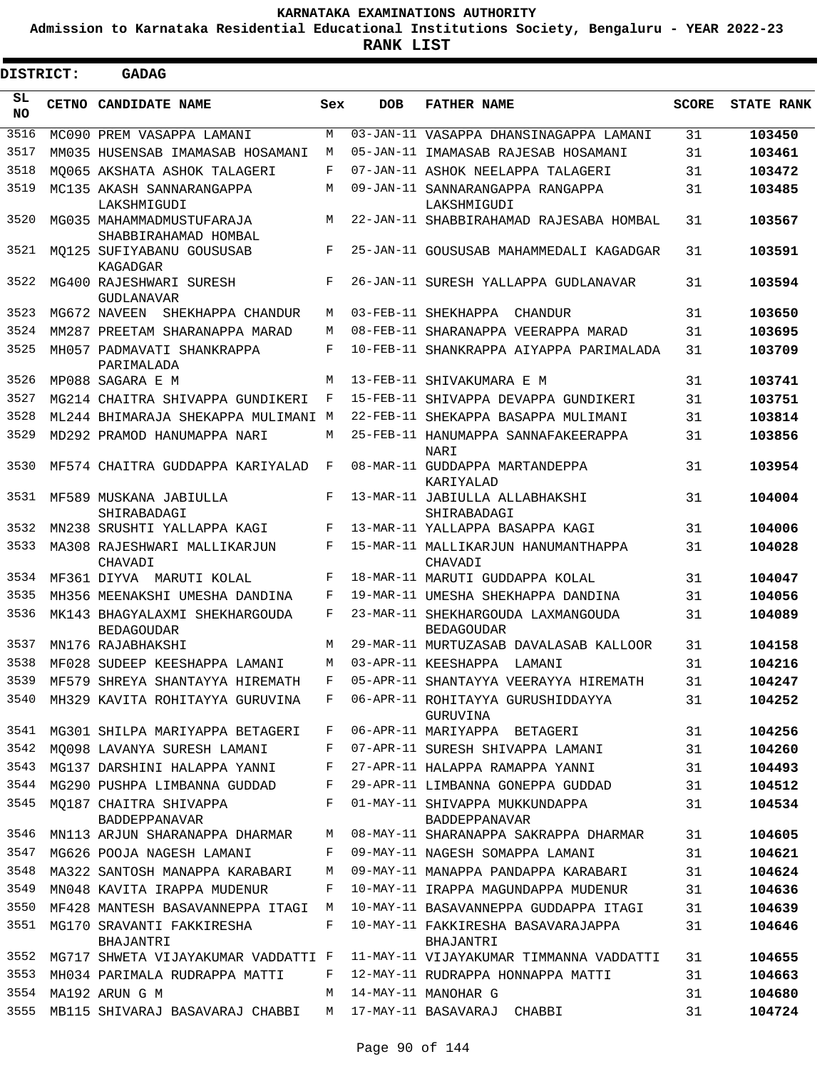**KARNATAKA EXAMINATIONS AUTHORITY**

**Admission to Karnataka Residential Educational Institutions Society, Bengaluru - YEAR 2022-23**

**RANK LIST**

**DISTRICT: GADAG**

| SL NO | CETNO | CANDIDATE NAME | Sex | DOB | FATHER NAME | SCORE | STATE RANK |
|---|---|---|---|---|---|---|---|
| 3516 | MC090 | PREM VASAPPA LAMANI | M | 03-JAN-11 | VASAPPA DHANSINAGAPPA LAMANI | 31 | 103450 |
| 3517 | MM035 | HUSENSAB IMAMASAB HOSAMANI | M | 05-JAN-11 | IMAMASAB RAJESAB HOSAMANI | 31 | 103461 |
| 3518 | MQ065 | AKSHATA ASHOK TALAGERI | F | 07-JAN-11 | ASHOK NEELAPPA TALAGERI | 31 | 103472 |
| 3519 | MC135 | AKASH SANNARANGAPPA LAKSHMIGUDI | M | 09-JAN-11 | SANNARANGAPPA RANGAPPA LAKSHMIGUDI | 31 | 103485 |
| 3520 | MG035 | MAHAMMADMUSTUFARAJA SHABBIRAHAMAD HOMBAL | M | 22-JAN-11 | SHABBIRAHAMAD RAJESABA HOMBAL | 31 | 103567 |
| 3521 | MQ125 | SUFIYABANU GOUSUSAB KAGADGAR | F | 25-JAN-11 | GOUSUSAB MAHAMMEDALI KAGADGAR | 31 | 103591 |
| 3522 | MG400 | RAJESHWARI SURESH GUDLANAVAR | F | 26-JAN-11 | SURESH YALLAPPA GUDLANAVAR | 31 | 103594 |
| 3523 | MG672 | NAVEEN SHEKHAPPA CHANDUR | M | 03-FEB-11 | SHEKHAPPA CHANDUR | 31 | 103650 |
| 3524 | MM287 | PREETAM SHARANAPPA MARAD | M | 08-FEB-11 | SHARANAPPA VEERAPPA MARAD | 31 | 103695 |
| 3525 | MH057 | PADMAVATI SHANKRAPPA PARIMALADA | F | 10-FEB-11 | SHANKRAPPA AIYAPPA PARIMALADA | 31 | 103709 |
| 3526 | MP088 | SAGARA E M | M | 13-FEB-11 | SHIVAKUMARA E M | 31 | 103741 |
| 3527 | MG214 | CHAITRA SHIVAPPA GUNDIKERI | F | 15-FEB-11 | SHIVAPPA DEVAPPA GUNDIKERI | 31 | 103751 |
| 3528 | ML244 | BHIMARAJA SHEKAPPA MULIMANI | M | 22-FEB-11 | SHEKAPPA BASAPPA MULIMANI | 31 | 103814 |
| 3529 | MD292 | PRAMOD HANUMAPPA NARI | M | 25-FEB-11 | HANUMAPPA SANNAFAKEERAPPA NARI | 31 | 103856 |
| 3530 | MF574 | CHAITRA GUDDAPPA KARIYALAD | F | 08-MAR-11 | GUDDAPPA MARTANDEPPA KARIYALAD | 31 | 103954 |
| 3531 | MF589 | MUSKANA JABIULLA SHIRABADAGI | F | 13-MAR-11 | JABIULLA ALLABHAKSHI SHIRABADAGI | 31 | 104004 |
| 3532 | MN238 | SRUSHTI YALLAPPA KAGI | F | 13-MAR-11 | YALLAPPA BASAPPA KAGI | 31 | 104006 |
| 3533 | MA308 | RAJESHWARI MALLIKARJUN CHAVADI | F | 15-MAR-11 | MALLIKARJUN HANUMANTHAPPA CHAVADI | 31 | 104028 |
| 3534 | MF361 | DIYVA MARUTI KOLAL | F | 18-MAR-11 | MARUTI GUDDAPPA KOLAL | 31 | 104047 |
| 3535 | MH356 | MEENAKSHI UMESHA DANDINA | F | 19-MAR-11 | UMESHA SHEKHAPPA DANDINA | 31 | 104056 |
| 3536 | MK143 | BHAGYALAXMI SHEKHARGOUDA BEDAGOUDAR | F | 23-MAR-11 | SHEKHARGOUDA LAXMANGOUDA BEDAGOUDAR | 31 | 104089 |
| 3537 | MN176 | RAJABHAKSHI | M | 29-MAR-11 | MURTUZASAB DAVALASAB KALLOOR | 31 | 104158 |
| 3538 | MF028 | SUDEEP KEESHAPPA LAMANI | M | 03-APR-11 | KEESHAPPA LAMANI | 31 | 104216 |
| 3539 | MF579 | SHREYA SHANTAYYA HIREMATH | F | 05-APR-11 | SHANTAYYA VEERAYYA HIREMATH | 31 | 104247 |
| 3540 | MH329 | KAVITA ROHITAYYA GURUVINA | F | 06-APR-11 | ROHITAYYA GURUSHIDDAYYA GURUVINA | 31 | 104252 |
| 3541 | MG301 | SHILPA MARIYAPPA BETAGERI | F | 06-APR-11 | MARIYAPPA BETAGERI | 31 | 104256 |
| 3542 | MQ098 | LAVANYA SURESH LAMANI | F | 07-APR-11 | SURESH SHIVAPPA LAMANI | 31 | 104260 |
| 3543 | MG137 | DARSHINI HALAPPA YANNI | F | 27-APR-11 | HALAPPA RAMAPPA YANNI | 31 | 104493 |
| 3544 | MG290 | PUSHPA LIMBANNA GUDDAD | F | 29-APR-11 | LIMBANNA GONEPPA GUDDAD | 31 | 104512 |
| 3545 | MQ187 | CHAITRA SHIVAPPA BADDEPPANAVAR | F | 01-MAY-11 | SHIVAPPA MUKKUNDAPPA BADDEPPANAVAR | 31 | 104534 |
| 3546 | MN113 | ARJUN SHARANAPPA DHARMAR | M | 08-MAY-11 | SHARANAPPA SAKRAPPA DHARMAR | 31 | 104605 |
| 3547 | MG626 | POOJA NAGESH LAMANI | F | 09-MAY-11 | NAGESH SOMAPPA LAMANI | 31 | 104621 |
| 3548 | MA322 | SANTOSH MANAPPA KARABARI | M | 09-MAY-11 | MANAPPA PANDAPPA KARABARI | 31 | 104624 |
| 3549 | MN048 | KAVITA IRAPPA MUDENUR | F | 10-MAY-11 | IRAPPA MAGUNDAPPA MUDENUR | 31 | 104636 |
| 3550 | MF428 | MANTESH BASAVANNEPPA ITAGI | M | 10-MAY-11 | BASAVANNEPPA GUDDAPPA ITAGI | 31 | 104639 |
| 3551 | MG170 | SRAVANTI FAKKIRESHA BHAJANTRI | F | 10-MAY-11 | FAKKIRESHA BASAVARAJAPPA BHAJANTRI | 31 | 104646 |
| 3552 | MG717 | SHWETA VIJAYAKUMAR VADDATTI | F | 11-MAY-11 | VIJAYAKUMAR TIMMANNA VADDATTI | 31 | 104655 |
| 3553 | MH034 | PARIMALA RUDRAPPA MATTI | F | 12-MAY-11 | RUDRAPPA HONNAPPA MATTI | 31 | 104663 |
| 3554 | MA192 | ARUN G M | M | 14-MAY-11 | MANOHAR G | 31 | 104680 |
| 3555 | MB115 | SHIVARAJ BASAVARAJ CHABBI | M | 17-MAY-11 | BASAVARAJ CHABBI | 31 | 104724 |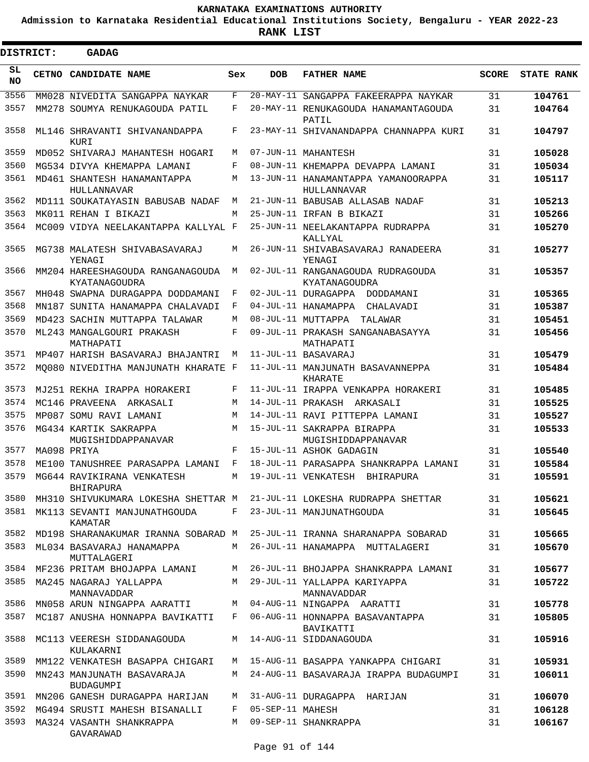# KARNATAKA EXAMINATIONS AUTHORITY

**Admission to Karnataka Residential Educational Institutions Society, Bengaluru - YEAR 2022-23**

**RANK LIST**

**DISTRICT: GADAG**

| SL NO | CETNO | CANDIDATE NAME | Sex | DOB | FATHER NAME | SCORE | STATE RANK |
|---|---|---|---|---|---|---|---|
| 3556 | MM028 | NIVEDITA SANGAPPA NAYKAR | F | 20-MAY-11 | SANGAPPA FAKEERAPPA NAYKAR | 31 | **104761** |
| 3557 | MM278 | SOUMYA RENUKAGOUDA PATIL | F | 20-MAY-11 | RENUKAGOUDA HANAMANTAGOUDA PATIL | 31 | **104764** |
| 3558 | ML146 | SHRAVANTI SHIVANANDAPPA KURI | F | 23-MAY-11 | SHIVANANDAPPA CHANNAPPA KURI | 31 | **104797** |
| 3559 | MD052 | SHIVARAJ MAHANTESH HOGARI | M | 07-JUN-11 | MAHANTESH | 31 | **105028** |
| 3560 | MG534 | DIVYA KHEMAPPA LAMANI | F | 08-JUN-11 | KHEMAPPA DEVAPPA LAMANI | 31 | **105034** |
| 3561 | MD461 | SHANTESH HANAMANTAPPA HULLANNAVAR | M | 13-JUN-11 | HANAMANTAPPA YAMANOORAPPA HULLANNAVAR | 31 | **105117** |
| 3562 | MD111 | SOUKATAYASIN BABUSAB NADAF | M | 21-JUN-11 | BABUSAB ALLASAB NADAF | 31 | **105213** |
| 3563 | MK011 | REHAN I BIKAZI | M | 25-JUN-11 | IRFAN B BIKAZI | 31 | **105266** |
| 3564 | MC009 | VIDYA NEELAKANTAPPA KALLYAL | F | 25-JUN-11 | NEELAKANTAPPA RUDRAPPA KALLYAL | 31 | **105270** |
| 3565 | MG738 | MALATESH SHIVABASAVARAJ YENAGI | M | 26-JUN-11 | SHIVABASAVARAJ RANADEERA YENAGI | 31 | **105277** |
| 3566 | MM204 | HAREESHAGOUDA RANGANAGOUDA KYATANAGOUDRA | M | 02-JUL-11 | RANGANAGOUDA RUDRAGOUDA KYATANAGOUDRA | 31 | **105357** |
| 3567 | MH048 | SWAPNA DURAGAPPA DODDAMANI | F | 02-JUL-11 | DURAGAPPA DODDAMANI | 31 | **105365** |
| 3568 | MN187 | SUNITA HANAMAPPA CHALAVADI | F | 04-JUL-11 | HANAMAPPA CHALAVADI | 31 | **105387** |
| 3569 | MD423 | SACHIN MUTTAPPA TALAWAR | M | 08-JUL-11 | MUTTAPPA TALAWAR | 31 | **105451** |
| 3570 | ML243 | MANGALGOURI PRAKASH MATHAPATI | F | 09-JUL-11 | PRAKASH SANGANABASAYYA MATHAPATI | 31 | **105456** |
| 3571 | MP407 | HARISH BASAVARAJ BHAJANTRI | M | 11-JUL-11 | BASAVARAJ | 31 | **105479** |
| 3572 | MQ080 | NIVEDITHA MANJUNATH KHARATE | F | 11-JUL-11 | MANJUNATH BASAVANNEPPA KHARATE | 31 | **105484** |
| 3573 | MJ251 | REKHA IRAPPA HORAKERI | F | 11-JUL-11 | IRAPPA VENKAPPA HORAKERI | 31 | **105485** |
| 3574 | MC146 | PRAVEENA ARKASALI | M | 14-JUL-11 | PRAKASH ARKASALI | 31 | **105525** |
| 3575 | MP087 | SOMU RAVI LAMANI | M | 14-JUL-11 | RAVI PITTEPPA LAMANI | 31 | **105527** |
| 3576 | MG434 | KARTIK SAKRAPPA MUGISHIDDAPPANAVAR | M | 15-JUL-11 | SAKRAPPA BIRAPPA MUGISHIDDAPPANAVAR | 31 | **105533** |
| 3577 | MA098 | PRIYA | F | 15-JUL-11 | ASHOK GADAGIN | 31 | **105540** |
| 3578 | ME100 | TANUSHREE PARASAPPA LAMANI | F | 18-JUL-11 | PARASAPPA SHANKRAPPA LAMANI | 31 | **105584** |
| 3579 | MG644 | RAVIKIRANA VENKATESH BHIRAPURA | M | 19-JUL-11 | VENKATESH BHIRAPURA | 31 | **105591** |
| 3580 | MH310 | SHIVUKUMARA LOKESHA SHETTAR | M | 21-JUL-11 | LOKESHA RUDRAPPA SHETTAR | 31 | **105621** |
| 3581 | MK113 | SEVANTI MANJUNATHGOUDA KAMATAR | F | 23-JUL-11 | MANJUNATHGOUDA | 31 | **105645** |
| 3582 | MD198 | SHARANAKUMAR IRANNA SOBARAD | M | 25-JUL-11 | IRANNA SHARANAPPA SOBARAD | 31 | **105665** |
| 3583 | ML034 | BASAVARAJ HANAMAPPA MUTTALAGERI | M | 26-JUL-11 | HANAMAPPA MUTTALAGERI | 31 | **105670** |
| 3584 | MF236 | PRITAM BHOJAPPA LAMANI | M | 26-JUL-11 | BHOJAPPA SHANKRAPPA LAMANI | 31 | **105677** |
| 3585 | MA245 | NAGARAJ YALLAPPA MANNAVADDAR | M | 29-JUL-11 | YALLAPPA KARIYAPPA MANNAVADDAR | 31 | **105722** |
| 3586 | MN058 | ARUN NINGAPPA AARATTI | M | 04-AUG-11 | NINGAPPA AARATTI | 31 | **105778** |
| 3587 | MC187 | ANUSHA HONNAPPA BAVIKATTI | F | 06-AUG-11 | HONNAPPA BASAVANTAPPA BAVIKATTI | 31 | **105805** |
| 3588 | MC113 | VEERESH SIDDANAGOUDA KULAKARNI | M | 14-AUG-11 | SIDDANAGOUDA | 31 | **105916** |
| 3589 | MM122 | VENKATESH BASAPPA CHIGARI | M | 15-AUG-11 | BASAPPA YANKAPPA CHIGARI | 31 | **105931** |
| 3590 | MN243 | MANJUNATH BASAVARAJA BUDAGUMPI | M | 24-AUG-11 | BASAVARAJA IRAPPA BUDAGUMPI | 31 | **106011** |
| 3591 | MN206 | GANESH DURAGAPPA HARIJAN | M | 31-AUG-11 | DURAGAPPA HARIJAN | 31 | **106070** |
| 3592 | MG494 | SRUSTI MAHESH BISANALLI | F | 05-SEP-11 | MAHESH | 31 | **106128** |
| 3593 | MA324 | VASANTH SHANKRAPPA GAVARAWAD | M | 09-SEP-11 | SHANKRAPPA | 31 | **106167** |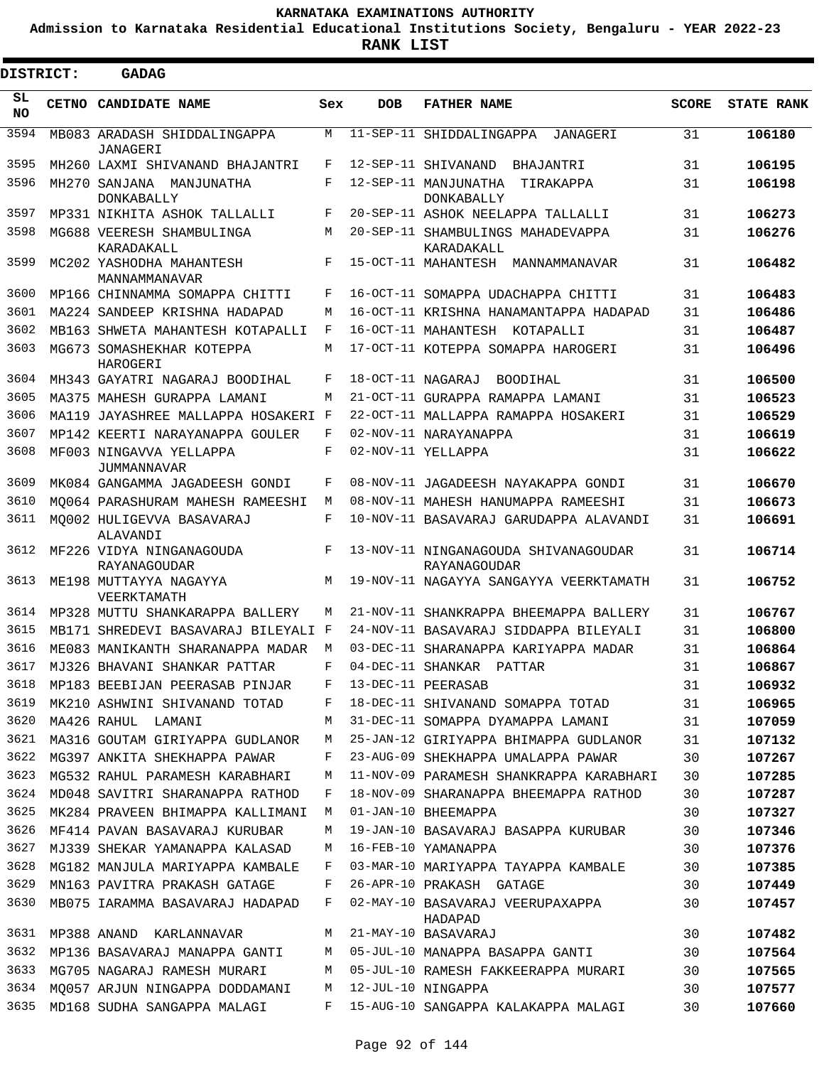# KARNATAKA EXAMINATIONS AUTHORITY

**Admission to Karnataka Residential Educational Institutions Society, Bengaluru - YEAR 2022-23**

**RANK LIST**

**DISTRICT: GADAG**

| SL NO | CETNO | CANDIDATE NAME | Sex | DOB | FATHER NAME | SCORE | STATE RANK |
|---|---|---|---|---|---|---|---|
| 3594 | MB083 | ARADASH SHIDDALINGAPPA JANAGERI | M | 11-SEP-11 | SHIDDALINGAPPA JANAGERI | 31 | 106180 |
| 3595 | MH260 | LAXMI SHIVANAND BHAJANTRI | F | 12-SEP-11 | SHIVANAND BHAJANTRI | 31 | 106195 |
| 3596 | MH270 | SANJANA MANJUNATHA DONKABALLY | F | 12-SEP-11 | MANJUNATHA TIRAKAPPA DONKABALLY | 31 | 106198 |
| 3597 | MP331 | NIKHITA ASHOK TALLALLI | F | 20-SEP-11 | ASHOK NEELAPPA TALLALLI | 31 | 106273 |
| 3598 | MG688 | VEERESH SHAMBULINGA KARADAKALL | M | 20-SEP-11 | SHAMBULINGS MAHADEVAPPA KARADAKALL | 31 | 106276 |
| 3599 | MC202 | YASHODHA MAHANTESH MANNAMMANAVAR | F | 15-OCT-11 | MAHANTESH MANNAMMANAVAR | 31 | 106482 |
| 3600 | MP166 | CHINNAMMA SOMAPPA CHITTI | F | 16-OCT-11 | SOMAPPA UDACHAPPA CHITTI | 31 | 106483 |
| 3601 | MA224 | SANDEEP KRISHNA HADAPAD | M | 16-OCT-11 | KRISHNA HANAMANTAPPA HADAPAD | 31 | 106486 |
| 3602 | MB163 | SHWETA MAHANTESH KOTAPALLI | F | 16-OCT-11 | MAHANTESH KOTAPALLI | 31 | 106487 |
| 3603 | MG673 | SOMASHEKHAR KOTEPPA HAROGERI | M | 17-OCT-11 | KOTEPPA SOMAPPA HAROGERI | 31 | 106496 |
| 3604 | MH343 | GAYATRI NAGARAJ BOODIHAL | F | 18-OCT-11 | NAGARAJ BOODIHAL | 31 | 106500 |
| 3605 | MA375 | MAHESH GURAPPA LAMANI | M | 21-OCT-11 | GURAPPA RAMAPPA LAMANI | 31 | 106523 |
| 3606 | MA119 | JAYASHREE MALLAPPA HOSAKERI | F | 22-OCT-11 | MALLAPPA RAMAPPA HOSAKERI | 31 | 106529 |
| 3607 | MP142 | KEERTI NARAYANAPPA GOULER | F | 02-NOV-11 | NARAYANAPPA | 31 | 106619 |
| 3608 | MF003 | NINGAVVA YELLAPPA JUMMANNAVAR | F | 02-NOV-11 | YELLAPPA | 31 | 106622 |
| 3609 | MK084 | GANGAMMA JAGADEESH GONDI | F | 08-NOV-11 | JAGADEESH NAYAKAPPA GONDI | 31 | 106670 |
| 3610 | MQ064 | PARASHURAM MAHESH RAMEESHI | M | 08-NOV-11 | MAHESH HANUMAPPA RAMEESHI | 31 | 106673 |
| 3611 | MQ002 | HULIGEVVA BASAVARAJ ALAVANDI | F | 10-NOV-11 | BASAVARAJ GARUDAPPA ALAVANDI | 31 | 106691 |
| 3612 | MF226 | VIDYA NINGANAGOUDA RAYANAGOUDAR | F | 13-NOV-11 | NINGANAGOUDA SHIVANAGOUDAR RAYANAGOUDAR | 31 | 106714 |
| 3613 | ME198 | MUTTAYYA NAGAYYA VEERKTAMATH | M | 19-NOV-11 | NAGAYYA SANGAYYA VEERKTAMATH | 31 | 106752 |
| 3614 | MP328 | MUTTU SHANKARAPPA BALLERY | M | 21-NOV-11 | SHANKRAPPA BHEEMAPPA BALLERY | 31 | 106767 |
| 3615 | MB171 | SHREDEVI BASAVARAJ BILEYALI | F | 24-NOV-11 | BASAVARAJ SIDDAPPA BILEYALI | 31 | 106800 |
| 3616 | ME083 | MANIKANTH SHARANAPPA MADAR | M | 03-DEC-11 | SHARANAPPA KARIYAPPA MADAR | 31 | 106864 |
| 3617 | MJ326 | BHAVANI SHANKAR PATTAR | F | 04-DEC-11 | SHANKAR PATTAR | 31 | 106867 |
| 3618 | MP183 | BEEBIJAN PEERASAB PINJAR | F | 13-DEC-11 | PEERASAB | 31 | 106932 |
| 3619 | MK210 | ASHWINI SHIVANAND TOTAD | F | 18-DEC-11 | SHIVANAND SOMAPPA TOTAD | 31 | 106965 |
| 3620 | MA426 | RAHUL LAMANI | M | 31-DEC-11 | SOMAPPA DYAMAPPA LAMANI | 31 | 107059 |
| 3621 | MA316 | GOUTAM GIRIYAPPA GUDLANOR | M | 25-JAN-12 | GIRIYAPPA BHIMAPPA GUDLANOR | 31 | 107132 |
| 3622 | MG397 | ANKITA SHEKHAPPA PAWAR | F | 23-AUG-09 | SHEKHAPPA UMALAPPA PAWAR | 30 | 107267 |
| 3623 | MG532 | RAHUL PARAMESH KARABHARI | M | 11-NOV-09 | PARAMESH SHANKRAPPA KARABHARI | 30 | 107285 |
| 3624 | MD048 | SAVITRI SHARANAPPA RATHOD | F | 18-NOV-09 | SHARANAPPA BHEEMAPPA RATHOD | 30 | 107287 |
| 3625 | MK284 | PRAVEEN BHIMAPPA KALLIMANI | M | 01-JAN-10 | BHEEMAPPA | 30 | 107327 |
| 3626 | MF414 | PAVAN BASAVARAJ KURUBAR | M | 19-JAN-10 | BASAVARAJ BASAPPA KURUBAR | 30 | 107346 |
| 3627 | MJ339 | SHEKAR YAMANAPPA KALASAD | M | 16-FEB-10 | YAMANAPPA | 30 | 107376 |
| 3628 | MG182 | MANJULA MARIYAPPA KAMBALE | F | 03-MAR-10 | MARIYAPPA TAYAPPA KAMBALE | 30 | 107385 |
| 3629 | MN163 | PAVITRA PRAKASH GATAGE | F | 26-APR-10 | PRAKASH GATAGE | 30 | 107449 |
| 3630 | MB075 | IARAMMA BASAVARAJ HADAPAD | F | 02-MAY-10 | BASAVARAJ VEERUPAXAPPA HADAPAD | 30 | 107457 |
| 3631 | MP388 | ANAND KARLANNAVAR | M | 21-MAY-10 | BASAVARAJ | 30 | 107482 |
| 3632 | MP136 | BASAVARAJ MANAPPA GANTI | M | 05-JUL-10 | MANAPPA BASAPPA GANTI | 30 | 107564 |
| 3633 | MG705 | NAGARAJ RAMESH MURARI | M | 05-JUL-10 | RAMESH FAKKEERAPPA MURARI | 30 | 107565 |
| 3634 | MQ057 | ARJUN NINGAPPA DODDAMANI | M | 12-JUL-10 | NINGAPPA | 30 | 107577 |
| 3635 | MD168 | SUDHA SANGAPPA MALAGI | F | 15-AUG-10 | SANGAPPA KALAKAPPA MALAGI | 30 | 107660 |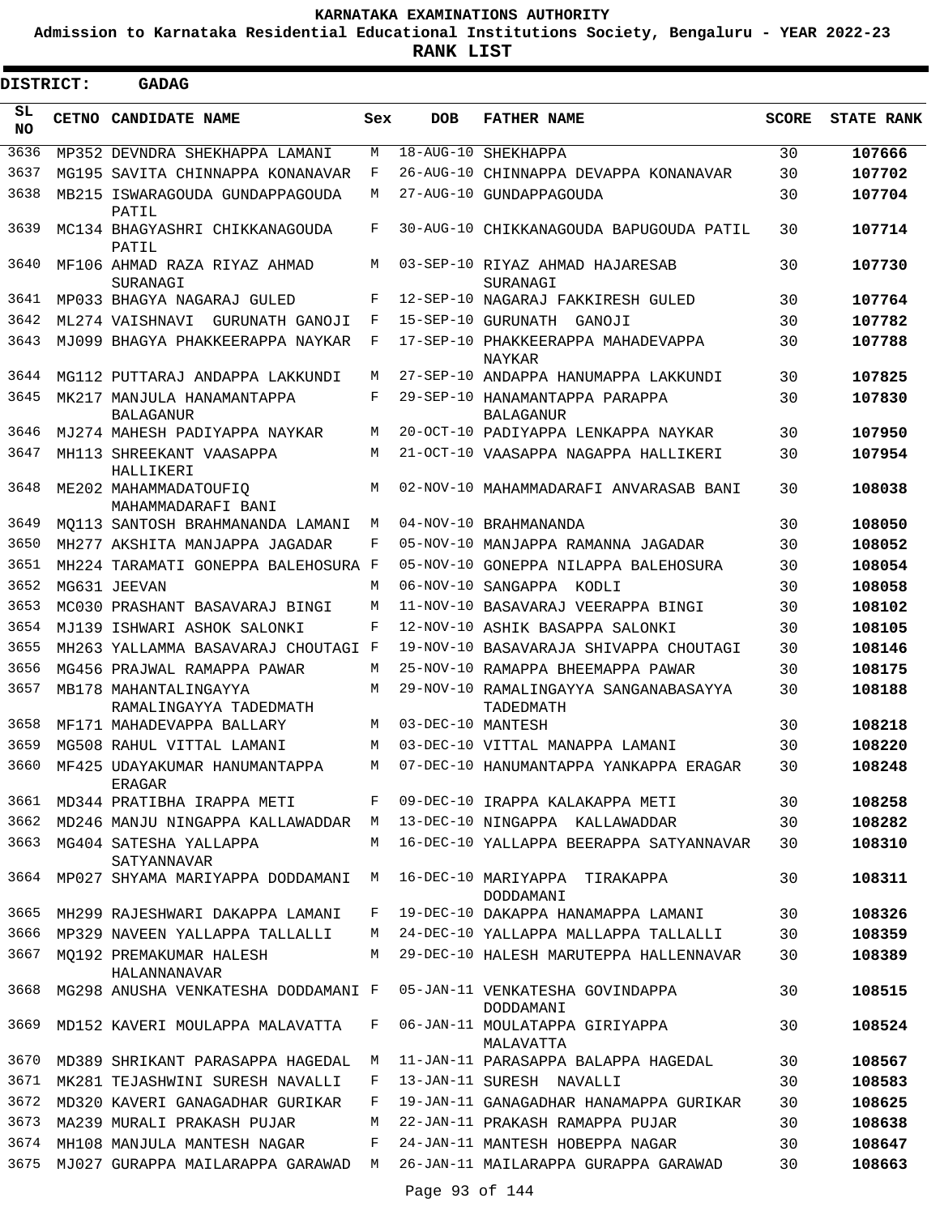# KARNATAKA EXAMINATIONS AUTHORITY

**Admission to Karnataka Residential Educational Institutions Society, Bengaluru - YEAR 2022-23**

**RANK LIST**

**DISTRICT: GADAG**

| SL NO | CETNO | CANDIDATE NAME | Sex | DOB | FATHER NAME | SCORE | STATE RANK |
|---|---|---|---|---|---|---|---|
| 3636 | MP352 | DEVNDRA SHEKHAPPA LAMANI | M | 18-AUG-10 | SHEKHAPPA | 30 | **107666** |
| 3637 | MG195 | SAVITA CHINNAPPA KONANAVAR | F | 26-AUG-10 | CHINNAPPA DEVAPPA KONANAVAR | 30 | **107702** |
| 3638 | MB215 | ISWARAGOUDA GUNDAPPAGOUDA PATIL | M | 27-AUG-10 | GUNDAPPAGOUDA | 30 | **107704** |
| 3639 | MC134 | BHAGYASHRI CHIKKANAGOUDA PATIL | F | 30-AUG-10 | CHIKKANAGOUDA BAPUGOUDA PATIL | 30 | **107714** |
| 3640 | MF106 | AHMAD RAZA RIYAZ AHMAD SURANAGI | M | 03-SEP-10 | RIYAZ AHMAD HAJARESAB SURANAGI | 30 | **107730** |
| 3641 | MP033 | BHAGYA NAGARAJ GULED | F | 12-SEP-10 | NAGARAJ FAKKIRESH GULED | 30 | **107764** |
| 3642 | ML274 | VAISHNAVI GURUNATH GANOJI | F | 15-SEP-10 | GURUNATH GANOJI | 30 | **107782** |
| 3643 | MJ099 | BHAGYA PHAKKEERAPPA NAYKAR | F | 17-SEP-10 | PHAKKEERAPPA MAHADEVAPPA NAYKAR | 30 | **107788** |
| 3644 | MG112 | PUTTARAJ ANDAPPA LAKKUNDI | M | 27-SEP-10 | ANDAPPA HANUMAPPA LAKKUNDI | 30 | **107825** |
| 3645 | MK217 | MANJULA HANAMANTAPPA BALAGANUR | F | 29-SEP-10 | HANAMANTAPPA PARAPPA BALAGANUR | 30 | **107830** |
| 3646 | MJ274 | MAHESH PADIYAPPA NAYKAR | M | 20-OCT-10 | PADIYAPPA LENKAPPA NAYKAR | 30 | **107950** |
| 3647 | MH113 | SHREEKANT VAASAPPA HALLIKERI | M | 21-OCT-10 | VAASAPPA NAGAPPA HALLIKERI | 30 | **107954** |
| 3648 | ME202 | MAHAMMADATOUFIQ MAHAMMADARAFI BANI | M | 02-NOV-10 | MAHAMMADARAFI ANVARASAB BANI | 30 | **108038** |
| 3649 | MQ113 | SANTOSH BRAHMANANDA LAMANI | M | 04-NOV-10 | BRAHMANANDA | 30 | **108050** |
| 3650 | MH277 | AKSHITA MANJAPPA JAGADAR | F | 05-NOV-10 | MANJAPPA RAMANNA JAGADAR | 30 | **108052** |
| 3651 | MH224 | TARAMATI GONEPPA BALEHOSURA | F | 05-NOV-10 | GONEPPA NILAPPA BALEHOSURA | 30 | **108054** |
| 3652 | MG631 | JEEVAN | M | 06-NOV-10 | SANGAPPA KODLI | 30 | **108058** |
| 3653 | MC030 | PRASHANT BASAVARAJ BINGI | M | 11-NOV-10 | BASAVARAJ VEERAPPA BINGI | 30 | **108102** |
| 3654 | MJ139 | ISHWARI ASHOK SALONKI | F | 12-NOV-10 | ASHIK BASAPPA SALONKI | 30 | **108105** |
| 3655 | MH263 | YALLAMMA BASAVARAJ CHOUTAGI | F | 19-NOV-10 | BASAVARAJA SHIVAPPA CHOUTAGI | 30 | **108146** |
| 3656 | MG456 | PRAJWAL RAMAPPA PAWAR | M | 25-NOV-10 | RAMAPPA BHEEMAPPA PAWAR | 30 | **108175** |
| 3657 | MB178 | MAHANTALINGAYYA RAMALINGAYYA TADEDMATH | M | 29-NOV-10 | RAMALINGAYYA SANGANABASAYYA TADEDMATH | 30 | **108188** |
| 3658 | MF171 | MAHADEVAPPA BALLARY | M | 03-DEC-10 | MANTESH | 30 | **108218** |
| 3659 | MG508 | RAHUL VITTAL LAMANI | M | 03-DEC-10 | VITTAL MANAPPA LAMANI | 30 | **108220** |
| 3660 | MF425 | UDAYAKUMAR HANUMANTAPPA ERAGAR | M | 07-DEC-10 | HANUMANTAPPA YANKAPPA ERAGAR | 30 | **108248** |
| 3661 | MD344 | PRATIBHA IRAPPA METI | F | 09-DEC-10 | IRAPPA KALAKAPPA METI | 30 | **108258** |
| 3662 | MD246 | MANJU NINGAPPA KALLAWADDAR | M | 13-DEC-10 | NINGAPPA KALLAWADDAR | 30 | **108282** |
| 3663 | MG404 | SATESHA YALLAPPA SATYANNAVAR | M | 16-DEC-10 | YALLAPPA BEERAPPA SATYANNAVAR | 30 | **108310** |
| 3664 | MP027 | SHYAMA MARIYAPPA DODDAMANI | M | 16-DEC-10 | MARIYAPPA TIRAKAPPA DODDAMANI | 30 | **108311** |
| 3665 | MH299 | RAJESHWARI DAKAPPA LAMANI | F | 19-DEC-10 | DAKAPPA HANAMAPPA LAMANI | 30 | **108326** |
| 3666 | MP329 | NAVEEN YALLAPPA TALLALLI | M | 24-DEC-10 | YALLAPPA MALLAPPA TALLALLI | 30 | **108359** |
| 3667 | MQ192 | PREMAKUMAR HALESH HALANNANAVAR | M | 29-DEC-10 | HALESH MARUTEPPA HALLENNAVAR | 30 | **108389** |
| 3668 | MG298 | ANUSHA VENKATESHA DODDAMANI | F | 05-JAN-11 | VENKATESHA GOVINDAPPA DODDAMANI | 30 | **108515** |
| 3669 | MD152 | KAVERI MOULAPPA MALAVATTA | F | 06-JAN-11 | MOULATAPPA GIRIYAPPA MALAVATTA | 30 | **108524** |
| 3670 | MD389 | SHRIKANT PARASAPPA HAGEDAL | M | 11-JAN-11 | PARASAPPA BALAPPA HAGEDAL | 30 | **108567** |
| 3671 | MK281 | TEJASHWINI SURESH NAVALLI | F | 13-JAN-11 | SURESH NAVALLI | 30 | **108583** |
| 3672 | MD320 | KAVERI GANAGADHAR GURIKAR | F | 19-JAN-11 | GANAGADHAR HANAMAPPA GURIKAR | 30 | **108625** |
| 3673 | MA239 | MURALI PRAKASH PUJAR | M | 22-JAN-11 | PRAKASH RAMAPPA PUJAR | 30 | **108638** |
| 3674 | MH108 | MANJULA MANTESH NAGAR | F | 24-JAN-11 | MANTESH HOBEPPA NAGAR | 30 | **108647** |
| 3675 | MJ027 | GURAPPA MAILARAPPA GARAWAD | M | 26-JAN-11 | MAILARAPPA GURAPPA GARAWAD | 30 | **108663** |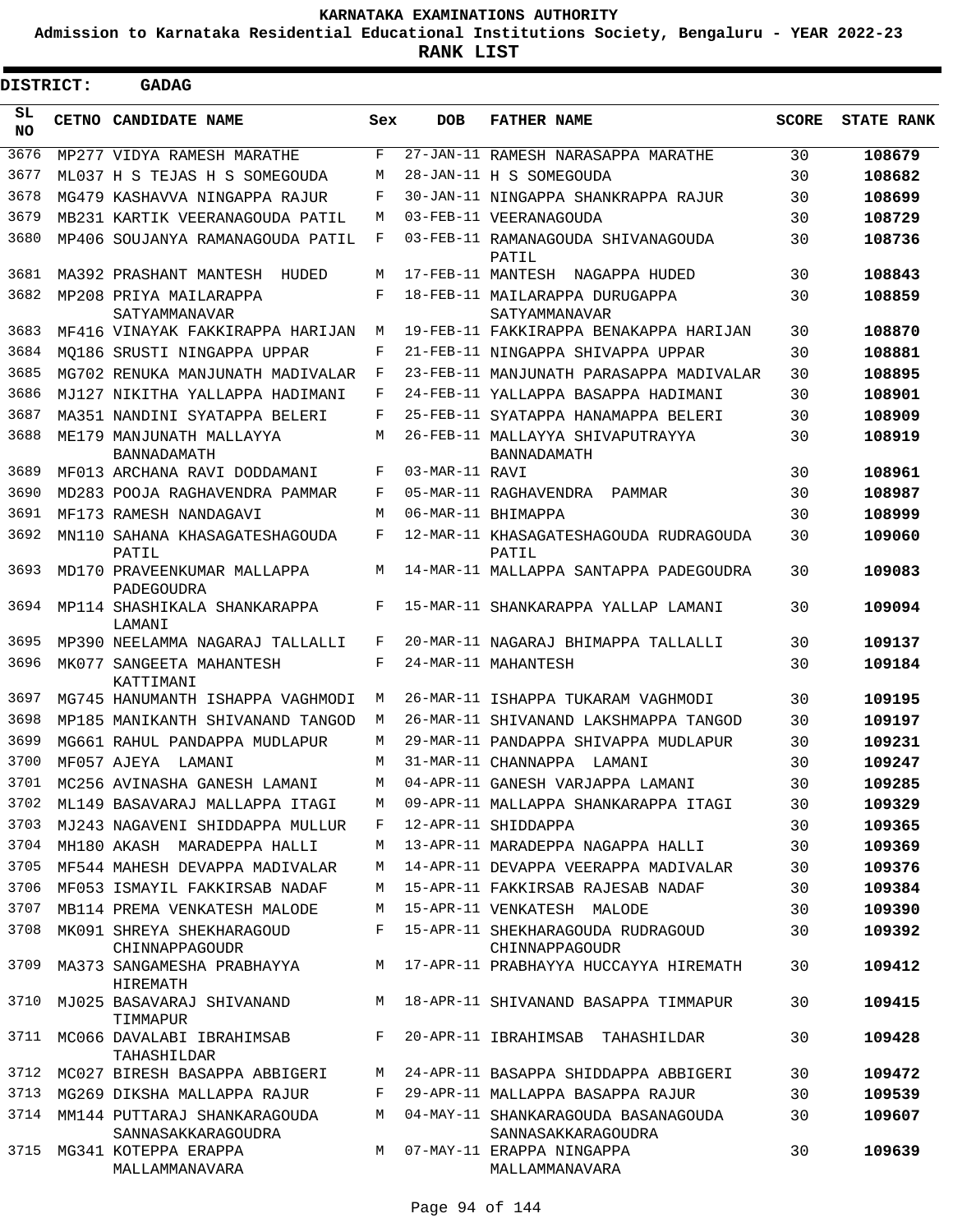# KARNATAKA EXAMINATIONS AUTHORITY

**Admission to Karnataka Residential Educational Institutions Society, Bengaluru - YEAR 2022-23**

**RANK LIST**

**DISTRICT: GADAG**

| SL NO | CETNO | CANDIDATE NAME | Sex | DOB | FATHER NAME | SCORE | STATE RANK |
|---|---|---|---|---|---|---|---|
| 3676 | MP277 | VIDYA RAMESH MARATHE | F | 27-JAN-11 | RAMESH NARASAPPA MARATHE | 30 | 108679 |
| 3677 | ML037 | H S TEJAS H S SOMEGOUDA | M | 28-JAN-11 | H S SOMEGOUDA | 30 | 108682 |
| 3678 | MG479 | KASHAVVA NINGAPPA RAJUR | F | 30-JAN-11 | NINGAPPA SHANKRAPPA RAJUR | 30 | 108699 |
| 3679 | MB231 | KARTIK VEERANAGOUDA PATIL | M | 03-FEB-11 | VEERANAGOUDA | 30 | 108729 |
| 3680 | MP406 | SOUJANYA RAMANAGOUDA PATIL | F | 03-FEB-11 | RAMANAGOUDA SHIVANAGOUDA PATIL | 30 | 108736 |
| 3681 | MA392 | PRASHANT MANTESH HUDED | M | 17-FEB-11 | MANTESH NAGAPPA HUDED | 30 | 108843 |
| 3682 | MP208 | PRIYA MAILARAPPA SATYAMMANAVAR | F | 18-FEB-11 | MAILARAPPA DURUGAPPA SATYAMMANAVAR | 30 | 108859 |
| 3683 | MF416 | VINAYAK FAKKIRAPPA HARIJAN | M | 19-FEB-11 | FAKKIRAPPA BENAKAPPA HARIJAN | 30 | 108870 |
| 3684 | MQ186 | SRUSTI NINGAPPA UPPAR | F | 21-FEB-11 | NINGAPPA SHIVAPPA UPPAR | 30 | 108881 |
| 3685 | MG702 | RENUKA MANJUNATH MADIVALAR | F | 23-FEB-11 | MANJUNATH PARASAPPA MADIVALAR | 30 | 108895 |
| 3686 | MJ127 | NIKITHA YALLAPPA HADIMANI | F | 24-FEB-11 | YALLAPPA BASAPPA HADIMANI | 30 | 108901 |
| 3687 | MA351 | NANDINI SYATAPPA BELERI | F | 25-FEB-11 | SYATAPPA HANAMAPPA BELERI | 30 | 108909 |
| 3688 | ME179 | MANJUNATH MALLAYYA BANNADAMATH | M | 26-FEB-11 | MALLAYYA SHIVAPUTRAYYA BANNADAMATH | 30 | 108919 |
| 3689 | MF013 | ARCHANA RAVI DODDAMANI | F | 03-MAR-11 | RAVI | 30 | 108961 |
| 3690 | MD283 | POOJA RAGHAVENDRA PAMMAR | F | 05-MAR-11 | RAGHAVENDRA PAMMAR | 30 | 108987 |
| 3691 | MF173 | RAMESH NANDAGAVI | M | 06-MAR-11 | BHIMAPPA | 30 | 108999 |
| 3692 | MN110 | SAHANA KHASAGATESHAGOUDA PATIL | F | 12-MAR-11 | KHASAGATESHAGOUDA RUDRAGOUDA PATIL | 30 | 109060 |
| 3693 | MD170 | PRAVEENKUMAR MALLAPPA PADEGOUDRA | M | 14-MAR-11 | MALLAPPA SANTAPPA PADEGOUDRA | 30 | 109083 |
| 3694 | MP114 | SHASHIKALA SHANKARAPPA LAMANI | F | 15-MAR-11 | SHANKARAPPA YALLAP LAMANI | 30 | 109094 |
| 3695 | MP390 | NEELAMMA NAGARAJ TALLALLI | F | 20-MAR-11 | NAGARAJ BHIMAPPA TALLALLI | 30 | 109137 |
| 3696 | MK077 | SANGEETA MAHANTESH KATTIMANI | F | 24-MAR-11 | MAHANTESH | 30 | 109184 |
| 3697 | MG745 | HANUMANTH ISHAPPA VAGHMODI | M | 26-MAR-11 | ISHAPPA TUKARAM VAGHMODI | 30 | 109195 |
| 3698 | MP185 | MANIKANTH SHIVANAND TANGOD | M | 26-MAR-11 | SHIVANAND LAKSHMAPPA TANGOD | 30 | 109197 |
| 3699 | MG661 | RAHUL PANDAPPA MUDLAPUR | M | 29-MAR-11 | PANDAPPA SHIVAPPA MUDLAPUR | 30 | 109231 |
| 3700 | MF057 | AJEYA LAMANI | M | 31-MAR-11 | CHANNAPPA LAMANI | 30 | 109247 |
| 3701 | MC256 | AVINASHA GANESH LAMANI | M | 04-APR-11 | GANESH VARJAPPA LAMANI | 30 | 109285 |
| 3702 | ML149 | BASAVARAJ MALLAPPA ITAGI | M | 09-APR-11 | MALLAPPA SHANKARAPPA ITAGI | 30 | 109329 |
| 3703 | MJ243 | NAGAVENI SHIDDAPPA MULLUR | F | 12-APR-11 | SHIDDAPPA | 30 | 109365 |
| 3704 | MH180 | AKASH MARADEPPA HALLI | M | 13-APR-11 | MARADEPPA NAGAPPA HALLI | 30 | 109369 |
| 3705 | MF544 | MAHESH DEVAPPA MADIVALAR | M | 14-APR-11 | DEVAPPA VEERAPPA MADIVALAR | 30 | 109376 |
| 3706 | MF053 | ISMAYIL FAKKIRSAB NADAF | M | 15-APR-11 | FAKKIRSAB RAJESAB NADAF | 30 | 109384 |
| 3707 | MB114 | PREMA VENKATESH MALODE | M | 15-APR-11 | VENKATESH MALODE | 30 | 109390 |
| 3708 | MK091 | SHREYA SHEKHARAGOUD CHINNAPPAGOUDR | F | 15-APR-11 | SHEKHARAGOUDA RUDRAGOUD CHINNAPPAGOUDR | 30 | 109392 |
| 3709 | MA373 | SANGAMESHA PRABHAYYA HIREMATH | M | 17-APR-11 | PRABHAYYA HUCCAYYA HIREMATH | 30 | 109412 |
| 3710 | MJ025 | BASAVARAJ SHIVANAND TIMMAPUR | M | 18-APR-11 | SHIVANAND BASAPPA TIMMAPUR | 30 | 109415 |
| 3711 | MC066 | DAVALABI IBRAHIMSAB TAHASHILDAR | F | 20-APR-11 | IBRAHIMSAB TAHASHILDAR | 30 | 109428 |
| 3712 | MC027 | BIRESH BASAPPA ABBIGERI | M | 24-APR-11 | BASAPPA SHIDDAPPA ABBIGERI | 30 | 109472 |
| 3713 | MG269 | DIKSHA MALLAPPA RAJUR | F | 29-APR-11 | MALLAPPA BASAPPA RAJUR | 30 | 109539 |
| 3714 | MM144 | PUTTARAJ SHANKARAGOUDA SANNASAKKARAGOUDRA | M | 04-MAY-11 | SHANKARAGOUDA BASANAGOUDA SANNASAKKARAGOUDRA | 30 | 109607 |
| 3715 | MG341 | KOTEPPA ERAPPA MALLAMMANAVARA | M | 07-MAY-11 | ERAPPA NINGAPPA MALLAMMANAVARA | 30 | 109639 |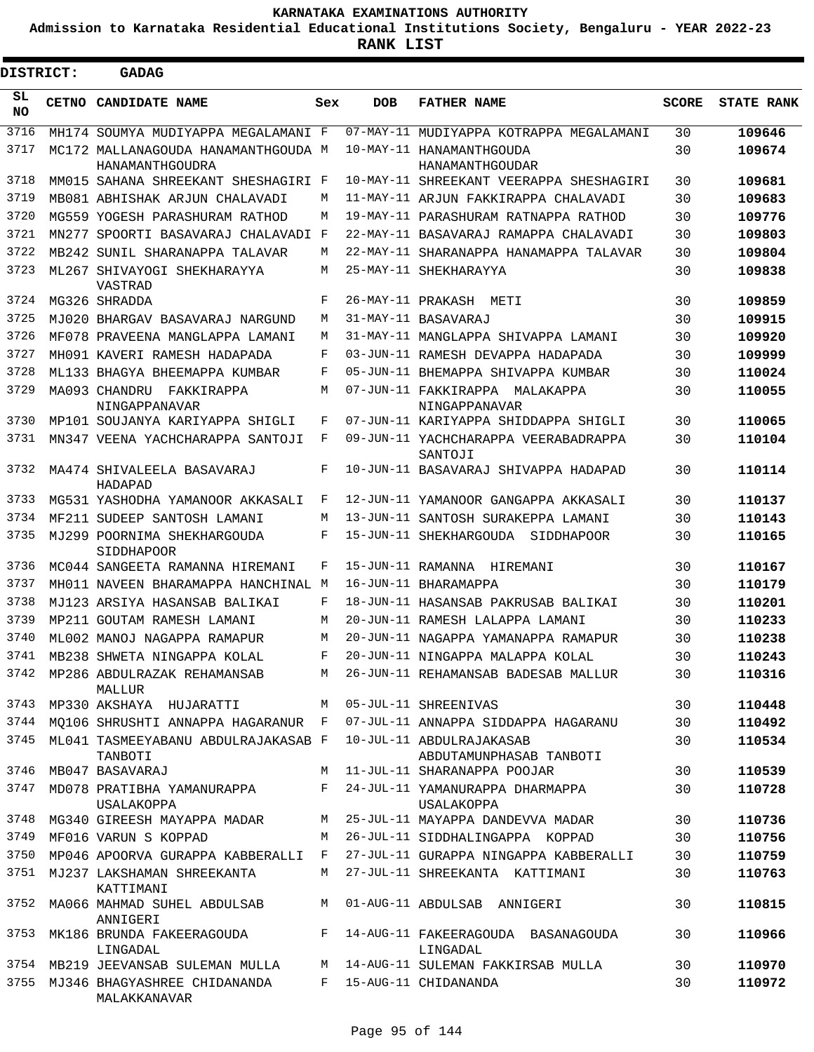KARNATAKA EXAMINATIONS AUTHORITY

**Admission to Karnataka Residential Educational Institutions Society, Bengaluru - YEAR 2022-23**

**RANK LIST**

**DISTRICT: GADAG**

| SL NO | CETNO | CANDIDATE NAME | Sex | DOB | FATHER NAME | SCORE | STATE RANK |
|---|---|---|---|---|---|---|---|
| 3716 | MH174 | SOUMYA MUDIYAPPA MEGALAMANI | F | 07-MAY-11 | MUDIYAPPA KOTRAPPA MEGALAMANI | 30 | 109646 |
| 3717 | MC172 | MALLANAGOUDA HANAMANTHGOUDA HANAMANTHGOUDRA | M | 10-MAY-11 | HANAMANTHGOUDA HANAMANTHGOUDAR | 30 | 109674 |
| 3718 | MM015 | SAHANA SHREEKANT SHESHAGIRI | F | 10-MAY-11 | SHREEKANT VEERAPPA SHESHAGIRI | 30 | 109681 |
| 3719 | MB081 | ABHISHAK ARJUN CHALAVADI | M | 11-MAY-11 | ARJUN FAKKIRAPPA CHALAVADI | 30 | 109683 |
| 3720 | MG559 | YOGESH PARASHURAM RATHOD | M | 19-MAY-11 | PARASHURAM RATNAPPA RATHOD | 30 | 109776 |
| 3721 | MN277 | SPOORTI BASAVARAJ CHALAVADI | F | 22-MAY-11 | BASAVARAJ RAMAPPA CHALAVADI | 30 | 109803 |
| 3722 | MB242 | SUNIL SHARANAPPA TALAVAR | M | 22-MAY-11 | SHARANAPPA HANAMAPPA TALAVAR | 30 | 109804 |
| 3723 | ML267 | SHIVAYOGI SHEKHARAYYA VASTRAD | M | 25-MAY-11 | SHEKHARAYYA | 30 | 109838 |
| 3724 | MG326 | SHRADDA | F | 26-MAY-11 | PRAKASH METI | 30 | 109859 |
| 3725 | MJ020 | BHARGAV BASAVARAJ NARGUND | M | 31-MAY-11 | BASAVARAJ | 30 | 109915 |
| 3726 | MF078 | PRAVEENA MANGLAPPA LAMANI | M | 31-MAY-11 | MANGLAPPA SHIVAPPA LAMANI | 30 | 109920 |
| 3727 | MH091 | KAVERI RAMESH HADAPADA | F | 03-JUN-11 | RAMESH DEVAPPA HADAPADA | 30 | 109999 |
| 3728 | ML133 | BHAGYA BHEEMAPPA KUMBAR | F | 05-JUN-11 | BHEMAPPA SHIVAPPA KUMBAR | 30 | 110024 |
| 3729 | MA093 | CHANDRU FAKKIRAPPA NINGAPPANAVAR | M | 07-JUN-11 | FAKKIRAPPA MALAKAPPA NINGAPPANAVAR | 30 | 110055 |
| 3730 | MP101 | SOUJANYA KARIYAPPA SHIGLI | F | 07-JUN-11 | KARIYAPPA SHIDDAPPA SHIGLI | 30 | 110065 |
| 3731 | MN347 | VEENA YACHCHARAPPA SANTOJI | F | 09-JUN-11 | YACHCHARAPPA VEERABADRAPPA SANTOJI | 30 | 110104 |
| 3732 | MA474 | SHIVALEELA BASAVARAJ HADAPAD | F | 10-JUN-11 | BASAVARAJ SHIVAPPA HADAPAD | 30 | 110114 |
| 3733 | MG531 | YASHODHA YAMANOOR AKKASALI | F | 12-JUN-11 | YAMANOOR GANGAPPA AKKASALI | 30 | 110137 |
| 3734 | MF211 | SUDEEP SANTOSH LAMANI | M | 13-JUN-11 | SANTOSH SURAKEPPA LAMANI | 30 | 110143 |
| 3735 | MJ299 | POORNIMA SHEKHARGOUDA SIDDHAPOOR | F | 15-JUN-11 | SHEKHARGOUDA SIDDHAPOOR | 30 | 110165 |
| 3736 | MC044 | SANGEETA RAMANNA HIREMANI | F | 15-JUN-11 | RAMANNA HIREMANI | 30 | 110167 |
| 3737 | MH011 | NAVEEN BHARAMAPPA HANCHINAL | M | 16-JUN-11 | BHARAMAPPA | 30 | 110179 |
| 3738 | MJ123 | ARSIYA HASANSAB BALIKAI | F | 18-JUN-11 | HASANSAB PAKRUSAB BALIKAI | 30 | 110201 |
| 3739 | MP211 | GOUTAM RAMESH LAMANI | M | 20-JUN-11 | RAMESH LALAPPA LAMANI | 30 | 110233 |
| 3740 | ML002 | MANOJ NAGAPPA RAMAPUR | M | 20-JUN-11 | NAGAPPA YAMANAPPA RAMAPUR | 30 | 110238 |
| 3741 | MB238 | SHWETA NINGAPPA KOLAL | F | 20-JUN-11 | NINGAPPA MALAPPA KOLAL | 30 | 110243 |
| 3742 | MP286 | ABDULRAZAK REHAMANSAB MALLUR | M | 26-JUN-11 | REHAMANSAB BADESAB MALLUR | 30 | 110316 |
| 3743 | MP330 | AKSHAYA HUJARATTI | M | 05-JUL-11 | SHREENIVAS | 30 | 110448 |
| 3744 | MQ106 | SHRUSHTI ANNAPPA HAGARANUR | F | 07-JUL-11 | ANNAPPA SIDDAPPA HAGARANU | 30 | 110492 |
| 3745 | ML041 | TASMEEYABANU ABDULRAJAKASAB TANBOTI | F | 10-JUL-11 | ABDULRAJAKASAB ABDUTAMUNPHASAB TANBOTI | 30 | 110534 |
| 3746 | MB047 | BASAVARAJ | M | 11-JUL-11 | SHARANAPPA POOJAR | 30 | 110539 |
| 3747 | MD078 | PRATIBHA YAMANURAPPA USALAKOPPA | F | 24-JUL-11 | YAMANURAPPA DHARMAPPA USALAKOPPA | 30 | 110728 |
| 3748 | MG340 | GIREESH MAYAPPA MADAR | M | 25-JUL-11 | MAYAPPA DANDEVVA MADAR | 30 | 110736 |
| 3749 | MF016 | VARUN S KOPPAD | M | 26-JUL-11 | SIDDHALINGAPPA KOPPAD | 30 | 110756 |
| 3750 | MP046 | APOORVA GURAPPA KABBERALLI | F | 27-JUL-11 | GURAPPA NINGAPPA KABBERALLI | 30 | 110759 |
| 3751 | MJ237 | LAKSHAMAN SHREEKANTA KATTIMANI | M | 27-JUL-11 | SHREEKANTA KATTIMANI | 30 | 110763 |
| 3752 | MA066 | MAHMAD SUHEL ABDULSAB ANNIGERI | M | 01-AUG-11 | ABDULSAB ANNIGERI | 30 | 110815 |
| 3753 | MK186 | BRUNDA FAKEERAGOUDA LINGADAL | F | 14-AUG-11 | FAKEERAGOUDA BASANAGOUDA LINGADAL | 30 | 110966 |
| 3754 | MB219 | JEEVANSAB SULEMAN MULLA | M | 14-AUG-11 | SULEMAN FAKKIRSAB MULLA | 30 | 110970 |
| 3755 | MJ346 | BHAGYASHREE CHIDANANDA MALAKKANAVAR | F | 15-AUG-11 | CHIDANANDA | 30 | 110972 |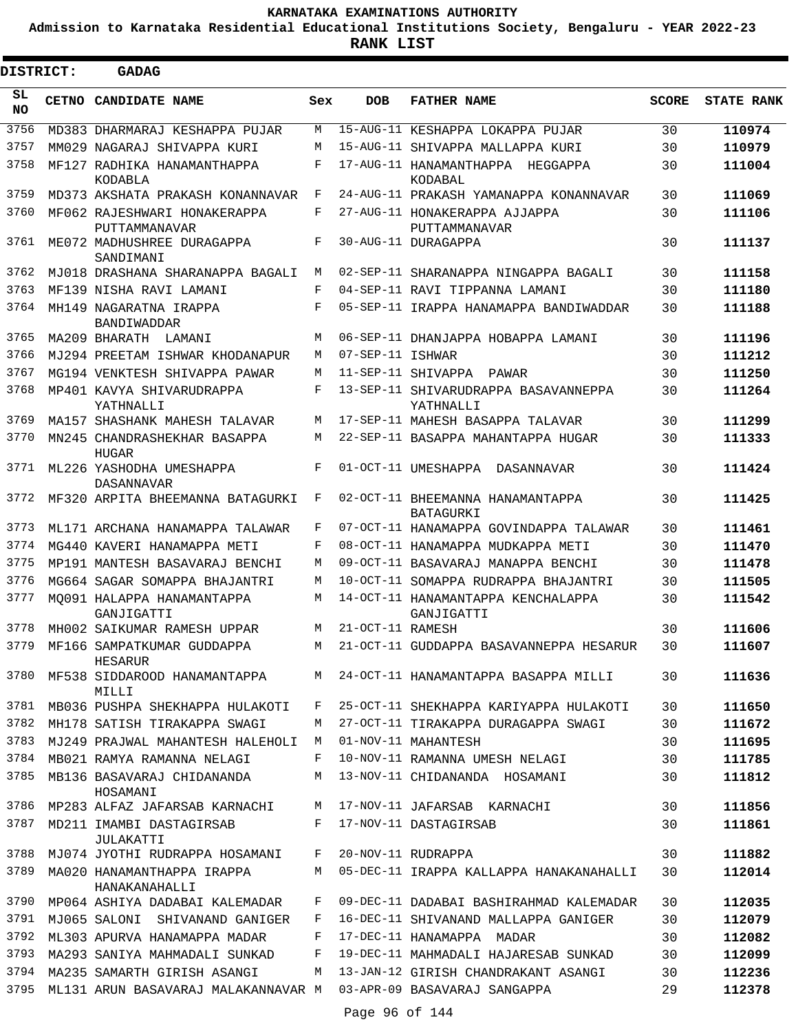# KARNATAKA EXAMINATIONS AUTHORITY

**Admission to Karnataka Residential Educational Institutions Society, Bengaluru - YEAR 2022-23**

**RANK LIST**

**DISTRICT: GADAG**

| SL NO | CETNO | CANDIDATE NAME | Sex | DOB | FATHER NAME | SCORE | STATE RANK |
|---|---|---|---|---|---|---|---|
| 3756 | MD383 | DHARMARAJ KESHAPPA PUJAR | M | 15-AUG-11 | KESHAPPA LOKAPPA PUJAR | 30 | **110974** |
| 3757 | MM029 | NAGARAJ SHIVAPPA KURI | M | 15-AUG-11 | SHIVAPPA MALLAPPA KURI | 30 | **110979** |
| 3758 | MF127 | RADHIKA HANAMANTHAPPA KODABLA | F | 17-AUG-11 | HANAMANTHAPPA HEGGAPPA KODABAL | 30 | **111004** |
| 3759 | MD373 | AKSHATA PRAKASH KONANNAVAR | F | 24-AUG-11 | PRAKASH YAMANAPPA KONANNAVAR | 30 | **111069** |
| 3760 | MF062 | RAJESHWARI HONAKERAPPA PUTTAMMANAVAR | F | 27-AUG-11 | HONAKERAPPA AJJAPPA PUTTAMMANAVAR | 30 | **111106** |
| 3761 | ME072 | MADHUSHREE DURAGAPPA SANDIMANI | F | 30-AUG-11 | DURAGAPPA | 30 | **111137** |
| 3762 | MJ018 | DRASHANA SHARANAPPA BAGALI | M | 02-SEP-11 | SHARANAPPA NINGAPPA BAGALI | 30 | **111158** |
| 3763 | MF139 | NISHA RAVI LAMANI | F | 04-SEP-11 | RAVI TIPPANNA LAMANI | 30 | **111180** |
| 3764 | MH149 | NAGARATNA IRAPPA BANDIWADDAR | F | 05-SEP-11 | IRAPPA HANAMAPPA BANDIWADDAR | 30 | **111188** |
| 3765 | MA209 | BHARATH LAMANI | M | 06-SEP-11 | DHANJAPPA HOBAPPA LAMANI | 30 | **111196** |
| 3766 | MJ294 | PREETAM ISHWAR KHODANAPUR | M | 07-SEP-11 | ISHWAR | 30 | **111212** |
| 3767 | MG194 | VENKTESH SHIVAPPA PAWAR | M | 11-SEP-11 | SHIVAPPA PAWAR | 30 | **111250** |
| 3768 | MP401 | KAVYA SHIVARUDRAPPA YATHNALLI | F | 13-SEP-11 | SHIVARUDRAPPA BASAVANNEPPA YATHNALLI | 30 | **111264** |
| 3769 | MA157 | SHASHANK MAHESH TALAVAR | M | 17-SEP-11 | MAHESH BASAPPA TALAVAR | 30 | **111299** |
| 3770 | MN245 | CHANDRASHEKHAR BASAPPA HUGAR | M | 22-SEP-11 | BASAPPA MAHANTAPPA HUGAR | 30 | **111333** |
| 3771 | ML226 | YASHODHA UMESHAPPA DASANNAVAR | F | 01-OCT-11 | UMESHAPPA DASANNAVAR | 30 | **111424** |
| 3772 | MF320 | ARPITA BHEEMANNA BATAGURKI | F | 02-OCT-11 | BHEEMANNA HANAMANTAPPA BATAGURKI | 30 | **111425** |
| 3773 | ML171 | ARCHANA HANAMAPPA TALAWAR | F | 07-OCT-11 | HANAMAPPA GOVINDAPPA TALAWAR | 30 | **111461** |
| 3774 | MG440 | KAVERI HANAMAPPA METI | F | 08-OCT-11 | HANAMAPPA MUDKAPPA METI | 30 | **111470** |
| 3775 | MP191 | MANTESH BASAVARAJ BENCHI | M | 09-OCT-11 | BASAVARAJ MANAPPA BENCHI | 30 | **111478** |
| 3776 | MG664 | SAGAR SOMAPPA BHAJANTRI | M | 10-OCT-11 | SOMAPPA RUDRAPPA BHAJANTRI | 30 | **111505** |
| 3777 | MQ091 | HALAPPA HANAMANTAPPA GANJIGATTI | M | 14-OCT-11 | HANAMANTAPPA KENCHALAPPA GANJIGATTI | 30 | **111542** |
| 3778 | MH002 | SAIKUMAR RAMESH UPPAR | M | 21-OCT-11 | RAMESH | 30 | **111606** |
| 3779 | MF166 | SAMPATKUMAR GUDDAPPA HESARUR | M | 21-OCT-11 | GUDDAPPA BASAVANNEPPA HESARUR | 30 | **111607** |
| 3780 | MF538 | SIDDAROOD HANAMANTAPPA MILLI | M | 24-OCT-11 | HANAMANTAPPA BASAPPA MILLI | 30 | **111636** |
| 3781 | MB036 | PUSHPA SHEKHAPPA HULAKOTI | F | 25-OCT-11 | SHEKHAPPA KARIYAPPA HULAKOTI | 30 | **111650** |
| 3782 | MH178 | SATISH TIRAKAPPA SWAGI | M | 27-OCT-11 | TIRAKAPPA DURAGAPPA SWAGI | 30 | **111672** |
| 3783 | MJ249 | PRAJWAL MAHANTESH HALEHOLI | M | 01-NOV-11 | MAHANTESH | 30 | **111695** |
| 3784 | MB021 | RAMYA RAMANNA NELAGI | F | 10-NOV-11 | RAMANNA UMESH NELAGI | 30 | **111785** |
| 3785 | MB136 | BASAVARAJ CHIDANANDA HOSAMANI | M | 13-NOV-11 | CHIDANANDA HOSAMANI | 30 | **111812** |
| 3786 | MP283 | ALFAZ JAFARSAB KARNACHI | M | 17-NOV-11 | JAFARSAB KARNACHI | 30 | **111856** |
| 3787 | MD211 | IMAMBI DASTAGIRSAB JULAKATTI | F | 17-NOV-11 | DASTAGIRSAB | 30 | **111861** |
| 3788 | MJ074 | JYOTHI RUDRAPPA HOSAMANI | F | 20-NOV-11 | RUDRAPPA | 30 | **111882** |
| 3789 | MA020 | HANAMANTHAPPA IRAPPA HANAKANAHALLI | M | 05-DEC-11 | IRAPPA KALLAPPA HANAKANAHALLI | 30 | **112014** |
| 3790 | MP064 | ASHIYA DADABAI KALEMADAR | F | 09-DEC-11 | DADABAI BASHIRAHMAD KALEMADAR | 30 | **112035** |
| 3791 | MJ065 | SALONI SHIVANAND GANIGER | F | 16-DEC-11 | SHIVANAND MALLAPPA GANIGER | 30 | **112079** |
| 3792 | ML303 | APURVA HANAMAPPA MADAR | F | 17-DEC-11 | HANAMAPPA MADAR | 30 | **112082** |
| 3793 | MA293 | SANIYA MAHMADALI SUNKAD | F | 19-DEC-11 | MAHMADALI HAJARESAB SUNKAD | 30 | **112099** |
| 3794 | MA235 | SAMARTH GIRISH ASANGI | M | 13-JAN-12 | GIRISH CHANDRAKANT ASANGI | 30 | **112236** |
| 3795 | ML131 | ARUN BASAVARAJ MALAKANNAVAR | M | 03-APR-09 | BASAVARAJ SANGAPPA | 29 | **112378** |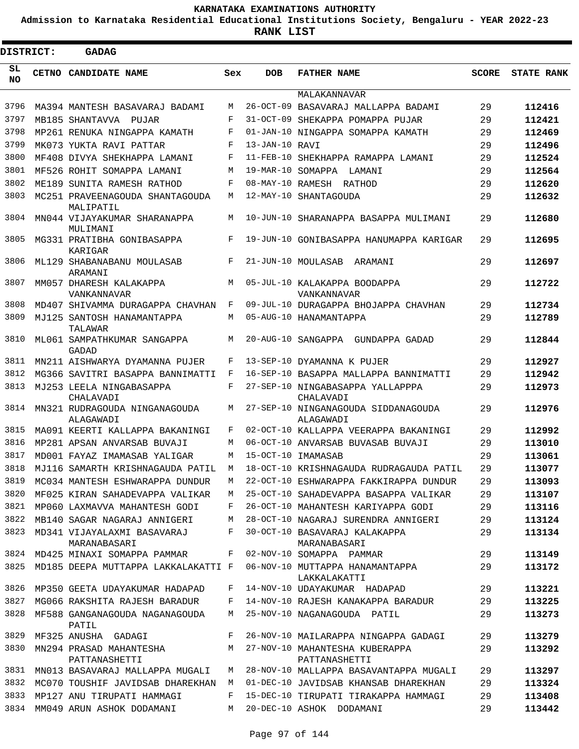KARNATAKA EXAMINATIONS AUTHORITY

Admission to Karnataka Residential Educational Institutions Society, Bengaluru - YEAR 2022-23

**RANK LIST**

**DISTRICT: GADAG**

| SL NO | CETNO | CANDIDATE NAME | Sex | DOB | FATHER NAME | SCORE | STATE RANK |
|---|---|---|---|---|---|---|---|
| | | | | | MALAKANNAVAR | | |
| 3796 | MA394 | MANTESH BASAVARAJ BADAMI | M | 26-OCT-09 | BASAVARAJ MALLAPPA BADAMI | 29 | 112416 |
| 3797 | MB185 | SHANTAVVA PUJAR | F | 31-OCT-09 | SHEKAPPA POMAPPA PUJAR | 29 | 112421 |
| 3798 | MP261 | RENUKA NINGAPPA KAMATH | F | 01-JAN-10 | NINGAPPA SOMAPPA KAMATH | 29 | 112469 |
| 3799 | MK073 | YUKTA RAVI PATTAR | F | 13-JAN-10 | RAVI | 29 | 112496 |
| 3800 | MF408 | DIVYA SHEKHAPPA LAMANI | F | 11-FEB-10 | SHEKHAPPA RAMAPPA LAMANI | 29 | 112524 |
| 3801 | MF526 | ROHIT SOMAPPA LAMANI | M | 19-MAR-10 | SOMAPPA LAMANI | 29 | 112564 |
| 3802 | ME189 | SUNITA RAMESH RATHOD | F | 08-MAY-10 | RAMESH RATHOD | 29 | 112620 |
| 3803 | MC251 | PRAVEENAGOUDA SHANTAGOUDA MALIPATIL | M | 12-MAY-10 | SHANTAGOUDA | 29 | 112632 |
| 3804 | MN044 | VIJAYAKUMAR SHARANAPPA MULIMANI | M | 10-JUN-10 | SHARANAPPA BASAPPA MULIMANI | 29 | 112680 |
| 3805 | MG331 | PRATIBHA GONIBASAPPA KARIGAR | F | 19-JUN-10 | GONIBASAPPA HANUMAPPA KARIGAR | 29 | 112695 |
| 3806 | ML129 | SHABANABANU MOULASAB ARAMANI | F | 21-JUN-10 | MOULASAB ARAMANI | 29 | 112697 |
| 3807 | MM057 | DHARESH KALAKAPPA VANKANNAVAR | M | 05-JUL-10 | KALAKAPPA BOODAPPA VANKANNAVAR | 29 | 112722 |
| 3808 | MD407 | SHIVAMMA DURAGAPPA CHAVHAN | F | 09-JUL-10 | DURAGAPPA BHOJAPPA CHAVHAN | 29 | 112734 |
| 3809 | MJ125 | SANTOSH HANAMANTAPPA TALAWAR | M | 05-AUG-10 | HANAMANTAPPA | 29 | 112789 |
| 3810 | ML061 | SAMPATHKUMAR SANGAPPA GADAD | M | 20-AUG-10 | SANGAPPA GUNDAPPA GADAD | 29 | 112844 |
| 3811 | MN211 | AISHWARYA DYAMANNA PUJER | F | 13-SEP-10 | DYAMANNA K PUJER | 29 | 112927 |
| 3812 | MG366 | SAVITRI BASAPPA BANNIMATTI | F | 16-SEP-10 | BASAPPA MALLAPPA BANNIMATTI | 29 | 112942 |
| 3813 | MJ253 | LEELA NINGABASAPPA CHALAVADI | F | 27-SEP-10 | NINGABASAPPA YALLAPPPA CHALAVADI | 29 | 112973 |
| 3814 | MN321 | RUDRAGOUDA NINGANAGOUDA ALAGAWADI | M | 27-SEP-10 | NINGANAGOUDA SIDDANAGOUDA ALAGAWADI | 29 | 112976 |
| 3815 | MA091 | KEERTI KALLAPPA BAKANINGI | F | 02-OCT-10 | KALLAPPA VEERAPPA BAKANINGI | 29 | 112992 |
| 3816 | MP281 | APSAN ANVARSAB BUVAJI | M | 06-OCT-10 | ANVARSAB BUVASAB BUVAJI | 29 | 113010 |
| 3817 | MD001 | FAYAZ IMAMASAB YALIGAR | M | 15-OCT-10 | IMAMASAB | 29 | 113061 |
| 3818 | MJ116 | SAMARTH KRISHNAGAUDA PATIL | M | 18-OCT-10 | KRISHNAGAUDA RUDRAGAUDA PATIL | 29 | 113077 |
| 3819 | MC034 | MANTESH ESHWARAPPA DUNDUR | M | 22-OCT-10 | ESHWARAPPA FAKKIRAPPA DUNDUR | 29 | 113093 |
| 3820 | MF025 | KIRAN SAHADEVAPPA VALIKAR | M | 25-OCT-10 | SAHADEVAPPA BASAPPA VALIKAR | 29 | 113107 |
| 3821 | MP060 | LAXMAVVA MAHANTESH GODI | F | 26-OCT-10 | MAHANTESH KARIYAPPA GODI | 29 | 113116 |
| 3822 | MB140 | SAGAR NAGARAJ ANNIGERI | M | 28-OCT-10 | NAGARAJ SURENDRA ANNIGERI | 29 | 113124 |
| 3823 | MD341 | VIJAYALAXMI BASAVARAJ MARANABASARI | F | 30-OCT-10 | BASAVARAJ KALAKAPPA MARANABASARI | 29 | 113134 |
| 3824 | MD425 | MINAXI SOMAPPA PAMMAR | F | 02-NOV-10 | SOMAPPA PAMMAR | 29 | 113149 |
| 3825 | MD185 | DEEPA MUTTAPPA LAKKALAKATTI | F | 06-NOV-10 | MUTTAPPA HANAMANTAPPA LAKKALAKATTI | 29 | 113172 |
| 3826 | MP350 | GEETA UDAYAKUMAR HADAPAD | F | 14-NOV-10 | UDAYAKUMAR HADAPAD | 29 | 113221 |
| 3827 | MG066 | RAKSHITA RAJESH BARADUR | F | 14-NOV-10 | RAJESH KANAKAPPA BARADUR | 29 | 113225 |
| 3828 | MF588 | GANGANAGOUDA NAGANAGOUDA PATIL | M | 25-NOV-10 | NAGANAGOUDA PATIL | 29 | 113273 |
| 3829 | MF325 | ANUSHA GADAGI | F | 26-NOV-10 | MAILARAPPA NINGAPPA GADAGI | 29 | 113279 |
| 3830 | MN294 | PRASAD MAHANTESHA PATTANASHETTI | M | 27-NOV-10 | MAHANTESHA KUBERAPPA PATTANASHETTI | 29 | 113292 |
| 3831 | MN013 | BASAVARAJ MALLAPPA MUGALI | M | 28-NOV-10 | MALLAPPA BASAVANTAPPA MUGALI | 29 | 113297 |
| 3832 | MC070 | TOUSHIF JAVIDSAB DHAREKHAN | M | 01-DEC-10 | JAVIDSAB KHANSAB DHAREKHAN | 29 | 113324 |
| 3833 | MP127 | ANU TIRUPATI HAMMAGI | F | 15-DEC-10 | TIRUPATI TIRAKAPPA HAMMAGI | 29 | 113408 |
| 3834 | MM049 | ARUN ASHOK DODAMANI | M | 20-DEC-10 | ASHOK DODAMANI | 29 | 113442 |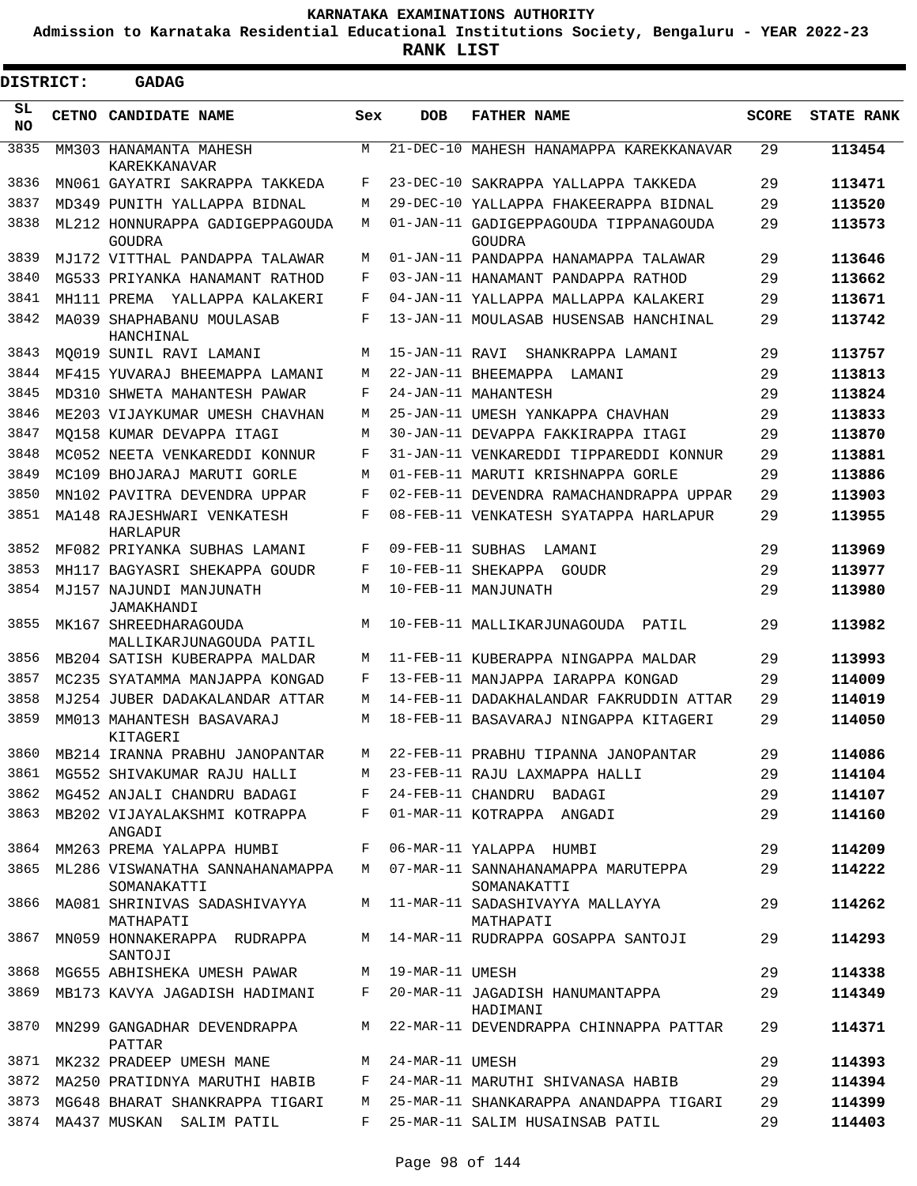# KARNATAKA EXAMINATIONS AUTHORITY

**Admission to Karnataka Residential Educational Institutions Society, Bengaluru - YEAR 2022-23**

**RANK LIST**

**DISTRICT: GADAG**

| SL NO | CETNO | CANDIDATE NAME | Sex | DOB | FATHER NAME | SCORE | STATE RANK |
|---|---|---|---|---|---|---|---|
| 3835 | MM303 | HANAMANTA MAHESH KAREKKANAVAR | M | 21-DEC-10 | MAHESH HANAMAPPA KAREKKANAVAR | 29 | **113454** |
| 3836 | MN061 | GAYATRI SAKRAPPA TAKKEDA | F | 23-DEC-10 | SAKRAPPA YALLAPPA TAKKEDA | 29 | **113471** |
| 3837 | MD349 | PUNITH YALLAPPA BIDNAL | M | 29-DEC-10 | YALLAPPA FHAKEERAPPA BIDNAL | 29 | **113520** |
| 3838 | ML212 | HONNURAPPA GADIGEPPAGOUDA GOUDRA | M | 01-JAN-11 | GADIGEPPAGOUDA TIPPANAGOUDA GOUDRA | 29 | **113573** |
| 3839 | MJ172 | VITTHAL PANDAPPA TALAWAR | M | 01-JAN-11 | PANDAPPA HANAMAPPA TALAWAR | 29 | **113646** |
| 3840 | MG533 | PRIYANKA HANAMANT RATHOD | F | 03-JAN-11 | HANAMANT PANDAPPA RATHOD | 29 | **113662** |
| 3841 | MH111 | PREMA YALLAPPA KALAKERI | F | 04-JAN-11 | YALLAPPA MALLAPPA KALAKERI | 29 | **113671** |
| 3842 | MA039 | SHAPHABANU MOULASAB HANCHINAL | F | 13-JAN-11 | MOULASAB HUSENSAB HANCHINAL | 29 | **113742** |
| 3843 | MQ019 | SUNIL RAVI LAMANI | M | 15-JAN-11 | RAVI SHANKRAPPA LAMANI | 29 | **113757** |
| 3844 | MF415 | YUVARAJ BHEEMAPPA LAMANI | M | 22-JAN-11 | BHEEMAPPA LAMANI | 29 | **113813** |
| 3845 | MD310 | SHWETA MAHANTESH PAWAR | F | 24-JAN-11 | MAHANTESH | 29 | **113824** |
| 3846 | ME203 | VIJAYKUMAR UMESH CHAVHAN | M | 25-JAN-11 | UMESH YANKAPPA CHAVHAN | 29 | **113833** |
| 3847 | MQ158 | KUMAR DEVAPPA ITAGI | M | 30-JAN-11 | DEVAPPA FAKKIRAPPA ITAGI | 29 | **113870** |
| 3848 | MC052 | NEETA VENKAREDDI KONNUR | F | 31-JAN-11 | VENKAREDDI TIPPAREDDI KONNUR | 29 | **113881** |
| 3849 | MC109 | BHOJARAJ MARUTI GORLE | M | 01-FEB-11 | MARUTI KRISHNAPPA GORLE | 29 | **113886** |
| 3850 | MN102 | PAVITRA DEVENDRA UPPAR | F | 02-FEB-11 | DEVENDRA RAMACHANDRAPPA UPPAR | 29 | **113903** |
| 3851 | MA148 | RAJESHWARI VENKATESH HARLAPUR | F | 08-FEB-11 | VENKATESH SYATAPPA HARLAPUR | 29 | **113955** |
| 3852 | MF082 | PRIYANKA SUBHAS LAMANI | F | 09-FEB-11 | SUBHAS LAMANI | 29 | **113969** |
| 3853 | MH117 | BAGYASRI SHEKAPPA GOUDR | F | 10-FEB-11 | SHEKAPPA GOUDR | 29 | **113977** |
| 3854 | MJ157 | NAJUNDI MANJUNATH JAMAKHANDI | M | 10-FEB-11 | MANJUNATH | 29 | **113980** |
| 3855 | MK167 | SHREEDHARAGOUDA MALLIKARJUNAGOUDA PATIL | M | 10-FEB-11 | MALLIKARJUNAGOUDA PATIL | 29 | **113982** |
| 3856 | MB204 | SATISH KUBERAPPA MALDAR | M | 11-FEB-11 | KUBERAPPA NINGAPPA MALDAR | 29 | **113993** |
| 3857 | MC235 | SYATAMMA MANJAPPA KONGAD | F | 13-FEB-11 | MANJAPPA IARAPPA KONGAD | 29 | **114009** |
| 3858 | MJ254 | JUBER DADAKALANDAR ATTAR | M | 14-FEB-11 | DADAKHALANDAR FAKRUDDIN ATTAR | 29 | **114019** |
| 3859 | MM013 | MAHANTESH BASAVARAJ KITAGERI | M | 18-FEB-11 | BASAVARAJ NINGAPPA KITAGERI | 29 | **114050** |
| 3860 | MB214 | IRANNA PRABHU JANOPANTAR | M | 22-FEB-11 | PRABHU TIPANNA JANOPANTAR | 29 | **114086** |
| 3861 | MG552 | SHIVAKUMAR RAJU HALLI | M | 23-FEB-11 | RAJU LAXMAPPA HALLI | 29 | **114104** |
| 3862 | MG452 | ANJALI CHANDRU BADAGI | F | 24-FEB-11 | CHANDRU BADAGI | 29 | **114107** |
| 3863 | MB202 | VIJAYALAKSHMI KOTRAPPA ANGADI | F | 01-MAR-11 | KOTRAPPA ANGADI | 29 | **114160** |
| 3864 | MM263 | PREMA YALAPPA HUMBI | F | 06-MAR-11 | YALAPPA HUMBI | 29 | **114209** |
| 3865 | ML286 | VISWANATHA SANNAHANAMAPPA SOMANAKATTI | M | 07-MAR-11 | SANNAHANAMAPPA MARUTEPPA SOMANAKATTI | 29 | **114222** |
| 3866 | MA081 | SHRINIVAS SADASHIVAYYA MATHAPATI | M | 11-MAR-11 | SADASHIVAYYA MALLAYYA MATHAPATI | 29 | **114262** |
| 3867 | MN059 | HONNAKERAPPA RUDRAPPA SANTOJI | M | 14-MAR-11 | RUDRAPPA GOSAPPA SANTOJI | 29 | **114293** |
| 3868 | MG655 | ABHISHEKA UMESH PAWAR | M | 19-MAR-11 | UMESH | 29 | **114338** |
| 3869 | MB173 | KAVYA JAGADISH HADIMANI | F | 20-MAR-11 | JAGADISH HANUMANTAPPA HADIMANI | 29 | **114349** |
| 3870 | MN299 | GANGADHAR DEVENDRAPPA PATTAR | M | 22-MAR-11 | DEVENDRAPPA CHINNAPPA PATTAR | 29 | **114371** |
| 3871 | MK232 | PRADEEP UMESH MANE | M | 24-MAR-11 | UMESH | 29 | **114393** |
| 3872 | MA250 | PRATIDNYA MARUTHI HABIB | F | 24-MAR-11 | MARUTHI SHIVANASA HABIB | 29 | **114394** |
| 3873 | MG648 | BHARAT SHANKRAPPA TIGARI | M | 25-MAR-11 | SHANKARAPPA ANANDAPPA TIGARI | 29 | **114399** |
| 3874 | MA437 | MUSKAN SALIM PATIL | F | 25-MAR-11 | SALIM HUSAINSAB PATIL | 29 | **114403** |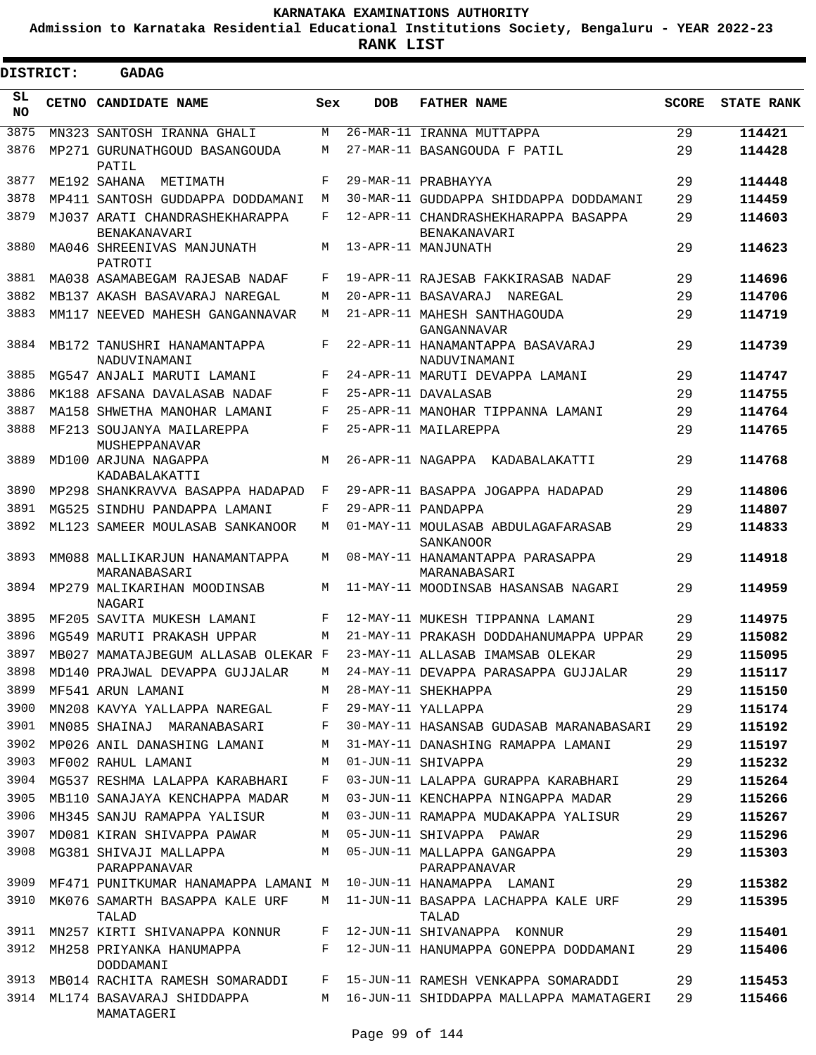KARNATAKA EXAMINATIONS AUTHORITY

Admission to Karnataka Residential Educational Institutions Society, Bengaluru - YEAR 2022-23

**RANK LIST**

**DISTRICT: GADAG**

| SL NO | CETNO | CANDIDATE NAME | Sex | DOB | FATHER NAME | SCORE | STATE RANK |
|---|---|---|---|---|---|---|---|
| 3875 | MN323 | SANTOSH IRANNA GHALI | M | 26-MAR-11 | IRANNA MUTTAPPA | 29 | 114421 |
| 3876 | MP271 | GURUNATHGOUD BASANGOUDA PATIL | M | 27-MAR-11 | BASANGOUDA F PATIL | 29 | 114428 |
| 3877 | ME192 | SAHANA METIMATH | F | 29-MAR-11 | PRABHAYYA | 29 | 114448 |
| 3878 | MP411 | SANTOSH GUDDAPPA DODDAMANI | M | 30-MAR-11 | GUDDAPPA SHIDDAPPA DODDAMANI | 29 | 114459 |
| 3879 | MJ037 | ARATI CHANDRASHEKHARAPPA BENAKANAVARI | F | 12-APR-11 | CHANDRASHEKHARAPPA BASAPPA BENAKANAVARI | 29 | 114603 |
| 3880 | MA046 | SHREENIVAS MANJUNATH PATROTI | M | 13-APR-11 | MANJUNATH | 29 | 114623 |
| 3881 | MA038 | ASAMABEGAM RAJESAB NADAF | F | 19-APR-11 | RAJESAB FAKKIRASAB NADAF | 29 | 114696 |
| 3882 | MB137 | AKASH BASAVARAJ NAREGAL | M | 20-APR-11 | BASAVARAJ NAREGAL | 29 | 114706 |
| 3883 | MM117 | NEEVED MAHESH GANGANNAVAR | M | 21-APR-11 | MAHESH SANTHAGOUDA GANGANNAVAR | 29 | 114719 |
| 3884 | MB172 | TANUSHRI HANAMANTAPPA NADUVINAMANI | F | 22-APR-11 | HANAMANTAPPA BASAVARAJ NADUVINAMANI | 29 | 114739 |
| 3885 | MG547 | ANJALI MARUTI LAMANI | F | 24-APR-11 | MARUTI DEVAPPA LAMANI | 29 | 114747 |
| 3886 | MK188 | AFSANA DAVALASAB NADAF | F | 25-APR-11 | DAVALASAB | 29 | 114755 |
| 3887 | MA158 | SHWETHA MANOHAR LAMANI | F | 25-APR-11 | MANOHAR TIPPANNA LAMANI | 29 | 114764 |
| 3888 | MF213 | SOUJANYA MAILAREPPA MUSHEPPANAVAR | F | 25-APR-11 | MAILAREPPA | 29 | 114765 |
| 3889 | MD100 | ARJUNA NAGAPPA KADABALAKATTI | M | 26-APR-11 | NAGAPPA KADABALAKATTI | 29 | 114768 |
| 3890 | MP298 | SHANKRAVVA BASAPPA HADAPAD | F | 29-APR-11 | BASAPPA JOGAPPA HADAPAD | 29 | 114806 |
| 3891 | MG525 | SINDHU PANDAPPA LAMANI | F | 29-APR-11 | PANDAPPA | 29 | 114807 |
| 3892 | ML123 | SAMEER MOULASAB SANKANOOR | M | 01-MAY-11 | MOULASAB ABDULAGAFARASAB SANKANOOR | 29 | 114833 |
| 3893 | MM088 | MALLIKARJUN HANAMANTAPPA MARANABASARI | M | 08-MAY-11 | HANAMANTAPPA PARASAPPA MARANABASARI | 29 | 114918 |
| 3894 | MP279 | MALIKARIHAN MOODINSAB NAGARI | M | 11-MAY-11 | MOODINSAB HASANSAB NAGARI | 29 | 114959 |
| 3895 | MF205 | SAVITA MUKESH LAMANI | F | 12-MAY-11 | MUKESH TIPPANNA LAMANI | 29 | 114975 |
| 3896 | MG549 | MARUTI PRAKASH UPPAR | M | 21-MAY-11 | PRAKASH DODDAHANUMAPPA UPPAR | 29 | 115082 |
| 3897 | MB027 | MAMATAJBEGUM ALLASAB OLEKAR | F | 23-MAY-11 | ALLASAB IMAMSAB OLEKAR | 29 | 115095 |
| 3898 | MD140 | PRAJWAL DEVAPPA GUJJALAR | M | 24-MAY-11 | DEVAPPA PARASAPPA GUJJALAR | 29 | 115117 |
| 3899 | MF541 | ARUN LAMANI | M | 28-MAY-11 | SHEKHAPPA | 29 | 115150 |
| 3900 | MN208 | KAVYA YALLAPPA NAREGAL | F | 29-MAY-11 | YALLAPPA | 29 | 115174 |
| 3901 | MN085 | SHAINAJ MARANABASARI | F | 30-MAY-11 | HASANSAB GUDASAB MARANABASARI | 29 | 115192 |
| 3902 | MP026 | ANIL DANASHING LAMANI | M | 31-MAY-11 | DANASHING RAMAPPA LAMANI | 29 | 115197 |
| 3903 | MF002 | RAHUL LAMANI | M | 01-JUN-11 | SHIVAPPA | 29 | 115232 |
| 3904 | MG537 | RESHMA LALAPPA KARABHARI | F | 03-JUN-11 | LALAPPA GURAPPA KARABHARI | 29 | 115264 |
| 3905 | MB110 | SANAJAYA KENCHAPPA MADAR | M | 03-JUN-11 | KENCHAPPA NINGAPPA MADAR | 29 | 115266 |
| 3906 | MH345 | SANJU RAMAPPA YALISUR | M | 03-JUN-11 | RAMAPPA MUDAKAPPA YALISUR | 29 | 115267 |
| 3907 | MD081 | KIRAN SHIVAPPA PAWAR | M | 05-JUN-11 | SHIVAPPA PAWAR | 29 | 115296 |
| 3908 | MG381 | SHIVAJI MALLAPPA PARAPPANAVAR | M | 05-JUN-11 | MALLAPPA GANGAPPA PARAPPANAVAR | 29 | 115303 |
| 3909 | MF471 | PUNITKUMAR HANAMAPPA LAMANI | M | 10-JUN-11 | HANAMAPPA LAMANI | 29 | 115382 |
| 3910 | MK076 | SAMARTH BASAPPA KALE URF TALAD | M | 11-JUN-11 | BASAPPA LACHAPPA KALE URF TALAD | 29 | 115395 |
| 3911 | MN257 | KIRTI SHIVANAPPA KONNUR | F | 12-JUN-11 | SHIVANAPPA KONNUR | 29 | 115401 |
| 3912 | MH258 | PRIYANKA HANUMAPPA DODDAMANI | F | 12-JUN-11 | HANUMAPPA GONEPPA DODDAMANI | 29 | 115406 |
| 3913 | MB014 | RACHITA RAMESH SOMARADDI | F | 15-JUN-11 | RAMESH VENKAPPA SOMARADDI | 29 | 115453 |
| 3914 | ML174 | BASAVARAJ SHIDDAPPA MAMATAGERI | M | 16-JUN-11 | SHIDDAPPA MALLAPPA MAMATAGERI | 29 | 115466 |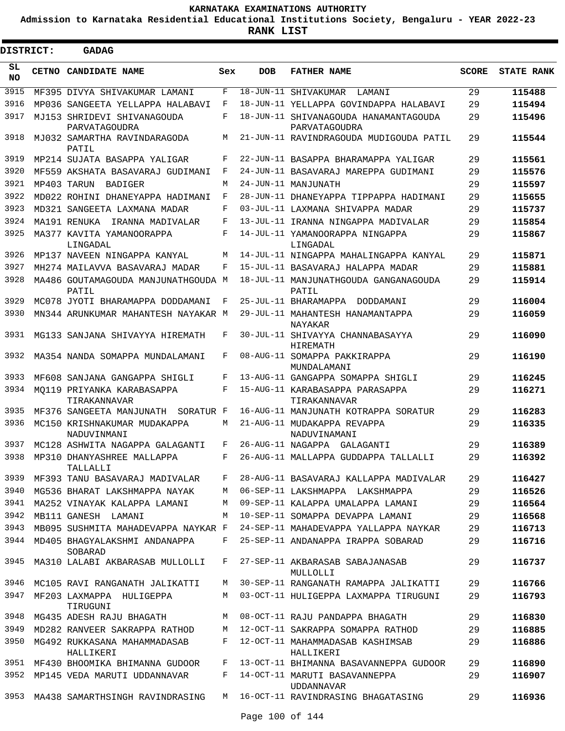# KARNATAKA EXAMINATIONS AUTHORITY

**Admission to Karnataka Residential Educational Institutions Society, Bengaluru - YEAR 2022-23**

**RANK LIST**

**DISTRICT: GADAG**

| SL NO | CETNO | CANDIDATE NAME | Sex | DOB | FATHER NAME | SCORE | STATE RANK |
|---|---|---|---|---|---|---|---|
| 3915 | MF395 | DIVYA SHIVAKUMAR LAMANI | F | 18-JUN-11 | SHIVAKUMAR LAMANI | 29 | **115488** |
| 3916 | MP036 | SANGEETA YELLAPPA HALABAVI | F | 18-JUN-11 | YELLAPPA GOVINDAPPA HALABAVI | 29 | **115494** |
| 3917 | MJ153 | SHRIDEVI SHIVANAGOUDA PARVATAGOUDRA | F | 18-JUN-11 | SHIVANAGOUDA HANAMANTAGOUDA PARVATAGOUDRA | 29 | **115496** |
| 3918 | MJ032 | SAMARTHA RAVINDARAGODA PATIL | M | 21-JUN-11 | RAVINDRAGOUDA MUDIGOUDA PATIL | 29 | **115544** |
| 3919 | MP214 | SUJATA BASAPPA YALIGAR | F | 22-JUN-11 | BASAPPA BHARAMAPPA YALIGAR | 29 | **115561** |
| 3920 | MF559 | AKSHATA BASAVARAJ GUDIMANI | F | 24-JUN-11 | BASAVARAJ MAREPPA GUDIMANI | 29 | **115576** |
| 3921 | MP403 | TARUN BADIGER | M | 24-JUN-11 | MANJUNATH | 29 | **115597** |
| 3922 | MD022 | ROHINI DHANEYAPPA HADIMANI | F | 28-JUN-11 | DHANEYAPPA TIPPAPPA HADIMANI | 29 | **115655** |
| 3923 | MD321 | SANGEETA LAXMANA MADAR | F | 03-JUL-11 | LAXMANA SHIVAPPA MADAR | 29 | **115737** |
| 3924 | MA191 | RENUKA IRANNA MADIVALAR | F | 13-JUL-11 | IRANNA NINGAPPA MADIVALAR | 29 | **115854** |
| 3925 | MA377 | KAVITA YAMANOORAPPA LINGADAL | F | 14-JUL-11 | YAMANOORAPPA NINGAPPA LINGADAL | 29 | **115867** |
| 3926 | MP137 | NAVEEN NINGAPPA KANYAL | M | 14-JUL-11 | NINGAPPA MAHALINGAPPA KANYAL | 29 | **115871** |
| 3927 | MH274 | MAILAVVA BASAVARAJ MADAR | F | 15-JUL-11 | BASAVARAJ HALAPPA MADAR | 29 | **115881** |
| 3928 | MA486 | GOUTAMAGOUDA MANJUNATHGOUDA PATIL | M | 18-JUL-11 | MANJUNATHGOUDA GANGANAGOUDA PATIL | 29 | **115914** |
| 3929 | MC078 | JYOTI BHARAMAPPA DODDAMANI | F | 25-JUL-11 | BHARAMAPPA DODDAMANI | 29 | **116004** |
| 3930 | MN344 | ARUNKUMAR MAHANTESH NAYAKAR | M | 29-JUL-11 | MAHANTESH HANAMANTAPPA NAYAKAR | 29 | **116059** |
| 3931 | MG133 | SANJANA SHIVAYYA HIREMATH | F | 30-JUL-11 | SHIVAYYA CHANNABASAYYA HIREMATH | 29 | **116090** |
| 3932 | MA354 | NANDA SOMAPPA MUNDALAMANI | F | 08-AUG-11 | SOMAPPA PAKKIRAPPA MUNDALAMANI | 29 | **116190** |
| 3933 | MF608 | SANJANA GANGAPPA SHIGLI | F | 13-AUG-11 | GANGAPPA SOMAPPA SHIGLI | 29 | **116245** |
| 3934 | MQ119 | PRIYANKA KARABASAPPA TIRAKANNAVAR | F | 15-AUG-11 | KARABASAPPA PARASAPPA TIRAKANNAVAR | 29 | **116271** |
| 3935 | MF376 | SANGEETA MANJUNATH SORATUR | F | 16-AUG-11 | MANJUNATH KOTRAPPA SORATUR | 29 | **116283** |
| 3936 | MC150 | KRISHNAKUMAR MUDAKAPPA NADUVINMANI | M | 21-AUG-11 | MUDAKAPPA REVAPPA NADUVINAMANI | 29 | **116335** |
| 3937 | MC128 | ASHWITA NAGAPPA GALAGANTI | F | 26-AUG-11 | NAGAPPA GALAGANTI | 29 | **116389** |
| 3938 | MP310 | DHANYASHREE MALLAPPA TALLALLI | F | 26-AUG-11 | MALLAPPA GUDDAPPA TALLALLI | 29 | **116392** |
| 3939 | MF393 | TANU BASAVARAJ MADIVALAR | F | 28-AUG-11 | BASAVARAJ KALLAPPA MADIVALAR | 29 | **116427** |
| 3940 | MG536 | BHARAT LAKSHMAPPA NAYAK | M | 06-SEP-11 | LAKSHMAPPA LAKSHMAPPA | 29 | **116526** |
| 3941 | MA252 | VINAYAK KALAPPA LAMANI | M | 09-SEP-11 | KALAPPA UMALAPPA LAMANI | 29 | **116564** |
| 3942 | MB111 | GANESH LAMANI | M | 10-SEP-11 | SOMAPPA DEVAPPA LAMANI | 29 | **116568** |
| 3943 | MB095 | SUSHMITA MAHADEVAPPA NAYKAR | F | 24-SEP-11 | MAHADEVAPPA YALLAPPA NAYKAR | 29 | **116713** |
| 3944 | MD405 | BHAGYALAKSHMI ANDANAPPA SOBARAD | F | 25-SEP-11 | ANDANAPPA IRAPPA SOBARAD | 29 | **116716** |
| 3945 | MA310 | LALABI AKBARASAB MULLOLLI | F | 27-SEP-11 | AKBARASAB SABAJANASAB MULLOLLI | 29 | **116737** |
| 3946 | MC105 | RAVI RANGANATH JALIKATTI | M | 30-SEP-11 | RANGANATH RAMAPPA JALIKATTI | 29 | **116766** |
| 3947 | MF203 | LAXMAPPA HULIGEPPA TIRUGUNI | M | 03-OCT-11 | HULIGEPPA LAXMAPPA TIRUGUNI | 29 | **116793** |
| 3948 | MG435 | ADESH RAJU BHAGATH | M | 08-OCT-11 | RAJU PANDAPPA BHAGATH | 29 | **116830** |
| 3949 | MD282 | RANVEER SAKRAPPA RATHOD | M | 12-OCT-11 | SAKRAPPA SOMAPPA RATHOD | 29 | **116885** |
| 3950 | MG492 | RUKKASANA MAHAMMADASAB HALLIKERI | F | 12-OCT-11 | MAHAMMADASAB KASHIMSAB HALLIKERI | 29 | **116886** |
| 3951 | MF430 | BHOOMIKA BHIMANNA GUDOOR | F | 13-OCT-11 | BHIMANNA BASAVANNEPPA GUDOOR | 29 | **116890** |
| 3952 | MP145 | VEDA MARUTI UDDANNAVAR | F | 14-OCT-11 | MARUTI BASAVANNEPPA UDDANNAVAR | 29 | **116907** |
| 3953 | MA438 | SAMARTHSINGH RAVINDRASING | M | 16-OCT-11 | RAVINDRASING BHAGATASING | 29 | **116936** |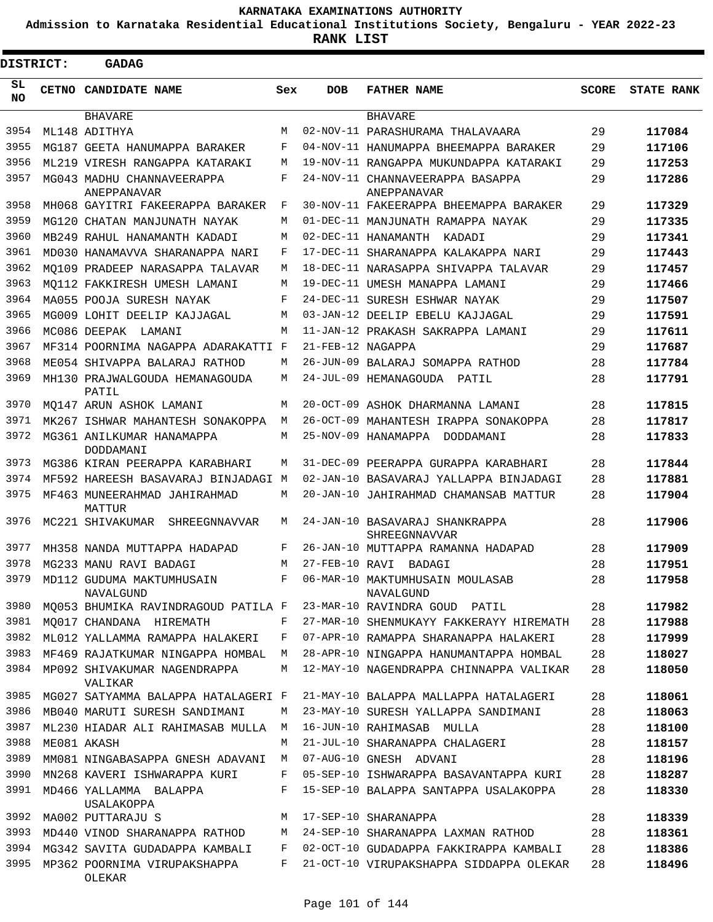# KARNATAKA EXAMINATIONS AUTHORITY

**Admission to Karnataka Residential Educational Institutions Society, Bengaluru - YEAR 2022-23**

**RANK LIST**

**DISTRICT: GADAG**

| SL NO | CETNO | CANDIDATE NAME | Sex | DOB | FATHER NAME | SCORE | STATE RANK |
|---|---|---|---|---|---|---|---|
| | | BHAVARE | | | BHAVARE | | |
| 3954 | ML148 | ADITHYA | M | 02-NOV-11 | PARASHURAMA THALAVAARA | 29 | 117084 |
| 3955 | MG187 | GEETA HANUMAPPA BARAKER | F | 04-NOV-11 | HANUMAPPA BHEEMAPPA BARAKER | 29 | 117106 |
| 3956 | ML219 | VIRESH RANGAPPA KATARAKI | M | 19-NOV-11 | RANGAPPA MUKUNDAPPA KATARAKI | 29 | 117253 |
| 3957 | MG043 | MADHU CHANNAVEERAPPA ANEPPANAVAR | F | 24-NOV-11 | CHANNAVEERAPPA BASAPPA ANEPPANAVAR | 29 | 117286 |
| 3958 | MH068 | GAYITRI FAKEERAPPA BARAKER | F | 30-NOV-11 | FAKEERAPPA BHEEMAPPA BARAKER | 29 | 117329 |
| 3959 | MG120 | CHATAN MANJUNATH NAYAK | M | 01-DEC-11 | MANJUNATH RAMAPPA NAYAK | 29 | 117335 |
| 3960 | MB249 | RAHUL HANAMANTH KADADI | M | 02-DEC-11 | HANAMANTH KADADI | 29 | 117341 |
| 3961 | MD030 | HANAMAVVA SHARANAPPA NARI | F | 17-DEC-11 | SHARANAPPA KALAKAPPA NARI | 29 | 117443 |
| 3962 | MQ109 | PRADEEP NARASAPPA TALAVAR | M | 18-DEC-11 | NARASAPPA SHIVAPPA TALAVAR | 29 | 117457 |
| 3963 | MQ112 | FAKKIRESH UMESH LAMANI | M | 19-DEC-11 | UMESH MANAPPA LAMANI | 29 | 117466 |
| 3964 | MA055 | POOJA SURESH NAYAK | F | 24-DEC-11 | SURESH ESHWAR NAYAK | 29 | 117507 |
| 3965 | MG009 | LOHIT DEELIP KAJJAGAL | M | 03-JAN-12 | DEELIP EBELU KAJJAGAL | 29 | 117591 |
| 3966 | MC086 | DEEPAK LAMANI | M | 11-JAN-12 | PRAKASH SAKRAPPA LAMANI | 29 | 117611 |
| 3967 | MF314 | POORNIMA NAGAPPA ADARAKATTI | F | 21-FEB-12 | NAGAPPA | 29 | 117687 |
| 3968 | ME054 | SHIVAPPA BALARAJ RATHOD | M | 26-JUN-09 | BALARAJ SOMAPPA RATHOD | 28 | 117784 |
| 3969 | MH130 | PRAJWALGOUDA HEMANAGOUDA PATIL | M | 24-JUL-09 | HEMANAGOUDA PATIL | 28 | 117791 |
| 3970 | MQ147 | ARUN ASHOK LAMANI | M | 20-OCT-09 | ASHOK DHARMANNA LAMANI | 28 | 117815 |
| 3971 | MK267 | ISHWAR MAHANTESH SONAKOPPA | M | 26-OCT-09 | MAHANTESH IRAPPA SONAKOPPA | 28 | 117817 |
| 3972 | MG361 | ANILKUMAR HANAMAPPA DODDAMANI | M | 25-NOV-09 | HANAMAPPA DODDAMANI | 28 | 117833 |
| 3973 | MG386 | KIRAN PEERAPPA KARABHARI | M | 31-DEC-09 | PEERAPPA GURAPPA KARABHARI | 28 | 117844 |
| 3974 | MF592 | HAREESH BASAVARAJ BINJADAGI | M | 02-JAN-10 | BASAVARAJ YALLAPPA BINJADAGI | 28 | 117881 |
| 3975 | MF463 | MUNEERAHMAD JAHIRAHMAD MATTUR | M | 20-JAN-10 | JAHIRAHMAD CHAMANSAB MATTUR | 28 | 117904 |
| 3976 | MC221 | SHIVAKUMAR SHREEGNNAVVAR | M | 24-JAN-10 | BASAVARAJ SHANKRAPPA SHREEGNNAVVAR | 28 | 117906 |
| 3977 | MH358 | NANDA MUTTAPPA HADAPAD | F | 26-JAN-10 | MUTTAPPA RAMANNA HADAPAD | 28 | 117909 |
| 3978 | MG233 | MANU RAVI BADAGI | M | 27-FEB-10 | RAVI BADAGI | 28 | 117951 |
| 3979 | MD112 | GUDUMA MAKTUMHUSAIN NAVALGUND | F | 06-MAR-10 | MAKTUMHUSAIN MOULASAB NAVALGUND | 28 | 117958 |
| 3980 | MQ053 | BHUMIKA RAVINDRAGOUD PATILA | F | 23-MAR-10 | RAVINDRA GOUD PATIL | 28 | 117982 |
| 3981 | MQ017 | CHANDANA HIREMATH | F | 27-MAR-10 | SHENMUKAYY FAKKERAYY HIREMATH | 28 | 117988 |
| 3982 | ML012 | YALLAMMA RAMAPPA HALAKERI | F | 07-APR-10 | RAMAPPA SHARANAPPA HALAKERI | 28 | 117999 |
| 3983 | MF469 | RAJATKUMAR NINGAPPA HOMBAL | M | 28-APR-10 | NINGAPPA HANUMANTAPPA HOMBAL | 28 | 118027 |
| 3984 | MP092 | SHIVAKUMAR NAGENDRAPPA VALIKAR | M | 12-MAY-10 | NAGENDRAPPA CHINNAPPA VALIKAR | 28 | 118050 |
| 3985 | MG027 | SATYAMMA BALAPPA HATALAGERI | F | 21-MAY-10 | BALAPPA MALLAPPA HATALAGERI | 28 | 118061 |
| 3986 | MB040 | MARUTI SURESH SANDIMANI | M | 23-MAY-10 | SURESH YALLAPPA SANDIMANI | 28 | 118063 |
| 3987 | ML230 | HIADAR ALI RAHIMASAB MULLA | M | 16-JUN-10 | RAHIMASAB MULLA | 28 | 118100 |
| 3988 | ME081 | AKASH | M | 21-JUL-10 | SHARANAPPA CHALAGERI | 28 | 118157 |
| 3989 | MM081 | NINGABASAPPA GNESH ADAVANI | M | 07-AUG-10 | GNESH ADVANI | 28 | 118196 |
| 3990 | MN268 | KAVERI ISHWARAPPA KURI | F | 05-SEP-10 | ISHWARAPPA BASAVANTAPPA KURI | 28 | 118287 |
| 3991 | MD466 | YALLAMMA BALAPPA USALAKOPPA | F | 15-SEP-10 | BALAPPA SANTAPPA USALAKOPPA | 28 | 118330 |
| 3992 | MA002 | PUTTARAJU S | M | 17-SEP-10 | SHARANAPPA | 28 | 118339 |
| 3993 | MD440 | VINOD SHARANAPPA RATHOD | M | 24-SEP-10 | SHARANAPPA LAXMAN RATHOD | 28 | 118361 |
| 3994 | MG342 | SAVITA GUDADAPPA KAMBALI | F | 02-OCT-10 | GUDADAPPA FAKKIRAPPA KAMBALI | 28 | 118386 |
| 3995 | MP362 | POORNIMA VIRUPAKSHAPPA OLEKAR | F | 21-OCT-10 | VIRUPAKSHAPPA SIDDAPPA OLEKAR | 28 | 118496 |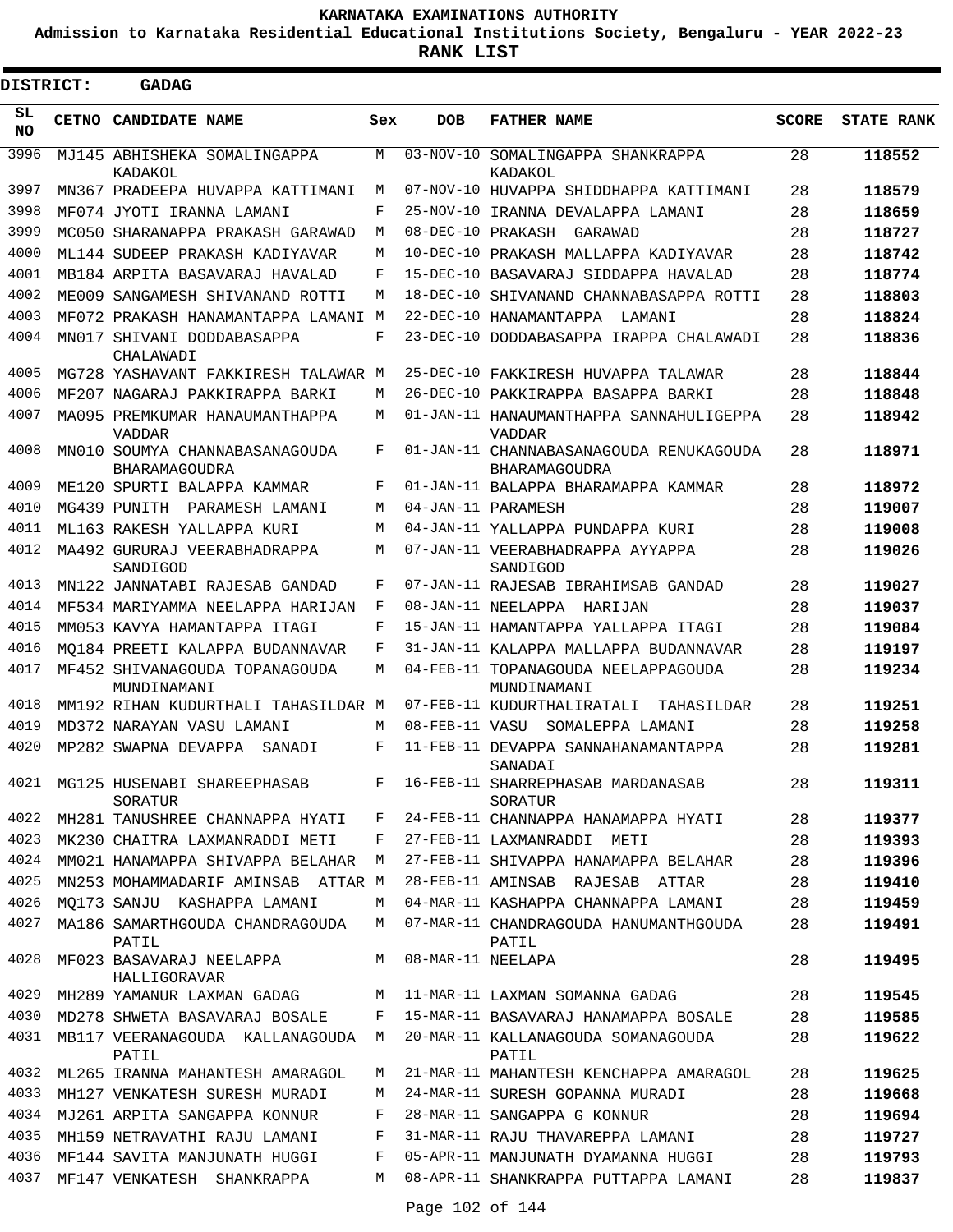**KARNATAKA EXAMINATIONS AUTHORITY**

**Admission to Karnataka Residential Educational Institutions Society, Bengaluru - YEAR 2022-23**

**RANK LIST**

**DISTRICT: GADAG**

| SL NO | CETNO | CANDIDATE NAME | Sex | DOB | FATHER NAME | SCORE | STATE RANK |
|---|---|---|---|---|---|---|---|
| 3996 | MJ145 | ABHISHEKA SOMALINGAPPA KADAKOL | M | 03-NOV-10 | SOMALINGAPPA SHANKRAPPA KADAKOL | 28 | **118552** |
| 3997 | MN367 | PRADEEPA HUVAPPA KATTIMANI | M | 07-NOV-10 | HUVAPPA SHIDDHAPPA KATTIMANI | 28 | **118579** |
| 3998 | MF074 | JYOTI IRANNA LAMANI | F | 25-NOV-10 | IRANNA DEVALAPPA LAMANI | 28 | **118659** |
| 3999 | MC050 | SHARANAPPA PRAKASH GARAWAD | M | 08-DEC-10 | PRAKASH GARAWAD | 28 | **118727** |
| 4000 | ML144 | SUDEEP PRAKASH KADIYAVAR | M | 10-DEC-10 | PRAKASH MALLAPPA KADIYAVAR | 28 | **118742** |
| 4001 | MB184 | ARPITA BASAVARAJ HAVALAD | F | 15-DEC-10 | BASAVARAJ SIDDAPPA HAVALAD | 28 | **118774** |
| 4002 | ME009 | SANGAMESH SHIVANAND ROTTI | M | 18-DEC-10 | SHIVANAND CHANNABASAPPA ROTTI | 28 | **118803** |
| 4003 | MF072 | PRAKASH HANAMANTAPPA LAMANI | M | 22-DEC-10 | HANAMANTAPPA LAMANI | 28 | **118824** |
| 4004 | MN017 | SHIVANI DODDABASAPPA CHALAWADI | F | 23-DEC-10 | DODDABASAPPA IRAPPA CHALAWADI | 28 | **118836** |
| 4005 | MG728 | YASHAVANT FAKKIRESH TALAWAR | M | 25-DEC-10 | FAKKIRESH HUVAPPA TALAWAR | 28 | **118844** |
| 4006 | MF207 | NAGARAJ PAKKIRAPPA BARKI | M | 26-DEC-10 | PAKKIRAPPA BASAPPA BARKI | 28 | **118848** |
| 4007 | MA095 | PREMKUMAR HANAUMANTHAPPA VADDAR | M | 01-JAN-11 | HANAUMANTHAPPA SANNAHULIGEPPA VADDAR | 28 | **118942** |
| 4008 | MN010 | SOUMYA CHANNABASANAGOUDA BHARAMAGOUDRA | F | 01-JAN-11 | CHANNABASANAGOUDA RENUKAGOUDA BHARAMAGOUDRA | 28 | **118971** |
| 4009 | ME120 | SPURTI BALAPPA KAMMAR | F | 01-JAN-11 | BALAPPA BHARAMAPPA KAMMAR | 28 | **118972** |
| 4010 | MG439 | PUNITH PARAMESH LAMANI | M | 04-JAN-11 | PARAMESH | 28 | **119007** |
| 4011 | ML163 | RAKESH YALLAPPA KURI | M | 04-JAN-11 | YALLAPPA PUNDAPPA KURI | 28 | **119008** |
| 4012 | MA492 | GURURAJ VEERABHADRAPPA SANDIGOD | M | 07-JAN-11 | VEERABHADRAPPA AYYAPPA SANDIGOD | 28 | **119026** |
| 4013 | MN122 | JANNATABI RAJESAB GANDAD | F | 07-JAN-11 | RAJESAB IBRAHIMSAB GANDAD | 28 | **119027** |
| 4014 | MF534 | MARIYAMMA NEELAPPA HARIJAN | F | 08-JAN-11 | NEELAPPA HARIJAN | 28 | **119037** |
| 4015 | MM053 | KAVYA HAMANTAPPA ITAGI | F | 15-JAN-11 | HAMANTAPPA YALLAPPA ITAGI | 28 | **119084** |
| 4016 | MQ184 | PREETI KALAPPA BUDANNAVAR | F | 31-JAN-11 | KALAPPA MALLAPPA BUDANNAVAR | 28 | **119197** |
| 4017 | MF452 | SHIVANAGOUDA TOPANAGOUDA MUNDINAMANI | M | 04-FEB-11 | TOPANAGOUDA NEELAPPAGOUDA MUNDINAMANI | 28 | **119234** |
| 4018 | MM192 | RIHAN KUDURTHALI TAHASILDAR | M | 07-FEB-11 | KUDURTHALIRATALI TAHASILDAR | 28 | **119251** |
| 4019 | MD372 | NARAYAN VASU LAMANI | M | 08-FEB-11 | VASU SOMALEPPA LAMANI | 28 | **119258** |
| 4020 | MP282 | SWAPNA DEVAPPA SANADI | F | 11-FEB-11 | DEVAPPA SANNAHANAMANTAPPA SANADAI | 28 | **119281** |
| 4021 | MG125 | HUSENABI SHAREEPHASAB SORATUR | F | 16-FEB-11 | SHARREPHASAB MARDANASAB SORATUR | 28 | **119311** |
| 4022 | MH281 | TANUSHREE CHANNAPPA HYATI | F | 24-FEB-11 | CHANNAPPA HANAMAPPA HYATI | 28 | **119377** |
| 4023 | MK230 | CHAITRA LAXMANRADDI METI | F | 27-FEB-11 | LAXMANRADDI METI | 28 | **119393** |
| 4024 | MM021 | HANAMAPPA SHIVAPPA BELAHAR | M | 27-FEB-11 | SHIVAPPA HANAMAPPA BELAHAR | 28 | **119396** |
| 4025 | MN253 | MOHAMMADARIF AMINSAB ATTAR | M | 28-FEB-11 | AMINSAB RAJESAB ATTAR | 28 | **119410** |
| 4026 | MQ173 | SANJU KASHAPPA LAMANI | M | 04-MAR-11 | KASHAPPA CHANNAPPA LAMANI | 28 | **119459** |
| 4027 | MA186 | SAMARTHGOUDA CHANDRAGOUDA PATIL | M | 07-MAR-11 | CHANDRAGOUDA HANUMANTHGOUDA PATIL | 28 | **119491** |
| 4028 | MF023 | BASAVARAJ NEELAPPA HALLIGORAVAR | M | 08-MAR-11 | NEELAPA | 28 | **119495** |
| 4029 | MH289 | YAMANUR LAXMAN GADAG | M | 11-MAR-11 | LAXMAN SOMANNA GADAG | 28 | **119545** |
| 4030 | MD278 | SHWETA BASAVARAJ BOSALE | F | 15-MAR-11 | BASAVARAJ HANAMAPPA BOSALE | 28 | **119585** |
| 4031 | MB117 | VEERANAGOUDA KALLANAGOUDA PATIL | M | 20-MAR-11 | KALLANAGOUDA SOMANAGOUDA PATIL | 28 | **119622** |
| 4032 | ML265 | IRANNA MAHANTESH AMARAGOL | M | 21-MAR-11 | MAHANTESH KENCHAPPA AMARAGOL | 28 | **119625** |
| 4033 | MH127 | VENKATESH SURESH MURADI | M | 24-MAR-11 | SURESH GOPANNA MURADI | 28 | **119668** |
| 4034 | MJ261 | ARPITA SANGAPPA KONNUR | F | 28-MAR-11 | SANGAPPA G KONNUR | 28 | **119694** |
| 4035 | MH159 | NETRAVATHI RAJU LAMANI | F | 31-MAR-11 | RAJU THAVAREPPA LAMANI | 28 | **119727** |
| 4036 | MF144 | SAVITA MANJUNATH HUGGI | F | 05-APR-11 | MANJUNATH DYAMANNA HUGGI | 28 | **119793** |
| 4037 | MF147 | VENKATESH SHANKRAPPA | M | 08-APR-11 | SHANKRAPPA PUTTAPPA LAMANI | 28 | **119837** |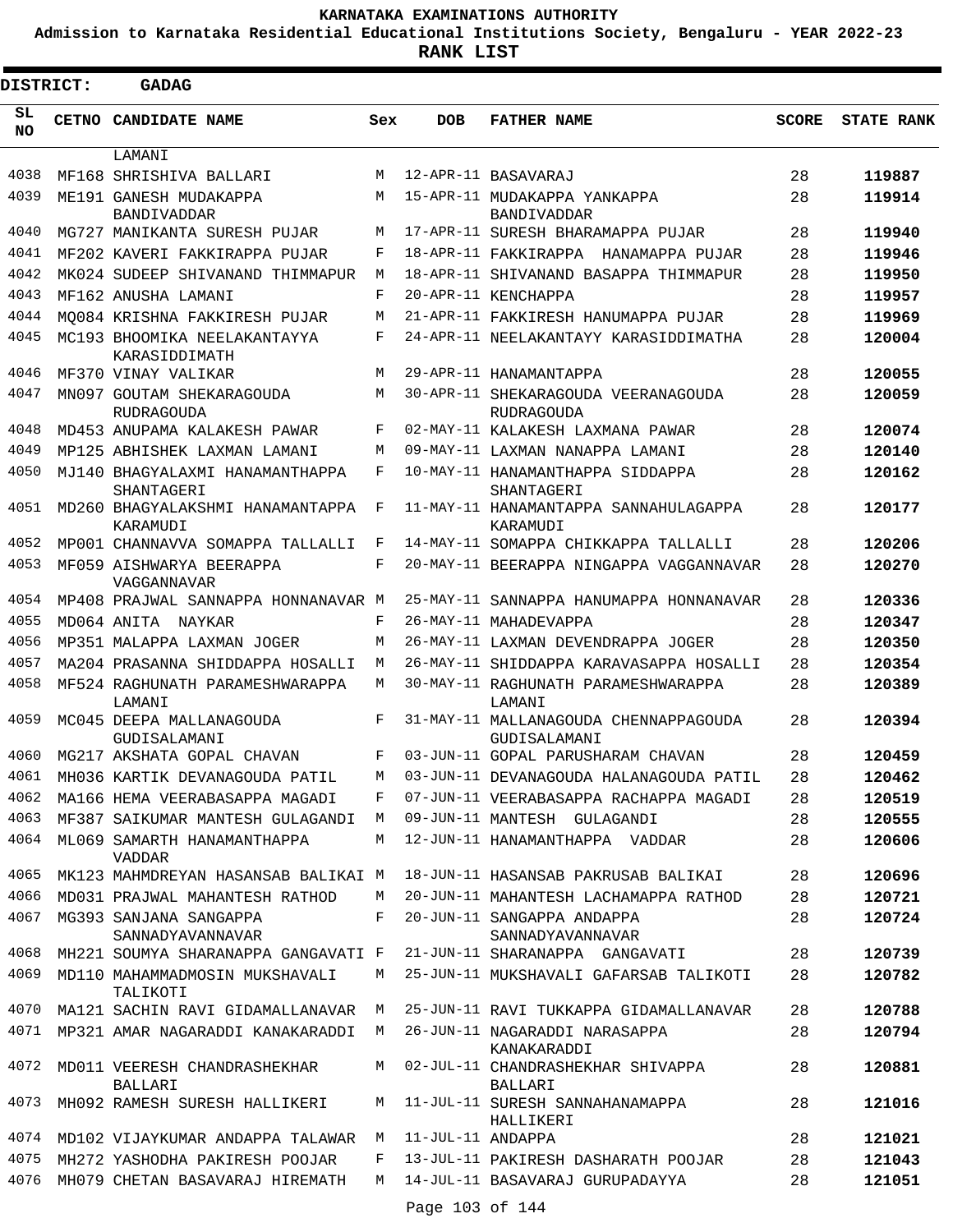KARNATAKA EXAMINATIONS AUTHORITY

Admission to Karnataka Residential Educational Institutions Society, Bengaluru - YEAR 2022-23

**RANK LIST**

**DISTRICT: GADAG**

| SL NO | CETNO | CANDIDATE NAME | Sex | DOB | FATHER NAME | SCORE | STATE RANK |
|---|---|---|---|---|---|---|---|
| | | LAMANI | | | | | |
| 4038 | MF168 | SHRISHIVA BALLARI | M | 12-APR-11 | BASAVARAJ | 28 | **119887** |
| 4039 | ME191 | GANESH MUDAKAPPA BANDIVADDAR | M | 15-APR-11 | MUDAKAPPA YANKAPPA BANDIVADDAR | 28 | **119914** |
| 4040 | MG727 | MANIKANTA SURESH PUJAR | M | 17-APR-11 | SURESH BHARAMAPPA PUJAR | 28 | **119940** |
| 4041 | MF202 | KAVERI FAKKIRAPPA PUJAR | F | 18-APR-11 | FAKKIRAPPA HANAMAPPA PUJAR | 28 | **119946** |
| 4042 | MK024 | SUDEEP SHIVANAND THIMMAPUR | M | 18-APR-11 | SHIVANAND BASAPPA THIMMAPUR | 28 | **119950** |
| 4043 | MF162 | ANUSHA LAMANI | F | 20-APR-11 | KENCHAPPA | 28 | **119957** |
| 4044 | MQ084 | KRISHNA FAKKIRESH PUJAR | M | 21-APR-11 | FAKKIRESH HANUMAPPA PUJAR | 28 | **119969** |
| 4045 | MC193 | BHOOMIKA NEELAKANTAYYA KARASIDDIMATH | F | 24-APR-11 | NEELAKANTAYY KARASIDDIMATHA | 28 | **120004** |
| 4046 | MF370 | VINAY VALIKAR | M | 29-APR-11 | HANAMANTAPPA | 28 | **120055** |
| 4047 | MN097 | GOUTAM SHEKARAGOUDA RUDRAGOUDA | M | 30-APR-11 | SHEKARAGOUDA VEERANAGOUDA RUDRAGOUDA | 28 | **120059** |
| 4048 | MD453 | ANUPAMA KALAKESH PAWAR | F | 02-MAY-11 | KALAKESH LAXMANA PAWAR | 28 | **120074** |
| 4049 | MP125 | ABHISHEK LAXMAN LAMANI | M | 09-MAY-11 | LAXMAN NANAPPA LAMANI | 28 | **120140** |
| 4050 | MJ140 | BHAGYALAXMI HANAMANTHAPPA SHANTAGERI | F | 10-MAY-11 | HANAMANTHAPPA SIDDAPPA SHANTAGERI | 28 | **120162** |
| 4051 | MD260 | BHAGYALAKSHMI HANAMANTAPPA KARAMUDI | F | 11-MAY-11 | HANAMANTAPPA SANNAHULAGAPPA KARAMUDI | 28 | **120177** |
| 4052 | MP001 | CHANNAVVA SOMAPPA TALLALLI | F | 14-MAY-11 | SOMAPPA CHIKKAPPA TALLALLI | 28 | **120206** |
| 4053 | MF059 | AISHWARYA BEERAPPA VAGGANNAVAR | F | 20-MAY-11 | BEERAPPA NINGAPPA VAGGANNAVAR | 28 | **120270** |
| 4054 | MP408 | PRAJWAL SANNAPPA HONNANAVAR | M | 25-MAY-11 | SANNAPPA HANUMAPPA HONNANAVAR | 28 | **120336** |
| 4055 | MD064 | ANITA NAYKAR | F | 26-MAY-11 | MAHADEVAPPA | 28 | **120347** |
| 4056 | MP351 | MALAPPA LAXMAN JOGER | M | 26-MAY-11 | LAXMAN DEVENDRAPPA JOGER | 28 | **120350** |
| 4057 | MA204 | PRASANNA SHIDDAPPA HOSALLI | M | 26-MAY-11 | SHIDDAPPA KARAVASAPPA HOSALLI | 28 | **120354** |
| 4058 | MF524 | RAGHUNATH PARAMESHWARAPPA LAMANI | M | 30-MAY-11 | RAGHUNATH PARAMESHWARAPPA LAMANI | 28 | **120389** |
| 4059 | MC045 | DEEPA MALLANAGOUDA GUDISALAMANI | F | 31-MAY-11 | MALLANAGOUDA CHENNAPPAGOUDA GUDISALAMANI | 28 | **120394** |
| 4060 | MG217 | AKSHATA GOPAL CHAVAN | F | 03-JUN-11 | GOPAL PARUSHARAM CHAVAN | 28 | **120459** |
| 4061 | MH036 | KARTIK DEVANAGOUDA PATIL | M | 03-JUN-11 | DEVANAGOUDA HALANAGOUDA PATIL | 28 | **120462** |
| 4062 | MA166 | HEMA VEERABASAPPA MAGADI | F | 07-JUN-11 | VEERABASAPPA RACHAPPA MAGADI | 28 | **120519** |
| 4063 | MF387 | SAIKUMAR MANTESH GULAGANDI | M | 09-JUN-11 | MANTESH GULAGANDI | 28 | **120555** |
| 4064 | ML069 | SAMARTH HANAMANTHAPPA VADDAR | M | 12-JUN-11 | HANAMANTHAPPA VADDAR | 28 | **120606** |
| 4065 | MK123 | MAHMDREYAN HASANSAB BALIKAI | M | 18-JUN-11 | HASANSAB PAKRUSAB BALIKAI | 28 | **120696** |
| 4066 | MD031 | PRAJWAL MAHANTESH RATHOD | M | 20-JUN-11 | MAHANTESH LACHAMAPPA RATHOD | 28 | **120721** |
| 4067 | MG393 | SANJANA SANGAPPA SANNADYAVANNAVAR | F | 20-JUN-11 | SANGAPPA ANDAPPA SANNADYAVANNAVAR | 28 | **120724** |
| 4068 | MH221 | SOUMYA SHARANAPPA GANGAVATI | F | 21-JUN-11 | SHARANAPPA GANGAVATI | 28 | **120739** |
| 4069 | MD110 | MAHAMMADMOSIN MUKSHAVALI TALIKOTI | M | 25-JUN-11 | MUKSHAVALI GAFARSAB TALIKOTI | 28 | **120782** |
| 4070 | MA121 | SACHIN RAVI GIDAMALLANAVAR | M | 25-JUN-11 | RAVI TUKKAPPA GIDAMALLANAVAR | 28 | **120788** |
| 4071 | MP321 | AMAR NAGARADDI KANAKARADDI | M | 26-JUN-11 | NAGARADDI NARASAPPA KANAKARADDI | 28 | **120794** |
| 4072 | MD011 | VEERESH CHANDRASHEKHAR BALLARI | M | 02-JUL-11 | CHANDRASHEKHAR SHIVAPPA BALLARI | 28 | **120881** |
| 4073 | MH092 | RAMESH SURESH HALLIKERI | M | 11-JUL-11 | SURESH SANNAHANAMAPPA HALLIKERI | 28 | **121016** |
| 4074 | MD102 | VIJAYKUMAR ANDAPPA TALAWAR | M | 11-JUL-11 | ANDAPPA | 28 | **121021** |
| 4075 | MH272 | YASHODHA PAKIRESH POOJAR | F | 13-JUL-11 | PAKIRESH DASHARATH POOJAR | 28 | **121043** |
| 4076 | MH079 | CHETAN BASAVARAJ HIREMATH | M | 14-JUL-11 | BASAVARAJ GURUPADAYYA | 28 | **121051** |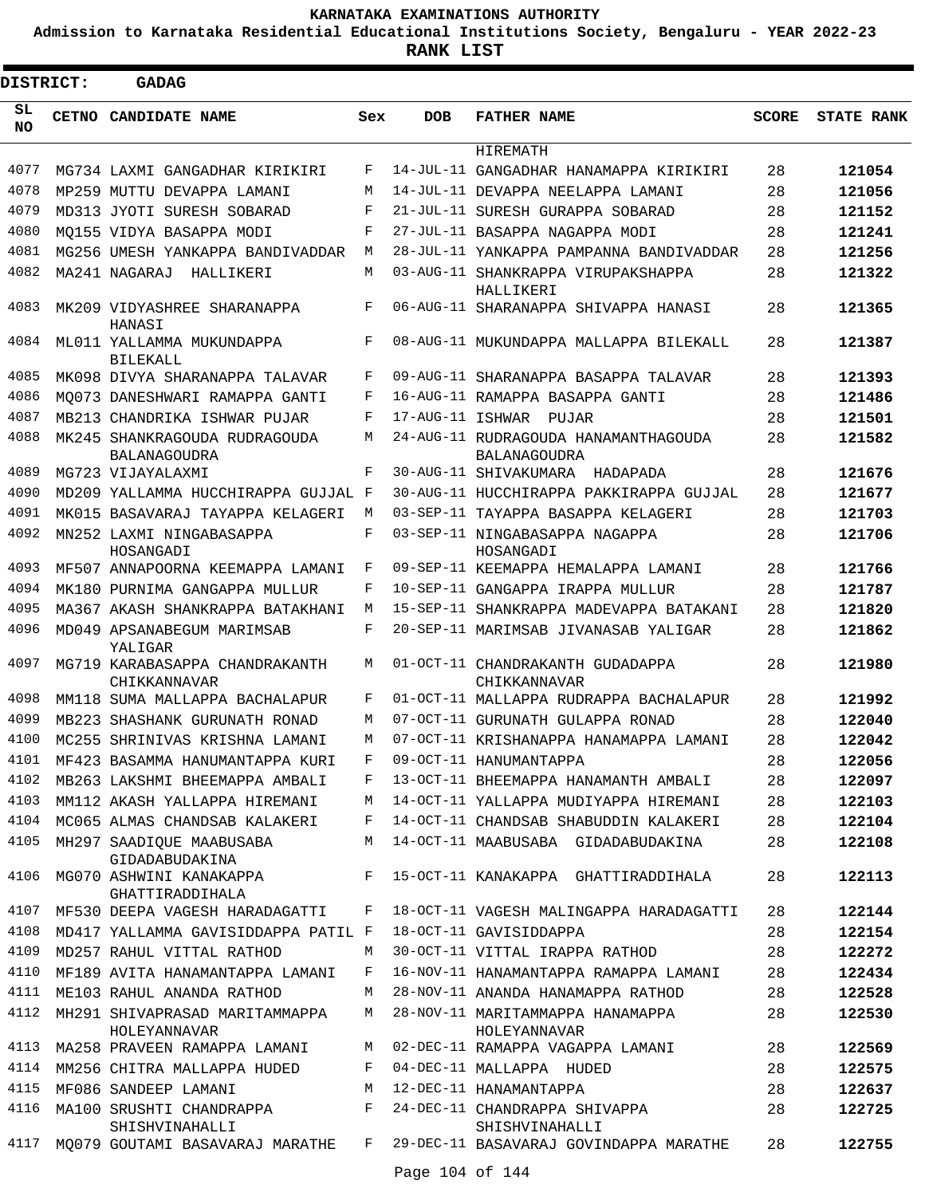KARNATAKA EXAMINATIONS AUTHORITY

Admission to Karnataka Residential Educational Institutions Society, Bengaluru - YEAR 2022-23

**RANK LIST**

**DISTRICT: GADAG**

| SL NO | CETNO | CANDIDATE NAME | Sex | DOB | FATHER NAME | SCORE | STATE RANK |
|---|---|---|---|---|---|---|---|
| | | | | | HIREMATH | | |
| 4077 | MG734 | LAXMI GANGADHAR KIRIKIRI | F | 14-JUL-11 | GANGADHAR HANAMAPPA KIRIKIRI | 28 | **121054** |
| 4078 | MP259 | MUTTU DEVAPPA LAMANI | M | 14-JUL-11 | DEVAPPA NEELAPPA LAMANI | 28 | **121056** |
| 4079 | MD313 | JYOTI SURESH SOBARAD | F | 21-JUL-11 | SURESH GURAPPA SOBARAD | 28 | **121152** |
| 4080 | MQ155 | VIDYA BASAPPA MODI | F | 27-JUL-11 | BASAPPA NAGAPPA MODI | 28 | **121241** |
| 4081 | MG256 | UMESH YANKAPPA BANDIVADDAR | M | 28-JUL-11 | YANKAPPA PAMPANNA BANDIVADDAR | 28 | **121256** |
| 4082 | MA241 | NAGARAJ HALLIKERI | M | 03-AUG-11 | SHANKRAPPA VIRUPAKSHAPPA HALLIKERI | 28 | **121322** |
| 4083 | MK209 | VIDYASHREE SHARANAPPA HANASI | F | 06-AUG-11 | SHARANAPPA SHIVAPPA HANASI | 28 | **121365** |
| 4084 | ML011 | YALLAMMA MUKUNDAPPA BILEKALL | F | 08-AUG-11 | MUKUNDAPPA MALLAPPA BILEKALL | 28 | **121387** |
| 4085 | MK098 | DIVYA SHARANAPPA TALAVAR | F | 09-AUG-11 | SHARANAPPA BASAPPA TALAVAR | 28 | **121393** |
| 4086 | MQ073 | DANESHWARI RAMAPPA GANTI | F | 16-AUG-11 | RAMAPPA BASAPPA GANTI | 28 | **121486** |
| 4087 | MB213 | CHANDRIKA ISHWAR PUJAR | F | 17-AUG-11 | ISHWAR PUJAR | 28 | **121501** |
| 4088 | MK245 | SHANKRAGOUDA RUDRAGOUDA BALANAGOUDRA | M | 24-AUG-11 | RUDRAGOUDA HANAMANTHAGOUDA BALANAGOUDRA | 28 | **121582** |
| 4089 | MG723 | VIJAYALAXMI | F | 30-AUG-11 | SHIVAKUMARA HADAPADA | 28 | **121676** |
| 4090 | MD209 | YALLAMMA HUCCHIRAPPA GUJJAL | F | 30-AUG-11 | HUCCHIRAPPA PAKKIRAPPA GUJJAL | 28 | **121677** |
| 4091 | MK015 | BASAVARAJ TAYAPPA KELAGERI | M | 03-SEP-11 | TAYAPPA BASAPPA KELAGERI | 28 | **121703** |
| 4092 | MN252 | LAXMI NINGABASAPPA HOSANGADI | F | 03-SEP-11 | NINGABASAPPA NAGAPPA HOSANGADI | 28 | **121706** |
| 4093 | MF507 | ANNAPOORNA KEEMAPPA LAMANI | F | 09-SEP-11 | KEEMAPPA HEMALAPPA LAMANI | 28 | **121766** |
| 4094 | MK180 | PURNIMA GANGAPPA MULLUR | F | 10-SEP-11 | GANGAPPA IRAPPA MULLUR | 28 | **121787** |
| 4095 | MA367 | AKASH SHANKRAPPA BATAKHANI | M | 15-SEP-11 | SHANKRAPPA MADEVAPPA BATAKANI | 28 | **121820** |
| 4096 | MD049 | APSANABEGUM MARIMSAB YALIGAR | F | 20-SEP-11 | MARIMSAB JIVANASAB YALIGAR | 28 | **121862** |
| 4097 | MG719 | KARABASAPPA CHANDRAKANTH CHIKKANNAVAR | M | 01-OCT-11 | CHANDRAKANTH GUDADAPPA CHIKKANNAVAR | 28 | **121980** |
| 4098 | MM118 | SUMA MALLAPPA BACHALAPUR | F | 01-OCT-11 | MALLAPPA RUDRAPPA BACHALAPUR | 28 | **121992** |
| 4099 | MB223 | SHASHANK GURUNATH RONAD | M | 07-OCT-11 | GURUNATH GULAPPA RONAD | 28 | **122040** |
| 4100 | MC255 | SHRINIVAS KRISHNA LAMANI | M | 07-OCT-11 | KRISHANAPPA HANAMAPPA LAMANI | 28 | **122042** |
| 4101 | MF423 | BASAMMA HANUMANTAPPA KURI | F | 09-OCT-11 | HANUMANTAPPA | 28 | **122056** |
| 4102 | MB263 | LAKSHMI BHEEMAPPA AMBALI | F | 13-OCT-11 | BHEEMAPPA HANAMANTH AMBALI | 28 | **122097** |
| 4103 | MM112 | AKASH YALLAPPA HIREMANI | M | 14-OCT-11 | YALLAPPA MUDIYAPPA HIREMANI | 28 | **122103** |
| 4104 | MC065 | ALMAS CHANDSAB KALAKERI | F | 14-OCT-11 | CHANDSAB SHABUDDIN KALAKERI | 28 | **122104** |
| 4105 | MH297 | SAADIQUE MAABUSABA GIDADABUDAKINA | M | 14-OCT-11 | MAABUSABA GIDADABUDAKINA | 28 | **122108** |
| 4106 | MG070 | ASHWINI KANAKAPPA GHATTIRADDIHALA | F | 15-OCT-11 | KANAKAPPA GHATTIRADDIHALA | 28 | **122113** |
| 4107 | MF530 | DEEPA VAGESH HARADAGATTI | F | 18-OCT-11 | VAGESH MALINGAPPA HARADAGATTI | 28 | **122144** |
| 4108 | MD417 | YALLAMMA GAVISIDDAPPA PATIL | F | 18-OCT-11 | GAVISIDDAPPA | 28 | **122154** |
| 4109 | MD257 | RAHUL VITTAL RATHOD | M | 30-OCT-11 | VITTAL IRAPPA RATHOD | 28 | **122272** |
| 4110 | MF189 | AVITA HANAMANTAPPA LAMANI | F | 16-NOV-11 | HANAMANTAPPA RAMAPPA LAMANI | 28 | **122434** |
| 4111 | ME103 | RAHUL ANANDA RATHOD | M | 28-NOV-11 | ANANDA HANAMAPPA RATHOD | 28 | **122528** |
| 4112 | MH291 | SHIVAPRASAD MARITAMMAPPA HOLEYANNAVAR | M | 28-NOV-11 | MARITAMMAPPA HANAMAPPA HOLEYANNAVAR | 28 | **122530** |
| 4113 | MA258 | PRAVEEN RAMAPPA LAMANI | M | 02-DEC-11 | RAMAPPA VAGAPPA LAMANI | 28 | **122569** |
| 4114 | MM256 | CHITRA MALLAPPA HUDED | F | 04-DEC-11 | MALLAPPA HUDED | 28 | **122575** |
| 4115 | MF086 | SANDEEP LAMANI | M | 12-DEC-11 | HANAMANTAPPA | 28 | **122637** |
| 4116 | MA100 | SRUSHTI CHANDRAPPA SHISHVINAHALLI | F | 24-DEC-11 | CHANDRAPPA SHIVAPPA SHISHVINAHALLI | 28 | **122725** |
| 4117 | MQ079 | GOUTAMI BASAVARAJ MARATHE | F | 29-DEC-11 | BASAVARAJ GOVINDAPPA MARATHE | 28 | **122755** |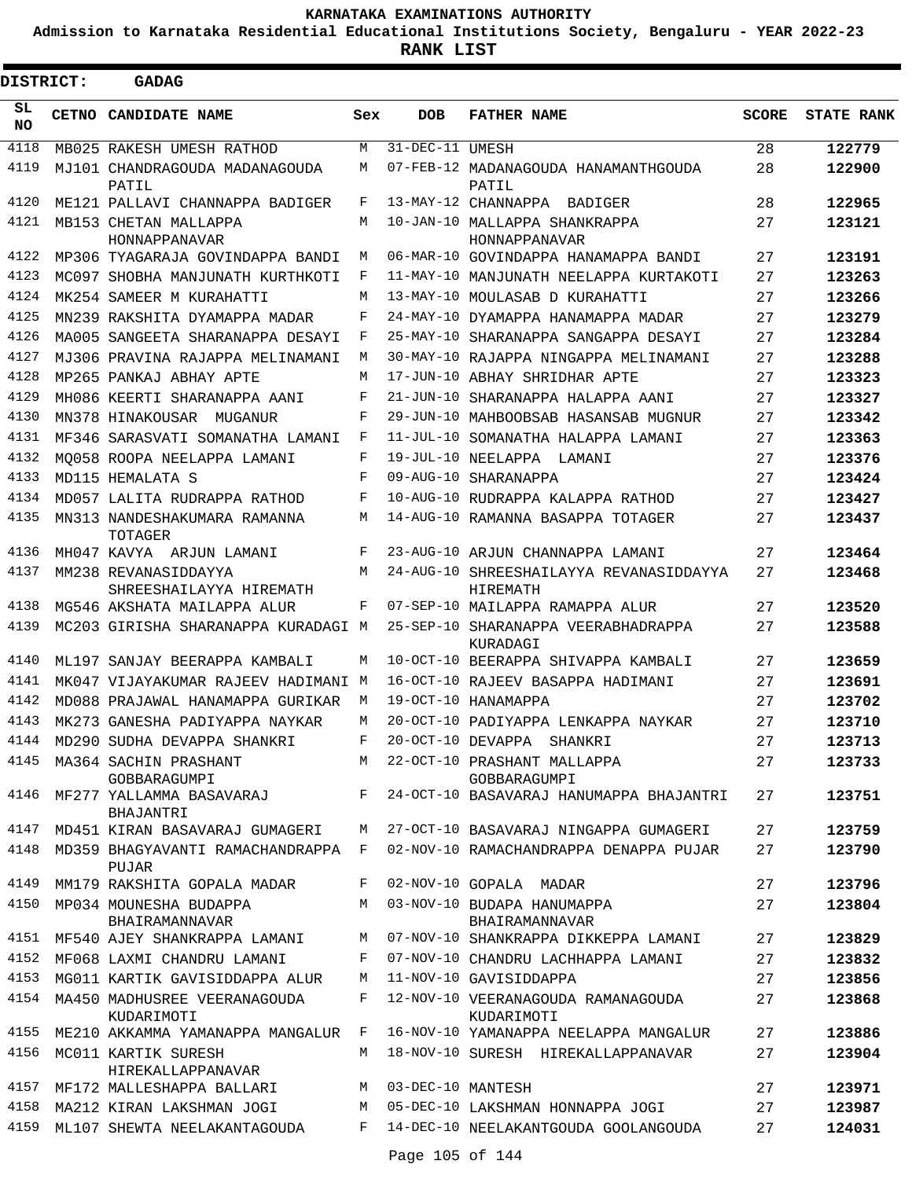# KARNATAKA EXAMINATIONS AUTHORITY

**Admission to Karnataka Residential Educational Institutions Society, Bengaluru - YEAR 2022-23**

**RANK LIST**

**DISTRICT: GADAG**

| SL NO | CETNO | CANDIDATE NAME | Sex | DOB | FATHER NAME | SCORE | STATE RANK |
|---|---|---|---|---|---|---|---|
| 4118 | MB025 | RAKESH UMESH RATHOD | M | 31-DEC-11 | UMESH | 28 | 122779 |
| 4119 | MJ101 | CHANDRAGOUDA MADANAGOUDA PATIL | M | 07-FEB-12 | MADANAGOUDA HANAMANTHGOUDA PATIL | 28 | 122900 |
| 4120 | ME121 | PALLAVI CHANNAPPA BADIGER | F | 13-MAY-12 | CHANNAPPA BADIGER | 28 | 122965 |
| 4121 | MB153 | CHETAN MALLAPPA HONNAPPANAVAR | M | 10-JAN-10 | MALLAPPA SHANKRAPPA HONNAPPANAVAR | 27 | 123121 |
| 4122 | MP306 | TYAGARAJA GOVINDAPPA BANDI | M | 06-MAR-10 | GOVINDAPPA HANAMAPPA BANDI | 27 | 123191 |
| 4123 | MC097 | SHOBHA MANJUNATH KURTHKOTI | F | 11-MAY-10 | MANJUNATH NEELAPPA KURTAKOTI | 27 | 123263 |
| 4124 | MK254 | SAMEER M KURAHATTI | M | 13-MAY-10 | MOULASAB D KURAHATTI | 27 | 123266 |
| 4125 | MN239 | RAKSHITA DYAMAPPA MADAR | F | 24-MAY-10 | DYAMAPPA HANAMAPPA MADAR | 27 | 123279 |
| 4126 | MA005 | SANGEETA SHARANAPPA DESAYI | F | 25-MAY-10 | SHARANAPPA SANGAPPA DESAYI | 27 | 123284 |
| 4127 | MJ306 | PRAVINA RAJAPPA MELINAMANI | M | 30-MAY-10 | RAJAPPA NINGAPPA MELINAMANI | 27 | 123288 |
| 4128 | MP265 | PANKAJ ABHAY APTE | M | 17-JUN-10 | ABHAY SHRIDHAR APTE | 27 | 123323 |
| 4129 | MH086 | KEERTI SHARANAPPA AANI | F | 21-JUN-10 | SHARANAPPA HALAPPA AANI | 27 | 123327 |
| 4130 | MN378 | HINAKOUSAR MUGANUR | F | 29-JUN-10 | MAHBOOBSAB HASANSAB MUGNUR | 27 | 123342 |
| 4131 | MF346 | SARASVATI SOMANATHA LAMANI | F | 11-JUL-10 | SOMANATHA HALAPPA LAMANI | 27 | 123363 |
| 4132 | MQ058 | ROOPA NEELAPPA LAMANI | F | 19-JUL-10 | NEELAPPA LAMANI | 27 | 123376 |
| 4133 | MD115 | HEMALATA S | F | 09-AUG-10 | SHARANAPPA | 27 | 123424 |
| 4134 | MD057 | LALITA RUDRAPPA RATHOD | F | 10-AUG-10 | RUDRAPPA KALAPPA RATHOD | 27 | 123427 |
| 4135 | MN313 | NANDESHAKUMARA RAMANNA TOTAGER | M | 14-AUG-10 | RAMANNA BASAPPA TOTAGER | 27 | 123437 |
| 4136 | MH047 | KAVYA ARJUN LAMANI | F | 23-AUG-10 | ARJUN CHANNAPPA LAMANI | 27 | 123464 |
| 4137 | MM238 | REVANASIDDAYYA SHREESHAILAYYA HIREMATH | M | 24-AUG-10 | SHREESHAILAYYA REVANASIDDAYYA HIREMATH | 27 | 123468 |
| 4138 | MG546 | AKSHATA MAILAPPA ALUR | F | 07-SEP-10 | MAILAPPA RAMAPPA ALUR | 27 | 123520 |
| 4139 | MC203 | GIRISHA SHARANAPPA KURADAGI | M | 25-SEP-10 | SHARANAPPA VEERABHADRAPPA KURADAGI | 27 | 123588 |
| 4140 | ML197 | SANJAY BEERAPPA KAMBALI | M | 10-OCT-10 | BEERAPPA SHIVAPPA KAMBALI | 27 | 123659 |
| 4141 | MK047 | VIJAYAKUMAR RAJEEV HADIMANI | M | 16-OCT-10 | RAJEEV BASAPPA HADIMANI | 27 | 123691 |
| 4142 | MD088 | PRAJAWAL HANAMAPPA GURIKAR | M | 19-OCT-10 | HANAMAPPA | 27 | 123702 |
| 4143 | MK273 | GANESHA PADIYAPPA NAYKAR | M | 20-OCT-10 | PADIYAPPA LENKAPPA NAYKAR | 27 | 123710 |
| 4144 | MD290 | SUDHA DEVAPPA SHANKRI | F | 20-OCT-10 | DEVAPPA SHANKRI | 27 | 123713 |
| 4145 | MA364 | SACHIN PRASHANT GOBBARAGUMPI | M | 22-OCT-10 | PRASHANT MALLAPPA GOBBARAGUMPI | 27 | 123733 |
| 4146 | MF277 | YALLAMMA BASAVARAJ BHAJANTRI | F | 24-OCT-10 | BASAVARAJ HANUMAPPA BHAJANTRI | 27 | 123751 |
| 4147 | MD451 | KIRAN BASAVARAJ GUMAGERI | M | 27-OCT-10 | BASAVARAJ NINGAPPA GUMAGERI | 27 | 123759 |
| 4148 | MD359 | BHAGYAVANTI RAMACHANDRAPPA PUJAR | F | 02-NOV-10 | RAMACHANDRAPPA DENAPPA PUJAR | 27 | 123790 |
| 4149 | MM179 | RAKSHITA GOPALA MADAR | F | 02-NOV-10 | GOPALA MADAR | 27 | 123796 |
| 4150 | MP034 | MOUNESHA BUDAPPA BHAIRAMANNAVAR | M | 03-NOV-10 | BUDAPA HANUMAPPA BHAIRAMANNAVAR | 27 | 123804 |
| 4151 | MF540 | AJEY SHANKRAPPA LAMANI | M | 07-NOV-10 | SHANKRAPPA DIKKEPPA LAMANI | 27 | 123829 |
| 4152 | MF068 | LAXMI CHANDRU LAMANI | F | 07-NOV-10 | CHANDRU LACHHAPPA LAMANI | 27 | 123832 |
| 4153 | MG011 | KARTIK GAVISIDDAPPA ALUR | M | 11-NOV-10 | GAVISIDDAPPA | 27 | 123856 |
| 4154 | MA450 | MADHUSREE VEERANAGOUDA KUDARIMOTI | F | 12-NOV-10 | VEERANAGOUDA RAMANAGOUDA KUDARIMOTI | 27 | 123868 |
| 4155 | ME210 | AKKAMMA YAMANAPPA MANGALUR | F | 16-NOV-10 | YAMANAPPA NEELAPPA MANGALUR | 27 | 123886 |
| 4156 | MC011 | KARTIK SURESH HIREKALLAPPANAVAR | M | 18-NOV-10 | SURESH HIREKALLAPPANAVAR | 27 | 123904 |
| 4157 | MF172 | MALLESHAPPA BALLARI | M | 03-DEC-10 | MANTESH | 27 | 123971 |
| 4158 | MA212 | KIRAN LAKSHMAN JOGI | M | 05-DEC-10 | LAKSHMAN HONNAPPA JOGI | 27 | 123987 |
| 4159 | ML107 | SHEWTA NEELAKANTAGOUDA | F | 14-DEC-10 | NEELAKANTGOUDA GOOLANGOUDA | 27 | 124031 |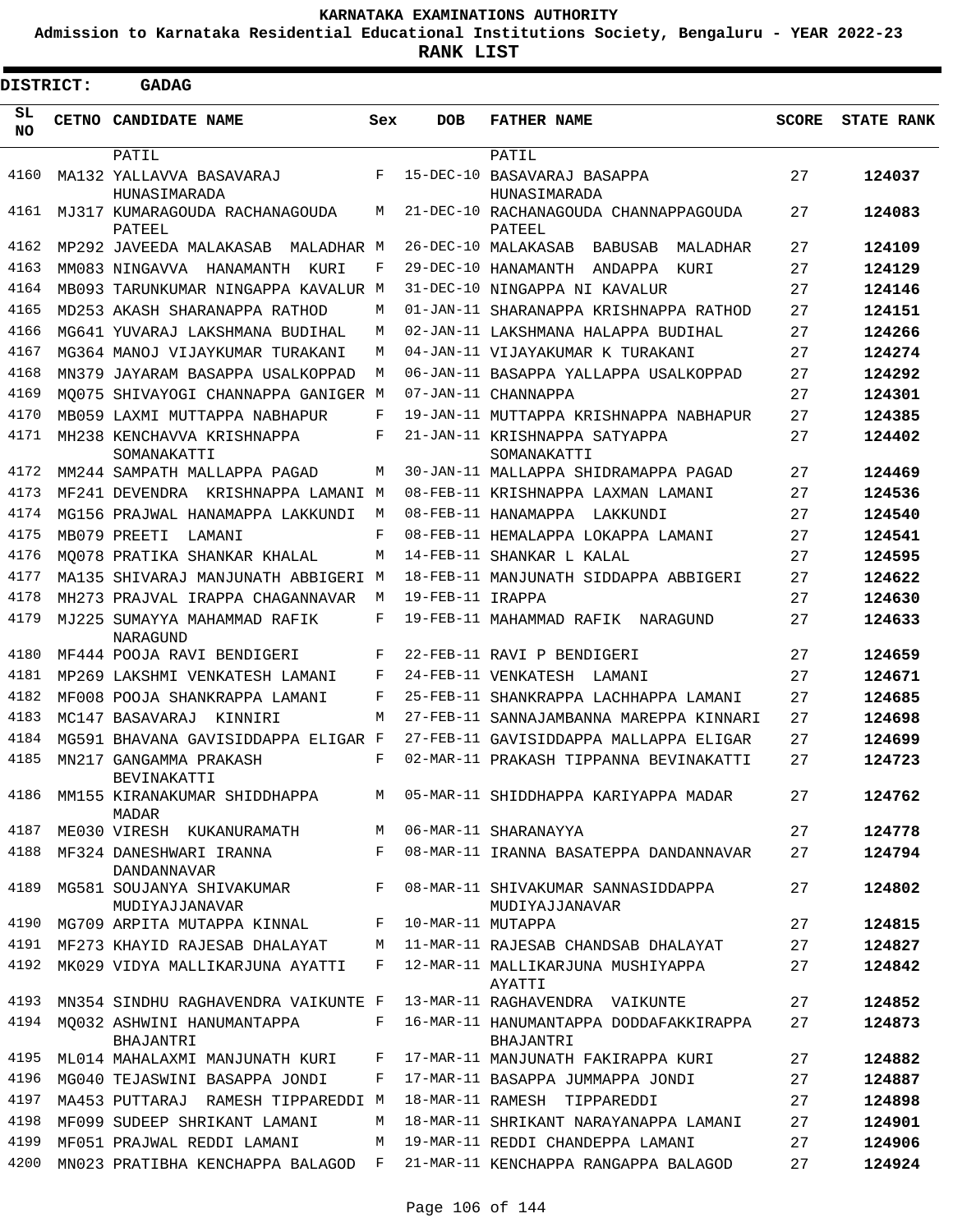**KARNATAKA EXAMINATIONS AUTHORITY**

**Admission to Karnataka Residential Educational Institutions Society, Bengaluru - YEAR 2022-23**

**RANK LIST**

**DISTRICT: GADAG**

| SL NO | CETNO | CANDIDATE NAME | Sex | DOB | FATHER NAME | SCORE | STATE RANK |
|---|---|---|---|---|---|---|---|
| | | PATIL | | | PATIL | | |
| 4160 | MA132 | YALLAVVA BASAVARAJ HUNASIMARADA | F | 15-DEC-10 | BASAVARAJ BASAPPA HUNASIMARADA | 27 | **124037** |
| 4161 | MJ317 | KUMARAGOUDA RACHANAGOUDA PATEEL | M | 21-DEC-10 | RACHANAGOUDA CHANNAPPAGOUDA PATEEL | 27 | **124083** |
| 4162 | MP292 | JAVEEDA MALAKASAB MALADHAR | M | 26-DEC-10 | MALAKASAB BABUSAB MALADHAR | 27 | **124109** |
| 4163 | MM083 | NINGAVVA HANAMANTH KURI | F | 29-DEC-10 | HANAMANTH ANDAPPA KURI | 27 | **124129** |
| 4164 | MB093 | TARUNKUMAR NINGAPPA KAVALUR | M | 31-DEC-10 | NINGAPPA NI KAVALUR | 27 | **124146** |
| 4165 | MD253 | AKASH SHARANAPPA RATHOD | M | 01-JAN-11 | SHARANAPPA KRISHNAPPA RATHOD | 27 | **124151** |
| 4166 | MG641 | YUVARAJ LAKSHMANA BUDIHAL | M | 02-JAN-11 | LAKSHMANA HALAPPA BUDIHAL | 27 | **124266** |
| 4167 | MG364 | MANOJ VIJAYKUMAR TURAKANI | M | 04-JAN-11 | VIJAYAKUMAR K TURAKANI | 27 | **124274** |
| 4168 | MN379 | JAYARAM BASAPPA USALKOPPAD | M | 06-JAN-11 | BASAPPA YALLAPPA USALKOPPAD | 27 | **124292** |
| 4169 | MQ075 | SHIVAYOGI CHANNAPPA GANIGER | M | 07-JAN-11 | CHANNAPPA | 27 | **124301** |
| 4170 | MB059 | LAXMI MUTTAPPA NABHAPUR | F | 19-JAN-11 | MUTTAPPA KRISHNAPPA NABHAPUR | 27 | **124385** |
| 4171 | MH238 | KENCHAVVA KRISHNAPPA SOMANAKATTI | F | 21-JAN-11 | KRISHNAPPA SATYAPPA SOMANAKATTI | 27 | **124402** |
| 4172 | MM244 | SAMPATH MALLAPPA PAGAD | M | 30-JAN-11 | MALLAPPA SHIDRAMAPPA PAGAD | 27 | **124469** |
| 4173 | MF241 | DEVENDRA KRISHNAPPA LAMANI | M | 08-FEB-11 | KRISHNAPPA LAXMAN LAMANI | 27 | **124536** |
| 4174 | MG156 | PRAJWAL HANAMAPPA LAKKUNDI | M | 08-FEB-11 | HANAMAPPA LAKKUNDI | 27 | **124540** |
| 4175 | MB079 | PREETI LAMANI | F | 08-FEB-11 | HEMALAPPA LOKAPPA LAMANI | 27 | **124541** |
| 4176 | MQ078 | PRATIKA SHANKAR KHALAL | M | 14-FEB-11 | SHANKAR L KALAL | 27 | **124595** |
| 4177 | MA135 | SHIVARAJ MANJUNATH ABBIGERI | M | 18-FEB-11 | MANJUNATH SIDDAPPA ABBIGERI | 27 | **124622** |
| 4178 | MH273 | PRAJVAL IRAPPA CHAGANNAVAR | M | 19-FEB-11 | IRAPPA | 27 | **124630** |
| 4179 | MJ225 | SUMAYYA MAHAMMAD RAFIK NARAGUND | F | 19-FEB-11 | MAHAMMAD RAFIK NARAGUND | 27 | **124633** |
| 4180 | MF444 | POOJA RAVI BENDIGERI | F | 22-FEB-11 | RAVI P BENDIGERI | 27 | **124659** |
| 4181 | MP269 | LAKSHMI VENKATESH LAMANI | F | 24-FEB-11 | VENKATESH LAMANI | 27 | **124671** |
| 4182 | MF008 | POOJA SHANKRAPPA LAMANI | F | 25-FEB-11 | SHANKRAPPA LACHHAPPA LAMANI | 27 | **124685** |
| 4183 | MC147 | BASAVARAJ KINNIRI | M | 27-FEB-11 | SANNAJAMBANNA MAREPPA KINNARI | 27 | **124698** |
| 4184 | MG591 | BHAVANA GAVISIDDAPPA ELIGAR | F | 27-FEB-11 | GAVISIDDAPPA MALLAPPA ELIGAR | 27 | **124699** |
| 4185 | MN217 | GANGAMMA PRAKASH BEVINAKATTI | F | 02-MAR-11 | PRAKASH TIPPANNA BEVINAKATTI | 27 | **124723** |
| 4186 | MM155 | KIRANAKUMAR SHIDDHAPPA MADAR | M | 05-MAR-11 | SHIDDHAPPA KARIYAPPA MADAR | 27 | **124762** |
| 4187 | ME030 | VIRESH KUKANURAMATH | M | 06-MAR-11 | SHARANAYYA | 27 | **124778** |
| 4188 | MF324 | DANESHWARI IRANNA DANDANNAVAR | F | 08-MAR-11 | IRANNA BASATEPPA DANDANNAVAR | 27 | **124794** |
| 4189 | MG581 | SOUJANYA SHIVAKUMAR MUDIYAJJANAVAR | F | 08-MAR-11 | SHIVAKUMAR SANNASIDDAPPA MUDIYAJJANAVAR | 27 | **124802** |
| 4190 | MG709 | ARPITA MUTAPPA KINNAL | F | 10-MAR-11 | MUTAPPA | 27 | **124815** |
| 4191 | MF273 | KHAYID RAJESAB DHALAYAT | M | 11-MAR-11 | RAJESAB CHANDSAB DHALAYAT | 27 | **124827** |
| 4192 | MK029 | VIDYA MALLIKARJUNA AYATTI | F | 12-MAR-11 | MALLIKARJUNA MUSHIYAPPA AYATTI | 27 | **124842** |
| 4193 | MN354 | SINDHU RAGHAVENDRA VAIKUNTE | F | 13-MAR-11 | RAGHAVENDRA VAIKUNTE | 27 | **124852** |
| 4194 | MQ032 | ASHWINI HANUMANTAPPA BHAJANTRI | F | 16-MAR-11 | HANUMANTAPPA DODDAFAKKIRAPPA BHAJANTRI | 27 | **124873** |
| 4195 | ML014 | MAHALAXMI MANJUNATH KURI | F | 17-MAR-11 | MANJUNATH FAKIRAPPA KURI | 27 | **124882** |
| 4196 | MG040 | TEJASWINI BASAPPA JONDI | F | 17-MAR-11 | BASAPPA JUMMAPPA JONDI | 27 | **124887** |
| 4197 | MA453 | PUTTARAJ RAMESH TIPPAREDDI | M | 18-MAR-11 | RAMESH TIPPAREDDI | 27 | **124898** |
| 4198 | MF099 | SUDEEP SHRIKANT LAMANI | M | 18-MAR-11 | SHRIKANT NARAYANAPPA LAMANI | 27 | **124901** |
| 4199 | MF051 | PRAJWAL REDDI LAMANI | M | 19-MAR-11 | REDDI CHANDEPPA LAMANI | 27 | **124906** |
| 4200 | MN023 | PRATIBHA KENCHAPPA BALAGOD | F | 21-MAR-11 | KENCHAPPA RANGAPPA BALAGOD | 27 | **124924** |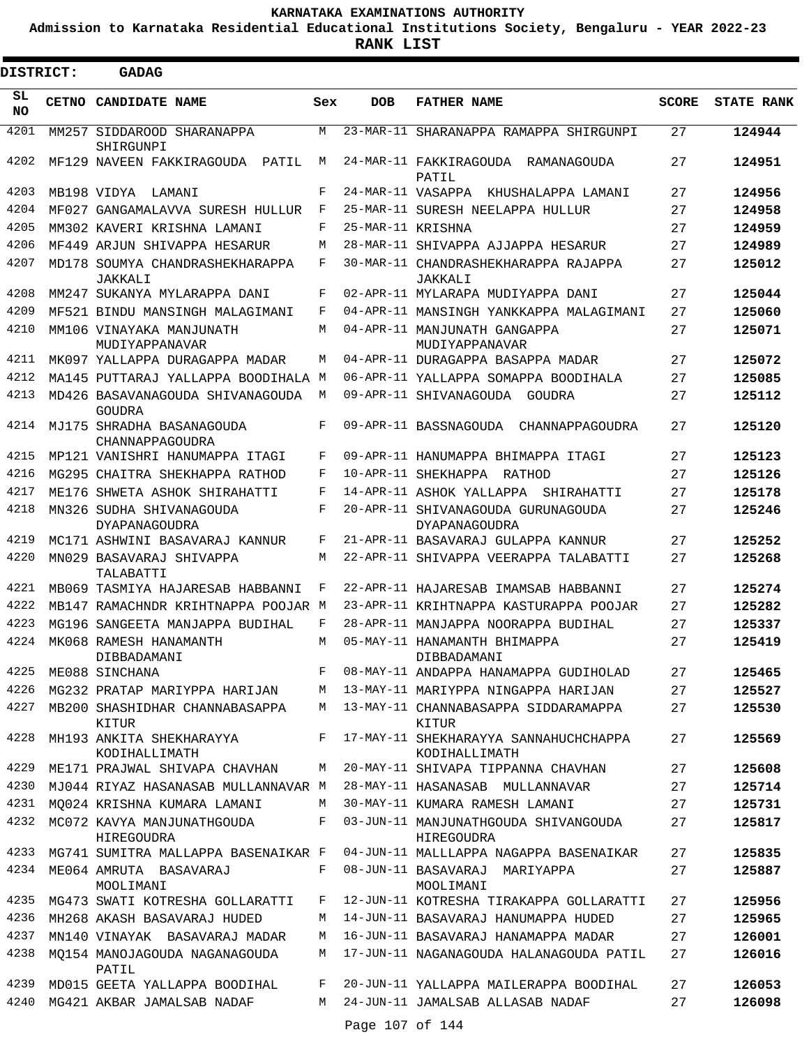# KARNATAKA EXAMINATIONS AUTHORITY

**Admission to Karnataka Residential Educational Institutions Society, Bengaluru - YEAR 2022-23**

**RANK LIST**

**DISTRICT: GADAG**

| SL NO | CETNO | CANDIDATE NAME | Sex | DOB | FATHER NAME | SCORE | STATE RANK |
|---|---|---|---|---|---|---|---|
| 4201 | MM257 | SIDDAROOD SHARANAPPA SHIRGUNPI | M | 23-MAR-11 | SHARANAPPA RAMAPPA SHIRGUNPI | 27 | **124944** |
| 4202 | MF129 | NAVEEN FAKKIRAGOUDA PATIL | M | 24-MAR-11 | FAKKIRAGOUDA RAMANAGOUDA PATIL | 27 | **124951** |
| 4203 | MB198 | VIDYA LAMANI | F | 24-MAR-11 | VASAPPA KHUSHALAPPA LAMANI | 27 | **124956** |
| 4204 | MF027 | GANGAMALAVVA SURESH HULLUR | F | 25-MAR-11 | SURESH NEELAPPA HULLUR | 27 | **124958** |
| 4205 | MM302 | KAVERI KRISHNA LAMANI | F | 25-MAR-11 | KRISHNA | 27 | **124959** |
| 4206 | MF449 | ARJUN SHIVAPPA HESARUR | M | 28-MAR-11 | SHIVAPPA AJJAPPA HESARUR | 27 | **124989** |
| 4207 | MD178 | SOUMYA CHANDRASHEKHARAPPA JAKKALI | F | 30-MAR-11 | CHANDRASHEKHARAPPA RAJAPPA JAKKALI | 27 | **125012** |
| 4208 | MM247 | SUKANYA MYLARAPPA DANI | F | 02-APR-11 | MYLARAPA MUDIYAPPA DANI | 27 | **125044** |
| 4209 | MF521 | BINDU MANSINGH MALAGIMANI | F | 04-APR-11 | MANSINGH YANKKAPPA MALAGIMANI | 27 | **125060** |
| 4210 | MM106 | VINAYAKA MANJUNATH MUDIYAPPANAVAR | M | 04-APR-11 | MANJUNATH GANGAPPA MUDIYAPPANAVAR | 27 | **125071** |
| 4211 | MK097 | YALLAPPA DURAGAPPA MADAR | M | 04-APR-11 | DURAGAPPA BASAPPA MADAR | 27 | **125072** |
| 4212 | MA145 | PUTTARAJ YALLAPPA BOODIHALA | M | 06-APR-11 | YALLAPPA SOMAPPA BOODIHALA | 27 | **125085** |
| 4213 | MD426 | BASAVANAGOUDA SHIVANAGOUDA GOUDRA | M | 09-APR-11 | SHIVANAGOUDA GOUDRA | 27 | **125112** |
| 4214 | MJ175 | SHRADHA BASANAGOUDA CHANNAPPAGOUDRA | F | 09-APR-11 | BASSNAGOUDA CHANNAPPAGOUDRA | 27 | **125120** |
| 4215 | MP121 | VANISHRI HANUMAPPA ITAGI | F | 09-APR-11 | HANUMAPPA BHIMAPPA ITAGI | 27 | **125123** |
| 4216 | MG295 | CHAITRA SHEKHAPPA RATHOD | F | 10-APR-11 | SHEKHAPPA RATHOD | 27 | **125126** |
| 4217 | ME176 | SHWETA ASHOK SHIRAHATTI | F | 14-APR-11 | ASHOK YALLAPPA SHIRAHATTI | 27 | **125178** |
| 4218 | MN326 | SUDHA SHIVANAGOUDA DYAPANAGOUDRA | F | 20-APR-11 | SHIVANAGOUDA GURUNAGOUDA DYAPANAGOUDRA | 27 | **125246** |
| 4219 | MC171 | ASHWINI BASAVARAJ KANNUR | F | 21-APR-11 | BASAVARAJ GULAPPA KANNUR | 27 | **125252** |
| 4220 | MN029 | BASAVARAJ SHIVAPPA TALABATTI | M | 22-APR-11 | SHIVAPPA VEERAPPA TALABATTI | 27 | **125268** |
| 4221 | MB069 | TASMIYA HAJARESAB HABBANNI | F | 22-APR-11 | HAJARESAB IMAMSAB HABBANNI | 27 | **125274** |
| 4222 | MB147 | RAMACHNDR KRIHTNAPPA POOJAR | M | 23-APR-11 | KRIHTNAPPA KASTURAPPA POOJAR | 27 | **125282** |
| 4223 | MG196 | SANGEETA MANJAPPA BUDIHAL | F | 28-APR-11 | MANJAPPA NOORAPPA BUDIHAL | 27 | **125337** |
| 4224 | MK068 | RAMESH HANAMANTH DIBBADAMANI | M | 05-MAY-11 | HANAMANTH BHIMAPPA DIBBADAMANI | 27 | **125419** |
| 4225 | ME088 | SINCHANA | F | 08-MAY-11 | ANDAPPA HANAMAPPA GUDIHOLAD | 27 | **125465** |
| 4226 | MG232 | PRATAP MARIYPPA HARIJAN | M | 13-MAY-11 | MARIYPPA NINGAPPA HARIJAN | 27 | **125527** |
| 4227 | MB200 | SHASHIDHAR CHANNABASAPPA KITUR | M | 13-MAY-11 | CHANNABASAPPA SIDDARAMAPPA KITUR | 27 | **125530** |
| 4228 | MH193 | ANKITA SHEKHARAYYA KODIHALLIMATH | F | 17-MAY-11 | SHEKHARAYYA SANNAHUCHCHAPPA KODIHALLIMATH | 27 | **125569** |
| 4229 | ME171 | PRAJWAL SHIVAPA CHAVHAN | M | 20-MAY-11 | SHIVAPA TIPPANNA CHAVHAN | 27 | **125608** |
| 4230 | MJ044 | RIYAZ HASANASAB MULLANNAVAR | M | 28-MAY-11 | HASANASAB MULLANNAVAR | 27 | **125714** |
| 4231 | MQ024 | KRISHNA KUMARA LAMANI | M | 30-MAY-11 | KUMARA RAMESH LAMANI | 27 | **125731** |
| 4232 | MC072 | KAVYA MANJUNATHGOUDA HIREGOUDRA | F | 03-JUN-11 | MANJUNATHGOUDA SHIVANGOUDA HIREGOUDRA | 27 | **125817** |
| 4233 | MG741 | SUMITRA MALLAPPA BASENAIKAR | F | 04-JUN-11 | MALLLAPPA NAGAPPA BASENAIKAR | 27 | **125835** |
| 4234 | ME064 | AMRUTA BASAVARAJ MOOLIMANI | F | 08-JUN-11 | BASAVARAJ MARIYAPPA MOOLIMANI | 27 | **125887** |
| 4235 | MG473 | SWATI KOTRESHA GOLLARATTI | F | 12-JUN-11 | KOTRESHA TIRAKAPPA GOLLARATTI | 27 | **125956** |
| 4236 | MH268 | AKASH BASAVARAJ HUDED | M | 14-JUN-11 | BASAVARAJ HANUMAPPA HUDED | 27 | **125965** |
| 4237 | MN140 | VINAYAK BASAVARAJ MADAR | M | 16-JUN-11 | BASAVARAJ HANAMAPPA MADAR | 27 | **126001** |
| 4238 | MQ154 | MANOJAGOUDA NAGANAGOUDA PATIL | M | 17-JUN-11 | NAGANAGOUDA HALANAGOUDA PATIL | 27 | **126016** |
| 4239 | MD015 | GEETA YALLAPPA BOODIHAL | F | 20-JUN-11 | YALLAPPA MAILERAPPA BOODIHAL | 27 | **126053** |
| 4240 | MG421 | AKBAR JAMALSAB NADAF | M | 24-JUN-11 | JAMALSAB ALLASAB NADAF | 27 | **126098** |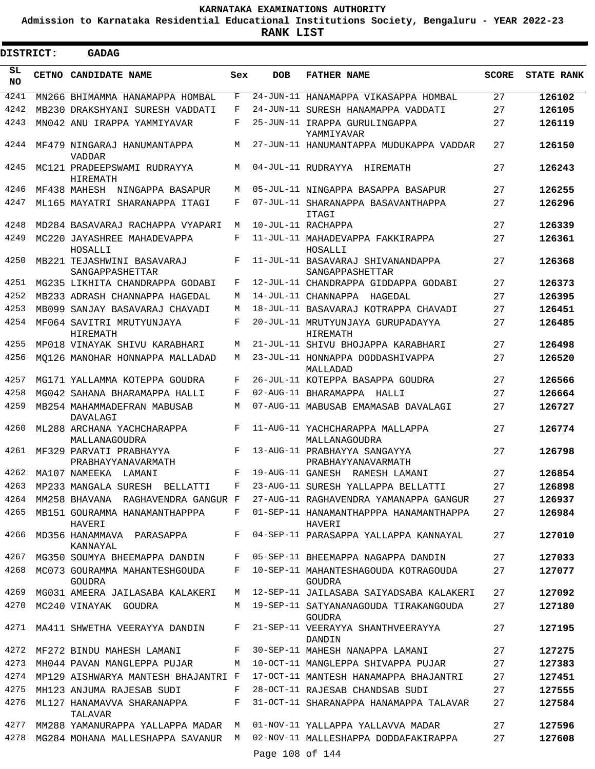# KARNATAKA EXAMINATIONS AUTHORITY

**Admission to Karnataka Residential Educational Institutions Society, Bengaluru - YEAR 2022-23**

**RANK LIST**

**DISTRICT: GADAG**

| SL NO | CETNO | CANDIDATE NAME | Sex | DOB | FATHER NAME | SCORE | STATE RANK |
|---|---|---|---|---|---|---|---|
| 4241 | MN266 | BHIMAMMA HANAMAPPA HOMBAL | F | 24-JUN-11 | HANAMAPPA VIKASAPPA HOMBAL | 27 | **126102** |
| 4242 | MB230 | DRAKSHYANI SURESH VADDATI | F | 24-JUN-11 | SURESH HANAMAPPA VADDATI | 27 | **126105** |
| 4243 | MN042 | ANU IRAPPA YAMMIYAVAR | F | 25-JUN-11 | IRAPPA GURULINGAPPA YAMMIYAVAR | 27 | **126119** |
| 4244 | MF479 | NINGARAJ HANUMANTAPPA VADDAR | M | 27-JUN-11 | HANUMANTAPPA MUDUKAPPA VADDAR | 27 | **126150** |
| 4245 | MC121 | PRADEEPSWAMI RUDRAYYA HIREMATH | M | 04-JUL-11 | RUDRAYYA HIREMATH | 27 | **126243** |
| 4246 | MF438 | MAHESH NINGAPPA BASAPUR | M | 05-JUL-11 | NINGAPPA BASAPPA BASAPUR | 27 | **126255** |
| 4247 | ML165 | MAYATRI SHARANAPPA ITAGI | F | 07-JUL-11 | SHARANAPPA BASAVANTHAPPA ITAGI | 27 | **126296** |
| 4248 | MD284 | BASAVARAJ RACHAPPA VYAPARI | M | 10-JUL-11 | RACHAPPA | 27 | **126339** |
| 4249 | MC220 | JAYASHREE MAHADEVAPPA HOSALLI | F | 11-JUL-11 | MAHADEVAPPA FAKKIRAPPA HOSALLI | 27 | **126361** |
| 4250 | MB221 | TEJASHWINI BASAVARAJ SANGAPPASHETTAR | F | 11-JUL-11 | BASAVARAJ SHIVANANDAPPA SANGAPPASHETTAR | 27 | **126368** |
| 4251 | MG235 | LIKHITA CHANDRAPPA GODABI | F | 12-JUL-11 | CHANDRAPPA GIDDAPPA GODABI | 27 | **126373** |
| 4252 | MB233 | ADRASH CHANNAPPA HAGEDAL | M | 14-JUL-11 | CHANNAPPA HAGEDAL | 27 | **126395** |
| 4253 | MB099 | SANJAY BASAVARAJ CHAVADI | M | 18-JUL-11 | BASAVARAJ KOTRAPPA CHAVADI | 27 | **126451** |
| 4254 | MF064 | SAVITRI MRUTYUNJAYA HIREMATH | F | 20-JUL-11 | MRUTYUNJAYA GURUPADAYYA HIREMATH | 27 | **126485** |
| 4255 | MP018 | VINAYAK SHIVU KARABHARI | M | 21-JUL-11 | SHIVU BHOJAPPA KARABHARI | 27 | **126498** |
| 4256 | MQ126 | MANOHAR HONNAPPA MALLADAD | M | 23-JUL-11 | HONNAPPA DODDASHIVAPPA MALLADAD | 27 | **126520** |
| 4257 | MG171 | YALLAMMA KOTEPPA GOUDRA | F | 26-JUL-11 | KOTEPPA BASAPPA GOUDRA | 27 | **126566** |
| 4258 | MG042 | SAHANA BHARAMAPPA HALLI | F | 02-AUG-11 | BHARAMAPPA HALLI | 27 | **126664** |
| 4259 | MB254 | MAHAMMADEFRAN MABUSAB DAVALAGI | M | 07-AUG-11 | MABUSAB EMAMASAB DAVALAGI | 27 | **126727** |
| 4260 | ML288 | ARCHANA YACHCHARAPPA MALLANAGOUDRA | F | 11-AUG-11 | YACHCHARAPPA MALLAPPA MALLANAGOUDRA | 27 | **126774** |
| 4261 | MF329 | PARVATI PRABHAYYA PRABHAYYANAVARMATH | F | 13-AUG-11 | PRABHAYYA SANGAYYA PRABHAYYANAVARMATH | 27 | **126798** |
| 4262 | MA107 | NAMEEKA LAMANI | F | 19-AUG-11 | GANESH RAMESH LAMANI | 27 | **126854** |
| 4263 | MP233 | MANGALA SURESH BELLATTI | F | 23-AUG-11 | SURESH YALLAPPA BELLATTI | 27 | **126898** |
| 4264 | MM258 | BHAVANA RAGHAVENDRA GANGUR | F | 27-AUG-11 | RAGHAVENDRA YAMANAPPA GANGUR | 27 | **126937** |
| 4265 | MB151 | GOURAMMA HANAMANTHAPPPA HAVERI | F | 01-SEP-11 | HANAMANTHAPPPA HANAMANTHAPPA HAVERI | 27 | **126984** |
| 4266 | MD356 | HANAMMAVA PARASAPPA KANNAYAL | F | 04-SEP-11 | PARASAPPA YALLAPPA KANNAYAL | 27 | **127010** |
| 4267 | MG350 | SOUMYA BHEEMAPPA DANDIN | F | 05-SEP-11 | BHEEMAPPA NAGAPPA DANDIN | 27 | **127033** |
| 4268 | MC073 | GOURAMMA MAHANTESHGOUDA GOUDRA | F | 10-SEP-11 | MAHANTESHAGOUDA KOTRAGOUDA GOUDRA | 27 | **127077** |
| 4269 | MG031 | AMEERA JAILASABA KALAKERI | M | 12-SEP-11 | JAILASABA SAIYADSABA KALAKERI | 27 | **127092** |
| 4270 | MC240 | VINAYAK GOUDRA | M | 19-SEP-11 | SATYANANAGOUDA TIRAKANGOUDA GOUDRA | 27 | **127180** |
| 4271 | MA411 | SHWETHA VEERAYYA DANDIN | F | 21-SEP-11 | VEERAYYA SHANTHVEERAYYA DANDIN | 27 | **127195** |
| 4272 | MF272 | BINDU MAHESH LAMANI | F | 30-SEP-11 | MAHESH NANAPPA LAMANI | 27 | **127275** |
| 4273 | MH044 | PAVAN MANGLEPPA PUJAR | M | 10-OCT-11 | MANGLEPPA SHIVAPPA PUJAR | 27 | **127383** |
| 4274 | MP129 | AISHWARYA MANTESH BHAJANTRI | F | 17-OCT-11 | MANTESH HANAMAPPA BHAJANTRI | 27 | **127451** |
| 4275 | MH123 | ANJUMA RAJESAB SUDI | F | 28-OCT-11 | RAJESAB CHANDSAB SUDI | 27 | **127555** |
| 4276 | ML127 | HANAMAVVA SHARANAPPA TALAVAR | F | 31-OCT-11 | SHARANAPPA HANAMAPPA TALAVAR | 27 | **127584** |
| 4277 | MM288 | YAMANURAPPA YALLAPPA MADAR | M | 01-NOV-11 | YALLAPPA YALLAVVA MADAR | 27 | **127596** |
| 4278 | MG284 | MOHANA MALLESHAPPA SAVANUR | M | 02-NOV-11 | MALLESHAPPA DODDAFAKIRAPPA | 27 | **127608** |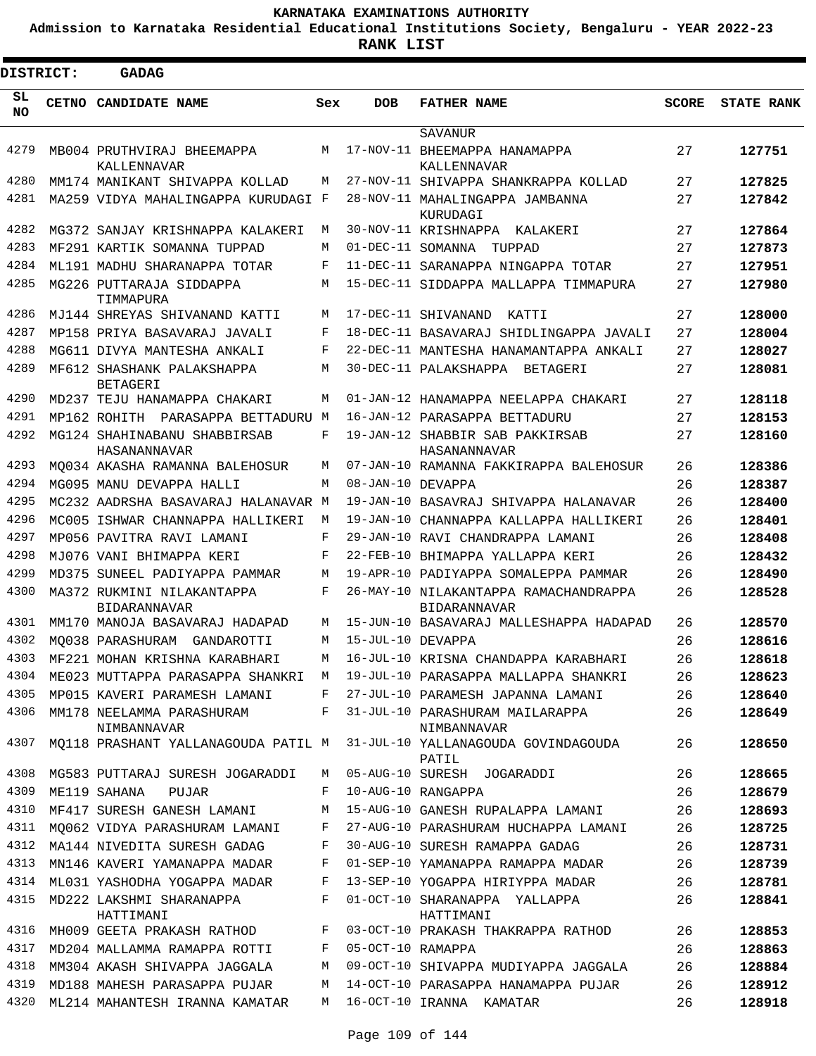**KARNATAKA EXAMINATIONS AUTHORITY**

**Admission to Karnataka Residential Educational Institutions Society, Bengaluru - YEAR 2022-23**

**RANK LIST**

**DISTRICT: GADAG**

| SL NO | CETNO | CANDIDATE NAME | Sex | DOB | FATHER NAME | SCORE | STATE RANK |
|---|---|---|---|---|---|---|---|
| | | | | | SAVANUR | | |
| 4279 | MB004 | PRUTHVIRAJ BHEEMAPPA KALLENNAVAR | M | 17-NOV-11 | BHEEMAPPA HANAMAPPA KALLENNAVAR | 27 | 127751 |
| 4280 | MM174 | MANIKANT SHIVAPPA KOLLAD | M | 27-NOV-11 | SHIVAPPA SHANKRAPPA KOLLAD | 27 | 127825 |
| 4281 | MA259 | VIDYA MAHALINGAPPA KURUDAGI | F | 28-NOV-11 | MAHALINGAPPA JAMBANNA KURUDAGI | 27 | 127842 |
| 4282 | MG372 | SANJAY KRISHNAPPA KALAKERI | M | 30-NOV-11 | KRISHNAPPA KALAKERI | 27 | 127864 |
| 4283 | MF291 | KARTIK SOMANNA TUPPAD | M | 01-DEC-11 | SOMANNA TUPPAD | 27 | 127873 |
| 4284 | ML191 | MADHU SHARANAPPA TOTAR | F | 11-DEC-11 | SARANAPPA NINGAPPA TOTAR | 27 | 127951 |
| 4285 | MG226 | PUTTARAJA SIDDAPPA TIMMAPURA | M | 15-DEC-11 | SIDDAPPA MALLAPPA TIMMAPURA | 27 | 127980 |
| 4286 | MJ144 | SHREYAS SHIVANAND KATTI | M | 17-DEC-11 | SHIVANAND KATTI | 27 | 128000 |
| 4287 | MP158 | PRIYA BASAVARAJ JAVALI | F | 18-DEC-11 | BASAVARAJ SHIDLINGAPPA JAVALI | 27 | 128004 |
| 4288 | MG611 | DIVYA MANTESHA ANKALI | F | 22-DEC-11 | MANTESHA HANAMANTAPPA ANKALI | 27 | 128027 |
| 4289 | MF612 | SHASHANK PALAKSHAPPA BETAGERI | M | 30-DEC-11 | PALAKSHAPPA BETAGERI | 27 | 128081 |
| 4290 | MD237 | TEJU HANAMAPPA CHAKARI | M | 01-JAN-12 | HANAMAPPA NEELAPPA CHAKARI | 27 | 128118 |
| 4291 | MP162 | ROHITH PARASAPPA BETTADURU | M | 16-JAN-12 | PARASAPPA BETTADURU | 27 | 128153 |
| 4292 | MG124 | SHAHINABANU SHABBIRSAB HASANANNAVAR | F | 19-JAN-12 | SHABBIR SAB PAKKIRSAB HASANANNAVAR | 27 | 128160 |
| 4293 | MQ034 | AKASHA RAMANNA BALEHOSUR | M | 07-JAN-10 | RAMANNA FAKKIRAPPA BALEHOSUR | 26 | 128386 |
| 4294 | MG095 | MANU DEVAPPA HALLI | M | 08-JAN-10 | DEVAPPA | 26 | 128387 |
| 4295 | MC232 | AADRSHA BASAVARAJ HALANAVAR | M | 19-JAN-10 | BASAVRAJ SHIVAPPA HALANAVAR | 26 | 128400 |
| 4296 | MC005 | ISHWAR CHANNAPPA HALLIKERI | M | 19-JAN-10 | CHANNAPPA KALLAPPA HALLIKERI | 26 | 128401 |
| 4297 | MP056 | PAVITRA RAVI LAMANI | F | 29-JAN-10 | RAVI CHANDRAPPA LAMANI | 26 | 128408 |
| 4298 | MJ076 | VANI BHIMAPPA KERI | F | 22-FEB-10 | BHIMAPPA YALLAPPA KERI | 26 | 128432 |
| 4299 | MD375 | SUNEEL PADIYAPPA PAMMAR | M | 19-APR-10 | PADIYAPPA SOMALEPPA PAMMAR | 26 | 128490 |
| 4300 | MA372 | RUKMINI NILAKANTAPPA BIDARANNAVAR | F | 26-MAY-10 | NILAKANTAPPA RAMACHANDRAPPA BIDARANNAVAR | 26 | 128528 |
| 4301 | MM170 | MANOJA BASAVARAJ HADAPAD | M | 15-JUN-10 | BASAVARAJ MALLESHAPPA HADAPAD | 26 | 128570 |
| 4302 | MQ038 | PARASHURAM GANDAROTTI | M | 15-JUL-10 | DEVAPPA | 26 | 128616 |
| 4303 | MF221 | MOHAN KRISHNA KARABHARI | M | 16-JUL-10 | KRISNA CHANDAPPA KARABHARI | 26 | 128618 |
| 4304 | ME023 | MUTTAPPA PARASAPPA SHANKRI | M | 19-JUL-10 | PARASAPPA MALLAPPA SHANKRI | 26 | 128623 |
| 4305 | MP015 | KAVERI PARAMESH LAMANI | F | 27-JUL-10 | PARAMESH JAPANNA LAMANI | 26 | 128640 |
| 4306 | MM178 | NEELAMMA PARASHURAM NIMBANNAVAR | F | 31-JUL-10 | PARASHURAM MAILARAPPA NIMBANNAVAR | 26 | 128649 |
| 4307 | MQ118 | PRASHANT YALLANAGOUDA PATIL | M | 31-JUL-10 | YALLANAGOUDA GOVINDAGOUDA PATIL | 26 | 128650 |
| 4308 | MG583 | PUTTARAJ SURESH JOGARADDI | M | 05-AUG-10 | SURESH JOGARADDI | 26 | 128665 |
| 4309 | ME119 | SAHANA PUJAR | F | 10-AUG-10 | RANGAPPA | 26 | 128679 |
| 4310 | MF417 | SURESH GANESH LAMANI | M | 15-AUG-10 | GANESH RUPALAPPA LAMANI | 26 | 128693 |
| 4311 | MQ062 | VIDYA PARASHURAM LAMANI | F | 27-AUG-10 | PARASHURAM HUCHAPPA LAMANI | 26 | 128725 |
| 4312 | MA144 | NIVEDITA SURESH GADAG | F | 30-AUG-10 | SURESH RAMAPPA GADAG | 26 | 128731 |
| 4313 | MN146 | KAVERI YAMANAPPA MADAR | F | 01-SEP-10 | YAMANAPPA RAMAPPA MADAR | 26 | 128739 |
| 4314 | ML031 | YASHODHA YOGAPPA MADAR | F | 13-SEP-10 | YOGAPPA HIRIYPPA MADAR | 26 | 128781 |
| 4315 | MD222 | LAKSHMI SHARANAPPA HATTIMANI | F | 01-OCT-10 | SHARANAPPA YALLAPPA HATTIMANI | 26 | 128841 |
| 4316 | MH009 | GEETA PRAKASH RATHOD | F | 03-OCT-10 | PRAKASH THAKRAPPA RATHOD | 26 | 128853 |
| 4317 | MD204 | MALLAMMA RAMAPPA ROTTI | F | 05-OCT-10 | RAMAPPA | 26 | 128863 |
| 4318 | MM304 | AKASH SHIVAPPA JAGGALA | M | 09-OCT-10 | SHIVAPPA MUDIYAPPA JAGGALA | 26 | 128884 |
| 4319 | MD188 | MAHESH PARASAPPA PUJAR | M | 14-OCT-10 | PARASAPPA HANAMAPPA PUJAR | 26 | 128912 |
| 4320 | ML214 | MAHANTESH IRANNA KAMATAR | M | 16-OCT-10 | IRANNA KAMATAR | 26 | 128918 |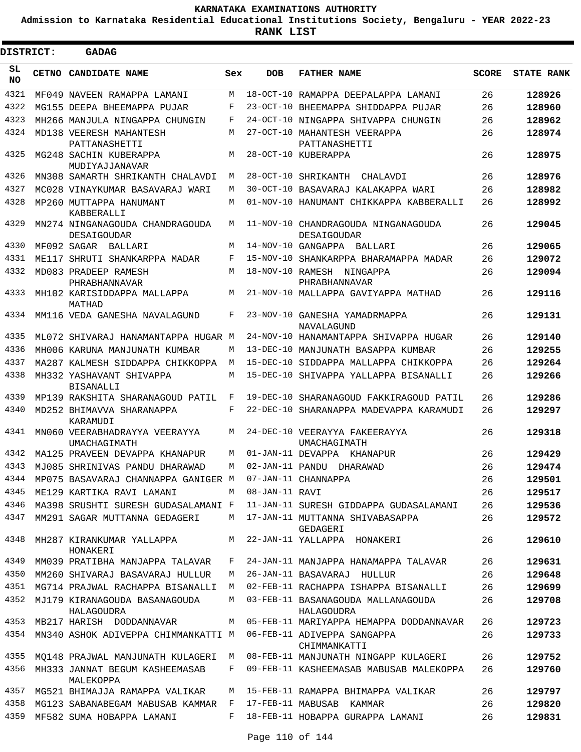# KARNATAKA EXAMINATIONS AUTHORITY

**Admission to Karnataka Residential Educational Institutions Society, Bengaluru - YEAR 2022-23**

**RANK LIST**

**DISTRICT: GADAG**

| SL NO | CETNO | CANDIDATE NAME | Sex | DOB | FATHER NAME | SCORE | STATE RANK |
|---|---|---|---|---|---|---|---|
| 4321 | MF049 | NAVEEN RAMAPPA LAMANI | M | 18-OCT-10 | RAMAPPA DEEPALAPPA LAMANI | 26 | **128926** |
| 4322 | MG155 | DEEPA BHEEMAPPA PUJAR | F | 23-OCT-10 | BHEEMAPPA SHIDDAPPA PUJAR | 26 | **128960** |
| 4323 | MH266 | MANJULA NINGAPPA CHUNGIN | F | 24-OCT-10 | NINGAPPA SHIVAPPA CHUNGIN | 26 | **128962** |
| 4324 | MD138 | VEERESH MAHANTESH PATTANASHETTI | M | 27-OCT-10 | MAHANTESH VEERAPPA PATTANASHETTI | 26 | **128974** |
| 4325 | MG248 | SACHIN KUBERAPPA MUDIYAJJANAVAR | M | 28-OCT-10 | KUBERAPPA | 26 | **128975** |
| 4326 | MN308 | SAMARTH SHRIKANTH CHALAVDI | M | 28-OCT-10 | SHRIKANTH CHALAVDI | 26 | **128976** |
| 4327 | MC028 | VINAYKUMAR BASAVARAJ WARI | M | 30-OCT-10 | BASAVARAJ KALAKAPPA WARI | 26 | **128982** |
| 4328 | MP260 | MUTTAPPA HANUMANT KABBERALLI | M | 01-NOV-10 | HANUMANT CHIKKAPPA KABBERALLI | 26 | **128992** |
| 4329 | MN274 | NINGANAGOUDA CHANDRAGOUDA DESAIGOUDAR | M | 11-NOV-10 | CHANDRAGOUDA NINGANAGOUDA DESAIGOUDAR | 26 | **129045** |
| 4330 | MF092 | SAGAR BALLARI | M | 14-NOV-10 | GANGAPPA BALLARI | 26 | **129065** |
| 4331 | ME117 | SHRUTI SHANKARPPA MADAR | F | 15-NOV-10 | SHANKARPPA BHARAMAPPA MADAR | 26 | **129072** |
| 4332 | MD083 | PRADEEP RAMESH PHRABHANNAVAR | M | 18-NOV-10 | RAMESH NINGAPPA PHRABHANNAVAR | 26 | **129094** |
| 4333 | MH102 | KARISIDDAPPA MALLAPPA MATHAD | M | 21-NOV-10 | MALLAPPA GAVIYAPPA MATHAD | 26 | **129116** |
| 4334 | MM116 | VEDA GANESHA NAVALAGUND | F | 23-NOV-10 | GANESHA YAMADRMAPPA NAVALAGUND | 26 | **129131** |
| 4335 | ML072 | SHIVARAJ HANAMANTAPPA HUGAR | M | 24-NOV-10 | HANAMANTAPPA SHIVAPPA HUGAR | 26 | **129140** |
| 4336 | MH006 | KARUNA MANJUNATH KUMBAR | M | 13-DEC-10 | MANJUNATH BASAPPA KUMBAR | 26 | **129255** |
| 4337 | MA287 | KALMESH SIDDAPPA CHIKKOPPA | M | 15-DEC-10 | SIDDAPPA MALLAPPA CHIKKOPPA | 26 | **129264** |
| 4338 | MH332 | YASHAVANT SHIVAPPA BISANALLI | M | 15-DEC-10 | SHIVAPPA YALLAPPA BISANALLI | 26 | **129266** |
| 4339 | MP139 | RAKSHITA SHARANAGOUD PATIL | F | 19-DEC-10 | SHARANAGOUD FAKKIRAGOUD PATIL | 26 | **129286** |
| 4340 | MD252 | BHIMAVVA SHARANAPPA KARAMUDI | F | 22-DEC-10 | SHARANAPPA MADEVAPPA KARAMUDI | 26 | **129297** |
| 4341 | MN060 | VEERABHADRAYYA VEERAYYA UMACHAGIMATH | M | 24-DEC-10 | VEERAYYA FAKEERAYYA UMACHAGIMATH | 26 | **129318** |
| 4342 | MA125 | PRAVEEN DEVAPPA KHANAPUR | M | 01-JAN-11 | DEVAPPA KHANAPUR | 26 | **129429** |
| 4343 | MJ085 | SHRINIVAS PANDU DHARAWAD | M | 02-JAN-11 | PANDU DHARAWAD | 26 | **129474** |
| 4344 | MP075 | BASAVARAJ CHANNAPPA GANIGER | M | 07-JAN-11 | CHANNAPPA | 26 | **129501** |
| 4345 | ME129 | KARTIKA RAVI LAMANI | M | 08-JAN-11 | RAVI | 26 | **129517** |
| 4346 | MA398 | SRUSHTI SURESH GUDASALAMANI | F | 11-JAN-11 | SURESH GIDDAPPA GUDASALAMANI | 26 | **129536** |
| 4347 | MM291 | SAGAR MUTTANNA GEDAGERI | M | 17-JAN-11 | MUTTANNA SHIVABASAPPA GEDAGERI | 26 | **129572** |
| 4348 | MH287 | KIRANKUMAR YALLAPPA HONAKERI | M | 22-JAN-11 | YALLAPPA HONAKERI | 26 | **129610** |
| 4349 | MM039 | PRATIBHA MANJAPPA TALAVAR | F | 24-JAN-11 | MANJAPPA HANAMAPPA TALAVAR | 26 | **129631** |
| 4350 | MM260 | SHIVARAJ BASAVARAJ HULLUR | M | 26-JAN-11 | BASAVARAJ HULLUR | 26 | **129648** |
| 4351 | MG714 | PRAJWAL RACHAPPA BISANALLI | M | 02-FEB-11 | RACHAPPA ISHAPPA BISANALLI | 26 | **129699** |
| 4352 | MJ179 | KIRANAGOUDA BASANAGOUDA HALAGOUDRA | M | 03-FEB-11 | BASANAGOUDA MALLANAGOUDA HALAGOUDRA | 26 | **129708** |
| 4353 | MB217 | HARISH DODDANNAVAR | M | 05-FEB-11 | MARIYAPPA HEMAPPA DODDANNAVAR | 26 | **129723** |
| 4354 | MN340 | ASHOK ADIVEPPA CHIMMANKATTI | M | 06-FEB-11 | ADIVEPPA SANGAPPA CHIMMANKATTI | 26 | **129733** |
| 4355 | MQ148 | PRAJWAL MANJUNATH KULAGERI | M | 08-FEB-11 | MANJUNATH NINGAPP KULAGERI | 26 | **129752** |
| 4356 | MH333 | JANNAT BEGUM KASHEEMASAB MALEKOPPA | F | 09-FEB-11 | KASHEEMASAB MABUSAB MALEKOPPA | 26 | **129760** |
| 4357 | MG521 | BHIMAJJA RAMAPPA VALIKAR | M | 15-FEB-11 | RAMAPPA BHIMAPPA VALIKAR | 26 | **129797** |
| 4358 | MG123 | SABANABEGAM MABUSAB KAMMAR | F | 17-FEB-11 | MABUSAB KAMMAR | 26 | **129820** |
| 4359 | MF582 | SUMA HOBAPPA LAMANI | F | 18-FEB-11 | HOBAPPA GURAPPA LAMANI | 26 | **129831** |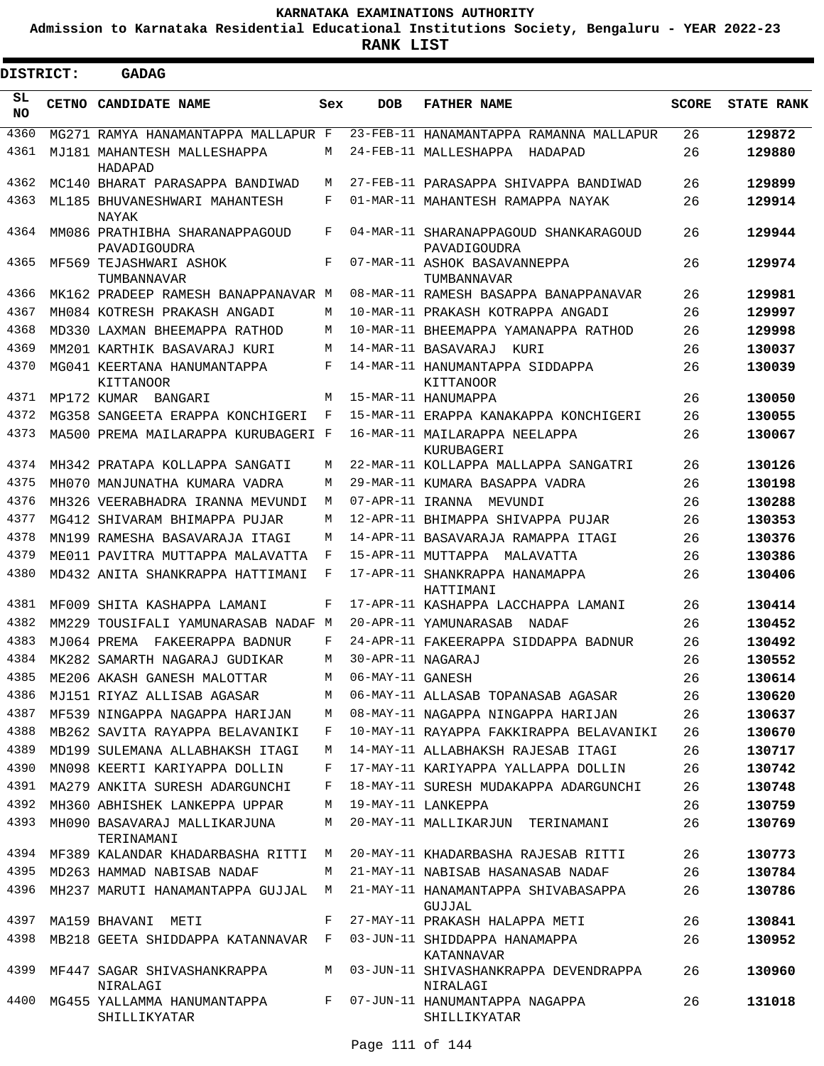# KARNATAKA EXAMINATIONS AUTHORITY

**Admission to Karnataka Residential Educational Institutions Society, Bengaluru - YEAR 2022-23**

**RANK LIST**

**DISTRICT: GADAG**

| SL NO | CETNO | CANDIDATE NAME | Sex | DOB | FATHER NAME | SCORE | STATE RANK |
|---|---|---|---|---|---|---|---|
| 4360 | MG271 | RAMYA HANAMANTAPPA MALLAPUR | F | 23-FEB-11 | HANAMANTAPPA RAMANNA MALLAPUR | 26 | **129872** |
| 4361 | MJ181 | MAHANTESH MALLESHAPPA HADAPAD | M | 24-FEB-11 | MALLESHAPPA HADAPAD | 26 | **129880** |
| 4362 | MC140 | BHARAT PARASAPPA BANDIWAD | M | 27-FEB-11 | PARASAPPA SHIVAPPA BANDIWAD | 26 | **129899** |
| 4363 | ML185 | BHUVANESHWARI MAHANTESH NAYAK | F | 01-MAR-11 | MAHANTESH RAMAPPA NAYAK | 26 | **129914** |
| 4364 | MM086 | PRATHIBHA SHARANAPPAGOUD PAVADIGOUDRA | F | 04-MAR-11 | SHARANAPPAGOUD SHANKARAGOUD PAVADIGOUDRA | 26 | **129944** |
| 4365 | MF569 | TEJASHWARI ASHOK TUMBANNAVAR | F | 07-MAR-11 | ASHOK BASAVANNEPPA TUMBANNAVAR | 26 | **129974** |
| 4366 | MK162 | PRADEEP RAMESH BANAPPANAVAR | M | 08-MAR-11 | RAMESH BASAPPA BANAPPANAVAR | 26 | **129981** |
| 4367 | MH084 | KOTRESH PRAKASH ANGADI | M | 10-MAR-11 | PRAKASH KOTRAPPA ANGADI | 26 | **129997** |
| 4368 | MD330 | LAXMAN BHEEMAPPA RATHOD | M | 10-MAR-11 | BHEEMAPPA YAMANAPPA RATHOD | 26 | **129998** |
| 4369 | MM201 | KARTHIK BASAVARAJ KURI | M | 14-MAR-11 | BASAVARAJ KURI | 26 | **130037** |
| 4370 | MG041 | KEERTANA HANUMANTAPPA KITTANOOR | F | 14-MAR-11 | HANUMANTAPPA SIDDAPPA KITTANOOR | 26 | **130039** |
| 4371 | MP172 | KUMAR BANGARI | M | 15-MAR-11 | HANUMAPPA | 26 | **130050** |
| 4372 | MG358 | SANGEETA ERAPPA KONCHIGERI | F | 15-MAR-11 | ERAPPA KANAKAPPA KONCHIGERI | 26 | **130055** |
| 4373 | MA500 | PREMA MAILARAPPA KURUBAGERI | F | 16-MAR-11 | MAILARAPPA NEELAPPA KURUBAGERI | 26 | **130067** |
| 4374 | MH342 | PRATAPA KOLLAPPA SANGATI | M | 22-MAR-11 | KOLLAPPA MALLAPPA SANGATRI | 26 | **130126** |
| 4375 | MH070 | MANJUNATHA KUMARA VADRA | M | 29-MAR-11 | KUMARA BASAPPA VADRA | 26 | **130198** |
| 4376 | MH326 | VEERABHADRA IRANNA MEVUNDI | M | 07-APR-11 | IRANNA MEVUNDI | 26 | **130288** |
| 4377 | MG412 | SHIVARAM BHIMAPPA PUJAR | M | 12-APR-11 | BHIMAPPA SHIVAPPA PUJAR | 26 | **130353** |
| 4378 | MN199 | RAMESHA BASAVARAJA ITAGI | M | 14-APR-11 | BASAVARAJA RAMAPPA ITAGI | 26 | **130376** |
| 4379 | ME011 | PAVITRA MUTTAPPA MALAVATTA | F | 15-APR-11 | MUTTAPPA MALAVATTA | 26 | **130386** |
| 4380 | MD432 | ANITA SHANKRAPPA HATTIMANI | F | 17-APR-11 | SHANKRAPPA HANAMAPPA HATTIMANI | 26 | **130406** |
| 4381 | MF009 | SHITA KASHAPPA LAMANI | F | 17-APR-11 | KASHAPPA LACCHAPPA LAMANI | 26 | **130414** |
| 4382 | MM229 | TOUSIFALI YAMUNARASAB NADAF | M | 20-APR-11 | YAMUNARASAB NADAF | 26 | **130452** |
| 4383 | MJ064 | PREMA FAKEERAPPA BADNUR | F | 24-APR-11 | FAKEERAPPA SIDDAPPA BADNUR | 26 | **130492** |
| 4384 | MK282 | SAMARTH NAGARAJ GUDIKAR | M | 30-APR-11 | NAGARAJ | 26 | **130552** |
| 4385 | ME206 | AKASH GANESH MALOTTAR | M | 06-MAY-11 | GANESH | 26 | **130614** |
| 4386 | MJ151 | RIYAZ ALLISAB AGASAR | M | 06-MAY-11 | ALLASAB TOPANASAB AGASAR | 26 | **130620** |
| 4387 | MF539 | NINGAPPA NAGAPPA HARIJAN | M | 08-MAY-11 | NAGAPPA NINGAPPA HARIJAN | 26 | **130637** |
| 4388 | MB262 | SAVITA RAYAPPA BELAVANIKI | F | 10-MAY-11 | RAYAPPA FAKKIRAPPA BELAVANIKI | 26 | **130670** |
| 4389 | MD199 | SULEMANA ALLABHAKSH ITAGI | M | 14-MAY-11 | ALLABHAKSH RAJESAB ITAGI | 26 | **130717** |
| 4390 | MN098 | KEERTI KARIYAPPA DOLLIN | F | 17-MAY-11 | KARIYAPPA YALLAPPA DOLLIN | 26 | **130742** |
| 4391 | MA279 | ANKITA SURESH ADARGUNCHI | F | 18-MAY-11 | SURESH MUDAKAPPA ADARGUNCHI | 26 | **130748** |
| 4392 | MH360 | ABHISHEK LANKEPPA UPPAR | M | 19-MAY-11 | LANKEPPA | 26 | **130759** |
| 4393 | MH090 | BASAVARAJ MALLIKARJUNA TERINAMANI | M | 20-MAY-11 | MALLIKARJUN TERINAMANI | 26 | **130769** |
| 4394 | MF389 | KALANDAR KHADARBASHA RITTI | M | 20-MAY-11 | KHADARBASHA RAJESAB RITTI | 26 | **130773** |
| 4395 | MD263 | HAMMAD NABISAB NADAF | M | 21-MAY-11 | NABISAB HASANASAB NADAF | 26 | **130784** |
| 4396 | MH237 | MARUTI HANAMANTAPPA GUJJAL | M | 21-MAY-11 | HANAMANTAPPA SHIVABASAPPA GUJJAL | 26 | **130786** |
| 4397 | MA159 | BHAVANI METI | F | 27-MAY-11 | PRAKASH HALAPPA METI | 26 | **130841** |
| 4398 | MB218 | GEETA SHIDDAPPA KATANNAVAR | F | 03-JUN-11 | SHIDDAPPA HANAMAPPA KATANNAVAR | 26 | **130952** |
| 4399 | MF447 | SAGAR SHIVASHANKRAPPA NIRALAGI | M | 03-JUN-11 | SHIVASHANKRAPPA DEVENDRAPPA NIRALAGI | 26 | **130960** |
| 4400 | MG455 | YALLAMMA HANUMANTAPPA SHILLIKYATAR | F | 07-JUN-11 | HANUMANTAPPA NAGAPPA SHILLIKYATAR | 26 | **131018** |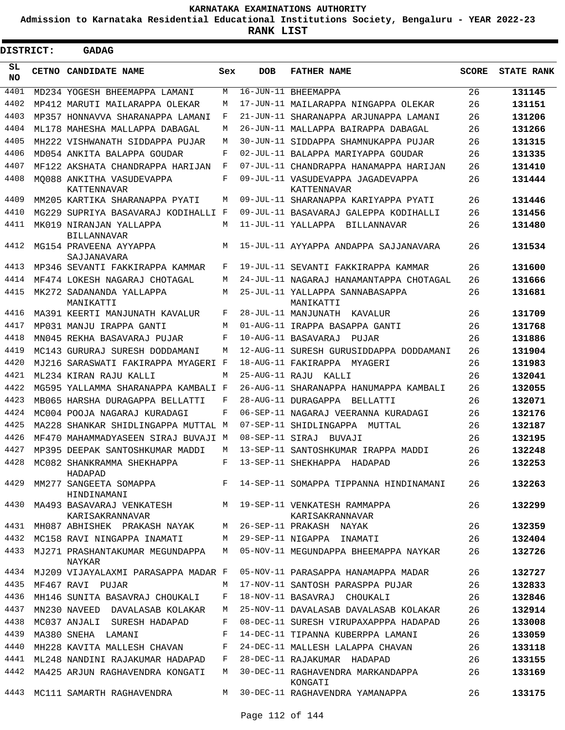**KARNATAKA EXAMINATIONS AUTHORITY**

**Admission to Karnataka Residential Educational Institutions Society, Bengaluru - YEAR 2022-23**

**RANK LIST**

**DISTRICT: GADAG**

| SL NO | CETNO | CANDIDATE NAME | Sex | DOB | FATHER NAME | SCORE | STATE RANK |
|---|---|---|---|---|---|---|---|
| 4401 | MD234 | YOGESH BHEEMAPPA LAMANI | M | 16-JUN-11 | BHEEMAPPA | 26 | 131145 |
| 4402 | MP412 | MARUTI MAILARAPPA OLEKAR | M | 17-JUN-11 | MAILARAPPA NINGAPPA OLEKAR | 26 | 131151 |
| 4403 | MP357 | HONNAVVA SHARANAPPA LAMANI | F | 21-JUN-11 | SHARANAPPA ARJUNAPPA LAMANI | 26 | 131206 |
| 4404 | ML178 | MAHESHA MALLAPPA DABAGAL | M | 26-JUN-11 | MALLAPPA BAIRAPPA DABAGAL | 26 | 131266 |
| 4405 | MH222 | VISHWANATH SIDDAPPA PUJAR | M | 30-JUN-11 | SIDDAPPA SHAMNUKAPPA PUJAR | 26 | 131315 |
| 4406 | MD054 | ANKITA BALAPPA GOUDAR | F | 02-JUL-11 | BALAPPA MARIYAPPA GOUDAR | 26 | 131335 |
| 4407 | MF122 | AKSHATA CHANDRAPPA HARIJAN | F | 07-JUL-11 | CHANDRAPPA HANAMAPPA HARIJAN | 26 | 131410 |
| 4408 | MQ088 | ANKITHA VASUDEVAPPA KATTENNAVAR | F | 09-JUL-11 | VASUDEVAPPA JAGADEVAPPA KATTENNAVAR | 26 | 131444 |
| 4409 | MM205 | KARTIKA SHARANAPPA PYATI | M | 09-JUL-11 | SHARANAPPA KARIYAPPA PYATI | 26 | 131446 |
| 4410 | MG229 | SUPRIYA BASAVARAJ KODIHALLI | F | 09-JUL-11 | BASAVARAJ GALEPPA KODIHALLI | 26 | 131456 |
| 4411 | MK019 | NIRANJAN YALLAPPA BILLANNAVAR | M | 11-JUL-11 | YALLAPPA BILLANNAVAR | 26 | 131480 |
| 4412 | MG154 | PRAVEENA AYYAPPA SAJJANAVARA | M | 15-JUL-11 | AYYAPPA ANDAPPA SAJJANAVARA | 26 | 131534 |
| 4413 | MP346 | SEVANTI FAKKIRAPPA KAMMAR | F | 19-JUL-11 | SEVANTI FAKKIRAPPA KAMMAR | 26 | 131600 |
| 4414 | MF474 | LOKESH NAGARAJ CHOTAGAL | M | 24-JUL-11 | NAGARAJ HANAMANTAPPA CHOTAGAL | 26 | 131666 |
| 4415 | MK272 | SADANANDA YALLAPPA MANIKATTI | M | 25-JUL-11 | YALLAPPA SANNABASAPPA MANIKATTI | 26 | 131681 |
| 4416 | MA391 | KEERTI MANJUNATH KAVALUR | F | 28-JUL-11 | MANJUNATH KAVALUR | 26 | 131709 |
| 4417 | MP031 | MANJU IRAPPA GANTI | M | 01-AUG-11 | IRAPPA BASAPPA GANTI | 26 | 131768 |
| 4418 | MN045 | REKHA BASAVARAJ PUJAR | F | 10-AUG-11 | BASAVARAJ PUJAR | 26 | 131886 |
| 4419 | MC143 | GURURAJ SURESH DODDAMANI | M | 12-AUG-11 | SURESH GURUSIDDAPPA DODDAMANI | 26 | 131904 |
| 4420 | MJ216 | SARASWATI FAKIRAPPA MYAGERI | F | 18-AUG-11 | FAKIRAPPA MYAGERI | 26 | 131983 |
| 4421 | ML234 | KIRAN RAJU KALLI | M | 25-AUG-11 | RAJU KALLI | 26 | 132041 |
| 4422 | MG595 | YALLAMMA SHARANAPPA KAMBALI | F | 26-AUG-11 | SHARANAPPA HANUMAPPA KAMBALI | 26 | 132055 |
| 4423 | MB065 | HARSHA DURAGAPPA BELLATTI | F | 28-AUG-11 | DURAGAPPA BELLATTI | 26 | 132071 |
| 4424 | MC004 | POOJA NAGARAJ KURADAGI | F | 06-SEP-11 | NAGARAJ VEERANNA KURADAGI | 26 | 132176 |
| 4425 | MA228 | SHANKAR SHIDLINGAPPA MUTTAL | M | 07-SEP-11 | SHIDLINGAPPA MUTTAL | 26 | 132187 |
| 4426 | MF470 | MAHAMMADYASEEN SIRAJ BUVAJI | M | 08-SEP-11 | SIRAJ BUVAJI | 26 | 132195 |
| 4427 | MP395 | DEEPAK SANTOSHKUMAR MADDI | M | 13-SEP-11 | SANTOSHKUMAR IRAPPA MADDI | 26 | 132248 |
| 4428 | MC082 | SHANKRAMMA SHEKHAPPA HADAPAD | F | 13-SEP-11 | SHEKHAPPA HADAPAD | 26 | 132253 |
| 4429 | MM277 | SANGEETA SOMAPPA HINDINAMANI | F | 14-SEP-11 | SOMAPPA TIPPANNA HINDINAMANI | 26 | 132263 |
| 4430 | MA493 | BASAVARAJ VENKATESH KARISAKRANNAVAR | M | 19-SEP-11 | VENKATESH RAMMAPPA KARISAKRANNAVAR | 26 | 132299 |
| 4431 | MH087 | ABHISHEK PRAKASH NAYAK | M | 26-SEP-11 | PRAKASH NAYAK | 26 | 132359 |
| 4432 | MC158 | RAVI NINGAPPA INAMATI | M | 29-SEP-11 | NIGAPPA INAMATI | 26 | 132404 |
| 4433 | MJ271 | PRASHANTAKUMAR MEGUNDAPPA NAYKAR | M | 05-NOV-11 | MEGUNDAPPA BHEEMAPPA NAYKAR | 26 | 132726 |
| 4434 | MJ209 | VIJAYALAXMI PARASAPPA MADAR | F | 05-NOV-11 | PARASAPPA HANAMAPPA MADAR | 26 | 132727 |
| 4435 | MF467 | RAVI PUJAR | M | 17-NOV-11 | SANTOSH PARASPPA PUJAR | 26 | 132833 |
| 4436 | MH146 | SUNITA BASAVRAJ CHOUKALI | F | 18-NOV-11 | BASAVRAJ CHOUKALI | 26 | 132846 |
| 4437 | MN230 | NAVEED DAVALASAB KOLAKAR | M | 25-NOV-11 | DAVALASAB DAVALASAB KOLAKAR | 26 | 132914 |
| 4438 | MC037 | ANJALI SURESH HADAPAD | F | 08-DEC-11 | SURESH VIRUPAXAPPPA HADAPAD | 26 | 133008 |
| 4439 | MA380 | SNEHA LAMANI | F | 14-DEC-11 | TIPANNA KUBERPPA LAMANI | 26 | 133059 |
| 4440 | MH228 | KAVITA MALLESH CHAVAN | F | 24-DEC-11 | MALLESH LALAPPA CHAVAN | 26 | 133118 |
| 4441 | ML248 | NANDINI RAJAKUMAR HADAPAD | F | 28-DEC-11 | RAJAKUMAR HADAPAD | 26 | 133155 |
| 4442 | MA425 | ARJUN RAGHAVENDRA KONGATI | M | 30-DEC-11 | RAGHAVENDRA MARKANDAPPA KONGATI | 26 | 133169 |
| 4443 | MC111 | SAMARTH RAGHAVENDRA | M | 30-DEC-11 | RAGHAVENDRA YAMANAPPA | 26 | 133175 |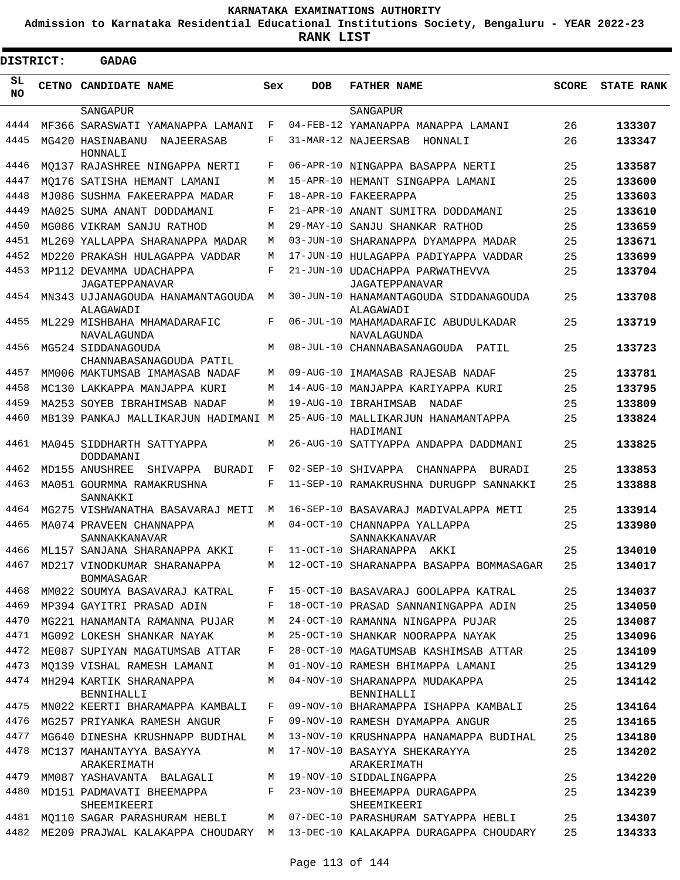# KARNATAKA EXAMINATIONS AUTHORITY

**Admission to Karnataka Residential Educational Institutions Society, Bengaluru - YEAR 2022-23**

**RANK LIST**

**DISTRICT: GADAG**

| SL NO | CETNO | CANDIDATE NAME | Sex | DOB | FATHER NAME | SCORE | STATE RANK |
|---|---|---|---|---|---|---|---|
| | | SANGAPUR | | | SANGAPUR | | |
| 4444 | MF366 | SARASWATI YAMANAPPA LAMANI | F | 04-FEB-12 | YAMANAPPA MANAPPA LAMANI | 26 | 133307 |
| 4445 | MG420 | HASINABANU NAJEERASAB HONNALI | F | 31-MAR-12 | NAJEERSAB HONNALI | 26 | 133347 |
| 4446 | MQ137 | RAJASHREE NINGAPPA NERTI | F | 06-APR-10 | NINGAPPA BASAPPA NERTI | 25 | 133587 |
| 4447 | MQ176 | SATISHA HEMANT LAMANI | M | 15-APR-10 | HEMANT SINGAPPA LAMANI | 25 | 133600 |
| 4448 | MJ086 | SUSHMA FAKEERAPPA MADAR | F | 18-APR-10 | FAKEERAPPA | 25 | 133603 |
| 4449 | MA025 | SUMA ANANT DODDAMANI | F | 21-APR-10 | ANANT SUMITRA DODDAMANI | 25 | 133610 |
| 4450 | MG086 | VIKRAM SANJU RATHOD | M | 29-MAY-10 | SANJU SHANKAR RATHOD | 25 | 133659 |
| 4451 | ML269 | YALLAPPA SHARANAPPA MADAR | M | 03-JUN-10 | SHARANAPPA DYAMAPPA MADAR | 25 | 133671 |
| 4452 | MD220 | PRAKASH HULAGAPPA VADDAR | M | 17-JUN-10 | HULAGAPPA PADIYAPPA VADDAR | 25 | 133699 |
| 4453 | MP112 | DEVAMMA UDACHAPPA JAGATEPPANAVAR | F | 21-JUN-10 | UDACHAPPA PARWATHEVVA JAGATEPPANAVAR | 25 | 133704 |
| 4454 | MN343 | UJJANAGOUDA HANAMANTAGOUDA ALAGAWADI | M | 30-JUN-10 | HANAMANTAGOUDA SIDDANAGOUDA ALAGAWADI | 25 | 133708 |
| 4455 | ML229 | MISHBAHA MHAMADARAFIC NAVALAGUNDA | F | 06-JUL-10 | MAHAMADARAFIC ABUDULKADAR NAVALAGUNDA | 25 | 133719 |
| 4456 | MG524 | SIDDANAGOUDA CHANNABASANAGOUDA PATIL | M | 08-JUL-10 | CHANNABASANAGOUDA PATIL | 25 | 133723 |
| 4457 | MM006 | MAKTUMSAB IMAMASAB NADAF | M | 09-AUG-10 | IMAMASAB RAJESAB NADAF | 25 | 133781 |
| 4458 | MC130 | LAKKAPPA MANJAPPA KURI | M | 14-AUG-10 | MANJAPPA KARIYAPPA KURI | 25 | 133795 |
| 4459 | MA253 | SOYEB IBRAHIMSAB NADAF | M | 19-AUG-10 | IBRAHIMSAB NADAF | 25 | 133809 |
| 4460 | MB139 | PANKAJ MALLIKARJUN HADIMANI | M | 25-AUG-10 | MALLIKARJUN HANAMANTAPPA HADIMANI | 25 | 133824 |
| 4461 | MA045 | SIDDHARTH SATTYAPPA DODDAMANI | M | 26-AUG-10 | SATTYAPPA ANDAPPA DADDMANI | 25 | 133825 |
| 4462 | MD155 | ANUSHREE SHIVAPPA BURADI | F | 02-SEP-10 | SHIVAPPA CHANNAPPA BURADI | 25 | 133853 |
| 4463 | MA051 | GOURMMA RAMAKRUSHNA SANNAKKI | F | 11-SEP-10 | RAMAKRUSHNA DURUGPP SANNAKKI | 25 | 133888 |
| 4464 | MG275 | VISHWANATHA BASAVARAJ METI | M | 16-SEP-10 | BASAVARAJ MADIVALAPPA METI | 25 | 133914 |
| 4465 | MA074 | PRAVEEN CHANNAPPA SANNAKKANAVAR | M | 04-OCT-10 | CHANNAPPA YALLAPPA SANNAKKANAVAR | 25 | 133980 |
| 4466 | ML157 | SANJANA SHARANAPPA AKKI | F | 11-OCT-10 | SHARANAPPA AKKI | 25 | 134010 |
| 4467 | MD217 | VINODKUMAR SHARANAPPA BOMMASAGAR | M | 12-OCT-10 | SHARANAPPA BASAPPA BOMMASAGAR | 25 | 134017 |
| 4468 | MM022 | SOUMYA BASAVARAJ KATRAL | F | 15-OCT-10 | BASAVARAJ GOOLAPPA KATRAL | 25 | 134037 |
| 4469 | MP394 | GAYITRI PRASAD ADIN | F | 18-OCT-10 | PRASAD SANNANINGAPPA ADIN | 25 | 134050 |
| 4470 | MG221 | HANAMANTA RAMANNA PUJAR | M | 24-OCT-10 | RAMANNA NINGAPPA PUJAR | 25 | 134087 |
| 4471 | MG092 | LOKESH SHANKAR NAYAK | M | 25-OCT-10 | SHANKAR NOORAPPA NAYAK | 25 | 134096 |
| 4472 | ME087 | SUPIYAN MAGATUMSAB ATTAR | F | 28-OCT-10 | MAGATUMSAB KASHIMSAB ATTAR | 25 | 134109 |
| 4473 | MQ139 | VISHAL RAMESH LAMANI | M | 01-NOV-10 | RAMESH BHIMAPPA LAMANI | 25 | 134129 |
| 4474 | MH294 | KARTIK SHARANAPPA BENNIHALLI | M | 04-NOV-10 | SHARANAPPA MUDAKAPPA BENNIHALLI | 25 | 134142 |
| 4475 | MN022 | KEERTI BHARAMAPPA KAMBALI | F | 09-NOV-10 | BHARAMAPPA ISHAPPA KAMBALI | 25 | 134164 |
| 4476 | MG257 | PRIYANKA RAMESH ANGUR | F | 09-NOV-10 | RAMESH DYAMAPPA ANGUR | 25 | 134165 |
| 4477 | MG640 | DINESHA KRUSHNAPP BUDIHAL | M | 13-NOV-10 | KRUSHNAPPA HANAMAPPA BUDIHAL | 25 | 134180 |
| 4478 | MC137 | MAHANTAYYA BASAYYA ARAKERIMATH | M | 17-NOV-10 | BASAYYA SHEKARAYYA ARAKERIMATH | 25 | 134202 |
| 4479 | MM087 | YASHAVANTA BALAGALI | M | 19-NOV-10 | SIDDALINGAPPA | 25 | 134220 |
| 4480 | MD151 | PADMAVATI BHEEMAPPA SHEEMIKEERI | F | 23-NOV-10 | BHEEMAPPA DURAGAPPA SHEEMIKEERI | 25 | 134239 |
| 4481 | MQ110 | SAGAR PARASHURAM HEBLI | M | 07-DEC-10 | PARASHURAM SATYAPPA HEBLI | 25 | 134307 |
| 4482 | ME209 | PRAJWAL KALAKAPPA CHOUDARY | M | 13-DEC-10 | KALAKAPPA DURAGAPPA CHOUDARY | 25 | 134333 |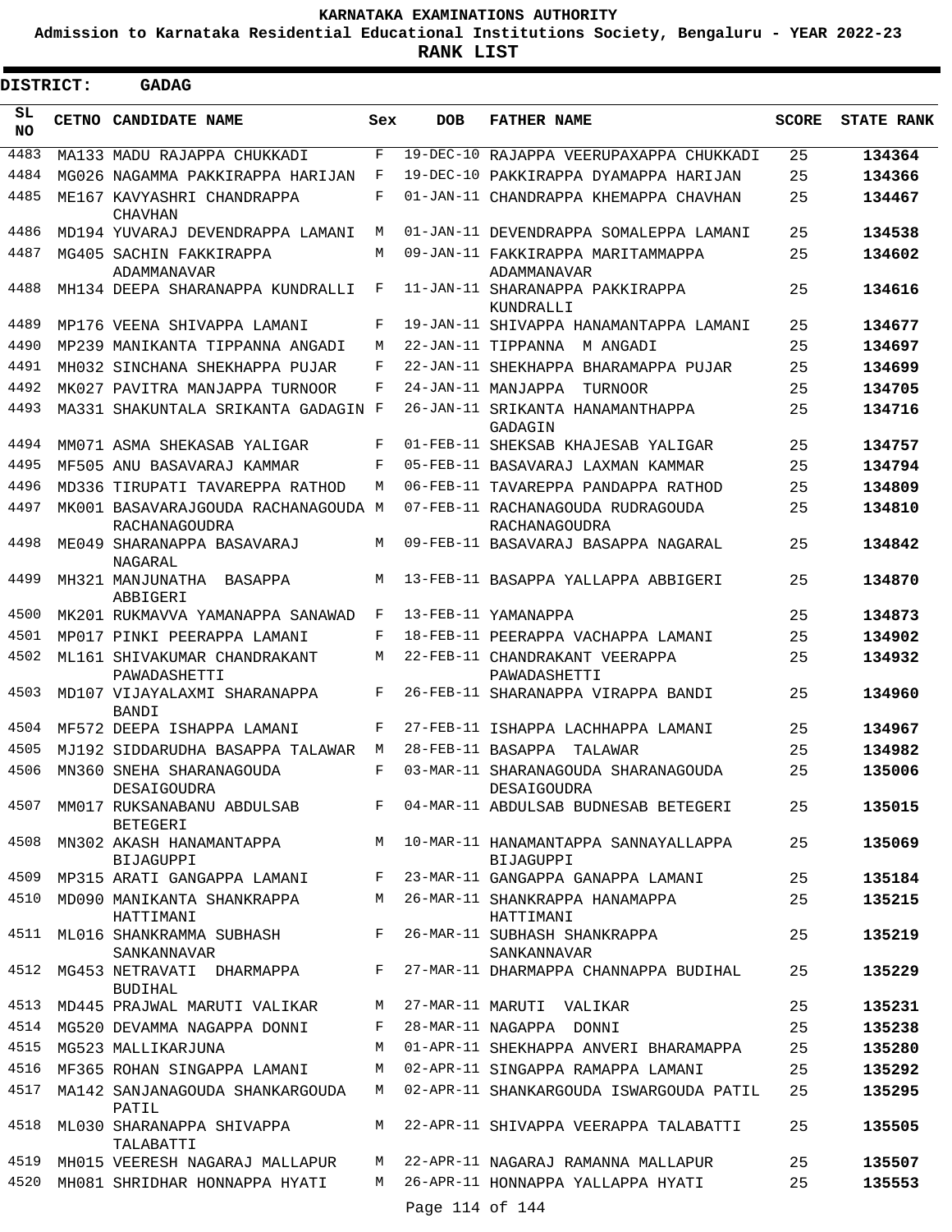# KARNATAKA EXAMINATIONS AUTHORITY

**Admission to Karnataka Residential Educational Institutions Society, Bengaluru - YEAR 2022-23**

**RANK LIST**

**DISTRICT: GADAG**

| SL NO | CETNO | CANDIDATE NAME | Sex | DOB | FATHER NAME | SCORE | STATE RANK |
|---|---|---|---|---|---|---|---|
| 4483 | MA133 | MADU RAJAPPA CHUKKADI | F | 19-DEC-10 | RAJAPPA VEERUPAXAPPA CHUKKADI | 25 | 134364 |
| 4484 | MG026 | NAGAMMA PAKKIRAPPA HARIJAN | F | 19-DEC-10 | PAKKIRAPPA DYAMAPPA HARIJAN | 25 | 134366 |
| 4485 | ME167 | KAVYASHRI CHANDRAPPA CHAVHAN | F | 01-JAN-11 | CHANDRAPPA KHEMAPPA CHAVHAN | 25 | 134467 |
| 4486 | MD194 | YUVARAJ DEVENDRAPPA LAMANI | M | 01-JAN-11 | DEVENDRAPPA SOMALEPPA LAMANI | 25 | 134538 |
| 4487 | MG405 | SACHIN FAKKIRAPPA ADAMMANAVAR | M | 09-JAN-11 | FAKKIRAPPA MARITAMMAPPA ADAMMANAVAR | 25 | 134602 |
| 4488 | MH134 | DEEPA SHARANAPPA KUNDRALLI | F | 11-JAN-11 | SHARANAPPA PAKKIRAPPA KUNDRALLI | 25 | 134616 |
| 4489 | MP176 | VEENA SHIVAPPA LAMANI | F | 19-JAN-11 | SHIVAPPA HANAMANTAPPA LAMANI | 25 | 134677 |
| 4490 | MP239 | MANIKANTA TIPPANNA ANGADI | M | 22-JAN-11 | TIPPANNA M ANGADI | 25 | 134697 |
| 4491 | MH032 | SINCHANA SHEKHAPPA PUJAR | F | 22-JAN-11 | SHEKHAPPA BHARAMAPPA PUJAR | 25 | 134699 |
| 4492 | MK027 | PAVITRA MANJAPPA TURNOOR | F | 24-JAN-11 | MANJAPPA TURNOOR | 25 | 134705 |
| 4493 | MA331 | SHAKUNTALA SRIKANTA GADAGIN | F | 26-JAN-11 | SRIKANTA HANAMANTHAPPA GADAGIN | 25 | 134716 |
| 4494 | MM071 | ASMA SHEKASAB YALIGAR | F | 01-FEB-11 | SHEKSAB KHAJESAB YALIGAR | 25 | 134757 |
| 4495 | MF505 | ANU BASAVARAJ KAMMAR | F | 05-FEB-11 | BASAVARAJ LAXMAN KAMMAR | 25 | 134794 |
| 4496 | MD336 | TIRUPATI TAVAREPPA RATHOD | M | 06-FEB-11 | TAVAREPPA PANDAPPA RATHOD | 25 | 134809 |
| 4497 | MK001 | BASAVARAJGOUDA RACHANAGOUDA RACHANAGOUDRA | M | 07-FEB-11 | RACHANAGOUDA RUDRAGOUDA RACHANAGOUDRA | 25 | 134810 |
| 4498 | ME049 | SHARANAPPA BASAVARAJ NAGARAL | M | 09-FEB-11 | BASAVARAJ BASAPPA NAGARAL | 25 | 134842 |
| 4499 | MH321 | MANJUNATHA BASAPPA ABBIGERI | M | 13-FEB-11 | BASAPPA YALLAPPA ABBIGERI | 25 | 134870 |
| 4500 | MK201 | RUKMAVVA YAMANAPPA SANAWAD | F | 13-FEB-11 | YAMANAPPA | 25 | 134873 |
| 4501 | MP017 | PINKI PEERAPPA LAMANI | F | 18-FEB-11 | PEERAPPA VACHAPPA LAMANI | 25 | 134902 |
| 4502 | ML161 | SHIVAKUMAR CHANDRAKANT PAWADASHETTI | M | 22-FEB-11 | CHANDRAKANT VEERAPPA PAWADASHETTI | 25 | 134932 |
| 4503 | MD107 | VIJAYALAXMI SHARANAPPA BANDI | F | 26-FEB-11 | SHARANAPPA VIRAPPA BANDI | 25 | 134960 |
| 4504 | MF572 | DEEPA ISHAPPA LAMANI | F | 27-FEB-11 | ISHAPPA LACHHAPPA LAMANI | 25 | 134967 |
| 4505 | MJ192 | SIDDARUDHA BASAPPA TALAWAR | M | 28-FEB-11 | BASAPPA TALAWAR | 25 | 134982 |
| 4506 | MN360 | SNEHA SHARANAGOUDA DESAIGOUDRA | F | 03-MAR-11 | SHARANAGOUDA SHARANAGOUDA DESAIGOUDRA | 25 | 135006 |
| 4507 | MM017 | RUKSANABANU ABDULSAB BETEGERI | F | 04-MAR-11 | ABDULSAB BUDNESAB BETEGERI | 25 | 135015 |
| 4508 | MN302 | AKASH HANAMANTAPPA BIJAGUPPI | M | 10-MAR-11 | HANAMANTAPPA SANNAYALLAPPA BIJAGUPPI | 25 | 135069 |
| 4509 | MP315 | ARATI GANGAPPA LAMANI | F | 23-MAR-11 | GANGAPPA GANAPPA LAMANI | 25 | 135184 |
| 4510 | MD090 | MANIKANTA SHANKRAPPA HATTIMANI | M | 26-MAR-11 | SHANKRAPPA HANAMAPPA HATTIMANI | 25 | 135215 |
| 4511 | ML016 | SHANKRAMMA SUBHASH SANKANNAVAR | F | 26-MAR-11 | SUBHASH SHANKRAPPA SANKANNAVAR | 25 | 135219 |
| 4512 | MG453 | NETRAVATI DHARMAPPA BUDIHAL | F | 27-MAR-11 | DHARMAPPA CHANNAPPA BUDIHAL | 25 | 135229 |
| 4513 | MD445 | PRAJWAL MARUTI VALIKAR | M | 27-MAR-11 | MARUTI VALIKAR | 25 | 135231 |
| 4514 | MG520 | DEVAMMA NAGAPPA DONNI | F | 28-MAR-11 | NAGAPPA DONNI | 25 | 135238 |
| 4515 | MG523 | MALLIKARJUNA | M | 01-APR-11 | SHEKHAPPA ANVERI BHARAMAPPA | 25 | 135280 |
| 4516 | MF365 | ROHAN SINGAPPA LAMANI | M | 02-APR-11 | SINGAPPA RAMAPPA LAMANI | 25 | 135292 |
| 4517 | MA142 | SANJANAGOUDA SHANKARGOUDA PATIL | M | 02-APR-11 | SHANKARGOUDA ISWARGOUDA PATIL | 25 | 135295 |
| 4518 | ML030 | SHARANAPPA SHIVAPPA TALABATTI | M | 22-APR-11 | SHIVAPPA VEERAPPA TALABATTI | 25 | 135505 |
| 4519 | MH015 | VEERESH NAGARAJ MALLAPUR | M | 22-APR-11 | NAGARAJ RAMANNA MALLAPUR | 25 | 135507 |
| 4520 | MH081 | SHRIDHAR HONNAPPA HYATI | M | 26-APR-11 | HONNAPPA YALLAPPA HYATI | 25 | 135553 |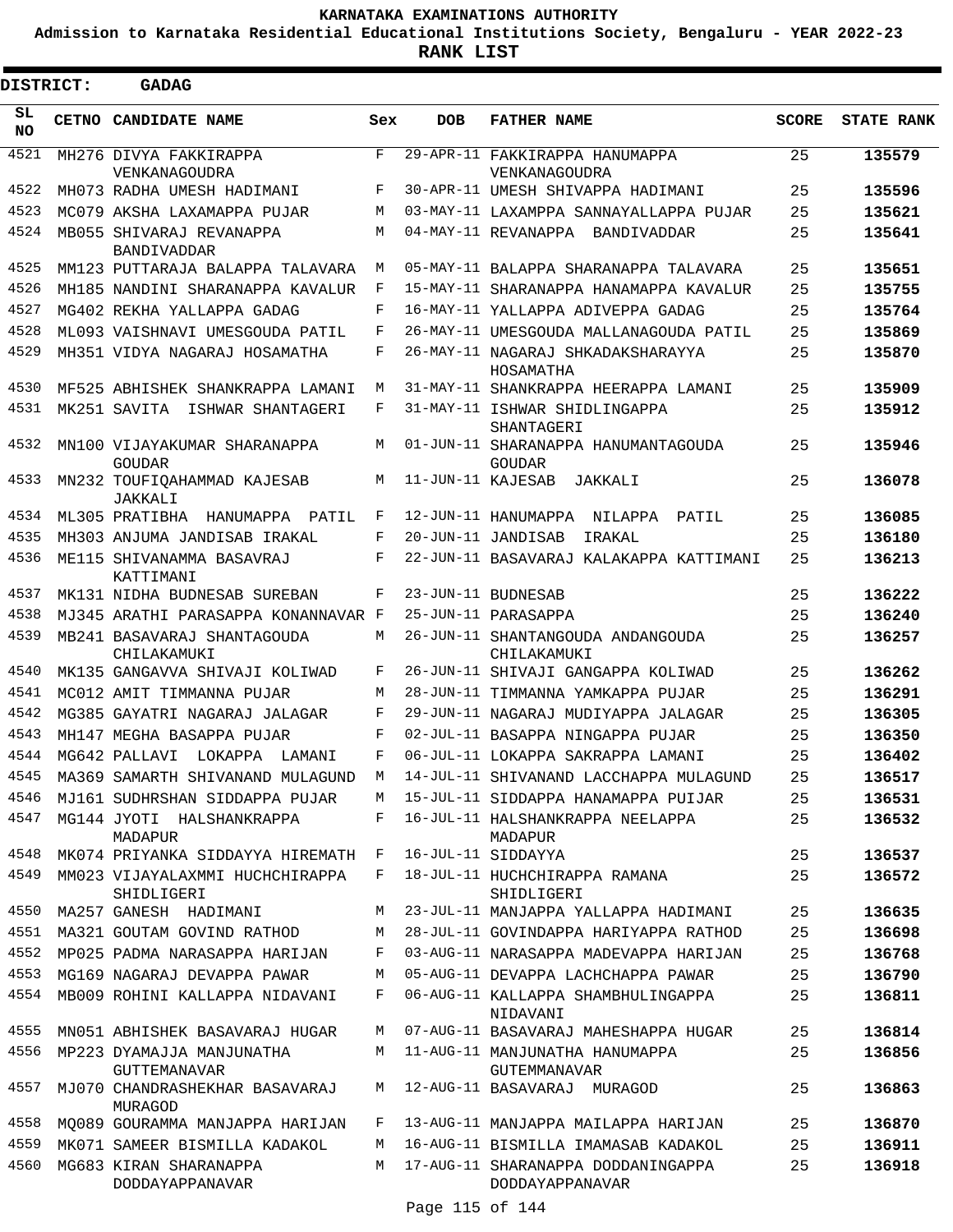# KARNATAKA EXAMINATIONS AUTHORITY

**Admission to Karnataka Residential Educational Institutions Society, Bengaluru - YEAR 2022-23**

**RANK LIST**

**DISTRICT: GADAG**

| SL NO | CETNO | CANDIDATE NAME | Sex | DOB | FATHER NAME | SCORE | STATE RANK |
|---|---|---|---|---|---|---|---|
| 4521 | MH276 | DIVYA FAKKIRAPPA VENKANAGOUDRA | F | 29-APR-11 | FAKKIRAPPA HANUMAPPA VENKANAGOUDRA | 25 | **135579** |
| 4522 | MH073 | RADHA UMESH HADIMANI | F | 30-APR-11 | UMESH SHIVAPPA HADIMANI | 25 | **135596** |
| 4523 | MC079 | AKSHA LAXAMAPPA PUJAR | M | 03-MAY-11 | LAXAMPPA SANNAYALLAPPA PUJAR | 25 | **135621** |
| 4524 | MB055 | SHIVARAJ REVANAPPA BANDIVADDAR | M | 04-MAY-11 | REVANAPPA BANDIVADDAR | 25 | **135641** |
| 4525 | MM123 | PUTTARAJA BALAPPA TALAVARA | M | 05-MAY-11 | BALAPPA SHARANAPPA TALAVARA | 25 | **135651** |
| 4526 | MH185 | NANDINI SHARANAPPA KAVALUR | F | 15-MAY-11 | SHARANAPPA HANAMAPPA KAVALUR | 25 | **135755** |
| 4527 | MG402 | REKHA YALLAPPA GADAG | F | 16-MAY-11 | YALLAPPA ADIVEPPA GADAG | 25 | **135764** |
| 4528 | ML093 | VAISHNAVI UMESGOUDA PATIL | F | 26-MAY-11 | UMESGOUDA MALLANAGOUDA PATIL | 25 | **135869** |
| 4529 | MH351 | VIDYA NAGARAJ HOSAMATHA | F | 26-MAY-11 | NAGARAJ SHKADAKSHARAYYA HOSAMATHA | 25 | **135870** |
| 4530 | MF525 | ABHISHEK SHANKRAPPA LAMANI | M | 31-MAY-11 | SHANKRAPPA HEERAPPA LAMANI | 25 | **135909** |
| 4531 | MK251 | SAVITA ISHWAR SHANTAGERI | F | 31-MAY-11 | ISHWAR SHIDLINGAPPA SHANTAGERI | 25 | **135912** |
| 4532 | MN100 | VIJAYAKUMAR SHARANAPPA GOUDAR | M | 01-JUN-11 | SHARANAPPA HANUMANTAGOUDA GOUDAR | 25 | **135946** |
| 4533 | MN232 | TOUFIQAHAMMAD KAJESAB JAKKALI | M | 11-JUN-11 | KAJESAB JAKKALI | 25 | **136078** |
| 4534 | ML305 | PRATIBHA HANUMAPPA PATIL | F | 12-JUN-11 | HANUMAPPA NILAPPA PATIL | 25 | **136085** |
| 4535 | MH303 | ANJUMA JANDISAB IRAKAL | F | 20-JUN-11 | JANDISAB IRAKAL | 25 | **136180** |
| 4536 | ME115 | SHIVANAMMA BASAVRAJ KATTIMANI | F | 22-JUN-11 | BASAVARAJ KALAKAPPA KATTIMANI | 25 | **136213** |
| 4537 | MK131 | NIDHA BUDNESAB SUREBAN | F | 23-JUN-11 | BUDNESAB | 25 | **136222** |
| 4538 | MJ345 | ARATHI PARASAPPA KONANNAVAR | F | 25-JUN-11 | PARASAPPA | 25 | **136240** |
| 4539 | MB241 | BASAVARAJ SHANTAGOUDA CHILAKAMUKI | M | 26-JUN-11 | SHANTANGOUDA ANDANGOUDA CHILAKAMUKI | 25 | **136257** |
| 4540 | MK135 | GANGAVVA SHIVAJI KOLIWAD | F | 26-JUN-11 | SHIVAJI GANGAPPA KOLIWAD | 25 | **136262** |
| 4541 | MC012 | AMIT TIMMANNA PUJAR | M | 28-JUN-11 | TIMMANNA YAMKAPPA PUJAR | 25 | **136291** |
| 4542 | MG385 | GAYATRI NAGARAJ JALAGAR | F | 29-JUN-11 | NAGARAJ MUDIYAPPA JALAGAR | 25 | **136305** |
| 4543 | MH147 | MEGHA BASAPPA PUJAR | F | 02-JUL-11 | BASAPPA NINGAPPA PUJAR | 25 | **136350** |
| 4544 | MG642 | PALLAVI LOKAPPA LAMANI | F | 06-JUL-11 | LOKAPPA SAKRAPPA LAMANI | 25 | **136402** |
| 4545 | MA369 | SAMARTH SHIVANAND MULAGUND | M | 14-JUL-11 | SHIVANAND LACCHAPPA MULAGUND | 25 | **136517** |
| 4546 | MJ161 | SUDHRSHAN SIDDAPPA PUJAR | M | 15-JUL-11 | SIDDAPPA HANAMAPPA PUIJAR | 25 | **136531** |
| 4547 | MG144 | JYOTI HALSHANKRAPPA MADAPUR | F | 16-JUL-11 | HALSHANKRAPPA NEELAPPA MADAPUR | 25 | **136532** |
| 4548 | MK074 | PRIYANKA SIDDAYYA HIREMATH | F | 16-JUL-11 | SIDDAYYA | 25 | **136537** |
| 4549 | MM023 | VIJAYALAXMMI HUCHCHIRAPPA SHIDLIGERI | F | 18-JUL-11 | HUCHCHIRAPPA RAMANA SHIDLIGERI | 25 | **136572** |
| 4550 | MA257 | GANESH HADIMANI | M | 23-JUL-11 | MANJAPPA YALLAPPA HADIMANI | 25 | **136635** |
| 4551 | MA321 | GOUTAM GOVIND RATHOD | M | 28-JUL-11 | GOVINDAPPA HARIYAPPA RATHOD | 25 | **136698** |
| 4552 | MP025 | PADMA NARASAPPA HARIJAN | F | 03-AUG-11 | NARASAPPA MADEVAPPA HARIJAN | 25 | **136768** |
| 4553 | MG169 | NAGARAJ DEVAPPA PAWAR | M | 05-AUG-11 | DEVAPPA LACHCHAPPA PAWAR | 25 | **136790** |
| 4554 | MB009 | ROHINI KALLAPPA NIDAVANI | F | 06-AUG-11 | KALLAPPA SHAMBHULINGAPPA NIDAVANI | 25 | **136811** |
| 4555 | MN051 | ABHISHEK BASAVARAJ HUGAR | M | 07-AUG-11 | BASAVARAJ MAHESHAPPA HUGAR | 25 | **136814** |
| 4556 | MP223 | DYAMAJJA MANJUNATHA GUTTEMANAVAR | M | 11-AUG-11 | MANJUNATHA HANUMAPPA GUTEMMANAVAR | 25 | **136856** |
| 4557 | MJ070 | CHANDRASHEKHAR BASAVARAJ MURAGOD | M | 12-AUG-11 | BASAVARAJ MURAGOD | 25 | **136863** |
| 4558 | MQ089 | GOURAMMA MANJAPPA HARIJAN | F | 13-AUG-11 | MANJAPPA MAILAPPA HARIJAN | 25 | **136870** |
| 4559 | MK071 | SAMEER BISMILLA KADAKOL | M | 16-AUG-11 | BISMILLA IMAMASAB KADAKOL | 25 | **136911** |
| 4560 | MG683 | KIRAN SHARANAPPA DODDAYAPPANAVAR | M | 17-AUG-11 | SHARANAPPA DODDANINGAPPA DODDAYAPPANAVAR | 25 | **136918** |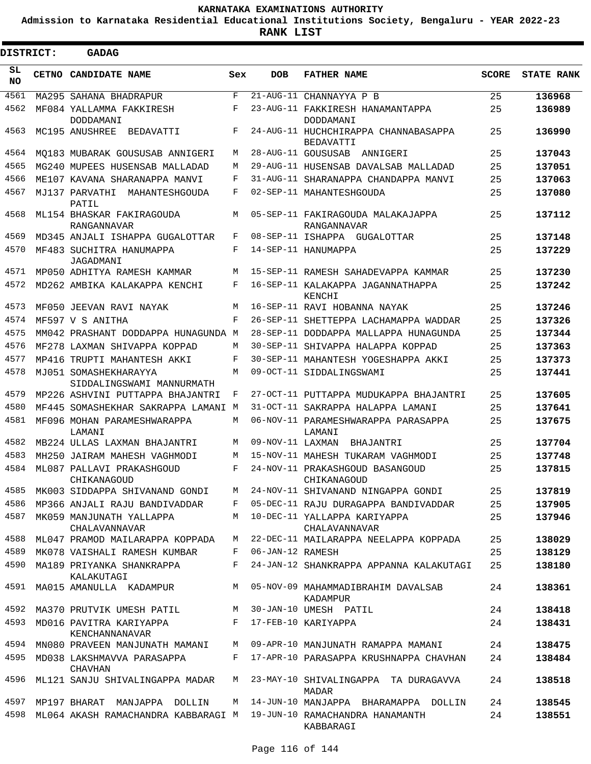**KARNATAKA EXAMINATIONS AUTHORITY**

**Admission to Karnataka Residential Educational Institutions Society, Bengaluru - YEAR 2022-23**

**RANK LIST**

**DISTRICT: GADAG**

| SL NO | CETNO | CANDIDATE NAME | Sex | DOB | FATHER NAME | SCORE | STATE RANK |
|---|---|---|---|---|---|---|---|
| 4561 | MA295 | SAHANA BHADRAPUR | F | 21-AUG-11 | CHANNAYYA P B | 25 | 136968 |
| 4562 | MF084 | YALLAMMA FAKKIRESH DODDAMANI | F | 23-AUG-11 | FAKKIRESH HANAMANTAPPA DODDAMANI | 25 | 136989 |
| 4563 | MC195 | ANUSHREE BEDAVATTI | F | 24-AUG-11 | HUCHCHIRAPPA CHANNABASAPPA BEDAVATTI | 25 | 136990 |
| 4564 | MQ183 | MUBARAK GOUSUSAB ANNIGERI | M | 28-AUG-11 | GOUSUSAB ANNIGERI | 25 | 137043 |
| 4565 | MG240 | MUPEES HUSENSAB MALLADAD | M | 29-AUG-11 | HUSENSAB DAVALSAB MALLADAD | 25 | 137051 |
| 4566 | ME107 | KAVANA SHARANAPPA MANVI | F | 31-AUG-11 | SHARANAPPA CHANDAPPA MANVI | 25 | 137063 |
| 4567 | MJ137 | PARVATHI MAHANTESHGOUDA PATIL | F | 02-SEP-11 | MAHANTESHGOUDA | 25 | 137080 |
| 4568 | ML154 | BHASKAR FAKIRAGOUDA RANGANNAVAR | M | 05-SEP-11 | FAKIRAGOUDA MALAKAJAPPA RANGANNAVAR | 25 | 137112 |
| 4569 | MD345 | ANJALI ISHAPPA GUGALOTTAR | F | 08-SEP-11 | ISHAPPA GUGALOTTAR | 25 | 137148 |
| 4570 | MF483 | SUCHITRA HANUMAPPA JAGADMANI | F | 14-SEP-11 | HANUMAPPA | 25 | 137229 |
| 4571 | MP050 | ADHITYA RAMESH KAMMAR | M | 15-SEP-11 | RAMESH SAHADEVAPPA KAMMAR | 25 | 137230 |
| 4572 | MD262 | AMBIKA KALAKAPPA KENCHI | F | 16-SEP-11 | KALAKAPPA JAGANNATHAPPA KENCHI | 25 | 137242 |
| 4573 | MF050 | JEEVAN RAVI NAYAK | M | 16-SEP-11 | RAVI HOBANNA NAYAK | 25 | 137246 |
| 4574 | MF597 | V S ANITHA | F | 26-SEP-11 | SHETTEPPA LACHAMAPPA WADDAR | 25 | 137326 |
| 4575 | MM042 | PRASHANT DODDAPPA HUNAGUNDA | M | 28-SEP-11 | DODDAPPA MALLAPPA HUNAGUNDA | 25 | 137344 |
| 4576 | MF278 | LAXMAN SHIVAPPA KOPPAD | M | 30-SEP-11 | SHIVAPPA HALAPPA KOPPAD | 25 | 137363 |
| 4577 | MP416 | TRUPTI MAHANTESH AKKI | F | 30-SEP-11 | MAHANTESH YOGESHAPPA AKKI | 25 | 137373 |
| 4578 | MJ051 | SOMASHEKHARAYYA SIDDALINGSWAMI MANNURMATH | M | 09-OCT-11 | SIDDALINGSWAMI | 25 | 137441 |
| 4579 | MP226 | ASHVINI PUTTAPPA BHAJANTRI | F | 27-OCT-11 | PUTTAPPA MUDUKAPPA BHAJANTRI | 25 | 137605 |
| 4580 | MF445 | SOMASHEKHAR SAKRAPPA LAMANI | M | 31-OCT-11 | SAKRAPPA HALAPPA LAMANI | 25 | 137641 |
| 4581 | MF096 | MOHAN PARAMESHWARAPPA LAMANI | M | 06-NOV-11 | PARAMESHWARAPPA PARASAPPA LAMANI | 25 | 137675 |
| 4582 | MB224 | ULLAS LAXMAN BHAJANTRI | M | 09-NOV-11 | LAXMAN BHAJANTRI | 25 | 137704 |
| 4583 | MH250 | JAIRAM MAHESH VAGHMODI | M | 15-NOV-11 | MAHESH TUKARAM VAGHMODI | 25 | 137748 |
| 4584 | ML087 | PALLAVI PRAKASHGOUD CHIKANAGOUD | F | 24-NOV-11 | PRAKASHGOUD BASANGOUD CHIKANAGOUD | 25 | 137815 |
| 4585 | MK003 | SIDDAPPA SHIVANAND GONDI | M | 24-NOV-11 | SHIVANAND NINGAPPA GONDI | 25 | 137819 |
| 4586 | MP366 | ANJALI RAJU BANDIVADDAR | F | 05-DEC-11 | RAJU DURAGAPPA BANDIVADDAR | 25 | 137905 |
| 4587 | MK059 | MANJUNATH YALLAPPA CHALAVANNAVAR | M | 10-DEC-11 | YALLAPPA KARIYAPPA CHALAVANNAVAR | 25 | 137946 |
| 4588 | ML047 | PRAMOD MAILARAPPA KOPPADA | M | 22-DEC-11 | MAILARAPPA NEELAPPA KOPPADA | 25 | 138029 |
| 4589 | MK078 | VAISHALI RAMESH KUMBAR | F | 06-JAN-12 | RAMESH | 25 | 138129 |
| 4590 | MA189 | PRIYANKA SHANKRAPPA KALAKUTAGI | F | 24-JAN-12 | SHANKRAPPA APPANNA KALAKUTAGI | 25 | 138180 |
| 4591 | MA015 | AMANULLA KADAMPUR | M | 05-NOV-09 | MAHAMMADIBRAHIM DAVALSAB KADAMPUR | 24 | 138361 |
| 4592 | MA370 | PRUTVIK UMESH PATIL | M | 30-JAN-10 | UMESH PATIL | 24 | 138418 |
| 4593 | MD016 | PAVITRA KARIYAPPA KENCHANNANAVAR | F | 17-FEB-10 | KARIYAPPA | 24 | 138431 |
| 4594 | MN080 | PRAVEEN MANJUNATH MAMANI | M | 09-APR-10 | MANJUNATH RAMAPPA MAMANI | 24 | 138475 |
| 4595 | MD038 | LAKSHMAVVA PARASAPPA CHAVHAN | F | 17-APR-10 | PARASAPPA KRUSHNAPPA CHAVHAN | 24 | 138484 |
| 4596 | ML121 | SANJU SHIVALINGAPPA MADAR | M | 23-MAY-10 | SHIVALINGAPPA TA DURAGAVVA MADAR | 24 | 138518 |
| 4597 | MP197 | BHARAT MANJAPPA DOLLIN | M | 14-JUN-10 | MANJAPPA BHARAMAPPA DOLLIN | 24 | 138545 |
| 4598 | ML064 | AKASH RAMACHANDRA KABBARAGI | M | 19-JUN-10 | RAMACHANDRA HANAMANTH KABBARAGI | 24 | 138551 |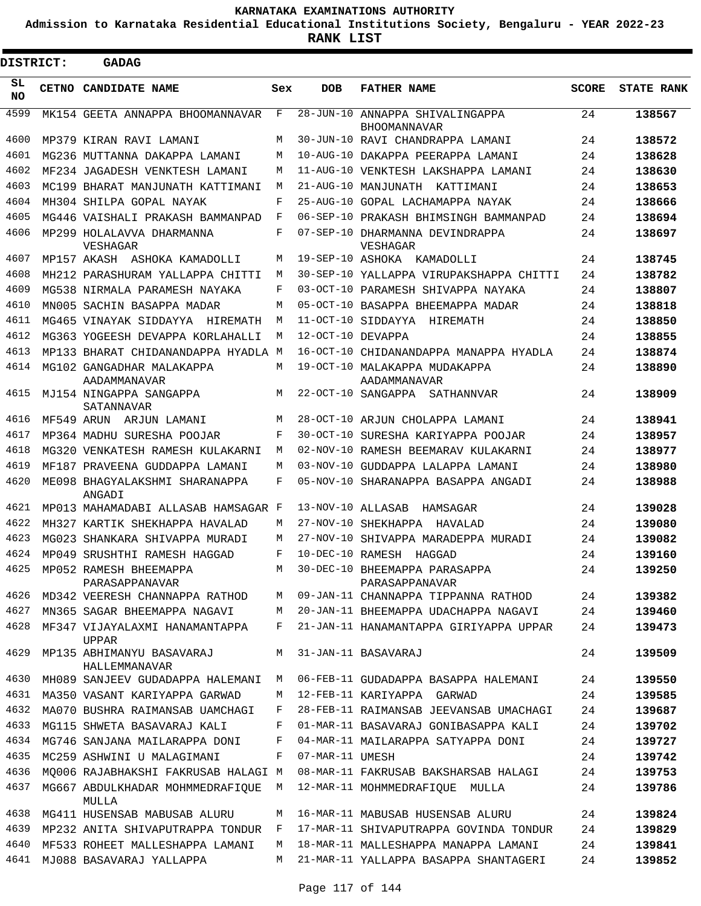# KARNATAKA EXAMINATIONS AUTHORITY

**Admission to Karnataka Residential Educational Institutions Society, Bengaluru - YEAR 2022-23**

**RANK LIST**

**DISTRICT: GADAG**

| SL NO | CETNO | CANDIDATE NAME | Sex | DOB | FATHER NAME | SCORE | STATE RANK |
|---|---|---|---|---|---|---|---|
| 4599 | MK154 | GEETA ANNAPPA BHOOMANNAVAR | F | 28-JUN-10 | ANNAPPA SHIVALINGAPPA BHOOMANNAVAR | 24 | **138567** |
| 4600 | MP379 | KIRAN RAVI LAMANI | M | 30-JUN-10 | RAVI CHANDRAPPA LAMANI | 24 | **138572** |
| 4601 | MG236 | MUTTANNA DAKAPPA LAMANI | M | 10-AUG-10 | DAKAPPA PEERAPPA LAMANI | 24 | **138628** |
| 4602 | MF234 | JAGADESH VENKTESH LAMANI | M | 11-AUG-10 | VENKTESH LAKSHAPPA LAMANI | 24 | **138630** |
| 4603 | MC199 | BHARAT MANJUNATH KATTIMANI | M | 21-AUG-10 | MANJUNATH KATTIMANI | 24 | **138653** |
| 4604 | MH304 | SHILPA GOPAL NAYAK | F | 25-AUG-10 | GOPAL LACHAMAPPA NAYAK | 24 | **138666** |
| 4605 | MG446 | VAISHALI PRAKASH BAMMANPAD | F | 06-SEP-10 | PRAKASH BHIMSINGH BAMMANPAD | 24 | **138694** |
| 4606 | MP299 | HOLALAVVA DHARMANNA VESHAGAR | F | 07-SEP-10 | DHARMANNA DEVINDRAPPA VESHAGAR | 24 | **138697** |
| 4607 | MP157 | AKASH ASHOKA KAMADOLLI | M | 19-SEP-10 | ASHOKA KAMADOLLI | 24 | **138745** |
| 4608 | MH212 | PARASHURAM YALLAPPA CHITTI | M | 30-SEP-10 | YALLAPPA VIRUPAKSHAPPA CHITTI | 24 | **138782** |
| 4609 | MG538 | NIRMALA PARAMESH NAYAKA | F | 03-OCT-10 | PARAMESH SHIVAPPA NAYAKA | 24 | **138807** |
| 4610 | MN005 | SACHIN BASAPPA MADAR | M | 05-OCT-10 | BASAPPA BHEEMAPPA MADAR | 24 | **138818** |
| 4611 | MG465 | VINAYAK SIDDAYYA HIREMATH | M | 11-OCT-10 | SIDDAYYA HIREMATH | 24 | **138850** |
| 4612 | MG363 | YOGEESH DEVAPPA KORLAHALLI | M | 12-OCT-10 | DEVAPPA | 24 | **138855** |
| 4613 | MP133 | BHARAT CHIDANANDAPPA HYADLA | M | 16-OCT-10 | CHIDANANDAPPA MANAPPA HYADLA | 24 | **138874** |
| 4614 | MG102 | GANGADHAR MALAKAPPA AADAMMANAVAR | M | 19-OCT-10 | MALAKAPPA MUDAKAPPA AADAMMANAVAR | 24 | **138890** |
| 4615 | MJ154 | NINGAPPA SANGAPPA SATANNAVAR | M | 22-OCT-10 | SANGAPPA SATHANNVAR | 24 | **138909** |
| 4616 | MF549 | ARUN ARJUN LAMANI | M | 28-OCT-10 | ARJUN CHOLAPPA LAMANI | 24 | **138941** |
| 4617 | MP364 | MADHU SURESHA POOJAR | F | 30-OCT-10 | SURESHA KARIYAPPA POOJAR | 24 | **138957** |
| 4618 | MG320 | VENKATESH RAMESH KULAKARNI | M | 02-NOV-10 | RAMESH BEEMARAV KULAKARNI | 24 | **138977** |
| 4619 | MF187 | PRAVEENA GUDDAPPA LAMANI | M | 03-NOV-10 | GUDDAPPA LALAPPA LAMANI | 24 | **138980** |
| 4620 | ME098 | BHAGYALAKSHMI SHARANAPPA ANGADI | F | 05-NOV-10 | SHARANAPPA BASAPPA ANGADI | 24 | **138988** |
| 4621 | MP013 | MAHAMADABI ALLASAB HAMSAGAR | F | 13-NOV-10 | ALLASAB HAMSAGAR | 24 | **139028** |
| 4622 | MH327 | KARTIK SHEKHAPPA HAVALAD | M | 27-NOV-10 | SHEKHAPPA HAVALAD | 24 | **139080** |
| 4623 | MG023 | SHANKARA SHIVAPPA MURADI | M | 27-NOV-10 | SHIVAPPA MARADEPPA MURADI | 24 | **139082** |
| 4624 | MP049 | SRUSHTHI RAMESH HAGGAD | F | 10-DEC-10 | RAMESH HAGGAD | 24 | **139160** |
| 4625 | MP052 | RAMESH BHEEMAPPA PARASAPPANAVAR | M | 30-DEC-10 | BHEEMAPPA PARASAPPA PARASAPPANAVAR | 24 | **139250** |
| 4626 | MD342 | VEERESH CHANNAPPA RATHOD | M | 09-JAN-11 | CHANNAPPA TIPPANNA RATHOD | 24 | **139382** |
| 4627 | MN365 | SAGAR BHEEMAPPA NAGAVI | M | 20-JAN-11 | BHEEMAPPA UDACHAPPA NAGAVI | 24 | **139460** |
| 4628 | MF347 | VIJAYALAXMI HANAMANTAPPA UPPAR | F | 21-JAN-11 | HANAMANTAPPA GIRIYAPPA UPPAR | 24 | **139473** |
| 4629 | MP135 | ABHIMANYU BASAVARAJ HALLEMMANAVAR | M | 31-JAN-11 | BASAVARAJ | 24 | **139509** |
| 4630 | MH089 | SANJEEV GUDADAPPA HALEMANI | M | 06-FEB-11 | GUDADAPPA BASAPPA HALEMANI | 24 | **139550** |
| 4631 | MA350 | VASANT KARIYAPPA GARWAD | M | 12-FEB-11 | KARIYAPPA GARWAD | 24 | **139585** |
| 4632 | MA070 | BUSHRA RAIMANSAB UAMCHAGI | F | 28-FEB-11 | RAIMANSAB JEEVANSAB UMACHAGI | 24 | **139687** |
| 4633 | MG115 | SHWETA BASAVARAJ KALI | F | 01-MAR-11 | BASAVARAJ GONIBASAPPA KALI | 24 | **139702** |
| 4634 | MG746 | SANJANA MAILARAPPA DONI | F | 04-MAR-11 | MAILARAPPA SATYAPPA DONI | 24 | **139727** |
| 4635 | MC259 | ASHWINI U MALAGIMANI | F | 07-MAR-11 | UMESH | 24 | **139742** |
| 4636 | MQ006 | RAJABHAKSHI FAKRUSAB HALAGI | M | 08-MAR-11 | FAKRUSAB BAKSHARSAB HALAGI | 24 | **139753** |
| 4637 | MG667 | ABDULKHADAR MOHMMEDRAFIQUE MULLA | M | 12-MAR-11 | MOHMMEDRAFIQUE MULLA | 24 | **139786** |
| 4638 | MG411 | HUSENSAB MABUSAB ALURU | M | 16-MAR-11 | MABUSAB HUSENSAB ALURU | 24 | **139824** |
| 4639 | MP232 | ANITA SHIVAPUTRAPPA TONDUR | F | 17-MAR-11 | SHIVAPUTRAPPA GOVINDA TONDUR | 24 | **139829** |
| 4640 | MF533 | ROHEET MALLESHAPPA LAMANI | M | 18-MAR-11 | MALLESHAPPA MANAPPA LAMANI | 24 | **139841** |
| 4641 | MJ088 | BASAVARAJ YALLAPPA | M | 21-MAR-11 | YALLAPPA BASAPPA SHANTAGERI | 24 | **139852** |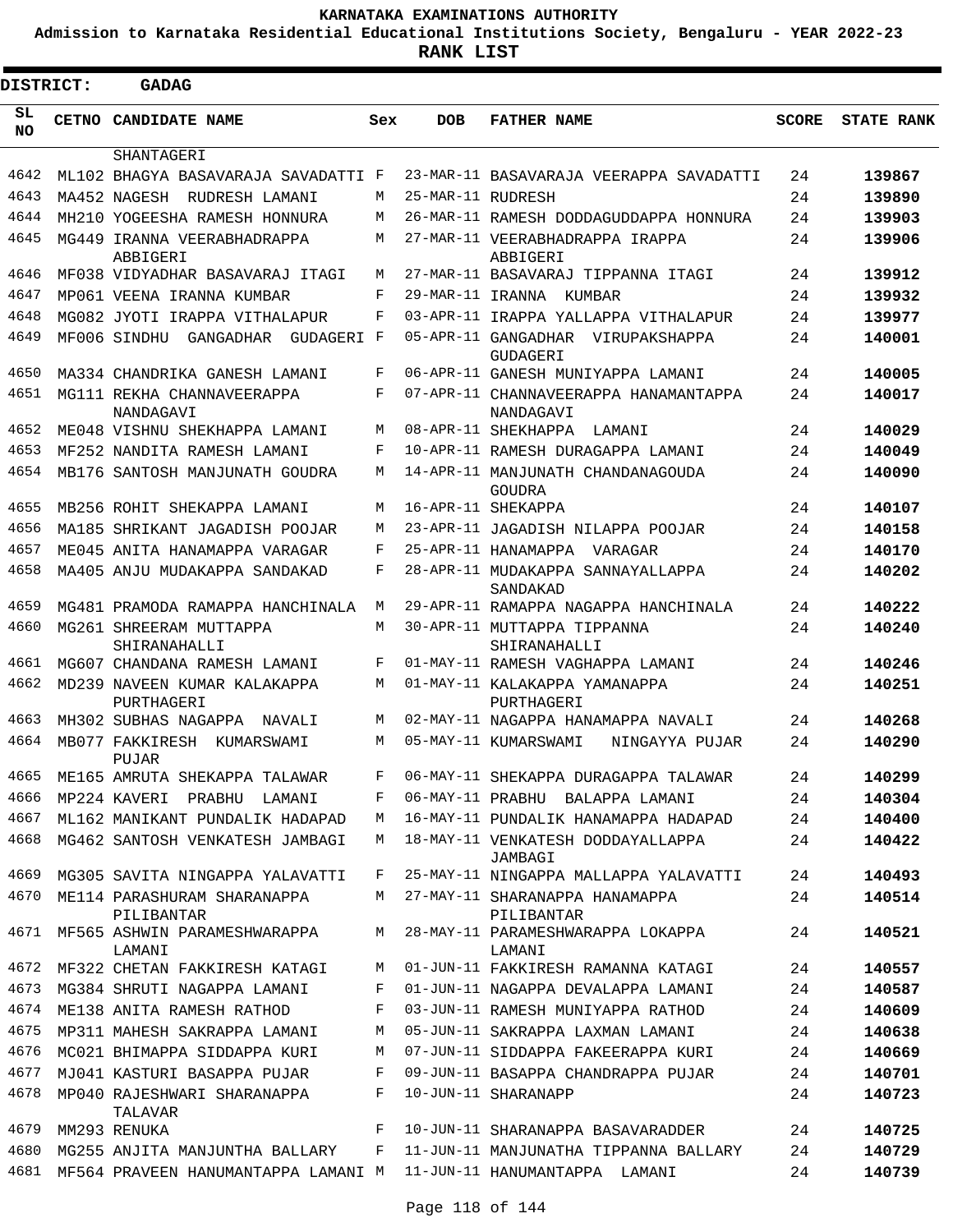**KARNATAKA EXAMINATIONS AUTHORITY**

**Admission to Karnataka Residential Educational Institutions Society, Bengaluru - YEAR 2022-23**

**RANK LIST**

**DISTRICT: GADAG**

| SL NO | CETNO | CANDIDATE NAME | Sex | DOB | FATHER NAME | SCORE | STATE RANK |
|---|---|---|---|---|---|---|---|
| | | SHANTAGERI | | | | | |
| 4642 | ML102 | BHAGYA BASAVARAJA SAVADATTI | F | 23-MAR-11 | BASAVARAJA VEERAPPA SAVADATTI | 24 | 139867 |
| 4643 | MA452 | NAGESH RUDRESH LAMANI | M | 25-MAR-11 | RUDRESH | 24 | 139890 |
| 4644 | MH210 | YOGEESHA RAMESH HONNURA | M | 26-MAR-11 | RAMESH DODDAGUDDAPPA HONNURA | 24 | 139903 |
| 4645 | MG449 | IRANNA VEERABHADRAPPA ABBIGERI | M | 27-MAR-11 | VEERABHADRAPPA IRAPPA ABBIGERI | 24 | 139906 |
| 4646 | MF038 | VIDYADHAR BASAVARAJ ITAGI | M | 27-MAR-11 | BASAVARAJ TIPPANNA ITAGI | 24 | 139912 |
| 4647 | MP061 | VEENA IRANNA KUMBAR | F | 29-MAR-11 | IRANNA KUMBAR | 24 | 139932 |
| 4648 | MG082 | JYOTI IRAPPA VITHALAPUR | F | 03-APR-11 | IRAPPA YALLAPPA VITHALAPUR | 24 | 139977 |
| 4649 | MF006 | SINDHU GANGADHAR GUDAGERI | F | 05-APR-11 | GANGADHAR VIRUPAKSHAPPA GUDAGERI | 24 | 140001 |
| 4650 | MA334 | CHANDRIKA GANESH LAMANI | F | 06-APR-11 | GANESH MUNIYAPPA LAMANI | 24 | 140005 |
| 4651 | MG111 | REKHA CHANNAVEERAPPA NANDAGAVI | F | 07-APR-11 | CHANNAVEERAPPA HANAMANTAPPA NANDAGAVI | 24 | 140017 |
| 4652 | ME048 | VISHNU SHEKHAPPA LAMANI | M | 08-APR-11 | SHEKHAPPA LAMANI | 24 | 140029 |
| 4653 | MF252 | NANDITA RAMESH LAMANI | F | 10-APR-11 | RAMESH DURAGAPPA LAMANI | 24 | 140049 |
| 4654 | MB176 | SANTOSH MANJUNATH GOUDRA | M | 14-APR-11 | MANJUNATH CHANDANAGOUDA GOUDRA | 24 | 140090 |
| 4655 | MB256 | ROHIT SHEKAPPA LAMANI | M | 16-APR-11 | SHEKAPPA | 24 | 140107 |
| 4656 | MA185 | SHRIKANT JAGADISH POOJAR | M | 23-APR-11 | JAGADISH NILAPPA POOJAR | 24 | 140158 |
| 4657 | ME045 | ANITA HANAMAPPA VARAGAR | F | 25-APR-11 | HANAMAPPA VARAGAR | 24 | 140170 |
| 4658 | MA405 | ANJU MUDAKAPPA SANDAKAD | F | 28-APR-11 | MUDAKAPPA SANNAYALLAPPA SANDAKAD | 24 | 140202 |
| 4659 | MG481 | PRAMODA RAMAPPA HANCHINALA | M | 29-APR-11 | RAMAPPA NAGAPPA HANCHINALA | 24 | 140222 |
| 4660 | MG261 | SHREERAM MUTTAPPA SHIRANAHALLI | M | 30-APR-11 | MUTTAPPA TIPPANNA SHIRANAHALLI | 24 | 140240 |
| 4661 | MG607 | CHANDANA RAMESH LAMANI | F | 01-MAY-11 | RAMESH VAGHAPPA LAMANI | 24 | 140246 |
| 4662 | MD239 | NAVEEN KUMAR KALAKAPPA PURTHAGERI | M | 01-MAY-11 | KALAKAPPA YAMANAPPA PURTHAGERI | 24 | 140251 |
| 4663 | MH302 | SUBHAS NAGAPPA NAVALI | M | 02-MAY-11 | NAGAPPA HANAMAPPA NAVALI | 24 | 140268 |
| 4664 | MB077 | FAKKIRESH KUMARSWAMI PUJAR | M | 05-MAY-11 | KUMARSWAMI NINGAYYA PUJAR | 24 | 140290 |
| 4665 | ME165 | AMRUTA SHEKAPPA TALAWAR | F | 06-MAY-11 | SHEKAPPA DURAGAPPA TALAWAR | 24 | 140299 |
| 4666 | MP224 | KAVERI PRABHU LAMANI | F | 06-MAY-11 | PRABHU BALAPPA LAMANI | 24 | 140304 |
| 4667 | ML162 | MANIKANT PUNDALIK HADAPAD | M | 16-MAY-11 | PUNDALIK HANAMAPPA HADAPAD | 24 | 140400 |
| 4668 | MG462 | SANTOSH VENKATESH JAMBAGI | M | 18-MAY-11 | VENKATESH DODDAYALLAPPA JAMBAGI | 24 | 140422 |
| 4669 | MG305 | SAVITA NINGAPPA YALAVATTI | F | 25-MAY-11 | NINGAPPA MALLAPPA YALAVATTI | 24 | 140493 |
| 4670 | ME114 | PARASHURAM SHARANAPPA PILIBANTAR | M | 27-MAY-11 | SHARANAPPA HANAMAPPA PILIBANTAR | 24 | 140514 |
| 4671 | MF565 | ASHWIN PARAMESHWARAPPA LAMANI | M | 28-MAY-11 | PARAMESHWARAPPA LOKAPPA LAMANI | 24 | 140521 |
| 4672 | MF322 | CHETAN FAKKIRESH KATAGI | M | 01-JUN-11 | FAKKIRESH RAMANNA KATAGI | 24 | 140557 |
| 4673 | MG384 | SHRUTI NAGAPPA LAMANI | F | 01-JUN-11 | NAGAPPA DEVALAPPA LAMANI | 24 | 140587 |
| 4674 | ME138 | ANITA RAMESH RATHOD | F | 03-JUN-11 | RAMESH MUNIYAPPA RATHOD | 24 | 140609 |
| 4675 | MP311 | MAHESH SAKRAPPA LAMANI | M | 05-JUN-11 | SAKRAPPA LAXMAN LAMANI | 24 | 140638 |
| 4676 | MC021 | BHIMAPPA SIDDAPPA KURI | M | 07-JUN-11 | SIDDAPPA FAKEERAPPA KURI | 24 | 140669 |
| 4677 | MJ041 | KASTURI BASAPPA PUJAR | F | 09-JUN-11 | BASAPPA CHANDRAPPA PUJAR | 24 | 140701 |
| 4678 | MP040 | RAJESHWARI SHARANAPPA TALAVAR | F | 10-JUN-11 | SHARANAPP | 24 | 140723 |
| 4679 | MM293 | RENUKA | F | 10-JUN-11 | SHARANAPPA BASAVARADDER | 24 | 140725 |
| 4680 | MG255 | ANJITA MANJUNTHA BALLARY | F | 11-JUN-11 | MANJUNATHA TIPPANNA BALLARY | 24 | 140729 |
| 4681 | MF564 | PRAVEEN HANUMANTAPPA LAMANI | M | 11-JUN-11 | HANUMANTAPPA LAMANI | 24 | 140739 |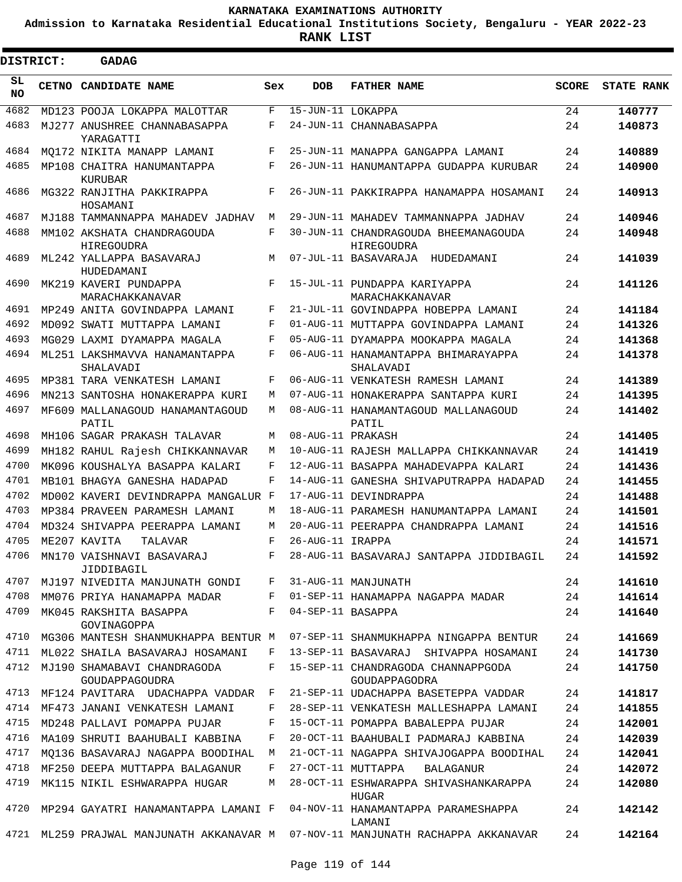KARNATAKA EXAMINATIONS AUTHORITY

Admission to Karnataka Residential Educational Institutions Society, Bengaluru - YEAR 2022-23

**RANK LIST**

**DISTRICT: GADAG**

| SL NO | CETNO | CANDIDATE NAME | Sex | DOB | FATHER NAME | SCORE | STATE RANK |
|---|---|---|---|---|---|---|---|
| 4682 | MD123 | POOJA LOKAPPA MALOTTAR | F | 15-JUN-11 | LOKAPPA | 24 | **140777** |
| 4683 | MJ277 | ANUSHREE CHANNABASAPPA YARAGATTI | F | 24-JUN-11 | CHANNABASAPPA | 24 | **140873** |
| 4684 | MQ172 | NIKITA MANAPP LAMANI | F | 25-JUN-11 | MANAPPA GANGAPPA LAMANI | 24 | **140889** |
| 4685 | MP108 | CHAITRA HANUMANTAPPA KURUBAR | F | 26-JUN-11 | HANUMANTAPPA GUDAPPA KURUBAR | 24 | **140900** |
| 4686 | MG322 | RANJITHA PAKKIRAPPA HOSAMANI | F | 26-JUN-11 | PAKKIRAPPA HANAMAPPA HOSAMANI | 24 | **140913** |
| 4687 | MJ188 | TAMMANNAPPA MAHADEV JADHAV | M | 29-JUN-11 | MAHADEV TAMMANNAPPA JADHAV | 24 | **140946** |
| 4688 | MM102 | AKSHATA CHANDRAGOUDA HIREGOUDRA | F | 30-JUN-11 | CHANDRAGOUDA BHEEMANAGOUDA HIREGOUDRA | 24 | **140948** |
| 4689 | ML242 | YALLAPPA BASAVARAJ HUDEDAMANI | M | 07-JUL-11 | BASAVARAJA HUDEDAMANI | 24 | **141039** |
| 4690 | MK219 | KAVERI PUNDAPPA MARACHAKKANAVAR | F | 15-JUL-11 | PUNDAPPA KARIYAPPA MARACHAKKANAVAR | 24 | **141126** |
| 4691 | MP249 | ANITA GOVINDAPPA LAMANI | F | 21-JUL-11 | GOVINDAPPA HOBEPPA LAMANI | 24 | **141184** |
| 4692 | MD092 | SWATI MUTTAPPA LAMANI | F | 01-AUG-11 | MUTTAPPA GOVINDAPPA LAMANI | 24 | **141326** |
| 4693 | MG029 | LAXMI DYAMAPPA MAGALA | F | 05-AUG-11 | DYAMAPPA MOOKAPPA MAGALA | 24 | **141368** |
| 4694 | ML251 | LAKSHMAVVA HANAMANTAPPA SHALAVADI | F | 06-AUG-11 | HANAMANTAPPA BHIMARAYAPPA SHALAVADI | 24 | **141378** |
| 4695 | MP381 | TARA VENKATESH LAMANI | F | 06-AUG-11 | VENKATESH RAMESH LAMANI | 24 | **141389** |
| 4696 | MN213 | SANTOSHA HONAKERAPPA KURI | M | 07-AUG-11 | HONAKERAPPA SANTAPPA KURI | 24 | **141395** |
| 4697 | MF609 | MALLANAGOUD HANAMANTAGOUD PATIL | M | 08-AUG-11 | HANAMANTAGOUD MALLANAGOUD PATIL | 24 | **141402** |
| 4698 | MH106 | SAGAR PRAKASH TALAVAR | M | 08-AUG-11 | PRAKASH | 24 | **141405** |
| 4699 | MH182 | RAHUL Rajesh CHIKKANNAVAR | M | 10-AUG-11 | RAJESH MALLAPPA CHIKKANNAVAR | 24 | **141419** |
| 4700 | MK096 | KOUSHALYA BASAPPA KALARI | F | 12-AUG-11 | BASAPPA MAHADEVAPPA KALARI | 24 | **141436** |
| 4701 | MB101 | BHAGYA GANESHA HADAPAD | F | 14-AUG-11 | GANESHA SHIVAPUTRAPPA HADAPAD | 24 | **141455** |
| 4702 | MD002 | KAVERI DEVINDRAPPA MANGALUR | F | 17-AUG-11 | DEVINDRAPPA | 24 | **141488** |
| 4703 | MP384 | PRAVEEN PARAMESH LAMANI | M | 18-AUG-11 | PARAMESH HANUMANTAPPA LAMANI | 24 | **141501** |
| 4704 | MD324 | SHIVAPPA PEERAPPA LAMANI | M | 20-AUG-11 | PEERAPPA CHANDRAPPA LAMANI | 24 | **141516** |
| 4705 | ME207 | KAVITA TALAVAR | F | 26-AUG-11 | IRAPPA | 24 | **141571** |
| 4706 | MN170 | VAISHNAVI BASAVARAJ JIDDIBAGIL | F | 28-AUG-11 | BASAVARAJ SANTAPPA JIDDIBAGIL | 24 | **141592** |
| 4707 | MJ197 | NIVEDITA MANJUNATH GONDI | F | 31-AUG-11 | MANJUNATH | 24 | **141610** |
| 4708 | MM076 | PRIYA HANAMAPPA MADAR | F | 01-SEP-11 | HANAMAPPA NAGAPPA MADAR | 24 | **141614** |
| 4709 | MK045 | RAKSHITA BASAPPA GOVINAGOPPA | F | 04-SEP-11 | BASAPPA | 24 | **141640** |
| 4710 | MG306 | MANTESH SHANMUKHAPPA BENTUR | M | 07-SEP-11 | SHANMUKHAPPA NINGAPPA BENTUR | 24 | **141669** |
| 4711 | ML022 | SHAILA BASAVARAJ HOSAMANI | F | 13-SEP-11 | BASAVARAJ SHIVAPPA HOSAMANI | 24 | **141730** |
| 4712 | MJ190 | SHAMABAVI CHANDRAGODA GOUDAPPAGOUDRA | F | 15-SEP-11 | CHANDRAGODA CHANNAPPGODA GOUDAPPAGODRA | 24 | **141750** |
| 4713 | MF124 | PAVITARA UDACHAPPA VADDAR | F | 21-SEP-11 | UDACHAPPA BASETEPPA VADDAR | 24 | **141817** |
| 4714 | MF473 | JANANI VENKATESH LAMANI | F | 28-SEP-11 | VENKATESH MALLESHAPPA LAMANI | 24 | **141855** |
| 4715 | MD248 | PALLAVI POMAPPA PUJAR | F | 15-OCT-11 | POMAPPA BABALEPPA PUJAR | 24 | **142001** |
| 4716 | MA109 | SHRUTI BAAHUBALI KABBINA | F | 20-OCT-11 | BAAHUBALI PADMARAJ KABBINA | 24 | **142039** |
| 4717 | MQ136 | BASAVARAJ NAGAPPA BOODIHAL | M | 21-OCT-11 | NAGAPPA SHIVAJOGAPPA BOODIHAL | 24 | **142041** |
| 4718 | MF250 | DEEPA MUTTAPPA BALAGANUR | F | 27-OCT-11 | MUTTAPPA BALAGANUR | 24 | **142072** |
| 4719 | MK115 | NIKIL ESHWARAPPA HUGAR | M | 28-OCT-11 | ESHWARAPPA SHIVASHANKARAPPA HUGAR | 24 | **142080** |
| 4720 | MP294 | GAYATRI HANAMANTAPPA LAMANI | F | 04-NOV-11 | HANAMANTAPPA PARAMESHAPPA LAMANI | 24 | **142142** |
| 4721 | ML259 | PRAJWAL MANJUNATH AKKANAVAR | M | 07-NOV-11 | MANJUNATH RACHAPPA AKKANAVAR | 24 | **142164** |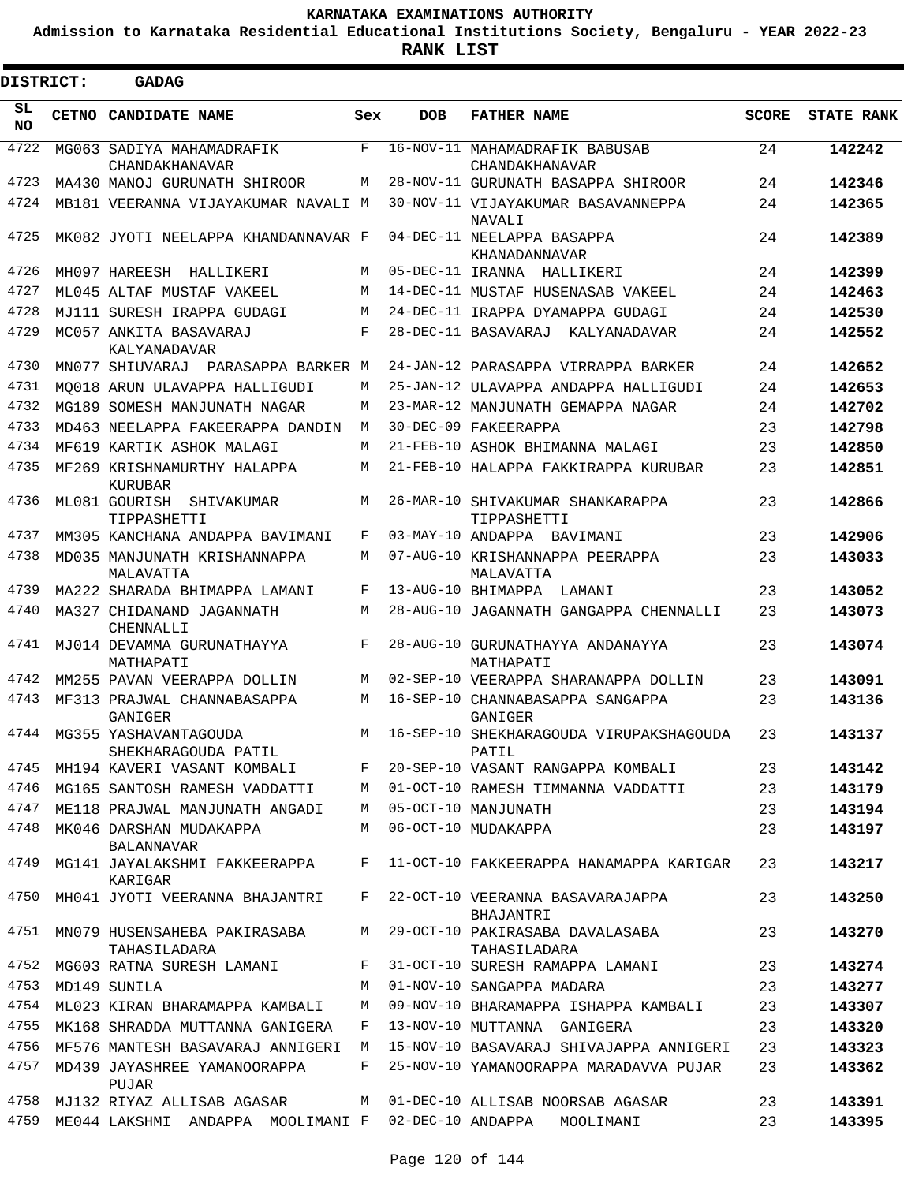# KARNATAKA EXAMINATIONS AUTHORITY

**Admission to Karnataka Residential Educational Institutions Society, Bengaluru - YEAR 2022-23**

**RANK LIST**

**DISTRICT: GADAG**

| SL NO | CETNO | CANDIDATE NAME | Sex | DOB | FATHER NAME | SCORE | STATE RANK |
|---|---|---|---|---|---|---|---|
| 4722 | MG063 | SADIYA MAHAMADRAFIK CHANDAKHANAVAR | F | 16-NOV-11 | MAHAMADRAFIK BABUSAB CHANDAKHANAVAR | 24 | **142242** |
| 4723 | MA430 | MANOJ GURUNATH SHIROOR | M | 28-NOV-11 | GURUNATH BASAPPA SHIROOR | 24 | **142346** |
| 4724 | MB181 | VEERANNA VIJAYAKUMAR NAVALI | M | 30-NOV-11 | VIJAYAKUMAR BASAVANNEPPA NAVALI | 24 | **142365** |
| 4725 | MK082 | JYOTI NEELAPPA KHANDANNAVAR | F | 04-DEC-11 | NEELAPPA BASAPPA KHANADANNAVAR | 24 | **142389** |
| 4726 | MH097 | HAREESH HALLIKERI | M | 05-DEC-11 | IRANNA HALLIKERI | 24 | **142399** |
| 4727 | ML045 | ALTAF MUSTAF VAKEEL | M | 14-DEC-11 | MUSTAF HUSENASAB VAKEEL | 24 | **142463** |
| 4728 | MJ111 | SURESH IRAPPA GUDAGI | M | 24-DEC-11 | IRAPPA DYAMAPPA GUDAGI | 24 | **142530** |
| 4729 | MC057 | ANKITA BASAVARAJ KALYANADAVAR | F | 28-DEC-11 | BASAVARAJ KALYANADAVAR | 24 | **142552** |
| 4730 | MN077 | SHIUVARAJ PARASAPPA BARKER | M | 24-JAN-12 | PARASAPPA VIRRAPPA BARKER | 24 | **142652** |
| 4731 | MQ018 | ARUN ULAVAPPA HALLIGUDI | M | 25-JAN-12 | ULAVAPPA ANDAPPA HALLIGUDI | 24 | **142653** |
| 4732 | MG189 | SOMESH MANJUNATH NAGAR | M | 23-MAR-12 | MANJUNATH GEMAPPA NAGAR | 24 | **142702** |
| 4733 | MD463 | NEELAPPA FAKEERAPPA DANDIN | M | 30-DEC-09 | FAKEERAPPA | 23 | **142798** |
| 4734 | MF619 | KARTIK ASHOK MALAGI | M | 21-FEB-10 | ASHOK BHIMANNA MALAGI | 23 | **142850** |
| 4735 | MF269 | KRISHNAMURTHY HALAPPA KURUBAR | M | 21-FEB-10 | HALAPPA FAKKIRAPPA KURUBAR | 23 | **142851** |
| 4736 | ML081 | GOURISH SHIVAKUMAR TIPPASHETTI | M | 26-MAR-10 | SHIVAKUMAR SHANKARAPPA TIPPASHETTI | 23 | **142866** |
| 4737 | MM305 | KANCHANA ANDAPPA BAVIMANI | F | 03-MAY-10 | ANDAPPA BAVIMANI | 23 | **142906** |
| 4738 | MD035 | MANJUNATH KRISHANNAPPA MALAVATTA | M | 07-AUG-10 | KRISHANNAPPA PEERAPPA MALAVATTA | 23 | **143033** |
| 4739 | MA222 | SHARADA BHIMAPPA LAMANI | F | 13-AUG-10 | BHIMAPPA LAMANI | 23 | **143052** |
| 4740 | MA327 | CHIDANAND JAGANNATH CHENNALLI | M | 28-AUG-10 | JAGANNATH GANGAPPA CHENNALLI | 23 | **143073** |
| 4741 | MJ014 | DEVAMMA GURUNATHAYYA MATHAPATI | F | 28-AUG-10 | GURUNATHAYYA ANDANAYYA MATHAPATI | 23 | **143074** |
| 4742 | MM255 | PAVAN VEERAPPA DOLLIN | M | 02-SEP-10 | VEERAPPA SHARANAPPA DOLLIN | 23 | **143091** |
| 4743 | MF313 | PRAJWAL CHANNABASAPPA GANIGER | M | 16-SEP-10 | CHANNABASAPPA SANGAPPA GANIGER | 23 | **143136** |
| 4744 | MG355 | YASHAVANTAGOUDA SHEKHARAGOUDA PATIL | M | 16-SEP-10 | SHEKHARAGOUDA VIRUPAKSHAGOUDA PATIL | 23 | **143137** |
| 4745 | MH194 | KAVERI VASANT KOMBALI | F | 20-SEP-10 | VASANT RANGAPPA KOMBALI | 23 | **143142** |
| 4746 | MG165 | SANTOSH RAMESH VADDATTI | M | 01-OCT-10 | RAMESH TIMMANNA VADDATTI | 23 | **143179** |
| 4747 | ME118 | PRAJWAL MANJUNATH ANGADI | M | 05-OCT-10 | MANJUNATH | 23 | **143194** |
| 4748 | MK046 | DARSHAN MUDAKAPPA BALANNAVAR | M | 06-OCT-10 | MUDAKAPPA | 23 | **143197** |
| 4749 | MG141 | JAYALAKSHMI FAKKEERAPPA KARIGAR | F | 11-OCT-10 | FAKKEERAPPA HANAMAPPA KARIGAR | 23 | **143217** |
| 4750 | MH041 | JYOTI VEERANNA BHAJANTRI | F | 22-OCT-10 | VEERANNA BASAVARAJAPPA BHAJANTRI | 23 | **143250** |
| 4751 | MN079 | HUSENSAHEBA PAKIRASABA TAHASILADARA | M | 29-OCT-10 | PAKIRASABA DAVALASABA TAHASILADARA | 23 | **143270** |
| 4752 | MG603 | RATNA SURESH LAMANI | F | 31-OCT-10 | SURESH RAMAPPA LAMANI | 23 | **143274** |
| 4753 | MD149 | SUNILA | M | 01-NOV-10 | SANGAPPA MADARA | 23 | **143277** |
| 4754 | ML023 | KIRAN BHARAMAPPA KAMBALI | M | 09-NOV-10 | BHARAMAPPA ISHAPPA KAMBALI | 23 | **143307** |
| 4755 | MK168 | SHRADDA MUTTANNA GANIGERA | F | 13-NOV-10 | MUTTANNA GANIGERA | 23 | **143320** |
| 4756 | MF576 | MANTESH BASAVARAJ ANNIGERI | M | 15-NOV-10 | BASAVARAJ SHIVAJAPPA ANNIGERI | 23 | **143323** |
| 4757 | MD439 | JAYASHREE YAMANOORAPPA PUJAR | F | 25-NOV-10 | YAMANOORAPPA MARADAVVA PUJAR | 23 | **143362** |
| 4758 | MJ132 | RIYAZ ALLISAB AGASAR | M | 01-DEC-10 | ALLISAB NOORSAB AGASAR | 23 | **143391** |
| 4759 | ME044 | LAKSHMI ANDAPPA MOOLIMANI | F | 02-DEC-10 | ANDAPPA MOOLIMANI | 23 | **143395** |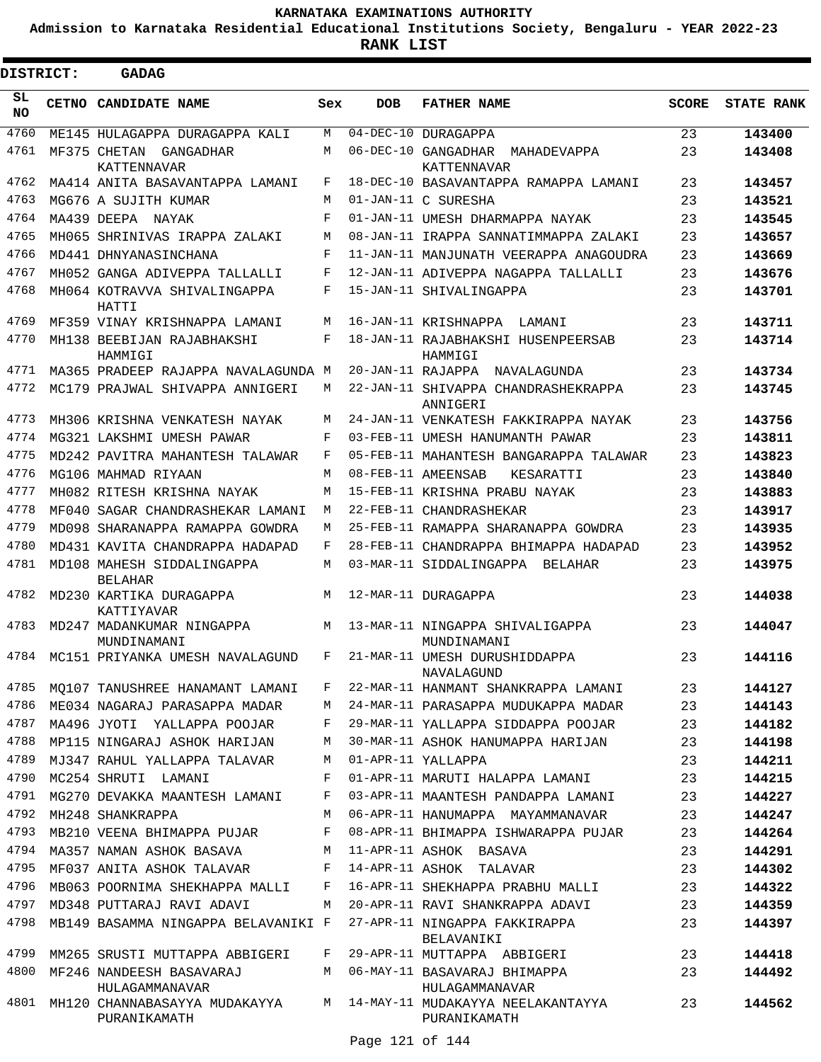# KARNATAKA EXAMINATIONS AUTHORITY

**Admission to Karnataka Residential Educational Institutions Society, Bengaluru - YEAR 2022-23**

**RANK LIST**

**DISTRICT: GADAG**

| SL NO | CETNO | CANDIDATE NAME | Sex | DOB | FATHER NAME | SCORE | STATE RANK |
|---|---|---|---|---|---|---|---|
| 4760 | ME145 | HULAGAPPA DURAGAPPA KALI | M | 04-DEC-10 | DURAGAPPA | 23 | **143400** |
| 4761 | MF375 | CHETAN GANGADHAR KATTENNAVAR | M | 06-DEC-10 | GANGADHAR MAHADEVAPPA KATTENNAVAR | 23 | **143408** |
| 4762 | MA414 | ANITA BASAVANTAPPA LAMANI | F | 18-DEC-10 | BASAVANTAPPA RAMAPPA LAMANI | 23 | **143457** |
| 4763 | MG676 | A SUJITH KUMAR | M | 01-JAN-11 | C SURESHA | 23 | **143521** |
| 4764 | MA439 | DEEPA NAYAK | F | 01-JAN-11 | UMESH DHARMAPPA NAYAK | 23 | **143545** |
| 4765 | MH065 | SHRINIVAS IRAPPA ZALAKI | M | 08-JAN-11 | IRAPPA SANNATIMMAPPA ZALAKI | 23 | **143657** |
| 4766 | MD441 | DHNYANASINCHANA | F | 11-JAN-11 | MANJUNATH VEERAPPA ANAGOUDRA | 23 | **143669** |
| 4767 | MH052 | GANGA ADIVEPPA TALLALLI | F | 12-JAN-11 | ADIVEPPA NAGAPPA TALLALLI | 23 | **143676** |
| 4768 | MH064 | KOTRAVVA SHIVALINGAPPA HATTI | F | 15-JAN-11 | SHIVALINGAPPA | 23 | **143701** |
| 4769 | MF359 | VINAY KRISHNAPPA LAMANI | M | 16-JAN-11 | KRISHNAPPA LAMANI | 23 | **143711** |
| 4770 | MH138 | BEEBIJAN RAJABHAKSHI HAMMIGI | F | 18-JAN-11 | RAJABHAKSHI HUSENPEERSAB HAMMIGI | 23 | **143714** |
| 4771 | MA365 | PRADEEP RAJAPPA NAVALAGUNDA | M | 20-JAN-11 | RAJAPPA NAVALAGUNDA | 23 | **143734** |
| 4772 | MC179 | PRAJWAL SHIVAPPA ANNIGERI | M | 22-JAN-11 | SHIVAPPA CHANDRASHEKRAPPA ANNIGERI | 23 | **143745** |
| 4773 | MH306 | KRISHNA VENKATESH NAYAK | M | 24-JAN-11 | VENKATESH FAKKIRAPPA NAYAK | 23 | **143756** |
| 4774 | MG321 | LAKSHMI UMESH PAWAR | F | 03-FEB-11 | UMESH HANUMANTH PAWAR | 23 | **143811** |
| 4775 | MD242 | PAVITRA MAHANTESH TALAWAR | F | 05-FEB-11 | MAHANTESH BANGARAPPA TALAWAR | 23 | **143823** |
| 4776 | MG106 | MAHMAD RIYAAN | M | 08-FEB-11 | AMEENSAB KESARATTI | 23 | **143840** |
| 4777 | MH082 | RITESH KRISHNA NAYAK | M | 15-FEB-11 | KRISHNA PRABU NAYAK | 23 | **143883** |
| 4778 | MF040 | SAGAR CHANDRASHEKAR LAMANI | M | 22-FEB-11 | CHANDRASHEKAR | 23 | **143917** |
| 4779 | MD098 | SHARANAPPA RAMAPPA GOWDRA | M | 25-FEB-11 | RAMAPPA SHARANAPPA GOWDRA | 23 | **143935** |
| 4780 | MD431 | KAVITA CHANDRAPPA HADAPAD | F | 28-FEB-11 | CHANDRAPPA BHIMAPPA HADAPAD | 23 | **143952** |
| 4781 | MD108 | MAHESH SIDDALINGAPPA BELAHAR | M | 03-MAR-11 | SIDDALINGAPPA BELAHAR | 23 | **143975** |
| 4782 | MD230 | KARTIKA DURAGAPPA KATTIYAVAR | M | 12-MAR-11 | DURAGAPPA | 23 | **144038** |
| 4783 | MD247 | MADANKUMAR NINGAPPA MUNDINAMANI | M | 13-MAR-11 | NINGAPPA SHIVALIGAPPA MUNDINAMANI | 23 | **144047** |
| 4784 | MC151 | PRIYANKA UMESH NAVALAGUND | F | 21-MAR-11 | UMESH DURUSHIDDAPPA NAVALAGUND | 23 | **144116** |
| 4785 | MQ107 | TANUSHREE HANAMANT LAMANI | F | 22-MAR-11 | HANMANT SHANKRAPPA LAMANI | 23 | **144127** |
| 4786 | ME034 | NAGARAJ PARASAPPA MADAR | M | 24-MAR-11 | PARASAPPA MUDUKAPPA MADAR | 23 | **144143** |
| 4787 | MA496 | JYOTI YALLAPPA POOJAR | F | 29-MAR-11 | YALLAPPA SIDDAPPA POOJAR | 23 | **144182** |
| 4788 | MP115 | NINGARAJ ASHOK HARIJAN | M | 30-MAR-11 | ASHOK HANUMAPPA HARIJAN | 23 | **144198** |
| 4789 | MJ347 | RAHUL YALLAPPA TALAVAR | M | 01-APR-11 | YALLAPPA | 23 | **144211** |
| 4790 | MC254 | SHRUTI LAMANI | F | 01-APR-11 | MARUTI HALAPPA LAMANI | 23 | **144215** |
| 4791 | MG270 | DEVAKKA MAANTESH LAMANI | F | 03-APR-11 | MAANTESH PANDAPPA LAMANI | 23 | **144227** |
| 4792 | MH248 | SHANKRAPPA | M | 06-APR-11 | HANUMAPPA MAYAMMANAVAR | 23 | **144247** |
| 4793 | MB210 | VEENA BHIMAPPA PUJAR | F | 08-APR-11 | BHIMAPPA ISHWARAPPA PUJAR | 23 | **144264** |
| 4794 | MA357 | NAMAN ASHOK BASAVA | M | 11-APR-11 | ASHOK BASAVA | 23 | **144291** |
| 4795 | MF037 | ANITA ASHOK TALAVAR | F | 14-APR-11 | ASHOK TALAVAR | 23 | **144302** |
| 4796 | MB063 | POORNIMA SHEKHAPPA MALLI | F | 16-APR-11 | SHEKHAPPA PRABHU MALLI | 23 | **144322** |
| 4797 | MD348 | PUTTARAJ RAVI ADAVI | M | 20-APR-11 | RAVI SHANKRAPPA ADAVI | 23 | **144359** |
| 4798 | MB149 | BASAMMA NINGAPPA BELAVANIKI | F | 27-APR-11 | NINGAPPA FAKKIRAPPA BELAVANIKI | 23 | **144397** |
| 4799 | MM265 | SRUSTI MUTTAPPA ABBIGERI | F | 29-APR-11 | MUTTAPPA ABBIGERI | 23 | **144418** |
| 4800 | MF246 | NANDEESH BASAVARAJ HULAGAMMANAVAR | M | 06-MAY-11 | BASAVARAJ BHIMAPPA HULAGAMMANAVAR | 23 | **144492** |
| 4801 | MH120 | CHANNABASAYYA MUDAKAYYA PURANIKAMATH | M | 14-MAY-11 | MUDAKAYYA NEELAKANTAYYA PURANIKAMATH | 23 | **144562** |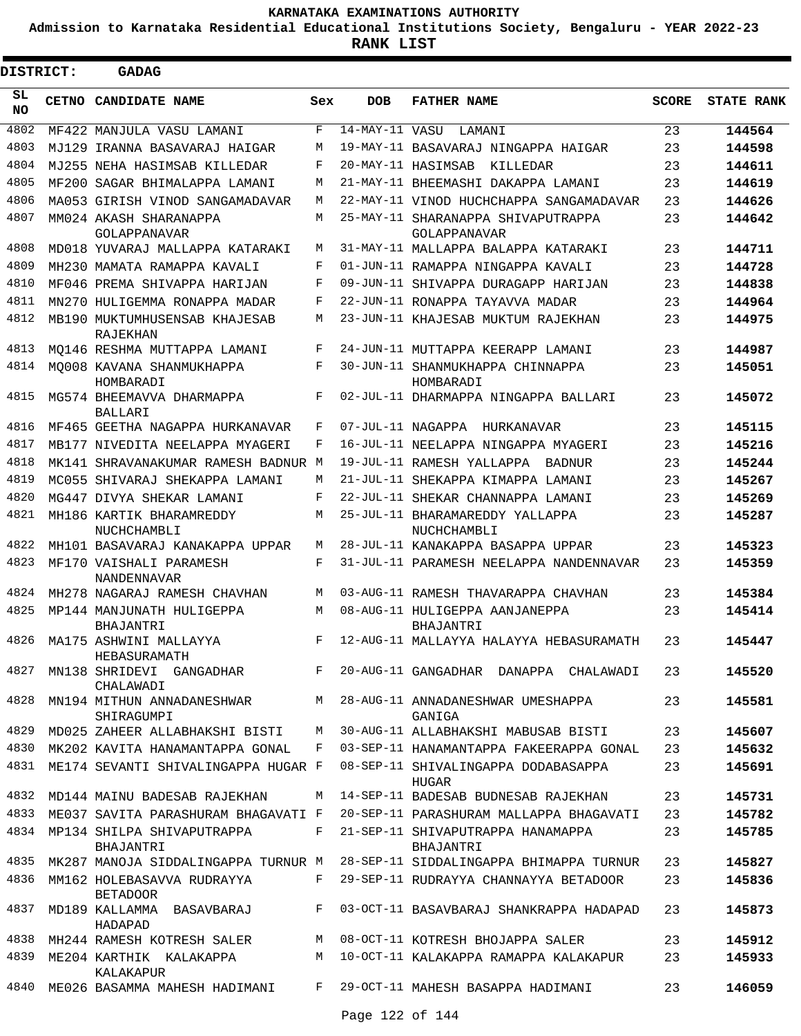KARNATAKA EXAMINATIONS AUTHORITY

Admission to Karnataka Residential Educational Institutions Society, Bengaluru - YEAR 2022-23

**RANK LIST**

**DISTRICT: GADAG**

| SL NO | CETNO | CANDIDATE NAME | Sex | DOB | FATHER NAME | SCORE | STATE RANK |
|---|---|---|---|---|---|---|---|
| 4802 | MF422 | MANJULA VASU LAMANI | F | 14-MAY-11 | VASU LAMANI | 23 | **144564** |
| 4803 | MJ129 | IRANNA BASAVARAJ HAIGAR | M | 19-MAY-11 | BASAVARAJ NINGAPPA HAIGAR | 23 | **144598** |
| 4804 | MJ255 | NEHA HASIMSAB KILLEDAR | F | 20-MAY-11 | HASIMSAB KILLEDAR | 23 | **144611** |
| 4805 | MF200 | SAGAR BHIMALAPPA LAMANI | M | 21-MAY-11 | BHEEMASHI DAKAPPA LAMANI | 23 | **144619** |
| 4806 | MA053 | GIRISH VINOD SANGAMADAVAR | M | 22-MAY-11 | VINOD HUCHCHAPPA SANGAMADAVAR | 23 | **144626** |
| 4807 | MM024 | AKASH SHARANAPPA GOLAPPANAVAR | M | 25-MAY-11 | SHARANAPPA SHIVAPUTRAPPA GOLAPPANAVAR | 23 | **144642** |
| 4808 | MD018 | YUVARAJ MALLAPPA KATARAKI | M | 31-MAY-11 | MALLAPPA BALAPPA KATARAKI | 23 | **144711** |
| 4809 | MH230 | MAMATA RAMAPPA KAVALI | F | 01-JUN-11 | RAMAPPA NINGAPPA KAVALI | 23 | **144728** |
| 4810 | MF046 | PREMA SHIVAPPA HARIJAN | F | 09-JUN-11 | SHIVAPPA DURAGAPP HARIJAN | 23 | **144838** |
| 4811 | MN270 | HULIGEMMA RONAPPA MADAR | F | 22-JUN-11 | RONAPPA TAYAVVA MADAR | 23 | **144964** |
| 4812 | MB190 | MUKTUMHUSENSAB KHAJESAB RAJEKHAN | M | 23-JUN-11 | KHAJESAB MUKTUM RAJEKHAN | 23 | **144975** |
| 4813 | MQ146 | RESHMA MUTTAPPA LAMANI | F | 24-JUN-11 | MUTTAPPA KEERAPP LAMANI | 23 | **144987** |
| 4814 | MQ008 | KAVANA SHANMUKHAPPA HOMBARADI | F | 30-JUN-11 | SHANMUKHAPPA CHINNAPPA HOMBARADI | 23 | **145051** |
| 4815 | MG574 | BHEEMAVVA DHARMAPPA BALLARI | F | 02-JUL-11 | DHARMAPPA NINGAPPA BALLARI | 23 | **145072** |
| 4816 | MF465 | GEETHA NAGAPPA HURKANAVAR | F | 07-JUL-11 | NAGAPPA HURKANAVAR | 23 | **145115** |
| 4817 | MB177 | NIVEDITA NEELAPPA MYAGERI | F | 16-JUL-11 | NEELAPPA NINGAPPA MYAGERI | 23 | **145216** |
| 4818 | MK141 | SHRAVANAKUMAR RAMESH BADNUR | M | 19-JUL-11 | RAMESH YALLAPPA BADNUR | 23 | **145244** |
| 4819 | MC055 | SHIVARAJ SHEKAPPA LAMANI | M | 21-JUL-11 | SHEKAPPA KIMAPPA LAMANI | 23 | **145267** |
| 4820 | MG447 | DIVYA SHEKAR LAMANI | F | 22-JUL-11 | SHEKAR CHANNAPPA LAMANI | 23 | **145269** |
| 4821 | MH186 | KARTIK BHARAMREDDY NUCHCHAMBLI | M | 25-JUL-11 | BHARAMAREDDY YALLAPPA NUCHCHAMBLI | 23 | **145287** |
| 4822 | MH101 | BASAVARAJ KANAKAPPA UPPAR | M | 28-JUL-11 | KANAKAPPA BASAPPA UPPAR | 23 | **145323** |
| 4823 | MF170 | VAISHALI PARAMESH NANDENNAVAR | F | 31-JUL-11 | PARAMESH NEELAPPA NANDENNAVAR | 23 | **145359** |
| 4824 | MH278 | NAGARAJ RAMESH CHAVHAN | M | 03-AUG-11 | RAMESH THAVARAPPA CHAVHAN | 23 | **145384** |
| 4825 | MP144 | MANJUNATH HULIGEPPA BHAJANTRI | M | 08-AUG-11 | HULIGEPPA AANJANEPPA BHAJANTRI | 23 | **145414** |
| 4826 | MA175 | ASHWINI MALLAYYA HEBASURAMATH | F | 12-AUG-11 | MALLAYYA HALAYYA HEBASURAMATH | 23 | **145447** |
| 4827 | MN138 | SHRIDEVI GANGADHAR CHALAWADI | F | 20-AUG-11 | GANGADHAR DANAPPA CHALAWADI | 23 | **145520** |
| 4828 | MN194 | MITHUN ANNADANESHWAR SHIRAGUMPI | M | 28-AUG-11 | ANNADANESHWAR UMESHAPPA GANIGA | 23 | **145581** |
| 4829 | MD025 | ZAHEER ALLABHAKSHI BISTI | M | 30-AUG-11 | ALLABHAKSHI MABUSAB BISTI | 23 | **145607** |
| 4830 | MK202 | KAVITA HANAMANTAPPA GONAL | F | 03-SEP-11 | HANAMANTAPPA FAKEERAPPA GONAL | 23 | **145632** |
| 4831 | ME174 | SEVANTI SHIVALINGAPPA HUGAR | F | 08-SEP-11 | SHIVALINGAPPA DODABASAPPA HUGAR | 23 | **145691** |
| 4832 | MD144 | MAINU BADESAB RAJEKHAN | M | 14-SEP-11 | BADESAB BUDNESAB RAJEKHAN | 23 | **145731** |
| 4833 | ME037 | SAVITA PARASHURAM BHAGAVATI | F | 20-SEP-11 | PARASHURAM MALLAPPA BHAGAVATI | 23 | **145782** |
| 4834 | MP134 | SHILPA SHIVAPUTRAPPA BHAJANTRI | F | 21-SEP-11 | SHIVAPUTRAPPA HANAMAPPA BHAJANTRI | 23 | **145785** |
| 4835 | MK287 | MANOJA SIDDALINGAPPA TURNUR | M | 28-SEP-11 | SIDDALINGAPPA BHIMAPPA TURNUR | 23 | **145827** |
| 4836 | MM162 | HOLEBASAVVA RUDRAYYA BETADOOR | F | 29-SEP-11 | RUDRAYYA CHANNAYYA BETADOOR | 23 | **145836** |
| 4837 | MD189 | KALLAMMA BASAVBARAJ HADAPAD | F | 03-OCT-11 | BASAVBARAJ SHANKRAPPA HADAPAD | 23 | **145873** |
| 4838 | MH244 | RAMESH KOTRESH SALER | M | 08-OCT-11 | KOTRESH BHOJAPPA SALER | 23 | **145912** |
| 4839 | ME204 | KARTHIK KALAKAPPA KALAKAPUR | M | 10-OCT-11 | KALAKAPPA RAMAPPA KALAKAPUR | 23 | **145933** |
| 4840 | ME026 | BASAMMA MAHESH HADIMANI | F | 29-OCT-11 | MAHESH BASAPPA HADIMANI | 23 | **146059** |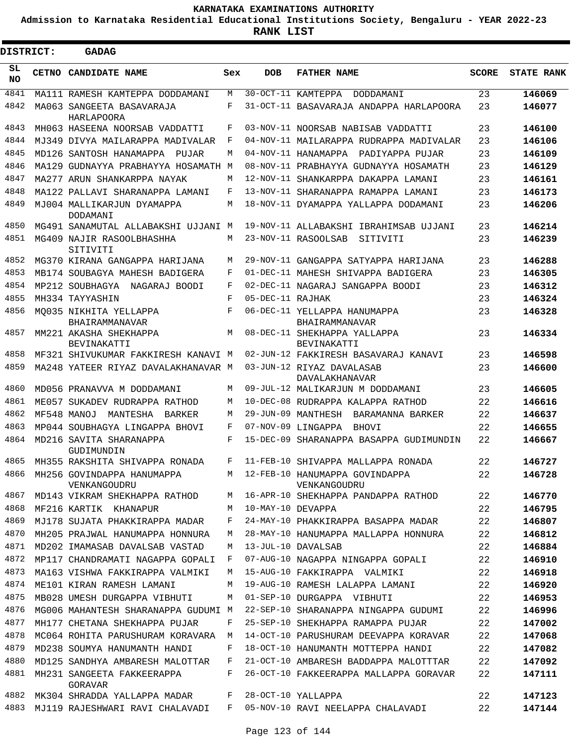**KARNATAKA EXAMINATIONS AUTHORITY**

**Admission to Karnataka Residential Educational Institutions Society, Bengaluru - YEAR 2022-23**

**RANK LIST**

**DISTRICT: GADAG**

| SL NO | CETNO | CANDIDATE NAME | Sex | DOB | FATHER NAME | SCORE | STATE RANK |
|---|---|---|---|---|---|---|---|
| 4841 | MA111 | RAMESH KAMTEPPA DODDAMANI | M | 30-OCT-11 | KAMTEPPA DODDAMANI | 23 | 146069 |
| 4842 | MA063 | SANGEETA BASAVARAJA HARLAPOORA | F | 31-OCT-11 | BASAVARAJA ANDAPPA HARLAPOORA | 23 | 146077 |
| 4843 | MH063 | HASEENA NOORSAB VADDATTI | F | 03-NOV-11 | NOORSAB NABISAB VADDATTI | 23 | 146100 |
| 4844 | MJ349 | DIVYA MAILARAPPA MADIVALAR | F | 04-NOV-11 | MAILARAPPA RUDRAPPA MADIVALAR | 23 | 146106 |
| 4845 | MD126 | SANTOSH HANAMAPPA PUJAR | M | 04-NOV-11 | HANAMAPPA PADIYAPPA PUJAR | 23 | 146109 |
| 4846 | MA129 | GUDNAYYA PRABHAYYA HOSAMATH | M | 08-NOV-11 | PRABHAYYA GUDNAYYA HOSAMATH | 23 | 146129 |
| 4847 | MA277 | ARUN SHANKARPPA NAYAK | M | 12-NOV-11 | SHANKARPPA DAKAPPA LAMANI | 23 | 146161 |
| 4848 | MA122 | PALLAVI SHARANAPPA LAMANI | F | 13-NOV-11 | SHARANAPPA RAMAPPA LAMANI | 23 | 146173 |
| 4849 | MJ004 | MALLIKARJUN DYAMAPPA DODAMANI | M | 18-NOV-11 | DYAMAPPA YALLAPPA DODAMANI | 23 | 146206 |
| 4850 | MG491 | SANAMUTAL ALLABAKSHI UJJANI | M | 19-NOV-11 | ALLABAKSHI IBRAHIMSAB UJJANI | 23 | 146214 |
| 4851 | MG409 | NAJIR RASOOLBHASHHA SITIVITI | M | 23-NOV-11 | RASOOLSAB SITIVITI | 23 | 146239 |
| 4852 | MG370 | KIRANA GANGAPPA HARIJANA | M | 29-NOV-11 | GANGAPPA SATYAPPA HARIJANA | 23 | 146288 |
| 4853 | MB174 | SOUBAGYA MAHESH BADIGERA | F | 01-DEC-11 | MAHESH SHIVAPPA BADIGERA | 23 | 146305 |
| 4854 | MP212 | SOUBHAGYA NAGARAJ BOODI | F | 02-DEC-11 | NAGARAJ SANGAPPA BOODI | 23 | 146312 |
| 4855 | MH334 | TAYYASHIN | F | 05-DEC-11 | RAJHAK | 23 | 146324 |
| 4856 | MQ035 | NIKHITA YELLAPPA BHAIRAMMANAVAR | F | 06-DEC-11 | YELLAPPA HANUMAPPA BHAIRAMMANAVAR | 23 | 146328 |
| 4857 | MM221 | AKASHA SHEKHAPPA BEVINAKATTI | M | 08-DEC-11 | SHEKHAPPA YALLAPPA BEVINAKATTI | 23 | 146334 |
| 4858 | MF321 | SHIVUKUMAR FAKKIRESH KANAVI | M | 02-JUN-12 | FAKKIRESH BASAVARAJ KANAVI | 23 | 146598 |
| 4859 | MA248 | YATEER RIYAZ DAVALAKHANAVAR | M | 03-JUN-12 | RIYAZ DAVALASAB DAVALAKHANAVAR | 23 | 146600 |
| 4860 | MD056 | PRANAVVA M DODDAMANI | M | 09-JUL-12 | MALIKARJUN M DODDAMANI | 23 | 146605 |
| 4861 | ME057 | SUKADEV RUDRAPPA RATHOD | M | 10-DEC-08 | RUDRAPPA KALAPPA RATHOD | 22 | 146616 |
| 4862 | MF548 | MANOJ MANTESHA BARKER | M | 29-JUN-09 | MANTHESH BARAMANNA BARKER | 22 | 146637 |
| 4863 | MP044 | SOUBHAGYA LINGAPPA BHOVI | F | 07-NOV-09 | LINGAPPA BHOVI | 22 | 146655 |
| 4864 | MD216 | SAVITA SHARANAPPA GUDIMUNDIN | F | 15-DEC-09 | SHARANAPPA BASAPPA GUDIMUNDIN | 22 | 146667 |
| 4865 | MH355 | RAKSHITA SHIVAPPA RONADA | F | 11-FEB-10 | SHIVAPPA MALLAPPA RONADA | 22 | 146727 |
| 4866 | MH256 | GOVINDAPPA HANUMAPPA VENKANGOUDRU | M | 12-FEB-10 | HANUMAPPA GOVINDAPPA VENKANGOUDRU | 22 | 146728 |
| 4867 | MD143 | VIKRAM SHEKHAPPA RATHOD | M | 16-APR-10 | SHEKHAPPA PANDAPPA RATHOD | 22 | 146770 |
| 4868 | MF216 | KARTIK KHANAPUR | M | 10-MAY-10 | DEVAPPA | 22 | 146795 |
| 4869 | MJ178 | SUJATA PHAKKIRAPPA MADAR | F | 24-MAY-10 | PHAKKIRAPPA BASAPPA MADAR | 22 | 146807 |
| 4870 | MH205 | PRAJWAL HANUMAPPA HONNURA | M | 28-MAY-10 | HANUMAPPA MALLAPPA HONNURA | 22 | 146812 |
| 4871 | MD202 | IMAMASAB DAVALSAB VASTAD | M | 13-JUL-10 | DAVALSAB | 22 | 146884 |
| 4872 | MP117 | CHANDRAMATI NAGAPPA GOPALI | F | 07-AUG-10 | NAGAPPA NINGAPPA GOPALI | 22 | 146910 |
| 4873 | MA163 | VISHWA FAKKIRAPPA VALMIKI | M | 15-AUG-10 | FAKKIRAPPA VALMIKI | 22 | 146918 |
| 4874 | ME101 | KIRAN RAMESH LAMANI | M | 19-AUG-10 | RAMESH LALAPPA LAMANI | 22 | 146920 |
| 4875 | MB028 | UMESH DURGAPPA VIBHUTI | M | 01-SEP-10 | DURGAPPA VIBHUTI | 22 | 146953 |
| 4876 | MG006 | MAHANTESH SHARANAPPA GUDUMI | M | 22-SEP-10 | SHARANAPPA NINGAPPA GUDUMI | 22 | 146996 |
| 4877 | MH177 | CHETANA SHEKHAPPA PUJAR | F | 25-SEP-10 | SHEKHAPPA RAMAPPA PUJAR | 22 | 147002 |
| 4878 | MC064 | ROHITA PARUSHURAM KORAVARA | M | 14-OCT-10 | PARUSHURAM DEEVAPPA KORAVAR | 22 | 147068 |
| 4879 | MD238 | SOUMYA HANUMANTH HANDI | F | 18-OCT-10 | HANUMANTH MOTTEPPA HANDI | 22 | 147082 |
| 4880 | MD125 | SANDHYA AMBARESH MALOTTAR | F | 21-OCT-10 | AMBARESH BADDAPPA MALOTTTAR | 22 | 147092 |
| 4881 | MH231 | SANGEETA FAKKEERAPPA GORAVAR | F | 26-OCT-10 | FAKKEERAPPA MALLAPPA GORAVAR | 22 | 147111 |
| 4882 | MK304 | SHRADDA YALLAPPA MADAR | F | 28-OCT-10 | YALLAPPA | 22 | 147123 |
| 4883 | MJ119 | RAJESHWARI RAVI CHALAVADI | F | 05-NOV-10 | RAVI NEELAPPA CHALAVADI | 22 | 147144 |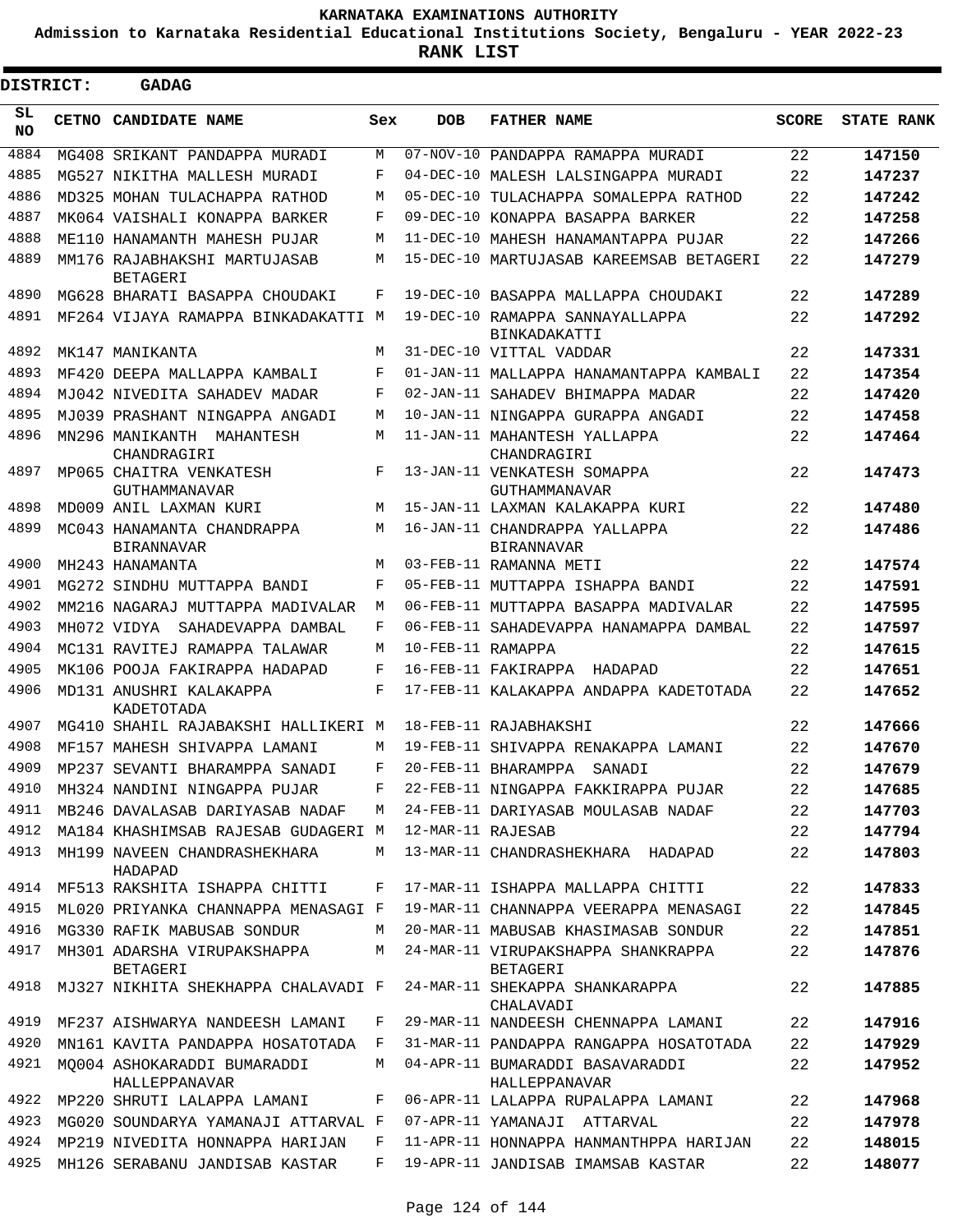# KARNATAKA EXAMINATIONS AUTHORITY

**Admission to Karnataka Residential Educational Institutions Society, Bengaluru - YEAR 2022-23**

**RANK LIST**

**DISTRICT: GADAG**

| SL NO | CETNO | CANDIDATE NAME | Sex | DOB | FATHER NAME | SCORE | STATE RANK |
|---|---|---|---|---|---|---|---|
| 4884 | MG408 | SRIKANT PANDAPPA MURADI | M | 07-NOV-10 | PANDAPPA RAMAPPA MURADI | 22 | 147150 |
| 4885 | MG527 | NIKITHA MALLESH MURADI | F | 04-DEC-10 | MALESH LALSINGAPPA MURADI | 22 | 147237 |
| 4886 | MD325 | MOHAN TULACHAPPA RATHOD | M | 05-DEC-10 | TULACHAPPA SOMALEPPA RATHOD | 22 | 147242 |
| 4887 | MK064 | VAISHALI KONAPPA BARKER | F | 09-DEC-10 | KONAPPA BASAPPA BARKER | 22 | 147258 |
| 4888 | ME110 | HANAMANTH MAHESH PUJAR | M | 11-DEC-10 | MAHESH HANAMANTAPPA PUJAR | 22 | 147266 |
| 4889 | MM176 | RAJABHAKSHI MARTUJASAB BETAGERI | M | 15-DEC-10 | MARTUJASAB KAREEMSAB BETAGERI | 22 | 147279 |
| 4890 | MG628 | BHARATI BASAPPA CHOUDAKI | F | 19-DEC-10 | BASAPPA MALLAPPA CHOUDAKI | 22 | 147289 |
| 4891 | MF264 | VIJAYA RAMAPPA BINKADAKATTI | M | 19-DEC-10 | RAMAPPA SANNAYALLAPPA BINKADAKATTI | 22 | 147292 |
| 4892 | MK147 | MANIKANTA | M | 31-DEC-10 | VITTAL VADDAR | 22 | 147331 |
| 4893 | MF420 | DEEPA MALLAPPA KAMBALI | F | 01-JAN-11 | MALLAPPA HANAMANTAPPA KAMBALI | 22 | 147354 |
| 4894 | MJ042 | NIVEDITA SAHADEV MADAR | F | 02-JAN-11 | SAHADEV BHIMAPPA MADAR | 22 | 147420 |
| 4895 | MJ039 | PRASHANT NINGAPPA ANGADI | M | 10-JAN-11 | NINGAPPA GURAPPA ANGADI | 22 | 147458 |
| 4896 | MN296 | MANIKANTH MAHANTESH CHANDRAGIRI | M | 11-JAN-11 | MAHANTESH YALLAPPA CHANDRAGIRI | 22 | 147464 |
| 4897 | MP065 | CHAITRA VENKATESH GUTHAMMANAVAR | F | 13-JAN-11 | VENKATESH SOMAPPA GUTHAMMANAVAR | 22 | 147473 |
| 4898 | MD009 | ANIL LAXMAN KURI | M | 15-JAN-11 | LAXMAN KALAKAPPA KURI | 22 | 147480 |
| 4899 | MC043 | HANAMANTA CHANDRAPPA BIRANNAVAR | M | 16-JAN-11 | CHANDRAPPA YALLAPPA BIRANNAVAR | 22 | 147486 |
| 4900 | MH243 | HANAMANTA | M | 03-FEB-11 | RAMANNA METI | 22 | 147574 |
| 4901 | MG272 | SINDHU MUTTAPPA BANDI | F | 05-FEB-11 | MUTTAPPA ISHAPPA BANDI | 22 | 147591 |
| 4902 | MM216 | NAGARAJ MUTTAPPA MADIVALAR | M | 06-FEB-11 | MUTTAPPA BASAPPA MADIVALAR | 22 | 147595 |
| 4903 | MH072 | VIDYA SAHADEVAPPA DAMBAL | F | 06-FEB-11 | SAHADEVAPPA HANAMAPPA DAMBAL | 22 | 147597 |
| 4904 | MC131 | RAVITEJ RAMAPPA TALAWAR | M | 10-FEB-11 | RAMAPPA | 22 | 147615 |
| 4905 | MK106 | POOJA FAKIRAPPA HADAPAD | F | 16-FEB-11 | FAKIRAPPA HADAPAD | 22 | 147651 |
| 4906 | MD131 | ANUSHRI KALAKAPPA KADETOTADA | F | 17-FEB-11 | KALAKAPPA ANDAPPA KADETOTADA | 22 | 147652 |
| 4907 | MG410 | SHAHIL RAJABAKSHI HALLIKERI | M | 18-FEB-11 | RAJABHAKSHI | 22 | 147666 |
| 4908 | MF157 | MAHESH SHIVAPPA LAMANI | M | 19-FEB-11 | SHIVAPPA RENAKAPPA LAMANI | 22 | 147670 |
| 4909 | MP237 | SEVANTI BHARAMPPA SANADI | F | 20-FEB-11 | BHARAMPPA SANADI | 22 | 147679 |
| 4910 | MH324 | NANDINI NINGAPPA PUJAR | F | 22-FEB-11 | NINGAPPA FAKKIRAPPA PUJAR | 22 | 147685 |
| 4911 | MB246 | DAVALASAB DARIYASAB NADAF | M | 24-FEB-11 | DARIYASAB MOULASAB NADAF | 22 | 147703 |
| 4912 | MA184 | KHASHIMSAB RAJESAB GUDAGERI | M | 12-MAR-11 | RAJESAB | 22 | 147794 |
| 4913 | MH199 | NAVEEN CHANDRASHEKHARA HADAPAD | M | 13-MAR-11 | CHANDRASHEKHARA HADAPAD | 22 | 147803 |
| 4914 | MF513 | RAKSHITA ISHAPPA CHITTI | F | 17-MAR-11 | ISHAPPA MALLAPPA CHITTI | 22 | 147833 |
| 4915 | ML020 | PRIYANKA CHANNAPPA MENASAGI | F | 19-MAR-11 | CHANNAPPA VEERAPPA MENASAGI | 22 | 147845 |
| 4916 | MG330 | RAFIK MABUSAB SONDUR | M | 20-MAR-11 | MABUSAB KHASIMASAB SONDUR | 22 | 147851 |
| 4917 | MH301 | ADARSHA VIRUPAKSHAPPA BETAGERI | M | 24-MAR-11 | VIRUPAKSHAPPA SHANKRAPPA BETAGERI | 22 | 147876 |
| 4918 | MJ327 | NIKHITA SHEKHAPPA CHALAVADI | F | 24-MAR-11 | SHEKAPPA SHANKARAPPA CHALAVADI | 22 | 147885 |
| 4919 | MF237 | AISHWARYA NANDEESH LAMANI | F | 29-MAR-11 | NANDEESH CHENNAPPA LAMANI | 22 | 147916 |
| 4920 | MN161 | KAVITA PANDAPPA HOSATOTADA | F | 31-MAR-11 | PANDAPPA RANGAPPA HOSATOTADA | 22 | 147929 |
| 4921 | MQ004 | ASHOKARADDI BUMARADDI HALLEPPANAVAR | M | 04-APR-11 | BUMARADDI BASAVARADDI HALLEPPANAVAR | 22 | 147952 |
| 4922 | MP220 | SHRUTI LALAPPA LAMANI | F | 06-APR-11 | LALAPPA RUPALAPPA LAMANI | 22 | 147968 |
| 4923 | MG020 | SOUNDARYA YAMANAJI ATTARVAL | F | 07-APR-11 | YAMANAJI ATTARVAL | 22 | 147978 |
| 4924 | MP219 | NIVEDITA HONNAPPA HARIJAN | F | 11-APR-11 | HONNAPPA HANMANTHPPA HARIJAN | 22 | 148015 |
| 4925 | MH126 | SERABANU JANDISAB KASTAR | F | 19-APR-11 | JANDISAB IMAMSAB KASTAR | 22 | 148077 |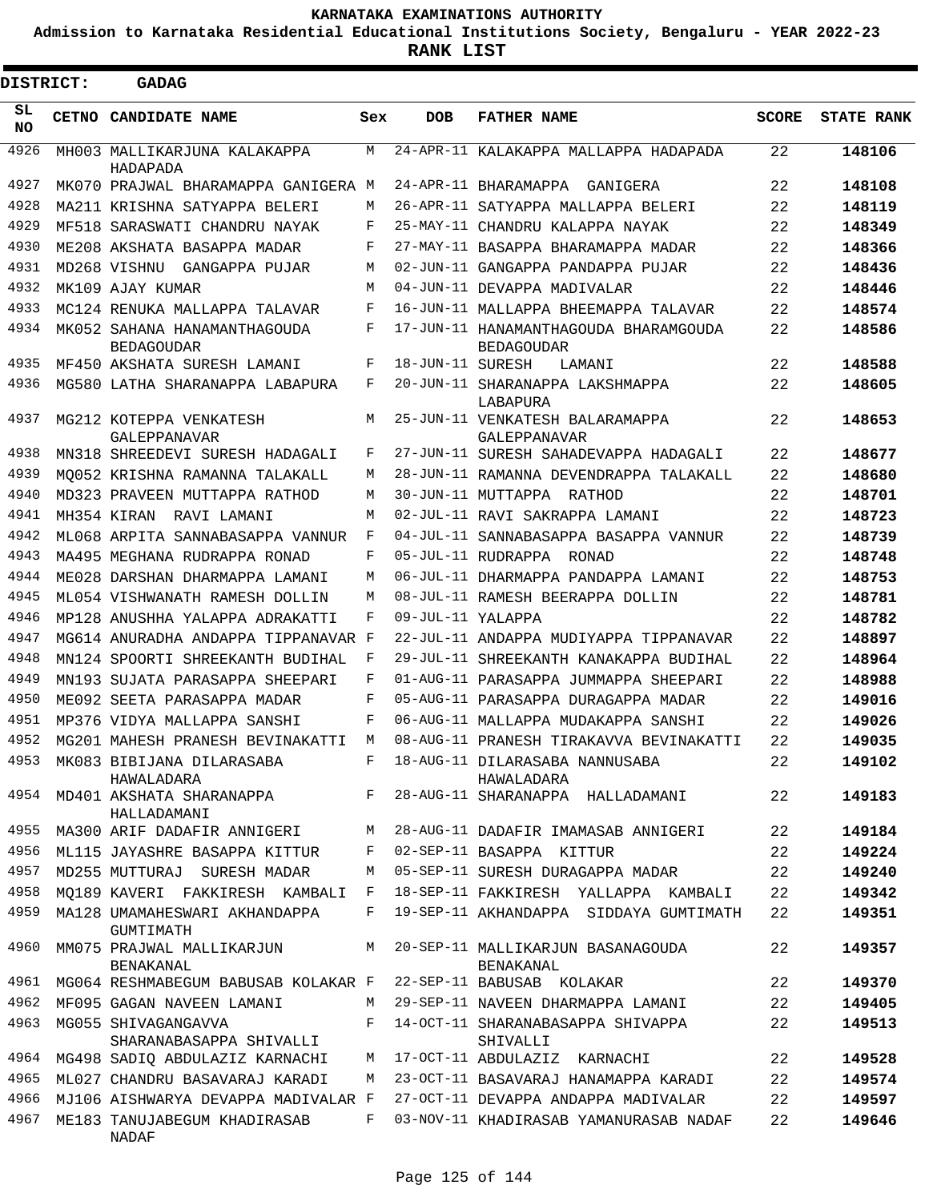**KARNATAKA EXAMINATIONS AUTHORITY**

**Admission to Karnataka Residential Educational Institutions Society, Bengaluru - YEAR 2022-23**

**RANK LIST**

**DISTRICT: GADAG**

| SL NO | CETNO | CANDIDATE NAME | Sex | DOB | FATHER NAME | SCORE | STATE RANK |
|---|---|---|---|---|---|---|---|
| 4926 | MH003 | MALLIKARJUNA KALAKAPPA HADAPADA | M | 24-APR-11 | KALAKAPPA MALLAPPA HADAPADA | 22 | 148106 |
| 4927 | MK070 | PRAJWAL BHARAMAPPA GANIGERA | M | 24-APR-11 | BHARAMAPPA GANIGERA | 22 | 148108 |
| 4928 | MA211 | KRISHNA SATYAPPA BELERI | M | 26-APR-11 | SATYAPPA MALLAPPA BELERI | 22 | 148119 |
| 4929 | MF518 | SARASWATI CHANDRU NAYAK | F | 25-MAY-11 | CHANDRU KALAPPA NAYAK | 22 | 148349 |
| 4930 | ME208 | AKSHATA BASAPPA MADAR | F | 27-MAY-11 | BASAPPA BHARAMAPPA MADAR | 22 | 148366 |
| 4931 | MD268 | VISHNU GANGAPPA PUJAR | M | 02-JUN-11 | GANGAPPA PANDAPPA PUJAR | 22 | 148436 |
| 4932 | MK109 | AJAY KUMAR | M | 04-JUN-11 | DEVAPPA MADIVALAR | 22 | 148446 |
| 4933 | MC124 | RENUKA MALLAPPA TALAVAR | F | 16-JUN-11 | MALLAPPA BHEEMAPPA TALAVAR | 22 | 148574 |
| 4934 | MK052 | SAHANA HANAMANTHAGOUDA BEDAGOUDAR | F | 17-JUN-11 | HANAMANTHAGOUDA BHARAMGOUDA BEDAGOUDAR | 22 | 148586 |
| 4935 | MF450 | AKSHATA SURESH LAMANI | F | 18-JUN-11 | SURESH LAMANI | 22 | 148588 |
| 4936 | MG580 | LATHA SHARANAPPA LABAPURA | F | 20-JUN-11 | SHARANAPPA LAKSHMAPPA LABAPURA | 22 | 148605 |
| 4937 | MG212 | KOTEPPA VENKATESH GALEPPANAVAR | M | 25-JUN-11 | VENKATESH BALARAMAPPA GALEPPANAVAR | 22 | 148653 |
| 4938 | MN318 | SHREEDEVI SURESH HADAGALI | F | 27-JUN-11 | SURESH SAHADEVAPPA HADAGALI | 22 | 148677 |
| 4939 | MQ052 | KRISHNA RAMANNA TALAKALL | M | 28-JUN-11 | RAMANNA DEVENDRAPPA TALAKALL | 22 | 148680 |
| 4940 | MD323 | PRAVEEN MUTTAPPA RATHOD | M | 30-JUN-11 | MUTTAPPA RATHOD | 22 | 148701 |
| 4941 | MH354 | KIRAN RAVI LAMANI | M | 02-JUL-11 | RAVI SAKRAPPA LAMANI | 22 | 148723 |
| 4942 | ML068 | ARPITA SANNABASAPPA VANNUR | F | 04-JUL-11 | SANNABASAPPA BASAPPA VANNUR | 22 | 148739 |
| 4943 | MA495 | MEGHANA RUDRAPPA RONAD | F | 05-JUL-11 | RUDRAPPA RONAD | 22 | 148748 |
| 4944 | ME028 | DARSHAN DHARMAPPA LAMANI | M | 06-JUL-11 | DHARMAPPA PANDAPPA LAMANI | 22 | 148753 |
| 4945 | ML054 | VISHWANATH RAMESH DOLLIN | M | 08-JUL-11 | RAMESH BEERAPPA DOLLIN | 22 | 148781 |
| 4946 | MP128 | ANUSHHA YALAPPA ADRAKATTI | F | 09-JUL-11 | YALAPPA | 22 | 148782 |
| 4947 | MG614 | ANURADHA ANDAPPA TIPPANAVAR | F | 22-JUL-11 | ANDAPPA MUDIYAPPA TIPPANAVAR | 22 | 148897 |
| 4948 | MN124 | SPOORTI SHREEKANTH BUDIHAL | F | 29-JUL-11 | SHREEKANTH KANAKAPPA BUDIHAL | 22 | 148964 |
| 4949 | MN193 | SUJATA PARASAPPA SHEEPARI | F | 01-AUG-11 | PARASAPPA JUMMAPPA SHEEPARI | 22 | 148988 |
| 4950 | ME092 | SEETA PARASAPPA MADAR | F | 05-AUG-11 | PARASAPPA DURAGAPPA MADAR | 22 | 149016 |
| 4951 | MP376 | VIDYA MALLAPPA SANSHI | F | 06-AUG-11 | MALLAPPA MUDAKAPPA SANSHI | 22 | 149026 |
| 4952 | MG201 | MAHESH PRANESH BEVINAKATTI | M | 08-AUG-11 | PRANESH TIRAKAVVA BEVINAKATTI | 22 | 149035 |
| 4953 | MK083 | BIBIJANA DILARASABA HAWALADARA | F | 18-AUG-11 | DILARASABA NANNUSABA HAWALADARA | 22 | 149102 |
| 4954 | MD401 | AKSHATA SHARANAPPA HALLADAMANI | F | 28-AUG-11 | SHARANAPPA HALLADAMANI | 22 | 149183 |
| 4955 | MA300 | ARIF DADAFIR ANNIGERI | M | 28-AUG-11 | DADAFIR IMAMASAB ANNIGERI | 22 | 149184 |
| 4956 | ML115 | JAYASHRE BASAPPA KITTUR | F | 02-SEP-11 | BASAPPA KITTUR | 22 | 149224 |
| 4957 | MD255 | MUTTURAJ SURESH MADAR | M | 05-SEP-11 | SURESH DURAGAPPA MADAR | 22 | 149240 |
| 4958 | MQ189 | KAVERI FAKKIRESH KAMBALI | F | 18-SEP-11 | FAKKIRESH YALLAPPA KAMBALI | 22 | 149342 |
| 4959 | MA128 | UMAMAHESWARI AKHANDAPPA GUMTIMATH | F | 19-SEP-11 | AKHANDAPPA SIDDAYA GUMTIMATH | 22 | 149351 |
| 4960 | MM075 | PRAJWAL MALLIKARJUN BENAKANAL | M | 20-SEP-11 | MALLIKARJUN BASANAGOUDA BENAKANAL | 22 | 149357 |
| 4961 | MG064 | RESHMABEGUM BABUSAB KOLAKAR | F | 22-SEP-11 | BABUSAB KOLAKAR | 22 | 149370 |
| 4962 | MF095 | GAGAN NAVEEN LAMANI | M | 29-SEP-11 | NAVEEN DHARMAPPA LAMANI | 22 | 149405 |
| 4963 | MG055 | SHIVAGANGAVVA SHARANABASAPPA SHIVALLI | F | 14-OCT-11 | SHARANABASAPPA SHIVAPPA SHIVALLI | 22 | 149513 |
| 4964 | MG498 | SADIQ ABDULAZIZ KARNACHI | M | 17-OCT-11 | ABDULAZIZ KARNACHI | 22 | 149528 |
| 4965 | ML027 | CHANDRU BASAVARAJ KARADI | M | 23-OCT-11 | BASAVARAJ HANAMAPPA KARADI | 22 | 149574 |
| 4966 | MJ106 | AISHWARYA DEVAPPA MADIVALAR | F | 27-OCT-11 | DEVAPPA ANDAPPA MADIVALAR | 22 | 149597 |
| 4967 | ME183 | TANUJABEGUM KHADIRASAB NADAF | F | 03-NOV-11 | KHADIRASAB YAMANURASAB NADAF | 22 | 149646 |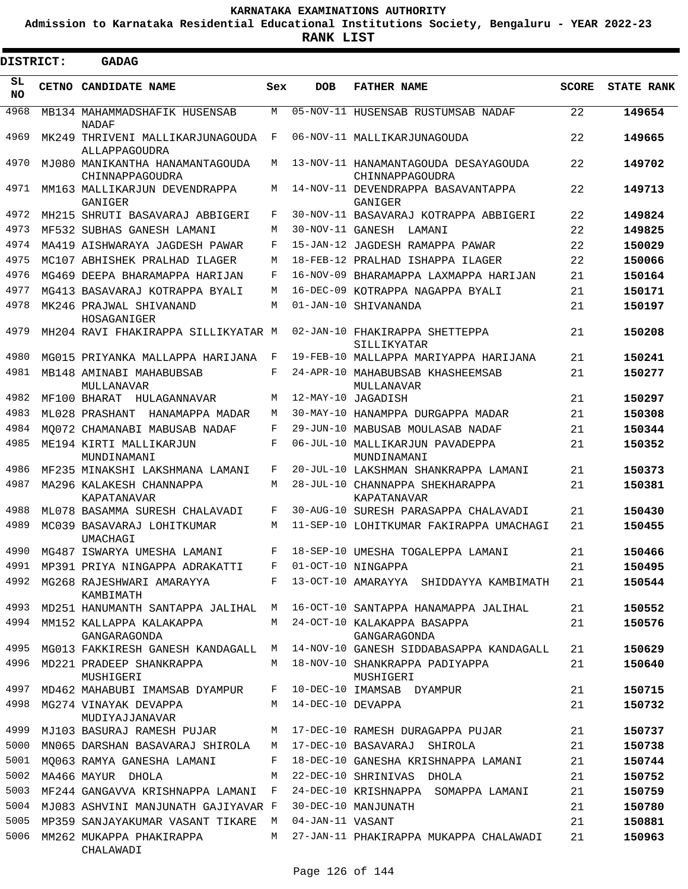**KARNATAKA EXAMINATIONS AUTHORITY**

**Admission to Karnataka Residential Educational Institutions Society, Bengaluru - YEAR 2022-23**

**RANK LIST**

**DISTRICT: GADAG**

| SL NO | CETNO | CANDIDATE NAME | Sex | DOB | FATHER NAME | SCORE | STATE RANK |
|---|---|---|---|---|---|---|---|
| 4968 | MB134 | MAHAMMADSHAFIK HUSENSAB NADAF | M | 05-NOV-11 | HUSENSAB RUSTUMSAB NADAF | 22 | 149654 |
| 4969 | MK249 | THRIVENI MALLIKARJUNAGOUDA ALLAPPAGOUDRA | F | 06-NOV-11 | MALLIKARJUNAGOUDA | 22 | 149665 |
| 4970 | MJ080 | MANIKANTHA HANAMANTAGOUDA CHINNAPPAGOUDRA | M | 13-NOV-11 | HANAMANTAGOUDA DESAYAGOUDA CHINNAPPAGOUDRA | 22 | 149702 |
| 4971 | MM163 | MALLIKARJUN DEVENDRAPPA GANIGER | M | 14-NOV-11 | DEVENDRAPPA BASAVANTAPPA GANIGER | 22 | 149713 |
| 4972 | MH215 | SHRUTI BASAVARAJ ABBIGERI | F | 30-NOV-11 | BASAVARAJ KOTRAPPA ABBIGERI | 22 | 149824 |
| 4973 | MF532 | SUBHAS GANESH LAMANI | M | 30-NOV-11 | GANESH LAMANI | 22 | 149825 |
| 4974 | MA419 | AISHWARAYA JAGDESH PAWAR | F | 15-JAN-12 | JAGDESH RAMAPPA PAWAR | 22 | 150029 |
| 4975 | MC107 | ABHISHEK PRALHAD ILAGER | M | 18-FEB-12 | PRALHAD ISHAPPA ILAGER | 22 | 150066 |
| 4976 | MG469 | DEEPA BHARAMAPPA HARIJAN | F | 16-NOV-09 | BHARAMAPPA LAXMAPPA HARIJAN | 21 | 150164 |
| 4977 | MG413 | BASAVARAJ KOTRAPPA BYALI | M | 16-DEC-09 | KOTRAPPA NAGAPPA BYALI | 21 | 150171 |
| 4978 | MK246 | PRAJWAL SHIVANAND HOSAGANIGER | M | 01-JAN-10 | SHIVANANDA | 21 | 150197 |
| 4979 | MH204 | RAVI FHAKIRAPPA SILLIKYATAR | M | 02-JAN-10 | FHAKIRAPPA SHETTEPPA SILLIKYATAR | 21 | 150208 |
| 4980 | MG015 | PRIYANKA MALLAPPA HARIJANA | F | 19-FEB-10 | MALLAPPA MARIYAPPA HARIJANA | 21 | 150241 |
| 4981 | MB148 | AMINABI MAHABUBSAB MULLANAVAR | F | 24-APR-10 | MAHABUBSAB KHASHEEMSAB MULLANAVAR | 21 | 150277 |
| 4982 | MF100 | BHARAT HULAGANNAVAR | M | 12-MAY-10 | JAGADISH | 21 | 150297 |
| 4983 | ML028 | PRASHANT HANAMAPPA MADAR | M | 30-MAY-10 | HANAMPPA DURGAPPA MADAR | 21 | 150308 |
| 4984 | MQ072 | CHAMANABI MABUSAB NADAF | F | 29-JUN-10 | MABUSAB MOULASAB NADAF | 21 | 150344 |
| 4985 | ME194 | KIRTI MALLIKARJUN MUNDINAMANI | F | 06-JUL-10 | MALLIKARJUN PAVADEPPA MUNDINAMANI | 21 | 150352 |
| 4986 | MF235 | MINAKSHI LAKSHMANA LAMANI | F | 20-JUL-10 | LAKSHMAN SHANKRAPPA LAMANI | 21 | 150373 |
| 4987 | MA296 | KALAKESH CHANNAPPA KAPATANAVAR | M | 28-JUL-10 | CHANNAPPA SHEKHARAPPA KAPATANAVAR | 21 | 150381 |
| 4988 | ML078 | BASAMMA SURESH CHALAVADI | F | 30-AUG-10 | SURESH PARASAPPA CHALAVADI | 21 | 150430 |
| 4989 | MC039 | BASAVARAJ LOHITKUMAR UMACHAGI | M | 11-SEP-10 | LOHITKUMAR FAKIRAPPA UMACHAGI | 21 | 150455 |
| 4990 | MG487 | ISWARYA UMESHA LAMANI | F | 18-SEP-10 | UMESHA TOGALEPPA LAMANI | 21 | 150466 |
| 4991 | MP391 | PRIYA NINGAPPA ADRAKATTI | F | 01-OCT-10 | NINGAPPA | 21 | 150495 |
| 4992 | MG268 | RAJESHWARI AMARAYYA KAMBIMATH | F | 13-OCT-10 | AMARAYYA SHIDDAYYA KAMBIMATH | 21 | 150544 |
| 4993 | MD251 | HANUMANTH SANTAPPA JALIHAL | M | 16-OCT-10 | SANTAPPA HANAMAPPA JALIHAL | 21 | 150552 |
| 4994 | MM152 | KALLAPPA KALAKAPPA GANGARAGONDA | M | 24-OCT-10 | KALAKAPPA BASAPPA GANGARAGONDA | 21 | 150576 |
| 4995 | MG013 | FAKKIRESH GANESH KANDAGALL | M | 14-NOV-10 | GANESH SIDDABASAPPA KANDAGALL | 21 | 150629 |
| 4996 | MD221 | PRADEEP SHANKRAPPA MUSHIGERI | M | 18-NOV-10 | SHANKRAPPA PADIYAPPA MUSHIGERI | 21 | 150640 |
| 4997 | MD462 | MAHABUBI IMAMSAB DYAMPUR | F | 10-DEC-10 | IMAMSAB DYAMPUR | 21 | 150715 |
| 4998 | MG274 | VINAYAK DEVAPPA MUDIYAJJANAVAR | M | 14-DEC-10 | DEVAPPA | 21 | 150732 |
| 4999 | MJ103 | BASURAJ RAMESH PUJAR | M | 17-DEC-10 | RAMESH DURAGAPPA PUJAR | 21 | 150737 |
| 5000 | MN065 | DARSHAN BASAVARAJ SHIROLA | M | 17-DEC-10 | BASAVARAJ SHIROLA | 21 | 150738 |
| 5001 | MQ063 | RAMYA GANESHA LAMANI | F | 18-DEC-10 | GANESHA KRISHNAPPA LAMANI | 21 | 150744 |
| 5002 | MA466 | MAYUR DHOLA | M | 22-DEC-10 | SHRINIVAS DHOLA | 21 | 150752 |
| 5003 | MF244 | GANGAVVA KRISHNAPPA LAMANI | F | 24-DEC-10 | KRISHNAPPA SOMAPPA LAMANI | 21 | 150759 |
| 5004 | MJ083 | ASHVINI MANJUNATH GAJIYAVAR | F | 30-DEC-10 | MANJUNATH | 21 | 150780 |
| 5005 | MP359 | SANJAYAKUMAR VASANT TIKARE | M | 04-JAN-11 | VASANT | 21 | 150881 |
| 5006 | MM262 | MUKAPPA PHAKIRAPPA CHALAWADI | M | 27-JAN-11 | PHAKIRAPPA MUKAPPA CHALAWADI | 21 | 150963 |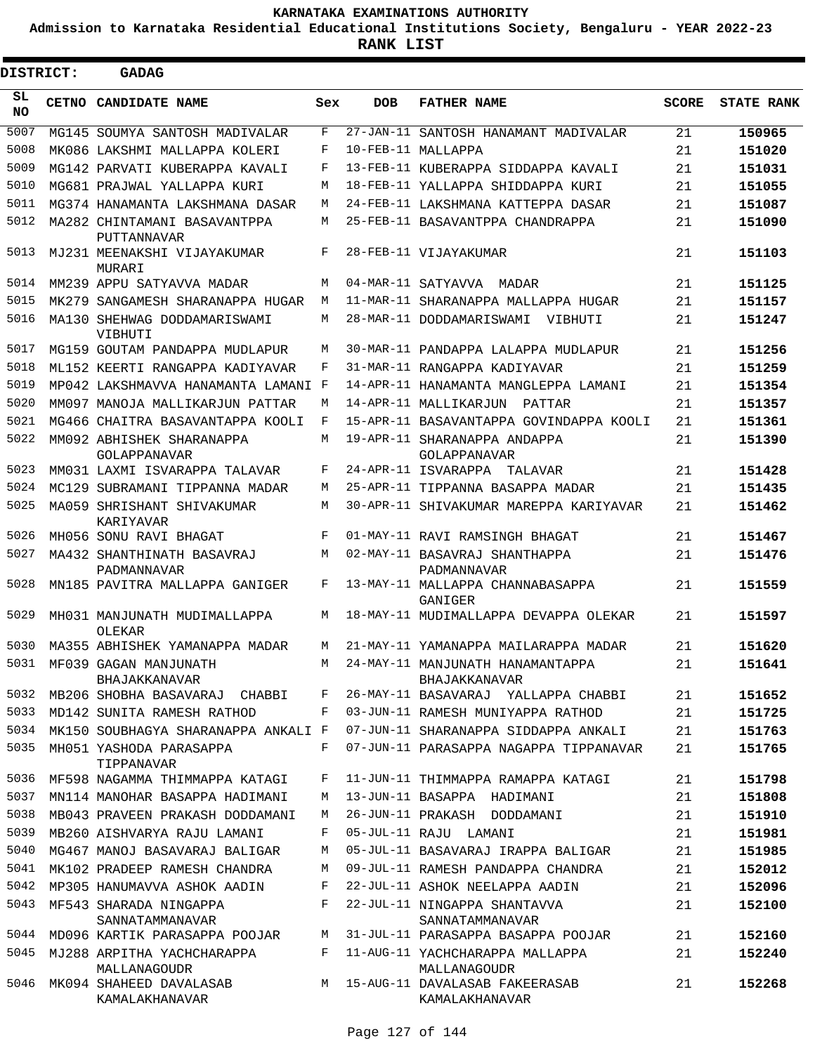# KARNATAKA EXAMINATIONS AUTHORITY

**Admission to Karnataka Residential Educational Institutions Society, Bengaluru - YEAR 2022-23**

**RANK LIST**

**DISTRICT: GADAG**

| SL NO | CETNO | CANDIDATE NAME | Sex | DOB | FATHER NAME | SCORE | STATE RANK |
|---|---|---|---|---|---|---|---|
| 5007 | MG145 | SOUMYA SANTOSH MADIVALAR | F | 27-JAN-11 | SANTOSH HANAMANT MADIVALAR | 21 | 150965 |
| 5008 | MK086 | LAKSHMI MALLAPPA KOLERI | F | 10-FEB-11 | MALLAPPA | 21 | 151020 |
| 5009 | MG142 | PARVATI KUBERAPPA KAVALI | F | 13-FEB-11 | KUBERAPPA SIDDAPPA KAVALI | 21 | 151031 |
| 5010 | MG681 | PRAJWAL YALLAPPA KURI | M | 18-FEB-11 | YALLAPPA SHIDDAPPA KURI | 21 | 151055 |
| 5011 | MG374 | HANAMANTA LAKSHMANA DASAR | M | 24-FEB-11 | LAKSHMANA KATTEPPA DASAR | 21 | 151087 |
| 5012 | MA282 | CHINTAMANI BASAVANTPPA PUTTANNAVAR | M | 25-FEB-11 | BASAVANTPPA CHANDRAPPA | 21 | 151090 |
| 5013 | MJ231 | MEENAKSHI VIJAYAKUMAR MURARI | F | 28-FEB-11 | VIJAYAKUMAR | 21 | 151103 |
| 5014 | MM239 | APPU SATYAVVA MADAR | M | 04-MAR-11 | SATYAVVA MADAR | 21 | 151125 |
| 5015 | MK279 | SANGAMESH SHARANAPPA HUGAR | M | 11-MAR-11 | SHARANAPPA MALLAPPA HUGAR | 21 | 151157 |
| 5016 | MA130 | SHEHWAG DODDAMARISWAMI VIBHUTI | M | 28-MAR-11 | DODDAMARISWAMI VIBHUTI | 21 | 151247 |
| 5017 | MG159 | GOUTAM PANDAPPA MUDLAPUR | M | 30-MAR-11 | PANDAPPA LALAPPA MUDLAPUR | 21 | 151256 |
| 5018 | ML152 | KEERTI RANGAPPA KADIYAVAR | F | 31-MAR-11 | RANGAPPA KADIYAVAR | 21 | 151259 |
| 5019 | MP042 | LAKSHMAVVA HANAMANTA LAMANI | F | 14-APR-11 | HANAMANTA MANGLEPPA LAMANI | 21 | 151354 |
| 5020 | MM097 | MANOJA MALLIKARJUN PATTAR | M | 14-APR-11 | MALLIKARJUN PATTAR | 21 | 151357 |
| 5021 | MG466 | CHAITRA BASAVANTAPPA KOOLI | F | 15-APR-11 | BASAVANTAPPA GOVINDAPPA KOOLI | 21 | 151361 |
| 5022 | MM092 | ABHISHEK SHARANAPPA GOLAPPANAVAR | M | 19-APR-11 | SHARANAPPA ANDAPPA GOLAPPANAVAR | 21 | 151390 |
| 5023 | MM031 | LAXMI ISVARAPPA TALAVAR | F | 24-APR-11 | ISVARAPPA TALAVAR | 21 | 151428 |
| 5024 | MC129 | SUBRAMANI TIPPANNA MADAR | M | 25-APR-11 | TIPPANNA BASAPPA MADAR | 21 | 151435 |
| 5025 | MA059 | SHRISHANT SHIVAKUMAR KARIYAVAR | M | 30-APR-11 | SHIVAKUMAR MAREPPA KARIYAVAR | 21 | 151462 |
| 5026 | MH056 | SONU RAVI BHAGAT | F | 01-MAY-11 | RAVI RAMSINGH BHAGAT | 21 | 151467 |
| 5027 | MA432 | SHANTHINATH BASAVRAJ PADMANNAVAR | M | 02-MAY-11 | BASAVRAJ SHANTHAPPA PADMANNAVAR | 21 | 151476 |
| 5028 | MN185 | PAVITRA MALLAPPA GANIGER | F | 13-MAY-11 | MALLAPPA CHANNABASAPPA GANIGER | 21 | 151559 |
| 5029 | MH031 | MANJUNATH MUDIMALLAPPA OLEKAR | M | 18-MAY-11 | MUDIMALLAPPA DEVAPPA OLEKAR | 21 | 151597 |
| 5030 | MA355 | ABHISHEK YAMANAPPA MADAR | M | 21-MAY-11 | YAMANAPPA MAILARAPPA MADAR | 21 | 151620 |
| 5031 | MF039 | GAGAN MANJUNATH BHAJAKKANAVAR | M | 24-MAY-11 | MANJUNATH HANAMANTAPPA BHAJAKKANAVAR | 21 | 151641 |
| 5032 | MB206 | SHOBHA BASAVARAJ CHABBI | F | 26-MAY-11 | BASAVARAJ YALLAPPA CHABBI | 21 | 151652 |
| 5033 | MD142 | SUNITA RAMESH RATHOD | F | 03-JUN-11 | RAMESH MUNIYAPPA RATHOD | 21 | 151725 |
| 5034 | MK150 | SOUBHAGYA SHARANAPPA ANKALI | F | 07-JUN-11 | SHARANAPPA SIDDAPPA ANKALI | 21 | 151763 |
| 5035 | MH051 | YASHODA PARASAPPA TIPPANAVAR | F | 07-JUN-11 | PARASAPPA NAGAPPA TIPPANAVAR | 21 | 151765 |
| 5036 | MF598 | NAGAMMA THIMMAPPA KATAGI | F | 11-JUN-11 | THIMMAPPA RAMAPPA KATAGI | 21 | 151798 |
| 5037 | MN114 | MANOHAR BASAPPA HADIMANI | M | 13-JUN-11 | BASAPPA HADIMANI | 21 | 151808 |
| 5038 | MB043 | PRAVEEN PRAKASH DODDAMANI | M | 26-JUN-11 | PRAKASH DODDAMANI | 21 | 151910 |
| 5039 | MB260 | AISHVARYA RAJU LAMANI | F | 05-JUL-11 | RAJU LAMANI | 21 | 151981 |
| 5040 | MG467 | MANOJ BASAVARAJ BALIGAR | M | 05-JUL-11 | BASAVARAJ IRAPPA BALIGAR | 21 | 151985 |
| 5041 | MK102 | PRADEEP RAMESH CHANDRA | M | 09-JUL-11 | RAMESH PANDAPPA CHANDRA | 21 | 152012 |
| 5042 | MP305 | HANUMAVVA ASHOK AADIN | F | 22-JUL-11 | ASHOK NEELAPPA AADIN | 21 | 152096 |
| 5043 | MF543 | SHARADA NINGAPPA SANNATAMMANAVAR | F | 22-JUL-11 | NINGAPPA SHANTAVVA SANNATAMMANAVAR | 21 | 152100 |
| 5044 | MD096 | KARTIK PARASAPPA POOJAR | M | 31-JUL-11 | PARASAPPA BASAPPA POOJAR | 21 | 152160 |
| 5045 | MJ288 | ARPITHA YACHCHARAPPA MALLANAGOUDR | F | 11-AUG-11 | YACHCHARAPPA MALLAPPA MALLANAGOUDR | 21 | 152240 |
| 5046 | MK094 | SHAHEED DAVALASAB KAMALAKHANAVAR | M | 15-AUG-11 | DAVALASAB FAKEERASAB KAMALAKHANAVAR | 21 | 152268 |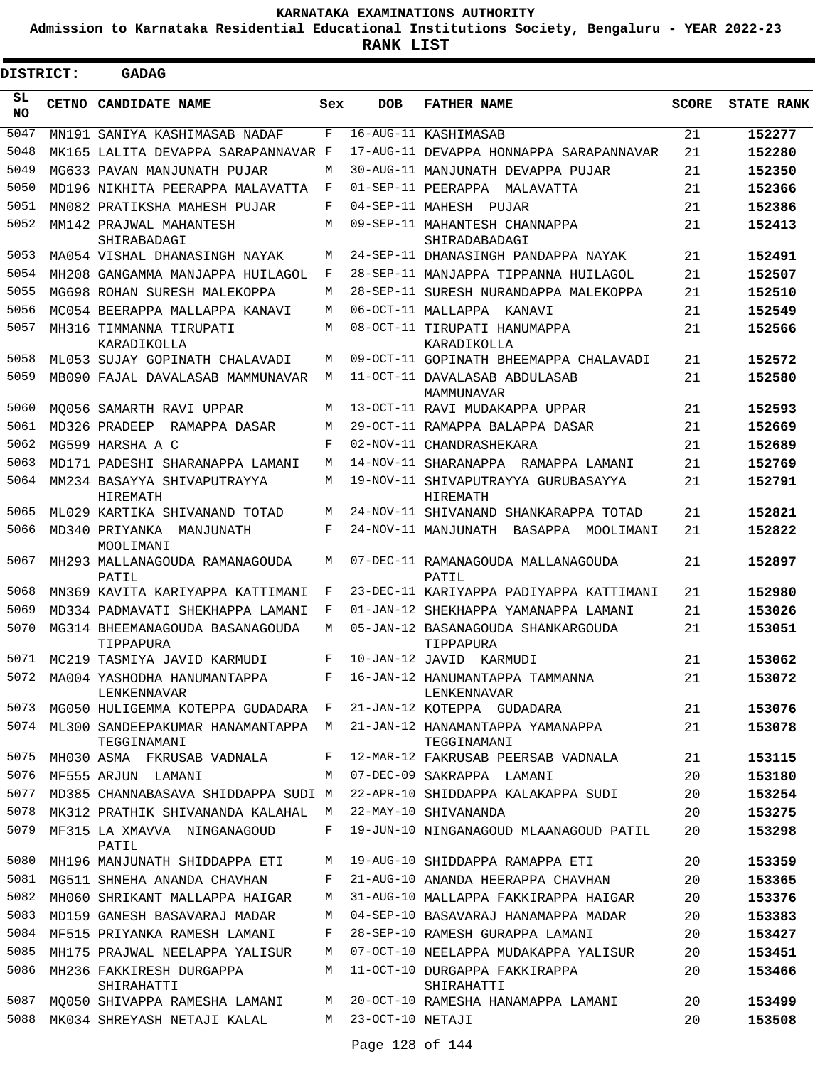# KARNATAKA EXAMINATIONS AUTHORITY

**Admission to Karnataka Residential Educational Institutions Society, Bengaluru - YEAR 2022-23**

**RANK LIST**

**DISTRICT: GADAG**

| SL NO | CETNO | CANDIDATE NAME | Sex | DOB | FATHER NAME | SCORE | STATE RANK |
|---|---|---|---|---|---|---|---|
| 5047 | MN191 | SANIYA KASHIMASAB NADAF | F | 16-AUG-11 | KASHIMASAB | 21 | **152277** |
| 5048 | MK165 | LALITA DEVAPPA SARAPANNAVAR | F | 17-AUG-11 | DEVAPPA HONNAPPA SARAPANNAVAR | 21 | **152280** |
| 5049 | MG633 | PAVAN MANJUNATH PUJAR | M | 30-AUG-11 | MANJUNATH DEVAPPA PUJAR | 21 | **152350** |
| 5050 | MD196 | NIKHITA PEERAPPA MALAVATTA | F | 01-SEP-11 | PEERAPPA MALAVATTA | 21 | **152366** |
| 5051 | MN082 | PRATIKSHA MAHESH PUJAR | F | 04-SEP-11 | MAHESH PUJAR | 21 | **152386** |
| 5052 | MM142 | PRAJWAL MAHANTESH SHIRABADAGI | M | 09-SEP-11 | MAHANTESH CHANNAPPA SHIRADABADAGI | 21 | **152413** |
| 5053 | MA054 | VISHAL DHANASINGH NAYAK | M | 24-SEP-11 | DHANASINGH PANDAPPA NAYAK | 21 | **152491** |
| 5054 | MH208 | GANGAMMA MANJAPPA HUILAGOL | F | 28-SEP-11 | MANJAPPA TIPPANNA HUILAGOL | 21 | **152507** |
| 5055 | MG698 | ROHAN SURESH MALEKOPPA | M | 28-SEP-11 | SURESH NURANDAPPA MALEKOPPA | 21 | **152510** |
| 5056 | MC054 | BEERAPPA MALLAPPA KANAVI | M | 06-OCT-11 | MALLAPPA KANAVI | 21 | **152549** |
| 5057 | MH316 | TIMMANNA TIRUPATI KARADIKOLLA | M | 08-OCT-11 | TIRUPATI HANUMAPPA KARADIKOLLA | 21 | **152566** |
| 5058 | ML053 | SUJAY GOPINATH CHALAVADI | M | 09-OCT-11 | GOPINATH BHEEMAPPA CHALAVADI | 21 | **152572** |
| 5059 | MB090 | FAJAL DAVALASAB MAMMUNAVAR | M | 11-OCT-11 | DAVALASAB ABDULASAB MAMMUNAVAR | 21 | **152580** |
| 5060 | MQ056 | SAMARTH RAVI UPPAR | M | 13-OCT-11 | RAVI MUDAKAPPA UPPAR | 21 | **152593** |
| 5061 | MD326 | PRADEEP RAMAPPA DASAR | M | 29-OCT-11 | RAMAPPA BALAPPA DASAR | 21 | **152669** |
| 5062 | MG599 | HARSHA A C | F | 02-NOV-11 | CHANDRASHEKARA | 21 | **152689** |
| 5063 | MD171 | PADESHI SHARANAPPA LAMANI | M | 14-NOV-11 | SHARANAPPA RAMAPPA LAMANI | 21 | **152769** |
| 5064 | MM234 | BASAYYA SHIVAPUTRAYYA HIREMATH | M | 19-NOV-11 | SHIVAPUTRAYYA GURUBASAYYA HIREMATH | 21 | **152791** |
| 5065 | ML029 | KARTIKA SHIVANAND TOTAD | M | 24-NOV-11 | SHIVANAND SHANKARAPPA TOTAD | 21 | **152821** |
| 5066 | MD340 | PRIYANKA MANJUNATH MOOLIMANI | F | 24-NOV-11 | MANJUNATH BASAPPA MOOLIMANI | 21 | **152822** |
| 5067 | MH293 | MALLANAGOUDA RAMANAGOUDA PATIL | M | 07-DEC-11 | RAMANAGOUDA MALLANAGOUDA PATIL | 21 | **152897** |
| 5068 | MN369 | KAVITA KARIYAPPA KATTIMANI | F | 23-DEC-11 | KARIYAPPA PADIYAPPA KATTIMANI | 21 | **152980** |
| 5069 | MD334 | PADMAVATI SHEKHAPPA LAMANI | F | 01-JAN-12 | SHEKHAPPA YAMANAPPA LAMANI | 21 | **153026** |
| 5070 | MG314 | BHEEMANAGOUDA BASANAGOUDA TIPPAPURA | M | 05-JAN-12 | BASANAGOUDA SHANKARGOUDA TIPPAPURA | 21 | **153051** |
| 5071 | MC219 | TASMIYA JAVID KARMUDI | F | 10-JAN-12 | JAVID KARMUDI | 21 | **153062** |
| 5072 | MA004 | YASHODHA HANUMANTAPPA LENKENNAVAR | F | 16-JAN-12 | HANUMANTAPPA TAMMANNA LENKENNAVAR | 21 | **153072** |
| 5073 | MG050 | HULIGEMMA KOTEPPA GUDADARA | F | 21-JAN-12 | KOTEPPA GUDADARA | 21 | **153076** |
| 5074 | ML300 | SANDEEPAKUMAR HANAMANTAPPA TEGGINAMANI | M | 21-JAN-12 | HANAMANTAPPA YAMANAPPA TEGGINAMANI | 21 | **153078** |
| 5075 | MH030 | ASMA FKRUSAB VADNALA | F | 12-MAR-12 | FAKRUSAB PEERSAB VADNALA | 21 | **153115** |
| 5076 | MF555 | ARJUN LAMANI | M | 07-DEC-09 | SAKRAPPA LAMANI | 20 | **153180** |
| 5077 | MD385 | CHANNABASAVA SHIDDAPPA SUDI | M | 22-APR-10 | SHIDDAPPA KALAKAPPA SUDI | 20 | **153254** |
| 5078 | MK312 | PRATHIK SHIVANANDA KALAHAL | M | 22-MAY-10 | SHIVANANDA | 20 | **153275** |
| 5079 | MF315 | LA XMAVVA NINGANAGOUD PATIL | F | 19-JUN-10 | NINGANAGOUD MLAANAGOUD PATIL | 20 | **153298** |
| 5080 | MH196 | MANJUNATH SHIDDAPPA ETI | M | 19-AUG-10 | SHIDDAPPA RAMAPPA ETI | 20 | **153359** |
| 5081 | MG511 | SHNEHA ANANDA CHAVHAN | F | 21-AUG-10 | ANANDA HEERAPPA CHAVHAN | 20 | **153365** |
| 5082 | MH060 | SHRIKANT MALLAPPA HAIGAR | M | 31-AUG-10 | MALLAPPA FAKKIRAPPA HAIGAR | 20 | **153376** |
| 5083 | MD159 | GANESH BASAVARAJ MADAR | M | 04-SEP-10 | BASAVARAJ HANAMAPPA MADAR | 20 | **153383** |
| 5084 | MF515 | PRIYANKA RAMESH LAMANI | F | 28-SEP-10 | RAMESH GURAPPA LAMANI | 20 | **153427** |
| 5085 | MH175 | PRAJWAL NEELAPPA YALISUR | M | 07-OCT-10 | NEELAPPA MUDAKAPPA YALISUR | 20 | **153451** |
| 5086 | MH236 | FAKKIRESH DURGAPPA SHIRAHATTI | M | 11-OCT-10 | DURGAPPA FAKKIRAPPA SHIRAHATTI | 20 | **153466** |
| 5087 | MQ050 | SHIVAPPA RAMESHA LAMANI | M | 20-OCT-10 | RAMESHA HANAMAPPA LAMANI | 20 | **153499** |
| 5088 | MK034 | SHREYASH NETAJI KALAL | M | 23-OCT-10 | NETAJI | 20 | **153508** |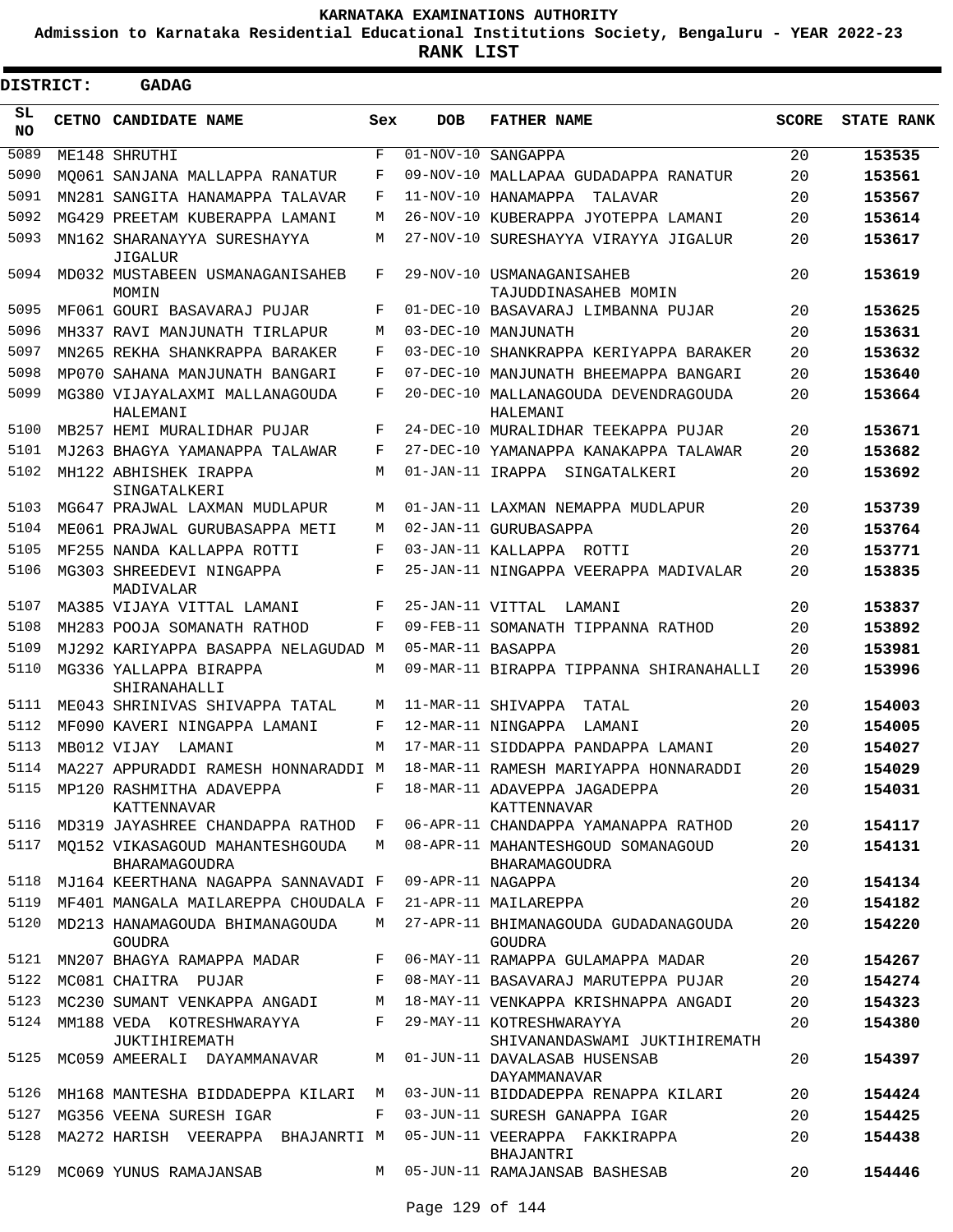# KARNATAKA EXAMINATIONS AUTHORITY

**Admission to Karnataka Residential Educational Institutions Society, Bengaluru - YEAR 2022-23**

**RANK LIST**

**DISTRICT: GADAG**

| SL NO | CETNO | CANDIDATE NAME | Sex | DOB | FATHER NAME | SCORE | STATE RANK |
|---|---|---|---|---|---|---|---|
| 5089 | ME148 | SHRUTHI | F | 01-NOV-10 | SANGAPPA | 20 | 153535 |
| 5090 | MQ061 | SANJANA MALLAPPA RANATUR | F | 09-NOV-10 | MALLAPAA GUDADAPPA RANATUR | 20 | 153561 |
| 5091 | MN281 | SANGITA HANAMAPPA TALAVAR | F | 11-NOV-10 | HANAMAPPA TALAVAR | 20 | 153567 |
| 5092 | MG429 | PREETAM KUBERAPPA LAMANI | M | 26-NOV-10 | KUBERAPPA JYOTEPPA LAMANI | 20 | 153614 |
| 5093 | MN162 | SHARANAYYA SURESHAYYA JIGALUR | M | 27-NOV-10 | SURESHAYYA VIRAYYA JIGALUR | 20 | 153617 |
| 5094 | MD032 | MUSTABEEN USMANAGANISAHEB MOMIN | F | 29-NOV-10 | USMANAGANISAHEB TAJUDDINASAHEB MOMIN | 20 | 153619 |
| 5095 | MF061 | GOURI BASAVARAJ PUJAR | F | 01-DEC-10 | BASAVARAJ LIMBANNA PUJAR | 20 | 153625 |
| 5096 | MH337 | RAVI MANJUNATH TIRLAPUR | M | 03-DEC-10 | MANJUNATH | 20 | 153631 |
| 5097 | MN265 | REKHA SHANKRAPPA BARAKER | F | 03-DEC-10 | SHANKRAPPA KERIYAPPA BARAKER | 20 | 153632 |
| 5098 | MP070 | SAHANA MANJUNATH BANGARI | F | 07-DEC-10 | MANJUNATH BHEEMAPPA BANGARI | 20 | 153640 |
| 5099 | MG380 | VIJAYALAXMI MALLANAGOUDA HALEMANI | F | 20-DEC-10 | MALLANAGOUDA DEVENDRAGOUDA HALEMANI | 20 | 153664 |
| 5100 | MB257 | HEMI MURALIDHAR PUJAR | F | 24-DEC-10 | MURALIDHAR TEEKAPPA PUJAR | 20 | 153671 |
| 5101 | MJ263 | BHAGYA YAMANAPPA TALAWAR | F | 27-DEC-10 | YAMANAPPA KANAKAPPA TALAWAR | 20 | 153682 |
| 5102 | MH122 | ABHISHEK IRAPPA SINGATALKERI | M | 01-JAN-11 | IRAPPA SINGATALKERI | 20 | 153692 |
| 5103 | MG647 | PRAJWAL LAXMAN MUDLAPUR | M | 01-JAN-11 | LAXMAN NEMAPPA MUDLAPUR | 20 | 153739 |
| 5104 | ME061 | PRAJWAL GURUBASAPPA METI | M | 02-JAN-11 | GURUBASAPPA | 20 | 153764 |
| 5105 | MF255 | NANDA KALLAPPA ROTTI | F | 03-JAN-11 | KALLAPPA ROTTI | 20 | 153771 |
| 5106 | MG303 | SHREEDEVI NINGAPPA MADIVALAR | F | 25-JAN-11 | NINGAPPA VEERAPPA MADIVALAR | 20 | 153835 |
| 5107 | MA385 | VIJAYA VITTAL LAMANI | F | 25-JAN-11 | VITTAL LAMANI | 20 | 153837 |
| 5108 | MH283 | POOJA SOMANATH RATHOD | F | 09-FEB-11 | SOMANATH TIPPANNA RATHOD | 20 | 153892 |
| 5109 | MJ292 | KARIYAPPA BASAPPA NELAGUDAD | M | 05-MAR-11 | BASAPPA | 20 | 153981 |
| 5110 | MG336 | YALLAPPA BIRAPPA SHIRANAHALLI | M | 09-MAR-11 | BIRAPPA TIPPANNA SHIRANAHALLI | 20 | 153996 |
| 5111 | ME043 | SHRINIVAS SHIVAPPA TATAL | M | 11-MAR-11 | SHIVAPPA TATAL | 20 | 154003 |
| 5112 | MF090 | KAVERI NINGAPPA LAMANI | F | 12-MAR-11 | NINGAPPA LAMANI | 20 | 154005 |
| 5113 | MB012 | VIJAY LAMANI | M | 17-MAR-11 | SIDDAPPA PANDAPPA LAMANI | 20 | 154027 |
| 5114 | MA227 | APPURADDI RAMESH HONNARADDI | M | 18-MAR-11 | RAMESH MARIYAPPA HONNARADDI | 20 | 154029 |
| 5115 | MP120 | RASHMITHA ADAVEPPA KATTENNAVAR | F | 18-MAR-11 | ADAVEPPA JAGADEPPA KATTENNAVAR | 20 | 154031 |
| 5116 | MD319 | JAYASHREE CHANDAPPA RATHOD | F | 06-APR-11 | CHANDAPPA YAMANAPPA RATHOD | 20 | 154117 |
| 5117 | MQ152 | VIKASAGOUD MAHANTESHGOUDA BHARAMAGOUDRA | M | 08-APR-11 | MAHANTESHGOUD SOMANAGOUD BHARAMAGOUDRA | 20 | 154131 |
| 5118 | MJ164 | KEERTHANA NAGAPPA SANNAVADI | F | 09-APR-11 | NAGAPPA | 20 | 154134 |
| 5119 | MF401 | MANGALA MAILAREPPA CHOUDALA | F | 21-APR-11 | MAILAREPPA | 20 | 154182 |
| 5120 | MD213 | HANAMAGOUDA BHIMANAGOUDA GOUDRA | M | 27-APR-11 | BHIMANAGOUDA GUDADANAGOUDA GOUDRA | 20 | 154220 |
| 5121 | MN207 | BHAGYA RAMAPPA MADAR | F | 06-MAY-11 | RAMAPPA GULAMAPPA MADAR | 20 | 154267 |
| 5122 | MC081 | CHAITRA PUJAR | F | 08-MAY-11 | BASAVARAJ MARUTEPPA PUJAR | 20 | 154274 |
| 5123 | MC230 | SUMANT VENKAPPA ANGADI | M | 18-MAY-11 | VENKAPPA KRISHNAPPA ANGADI | 20 | 154323 |
| 5124 | MM188 | VEDA KOTRESHWARAYYA JUKTIHIREMATH | F | 29-MAY-11 | KOTRESHWARAYYA SHIVANANDASWAMI JUKTIHIREMATH | 20 | 154380 |
| 5125 | MC059 | AMEERALI DAYAMMANAVAR | M | 01-JUN-11 | DAVALASAB HUSENSAB DAYAMMANAVAR | 20 | 154397 |
| 5126 | MH168 | MANTESHA BIDDADEPPA KILARI | M | 03-JUN-11 | BIDDADEPPA RENAPPA KILARI | 20 | 154424 |
| 5127 | MG356 | VEENA SURESH IGAR | F | 03-JUN-11 | SURESH GANAPPA IGAR | 20 | 154425 |
| 5128 | MA272 | HARISH VEERAPPA BHAJANRTI | M | 05-JUN-11 | VEERAPPA FAKKIRAPPA BHAJANTRI | 20 | 154438 |
| 5129 | MC069 | YUNUS RAMAJANSAB | M | 05-JUN-11 | RAMAJANSAB BASHESAB | 20 | 154446 |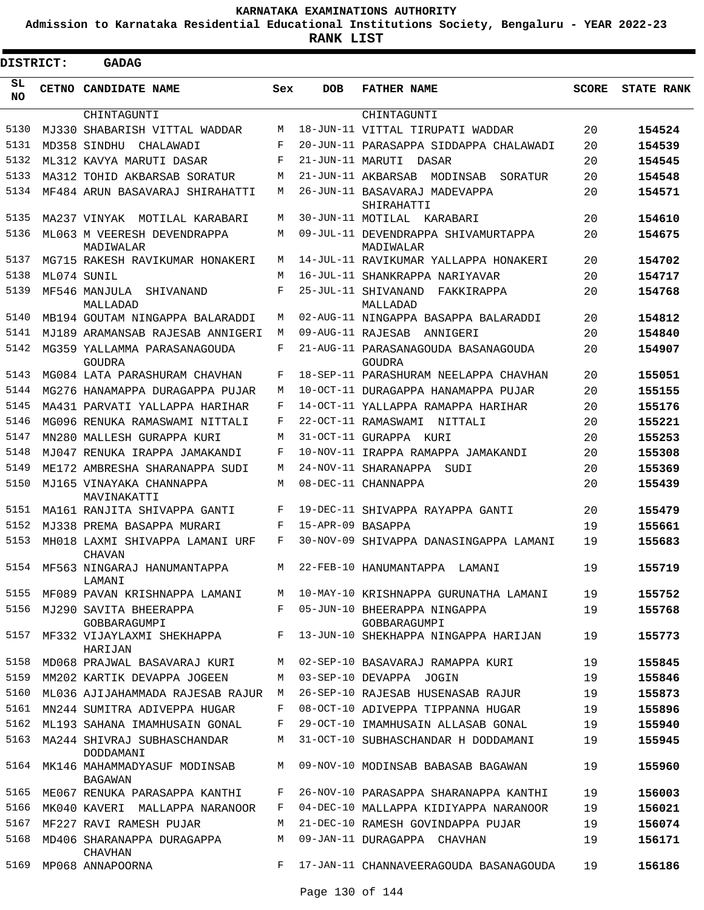# KARNATAKA EXAMINATIONS AUTHORITY

**Admission to Karnataka Residential Educational Institutions Society, Bengaluru - YEAR 2022-23**

**RANK LIST**

**DISTRICT: GADAG**

| SL NO | CETNO | CANDIDATE NAME | Sex | DOB | FATHER NAME | SCORE | STATE RANK |
|---|---|---|---|---|---|---|---|
| | | CHINTAGUNTI | | | CHINTAGUNTI | | |
| 5130 | MJ330 | SHABARISH VITTAL WADDAR | M | 18-JUN-11 | VITTAL TIRUPATI WADDAR | 20 | **154524** |
| 5131 | MD358 | SINDHU CHALAWADI | F | 20-JUN-11 | PARASAPPA SIDDAPPA CHALAWADI | 20 | **154539** |
| 5132 | ML312 | KAVYA MARUTI DASAR | F | 21-JUN-11 | MARUTI DASAR | 20 | **154545** |
| 5133 | MA312 | TOHID AKBARSAB SORATUR | M | 21-JUN-11 | AKBARSAB MODINSAB SORATUR | 20 | **154548** |
| 5134 | MF484 | ARUN BASAVARAJ SHIRAHATTI | M | 26-JUN-11 | BASAVARAJ MADEVAPPA SHIRAHATTI | 20 | **154571** |
| 5135 | MA237 | VINYAK MOTILAL KARABARI | M | 30-JUN-11 | MOTILAL KARABARI | 20 | **154610** |
| 5136 | ML063 | M VEERESH DEVENDRAPPA MADIWALAR | M | 09-JUL-11 | DEVENDRAPPA SHIVAMURTAPPA MADIWALAR | 20 | **154675** |
| 5137 | MG715 | RAKESH RAVIKUMAR HONAKERI | M | 14-JUL-11 | RAVIKUMAR YALLAPPA HONAKERI | 20 | **154702** |
| 5138 | ML074 | SUNIL | M | 16-JUL-11 | SHANKRAPPA NARIYAVAR | 20 | **154717** |
| 5139 | MF546 | MANJULA SHIVANAND MALLADAD | F | 25-JUL-11 | SHIVANAND FAKKIRAPPA MALLADAD | 20 | **154768** |
| 5140 | MB194 | GOUTAM NINGAPPA BALARADDI | M | 02-AUG-11 | NINGAPPA BASAPPA BALARADDI | 20 | **154812** |
| 5141 | MJ189 | ARAMANSAB RAJESAB ANNIGERI | M | 09-AUG-11 | RAJESAB ANNIGERI | 20 | **154840** |
| 5142 | MG359 | YALLAMMA PARASANAGOUDA GOUDRA | F | 21-AUG-11 | PARASANAGOUDA BASANAGOUDA GOUDRA | 20 | **154907** |
| 5143 | MG084 | LATA PARASHURAM CHAVHAN | F | 18-SEP-11 | PARASHURAM NEELAPPA CHAVHAN | 20 | **155051** |
| 5144 | MG276 | HANAMAPPA DURAGAPPA PUJAR | M | 10-OCT-11 | DURAGAPPA HANAMAPPA PUJAR | 20 | **155155** |
| 5145 | MA431 | PARVATI YALLAPPA HARIHAR | F | 14-OCT-11 | YALLAPPA RAMAPPA HARIHAR | 20 | **155176** |
| 5146 | MG096 | RENUKA RAMASWAMI NITTALI | F | 22-OCT-11 | RAMASWAMI NITTALI | 20 | **155221** |
| 5147 | MN280 | MALLESH GURAPPA KURI | M | 31-OCT-11 | GURAPPA KURI | 20 | **155253** |
| 5148 | MJ047 | RENUKA IRAPPA JAMAKANDI | F | 10-NOV-11 | IRAPPA RAMAPPA JAMAKANDI | 20 | **155308** |
| 5149 | ME172 | AMBRESHA SHARANAPPA SUDI | M | 24-NOV-11 | SHARANAPPA SUDI | 20 | **155369** |
| 5150 | MJ165 | VINAYAKA CHANNAPPA MAVINAKATTI | M | 08-DEC-11 | CHANNAPPA | 20 | **155439** |
| 5151 | MA161 | RANJITA SHIVAPPA GANTI | F | 19-DEC-11 | SHIVAPPA RAYAPPA GANTI | 20 | **155479** |
| 5152 | MJ338 | PREMA BASAPPA MURARI | F | 15-APR-09 | BASAPPA | 19 | **155661** |
| 5153 | MH018 | LAXMI SHIVAPPA LAMANI URF CHAVAN | F | 30-NOV-09 | SHIVAPPA DANASINGAPPA LAMANI | 19 | **155683** |
| 5154 | MF563 | NINGARAJ HANUMANTAPPA LAMANI | M | 22-FEB-10 | HANUMANTAPPA LAMANI | 19 | **155719** |
| 5155 | MF089 | PAVAN KRISHNAPPA LAMANI | M | 10-MAY-10 | KRISHNAPPA GURUNATHA LAMANI | 19 | **155752** |
| 5156 | MJ290 | SAVITA BHEERAPPA GOBBARAGUMPI | F | 05-JUN-10 | BHEERAPPA NINGAPPA GOBBARAGUMPI | 19 | **155768** |
| 5157 | MF332 | VIJAYLAXMI SHEKHAPPA HARIJAN | F | 13-JUN-10 | SHEKHAPPA NINGAPPA HARIJAN | 19 | **155773** |
| 5158 | MD068 | PRAJWAL BASAVARAJ KURI | M | 02-SEP-10 | BASAVARAJ RAMAPPA KURI | 19 | **155845** |
| 5159 | MM202 | KARTIK DEVAPPA JOGEEN | M | 03-SEP-10 | DEVAPPA JOGIN | 19 | **155846** |
| 5160 | ML036 | AJIJAHAMMADA RAJESAB RAJUR | M | 26-SEP-10 | RAJESAB HUSENASAB RAJUR | 19 | **155873** |
| 5161 | MN244 | SUMITRA ADIVEPPA HUGAR | F | 08-OCT-10 | ADIVEPPA TIPPANNA HUGAR | 19 | **155896** |
| 5162 | ML193 | SAHANA IMAMHUSAIN GONAL | F | 29-OCT-10 | IMAMHUSAIN ALLASAB GONAL | 19 | **155940** |
| 5163 | MA244 | SHIVRAJ SUBHASCHANDAR DODDAMANI | M | 31-OCT-10 | SUBHASCHANDAR H DODDAMANI | 19 | **155945** |
| 5164 | MK146 | MAHAMMADYASUF MODINSAB BAGAWAN | M | 09-NOV-10 | MODINSAB BABASAB BAGAWAN | 19 | **155960** |
| 5165 | ME067 | RENUKA PARASAPPA KANTHI | F | 26-NOV-10 | PARASAPPA SHARANAPPA KANTHI | 19 | **156003** |
| 5166 | MK040 | KAVERI MALLAPPA NARANOOR | F | 04-DEC-10 | MALLAPPA KIDIYAPPA NARANOOR | 19 | **156021** |
| 5167 | MF227 | RAVI RAMESH PUJAR | M | 21-DEC-10 | RAMESH GOVINDAPPA PUJAR | 19 | **156074** |
| 5168 | MD406 | SHARANAPPA DURAGAPPA CHAVHAN | M | 09-JAN-11 | DURAGAPPA CHAVHAN | 19 | **156171** |
| 5169 | MP068 | ANNAPOORNA | F | 17-JAN-11 | CHANNAVEERAGOUDA BASANAGOUDA | 19 | **156186** |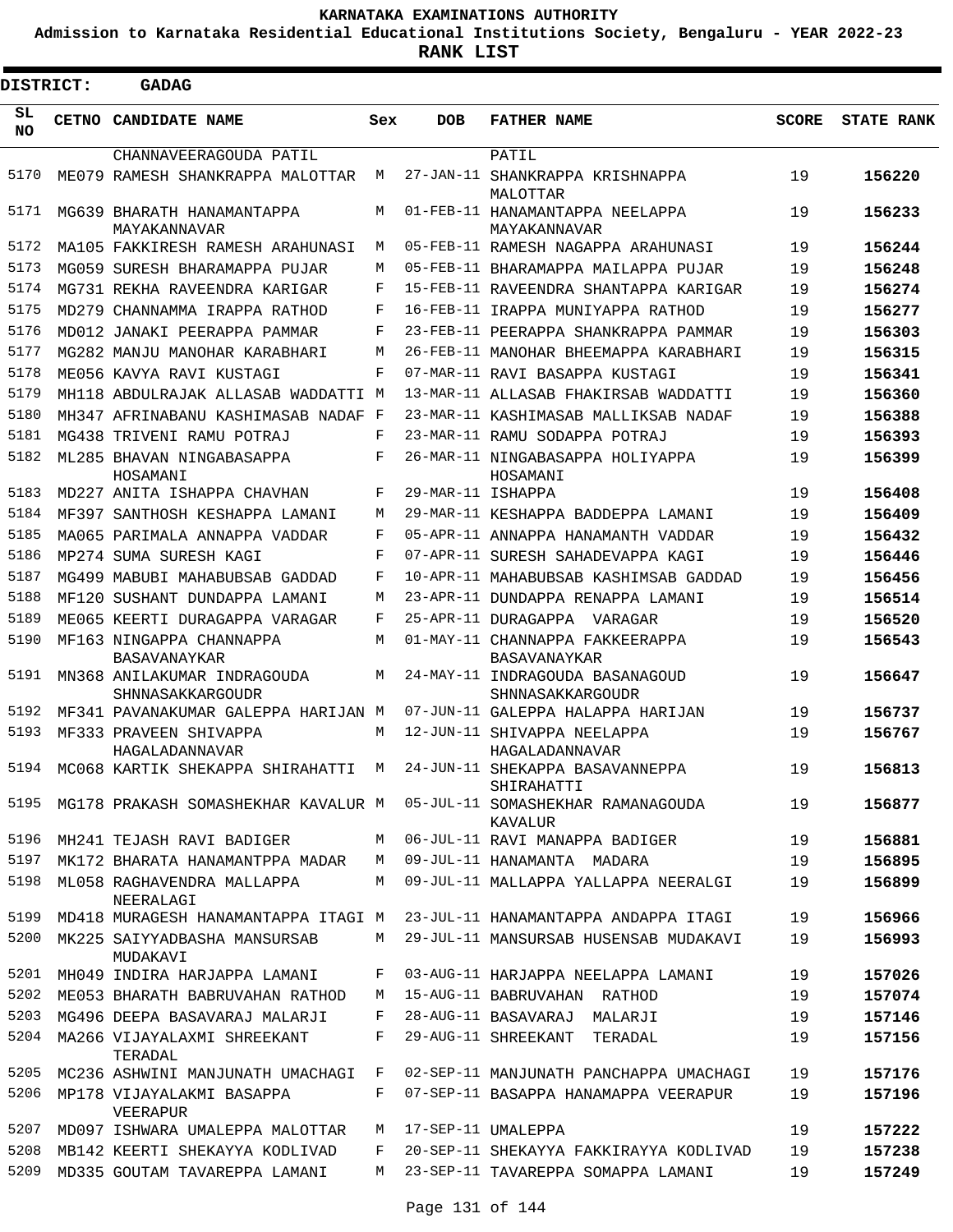# KARNATAKA EXAMINATIONS AUTHORITY

**Admission to Karnataka Residential Educational Institutions Society, Bengaluru - YEAR 2022-23**

**RANK LIST**

**DISTRICT: GADAG**

| SL NO | CETNO | CANDIDATE NAME | Sex | DOB | FATHER NAME | SCORE | STATE RANK |
|---|---|---|---|---|---|---|---|
| | | CHANNAVEERAGOUDA PATIL | | | PATIL | | |
| 5170 | ME079 | RAMESH SHANKRAPPA MALOTTAR | M | 27-JAN-11 | SHANKRAPPA KRISHNAPPA MALOTTAR | 19 | **156220** |
| 5171 | MG639 | BHARATH HANAMANTAPPA MAYAKANNAVAR | M | 01-FEB-11 | HANAMANTAPPA NEELAPPA MAYAKANNAVAR | 19 | **156233** |
| 5172 | MA105 | FAKKIRESH RAMESH ARAHUNASI | M | 05-FEB-11 | RAMESH NAGAPPA ARAHUNASI | 19 | **156244** |
| 5173 | MG059 | SURESH BHARAMAPPA PUJAR | M | 05-FEB-11 | BHARAMAPPA MAILAPPA PUJAR | 19 | **156248** |
| 5174 | MG731 | REKHA RAVEENDRA KARIGAR | F | 15-FEB-11 | RAVEENDRA SHANTAPPA KARIGAR | 19 | **156274** |
| 5175 | MD279 | CHANNAMMA IRAPPA RATHOD | F | 16-FEB-11 | IRAPPA MUNIYAPPA RATHOD | 19 | **156277** |
| 5176 | MD012 | JANAKI PEERAPPA PAMMAR | F | 23-FEB-11 | PEERAPPA SHANKRAPPA PAMMAR | 19 | **156303** |
| 5177 | MG282 | MANJU MANOHAR KARABHARI | M | 26-FEB-11 | MANOHAR BHEEMAPPA KARABHARI | 19 | **156315** |
| 5178 | ME056 | KAVYA RAVI KUSTAGI | F | 07-MAR-11 | RAVI BASAPPA KUSTAGI | 19 | **156341** |
| 5179 | MH118 | ABDULRAJAK ALLASAB WADDATTI | M | 13-MAR-11 | ALLASAB FHAKIRSAB WADDATTI | 19 | **156360** |
| 5180 | MH347 | AFRINABANU KASHIMASAB NADAF | F | 23-MAR-11 | KASHIMASAB MALLIKSAB NADAF | 19 | **156388** |
| 5181 | MG438 | TRIVENI RAMU POTRAJ | F | 23-MAR-11 | RAMU SODAPPA POTRAJ | 19 | **156393** |
| 5182 | ML285 | BHAVAN NINGABASAPPA HOSAMANI | F | 26-MAR-11 | NINGABASAPPA HOLIYAPPA HOSAMANI | 19 | **156399** |
| 5183 | MD227 | ANITA ISHAPPA CHAVHAN | F | 29-MAR-11 | ISHAPPA | 19 | **156408** |
| 5184 | MF397 | SANTHOSH KESHAPPA LAMANI | M | 29-MAR-11 | KESHAPPA BADDEPPA LAMANI | 19 | **156409** |
| 5185 | MA065 | PARIMALA ANNAPPA VADDAR | F | 05-APR-11 | ANNAPPA HANAMANTH VADDAR | 19 | **156432** |
| 5186 | MP274 | SUMA SURESH KAGI | F | 07-APR-11 | SURESH SAHADEVAPPA KAGI | 19 | **156446** |
| 5187 | MG499 | MABUBI MAHABUBSAB GADDAD | F | 10-APR-11 | MAHABUBSAB KASHIMSAB GADDAD | 19 | **156456** |
| 5188 | MF120 | SUSHANT DUNDAPPA LAMANI | M | 23-APR-11 | DUNDAPPA RENAPPA LAMANI | 19 | **156514** |
| 5189 | ME065 | KEERTI DURAGAPPA VARAGAR | F | 25-APR-11 | DURAGAPPA VARAGAR | 19 | **156520** |
| 5190 | MF163 | NINGAPPA CHANNAPPA BASAVANAYKAR | M | 01-MAY-11 | CHANNAPPA FAKKEERAPPA BASAVANAYKAR | 19 | **156543** |
| 5191 | MN368 | ANILAKUMAR INDRAGOUDA SHNNASAKKARGOUDR | M | 24-MAY-11 | INDRAGOUDA BASANAGOUD SHNNASAKKARGOUDR | 19 | **156647** |
| 5192 | MF341 | PAVANAKUMAR GALEPPA HARIJAN | M | 07-JUN-11 | GALEPPA HALAPPA HARIJAN | 19 | **156737** |
| 5193 | MF333 | PRAVEEN SHIVAPPA HAGALADANNAVAR | M | 12-JUN-11 | SHIVAPPA NEELAPPA HAGALADANNAVAR | 19 | **156767** |
| 5194 | MC068 | KARTIK SHEKAPPA SHIRAHATTI | M | 24-JUN-11 | SHEKAPPA BASAVANNEPPA SHIRAHATTI | 19 | **156813** |
| 5195 | MG178 | PRAKASH SOMASHEKHAR KAVALUR | M | 05-JUL-11 | SOMASHEKHAR RAMANAGOUDA KAVALUR | 19 | **156877** |
| 5196 | MH241 | TEJASH RAVI BADIGER | M | 06-JUL-11 | RAVI MANAPPA BADIGER | 19 | **156881** |
| 5197 | MK172 | BHARATA HANAMANTPPA MADAR | M | 09-JUL-11 | HANAMANTA MADARA | 19 | **156895** |
| 5198 | ML058 | RAGHAVENDRA MALLAPPA NEERALAGI | M | 09-JUL-11 | MALLAPPA YALLAPPA NEERALGI | 19 | **156899** |
| 5199 | MD418 | MURAGESH HANAMANTAPPA ITAGI | M | 23-JUL-11 | HANAMANTAPPA ANDAPPA ITAGI | 19 | **156966** |
| 5200 | MK225 | SAIYYADBASHA MANSURSAB MUDAKAVI | M | 29-JUL-11 | MANSURSAB HUSENSAB MUDAKAVI | 19 | **156993** |
| 5201 | MH049 | INDIRA HARJAPPA LAMANI | F | 03-AUG-11 | HARJAPPA NEELAPPA LAMANI | 19 | **157026** |
| 5202 | ME053 | BHARATH BABRUVAHAN RATHOD | M | 15-AUG-11 | BABRUVAHAN RATHOD | 19 | **157074** |
| 5203 | MG496 | DEEPA BASAVARAJ MALARJI | F | 28-AUG-11 | BASAVARAJ MALARJI | 19 | **157146** |
| 5204 | MA266 | VIJAYALAXMI SHREEKANT TERADAL | F | 29-AUG-11 | SHREEKANT TERADAL | 19 | **157156** |
| 5205 | MC236 | ASHWINI MANJUNATH UMACHAGI | F | 02-SEP-11 | MANJUNATH PANCHAPPA UMACHAGI | 19 | **157176** |
| 5206 | MP178 | VIJAYALAKMI BASAPPA VEERAPUR | F | 07-SEP-11 | BASAPPA HANAMAPPA VEERAPUR | 19 | **157196** |
| 5207 | MD097 | ISHWARA UMALEPPA MALOTTAR | M | 17-SEP-11 | UMALEPPA | 19 | **157222** |
| 5208 | MB142 | KEERTI SHEKAYYA KODLIVAD | F | 20-SEP-11 | SHEKAYYA FAKKIRAYYA KODLIVAD | 19 | **157238** |
| 5209 | MD335 | GOUTAM TAVAREPPA LAMANI | M | 23-SEP-11 | TAVAREPPA SOMAPPA LAMANI | 19 | **157249** |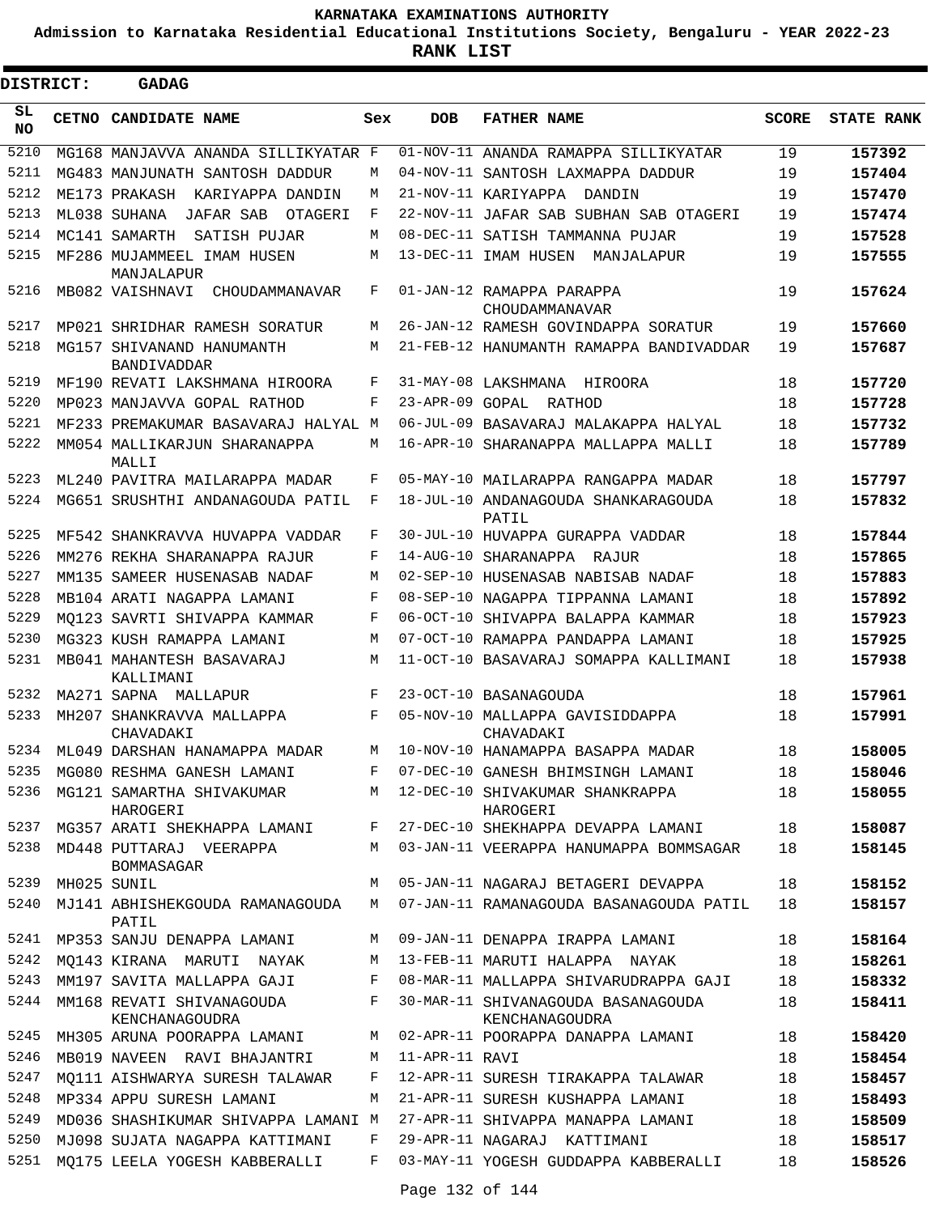KARNATAKA EXAMINATIONS AUTHORITY

Admission to Karnataka Residential Educational Institutions Society, Bengaluru - YEAR 2022-23

**RANK LIST**

**DISTRICT: GADAG**

| SL NO | CETNO | CANDIDATE NAME | Sex | DOB | FATHER NAME | SCORE | STATE RANK |
|---|---|---|---|---|---|---|---|
| 5210 | MG168 | MANJAVVA ANANDA SILLIKYATAR | F | 01-NOV-11 | ANANDA RAMAPPA SILLIKYATAR | 19 | 157392 |
| 5211 | MG483 | MANJUNATH SANTOSH DADDUR | M | 04-NOV-11 | SANTOSH LAXMAPPA DADDUR | 19 | 157404 |
| 5212 | ME173 | PRAKASH KARIYAPPA DANDIN | M | 21-NOV-11 | KARIYAPPA DANDIN | 19 | 157470 |
| 5213 | ML038 | SUHANA JAFAR SAB OTAGERI | F | 22-NOV-11 | JAFAR SAB SUBHAN SAB OTAGERI | 19 | 157474 |
| 5214 | MC141 | SAMARTH SATISH PUJAR | M | 08-DEC-11 | SATISH TAMMANNA PUJAR | 19 | 157528 |
| 5215 | MF286 | MUJAMMEEL IMAM HUSEN MANJALAPUR | M | 13-DEC-11 | IMAM HUSEN MANJALAPUR | 19 | 157555 |
| 5216 | MB082 | VAISHNAVI CHOUDAMMANAVAR | F | 01-JAN-12 | RAMAPPA PARAPPA CHOUDAMMANAVAR | 19 | 157624 |
| 5217 | MP021 | SHRIDHAR RAMESH SORATUR | M | 26-JAN-12 | RAMESH GOVINDAPPA SORATUR | 19 | 157660 |
| 5218 | MG157 | SHIVANAND HANUMANTH BANDIVADDAR | M | 21-FEB-12 | HANUMANTH RAMAPPA BANDIVADDAR | 19 | 157687 |
| 5219 | MF190 | REVATI LAKSHMANA HIROORA | F | 31-MAY-08 | LAKSHMANA HIROORA | 18 | 157720 |
| 5220 | MP023 | MANJAVVA GOPAL RATHOD | F | 23-APR-09 | GOPAL RATHOD | 18 | 157728 |
| 5221 | MF233 | PREMAKUMAR BASAVARAJ HALYAL | M | 06-JUL-09 | BASAVARAJ MALAKAPPA HALYAL | 18 | 157732 |
| 5222 | MM054 | MALLIKARJUN SHARANAPPA MALLI | M | 16-APR-10 | SHARANAPPA MALLAPPA MALLI | 18 | 157789 |
| 5223 | ML240 | PAVITRA MAILARAPPA MADAR | F | 05-MAY-10 | MAILARAPPA RANGAPPA MADAR | 18 | 157797 |
| 5224 | MG651 | SRUSHTHI ANDANAGOUDA PATIL | F | 18-JUL-10 | ANDANAGOUDA SHANKARAGOUDA PATIL | 18 | 157832 |
| 5225 | MF542 | SHANKRAVVA HUVAPPA VADDAR | F | 30-JUL-10 | HUVAPPA GURAPPA VADDAR | 18 | 157844 |
| 5226 | MM276 | REKHA SHARANAPPA RAJUR | F | 14-AUG-10 | SHARANAPPA RAJUR | 18 | 157865 |
| 5227 | MM135 | SAMEER HUSENASAB NADAF | M | 02-SEP-10 | HUSENASAB NABISAB NADAF | 18 | 157883 |
| 5228 | MB104 | ARATI NAGAPPA LAMANI | F | 08-SEP-10 | NAGAPPA TIPPANNA LAMANI | 18 | 157892 |
| 5229 | MQ123 | SAVRTI SHIVAPPA KAMMAR | F | 06-OCT-10 | SHIVAPPA BALAPPA KAMMAR | 18 | 157923 |
| 5230 | MG323 | KUSH RAMAPPA LAMANI | M | 07-OCT-10 | RAMAPPA PANDAPPA LAMANI | 18 | 157925 |
| 5231 | MB041 | MAHANTESH BASAVARAJ KALLIMANI | M | 11-OCT-10 | BASAVARAJ SOMAPPA KALLIMANI | 18 | 157938 |
| 5232 | MA271 | SAPNA MALLAPUR | F | 23-OCT-10 | BASANAGOUDA | 18 | 157961 |
| 5233 | MH207 | SHANKRAVVA MALLAPPA CHAVADAKI | F | 05-NOV-10 | MALLAPPA GAVISIDDAPPA CHAVADAKI | 18 | 157991 |
| 5234 | ML049 | DARSHAN HANAMAPPA MADAR | M | 10-NOV-10 | HANAMAPPA BASAPPA MADAR | 18 | 158005 |
| 5235 | MG080 | RESHMA GANESH LAMANI | F | 07-DEC-10 | GANESH BHIMSINGH LAMANI | 18 | 158046 |
| 5236 | MG121 | SAMARTHA SHIVAKUMAR HAROGERI | M | 12-DEC-10 | SHIVAKUMAR SHANKRAPPA HAROGERI | 18 | 158055 |
| 5237 | MG357 | ARATI SHEKHAPPA LAMANI | F | 27-DEC-10 | SHEKHAPPA DEVAPPA LAMANI | 18 | 158087 |
| 5238 | MD448 | PUTTARAJ VEERAPPA BOMMASAGAR | M | 03-JAN-11 | VEERAPPA HANUMAPPA BOMMSAGAR | 18 | 158145 |
| 5239 | MH025 | SUNIL | M | 05-JAN-11 | NAGARAJ BETAGERI DEVAPPA | 18 | 158152 |
| 5240 | MJ141 | ABHISHEKGOUDA RAMANAGOUDA PATIL | M | 07-JAN-11 | RAMANAGOUDA BASANAGOUDA PATIL | 18 | 158157 |
| 5241 | MP353 | SANJU DENAPPA LAMANI | M | 09-JAN-11 | DENAPPA IRAPPA LAMANI | 18 | 158164 |
| 5242 | MQ143 | KIRANA MARUTI NAYAK | M | 13-FEB-11 | MARUTI HALAPPA NAYAK | 18 | 158261 |
| 5243 | MM197 | SAVITA MALLAPPA GAJI | F | 08-MAR-11 | MALLAPPA SHIVARUDRAPPA GAJI | 18 | 158332 |
| 5244 | MM168 | REVATI SHIVANAGOUDA KENCHANAGOUDRA | F | 30-MAR-11 | SHIVANAGOUDA BASANAGOUDA KENCHANAGOUDRA | 18 | 158411 |
| 5245 | MH305 | ARUNA POORAPPA LAMANI | M | 02-APR-11 | POORAPPA DANAPPA LAMANI | 18 | 158420 |
| 5246 | MB019 | NAVEEN RAVI BHAJANTRI | M | 11-APR-11 | RAVI | 18 | 158454 |
| 5247 | MQ111 | AISHWARYA SURESH TALAWAR | F | 12-APR-11 | SURESH TIRAKAPPA TALAWAR | 18 | 158457 |
| 5248 | MP334 | APPU SURESH LAMANI | M | 21-APR-11 | SURESH KUSHAPPA LAMANI | 18 | 158493 |
| 5249 | MD036 | SHASHIKUMAR SHIVAPPA LAMANI | M | 27-APR-11 | SHIVAPPA MANAPPA LAMANI | 18 | 158509 |
| 5250 | MJ098 | SUJATA NAGAPPA KATTIMANI | F | 29-APR-11 | NAGARAJ KATTIMANI | 18 | 158517 |
| 5251 | MQ175 | LEELA YOGESH KABBERALLI | F | 03-MAY-11 | YOGESH GUDDAPPA KABBERALLI | 18 | 158526 |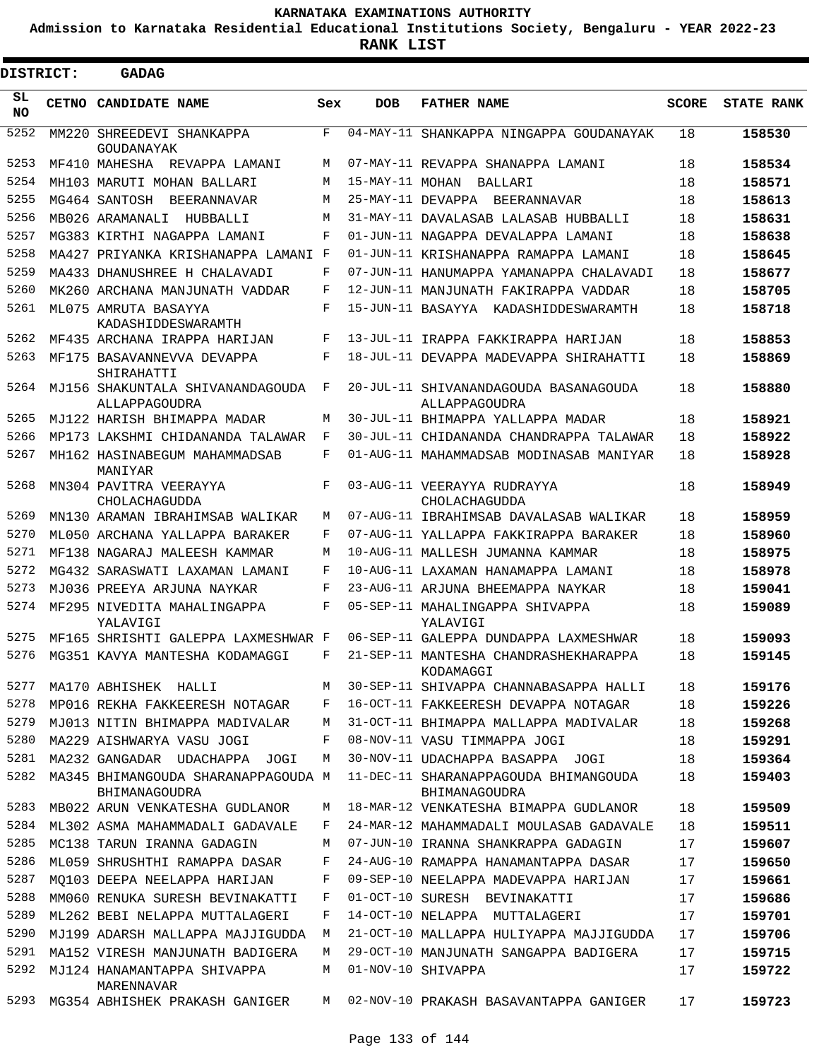KARNATAKA EXAMINATIONS AUTHORITY

Admission to Karnataka Residential Educational Institutions Society, Bengaluru - YEAR 2022-23

**RANK LIST**

**DISTRICT: GADAG**

| SL NO | CETNO | CANDIDATE NAME | Sex | DOB | FATHER NAME | SCORE | STATE RANK |
|---|---|---|---|---|---|---|---|
| 5252 | MM220 | SHREEDEVI SHANKAPPA GOUDANAYAK | F | 04-MAY-11 | SHANKAPPA NINGAPPA GOUDANAYAK | 18 | 158530 |
| 5253 | MF410 | MAHESHA REVAPPA LAMANI | M | 07-MAY-11 | REVAPPA SHANAPPA LAMANI | 18 | 158534 |
| 5254 | MH103 | MARUTI MOHAN BALLARI | M | 15-MAY-11 | MOHAN BALLARI | 18 | 158571 |
| 5255 | MG464 | SANTOSH BEERANNAVAR | M | 25-MAY-11 | DEVAPPA BEERANNAVAR | 18 | 158613 |
| 5256 | MB026 | ARAMANALI HUBBALLI | M | 31-MAY-11 | DAVALASAB LALASAB HUBBALLI | 18 | 158631 |
| 5257 | MG383 | KIRTHI NAGAPPA LAMANI | F | 01-JUN-11 | NAGAPPA DEVALAPPA LAMANI | 18 | 158638 |
| 5258 | MA427 | PRIYANKA KRISHANAPPA LAMANI | F | 01-JUN-11 | KRISHANAPPA RAMAPPA LAMANI | 18 | 158645 |
| 5259 | MA433 | DHANUSHREE H CHALAVADI | F | 07-JUN-11 | HANUMAPPA YAMANAPPA CHALAVADI | 18 | 158677 |
| 5260 | MK260 | ARCHANA MANJUNATH VADDAR | F | 12-JUN-11 | MANJUNATH FAKIRAPPA VADDAR | 18 | 158705 |
| 5261 | ML075 | AMRUTA BASAYYA KADASHIDDESWARAMTH | F | 15-JUN-11 | BASAYYA KADASHIDDESWARAMTH | 18 | 158718 |
| 5262 | MF435 | ARCHANA IRAPPA HARIJAN | F | 13-JUL-11 | IRAPPA FAKKIRAPPA HARIJAN | 18 | 158853 |
| 5263 | MF175 | BASAVANNEVVA DEVAPPA SHIRAHATTI | F | 18-JUL-11 | DEVAPPA MADEVAPPA SHIRAHATTI | 18 | 158869 |
| 5264 | MJ156 | SHAKUNTALA SHIVANANDAGOUDA ALLAPPAGOUDRA | F | 20-JUL-11 | SHIVANANDAGOUDA BASANAGOUDA ALLAPPAGOUDRA | 18 | 158880 |
| 5265 | MJ122 | HARISH BHIMAPPA MADAR | M | 30-JUL-11 | BHIMAPPA YALLAPPA MADAR | 18 | 158921 |
| 5266 | MP173 | LAKSHMI CHIDANANDA TALAWAR | F | 30-JUL-11 | CHIDANANDA CHANDRAPPA TALAWAR | 18 | 158922 |
| 5267 | MH162 | HASINABEGUM MAHAMMADSAB MANIYAR | F | 01-AUG-11 | MAHAMMADSAB MODINASAB MANIYAR | 18 | 158928 |
| 5268 | MN304 | PAVITRA VEERAYYA CHOLACHAGUDDA | F | 03-AUG-11 | VEERAYYA RUDRAYYA CHOLACHAGUDDA | 18 | 158949 |
| 5269 | MN130 | ARAMAN IBRAHIMSAB WALIKAR | M | 07-AUG-11 | IBRAHIMSAB DAVALASAB WALIKAR | 18 | 158959 |
| 5270 | ML050 | ARCHANA YALLAPPA BARAKER | F | 07-AUG-11 | YALLAPPA FAKKIRAPPA BARAKER | 18 | 158960 |
| 5271 | MF138 | NAGARAJ MALEESH KAMMAR | M | 10-AUG-11 | MALLESH JUMANNA KAMMAR | 18 | 158975 |
| 5272 | MG432 | SARASWATI LAXAMAN LAMANI | F | 10-AUG-11 | LAXAMAN HANAMAPPA LAMANI | 18 | 158978 |
| 5273 | MJ036 | PREEYA ARJUNA NAYKAR | F | 23-AUG-11 | ARJUNA BHEEMAPPA NAYKAR | 18 | 159041 |
| 5274 | MF295 | NIVEDITA MAHALINGAPPA YALAVIGI | F | 05-SEP-11 | MAHALINGAPPA SHIVAPPA YALAVIGI | 18 | 159089 |
| 5275 | MF165 | SHRISHTI GALEPPA LAXMESHWAR | F | 06-SEP-11 | GALEPPA DUNDAPPA LAXMESHWAR | 18 | 159093 |
| 5276 | MG351 | KAVYA MANTESHA KODAMAGGI | F | 21-SEP-11 | MANTESHA CHANDRASHEKHARAPPA KODAMAGGI | 18 | 159145 |
| 5277 | MA170 | ABHISHEK HALLI | M | 30-SEP-11 | SHIVAPPA CHANNABASAPPA HALLI | 18 | 159176 |
| 5278 | MP016 | REKHA FAKKEERESH NOTAGAR | F | 16-OCT-11 | FAKKEERESH DEVAPPA NOTAGAR | 18 | 159226 |
| 5279 | MJ013 | NITIN BHIMAPPA MADIVALAR | M | 31-OCT-11 | BHIMAPPA MALLAPPA MADIVALAR | 18 | 159268 |
| 5280 | MA229 | AISHWARYA VASU JOGI | F | 08-NOV-11 | VASU TIMMAPPA JOGI | 18 | 159291 |
| 5281 | MA232 | GANGADAR UDACHAPPA JOGI | M | 30-NOV-11 | UDACHAPPA BASAPPA JOGI | 18 | 159364 |
| 5282 | MA345 | BHIMANGOUDA SHARANAPPAGOUDA BHIMANAGOUDRA | M | 11-DEC-11 | SHARANAPPAGOUDA BHIMANGOUDA BHIMANAGOUDRA | 18 | 159403 |
| 5283 | MB022 | ARUN VENKATESHA GUDLANOR | M | 18-MAR-12 | VENKATESHA BIMAPPA GUDLANOR | 18 | 159509 |
| 5284 | ML302 | ASMA MAHAMMADALI GADAVALE | F | 24-MAR-12 | MAHAMMADALI MOULASAB GADAVALE | 18 | 159511 |
| 5285 | MC138 | TARUN IRANNA GADAGIN | M | 07-JUN-10 | IRANNA SHANKRAPPA GADAGIN | 17 | 159607 |
| 5286 | ML059 | SHRUSHTHI RAMAPPA DASAR | F | 24-AUG-10 | RAMAPPA HANAMANTAPPA DASAR | 17 | 159650 |
| 5287 | MQ103 | DEEPA NEELAPPA HARIJAN | F | 09-SEP-10 | NEELAPPA MADEVAPPA HARIJAN | 17 | 159661 |
| 5288 | MM060 | RENUKA SURESH BEVINAKATTI | F | 01-OCT-10 | SURESH BEVINAKATTI | 17 | 159686 |
| 5289 | ML262 | BEBI NELAPPA MUTTALAGERI | F | 14-OCT-10 | NELAPPA MUTTALAGERI | 17 | 159701 |
| 5290 | MJ199 | ADARSH MALLAPPA MAJJIGUDDA | M | 21-OCT-10 | MALLAPPA HULIYAPPA MAJJIGUDDA | 17 | 159706 |
| 5291 | MA152 | VIRESH MANJUNATH BADIGERA | M | 29-OCT-10 | MANJUNATH SANGAPPA BADIGERA | 17 | 159715 |
| 5292 | MJ124 | HANAMANTAPPA SHIVAPPA MARENNAVAR | M | 01-NOV-10 | SHIVAPPA | 17 | 159722 |
| 5293 | MG354 | ABHISHEK PRAKASH GANIGER | M | 02-NOV-10 | PRAKASH BASAVANTAPPA GANIGER | 17 | 159723 |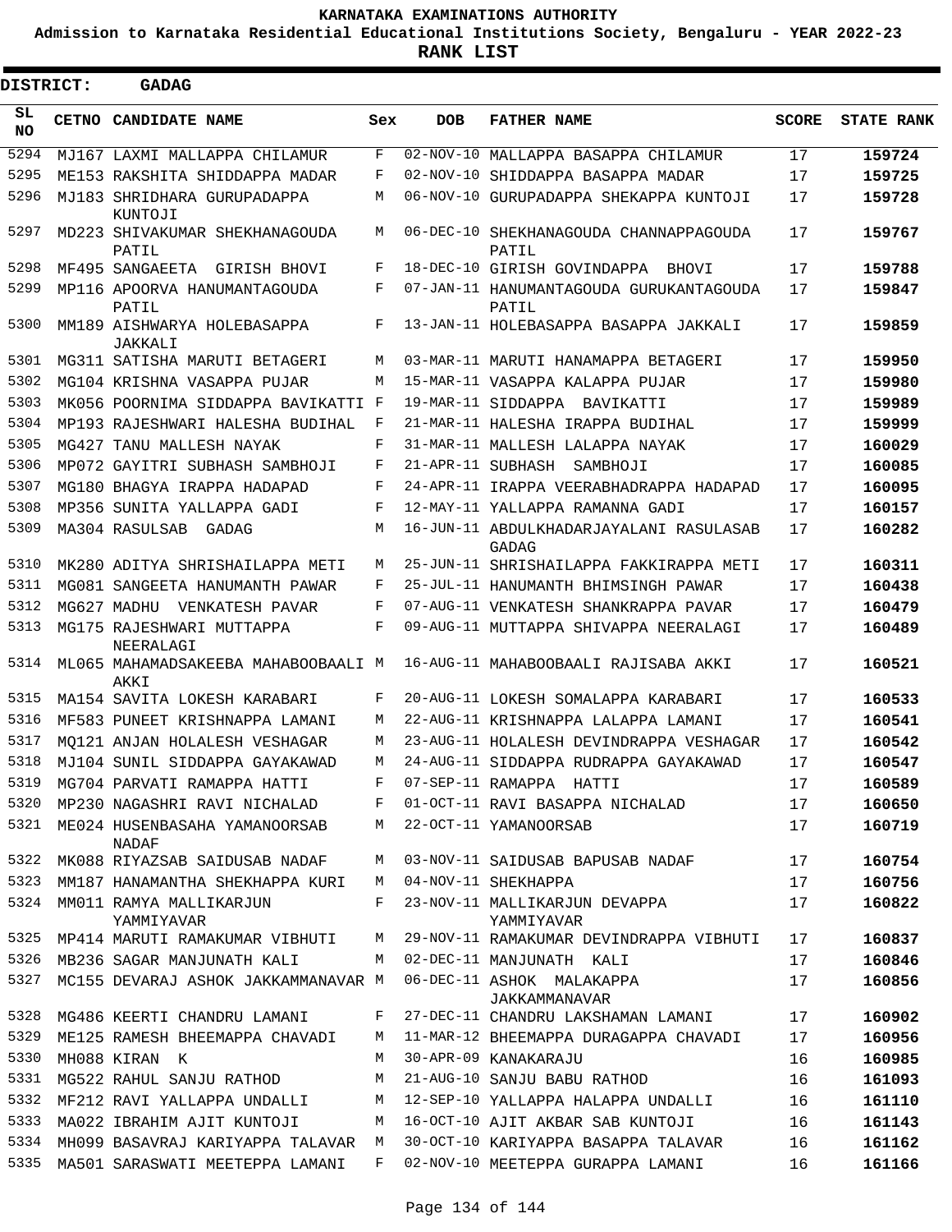# KARNATAKA EXAMINATIONS AUTHORITY

**Admission to Karnataka Residential Educational Institutions Society, Bengaluru - YEAR 2022-23**

**RANK LIST**

**DISTRICT: GADAG**

| SL NO | CETNO | CANDIDATE NAME | Sex | DOB | FATHER NAME | SCORE | STATE RANK |
|---|---|---|---|---|---|---|---|
| 5294 | MJ167 | LAXMI MALLAPPA CHILAMUR | F | 02-NOV-10 | MALLAPPA BASAPPA CHILAMUR | 17 | 159724 |
| 5295 | ME153 | RAKSHITA SHIDDAPPA MADAR | F | 02-NOV-10 | SHIDDAPPA BASAPPA MADAR | 17 | 159725 |
| 5296 | MJ183 | SHRIDHARA GURUPADAPPA KUNTOJI | M | 06-NOV-10 | GURUPADAPPA SHEKAPPA KUNTOJI | 17 | 159728 |
| 5297 | MD223 | SHIVAKUMAR SHEKHANAGOUDA PATIL | M | 06-DEC-10 | SHEKHANAGOUDA CHANNAPPAGOUDA PATIL | 17 | 159767 |
| 5298 | MF495 | SANGAEETA GIRISH BHOVI | F | 18-DEC-10 | GIRISH GOVINDAPPA BHOVI | 17 | 159788 |
| 5299 | MP116 | APOORVA HANUMANTAGOUDA PATIL | F | 07-JAN-11 | HANUMANTAGOUDA GURUKANTAGOUDA PATIL | 17 | 159847 |
| 5300 | MM189 | AISHWARYA HOLEBASAPPA JAKKALI | F | 13-JAN-11 | HOLEBASAPPA BASAPPA JAKKALI | 17 | 159859 |
| 5301 | MG311 | SATISHA MARUTI BETAGERI | M | 03-MAR-11 | MARUTI HANAMAPPA BETAGERI | 17 | 159950 |
| 5302 | MG104 | KRISHNA VASAPPA PUJAR | M | 15-MAR-11 | VASAPPA KALAPPA PUJAR | 17 | 159980 |
| 5303 | MK056 | POORNIMA SIDDAPPA BAVIKATTI | F | 19-MAR-11 | SIDDAPPA BAVIKATTI | 17 | 159989 |
| 5304 | MP193 | RAJESHWARI HALESHA BUDIHAL | F | 21-MAR-11 | HALESHA IRAPPA BUDIHAL | 17 | 159999 |
| 5305 | MG427 | TANU MALLESH NAYAK | F | 31-MAR-11 | MALLESH LALAPPA NAYAK | 17 | 160029 |
| 5306 | MP072 | GAYITRI SUBHASH SAMBHOJI | F | 21-APR-11 | SUBHASH SAMBHOJI | 17 | 160085 |
| 5307 | MG180 | BHAGYA IRAPPA HADAPAD | F | 24-APR-11 | IRAPPA VEERABHADRAPPA HADAPAD | 17 | 160095 |
| 5308 | MP356 | SUNITA YALLAPPA GADI | F | 12-MAY-11 | YALLAPPA RAMANNA GADI | 17 | 160157 |
| 5309 | MA304 | RASULSAB GADAG | M | 16-JUN-11 | ABDULKHADARJAYALANI RASULASAB GADAG | 17 | 160282 |
| 5310 | MK280 | ADITYA SHRISHAILAPPA METI | M | 25-JUN-11 | SHRISHAILAPPA FAKKIRAPPA METI | 17 | 160311 |
| 5311 | MG081 | SANGEETA HANUMANTH PAWAR | F | 25-JUL-11 | HANUMANTH BHIMSINGH PAWAR | 17 | 160438 |
| 5312 | MG627 | MADHU VENKATESH PAVAR | F | 07-AUG-11 | VENKATESH SHANKRAPPA PAVAR | 17 | 160479 |
| 5313 | MG175 | RAJESHWARI MUTTAPPA NEERALAGI | F | 09-AUG-11 | MUTTAPPA SHIVAPPA NEERALAGI | 17 | 160489 |
| 5314 | ML065 | MAHAMADSAKEEBA MAHABOOBAALI AKKI | M | 16-AUG-11 | MAHABOOBAALI RAJISABA AKKI | 17 | 160521 |
| 5315 | MA154 | SAVITA LOKESH KARABARI | F | 20-AUG-11 | LOKESH SOMALAPPA KARABARI | 17 | 160533 |
| 5316 | MF583 | PUNEET KRISHNAPPA LAMANI | M | 22-AUG-11 | KRISHNAPPA LALAPPA LAMANI | 17 | 160541 |
| 5317 | MQ121 | ANJAN HOLALESH VESHAGAR | M | 23-AUG-11 | HOLALESH DEVINDRAPPA VESHAGAR | 17 | 160542 |
| 5318 | MJ104 | SUNIL SIDDAPPA GAYAKAWAD | M | 24-AUG-11 | SIDDAPPA RUDRAPPA GAYAKAWAD | 17 | 160547 |
| 5319 | MG704 | PARVATI RAMAPPA HATTI | F | 07-SEP-11 | RAMAPPA HATTI | 17 | 160589 |
| 5320 | MP230 | NAGASHRI RAVI NICHALAD | F | 01-OCT-11 | RAVI BASAPPA NICHALAD | 17 | 160650 |
| 5321 | ME024 | HUSENBASAHA YAMANOORSAB NADAF | M | 22-OCT-11 | YAMANOORSAB | 17 | 160719 |
| 5322 | MK088 | RIYAZSAB SAIDUSAB NADAF | M | 03-NOV-11 | SAIDUSAB BAPUSAB NADAF | 17 | 160754 |
| 5323 | MM187 | HANAMANTHA SHEKHAPPA KURI | M | 04-NOV-11 | SHEKHAPPA | 17 | 160756 |
| 5324 | MM011 | RAMYA MALLIKARJUN YAMMIYAVAR | F | 23-NOV-11 | MALLIKARJUN DEVAPPA YAMMIYAVAR | 17 | 160822 |
| 5325 | MP414 | MARUTI RAMAKUMAR VIBHUTI | M | 29-NOV-11 | RAMAKUMAR DEVINDRAPPA VIBHUTI | 17 | 160837 |
| 5326 | MB236 | SAGAR MANJUNATH KALI | M | 02-DEC-11 | MANJUNATH KALI | 17 | 160846 |
| 5327 | MC155 | DEVARAJ ASHOK JAKKAMMANAVAR | M | 06-DEC-11 | ASHOK MALAKAPPA JAKKAMMANAVAR | 17 | 160856 |
| 5328 | MG486 | KEERTI CHANDRU LAMANI | F | 27-DEC-11 | CHANDRU LAKSHAMAN LAMANI | 17 | 160902 |
| 5329 | ME125 | RAMESH BHEEMAPPA CHAVADI | M | 11-MAR-12 | BHEEMAPPA DURAGAPPA CHAVADI | 17 | 160956 |
| 5330 | MH088 | KIRAN K | M | 30-APR-09 | KANAKARAJU | 16 | 160985 |
| 5331 | MG522 | RAHUL SANJU RATHOD | M | 21-AUG-10 | SANJU BABU RATHOD | 16 | 161093 |
| 5332 | MF212 | RAVI YALLAPPA UNDALLI | M | 12-SEP-10 | YALLAPPA HALAPPA UNDALLI | 16 | 161110 |
| 5333 | MA022 | IBRAHIM AJIT KUNTOJI | M | 16-OCT-10 | AJIT AKBAR SAB KUNTOJI | 16 | 161143 |
| 5334 | MH099 | BASAVRAJ KARIYAPPA TALAVAR | M | 30-OCT-10 | KARIYAPPA BASAPPA TALAVAR | 16 | 161162 |
| 5335 | MA501 | SARASWATI MEETEPPA LAMANI | F | 02-NOV-10 | MEETEPPA GURAPPA LAMANI | 16 | 161166 |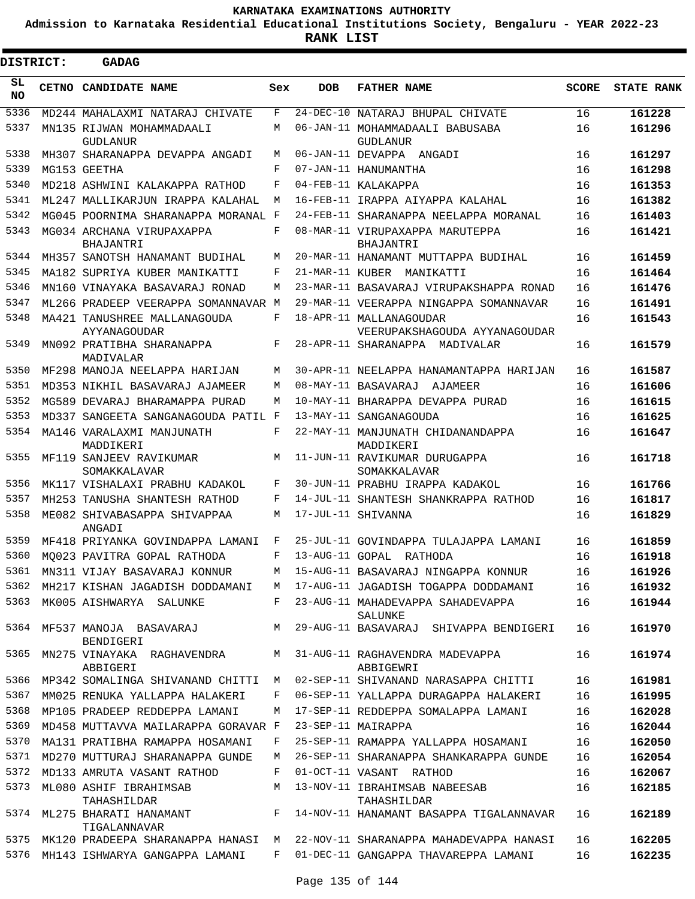# KARNATAKA EXAMINATIONS AUTHORITY

**Admission to Karnataka Residential Educational Institutions Society, Bengaluru - YEAR 2022-23**

**RANK LIST**

**DISTRICT: GADAG**

| SL NO | CETNO | CANDIDATE NAME | Sex | DOB | FATHER NAME | SCORE | STATE RANK |
|---|---|---|---|---|---|---|---|
| 5336 | MD244 | MAHALAXMI NATARAJ CHIVATE | F | 24-DEC-10 | NATARAJ BHUPAL CHIVATE | 16 | 161228 |
| 5337 | MN135 | RIJWAN MOHAMMADAALI GUDLANUR | M | 06-JAN-11 | MOHAMMADAALI BABUSABA GUDLANUR | 16 | 161296 |
| 5338 | MH307 | SHARANAPPA DEVAPPA ANGADI | M | 06-JAN-11 | DEVAPPA ANGADI | 16 | 161297 |
| 5339 | MG153 | GEETHA | F | 07-JAN-11 | HANUMANTHA | 16 | 161298 |
| 5340 | MD218 | ASHWINI KALAKAPPA RATHOD | F | 04-FEB-11 | KALAKAPPA | 16 | 161353 |
| 5341 | ML247 | MALLIKARJUN IRAPPA KALAHAL | M | 16-FEB-11 | IRAPPA AIYAPPA KALAHAL | 16 | 161382 |
| 5342 | MG045 | POORNIMA SHARANAPPA MORANAL | F | 24-FEB-11 | SHARANAPPA NEELAPPA MORANAL | 16 | 161403 |
| 5343 | MG034 | ARCHANA VIRUPAXAPPA BHAJANTRI | F | 08-MAR-11 | VIRUPAXAPPA MARUTEPPA BHAJANTRI | 16 | 161421 |
| 5344 | MH357 | SANOTSH HANAMANT BUDIHAL | M | 20-MAR-11 | HANAMANT MUTTAPPA BUDIHAL | 16 | 161459 |
| 5345 | MA182 | SUPRIYA KUBER MANIKATTI | F | 21-MAR-11 | KUBER MANIKATTI | 16 | 161464 |
| 5346 | MN160 | VINAYAKA BASAVARAJ RONAD | M | 23-MAR-11 | BASAVARAJ VIRUPAKSHAPPA RONAD | 16 | 161476 |
| 5347 | ML266 | PRADEEP VEERAPPA SOMANNAVAR | M | 29-MAR-11 | VEERAPPA NINGAPPA SOMANNAVAR | 16 | 161491 |
| 5348 | MA421 | TANUSHREE MALLANAGOUDA AYYANAGOUDAR | F | 18-APR-11 | MALLANAGOUDAR VEERUPAKSHAGOUDA AYYANAGOUDAR | 16 | 161543 |
| 5349 | MN092 | PRATIBHA SHARANAPPA MADIVALAR | F | 28-APR-11 | SHARANAPPA MADIVALAR | 16 | 161579 |
| 5350 | MF298 | MANOJA NEELAPPA HARIJAN | M | 30-APR-11 | NEELAPPA HANAMANTAPPA HARIJAN | 16 | 161587 |
| 5351 | MD353 | NIKHIL BASAVARAJ AJAMEER | M | 08-MAY-11 | BASAVARAJ AJAMEER | 16 | 161606 |
| 5352 | MG589 | DEVARAJ BHARAMAPPA PURAD | M | 10-MAY-11 | BHARAPPA DEVAPPA PURAD | 16 | 161615 |
| 5353 | MD337 | SANGEETA SANGANAGOUDA PATIL | F | 13-MAY-11 | SANGANAGOUDA | 16 | 161625 |
| 5354 | MA146 | VARALAXMI MANJUNATH MADDIKERI | F | 22-MAY-11 | MANJUNATH CHIDANANDAPPA MADDIKERI | 16 | 161647 |
| 5355 | MF119 | SANJEEV RAVIKUMAR SOMAKKALAVAR | M | 11-JUN-11 | RAVIKUMAR DURUGAPPA SOMAKKALAVAR | 16 | 161718 |
| 5356 | MK117 | VISHALAXI PRABHU KADAKOL | F | 30-JUN-11 | PRABHU IRAPPA KADAKOL | 16 | 161766 |
| 5357 | MH253 | TANUSHA SHANTESH RATHOD | F | 14-JUL-11 | SHANTESH SHANKRAPPA RATHOD | 16 | 161817 |
| 5358 | ME082 | SHIVABASAPPA SHIVAPPAA ANGADI | M | 17-JUL-11 | SHIVANNA | 16 | 161829 |
| 5359 | MF418 | PRIYANKA GOVINDAPPA LAMANI | F | 25-JUL-11 | GOVINDAPPA TULAJAPPA LAMANI | 16 | 161859 |
| 5360 | MQ023 | PAVITRA GOPAL RATHODA | F | 13-AUG-11 | GOPAL RATHODA | 16 | 161918 |
| 5361 | MN311 | VIJAY BASAVARAJ KONNUR | M | 15-AUG-11 | BASAVARAJ NINGAPPA KONNUR | 16 | 161926 |
| 5362 | MH217 | KISHAN JAGADISH DODDAMANI | M | 17-AUG-11 | JAGADISH TOGAPPA DODDAMANI | 16 | 161932 |
| 5363 | MK005 | AISHWARYA SALUNKE | F | 23-AUG-11 | MAHADEVAPPA SAHADEVAPPA SALUNKE | 16 | 161944 |
| 5364 | MF537 | MANOJA BASAVARAJ BENDIGERI | M | 29-AUG-11 | BASAVARAJ SHIVAPPA BENDIGERI | 16 | 161970 |
| 5365 | MN275 | VINAYAKA RAGHAVENDRA ABBIGERI | M | 31-AUG-11 | RAGHAVENDRA MADEVAPPA ABBIGEWRI | 16 | 161974 |
| 5366 | MP342 | SOMALINGA SHIVANAND CHITTI | M | 02-SEP-11 | SHIVANAND NARASAPPA CHITTI | 16 | 161981 |
| 5367 | MM025 | RENUKA YALLAPPA HALAKERI | F | 06-SEP-11 | YALLAPPA DURAGAPPA HALAKERI | 16 | 161995 |
| 5368 | MP105 | PRADEEP REDDEPPA LAMANI | M | 17-SEP-11 | REDDEPPA SOMALAPPA LAMANI | 16 | 162028 |
| 5369 | MD458 | MUTTAVVA MAILARAPPA GORAVAR | F | 23-SEP-11 | MAIRAPPA | 16 | 162044 |
| 5370 | MA131 | PRATIBHA RAMAPPA HOSAMANI | F | 25-SEP-11 | RAMAPPA YALLAPPA HOSAMANI | 16 | 162050 |
| 5371 | MD270 | MUTTURAJ SHARANAPPA GUNDE | M | 26-SEP-11 | SHARANAPPA SHANKARAPPA GUNDE | 16 | 162054 |
| 5372 | MD133 | AMRUTA VASANT RATHOD | F | 01-OCT-11 | VASANT RATHOD | 16 | 162067 |
| 5373 | ML080 | ASHIF IBRAHIMSAB TAHASHILDAR | M | 13-NOV-11 | IBRAHIMSAB NABEESAB TAHASHILDAR | 16 | 162185 |
| 5374 | ML275 | BHARATI HANAMANT TIGALANNAVAR | F | 14-NOV-11 | HANAMANT BASAPPA TIGALANNAVAR | 16 | 162189 |
| 5375 | MK120 | PRADEEPA SHARANAPPA HANASI | M | 22-NOV-11 | SHARANAPPA MAHADEVAPPA HANASI | 16 | 162205 |
| 5376 | MH143 | ISHWARYA GANGAPPA LAMANI | F | 01-DEC-11 | GANGAPPA THAVAREPPA LAMANI | 16 | 162235 |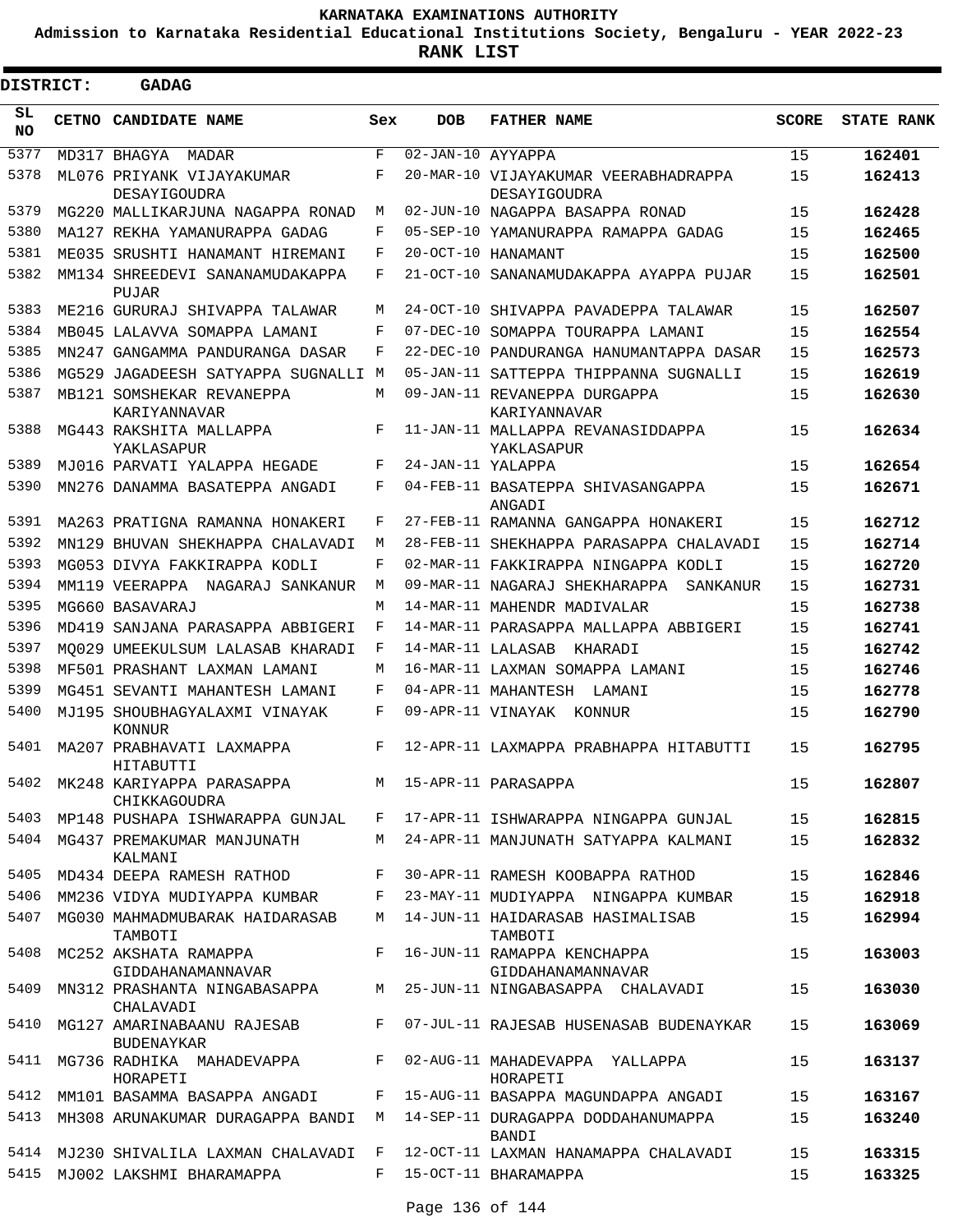**KARNATAKA EXAMINATIONS AUTHORITY**

**Admission to Karnataka Residential Educational Institutions Society, Bengaluru - YEAR 2022-23**

**RANK LIST**

**DISTRICT: GADAG**

| SL NO | CETNO | CANDIDATE NAME | Sex | DOB | FATHER NAME | SCORE | STATE RANK |
|---|---|---|---|---|---|---|---|
| 5377 | MD317 | BHAGYA MADAR | F | 02-JAN-10 | AYYAPPA | 15 | **162401** |
| 5378 | ML076 | PRIYANK VIJAYAKUMAR DESAYIGOUDRA | F | 20-MAR-10 | VIJAYAKUMAR VEERABHADRAPPA DESAYIGOUDRA | 15 | **162413** |
| 5379 | MG220 | MALLIKARJUNA NAGAPPA RONAD | M | 02-JUN-10 | NAGAPPA BASAPPA RONAD | 15 | **162428** |
| 5380 | MA127 | REKHA YAMANURAPPA GADAG | F | 05-SEP-10 | YAMANURAPPA RAMAPPA GADAG | 15 | **162465** |
| 5381 | ME035 | SRUSHTI HANAMANT HIREMANI | F | 20-OCT-10 | HANAMANT | 15 | **162500** |
| 5382 | MM134 | SHREEDEVI SANANAMUDAKAPPA PUJAR | F | 21-OCT-10 | SANANAMUDAKAPPA AYAPPA PUJAR | 15 | **162501** |
| 5383 | ME216 | GURURAJ SHIVAPPA TALAWAR | M | 24-OCT-10 | SHIVAPPA PAVADEPPA TALAWAR | 15 | **162507** |
| 5384 | MB045 | LALAVVA SOMAPPA LAMANI | F | 07-DEC-10 | SOMAPPA TOURAPPA LAMANI | 15 | **162554** |
| 5385 | MN247 | GANGAMMA PANDURANGA DASAR | F | 22-DEC-10 | PANDURANGA HANUMANTAPPA DASAR | 15 | **162573** |
| 5386 | MG529 | JAGADEESH SATYAPPA SUGNALLI | M | 05-JAN-11 | SATTEPPA THIPPANNA SUGNALLI | 15 | **162619** |
| 5387 | MB121 | SOMSHEKAR REVANEPPA KARIYANNAVAR | M | 09-JAN-11 | REVANEPPA DURGAPPA KARIYANNAVAR | 15 | **162630** |
| 5388 | MG443 | RAKSHITA MALLAPPA YAKLASAPUR | F | 11-JAN-11 | MALLAPPA REVANASIDDAPPA YAKLASAPUR | 15 | **162634** |
| 5389 | MJ016 | PARVATI YALAPPA HEGADE | F | 24-JAN-11 | YALAPPA | 15 | **162654** |
| 5390 | MN276 | DANAMMA BASATEPPA ANGADI | F | 04-FEB-11 | BASATEPPA SHIVASANGAPPA ANGADI | 15 | **162671** |
| 5391 | MA263 | PRATIGNA RAMANNA HONAKERI | F | 27-FEB-11 | RAMANNA GANGAPPA HONAKERI | 15 | **162712** |
| 5392 | MN129 | BHUVAN SHEKHAPPA CHALAVADI | M | 28-FEB-11 | SHEKHAPPA PARASAPPA CHALAVADI | 15 | **162714** |
| 5393 | MG053 | DIVYA FAKKIRAPPA KODLI | F | 02-MAR-11 | FAKKIRAPPA NINGAPPA KODLI | 15 | **162720** |
| 5394 | MM119 | VEERAPPA NAGARAJ SANKANUR | M | 09-MAR-11 | NAGARAJ SHEKHARAPPA SANKANUR | 15 | **162731** |
| 5395 | MG660 | BASAVARAJ | M | 14-MAR-11 | MAHENDR MADIVALAR | 15 | **162738** |
| 5396 | MD419 | SANJANA PARASAPPA ABBIGERI | F | 14-MAR-11 | PARASAPPA MALLAPPA ABBIGERI | 15 | **162741** |
| 5397 | MQ029 | UMEEKULSUM LALASAB KHARADI | F | 14-MAR-11 | LALASAB KHARADI | 15 | **162742** |
| 5398 | MF501 | PRASHANT LAXMAN LAMANI | M | 16-MAR-11 | LAXMAN SOMAPPA LAMANI | 15 | **162746** |
| 5399 | MG451 | SEVANTI MAHANTESH LAMANI | F | 04-APR-11 | MAHANTESH LAMANI | 15 | **162778** |
| 5400 | MJ195 | SHOUBHAGYALAXMI VINAYAK KONNUR | F | 09-APR-11 | VINAYAK KONNUR | 15 | **162790** |
| 5401 | MA207 | PRABHAVATI LAXMAPPA HITABUTTI | F | 12-APR-11 | LAXMAPPA PRABHAPPA HITABUTTI | 15 | **162795** |
| 5402 | MK248 | KARIYAPPA PARASAPPA CHIKKAGOUDRA | M | 15-APR-11 | PARASAPPA | 15 | **162807** |
| 5403 | MP148 | PUSHAPA ISHWARAPPA GUNJAL | F | 17-APR-11 | ISHWARAPPA NINGAPPA GUNJAL | 15 | **162815** |
| 5404 | MG437 | PREMAKUMAR MANJUNATH KALMANI | M | 24-APR-11 | MANJUNATH SATYAPPA KALMANI | 15 | **162832** |
| 5405 | MD434 | DEEPA RAMESH RATHOD | F | 30-APR-11 | RAMESH KOOBAPPA RATHOD | 15 | **162846** |
| 5406 | MM236 | VIDYA MUDIYAPPA KUMBAR | F | 23-MAY-11 | MUDIYAPPA NINGAPPA KUMBAR | 15 | **162918** |
| 5407 | MG030 | MAHMADMUBARAK HAIDARASAB TAMBOTI | M | 14-JUN-11 | HAIDARASAB HASIMALISAB TAMBOTI | 15 | **162994** |
| 5408 | MC252 | AKSHATA RAMAPPA GIDDAHANAMANNAVAR | F | 16-JUN-11 | RAMAPPA KENCHAPPA GIDDAHANAMANNAVAR | 15 | **163003** |
| 5409 | MN312 | PRASHANTA NINGABASAPPA CHALAVADI | M | 25-JUN-11 | NINGABASAPPA CHALAVADI | 15 | **163030** |
| 5410 | MG127 | AMARINABAANU RAJESAB BUDENAYKAR | F | 07-JUL-11 | RAJESAB HUSENASAB BUDENAYKAR | 15 | **163069** |
| 5411 | MG736 | RADHIKA MAHADEVAPPA HORAPETI | F | 02-AUG-11 | MAHADEVAPPA YALLAPPA HORAPETI | 15 | **163137** |
| 5412 | MM101 | BASAMMA BASAPPA ANGADI | F | 15-AUG-11 | BASAPPA MAGUNDAPPA ANGADI | 15 | **163167** |
| 5413 | MH308 | ARUNAKUMAR DURAGAPPA BANDI | M | 14-SEP-11 | DURAGAPPA DODDAHANUMAPPA BANDI | 15 | **163240** |
| 5414 | MJ230 | SHIVALILA LAXMAN CHALAVADI | F | 12-OCT-11 | LAXMAN HANAMAPPA CHALAVADI | 15 | **163315** |
| 5415 | MJ002 | LAKSHMI BHARAMAPPA | F | 15-OCT-11 | BHARAMAPPA | 15 | **163325** |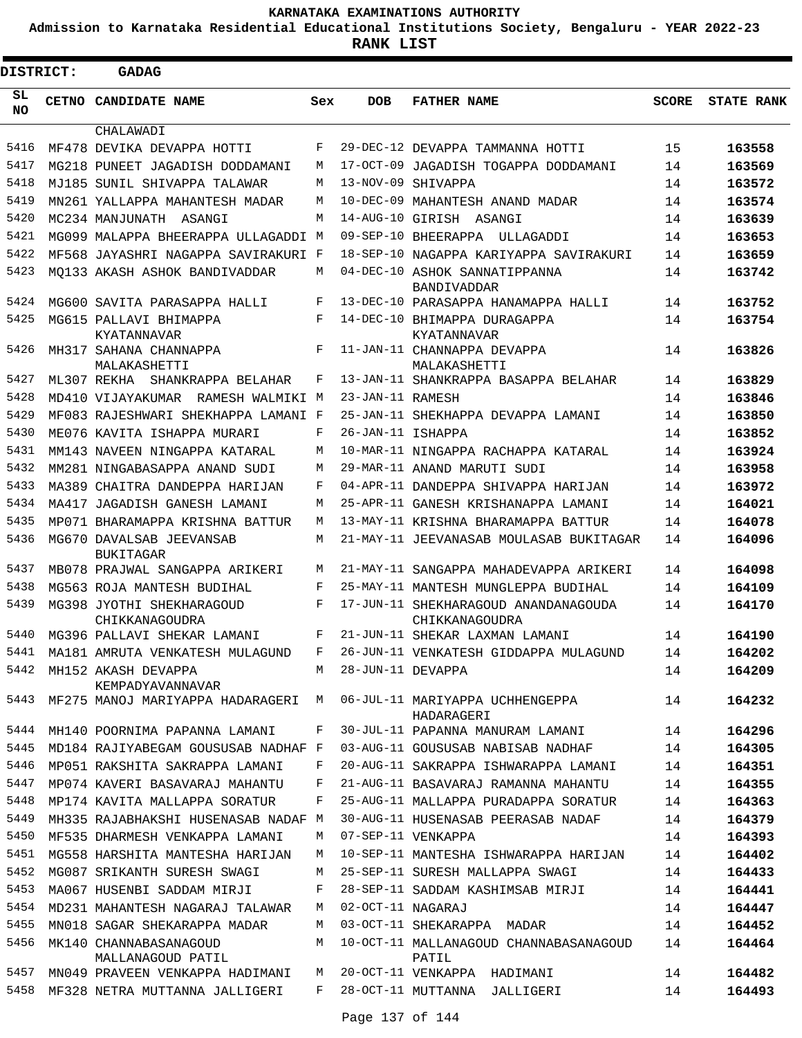**KARNATAKA EXAMINATIONS AUTHORITY**

**Admission to Karnataka Residential Educational Institutions Society, Bengaluru - YEAR 2022-23**

**RANK LIST**

**DISTRICT: GADAG**

| SL NO | CETNO | CANDIDATE NAME | Sex | DOB | FATHER NAME | SCORE | STATE RANK |
|---|---|---|---|---|---|---|---|
| | | CHALAWADI | | | | | |
| 5416 | MF478 | DEVIKA DEVAPPA HOTTI | F | 29-DEC-12 | DEVAPPA TAMMANNA HOTTI | 15 | 163558 |
| 5417 | MG218 | PUNEET JAGADISH DODDAMANI | M | 17-OCT-09 | JAGADISH TOGAPPA DODDAMANI | 14 | 163569 |
| 5418 | MJ185 | SUNIL SHIVAPPA TALAWAR | M | 13-NOV-09 | SHIVAPPA | 14 | 163572 |
| 5419 | MN261 | YALLAPPA MAHANTESH MADAR | M | 10-DEC-09 | MAHANTESH ANAND MADAR | 14 | 163574 |
| 5420 | MC234 | MANJUNATH ASANGI | M | 14-AUG-10 | GIRISH ASANGI | 14 | 163639 |
| 5421 | MG099 | MALAPPA BHEERAPPA ULLAGADDI | M | 09-SEP-10 | BHEERAPPA ULLAGADDI | 14 | 163653 |
| 5422 | MF568 | JAYASHRI NAGAPPA SAVIRAKURI | F | 18-SEP-10 | NAGAPPA KARIYAPPA SAVIRAKURI | 14 | 163659 |
| 5423 | MQ133 | AKASH ASHOK BANDIVADDAR | M | 04-DEC-10 | ASHOK SANNATIPPANNA BANDIVADDAR | 14 | 163742 |
| 5424 | MG600 | SAVITA PARASAPPA HALLI | F | 13-DEC-10 | PARASAPPA HANAMAPPA HALLI | 14 | 163752 |
| 5425 | MG615 | PALLAVI BHIMAPPA KYATANNAVAR | F | 14-DEC-10 | BHIMAPPA DURAGAPPA KYATANNAVAR | 14 | 163754 |
| 5426 | MH317 | SAHANA CHANNAPPA MALAKASHETTI | F | 11-JAN-11 | CHANNAPPA DEVAPPA MALAKASHETTI | 14 | 163826 |
| 5427 | ML307 | REKHA SHANKRAPPA BELAHAR | F | 13-JAN-11 | SHANKRAPPA BASAPPA BELAHAR | 14 | 163829 |
| 5428 | MD410 | VIJAYAKUMAR RAMESH WALMIKI | M | 23-JAN-11 | RAMESH | 14 | 163846 |
| 5429 | MF083 | RAJESHWARI SHEKHAPPA LAMANI | F | 25-JAN-11 | SHEKHAPPA DEVAPPA LAMANI | 14 | 163850 |
| 5430 | ME076 | KAVITA ISHAPPA MURARI | F | 26-JAN-11 | ISHAPPA | 14 | 163852 |
| 5431 | MM143 | NAVEEN NINGAPPA KATARAL | M | 10-MAR-11 | NINGAPPA RACHAPPA KATARAL | 14 | 163924 |
| 5432 | MM281 | NINGABASAPPA ANAND SUDI | M | 29-MAR-11 | ANAND MARUTI SUDI | 14 | 163958 |
| 5433 | MA389 | CHAITRA DANDEPPA HARIJAN | F | 04-APR-11 | DANDEPPA SHIVAPPA HARIJAN | 14 | 163972 |
| 5434 | MA417 | JAGADISH GANESH LAMANI | M | 25-APR-11 | GANESH KRISHANAPPA LAMANI | 14 | 164021 |
| 5435 | MP071 | BHARAMAPPA KRISHNA BATTUR | M | 13-MAY-11 | KRISHNA BHARAMAPPA BATTUR | 14 | 164078 |
| 5436 | MG670 | DAVALSAB JEEVANSAB BUKITAGAR | M | 21-MAY-11 | JEEVANASAB MOULASAB BUKITAGAR | 14 | 164096 |
| 5437 | MB078 | PRAJWAL SANGAPPA ARIKERI | M | 21-MAY-11 | SANGAPPA MAHADEVAPPA ARIKERI | 14 | 164098 |
| 5438 | MG563 | ROJA MANTESH BUDIHAL | F | 25-MAY-11 | MANTESH MUNGLEPPA BUDIHAL | 14 | 164109 |
| 5439 | MG398 | JYOTHI SHEKHARAGOUD CHIKKANAGOUDRA | F | 17-JUN-11 | SHEKHARAGOUD ANANDANAGOUDA CHIKKANAGOUDRA | 14 | 164170 |
| 5440 | MG396 | PALLAVI SHEKAR LAMANI | F | 21-JUN-11 | SHEKAR LAXMAN LAMANI | 14 | 164190 |
| 5441 | MA181 | AMRUTA VENKATESH MULAGUND | F | 26-JUN-11 | VENKATESH GIDDAPPA MULAGUND | 14 | 164202 |
| 5442 | MH152 | AKASH DEVAPPA KEMPADYAVANNAVAR | M | 28-JUN-11 | DEVAPPA | 14 | 164209 |
| 5443 | MF275 | MANOJ MARIYAPPA HADARAGERI | M | 06-JUL-11 | MARIYAPPA UCHHENGEPPA HADARAGERI | 14 | 164232 |
| 5444 | MH140 | POORNIMA PAPANNA LAMANI | F | 30-JUL-11 | PAPANNA MANURAM LAMANI | 14 | 164296 |
| 5445 | MD184 | RAJIYABEGAM GOUSUSAB NADHAF | F | 03-AUG-11 | GOUSUSAB NABISAB NADHAF | 14 | 164305 |
| 5446 | MP051 | RAKSHITA SAKRAPPA LAMANI | F | 20-AUG-11 | SAKRAPPA ISHWARAPPA LAMANI | 14 | 164351 |
| 5447 | MP074 | KAVERI BASAVARAJ MAHANTU | F | 21-AUG-11 | BASAVARAJ RAMANNA MAHANTU | 14 | 164355 |
| 5448 | MP174 | KAVITA MALLAPPA SORATUR | F | 25-AUG-11 | MALLAPPA PURADAPPA SORATUR | 14 | 164363 |
| 5449 | MH335 | RAJABHAKSHI HUSENASAB NADAF | M | 30-AUG-11 | HUSENASAB PEERASAB NADAF | 14 | 164379 |
| 5450 | MF535 | DHARMESH VENKAPPA LAMANI | M | 07-SEP-11 | VENKAPPA | 14 | 164393 |
| 5451 | MG558 | HARSHITA MANTESHA HARIJAN | M | 10-SEP-11 | MANTESHA ISHWARAPPA HARIJAN | 14 | 164402 |
| 5452 | MG087 | SRIKANTH SURESH SWAGI | M | 25-SEP-11 | SURESH MALLAPPA SWAGI | 14 | 164433 |
| 5453 | MA067 | HUSENBI SADDAM MIRJI | F | 28-SEP-11 | SADDAM KASHIMSAB MIRJI | 14 | 164441 |
| 5454 | MD231 | MAHANTESH NAGARAJ TALAWAR | M | 02-OCT-11 | NAGARAJ | 14 | 164447 |
| 5455 | MN018 | SAGAR SHEKARAPPA MADAR | M | 03-OCT-11 | SHEKARAPPA MADAR | 14 | 164452 |
| 5456 | MK140 | CHANNABASANAGOUD MALLANAGOUD PATIL | M | 10-OCT-11 | MALLANAGOUD CHANNABASANAGOUD PATIL | 14 | 164464 |
| 5457 | MN049 | PRAVEEN VENKAPPA HADIMANI | M | 20-OCT-11 | VENKAPPA HADIMANI | 14 | 164482 |
| 5458 | MF328 | NETRA MUTTANNA JALLIGERI | F | 28-OCT-11 | MUTTANNA JALLIGERI | 14 | 164493 |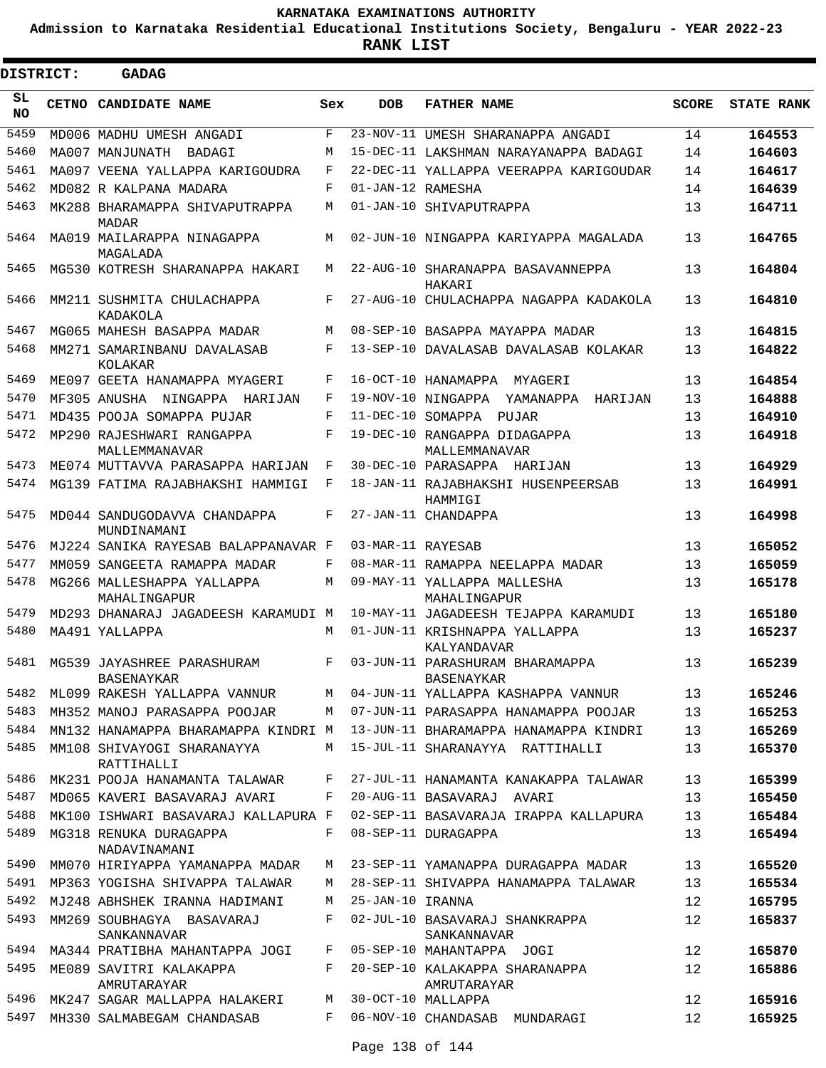# KARNATAKA EXAMINATIONS AUTHORITY

**Admission to Karnataka Residential Educational Institutions Society, Bengaluru - YEAR 2022-23**

**RANK LIST**

**DISTRICT: GADAG**

| SL NO | CETNO | CANDIDATE NAME | Sex | DOB | FATHER NAME | SCORE | STATE RANK |
|---|---|---|---|---|---|---|---|
| 5459 | MD006 | MADHU UMESH ANGADI | F | 23-NOV-11 | UMESH SHARANAPPA ANGADI | 14 | **164553** |
| 5460 | MA007 | MANJUNATH BADAGI | M | 15-DEC-11 | LAKSHMAN NARAYANAPPA BADAGI | 14 | **164603** |
| 5461 | MA097 | VEENA YALLAPPA KARIGOUDRA | F | 22-DEC-11 | YALLAPPA VEERAPPA KARIGOUDAR | 14 | **164617** |
| 5462 | MD082 | R KALPANA MADARA | F | 01-JAN-12 | RAMESHA | 14 | **164639** |
| 5463 | MK288 | BHARAMAPPA SHIVAPUTRAPPA MADAR | M | 01-JAN-10 | SHIVAPUTRAPPA | 13 | **164711** |
| 5464 | MA019 | MAILARAPPA NINAGAPPA MAGALADA | M | 02-JUN-10 | NINGAPPA KARIYAPPA MAGALADA | 13 | **164765** |
| 5465 | MG530 | KOTRESH SHARANAPPA HAKARI | M | 22-AUG-10 | SHARANAPPA BASAVANNEPPA HAKARI | 13 | **164804** |
| 5466 | MM211 | SUSHMITA CHULACHAPPA KADAKOLA | F | 27-AUG-10 | CHULACHAPPA NAGAPPA KADAKOLA | 13 | **164810** |
| 5467 | MG065 | MAHESH BASAPPA MADAR | M | 08-SEP-10 | BASAPPA MAYAPPA MADAR | 13 | **164815** |
| 5468 | MM271 | SAMARINBANU DAVALASAB KOLAKAR | F | 13-SEP-10 | DAVALASAB DAVALASAB KOLAKAR | 13 | **164822** |
| 5469 | ME097 | GEETA HANAMAPPA MYAGERI | F | 16-OCT-10 | HANAMAPPA MYAGERI | 13 | **164854** |
| 5470 | MF305 | ANUSHA NINGAPPA HARIJAN | F | 19-NOV-10 | NINGAPPA YAMANAPPA HARIJAN | 13 | **164888** |
| 5471 | MD435 | POOJA SOMAPPA PUJAR | F | 11-DEC-10 | SOMAPPA PUJAR | 13 | **164910** |
| 5472 | MP290 | RAJESHWARI RANGAPPA MALLEMMANAVAR | F | 19-DEC-10 | RANGAPPA DIDAGAPPA MALLEMMANAVAR | 13 | **164918** |
| 5473 | ME074 | MUTTAVVA PARASAPPA HARIJAN | F | 30-DEC-10 | PARASAPPA HARIJAN | 13 | **164929** |
| 5474 | MG139 | FATIMA RAJABHAKSHI HAMMIGI | F | 18-JAN-11 | RAJABHAKSHI HUSENPEERSAB HAMMIGI | 13 | **164991** |
| 5475 | MD044 | SANDUGODAVVA CHANDAPPA MUNDINAMANI | F | 27-JAN-11 | CHANDAPPA | 13 | **164998** |
| 5476 | MJ224 | SANIKA RAYESAB BALAPPANAVAR | F | 03-MAR-11 | RAYESAB | 13 | **165052** |
| 5477 | MM059 | SANGEETA RAMAPPA MADAR | F | 08-MAR-11 | RAMAPPA NEELAPPA MADAR | 13 | **165059** |
| 5478 | MG266 | MALLESHAPPA YALLAPPA MAHALINGAPUR | M | 09-MAY-11 | YALLAPPA MALLESHA MAHALINGAPUR | 13 | **165178** |
| 5479 | MD293 | DHANARAJ JAGADEESH KARAMUDI | M | 10-MAY-11 | JAGADEESH TEJAPPA KARAMUDI | 13 | **165180** |
| 5480 | MA491 | YALLAPPA | M | 01-JUN-11 | KRISHNAPPA YALLAPPA KALYANDAVAR | 13 | **165237** |
| 5481 | MG539 | JAYASHREE PARASHURAM BASENAYKAR | F | 03-JUN-11 | PARASHURAM BHARAMAPPA BASENAYKAR | 13 | **165239** |
| 5482 | ML099 | RAKESH YALLAPPA VANNUR | M | 04-JUN-11 | YALLAPPA KASHAPPA VANNUR | 13 | **165246** |
| 5483 | MH352 | MANOJ PARASAPPA POOJAR | M | 07-JUN-11 | PARASAPPA HANAMAPPA POOJAR | 13 | **165253** |
| 5484 | MN132 | HANAMAPPA BHARAMAPPA KINDRI | M | 13-JUN-11 | BHARAMAPPA HANAMAPPA KINDRI | 13 | **165269** |
| 5485 | MM108 | SHIVAYOGI SHARANAYYA RATTIHALLI | M | 15-JUL-11 | SHARANAYYA RATTIHALLI | 13 | **165370** |
| 5486 | MK231 | POOJA HANAMANTA TALAWAR | F | 27-JUL-11 | HANAMANTA KANAKAPPA TALAWAR | 13 | **165399** |
| 5487 | MD065 | KAVERI BASAVARAJ AVARI | F | 20-AUG-11 | BASAVARAJ AVARI | 13 | **165450** |
| 5488 | MK100 | ISHWARI BASAVARAJ KALLAPURA | F | 02-SEP-11 | BASAVARAJA IRAPPA KALLAPURA | 13 | **165484** |
| 5489 | MG318 | RENUKA DURAGAPPA NADAVINAMANI | F | 08-SEP-11 | DURAGAPPA | 13 | **165494** |
| 5490 | MM070 | HIRIYAPPA YAMANAPPA MADAR | M | 23-SEP-11 | YAMANAPPA DURAGAPPA MADAR | 13 | **165520** |
| 5491 | MP363 | YOGISHA SHIVAPPA TALAWAR | M | 28-SEP-11 | SHIVAPPA HANAMAPPA TALAWAR | 13 | **165534** |
| 5492 | MJ248 | ABHSHEK IRANNA HADIMANI | M | 25-JAN-10 | IRANNA | 12 | **165795** |
| 5493 | MM269 | SOUBHAGYA BASAVARAJ SANKANNAVAR | F | 02-JUL-10 | BASAVARAJ SHANKRAPPA SANKANNAVAR | 12 | **165837** |
| 5494 | MA344 | PRATIBHA MAHANTAPPA JOGI | F | 05-SEP-10 | MAHANTAPPA JOGI | 12 | **165870** |
| 5495 | ME089 | SAVITRI KALAKAPPA AMRUTARAYAR | F | 20-SEP-10 | KALAKAPPA SHARANAPPA AMRUTARAYAR | 12 | **165886** |
| 5496 | MK247 | SAGAR MALLAPPA HALAKERI | M | 30-OCT-10 | MALLAPPA | 12 | **165916** |
| 5497 | MH330 | SALMABEGAM CHANDASAB | F | 06-NOV-10 | CHANDASAB MUNDARAGI | 12 | **165925** |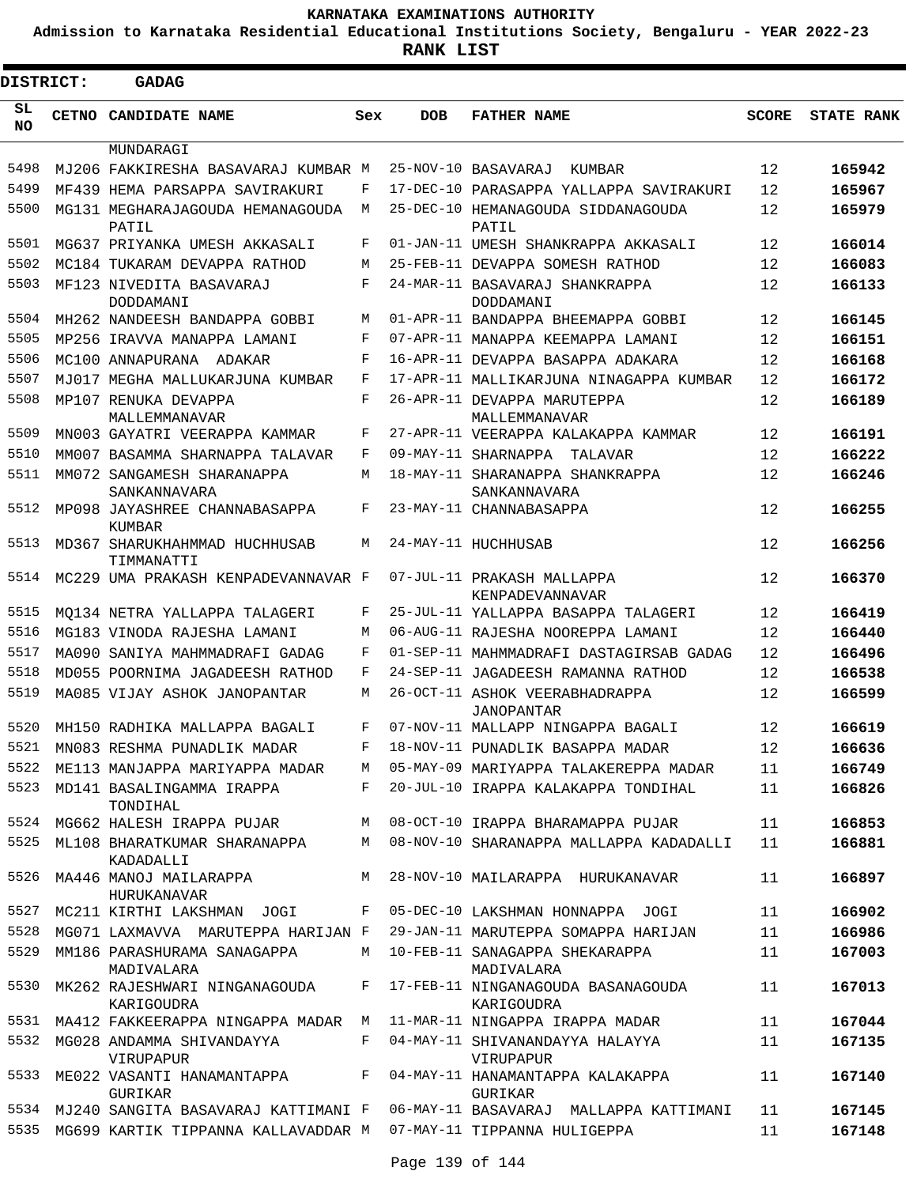**KARNATAKA EXAMINATIONS AUTHORITY**

**Admission to Karnataka Residential Educational Institutions Society, Bengaluru - YEAR 2022-23**

**RANK LIST**

**DISTRICT: GADAG**

| SL NO | CETNO | CANDIDATE NAME | Sex | DOB | FATHER NAME | SCORE | STATE RANK |
|---|---|---|---|---|---|---|---|
| | | MUNDARAGI | | | | | |
| 5498 | MJ206 | FAKKIRESHA BASAVARAJ KUMBAR | M | 25-NOV-10 | BASAVARAJ KUMBAR | 12 | 165942 |
| 5499 | MF439 | HEMA PARSAPPA SAVIRAKURI | F | 17-DEC-10 | PARASAPPA YALLAPPA SAVIRAKURI | 12 | 165967 |
| 5500 | MG131 | MEGHARAJAGOUDA HEMANAGOUDA PATIL | M | 25-DEC-10 | HEMANAGOUDA SIDDANAGOUDA PATIL | 12 | 165979 |
| 5501 | MG637 | PRIYANKA UMESH AKKASALI | F | 01-JAN-11 | UMESH SHANKRAPPA AKKASALI | 12 | 166014 |
| 5502 | MC184 | TUKARAM DEVAPPA RATHOD | M | 25-FEB-11 | DEVAPPA SOMESH RATHOD | 12 | 166083 |
| 5503 | MF123 | NIVEDITA BASAVARAJ DODDAMANI | F | 24-MAR-11 | BASAVARAJ SHANKRAPPA DODDAMANI | 12 | 166133 |
| 5504 | MH262 | NANDEESH BANDAPPA GOBBI | M | 01-APR-11 | BANDAPPA BHEEMAPPA GOBBI | 12 | 166145 |
| 5505 | MP256 | IRAVVA MANAPPA LAMANI | F | 07-APR-11 | MANAPPA KEEMAPPA LAMANI | 12 | 166151 |
| 5506 | MC100 | ANNAPURANA ADAKAR | F | 16-APR-11 | DEVAPPA BASAPPA ADAKARA | 12 | 166168 |
| 5507 | MJ017 | MEGHA MALLUKARJUNA KUMBAR | F | 17-APR-11 | MALLIKARJUNA NINAGAPPA KUMBAR | 12 | 166172 |
| 5508 | MP107 | RENUKA DEVAPPA MALLEMMANAVAR | F | 26-APR-11 | DEVAPPA MARUTEPPA MALLEMMANAVAR | 12 | 166189 |
| 5509 | MN003 | GAYATRI VEERAPPA KAMMAR | F | 27-APR-11 | VEERAPPA KALAKAPPA KAMMAR | 12 | 166191 |
| 5510 | MM007 | BASAMMA SHARNAPPA TALAVAR | F | 09-MAY-11 | SHARNAPPA TALAVAR | 12 | 166222 |
| 5511 | MM072 | SANGAMESH SHARANAPPA SANKANNAVARA | M | 18-MAY-11 | SHARANAPPA SHANKRAPPA SANKANNAVARA | 12 | 166246 |
| 5512 | MP098 | JAYASHREE CHANNABASAPPA KUMBAR | F | 23-MAY-11 | CHANNABASAPPA | 12 | 166255 |
| 5513 | MD367 | SHARUKHAHMMAD HUCHHUSAB TIMMANATTI | M | 24-MAY-11 | HUCHHUSAB | 12 | 166256 |
| 5514 | MC229 | UMA PRAKASH KENPADEVANNAVAR | F | 07-JUL-11 | PRAKASH MALLAPPA KENPADEVANNAVAR | 12 | 166370 |
| 5515 | MQ134 | NETRA YALLAPPA TALAGERI | F | 25-JUL-11 | YALLAPPA BASAPPA TALAGERI | 12 | 166419 |
| 5516 | MG183 | VINODA RAJESHA LAMANI | M | 06-AUG-11 | RAJESHA NOOREPPA LAMANI | 12 | 166440 |
| 5517 | MA090 | SANIYA MAHMMADRAFI GADAG | F | 01-SEP-11 | MAHMMADRAFI DASTAGIRSAB GADAG | 12 | 166496 |
| 5518 | MD055 | POORNIMA JAGADEESH RATHOD | F | 24-SEP-11 | JAGADEESH RAMANNA RATHOD | 12 | 166538 |
| 5519 | MA085 | VIJAY ASHOK JANOPANTAR | M | 26-OCT-11 | ASHOK VEERABHADRAPPA JANOPANTAR | 12 | 166599 |
| 5520 | MH150 | RADHIKA MALLAPPA BAGALI | F | 07-NOV-11 | MALLAPP NINGAPPA BAGALI | 12 | 166619 |
| 5521 | MN083 | RESHMA PUNADLIK MADAR | F | 18-NOV-11 | PUNADLIK BASAPPA MADAR | 12 | 166636 |
| 5522 | ME113 | MANJAPPA MARIYAPPA MADAR | M | 05-MAY-09 | MARIYAPPA TALAKEREPPA MADAR | 11 | 166749 |
| 5523 | MD141 | BASALINGAMMA IRAPPA TONDIHAL | F | 20-JUL-10 | IRAPPA KALAKAPPA TONDIHAL | 11 | 166826 |
| 5524 | MG662 | HALESH IRAPPA PUJAR | M | 08-OCT-10 | IRAPPA BHARAMAPPA PUJAR | 11 | 166853 |
| 5525 | ML108 | BHARATKUMAR SHARANAPPA KADADALLI | M | 08-NOV-10 | SHARANAPPA MALLAPPA KADADALLI | 11 | 166881 |
| 5526 | MA446 | MANOJ MAILARAPPA HURUKANAVAR | M | 28-NOV-10 | MAILARAPPA HURUKANAVAR | 11 | 166897 |
| 5527 | MC211 | KIRTHI LAKSHMAN JOGI | F | 05-DEC-10 | LAKSHMAN HONNAPPA JOGI | 11 | 166902 |
| 5528 | MG071 | LAXMAVVA MARUTEPPA HARIJAN | F | 29-JAN-11 | MARUTEPPA SOMAPPA HARIJAN | 11 | 166986 |
| 5529 | MM186 | PARASHURAMA SANAGAPPA MADIVALARA | M | 10-FEB-11 | SANAGAPPA SHEKARAPPA MADIVALARA | 11 | 167003 |
| 5530 | MK262 | RAJESHWARI NINGANAGOUDA KARIGOUDRA | F | 17-FEB-11 | NINGANAGOUDA BASANAGOUDA KARIGOUDRA | 11 | 167013 |
| 5531 | MA412 | FAKKEERAPPA NINGAPPA MADAR | M | 11-MAR-11 | NINGAPPA IRAPPA MADAR | 11 | 167044 |
| 5532 | MG028 | ANDAMMA SHIVANDAYYA VIRUPAPUR | F | 04-MAY-11 | SHIVANANDAYYA HALAYYA VIRUPAPUR | 11 | 167135 |
| 5533 | ME022 | VASANTI HANAMANTAPPA GURIKAR | F | 04-MAY-11 | HANAMANTAPPA KALAKAPPA GURIKAR | 11 | 167140 |
| 5534 | MJ240 | SANGITA BASAVARAJ KATTIMANI | F | 06-MAY-11 | BASAVARAJ MALLAPPA KATTIMANI | 11 | 167145 |
| 5535 | MG699 | KARTIK TIPPANNA KALLAVADDAR | M | 07-MAY-11 | TIPPANNA HULIGEPPA | 11 | 167148 |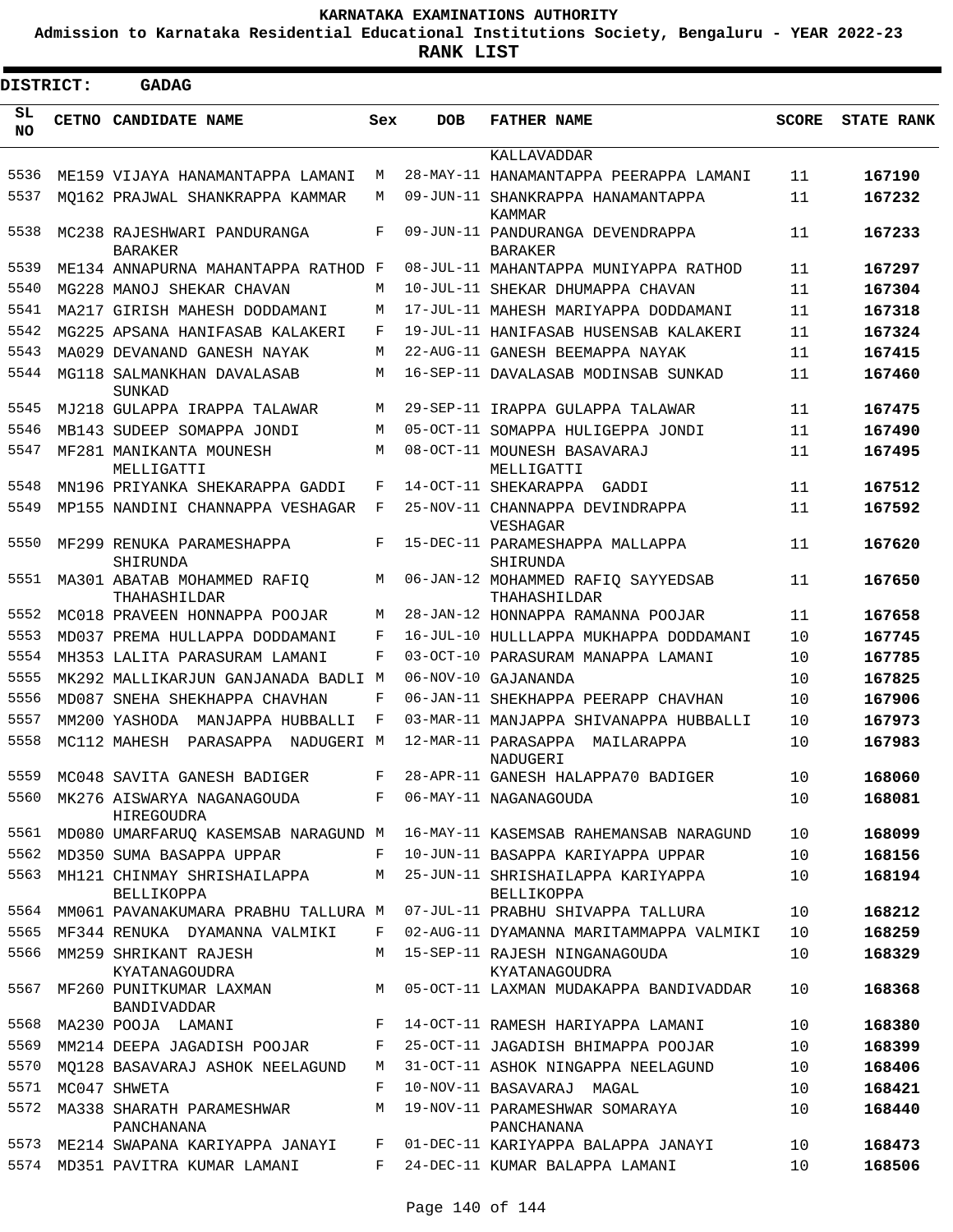KARNATAKA EXAMINATIONS AUTHORITY

Admission to Karnataka Residential Educational Institutions Society, Bengaluru - YEAR 2022-23

**RANK LIST**

**DISTRICT: GADAG**

| SL NO | CETNO | CANDIDATE NAME | Sex | DOB | FATHER NAME | SCORE | STATE RANK |
|---|---|---|---|---|---|---|---|
| | | | | | KALLAVADDAR | | |
| 5536 | ME159 | VIJAYA HANAMANTAPPA LAMANI | M | 28-MAY-11 | HANAMANTAPPA PEERAPPA LAMANI | 11 | 167190 |
| 5537 | MQ162 | PRAJWAL SHANKRAPPA KAMMAR | M | 09-JUN-11 | SHANKRAPPA HANAMANTAPPA KAMMAR | 11 | 167232 |
| 5538 | MC238 | RAJESHWARI PANDURANGA BARAKER | F | 09-JUN-11 | PANDURANGA DEVENDRAPPA BARAKER | 11 | 167233 |
| 5539 | ME134 | ANNAPURNA MAHANTAPPA RATHOD | F | 08-JUL-11 | MAHANTAPPA MUNIYAPPA RATHOD | 11 | 167297 |
| 5540 | MG228 | MANOJ SHEKAR CHAVAN | M | 10-JUL-11 | SHEKAR DHUMAPPA CHAVAN | 11 | 167304 |
| 5541 | MA217 | GIRISH MAHESH DODDAMANI | M | 17-JUL-11 | MAHESH MARIYAPPA DODDAMANI | 11 | 167318 |
| 5542 | MG225 | APSANA HANIFASAB KALAKERI | F | 19-JUL-11 | HANIFASAB HUSENSAB KALAKERI | 11 | 167324 |
| 5543 | MA029 | DEVANAND GANESH NAYAK | M | 22-AUG-11 | GANESH BEEMAPPA NAYAK | 11 | 167415 |
| 5544 | MG118 | SALMANKHAN DAVALASAB SUNKAD | M | 16-SEP-11 | DAVALASAB MODINSAB SUNKAD | 11 | 167460 |
| 5545 | MJ218 | GULAPPA IRAPPA TALAWAR | M | 29-SEP-11 | IRAPPA GULAPPA TALAWAR | 11 | 167475 |
| 5546 | MB143 | SUDEEP SOMAPPA JONDI | M | 05-OCT-11 | SOMAPPA HULIGEPPA JONDI | 11 | 167490 |
| 5547 | MF281 | MANIKANTA MOUNESH MELLIGATTI | M | 08-OCT-11 | MOUNESH BASAVARAJ MELLIGATTI | 11 | 167495 |
| 5548 | MN196 | PRIYANKA SHEKARAPPA GADDI | F | 14-OCT-11 | SHEKARAPPA GADDI | 11 | 167512 |
| 5549 | MP155 | NANDINI CHANNAPPA VESHAGAR | F | 25-NOV-11 | CHANNAPPA DEVINDRAPPA VESHAGAR | 11 | 167592 |
| 5550 | MF299 | RENUKA PARAMESHAPPA SHIRUNDA | F | 15-DEC-11 | PARAMESHAPPA MALLAPPA SHIRUNDA | 11 | 167620 |
| 5551 | MA301 | ABATAB MOHAMMED RAFIQ THAHASHILDAR | M | 06-JAN-12 | MOHAMMED RAFIQ SAYYEDSAB THAHASHILDAR | 11 | 167650 |
| 5552 | MC018 | PRAVEEN HONNAPPA POOJAR | M | 28-JAN-12 | HONNAPPA RAMANNA POOJAR | 11 | 167658 |
| 5553 | MD037 | PREMA HULLAPPA DODDAMANI | F | 16-JUL-10 | HULLLAPPA MUKHAPPA DODDAMANI | 10 | 167745 |
| 5554 | MH353 | LALITA PARASURAM LAMANI | F | 03-OCT-10 | PARASURAM MANAPPA LAMANI | 10 | 167785 |
| 5555 | MK292 | MALLIKARJUN GANJANADA BADLI | M | 06-NOV-10 | GAJANANDA | 10 | 167825 |
| 5556 | MD087 | SNEHA SHEKHAPPA CHAVHAN | F | 06-JAN-11 | SHEKHAPPA PEERAPP CHAVHAN | 10 | 167906 |
| 5557 | MM200 | YASHODA MANJAPPA HUBBALLI | F | 03-MAR-11 | MANJAPPA SHIVANAPPA HUBBALLI | 10 | 167973 |
| 5558 | MC112 | MAHESH PARASAPPA NADUGERI | M | 12-MAR-11 | PARASAPPA MAILARAPPA NADUGERI | 10 | 167983 |
| 5559 | MC048 | SAVITA GANESH BADIGER | F | 28-APR-11 | GANESH HALAPPA70 BADIGER | 10 | 168060 |
| 5560 | MK276 | AISWARYA NAGANAGOUDA HIREGOUDRA | F | 06-MAY-11 | NAGANAGOUDA | 10 | 168081 |
| 5561 | MD080 | UMARFARUQ KASEMSAB NARAGUND | M | 16-MAY-11 | KASEMSAB RAHEMANSAB NARAGUND | 10 | 168099 |
| 5562 | MD350 | SUMA BASAPPA UPPAR | F | 10-JUN-11 | BASAPPA KARIYAPPA UPPAR | 10 | 168156 |
| 5563 | MH121 | CHINMAY SHRISHAILAPPA BELLIKOPPA | M | 25-JUN-11 | SHRISHAILAPPA KARIYAPPA BELLIKOPPA | 10 | 168194 |
| 5564 | MM061 | PAVANAKUMARA PRABHU TALLURA | M | 07-JUL-11 | PRABHU SHIVAPPA TALLURA | 10 | 168212 |
| 5565 | MF344 | RENUKA DYAMANNA VALMIKI | F | 02-AUG-11 | DYAMANNA MARITAMMAPPA VALMIKI | 10 | 168259 |
| 5566 | MM259 | SHRIKANT RAJESH KYATANAGOUDRA | M | 15-SEP-11 | RAJESH NINGANAGOUDA KYATANAGOUDRA | 10 | 168329 |
| 5567 | MF260 | PUNITKUMAR LAXMAN BANDIVADDAR | M | 05-OCT-11 | LAXMAN MUDAKAPPA BANDIVADDAR | 10 | 168368 |
| 5568 | MA230 | POOJA LAMANI | F | 14-OCT-11 | RAMESH HARIYAPPA LAMANI | 10 | 168380 |
| 5569 | MM214 | DEEPA JAGADISH POOJAR | F | 25-OCT-11 | JAGADISH BHIMAPPA POOJAR | 10 | 168399 |
| 5570 | MQ128 | BASAVARAJ ASHOK NEELAGUND | M | 31-OCT-11 | ASHOK NINGAPPA NEELAGUND | 10 | 168406 |
| 5571 | MC047 | SHWETA | F | 10-NOV-11 | BASAVARAJ MAGAL | 10 | 168421 |
| 5572 | MA338 | SHARATH PARAMESHWAR PANCHANANA | M | 19-NOV-11 | PARAMESHWAR SOMARAYA PANCHANANA | 10 | 168440 |
| 5573 | ME214 | SWAPANA KARIYAPPA JANAYI | F | 01-DEC-11 | KARIYAPPA BALAPPA JANAYI | 10 | 168473 |
| 5574 | MD351 | PAVITRA KUMAR LAMANI | F | 24-DEC-11 | KUMAR BALAPPA LAMANI | 10 | 168506 |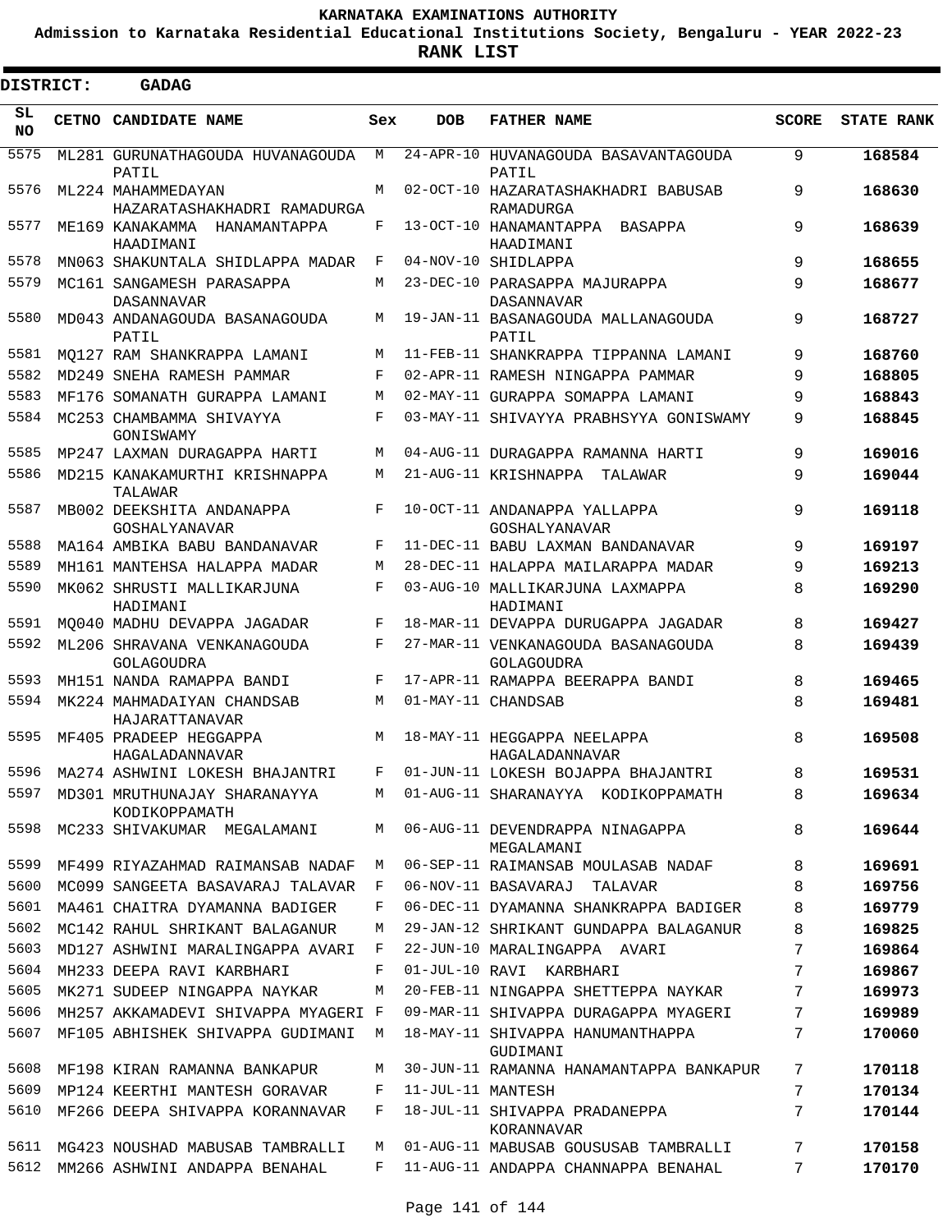**KARNATAKA EXAMINATIONS AUTHORITY**

**Admission to Karnataka Residential Educational Institutions Society, Bengaluru - YEAR 2022-23**

**RANK LIST**

**DISTRICT: GADAG**

| SL NO | CETNO | CANDIDATE NAME | Sex | DOB | FATHER NAME | SCORE | STATE RANK |
|---|---|---|---|---|---|---|---|
| 5575 | ML281 | GURUNATHAGOUDA HUVANAGOUDA PATIL | M | 24-APR-10 | HUVANAGOUDA BASAVANTAGOUDA PATIL | 9 | **168584** |
| 5576 | ML224 | MAHAMMEDAYAN HAZARATASHAKHADRI RAMADURGA | M | 02-OCT-10 | HAZARATASHAKHADRI BABUSAB RAMADURGA | 9 | **168630** |
| 5577 | ME169 | KANAKAMMA HANAMANTAPPA HAADIMANI | F | 13-OCT-10 | HANAMANTAPPA BASAPPA HAADIMANI | 9 | **168639** |
| 5578 | MN063 | SHAKUNTALA SHIDLAPPA MADAR | F | 04-NOV-10 | SHIDLAPPA | 9 | **168655** |
| 5579 | MC161 | SANGAMESH PARASAPPA DASANNAVAR | M | 23-DEC-10 | PARASAPPA MAJURAPPA DASANNAVAR | 9 | **168677** |
| 5580 | MD043 | ANDANAGOUDA BASANAGOUDA PATIL | M | 19-JAN-11 | BASANAGOUDA MALLANAGOUDA PATIL | 9 | **168727** |
| 5581 | MQ127 | RAM SHANKRAPPA LAMANI | M | 11-FEB-11 | SHANKRAPPA TIPPANNA LAMANI | 9 | **168760** |
| 5582 | MD249 | SNEHA RAMESH PAMMAR | F | 02-APR-11 | RAMESH NINGAPPA PAMMAR | 9 | **168805** |
| 5583 | MF176 | SOMANATH GURAPPA LAMANI | M | 02-MAY-11 | GURAPPA SOMAPPA LAMANI | 9 | **168843** |
| 5584 | MC253 | CHAMBAMMA SHIVAYYA GONISWAMY | F | 03-MAY-11 | SHIVAYYA PRABHSYYA GONISWAMY | 9 | **168845** |
| 5585 | MP247 | LAXMAN DURAGAPPA HARTI | M | 04-AUG-11 | DURAGAPPA RAMANNA HARTI | 9 | **169016** |
| 5586 | MD215 | KANAKAMURTHI KRISHNAPPA TALAWAR | M | 21-AUG-11 | KRISHNAPPA TALAWAR | 9 | **169044** |
| 5587 | MB002 | DEEKSHITA ANDANAPPA GOSHALYANAVAR | F | 10-OCT-11 | ANDANAPPA YALLAPPA GOSHALYANAVAR | 9 | **169118** |
| 5588 | MA164 | AMBIKA BABU BANDANAVAR | F | 11-DEC-11 | BABU LAXMAN BANDANAVAR | 9 | **169197** |
| 5589 | MH161 | MANTEHSA HALAPPA MADAR | M | 28-DEC-11 | HALAPPA MAILARAPPA MADAR | 9 | **169213** |
| 5590 | MK062 | SHRUSTI MALLIKARJUNA HADIMANI | F | 03-AUG-10 | MALLIKARJUNA LAXMAPPA HADIMANI | 8 | **169290** |
| 5591 | MQ040 | MADHU DEVAPPA JAGADAR | F | 18-MAR-11 | DEVAPPA DURUGAPPA JAGADAR | 8 | **169427** |
| 5592 | ML206 | SHRAVANA VENKANAGOUDA GOLAGOUDRA | F | 27-MAR-11 | VENKANAGOUDA BASANAGOUDA GOLAGOUDRA | 8 | **169439** |
| 5593 | MH151 | NANDA RAMAPPA BANDI | F | 17-APR-11 | RAMAPPA BEERAPPA BANDI | 8 | **169465** |
| 5594 | MK224 | MAHMADAIYAN CHANDSAB HAJARATTANAVAR | M | 01-MAY-11 | CHANDSAB | 8 | **169481** |
| 5595 | MF405 | PRADEEP HEGGAPPA HAGALADANNAVAR | M | 18-MAY-11 | HEGGAPPA NEELAPPA HAGALADANNAVAR | 8 | **169508** |
| 5596 | MA274 | ASHWINI LOKESH BHAJANTRI | F | 01-JUN-11 | LOKESH BOJAPPA BHAJANTRI | 8 | **169531** |
| 5597 | MD301 | MRUTHUNAJAY SHARANAYYA KODIKOPPAMATH | M | 01-AUG-11 | SHARANAYYA KODIKOPPAMATH | 8 | **169634** |
| 5598 | MC233 | SHIVAKUMAR MEGALAMANI | M | 06-AUG-11 | DEVENDRAPPA NINAGAPPA MEGALAMANI | 8 | **169644** |
| 5599 | MF499 | RIYAZAHMAD RAIMANSAB NADAF | M | 06-SEP-11 | RAIMANSAB MOULASAB NADAF | 8 | **169691** |
| 5600 | MC099 | SANGEETA BASAVARAJ TALAVAR | F | 06-NOV-11 | BASAVARAJ TALAVAR | 8 | **169756** |
| 5601 | MA461 | CHAITRA DYAMANNA BADIGER | F | 06-DEC-11 | DYAMANNA SHANKRAPPA BADIGER | 8 | **169779** |
| 5602 | MC142 | RAHUL SHRIKANT BALAGANUR | M | 29-JAN-12 | SHRIKANT GUNDAPPA BALAGANUR | 8 | **169825** |
| 5603 | MD127 | ASHWINI MARALINGAPPA AVARI | F | 22-JUN-10 | MARALINGAPPA AVARI | 7 | **169864** |
| 5604 | MH233 | DEEPA RAVI KARBHARI | F | 01-JUL-10 | RAVI KARBHARI | 7 | **169867** |
| 5605 | MK271 | SUDEEP NINGAPPA NAYKAR | M | 20-FEB-11 | NINGAPPA SHETTEPPA NAYKAR | 7 | **169973** |
| 5606 | MH257 | AKKAMADEVI SHIVAPPA MYAGERI | F | 09-MAR-11 | SHIVAPPA DURAGAPPA MYAGERI | 7 | **169989** |
| 5607 | MF105 | ABHISHEK SHIVAPPA GUDIMANI | M | 18-MAY-11 | SHIVAPPA HANUMANTHAPPA GUDIMANI | 7 | **170060** |
| 5608 | MF198 | KIRAN RAMANNA BANKAPUR | M | 30-JUN-11 | RAMANNA HANAMANTAPPA BANKAPUR | 7 | **170118** |
| 5609 | MP124 | KEERTHI MANTESH GORAVAR | F | 11-JUL-11 | MANTESH | 7 | **170134** |
| 5610 | MF266 | DEEPA SHIVAPPA KORANNAVAR | F | 18-JUL-11 | SHIVAPPA PRADANEPPA KORANNAVAR | 7 | **170144** |
| 5611 | MG423 | NOUSHAD MABUSAB TAMBRALLI | M | 01-AUG-11 | MABUSAB GOUSUSAB TAMBRALLI | 7 | **170158** |
| 5612 | MM266 | ASHWINI ANDAPPA BENAHAL | F | 11-AUG-11 | ANDAPPA CHANNAPPA BENAHAL | 7 | **170170** |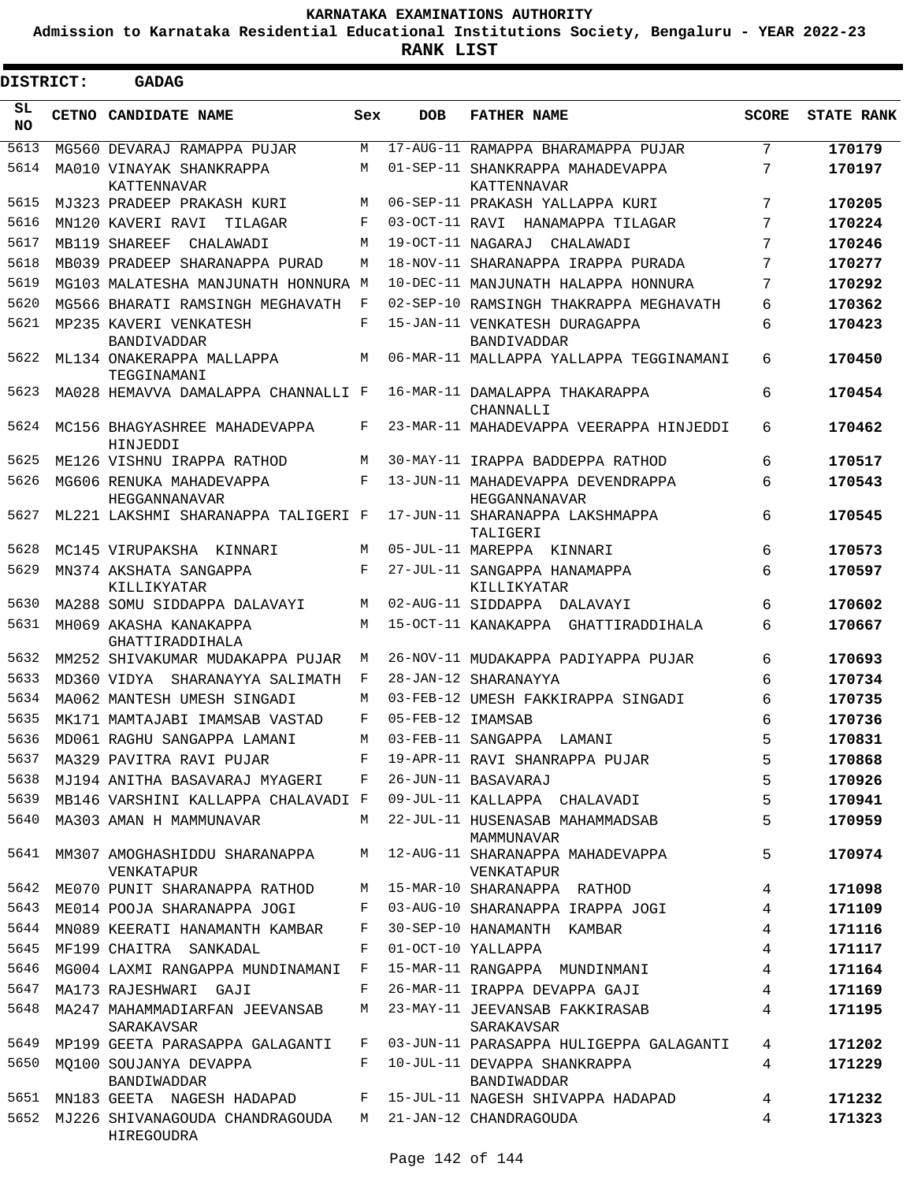# KARNATAKA EXAMINATIONS AUTHORITY

**Admission to Karnataka Residential Educational Institutions Society, Bengaluru - YEAR 2022-23**

**RANK LIST**

**DISTRICT: GADAG**

| SL NO | CETNO | CANDIDATE NAME | Sex | DOB | FATHER NAME | SCORE | STATE RANK |
|---|---|---|---|---|---|---|---|
| 5613 | MG560 | DEVARAJ RAMAPPA PUJAR | M | 17-AUG-11 | RAMAPPA BHARAMAPPA PUJAR | 7 | 170179 |
| 5614 | MA010 | VINAYAK SHANKRAPPA KATTENNAVAR | M | 01-SEP-11 | SHANKRAPPA MAHADEVAPPA KATTENNAVAR | 7 | 170197 |
| 5615 | MJ323 | PRADEEP PRAKASH KURI | M | 06-SEP-11 | PRAKASH YALLAPPA KURI | 7 | 170205 |
| 5616 | MN120 | KAVERI RAVI TILAGAR | F | 03-OCT-11 | RAVI HANAMAPPA TILAGAR | 7 | 170224 |
| 5617 | MB119 | SHAREEF CHALAWADI | M | 19-OCT-11 | NAGARAJ CHALAWADI | 7 | 170246 |
| 5618 | MB039 | PRADEEP SHARANAPPA PURAD | M | 18-NOV-11 | SHARANAPPA IRAPPA PURADA | 7 | 170277 |
| 5619 | MG103 | MALATESHA MANJUNATH HONNURA | M | 10-DEC-11 | MANJUNATH HALAPPA HONNURA | 7 | 170292 |
| 5620 | MG566 | BHARATI RAMSINGH MEGHAVATH | F | 02-SEP-10 | RAMSINGH THAKRAPPA MEGHAVATH | 6 | 170362 |
| 5621 | MP235 | KAVERI VENKATESH BANDIVADDAR | F | 15-JAN-11 | VENKATESH DURAGAPPA BANDIVADDAR | 6 | 170423 |
| 5622 | ML134 | ONAKERAPPA MALLAPPA TEGGINAMANI | M | 06-MAR-11 | MALLAPPA YALLAPPA TEGGINAMANI | 6 | 170450 |
| 5623 | MA028 | HEMAVVA DAMALAPPA CHANNALLI | F | 16-MAR-11 | DAMALAPPA THAKARAPPA CHANNALLI | 6 | 170454 |
| 5624 | MC156 | BHAGYASHREE MAHADEVAPPA HINJEDDI | F | 23-MAR-11 | MAHADEVAPPA VEERAPPA HINJEDDI | 6 | 170462 |
| 5625 | ME126 | VISHNU IRAPPA RATHOD | M | 30-MAY-11 | IRAPPA BADDEPPA RATHOD | 6 | 170517 |
| 5626 | MG606 | RENUKA MAHADEVAPPA HEGGANNANAVAR | F | 13-JUN-11 | MAHADEVAPPA DEVENDRAPPA HEGGANNANAVAR | 6 | 170543 |
| 5627 | ML221 | LAKSHMI SHARANAPPA TALIGERI | F | 17-JUN-11 | SHARANAPPA LAKSHMAPPA TALIGERI | 6 | 170545 |
| 5628 | MC145 | VIRUPAKSHA KINNARI | M | 05-JUL-11 | MAREPPA KINNARI | 6 | 170573 |
| 5629 | MN374 | AKSHATA SANGAPPA KILLIKYATAR | F | 27-JUL-11 | SANGAPPA HANAMAPPA KILLIKYATAR | 6 | 170597 |
| 5630 | MA288 | SOMU SIDDAPPA DALAVAYI | M | 02-AUG-11 | SIDDAPPA DALAVAYI | 6 | 170602 |
| 5631 | MH069 | AKASHA KANAKAPPA GHATTIRADDIHALA | M | 15-OCT-11 | KANAKAPPA GHATTIRADDIHALA | 6 | 170667 |
| 5632 | MM252 | SHIVAKUMAR MUDAKAPPA PUJAR | M | 26-NOV-11 | MUDAKAPPA PADIYAPPA PUJAR | 6 | 170693 |
| 5633 | MD360 | VIDYA SHARANAYYA SALIMATH | F | 28-JAN-12 | SHARANAYYA | 6 | 170734 |
| 5634 | MA062 | MANTESH UMESH SINGADI | M | 03-FEB-12 | UMESH FAKKIRAPPA SINGADI | 6 | 170735 |
| 5635 | MK171 | MAMTAJABI IMAMSAB VASTAD | F | 05-FEB-12 | IMAMSAB | 6 | 170736 |
| 5636 | MD061 | RAGHU SANGAPPA LAMANI | M | 03-FEB-11 | SANGAPPA LAMANI | 5 | 170831 |
| 5637 | MA329 | PAVITRA RAVI PUJAR | F | 19-APR-11 | RAVI SHANRAPPA PUJAR | 5 | 170868 |
| 5638 | MJ194 | ANITHA BASAVARAJ MYAGERI | F | 26-JUN-11 | BASAVARAJ | 5 | 170926 |
| 5639 | MB146 | VARSHINI KALLAPPA CHALAVADI | F | 09-JUL-11 | KALLAPPA CHALAVADI | 5 | 170941 |
| 5640 | MA303 | AMAN H MAMMUNAVAR | M | 22-JUL-11 | HUSENASAB MAHAMMADSAB MAMMUNAVAR | 5 | 170959 |
| 5641 | MM307 | AMOGHASHIDDU SHARANAPPA VENKATAPUR | M | 12-AUG-11 | SHARANAPPA MAHADEVAPPA VENKATAPUR | 5 | 170974 |
| 5642 | ME070 | PUNIT SHARANAPPA RATHOD | M | 15-MAR-10 | SHARANAPPA RATHOD | 4 | 171098 |
| 5643 | ME014 | POOJA SHARANAPPA JOGI | F | 03-AUG-10 | SHARANAPPA IRAPPA JOGI | 4 | 171109 |
| 5644 | MN089 | KEERATI HANAMANTH KAMBAR | F | 30-SEP-10 | HANAMANTH KAMBAR | 4 | 171116 |
| 5645 | MF199 | CHAITRA SANKADAL | F | 01-OCT-10 | YALLAPPA | 4 | 171117 |
| 5646 | MG004 | LAXMI RANGAPPA MUNDINAMANI | F | 15-MAR-11 | RANGAPPA MUNDINMANI | 4 | 171164 |
| 5647 | MA173 | RAJESHWARI GAJI | F | 26-MAR-11 | IRAPPA DEVAPPA GAJI | 4 | 171169 |
| 5648 | MA247 | MAHAMMADIARFAN JEEVANSAB SARAKAVSAR | M | 23-MAY-11 | JEEVANSAB FAKKIRASAB SARAKAVSAR | 4 | 171195 |
| 5649 | MP199 | GEETA PARASAPPA GALAGANTI | F | 03-JUN-11 | PARASAPPA HULIGEPPA GALAGANTI | 4 | 171202 |
| 5650 | MQ100 | SOUJANYA DEVAPPA BANDIWADDAR | F | 10-JUL-11 | DEVAPPA SHANKRAPPA BANDIWADDAR | 4 | 171229 |
| 5651 | MN183 | GEETA NAGESH HADAPAD | F | 15-JUL-11 | NAGESH SHIVAPPA HADAPAD | 4 | 171232 |
| 5652 | MJ226 | SHIVANAGOUDA CHANDRAGOUDA HIREGOUDRA | M | 21-JAN-12 | CHANDRAGOUDA | 4 | 171323 |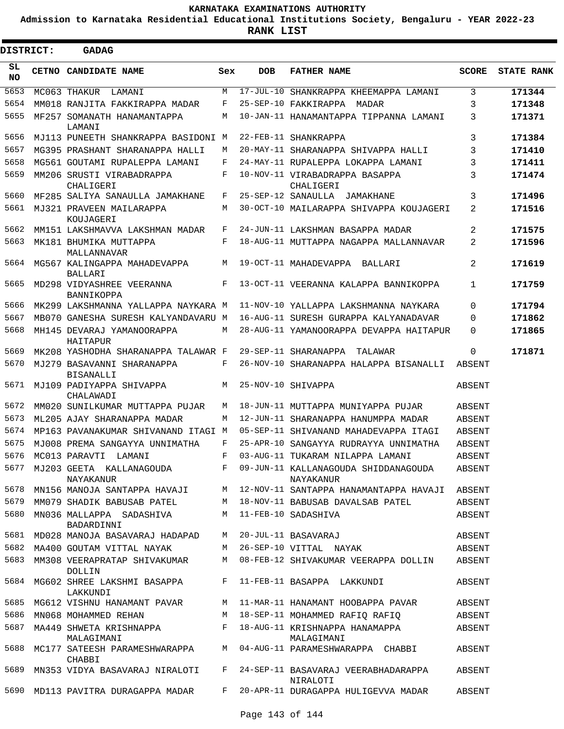**KARNATAKA EXAMINATIONS AUTHORITY**

**Admission to Karnataka Residential Educational Institutions Society, Bengaluru - YEAR 2022-23**

**RANK LIST**

**DISTRICT: GADAG**

| SL NO | CETNO | CANDIDATE NAME | Sex | DOB | FATHER NAME | SCORE | STATE RANK |
|---|---|---|---|---|---|---|---|
| 5653 | MC063 | THAKUR LAMANI | M | 17-JUL-10 | SHANKRAPPA KHEEMAPPA LAMANI | 3 | 171344 |
| 5654 | MM018 | RANJITA FAKKIRAPPA MADAR | F | 25-SEP-10 | FAKKIRAPPA MADAR | 3 | 171348 |
| 5655 | MF257 | SOMANATH HANAMANTAPPA LAMANI | M | 10-JAN-11 | HANAMANTAPPA TIPPANNA LAMANI | 3 | 171371 |
| 5656 | MJ113 | PUNEETH SHANKRAPPA BASIDONI | M | 22-FEB-11 | SHANKRAPPA | 3 | 171384 |
| 5657 | MG395 | PRASHANT SHARANAPPA HALLI | M | 20-MAY-11 | SHARANAPPA SHIVAPPA HALLI | 3 | 171410 |
| 5658 | MG561 | GOUTAMI RUPALEPPA LAMANI | F | 24-MAY-11 | RUPALEPPA LOKAPPA LAMANI | 3 | 171411 |
| 5659 | MM206 | SRUSTI VIRABADRAPPA CHALIGERI | F | 10-NOV-11 | VIRABADRAPPA BASAPPA CHALIGERI | 3 | 171474 |
| 5660 | MF285 | SALIYA SANAULLA JAMAKHANE | F | 25-SEP-12 | SANAULLA JAMAKHANE | 3 | 171496 |
| 5661 | MJ321 | PRAVEEN MAILARAPPA KOUJAGERI | M | 30-OCT-10 | MAILARAPPA SHIVAPPA KOUJAGERI | 2 | 171516 |
| 5662 | MM151 | LAKSHMAVVA LAKSHMAN MADAR | F | 24-JUN-11 | LAKSHMAN BASAPPA MADAR | 2 | 171575 |
| 5663 | MK181 | BHUMIKA MUTTAPPA MALLANNAVAR | F | 18-AUG-11 | MUTTAPPA NAGAPPA MALLANNAVAR | 2 | 171596 |
| 5664 | MG567 | KALINGAPPA MAHADEVAPPA BALLARI | M | 19-OCT-11 | MAHADEVAPPA BALLARI | 2 | 171619 |
| 5665 | MD298 | VIDYASHREE VEERANNA BANNIKOPPA | F | 13-OCT-11 | VEERANNA KALAPPA BANNIKOPPA | 1 | 171759 |
| 5666 | MK299 | LAKSHMANNA YALLAPPA NAYKARA | M | 11-NOV-10 | YALLAPPA LAKSHMANNA NAYKARA | 0 | 171794 |
| 5667 | MB070 | GANESHA SURESH KALYANDAVARU | M | 16-AUG-11 | SURESH GURAPPA KALYANADAVAR | 0 | 171862 |
| 5668 | MH145 | DEVARAJ YAMANOORAPPA HAITAPUR | M | 28-AUG-11 | YAMANOORAPPA DEVAPPA HAITAPUR | 0 | 171865 |
| 5669 | MK208 | YASHODHA SHARANAPPA TALAWAR | F | 29-SEP-11 | SHARANAPPA TALAWAR | 0 | 171871 |
| 5670 | MJ279 | BASAVANNI SHARANAPPA BISANALLI | F | 26-NOV-10 | SHARANAPPA HALAPPA BISANALLI | ABSENT | |
| 5671 | MJ109 | PADIYAPPA SHIVAPPA CHALAWADI | M | 25-NOV-10 | SHIVAPPA | ABSENT | |
| 5672 | MM020 | SUNILKUMAR MUTTAPPA PUJAR | M | 18-JUN-11 | MUTTAPPA MUNIYAPPA PUJAR | ABSENT | |
| 5673 | ML205 | AJAY SHARANAPPA MADAR | M | 12-JUN-11 | SHARANAPPA HANUMPPA MADAR | ABSENT | |
| 5674 | MP163 | PAVANAKUMAR SHIVANAND ITAGI | M | 05-SEP-11 | SHIVANAND MAHADEVAPPA ITAGI | ABSENT | |
| 5675 | MJ008 | PREMA SANGAYYA UNNIMATHA | F | 25-APR-10 | SANGAYYA RUDRAYYA UNNIMATHA | ABSENT | |
| 5676 | MC013 | PARAVTI LAMANI | F | 03-AUG-11 | TUKARAM NILAPPA LAMANI | ABSENT | |
| 5677 | MJ203 | GEETA KALLANAGOUDA NAYAKANUR | F | 09-JUN-11 | KALLANAGOUDA SHIDDANAGOUDA NAYAKANUR | ABSENT | |
| 5678 | MN156 | MANOJA SANTAPPA HAVAJI | M | 12-NOV-11 | SANTAPPA HANAMANTAPPA HAVAJI | ABSENT | |
| 5679 | MM079 | SHADIK BABUSAB PATEL | M | 18-NOV-11 | BABUSAB DAVALSAB PATEL | ABSENT | |
| 5680 | MN036 | MALLAPPA SADASHIVA BADARDINNI | M | 11-FEB-10 | SADASHIVA | ABSENT | |
| 5681 | MD028 | MANOJA BASAVARAJ HADAPAD | M | 20-JUL-11 | BASAVARAJ | ABSENT | |
| 5682 | MA400 | GOUTAM VITTAL NAYAK | M | 26-SEP-10 | VITTAL NAYAK | ABSENT | |
| 5683 | MM308 | VEERAPRATAP SHIVAKUMAR DOLLIN | M | 08-FEB-12 | SHIVAKUMAR VEERAPPA DOLLIN | ABSENT | |
| 5684 | MG602 | SHREE LAKSHMI BASAPPA LAKKUNDI | F | 11-FEB-11 | BASAPPA LAKKUNDI | ABSENT | |
| 5685 | MG612 | VISHNU HANAMANT PAVAR | M | 11-MAR-11 | HANAMANT HOOBAPPA PAVAR | ABSENT | |
| 5686 | MN068 | MOHAMMED REHAN | M | 18-SEP-11 | MOHAMMED RAFIQ RAFIQ | ABSENT | |
| 5687 | MA449 | SHWETA KRISHNAPPA MALAGIMANI | F | 18-AUG-11 | KRISHNAPPA HANAMAPPA MALAGIMANI | ABSENT | |
| 5688 | MC177 | SATEESH PARAMESHWARAPPA CHABBI | M | 04-AUG-11 | PARAMESHWARAPPA CHABBI | ABSENT | |
| 5689 | MN353 | VIDYA BASAVARAJ NIRALOTI | F | 24-SEP-11 | BASAVARAJ VEERABHADARAPPA NIRALOTI | ABSENT | |
| 5690 | MD113 | PAVITRA DURAGAPPA MADAR | F | 20-APR-11 | DURAGAPPA HULIGEVVA MADAR | ABSENT | |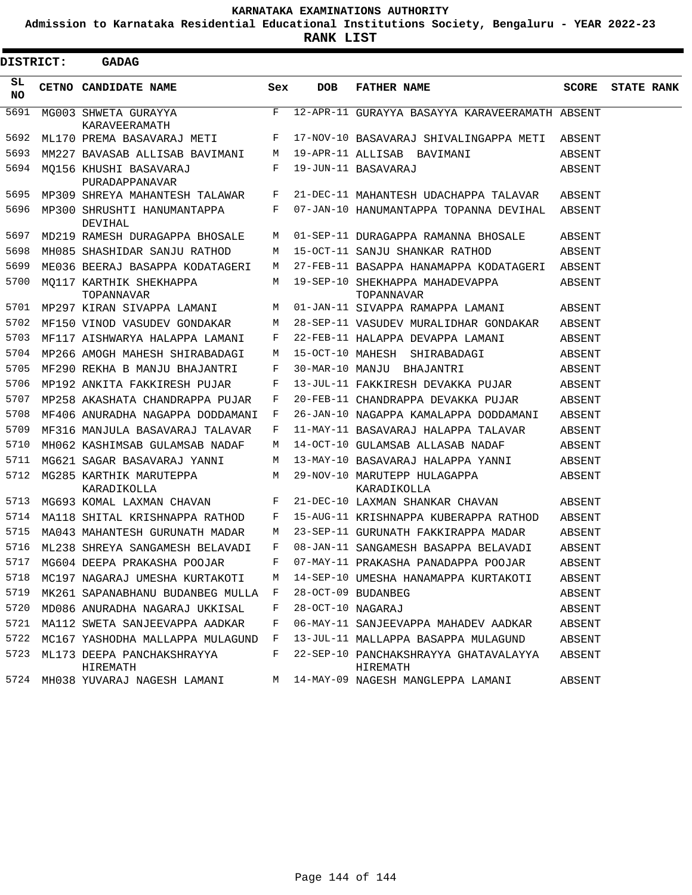KARNATAKA EXAMINATIONS AUTHORITY

Admission to Karnataka Residential Educational Institutions Society, Bengaluru - YEAR 2022-23

**RANK LIST**

**DISTRICT: GADAG**

| SL NO | CETNO | CANDIDATE NAME | Sex | DOB | FATHER NAME | SCORE | STATE RANK |
|---|---|---|---|---|---|---|---|
| 5691 | MG003 | SHWETA GURAYYA KARAVEERAMATH | F | 12-APR-11 | GURAYYA BASAYYA KARAVEERAMATH | ABSENT | |
| 5692 | ML170 | PREMA BASAVARAJ METI | F | 17-NOV-10 | BASAVARAJ SHIVALINGAPPA METI | ABSENT | |
| 5693 | MM227 | BAVASAB ALLISAB BAVIMANI | M | 19-APR-11 | ALLISAB BAVIMANI | ABSENT | |
| 5694 | MQ156 | KHUSHI BASAVARAJ PURADAPPANAVAR | F | 19-JUN-11 | BASAVARAJ | ABSENT | |
| 5695 | MP309 | SHREYA MAHANTESH TALAWAR | F | 21-DEC-11 | MAHANTESH UDACHAPPA TALAVAR | ABSENT | |
| 5696 | MP300 | SHRUSHTI HANUMANTAPPA DEVIHAL | F | 07-JAN-10 | HANUMANTAPPA TOPANNA DEVIHAL | ABSENT | |
| 5697 | MD219 | RAMESH DURAGAPPA BHOSALE | M | 01-SEP-11 | DURAGAPPA RAMANNA BHOSALE | ABSENT | |
| 5698 | MH085 | SHASHIDAR SANJU RATHOD | M | 15-OCT-11 | SANJU SHANKAR RATHOD | ABSENT | |
| 5699 | ME036 | BEERAJ BASAPPA KODATAGERI | M | 27-FEB-11 | BASAPPA HANAMAPPA KODATAGERI | ABSENT | |
| 5700 | MQ117 | KARTHIK SHEKHAPPA TOPANNAVAR | M | 19-SEP-10 | SHEKHAPPA MAHADEVAPPA TOPANNAVAR | ABSENT | |
| 5701 | MP297 | KIRAN SIVAPPA LAMANI | M | 01-JAN-11 | SIVAPPA RAMAPPA LAMANI | ABSENT | |
| 5702 | MF150 | VINOD VASUDEV GONDAKAR | M | 28-SEP-11 | VASUDEV MURALIDHAR GONDAKAR | ABSENT | |
| 5703 | MF117 | AISHWARYA HALAPPA LAMANI | F | 22-FEB-11 | HALAPPA DEVAPPA LAMANI | ABSENT | |
| 5704 | MP266 | AMOGH MAHESH SHIRABADAGI | M | 15-OCT-10 | MAHESH SHIRABADAGI | ABSENT | |
| 5705 | MF290 | REKHA B MANJU BHAJANTRI | F | 30-MAR-10 | MANJU BHAJANTRI | ABSENT | |
| 5706 | MP192 | ANKITA FAKKIRESH PUJAR | F | 13-JUL-11 | FAKKIRESH DEVAKKA PUJAR | ABSENT | |
| 5707 | MP258 | AKASHATA CHANDRAPPA PUJAR | F | 20-FEB-11 | CHANDRAPPA DEVAKKA PUJAR | ABSENT | |
| 5708 | MF406 | ANURADHA NAGAPPA DODDAMANI | F | 26-JAN-10 | NAGAPPA KAMALAPPA DODDAMANI | ABSENT | |
| 5709 | MF316 | MANJULA BASAVARAJ TALAVAR | F | 11-MAY-11 | BASAVARAJ HALAPPA TALAVAR | ABSENT | |
| 5710 | MH062 | KASHIMSAB GULAMSAB NADAF | M | 14-OCT-10 | GULAMSAB ALLASAB NADAF | ABSENT | |
| 5711 | MG621 | SAGAR BASAVARAJ YANNI | M | 13-MAY-10 | BASAVARAJ HALAPPA YANNI | ABSENT | |
| 5712 | MG285 | KARTHIK MARUTEPPA KARADIKOLLA | M | 29-NOV-10 | MARUTEPP HULAGAPPA KARADIKOLLA | ABSENT | |
| 5713 | MG693 | KOMAL LAXMAN CHAVAN | F | 21-DEC-10 | LAXMAN SHANKAR CHAVAN | ABSENT | |
| 5714 | MA118 | SHITAL KRISHNAPPA RATHOD | F | 15-AUG-11 | KRISHNAPPA KUBERAPPA RATHOD | ABSENT | |
| 5715 | MA043 | MAHANTESH GURUNATH MADAR | M | 23-SEP-11 | GURUNATH FAKKIRAPPA MADAR | ABSENT | |
| 5716 | ML238 | SHREYA SANGAMESH BELAVADI | F | 08-JAN-11 | SANGAMESH BASAPPA BELAVADI | ABSENT | |
| 5717 | MG604 | DEEPA PRAKASHA POOJAR | F | 07-MAY-11 | PRAKASHA PANADAPPA POOJAR | ABSENT | |
| 5718 | MC197 | NAGARAJ UMESHA KURTAKOTI | M | 14-SEP-10 | UMESHA HANAMAPPA KURTAKOTI | ABSENT | |
| 5719 | MK261 | SAPANABHANU BUDANBEG MULLA | F | 28-OCT-09 | BUDANBEG | ABSENT | |
| 5720 | MD086 | ANURADHA NAGARAJ UKKISAL | F | 28-OCT-10 | NAGARAJ | ABSENT | |
| 5721 | MA112 | SWETA SANJEEVAPPA AADKAR | F | 06-MAY-11 | SANJEEVAPPA MAHADEV AADKAR | ABSENT | |
| 5722 | MC167 | YASHODHA MALLAPPA MULAGUND | F | 13-JUL-11 | MALLAPPA BASAPPA MULAGUND | ABSENT | |
| 5723 | ML173 | DEEPA PANCHAKSHRAYYA HIREMATH | F | 22-SEP-10 | PANCHAKSHRAYYA GHATAVALAYYA HIREMATH | ABSENT | |
| 5724 | MH038 | YUVARAJ NAGESH LAMANI | M | 14-MAY-09 | NAGESH MANGLEPPA LAMANI | ABSENT | |